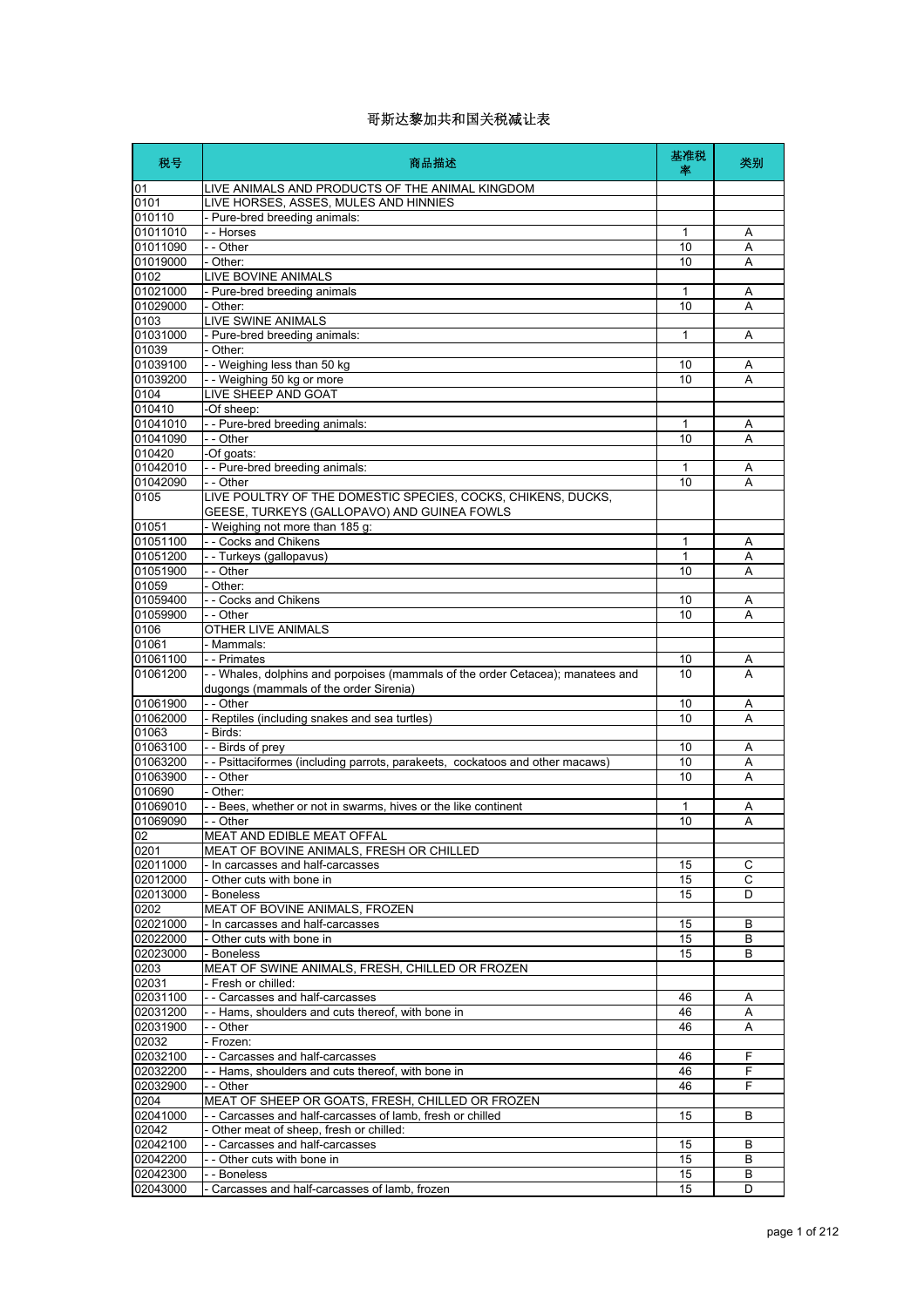# 哥斯达黎加共和国关税减让表

| 税号 | 商品描述 | 基准税率 | 类别 |
|---|---|---|---|
| 01 | LIVE ANIMALS AND PRODUCTS OF THE ANIMAL KINGDOM | | |
| 0101 | LIVE HORSES, ASSES, MULES AND HINNIES | | |
| 010110 | - Pure-bred breeding animals: | | |
| 01011010 | - - Horses | 1 | A |
| 01011090 | - - Other | 10 | A |
| 01019000 | - Other: | 10 | A |
| 0102 | LIVE BOVINE ANIMALS | | |
| 01021000 | - Pure-bred breeding animals | 1 | A |
| 01029000 | - Other: | 10 | A |
| 0103 | LIVE SWINE ANIMALS | | |
| 01031000 | - Pure-bred breeding animals: | 1 | A |
| 01039 | - Other: | | |
| 01039100 | - - Weighing less than 50 kg | 10 | A |
| 01039200 | - - Weighing 50 kg or more | 10 | A |
| 0104 | LIVE SHEEP AND GOAT | | |
| 010410 | -Of sheep: | | |
| 01041010 | - - Pure-bred breeding animals: | 1 | A |
| 01041090 | - - Other | 10 | A |
| 010420 | -Of goats: | | |
| 01042010 | - - Pure-bred breeding animals: | 1 | A |
| 01042090 | - - Other | 10 | A |
| 0105 | LIVE POULTRY OF THE DOMESTIC SPECIES, COCKS, CHIKENS, DUCKS, GEESE, TURKEYS (GALLOPAVO) AND GUINEA FOWLS | | |
| 01051 | - Weighing not more than 185 g: | | |
| 01051100 | - - Cocks and Chikens | 1 | A |
| 01051200 | - - Turkeys (gallopavus) | 1 | A |
| 01051900 | - - Other | 10 | A |
| 01059 | - Other: | | |
| 01059400 | - - Cocks and Chikens | 10 | A |
| 01059900 | - - Other | 10 | A |
| 0106 | OTHER LIVE ANIMALS | | |
| 01061 | - Mammals: | | |
| 01061100 | - - Primates | 10 | A |
| 01061200 | - - Whales, dolphins and porpoises (mammals of the order Cetacea); manatees and dugongs (mammals of the order Sirenia) | 10 | A |
| 01061900 | - - Other | 10 | A |
| 01062000 | - Reptiles (including snakes and sea turtles) | 10 | A |
| 01063 | - Birds: | | |
| 01063100 | - - Birds of prey | 10 | A |
| 01063200 | - - Psittaciformes (including parrots, parakeets, cockatoos and other macaws) | 10 | A |
| 01063900 | - - Other | 10 | A |
| 010690 | - Other: | | |
| 01069010 | - - Bees, whether or not in swarms, hives or the like continent | 1 | A |
| 01069090 | - - Other | 10 | A |
| 02 | MEAT AND EDIBLE MEAT OFFAL | | |
| 0201 | MEAT OF BOVINE ANIMALS, FRESH OR CHILLED | | |
| 02011000 | - In carcasses and half-carcasses | 15 | C |
| 02012000 | - Other cuts with bone in | 15 | C |
| 02013000 | - Boneless | 15 | D |
| 0202 | MEAT OF BOVINE ANIMALS, FROZEN | | |
| 02021000 | - In carcasses and half-carcasses | 15 | B |
| 02022000 | - Other cuts with bone in | 15 | B |
| 02023000 | - Boneless | 15 | B |
| 0203 | MEAT OF SWINE ANIMALS, FRESH, CHILLED OR FROZEN | | |
| 02031 | - Fresh or chilled: | | |
| 02031100 | - - Carcasses and half-carcasses | 46 | A |
| 02031200 | - - Hams, shoulders and cuts thereof, with bone in | 46 | A |
| 02031900 | - - Other | 46 | A |
| 02032 | - Frozen: | | |
| 02032100 | - - Carcasses and half-carcasses | 46 | F |
| 02032200 | - - Hams, shoulders and cuts thereof, with bone in | 46 | F |
| 02032900 | - - Other | 46 | F |
| 0204 | MEAT OF SHEEP OR GOATS, FRESH, CHILLED OR FROZEN | | |
| 02041000 | - - Carcasses and half-carcasses of lamb, fresh or chilled | 15 | B |
| 02042 | - Other meat of sheep, fresh or chilled: | | |
| 02042100 | - - Carcasses and half-carcasses | 15 | B |
| 02042200 | - - Other cuts with bone in | 15 | B |
| 02042300 | - - Boneless | 15 | B |
| 02043000 | - Carcasses and half-carcasses of lamb, frozen | 15 | D |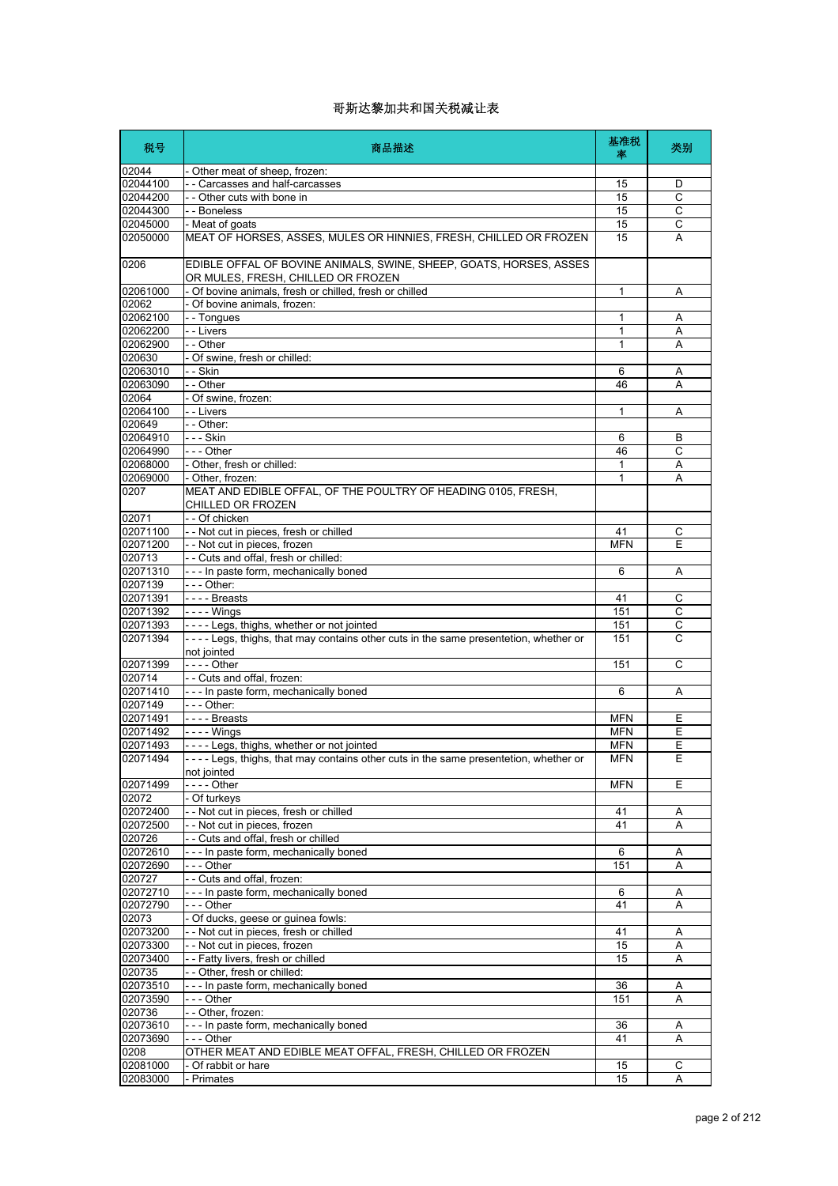# 哥斯达黎加共和国关税减让表

| 税号 | 商品描述 | 基准税率 | 类别 |
|---|---|---|---|
| 02044 | - Other meat of sheep, frozen: | | |
| 02044100 | - - Carcasses and half-carcasses | 15 | D |
| 02044200 | - - Other cuts with bone in | 15 | C |
| 02044300 | - - Boneless | 15 | C |
| 02045000 | - Meat of goats | 15 | C |
| 02050000 | MEAT OF HORSES, ASSES, MULES OR HINNIES, FRESH, CHILLED OR FROZEN | 15 | A |
| 0206 | EDIBLE OFFAL OF BOVINE ANIMALS, SWINE, SHEEP, GOATS, HORSES, ASSES OR MULES, FRESH, CHILLED OR FROZEN | | |
| 02061000 | - Of bovine animals, fresh or chilled, fresh or chilled | 1 | A |
| 02062 | - Of bovine animals, frozen: | | |
| 02062100 | - - Tongues | 1 | A |
| 02062200 | - - Livers | 1 | A |
| 02062900 | - - Other | 1 | A |
| 020630 | - Of swine, fresh or chilled: | | |
| 02063010 | - - Skin | 6 | A |
| 02063090 | - - Other | 46 | A |
| 02064 | - Of swine, frozen: | | |
| 02064100 | - - Livers | 1 | A |
| 020649 | - - Other: | | |
| 02064910 | - - - Skin | 6 | B |
| 02064990 | - - - Other | 46 | C |
| 02068000 | - Other, fresh or chilled: | 1 | A |
| 02069000 | - Other, frozen: | 1 | A |
| 0207 | MEAT AND EDIBLE OFFAL, OF THE POULTRY OF HEADING 0105, FRESH, CHILLED OR FROZEN | | |
| 02071 | - - Of chicken | | |
| 02071100 | - - Not cut in pieces, fresh or chilled | 41 | C |
| 02071200 | - - Not cut in pieces, frozen | MFN | E |
| 020713 | - - Cuts and offal, fresh or chilled: | | |
| 02071310 | - - - In paste form, mechanically boned | 6 | A |
| 0207139 | - - - Other: | | |
| 02071391 | - - - - Breasts | 41 | C |
| 02071392 | - - - - Wings | 151 | C |
| 02071393 | - - - - Legs, thighs, whether or not jointed | 151 | C |
| 02071394 | - - - - Legs, thighs, that may contains other cuts in the same presentetion, whether or not jointed | 151 | C |
| 02071399 | - - - - Other | 151 | C |
| 020714 | - - Cuts and offal, frozen: | | |
| 02071410 | - - - In paste form, mechanically boned | 6 | A |
| 0207149 | - - - Other: | | |
| 02071491 | - - - - Breasts | MFN | E |
| 02071492 | - - - - Wings | MFN | E |
| 02071493 | - - - - Legs, thighs, whether or not jointed | MFN | E |
| 02071494 | - - - - Legs, thighs, that may contains other cuts in the same presentetion, whether or not jointed | MFN | E |
| 02071499 | - - - - Other | MFN | E |
| 02072 | - Of turkeys | | |
| 02072400 | - - Not cut in pieces, fresh or chilled | 41 | A |
| 02072500 | - - Not cut in pieces, frozen | 41 | A |
| 020726 | - - Cuts and offal, fresh or chilled | | |
| 02072610 | - - - In paste form, mechanically boned | 6 | A |
| 02072690 | - - - Other | 151 | A |
| 020727 | - - Cuts and offal, frozen: | | |
| 02072710 | - - - In paste form, mechanically boned | 6 | A |
| 02072790 | - - - Other | 41 | A |
| 02073 | - Of ducks, geese or guinea fowls: | | |
| 02073200 | - - Not cut in pieces, fresh or chilled | 41 | A |
| 02073300 | - - Not cut in pieces, frozen | 15 | A |
| 02073400 | - - Fatty livers, fresh or chilled | 15 | A |
| 020735 | - - Other, fresh or chilled: | | |
| 02073510 | - - - In paste form, mechanically boned | 36 | A |
| 02073590 | - - - Other | 151 | A |
| 020736 | - - Other, frozen: | | |
| 02073610 | - - - In paste form, mechanically boned | 36 | A |
| 02073690 | - - - Other | 41 | A |
| 0208 | OTHER MEAT AND EDIBLE MEAT OFFAL, FRESH, CHILLED OR FROZEN | | |
| 02081000 | - Of rabbit or hare | 15 | C |
| 02083000 | - Primates | 15 | A |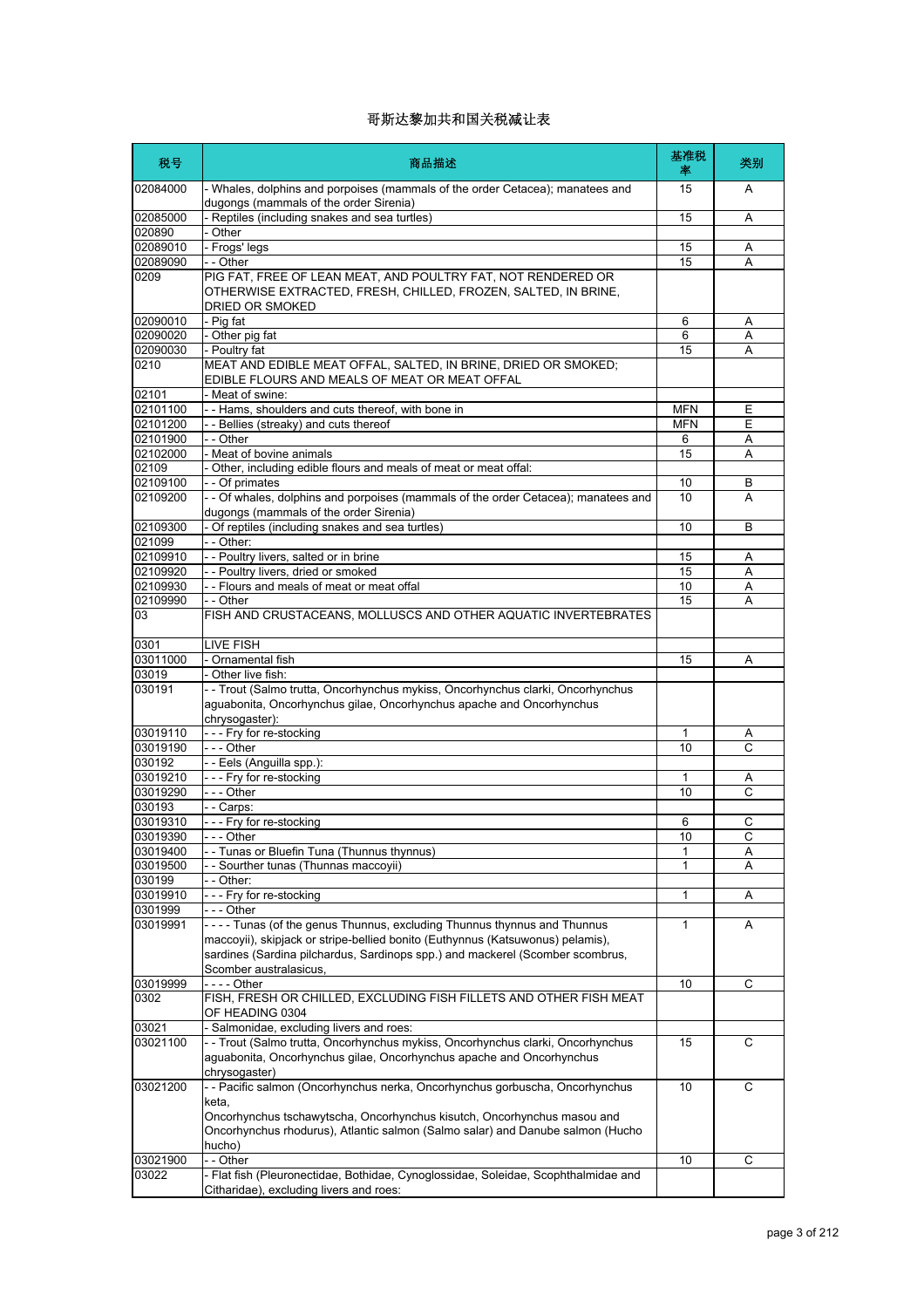# 哥斯达黎加共和国关税减让表

| 税号 | 商品描述 | 基准税率 | 类别 |
|---|---|---|---|
| 02084000 | - Whales, dolphins and porpoises (mammals of the order Cetacea); manatees and dugongs (mammals of the order Sirenia) | 15 | A |
| 02085000 | - Reptiles (including snakes and sea turtles) | 15 | A |
| 020890 | - Other | | |
| 02089010 | - Frogs' legs | 15 | A |
| 02089090 | - - Other | 15 | A |
| 0209 | PIG FAT, FREE OF LEAN MEAT, AND POULTRY FAT, NOT RENDERED OR OTHERWISE EXTRACTED, FRESH, CHILLED, FROZEN, SALTED, IN BRINE, DRIED OR SMOKED | | |
| 02090010 | - Pig fat | 6 | A |
| 02090020 | - Other pig fat | 6 | A |
| 02090030 | - Poultry fat | 15 | A |
| 0210 | MEAT AND EDIBLE MEAT OFFAL, SALTED, IN BRINE, DRIED OR SMOKED; EDIBLE FLOURS AND MEALS OF MEAT OR MEAT OFFAL | | |
| 02101 | - Meat of swine: | | |
| 02101100 | - - Hams, shoulders and cuts thereof, with bone in | MFN | E |
| 02101200 | - - Bellies (streaky) and cuts thereof | MFN | E |
| 02101900 | - - Other | 6 | A |
| 02102000 | - Meat of bovine animals | 15 | A |
| 02109 | - Other, including edible flours and meals of meat or meat offal: | | |
| 02109100 | - - Of primates | 10 | B |
| 02109200 | - - Of whales, dolphins and porpoises (mammals of the order Cetacea); manatees and dugongs (mammals of the order Sirenia) | 10 | A |
| 02109300 | - Of reptiles (including snakes and sea turtles) | 10 | B |
| 021099 | - - Other: | | |
| 02109910 | - - Poultry livers, salted or in brine | 15 | A |
| 02109920 | - - Poultry livers, dried or smoked | 15 | A |
| 02109930 | - - Flours and meals of meat or meat offal | 10 | A |
| 02109990 | - - Other | 15 | A |
| 03 | FISH AND CRUSTACEANS, MOLLUSCS AND OTHER AQUATIC INVERTEBRATES | | |
| 0301 | LIVE FISH | | |
| 03011000 | - Ornamental fish | 15 | A |
| 03019 | - Other live fish: | | |
| 030191 | - - Trout (Salmo trutta, Oncorhynchus mykiss, Oncorhynchus clarki, Oncorhynchus aguabonita, Oncorhynchus gilae, Oncorhynchus apache and Oncorhynchus chrysogaster): | | |
| 03019110 | - - - Fry for re-stocking | 1 | A |
| 03019190 | - - - Other | 10 | C |
| 030192 | - - Eels (Anguilla spp.): | | |
| 03019210 | - - - Fry for re-stocking | 1 | A |
| 03019290 | - - - Other | 10 | C |
| 030193 | - - Carps: | | |
| 03019310 | - - - Fry for re-stocking | 6 | C |
| 03019390 | - - - Other | 10 | C |
| 03019400 | - - Tunas or Bluefin Tuna (Thunnus thynnus) | 1 | A |
| 03019500 | - - Sourther tunas (Thunnas maccoyii) | 1 | A |
| 030199 | - - Other: | | |
| 03019910 | - - - Fry for re-stocking | 1 | A |
| 0301999 | - - - Other | | |
| 03019991 | - - - - Tunas (of the genus Thunnus, excluding Thunnus thynnus and Thunnus maccoyii), skipjack or stripe-bellied bonito (Euthynnus (Katsuwonus) pelamis), sardines (Sardina pilchardus, Sardinops spp.) and mackerel (Scomber scombrus, Scomber australasicus, | 1 | A |
| 03019999 | - - - - Other | 10 | C |
| 0302 | FISH, FRESH OR CHILLED, EXCLUDING FISH FILLETS AND OTHER FISH MEAT OF HEADING 0304 | | |
| 03021 | - Salmonidae, excluding livers and roes: | | |
| 03021100 | - - Trout (Salmo trutta, Oncorhynchus mykiss, Oncorhynchus clarki, Oncorhynchus aguabonita, Oncorhynchus gilae, Oncorhynchus apache and Oncorhynchus chrysogaster) | 15 | C |
| 03021200 | - - Pacific salmon (Oncorhynchus nerka, Oncorhynchus gorbuscha, Oncorhynchus keta, Oncorhynchus tschawytscha, Oncorhynchus kisutch, Oncorhynchus masou and Oncorhynchus rhodurus), Atlantic salmon (Salmo salar) and Danube salmon (Hucho hucho) | 10 | C |
| 03021900 | - - Other | 10 | C |
| 03022 | - Flat fish (Pleuronectidae, Bothidae, Cynoglossidae, Soleidae, Scophthalmidae and Citharidae), excluding livers and roes: | | |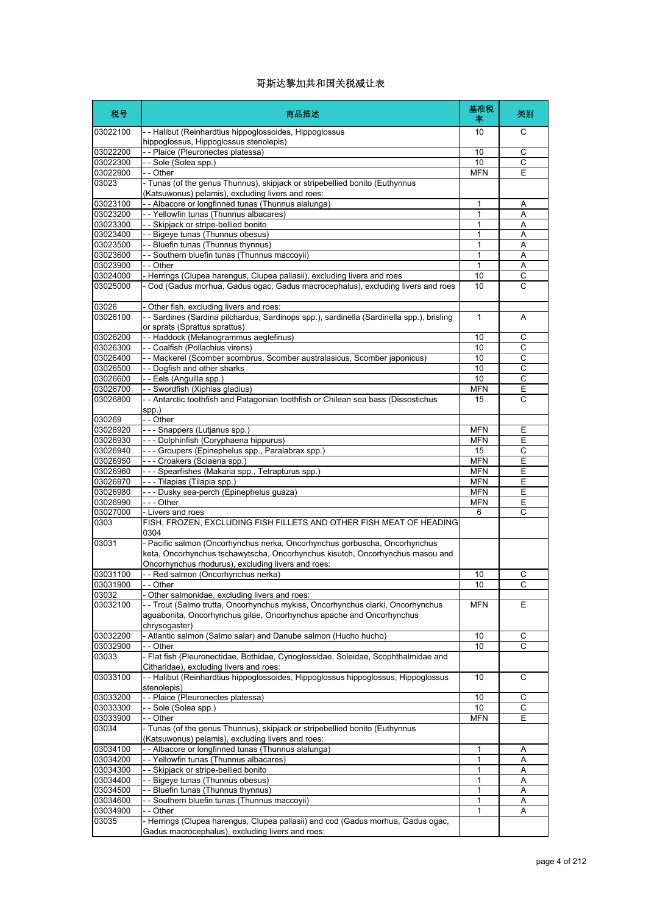# 哥斯达黎加共和国关税减让表

| 税号 | 商品描述 | 基准税率 | 类别 |
|---|---|---|---|
| 03022100 | - - Halibut (Reinhardtius hippoglossoides, Hippoglossus hippoglossus, Hippoglossus stenolepis) | 10 | C |
| 03022200 | - - Plaice (Pleuronectes platessa) | 10 | C |
| 03022300 | - - Sole (Solea spp.) | 10 | C |
| 03022900 | - - Other | MFN | E |
| 03023 | - Tunas (of the genus Thunnus), skipjack or stripebellied bonito (Euthynnus (Katsuwonus) pelamis), excluding livers and roes: | | |
| 03023100 | - - Albacore or longfinned tunas (Thunnus alalunga) | 1 | A |
| 03023200 | - - Yellowfin tunas (Thunnus albacares) | 1 | A |
| 03023300 | - - Skipjack or stripe-bellied bonito | 1 | A |
| 03023400 | - - Bigeye tunas (Thunnus obesus) | 1 | A |
| 03023500 | - - Bluefin tunas (Thunnus thynnus) | 1 | A |
| 03023600 | - - Southern bluefin tunas (Thunnus maccoyii) | 1 | A |
| 03023900 | - - Other | 1 | A |
| 03024000 | - Herrings (Clupea harengus, Clupea pallasii), excluding livers and roes | 10 | C |
| 03025000 | - Cod (Gadus morhua, Gadus ogac, Gadus macrocephalus), excluding livers and roes | 10 | C |
| 03026 | - Other fish, excluding livers and roes: | | |
| 03026100 | - - Sardines (Sardina pilchardus, Sardinops spp.), sardinella (Sardinella spp.), brisling or sprats (Sprattus sprattus) | 1 | A |
| 03026200 | - - Haddock (Melanogrammus aeglefinus) | 10 | C |
| 03026300 | - - Coalfish (Pollachius virens) | 10 | C |
| 03026400 | - - Mackerel (Scomber scombrus, Scomber australasicus, Scomber japonicus) | 10 | C |
| 03026500 | - - Dogfish and other sharks | 10 | C |
| 03026600 | - - Eels (Anguilla spp.) | 10 | C |
| 03026700 | - - Swordfish (Xiphias gladius) | MFN | E |
| 03026800 | - - Antarctic toothfish and Patagonian toothfish or Chilean sea bass (Dissostichus spp.) | 15 | C |
| 030269 | - - Other | | |
| 03026920 | - - - Snappers (Lutjanus spp.) | MFN | E |
| 03026930 | - - - Dolphinfish (Coryphaena hippurus) | MFN | E |
| 03026940 | - - - Groupers (Epinephelus spp., Paralabrax spp.) | 15 | C |
| 03026950 | - - - Croakers (Sciaena spp.) | MFN | E |
| 03026960 | - - - Spearfishes (Makaria spp., Tetrapturus spp.) | MFN | E |
| 03026970 | - - - Tilapias (Tilapia spp.) | MFN | E |
| 03026980 | - - - Dusky sea-perch (Epinephelus guaza) | MFN | E |
| 03026990 | - - - Other | MFN | E |
| 03027000 | - Livers and roes | 6 | C |
| 0303 | FISH, FROZEN, EXCLUDING FISH FILLETS AND OTHER FISH MEAT OF HEADING 0304 | | |
| 03031 | - Pacific salmon (Oncorhynchus nerka, Oncorhynchus gorbuscha, Oncorhynchus keta, Oncorhynchus tschawytscha, Oncorhynchus kisutch, Oncorhynchus masou and Oncorhynchus rhodurus), excluding livers and roes: | | |
| 03031100 | - - Red salmon (Oncorhynchus nerka) | 10 | C |
| 03031900 | - - Other | 10 | C |
| 03032 | - Other salmonidae, excluding livers and roes: | | |
| 03032100 | - - Trout (Salmo trutta, Oncorhynchus mykiss, Oncorhynchus clarki, Oncorhynchus aguabonita, Oncorhynchus gilae, Oncorhynchus apache and Oncorhynchus chrysogaster) | MFN | E |
| 03032200 | - Atlantic salmon (Salmo salar) and Danube salmon (Hucho hucho) | 10 | C |
| 03032900 | - - Other | 10 | C |
| 03033 | - Flat fish (Pleuronectidae, Bothidae, Cynoglossidae, Soleidae, Scophthalmidae and Citharidae), excluding livers and roes: | | |
| 03033100 | - - Halibut (Reinhardtius hippoglossoides, Hippoglossus hippoglossus, Hippoglossus stenolepis) | 10 | C |
| 03033200 | - - Plaice (Pleuronectes platessa) | 10 | C |
| 03033300 | - - Sole (Solea spp.) | 10 | C |
| 03033900 | - - Other | MFN | E |
| 03034 | - Tunas (of the genus Thunnus), skipjack or stripebellied bonito (Euthynnus (Katsuwonus) pelamis), excluding livers and roes: | | |
| 03034100 | - - Albacore or longfinned tunas (Thunnus alalunga) | 1 | A |
| 03034200 | - - Yellowfin tunas (Thunnus albacares) | 1 | A |
| 03034300 | - - Skipjack or stripe-bellied bonito | 1 | A |
| 03034400 | - - Bigeye tunas (Thunnus obesus) | 1 | A |
| 03034500 | - - Bluefin tunas (Thunnus thynnus) | 1 | A |
| 03034600 | - - Southern bluefin tunas (Thunnus maccoyii) | 1 | A |
| 03034900 | - - Other | 1 | A |
| 03035 | - Herrings (Clupea harengus, Clupea pallasii) and cod (Gadus morhua, Gadus ogac, Gadus macrocephalus), excluding livers and roes: | | |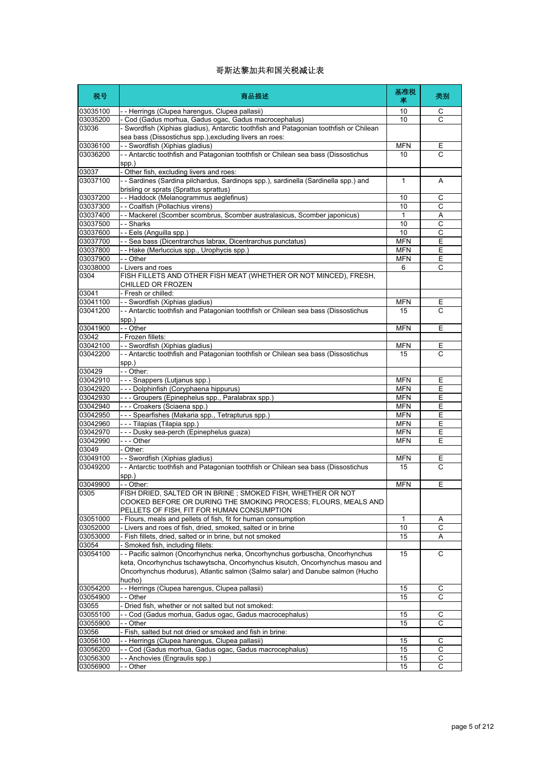# 哥斯达黎加共和国关税减让表

| 税号 | 商品描述 | 基准税率 | 类别 |
|---|---|---|---|
| 03035100 | - - Herrings (Clupea harengus, Clupea pallasii) | 10 | C |
| 03035200 | - Cod (Gadus morhua, Gadus ogac, Gadus macrocephalus) | 10 | C |
| 03036 | - Swordfish (Xiphias gladius), Antarctic toothfish and Patagonian toothfish or Chilean sea bass (Dissostichus spp.),excluding livers an roes: | | |
| 03036100 | - - Swordfish (Xiphias gladius) | MFN | E |
| 03036200 | - - Antarctic toothfish and Patagonian toothfish or Chilean sea bass (Dissostichus spp.) | 10 | C |
| 03037 | - Other fish, excluding livers and roes: | | |
| 03037100 | - - Sardines (Sardina pilchardus, Sardinops spp.), sardinella (Sardinella spp.) and brisling or sprats (Sprattus sprattus) | 1 | A |
| 03037200 | - - Haddock (Melanogrammus aeglefinus) | 10 | C |
| 03037300 | - - Coalfish (Pollachius virens) | 10 | C |
| 03037400 | - - Mackerel (Scomber scombrus, Scomber australasicus, Scomber japonicus) | 1 | A |
| 03037500 | - - Sharks | 10 | C |
| 03037600 | - - Eels (Anguilla spp.) | 10 | C |
| 03037700 | - - Sea bass (Dicentrarchus labrax, Dicentrarchus punctatus) | MFN | E |
| 03037800 | - - Hake (Merluccius spp., Urophycis spp.) | MFN | E |
| 03037900 | - - Other | MFN | E |
| 03038000 | - Livers and roes | 6 | C |
| 0304 | FISH FILLETS AND OTHER FISH MEAT (WHETHER OR NOT MINCED), FRESH, CHILLED OR FROZEN | | |
| 03041 | - Fresh or chilled: | | |
| 03041100 | - - Swordfish (Xiphias gladius) | MFN | E |
| 03041200 | - - Antarctic toothfish and Patagonian toothfish or Chilean sea bass (Dissostichus spp.) | 15 | C |
| 03041900 | - - Other | MFN | E |
| 03042 | - Frozen fillets: | | |
| 03042100 | - - Swordfish (Xiphias gladius) | MFN | E |
| 03042200 | - - Antarctic toothfish and Patagonian toothfish or Chilean sea bass (Dissostichus spp.) | 15 | C |
| 030429 | - - Other: | | |
| 03042910 | - - - Snappers (Lutjanus spp.) | MFN | E |
| 03042920 | - - - Dolphinfish (Coryphaena hippurus) | MFN | E |
| 03042930 | - - - Groupers (Epinephelus spp., Paralabrax spp.) | MFN | E |
| 03042940 | - - - Croakers (Sciaena spp.) | MFN | E |
| 03042950 | - - - Spearfishes (Makaria spp., Tetrapturus spp.) | MFN | E |
| 03042960 | - - - Tilapias (Tilapia spp.) | MFN | E |
| 03042970 | - - - Dusky sea-perch (Epinephelus guaza) | MFN | E |
| 03042990 | - - - Other | MFN | E |
| 03049 | - Other: | | |
| 03049100 | - - Swordfish (Xiphias gladius) | MFN | E |
| 03049200 | - - Antarctic toothfish and Patagonian toothfish or Chilean sea bass (Dissostichus spp.) | 15 | C |
| 03049900 | - - Other: | MFN | E |
| 0305 | FISH DRIED, SALTED OR IN BRINE ; SMOKED FISH, WHETHER OR NOT COOKED BEFORE OR DURING THE SMOKING PROCESS; FLOURS, MEALS AND PELLETS OF FISH, FIT FOR HUMAN CONSUMPTION | | |
| 03051000 | - Flours, meals and pellets of fish, fit for human consumption | 1 | A |
| 03052000 | - Livers and roes of fish, dried, smoked, salted or in brine | 10 | C |
| 03053000 | - Fish fillets, dried, salted or in brine, but not smoked | 15 | A |
| 03054 | - Smoked fish, including fillets: | | |
| 03054100 | - - Pacific salmon (Oncorhynchus nerka, Oncorhynchus gorbuscha, Oncorhynchus keta, Oncorhynchus tschawytscha, Oncorhynchus kisutch, Oncorhynchus masou and Oncorhynchus rhodurus), Atlantic salmon (Salmo salar) and Danube salmon (Hucho hucho) | 15 | C |
| 03054200 | - - Herrings (Clupea harengus, Clupea pallasii) | 15 | C |
| 03054900 | - - Other | 15 | C |
| 03055 | - Dried fish, whether or not salted but not smoked: | | |
| 03055100 | - - Cod (Gadus morhua, Gadus ogac, Gadus macrocephalus) | 15 | C |
| 03055900 | - - Other | 15 | C |
| 03056 | - Fish, salted but not dried or smoked and fish in brine: | | |
| 03056100 | - - Herrings (Clupea harengus, Clupea pallasii) | 15 | C |
| 03056200 | - - Cod (Gadus morhua, Gadus ogac, Gadus macrocephalus) | 15 | C |
| 03056300 | - - Anchovies (Engraulis spp.) | 15 | C |
| 03056900 | - - Other | 15 | C |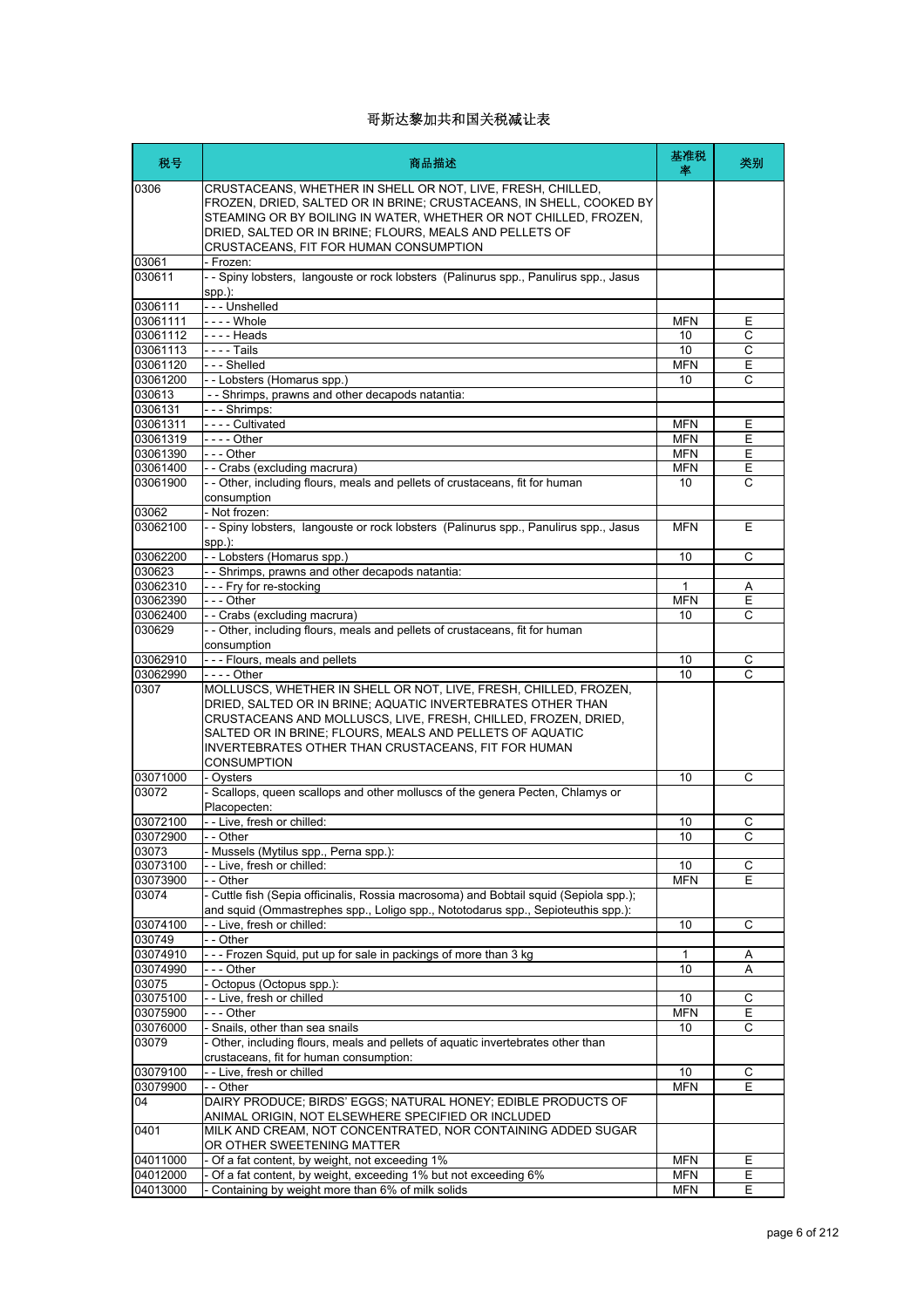# 哥斯达黎加共和国关税减让表

| 税号 | 商品描述 | 基准税率 | 类别 |
|---|---|---|---|
| 0306 | CRUSTACEANS, WHETHER IN SHELL OR NOT, LIVE, FRESH, CHILLED, FROZEN, DRIED, SALTED OR IN BRINE; CRUSTACEANS, IN SHELL, COOKED BY STEAMING OR BY BOILING IN WATER, WHETHER OR NOT CHILLED, FROZEN, DRIED, SALTED OR IN BRINE; FLOURS, MEALS AND PELLETS OF CRUSTACEANS, FIT FOR HUMAN CONSUMPTION | | |
| 03061 | - Frozen: | | |
| 030611 | - - Spiny lobsters, langouste or rock lobsters (Palinurus spp., Panulirus spp., Jasus spp.): | | |
| 0306111 | - - - Unshelled | | |
| 03061111 | - - - - Whole | MFN | E |
| 03061112 | - - - - Heads | 10 | C |
| 03061113 | - - - - Tails | 10 | C |
| 03061120 | - - - Shelled | MFN | E |
| 03061200 | - - Lobsters (Homarus spp.) | 10 | C |
| 030613 | - - Shrimps, prawns and other decapods natantia: | | |
| 0306131 | - - - Shrimps: | | |
| 03061311 | - - - - Cultivated | MFN | E |
| 03061319 | - - - - Other | MFN | E |
| 03061390 | - - - Other | MFN | E |
| 03061400 | - - Crabs (excluding macrura) | MFN | E |
| 03061900 | - - Other, including flours, meals and pellets of crustaceans, fit for human consumption | 10 | C |
| 03062 | - Not frozen: | | |
| 03062100 | - - Spiny lobsters, langouste or rock lobsters (Palinurus spp., Panulirus spp., Jasus spp.): | MFN | E |
| 03062200 | - - Lobsters (Homarus spp.) | 10 | C |
| 030623 | - - Shrimps, prawns and other decapods natantia: | | |
| 03062310 | - - - Fry for re-stocking | 1 | A |
| 03062390 | - - - Other | MFN | E |
| 03062400 | - - Crabs (excluding macrura) | 10 | C |
| 030629 | - - Other, including flours, meals and pellets of crustaceans, fit for human consumption | | |
| 03062910 | - - - Flours, meals and pellets | 10 | C |
| 03062990 | - - - - Other | 10 | C |
| 0307 | MOLLUSCS, WHETHER IN SHELL OR NOT, LIVE, FRESH, CHILLED, FROZEN, DRIED, SALTED OR IN BRINE; AQUATIC INVERTEBRATES OTHER THAN CRUSTACEANS AND MOLLUSCS, LIVE, FRESH, CHILLED, FROZEN, DRIED, SALTED OR IN BRINE; FLOURS, MEALS AND PELLETS OF AQUATIC INVERTEBRATES OTHER THAN CRUSTACEANS, FIT FOR HUMAN CONSUMPTION | | |
| 03071000 | - Oysters | 10 | C |
| 03072 | - Scallops, queen scallops and other molluscs of the genera Pecten, Chlamys or Placopecten: | | |
| 03072100 | - - Live, fresh or chilled: | 10 | C |
| 03072900 | - - Other | 10 | C |
| 03073 | - Mussels (Mytilus spp., Perna spp.): | | |
| 03073100 | - - Live, fresh or chilled: | 10 | C |
| 03073900 | - - Other | MFN | E |
| 03074 | - Cuttle fish (Sepia officinalis, Rossia macrosoma) and Bobtail squid (Sepiola spp.); and squid (Ommastrephes spp., Loligo spp., Nototodarus spp., Sepioteuthis spp.): | | |
| 03074100 | - - Live, fresh or chilled: | 10 | C |
| 030749 | - - Other | | |
| 03074910 | - - - Frozen Squid, put up for sale in packings of more than 3 kg | 1 | A |
| 03074990 | - - - Other | 10 | A |
| 03075 | - Octopus (Octopus spp.): | | |
| 03075100 | - - Live, fresh or chilled | 10 | C |
| 03075900 | - - - Other | MFN | E |
| 03076000 | - Snails, other than sea snails | 10 | C |
| 03079 | - Other, including flours, meals and pellets of aquatic invertebrates other than crustaceans, fit for human consumption: | | |
| 03079100 | - - Live, fresh or chilled | 10 | C |
| 03079900 | - - Other | MFN | E |
| 04 | DAIRY PRODUCE; BIRDS' EGGS; NATURAL HONEY; EDIBLE PRODUCTS OF ANIMAL ORIGIN, NOT ELSEWHERE SPECIFIED OR INCLUDED | | |
| 0401 | MILK AND CREAM, NOT CONCENTRATED, NOR CONTAINING ADDED SUGAR OR OTHER SWEETENING MATTER | | |
| 04011000 | - Of a fat content, by weight, not exceeding 1% | MFN | E |
| 04012000 | - Of a fat content, by weight, exceeding 1% but not exceeding 6% | MFN | E |
| 04013000 | - Containing by weight more than 6% of milk solids | MFN | E |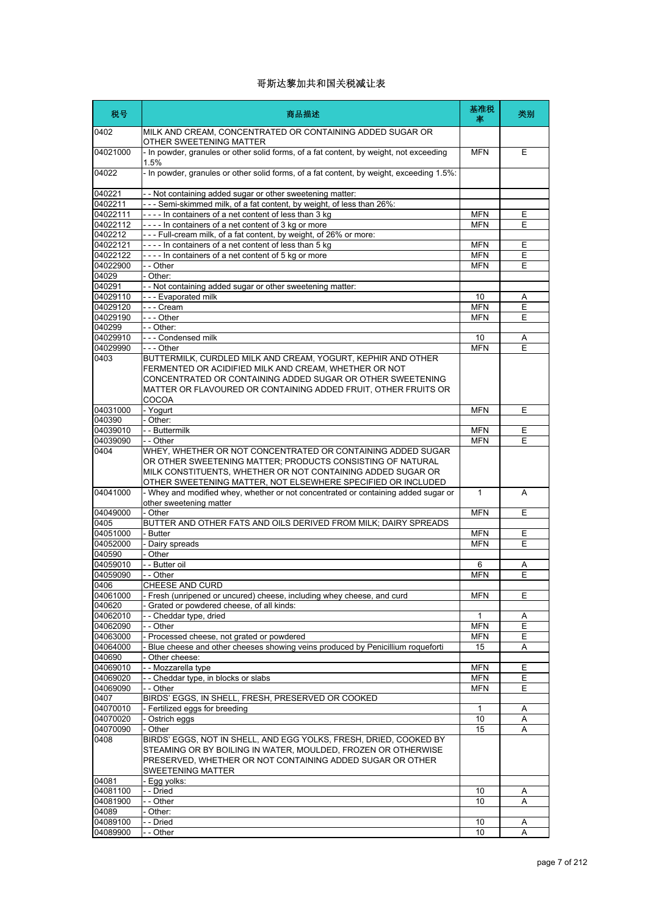# 哥斯达黎加共和国关税减让表

| 税号 | 商品描述 | 基准税率 | 类别 |
| --- | --- | --- | --- |
| 0402 | MILK AND CREAM, CONCENTRATED OR CONTAINING ADDED SUGAR OR OTHER SWEETENING MATTER | | |
| 04021000 | - In powder, granules or other solid forms, of a fat content, by weight, not exceeding 1.5% | MFN | E |
| 04022 | - In powder, granules or other solid forms, of a fat content, by weight, exceeding 1.5%: | | |
| 040221 | - - Not containing added sugar or other sweetening matter: | | |
| 0402211 | - - - Semi-skimmed milk, of a fat content, by weight, of less than 26%: | | |
| 04022111 | - - - - In containers of a net content of less than 3 kg | MFN | E |
| 04022112 | - - - - In containers of a net content of 3 kg or more | MFN | E |
| 0402212 | - - - Full-cream milk, of a fat content, by weight, of 26% or more: | | |
| 04022121 | - - - - In containers of a net content of less than 5 kg | MFN | E |
| 04022122 | - - - - In containers of a net content of 5 kg or more | MFN | E |
| 04022900 | - - Other | MFN | E |
| 04029 | - Other: | | |
| 040291 | - - Not containing added sugar or other sweetening matter: | | |
| 04029110 | - - - Evaporated milk | 10 | A |
| 04029120 | - - - Cream | MFN | E |
| 04029190 | - - - Other | MFN | E |
| 040299 | - - Other: | | |
| 04029910 | - - - Condensed milk | 10 | A |
| 04029990 | - - - Other | MFN | E |
| 0403 | BUTTERMILK, CURDLED MILK AND CREAM, YOGURT, KEPHIR AND OTHER FERMENTED OR ACIDIFIED MILK AND CREAM, WHETHER OR NOT CONCENTRATED OR CONTAINING ADDED SUGAR OR OTHER SWEETENING MATTER OR FLAVOURED OR CONTAINING ADDED FRUIT, OTHER FRUITS OR COCOA | | |
| 04031000 | - Yogurt | MFN | E |
| 040390 | - Other: | | |
| 04039010 | - - Buttermilk | MFN | E |
| 04039090 | - - Other | MFN | E |
| 0404 | WHEY, WHETHER OR NOT CONCENTRATED OR CONTAINING ADDED SUGAR OR OTHER SWEETENING MATTER; PRODUCTS CONSISTING OF NATURAL MILK CONSTITUENTS, WHETHER OR NOT CONTAINING ADDED SUGAR OR OTHER SWEETENING MATTER, NOT ELSEWHERE SPECIFIED OR INCLUDED | | |
| 04041000 | - Whey and modified whey, whether or not concentrated or containing added sugar or other sweetening matter | 1 | A |
| 04049000 | - Other | MFN | E |
| 0405 | BUTTER AND OTHER FATS AND OILS DERIVED FROM MILK; DAIRY SPREADS | | |
| 04051000 | - Butter | MFN | E |
| 04052000 | - Dairy spreads | MFN | E |
| 040590 | - Other | | |
| 04059010 | - - Butter oil | 6 | A |
| 04059090 | - - Other | MFN | E |
| 0406 | CHEESE AND CURD | | |
| 04061000 | - Fresh (unripened or uncured) cheese, including whey cheese, and curd | MFN | E |
| 040620 | - Grated or powdered cheese, of all kinds: | | |
| 04062010 | - - Cheddar type, dried | 1 | A |
| 04062090 | - - Other | MFN | E |
| 04063000 | - Processed cheese, not grated or powdered | MFN | E |
| 04064000 | - Blue cheese and other cheeses showing veins produced by Penicillium roqueforti | 15 | A |
| 040690 | - Other cheese: | | |
| 04069010 | - - Mozzarella type | MFN | E |
| 04069020 | - - Cheddar type, in blocks or slabs | MFN | E |
| 04069090 | - - Other | MFN | E |
| 0407 | BIRDS' EGGS, IN SHELL, FRESH, PRESERVED OR COOKED | | |
| 04070010 | - Fertilized eggs for breeding | 1 | A |
| 04070020 | - Ostrich eggs | 10 | A |
| 04070090 | - Other | 15 | A |
| 0408 | BIRDS' EGGS, NOT IN SHELL, AND EGG YOLKS, FRESH, DRIED, COOKED BY STEAMING OR BY BOILING IN WATER, MOULDED, FROZEN OR OTHERWISE PRESERVED, WHETHER OR NOT CONTAINING ADDED SUGAR OR OTHER SWEETENING MATTER | | |
| 04081 | - Egg yolks: | | |
| 04081100 | - - Dried | 10 | A |
| 04081900 | - - Other | 10 | A |
| 04089 | - Other: | | |
| 04089100 | - - Dried | 10 | A |
| 04089900 | - - Other | 10 | A |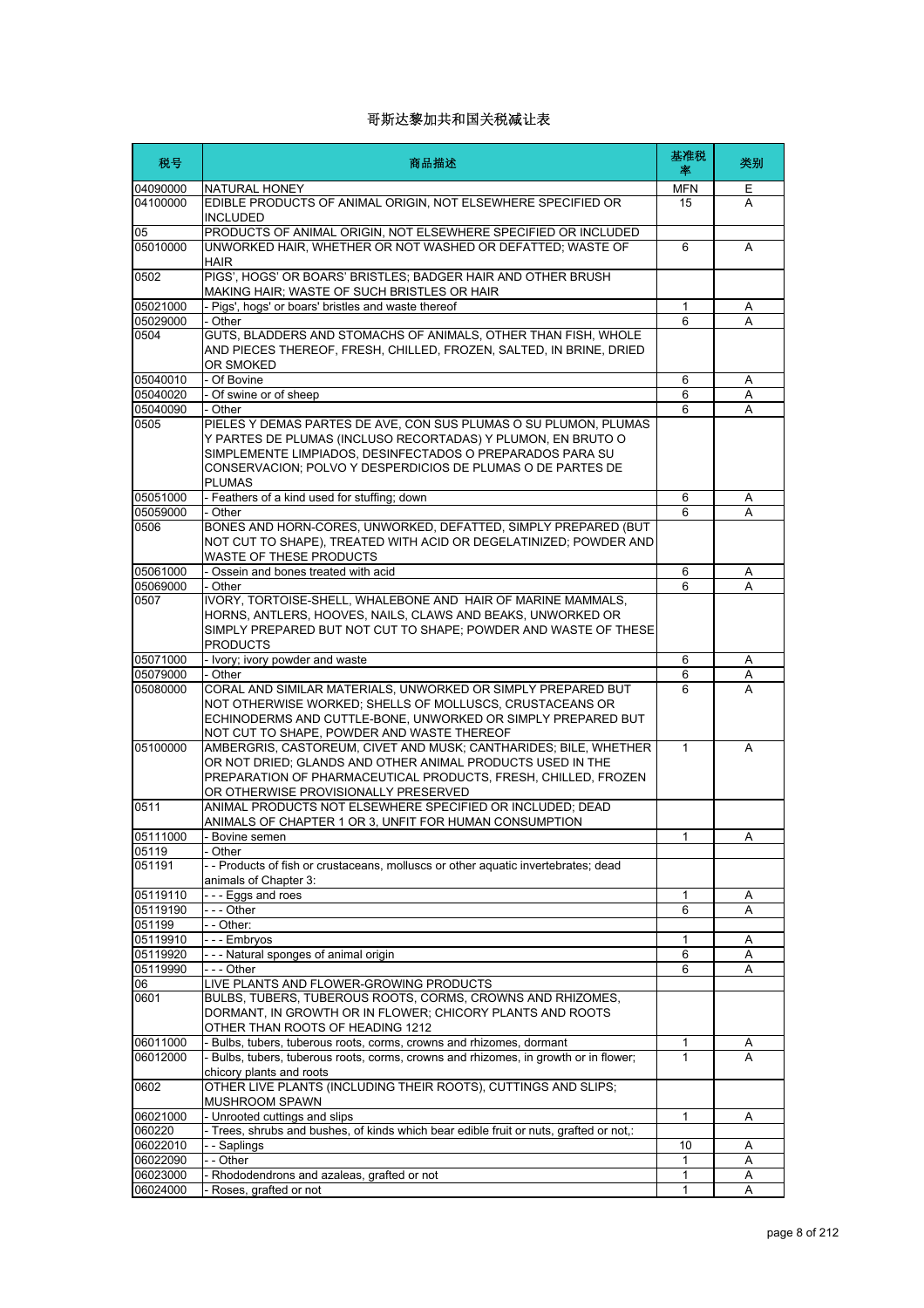# 哥斯达黎加共和国关税减让表

| 税号 | 商品描述 | 基准税率 | 类别 |
|---|---|---|---|
| 04090000 | NATURAL HONEY | MFN | E |
| 04100000 | EDIBLE PRODUCTS OF ANIMAL ORIGIN, NOT ELSEWHERE SPECIFIED OR INCLUDED | 15 | A |
| 05 | PRODUCTS OF ANIMAL ORIGIN, NOT ELSEWHERE SPECIFIED OR INCLUDED | | |
| 05010000 | UNWORKED HAIR, WHETHER OR NOT WASHED OR DEFATTED; WASTE OF HAIR | 6 | A |
| 0502 | PIGS', HOGS' OR BOARS' BRISTLES; BADGER HAIR AND OTHER BRUSH MAKING HAIR; WASTE OF SUCH BRISTLES OR HAIR | | |
| 05021000 | - Pigs', hogs' or boars' bristles and waste thereof | 1 | A |
| 05029000 | - Other | 6 | A |
| 0504 | GUTS, BLADDERS AND STOMACHS OF ANIMALS, OTHER THAN FISH, WHOLE AND PIECES THEREOF, FRESH, CHILLED, FROZEN, SALTED, IN BRINE, DRIED OR SMOKED | | |
| 05040010 | - Of Bovine | 6 | A |
| 05040020 | - Of swine or of sheep | 6 | A |
| 05040090 | - Other | 6 | A |
| 0505 | PIELES Y DEMAS PARTES DE AVE, CON SUS PLUMAS O SU PLUMON, PLUMAS Y PARTES DE PLUMAS (INCLUSO RECORTADAS) Y PLUMON, EN BRUTO O SIMPLEMENTE LIMPIADOS, DESINFECTADOS O PREPARADOS PARA SU CONSERVACION; POLVO Y DESPERDICIOS DE PLUMAS O DE PARTES DE PLUMAS | | |
| 05051000 | - Feathers of a kind used for stuffing; down | 6 | A |
| 05059000 | - Other | 6 | A |
| 0506 | BONES AND HORN-CORES, UNWORKED, DEFATTED, SIMPLY PREPARED (BUT NOT CUT TO SHAPE), TREATED WITH ACID OR DEGELATINIZED; POWDER AND WASTE OF THESE PRODUCTS | | |
| 05061000 | - Ossein and bones treated with acid | 6 | A |
| 05069000 | - Other | 6 | A |
| 0507 | IVORY, TORTOISE-SHELL, WHALEBONE AND HAIR OF MARINE MAMMALS, HORNS, ANTLERS, HOOVES, NAILS, CLAWS AND BEAKS, UNWORKED OR SIMPLY PREPARED BUT NOT CUT TO SHAPE; POWDER AND WASTE OF THESE PRODUCTS | | |
| 05071000 | - Ivory; ivory powder and waste | 6 | A |
| 05079000 | - Other | 6 | A |
| 05080000 | CORAL AND SIMILAR MATERIALS, UNWORKED OR SIMPLY PREPARED BUT NOT OTHERWISE WORKED; SHELLS OF MOLLUSCS, CRUSTACEANS OR ECHINODERMS AND CUTTLE-BONE, UNWORKED OR SIMPLY PREPARED BUT NOT CUT TO SHAPE, POWDER AND WASTE THEREOF | 6 | A |
| 05100000 | AMBERGRIS, CASTOREUM, CIVET AND MUSK; CANTHARIDES; BILE, WHETHER OR NOT DRIED; GLANDS AND OTHER ANIMAL PRODUCTS USED IN THE PREPARATION OF PHARMACEUTICAL PRODUCTS, FRESH, CHILLED, FROZEN OR OTHERWISE PROVISIONALLY PRESERVED | 1 | A |
| 0511 | ANIMAL PRODUCTS NOT ELSEWHERE SPECIFIED OR INCLUDED; DEAD ANIMALS OF CHAPTER 1 OR 3, UNFIT FOR HUMAN CONSUMPTION | | |
| 05111000 | - Bovine semen | 1 | A |
| 05119 | - Other | | |
| 051191 | - - Products of fish or crustaceans, molluscs or other aquatic invertebrates; dead animals of Chapter 3: | | |
| 05119110 | - - - Eggs and roes | 1 | A |
| 05119190 | - - - Other | 6 | A |
| 051199 | - - Other: | | |
| 05119910 | - - - Embryos | 1 | A |
| 05119920 | - - - Natural sponges of animal origin | 6 | A |
| 05119990 | - - - Other | 6 | A |
| 06 | LIVE PLANTS AND FLOWER-GROWING PRODUCTS | | |
| 0601 | BULBS, TUBERS, TUBEROUS ROOTS, CORMS, CROWNS AND RHIZOMES, DORMANT, IN GROWTH OR IN FLOWER; CHICORY PLANTS AND ROOTS OTHER THAN ROOTS OF HEADING 1212 | | |
| 06011000 | - Bulbs, tubers, tuberous roots, corms, crowns and rhizomes, dormant | 1 | A |
| 06012000 | - Bulbs, tubers, tuberous roots, corms, crowns and rhizomes, in growth or in flower; chicory plants and roots | 1 | A |
| 0602 | OTHER LIVE PLANTS (INCLUDING THEIR ROOTS), CUTTINGS AND SLIPS; MUSHROOM SPAWN | | |
| 06021000 | - Unrooted cuttings and slips | 1 | A |
| 060220 | - Trees, shrubs and bushes, of kinds which bear edible fruit or nuts, grafted or not,: | | |
| 06022010 | - - Saplings | 10 | A |
| 06022090 | - - Other | 1 | A |
| 06023000 | - Rhododendrons and azaleas, grafted or not | 1 | A |
| 06024000 | - Roses, grafted or not | 1 | A |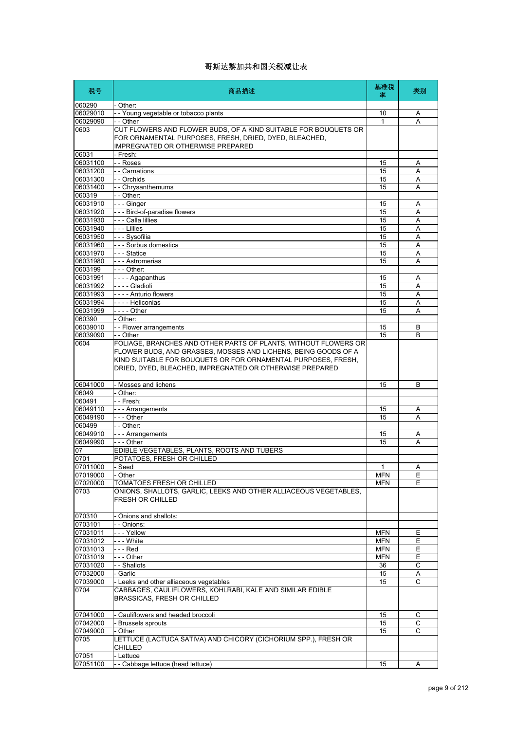# 哥斯达黎加共和国关税减让表

| 税号 | 商品描述 | 基准税率 | 类别 |
|---|---|---|---|
| 060290 | - Other: | | |
| 06029010 | - - Young vegetable or tobacco plants | 10 | A |
| 06029090 | - - Other | 1 | A |
| 0603 | CUT FLOWERS AND FLOWER BUDS, OF A KIND SUITABLE FOR BOUQUETS OR FOR ORNAMENTAL PURPOSES, FRESH, DRIED, DYED, BLEACHED, IMPREGNATED OR OTHERWISE PREPARED | | |
| 06031 | - Fresh: | | |
| 06031100 | - - Roses | 15 | A |
| 06031200 | - - Carnations | 15 | A |
| 06031300 | - - Orchids | 15 | A |
| 06031400 | - - Chrysanthemums | 15 | A |
| 060319 | - - Other: | | |
| 06031910 | - - - Ginger | 15 | A |
| 06031920 | - - - Bird-of-paradise flowers | 15 | A |
| 06031930 | - - - Calla lillies | 15 | A |
| 06031940 | - - - Lillies | 15 | A |
| 06031950 | - - - Sysofilia | 15 | A |
| 06031960 | - - - Sorbus domestica | 15 | A |
| 06031970 | - - - Statice | 15 | A |
| 06031980 | - - - Astromerias | 15 | A |
| 0603199 | - - - Other: | | |
| 06031991 | - - - - Agapanthus | 15 | A |
| 06031992 | - - - - Gladioli | 15 | A |
| 06031993 | - - - - Anturio flowers | 15 | A |
| 06031994 | - - - - Heliconias | 15 | A |
| 06031999 | - - - - Other | 15 | A |
| 060390 | - Other: | | |
| 06039010 | - - Flower arrangements | 15 | B |
| 06039090 | - - Other | 15 | B |
| 0604 | FOLIAGE, BRANCHES AND OTHER PARTS OF PLANTS, WITHOUT FLOWERS OR FLOWER BUDS, AND GRASSES, MOSSES AND LICHENS, BEING GOODS OF A KIND SUITABLE FOR BOUQUETS OR FOR ORNAMENTAL PURPOSES, FRESH, DRIED, DYED, BLEACHED, IMPREGNATED OR OTHERWISE PREPARED | | |
| 06041000 | - Mosses and lichens | 15 | B |
| 06049 | - Other: | | |
| 060491 | - - Fresh: | | |
| 06049110 | - - - Arrangements | 15 | A |
| 06049190 | - - - Other | 15 | A |
| 060499 | - - Other: | | |
| 06049910 | - - - Arrangements | 15 | A |
| 06049990 | - - - Other | 15 | A |
| 07 | EDIBLE VEGETABLES, PLANTS, ROOTS AND TUBERS | | |
| 0701 | POTATOES, FRESH OR CHILLED | | |
| 07011000 | - Seed | 1 | A |
| 07019000 | - Other | MFN | E |
| 07020000 | TOMATOES FRESH OR CHILLED | MFN | E |
| 0703 | ONIONS, SHALLOTS, GARLIC, LEEKS AND OTHER ALLIACEOUS VEGETABLES, FRESH OR CHILLED | | |
| 070310 | - Onions and shallots: | | |
| 0703101 | - - Onions: | | |
| 07031011 | - - - Yellow | MFN | E |
| 07031012 | - - - White | MFN | E |
| 07031013 | - - - Red | MFN | E |
| 07031019 | - - - Other | MFN | E |
| 07031020 | - - Shallots | 36 | C |
| 07032000 | - Garlic | 15 | A |
| 07039000 | - Leeks and other alliaceous vegetables | 15 | C |
| 0704 | CABBAGES, CAULIFLOWERS, KOHLRABI, KALE AND SIMILAR EDIBLE BRASSICAS, FRESH OR CHILLED | | |
| 07041000 | - Cauliflowers and headed broccoli | 15 | C |
| 07042000 | - Brussels sprouts | 15 | C |
| 07049000 | - Other | 15 | C |
| 0705 | LETTUCE (LACTUCA SATIVA) AND CHICORY (CICHORIUM SPP.), FRESH OR CHILLED | | |
| 07051 | - Lettuce | | |
| 07051100 | - - Cabbage lettuce (head lettuce) | 15 | A |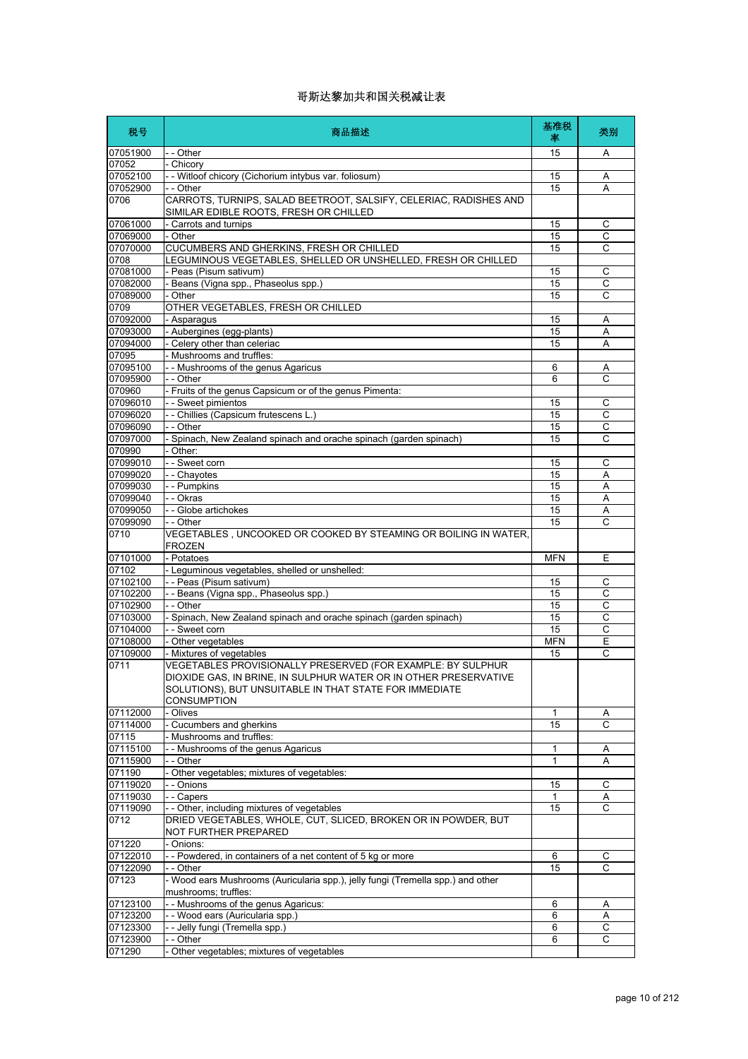# 哥斯达黎加共和国关税减让表

| 税号 | 商品描述 | 基准税率 | 类别 |
|---|---|---|---|
| 07051900 | - - Other | 15 | A |
| 07052 | - Chicory | | |
| 07052100 | - - Witloof chicory (Cichorium intybus var. foliosum) | 15 | A |
| 07052900 | - - Other | 15 | A |
| 0706 | CARROTS, TURNIPS, SALAD BEETROOT, SALSIFY, CELERIAC, RADISHES AND SIMILAR EDIBLE ROOTS, FRESH OR CHILLED | | |
| 07061000 | - Carrots and turnips | 15 | C |
| 07069000 | - Other | 15 | C |
| 07070000 | CUCUMBERS AND GHERKINS, FRESH OR CHILLED | 15 | C |
| 0708 | LEGUMINOUS VEGETABLES, SHELLED OR UNSHELLED, FRESH OR CHILLED | | |
| 07081000 | - Peas (Pisum sativum) | 15 | C |
| 07082000 | - Beans (Vigna spp., Phaseolus spp.) | 15 | C |
| 07089000 | - Other | 15 | C |
| 0709 | OTHER VEGETABLES, FRESH OR CHILLED | | |
| 07092000 | - Asparagus | 15 | A |
| 07093000 | - Aubergines (egg-plants) | 15 | A |
| 07094000 | - Celery other than celeriac | 15 | A |
| 07095 | - Mushrooms and truffles: | | |
| 07095100 | - - Mushrooms of the genus Agaricus | 6 | A |
| 07095900 | - - Other | 6 | C |
| 070960 | - Fruits of the genus Capsicum or of the genus Pimenta: | | |
| 07096010 | - - Sweet pimientos | 15 | C |
| 07096020 | - - Chillies (Capsicum frutescens L.) | 15 | C |
| 07096090 | - - Other | 15 | C |
| 07097000 | - Spinach, New Zealand spinach and orache spinach (garden spinach) | 15 | C |
| 070990 | - Other: | | |
| 07099010 | - - Sweet corn | 15 | C |
| 07099020 | - - Chayotes | 15 | A |
| 07099030 | - - Pumpkins | 15 | A |
| 07099040 | - - Okras | 15 | A |
| 07099050 | - - Globe artichokes | 15 | A |
| 07099090 | - - Other | 15 | C |
| 0710 | VEGETABLES , UNCOOKED OR COOKED BY STEAMING OR BOILING IN WATER, FROZEN | | |
| 07101000 | - Potatoes | MFN | E |
| 07102 | - Leguminous vegetables, shelled or unshelled: | | |
| 07102100 | - - Peas (Pisum sativum) | 15 | C |
| 07102200 | - - Beans (Vigna spp., Phaseolus spp.) | 15 | C |
| 07102900 | - - Other | 15 | C |
| 07103000 | - Spinach, New Zealand spinach and orache spinach (garden spinach) | 15 | C |
| 07104000 | - - Sweet corn | 15 | C |
| 07108000 | - Other vegetables | MFN | E |
| 07109000 | - Mixtures of vegetables | 15 | C |
| 0711 | VEGETABLES PROVISIONALLY PRESERVED (FOR EXAMPLE: BY SULPHUR DIOXIDE GAS, IN BRINE, IN SULPHUR WATER OR IN OTHER PRESERVATIVE SOLUTIONS), BUT UNSUITABLE IN THAT STATE FOR IMMEDIATE CONSUMPTION | | |
| 07112000 | - Olives | 1 | A |
| 07114000 | - Cucumbers and gherkins | 15 | C |
| 07115 | - Mushrooms and truffles: | | |
| 07115100 | - - Mushrooms of the genus Agaricus | 1 | A |
| 07115900 | - - Other | 1 | A |
| 071190 | - Other vegetables; mixtures of vegetables: | | |
| 07119020 | - - Onions | 15 | C |
| 07119030 | - - Capers | 1 | A |
| 07119090 | - - Other, including mixtures of vegetables | 15 | C |
| 0712 | DRIED VEGETABLES, WHOLE, CUT, SLICED, BROKEN OR IN POWDER, BUT NOT FURTHER PREPARED | | |
| 071220 | - Onions: | | |
| 07122010 | - - Powdered, in containers of a net content of 5 kg or more | 6 | C |
| 07122090 | - - Other | 15 | C |
| 07123 | - Wood ears Mushrooms (Auricularia spp.), jelly fungi (Tremella spp.) and other mushrooms; truffles: | | |
| 07123100 | - - Mushrooms of the genus Agaricus: | 6 | A |
| 07123200 | - - Wood ears (Auricularia spp.) | 6 | A |
| 07123300 | - - Jelly fungi (Tremella spp.) | 6 | C |
| 07123900 | - - Other | 6 | C |
| 071290 | - Other vegetables; mixtures of vegetables | | |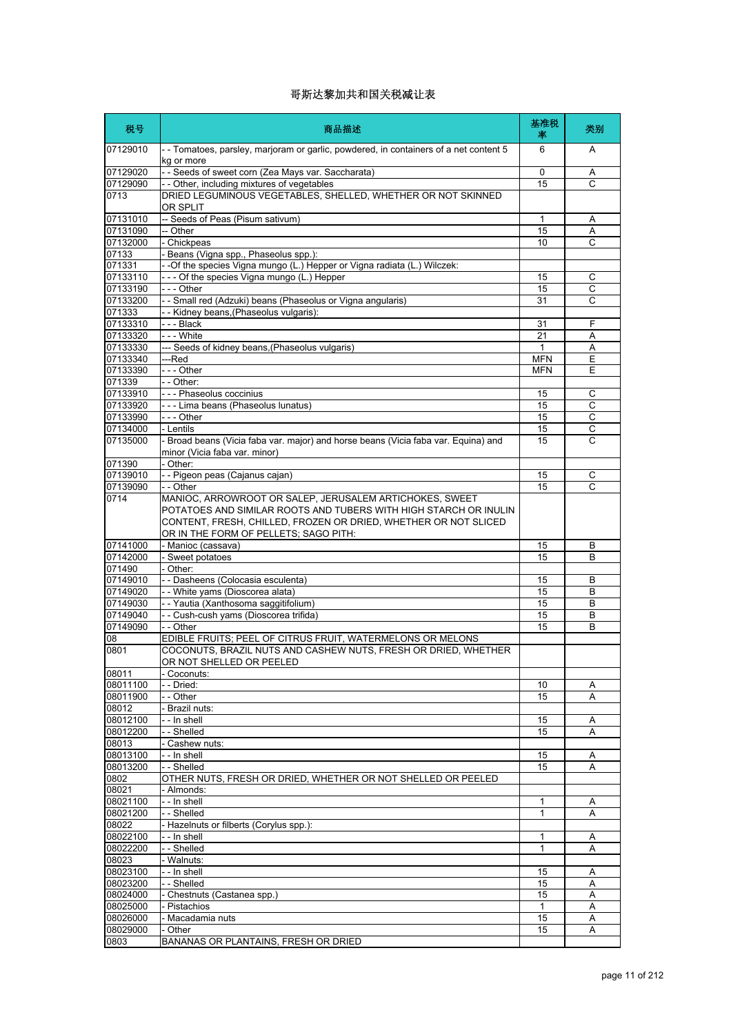# 哥斯达黎加共和国关税减让表

| 税号 | 商品描述 | 基准税率 | 类别 |
| --- | --- | --- | --- |
| 07129010 | - - Tomatoes, parsley, marjoram or garlic, powdered, in containers of a net content 5 kg or more | 6 | A |
| 07129020 | - - Seeds of sweet corn (Zea Mays var. Saccharata) | 0 | A |
| 07129090 | - - Other, including mixtures of vegetables | 15 | C |
| 0713 | DRIED LEGUMINOUS VEGETABLES, SHELLED, WHETHER OR NOT SKINNED OR SPLIT | | |
| 07131010 | -- Seeds of Peas (Pisum sativum) | 1 | A |
| 07131090 | -- Other | 15 | A |
| 07132000 | - Chickpeas | 10 | C |
| 07133 | - Beans (Vigna spp., Phaseolus spp.): | | |
| 071331 | - -Of the species Vigna mungo (L.) Hepper or Vigna radiata (L.) Wilczek: | | |
| 07133110 | - - - Of the species Vigna mungo (L.) Hepper | 15 | C |
| 07133190 | - - - Other | 15 | C |
| 07133200 | - - Small red (Adzuki) beans (Phaseolus or Vigna angularis) | 31 | C |
| 071333 | - - Kidney beans,(Phaseolus vulgaris): | | |
| 07133310 | - - - Black | 31 | F |
| 07133320 | - - - White | 21 | A |
| 07133330 | --- Seeds of kidney beans,(Phaseolus vulgaris) | 1 | A |
| 07133340 | ---Red | MFN | E |
| 07133390 | - - - Other | MFN | E |
| 071339 | - - Other: | | |
| 07133910 | - - - Phaseolus coccinius | 15 | C |
| 07133920 | - - - Lima beans (Phaseolus lunatus) | 15 | C |
| 07133990 | - - - Other | 15 | C |
| 07134000 | - Lentils | 15 | C |
| 07135000 | - Broad beans (Vicia faba var. major) and horse beans (Vicia faba var. Equina) and minor (Vicia faba var. minor) | 15 | C |
| 071390 | - Other: | | |
| 07139010 | - - Pigeon peas (Cajanus cajan) | 15 | C |
| 07139090 | - - Other | 15 | C |
| 0714 | MANIOC, ARROWROOT OR SALEP, JERUSALEM ARTICHOKES, SWEET POTATOES AND SIMILAR ROOTS AND TUBERS WITH HIGH STARCH OR INULIN CONTENT, FRESH, CHILLED, FROZEN OR DRIED, WHETHER OR NOT SLICED OR IN THE FORM OF PELLETS; SAGO PITH: | | |
| 07141000 | - Manioc (cassava) | 15 | B |
| 07142000 | - Sweet potatoes | 15 | B |
| 071490 | - Other: | | |
| 07149010 | - - Dasheens (Colocasia esculenta) | 15 | B |
| 07149020 | - - White yams (Dioscorea alata) | 15 | B |
| 07149030 | - - Yautia (Xanthosoma saggitifolium) | 15 | B |
| 07149040 | - - Cush-cush yams (Dioscorea trifida) | 15 | B |
| 07149090 | - - Other | 15 | B |
| 08 | EDIBLE FRUITS; PEEL OF CITRUS FRUIT, WATERMELONS OR MELONS | | |
| 0801 | COCONUTS, BRAZIL NUTS AND CASHEW NUTS, FRESH OR DRIED, WHETHER OR NOT SHELLED OR PEELED | | |
| 08011 | - Coconuts: | | |
| 08011100 | - - Dried: | 10 | A |
| 08011900 | - - Other | 15 | A |
| 08012 | - Brazil nuts: | | |
| 08012100 | - - In shell | 15 | A |
| 08012200 | - - Shelled | 15 | A |
| 08013 | - Cashew nuts: | | |
| 08013100 | - - In shell | 15 | A |
| 08013200 | - - Shelled | 15 | A |
| 0802 | OTHER NUTS, FRESH OR DRIED, WHETHER OR NOT SHELLED OR PEELED | | |
| 08021 | - Almonds: | | |
| 08021100 | - - In shell | 1 | A |
| 08021200 | - - Shelled | 1 | A |
| 08022 | - Hazelnuts or filberts (Corylus spp.): | | |
| 08022100 | - - In shell | 1 | A |
| 08022200 | - - Shelled | 1 | A |
| 08023 | - Walnuts: | | |
| 08023100 | - - In shell | 15 | A |
| 08023200 | - - Shelled | 15 | A |
| 08024000 | - Chestnuts (Castanea spp.) | 15 | A |
| 08025000 | - Pistachios | 1 | A |
| 08026000 | - Macadamia nuts | 15 | A |
| 08029000 | - Other | 15 | A |
| 0803 | BANANAS OR PLANTAINS, FRESH OR DRIED | | |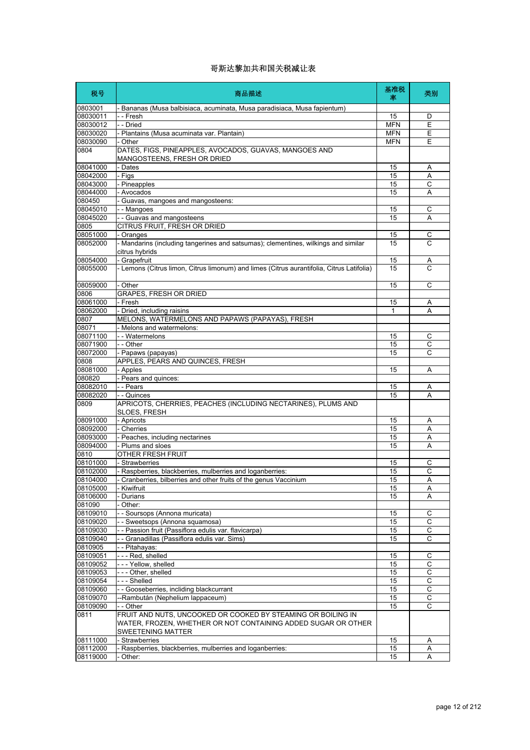# 哥斯达黎加共和国关税减让表

| 税号 | 商品描述 | 基准税率 | 类别 |
|---|---|---|---|
| 0803001 | - Bananas (Musa balbisiaca, acuminata, Musa paradisiaca, Musa fapientum) | | |
| 08030011 | - - Fresh | 15 | D |
| 08030012 | - - Dried | MFN | E |
| 08030020 | - Plantains (Musa acuminata var. Plantain) | MFN | E |
| 08030090 | - Other | MFN | E |
| 0804 | DATES, FIGS, PINEAPPLES, AVOCADOS, GUAVAS, MANGOES AND MANGOSTEENS, FRESH OR DRIED | | |
| 08041000 | - Dates | 15 | A |
| 08042000 | - Figs | 15 | A |
| 08043000 | - Pineapples | 15 | C |
| 08044000 | - Avocados | 15 | A |
| 080450 | - Guavas, mangoes and mangosteens: | | |
| 08045010 | - - Mangoes | 15 | C |
| 08045020 | - - Guavas and mangosteens | 15 | A |
| 0805 | CITRUS FRUIT, FRESH OR DRIED | | |
| 08051000 | - Oranges | 15 | C |
| 08052000 | - Mandarins (including tangerines and satsumas); clementines, wilkings and similar citrus hybrids | 15 | C |
| 08054000 | - Grapefruit | 15 | A |
| 08055000 | - Lemons (Citrus limon, Citrus limonum) and limes (Citrus aurantifolia, Citrus Latifolia) | 15 | C |
| 08059000 | - Other | 15 | C |
| 0806 | GRAPES, FRESH OR DRIED | | |
| 08061000 | - Fresh | 15 | A |
| 08062000 | - Dried, including raisins | 1 | A |
| 0807 | MELONS, WATERMELONS AND PAPAWS (PAPAYAS), FRESH | | |
| 08071 | - Melons and watermelons: | | |
| 08071100 | - - Watermelons | 15 | C |
| 08071900 | - - Other | 15 | C |
| 08072000 | - Papaws (papayas) | 15 | C |
| 0808 | APPLES, PEARS AND QUINCES, FRESH | | |
| 08081000 | - Apples | 15 | A |
| 080820 | - Pears and quinces: | | |
| 08082010 | - - Pears | 15 | A |
| 08082020 | - - Quinces | 15 | A |
| 0809 | APRICOTS, CHERRIES, PEACHES (INCLUDING NECTARINES), PLUMS AND SLOES, FRESH | | |
| 08091000 | - Apricots | 15 | A |
| 08092000 | - Cherries | 15 | A |
| 08093000 | - Peaches, including nectarines | 15 | A |
| 08094000 | - Plums and sloes | 15 | A |
| 0810 | OTHER FRESH FRUIT | | |
| 08101000 | - Strawberries | 15 | C |
| 08102000 | - Raspberries, blackberries, mulberries and loganberries: | 15 | C |
| 08104000 | - Cranberries, bilberries and other fruits of the genus Vaccinium | 15 | A |
| 08105000 | - Kiwifruit | 15 | A |
| 08106000 | - Durians | 15 | A |
| 081090 | - Other: | | |
| 08109010 | - - Soursops (Annona muricata) | 15 | C |
| 08109020 | - - Sweetsops (Annona squamosa) | 15 | C |
| 08109030 | - - Passion fruit (Passiflora edulis var. flavicarpa) | 15 | C |
| 08109040 | - - Granadillas (Passiflora edulis var. Sims) | 15 | C |
| 0810905 | - - Pitahayas: | | |
| 08109051 | - - - Red, shelled | 15 | C |
| 08109052 | - - - Yellow, shelled | 15 | C |
| 08109053 | - - - Other, shelled | 15 | C |
| 08109054 | - - - Shelled | 15 | C |
| 08109060 | - - Gooseberries, inclding blackcurrant | 15 | C |
| 08109070 | --Rambután (Nephelium lappaceum) | 15 | C |
| 08109090 | - - Other | 15 | C |
| 0811 | FRUIT AND NUTS, UNCOOKED OR COOKED BY STEAMING OR BOILING IN WATER, FROZEN, WHETHER OR NOT CONTAINING ADDED SUGAR OR OTHER SWEETENING MATTER | | |
| 08111000 | - Strawberries | 15 | A |
| 08112000 | - Raspberries, blackberries, mulberries and loganberries: | 15 | A |
| 08119000 | - Other: | 15 | A |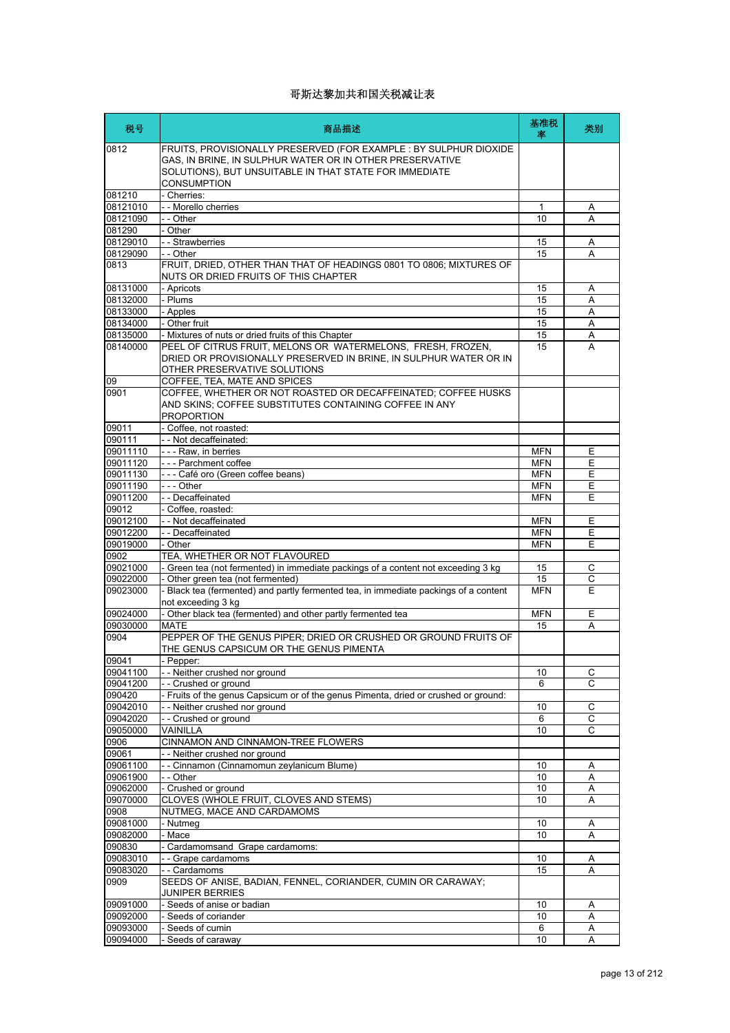# 哥斯达黎加共和国关税减让表

| 税号 | 商品描述 | 基准税率 | 类别 |
|---|---|---|---|
| 0812 | FRUITS, PROVISIONALLY PRESERVED (FOR EXAMPLE : BY SULPHUR DIOXIDE GAS, IN BRINE, IN SULPHUR WATER OR IN OTHER PRESERVATIVE SOLUTIONS), BUT UNSUITABLE IN THAT STATE FOR IMMEDIATE CONSUMPTION | | |
| 081210 | - Cherries: | | |
| 08121010 | - - Morello cherries | 1 | A |
| 08121090 | - - Other | 10 | A |
| 081290 | - Other | | |
| 08129010 | - - Strawberries | 15 | A |
| 08129090 | - - Other | 15 | A |
| 0813 | FRUIT, DRIED, OTHER THAN THAT OF HEADINGS 0801 TO 0806; MIXTURES OF NUTS OR DRIED FRUITS OF THIS CHAPTER | | |
| 08131000 | - Apricots | 15 | A |
| 08132000 | - Plums | 15 | A |
| 08133000 | - Apples | 15 | A |
| 08134000 | - Other fruit | 15 | A |
| 08135000 | - Mixtures of nuts or dried fruits of this Chapter | 15 | A |
| 08140000 | PEEL OF CITRUS FRUIT, MELONS OR WATERMELONS, FRESH, FROZEN, DRIED OR PROVISIONALLY PRESERVED IN BRINE, IN SULPHUR WATER OR IN OTHER PRESERVATIVE SOLUTIONS | 15 | A |
| 09 | COFFEE, TEA, MATE AND SPICES | | |
| 0901 | COFFEE, WHETHER OR NOT ROASTED OR DECAFFEINATED; COFFEE HUSKS AND SKINS; COFFEE SUBSTITUTES CONTAINING COFFEE IN ANY PROPORTION | | |
| 09011 | - Coffee, not roasted: | | |
| 090111 | - - Not decaffeinated: | | |
| 09011110 | - - - Raw, in berries | MFN | E |
| 09011120 | - - - Parchment coffee | MFN | E |
| 09011130 | - - - Café oro (Green coffee beans) | MFN | E |
| 09011190 | - - - Other | MFN | E |
| 09011200 | - - Decaffeinated | MFN | E |
| 09012 | - Coffee, roasted: | | |
| 09012100 | - - Not decaffeinated | MFN | E |
| 09012200 | - - Decaffeinated | MFN | E |
| 09019000 | - Other | MFN | E |
| 0902 | TEA, WHETHER OR NOT FLAVOURED | | |
| 09021000 | - Green tea (not fermented) in immediate packings of a content not exceeding 3 kg | 15 | C |
| 09022000 | - Other green tea (not fermented) | 15 | C |
| 09023000 | - Black tea (fermented) and partly fermented tea, in immediate packings of a content not exceeding 3 kg | MFN | E |
| 09024000 | - Other black tea (fermented) and other partly fermented tea | MFN | E |
| 09030000 | MATE | 15 | A |
| 0904 | PEPPER OF THE GENUS PIPER; DRIED OR CRUSHED OR GROUND FRUITS OF THE GENUS CAPSICUM OR THE GENUS PIMENTA | | |
| 09041 | - Pepper: | | |
| 09041100 | - - Neither crushed nor ground | 10 | C |
| 09041200 | - - Crushed or ground | 6 | C |
| 090420 | - Fruits of the genus Capsicum or of the genus Pimenta, dried or crushed or ground: | | |
| 09042010 | - - Neither crushed nor ground | 10 | C |
| 09042020 | - - Crushed or ground | 6 | C |
| 09050000 | VAINILLA | 10 | C |
| 0906 | CINNAMON AND CINNAMON-TREE FLOWERS | | |
| 09061 | - - Neither crushed nor ground | | |
| 09061100 | - - Cinnamon (Cinnamomun zeylanicum Blume) | 10 | A |
| 09061900 | - - Other | 10 | A |
| 09062000 | - Crushed or ground | 10 | A |
| 09070000 | CLOVES (WHOLE FRUIT, CLOVES AND STEMS) | 10 | A |
| 0908 | NUTMEG, MACE AND CARDAMOMS | | |
| 09081000 | - Nutmeg | 10 | A |
| 09082000 | - Mace | 10 | A |
| 090830 | - Cardamomsand Grape cardamoms: | | |
| 09083010 | - - Grape cardamoms | 10 | A |
| 09083020 | - - Cardamoms | 15 | A |
| 0909 | SEEDS OF ANISE, BADIAN, FENNEL, CORIANDER, CUMIN OR CARAWAY; JUNIPER BERRIES | | |
| 09091000 | - Seeds of anise or badian | 10 | A |
| 09092000 | - Seeds of coriander | 10 | A |
| 09093000 | - Seeds of cumin | 6 | A |
| 09094000 | - Seeds of caraway | 10 | A |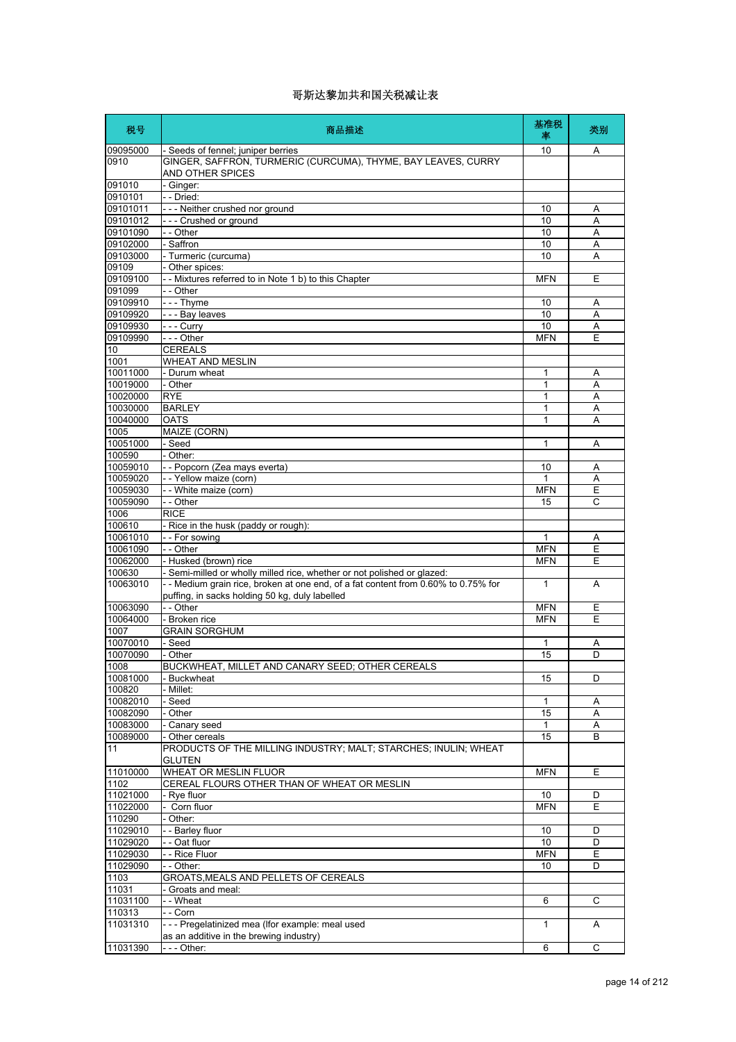# 哥斯达黎加共和国关税减让表

| 税号 | 商品描述 | 基准税率 | 类别 |
|---|---|---|---|
| 09095000 | - Seeds of fennel; juniper berries | 10 | A |
| 0910 | GINGER, SAFFRON, TURMERIC (CURCUMA), THYME, BAY LEAVES, CURRY AND OTHER SPICES | | |
| 091010 | - Ginger: | | |
| 0910101 | - - Dried: | | |
| 09101011 | - - - Neither crushed nor ground | 10 | A |
| 09101012 | - - - Crushed or ground | 10 | A |
| 09101090 | - - Other | 10 | A |
| 09102000 | - Saffron | 10 | A |
| 09103000 | - Turmeric (curcuma) | 10 | A |
| 09109 | - Other spices: | | |
| 09109100 | - - Mixtures referred to in Note 1 b) to this Chapter | MFN | E |
| 091099 | - - Other | | |
| 09109910 | - - - Thyme | 10 | A |
| 09109920 | - - - Bay leaves | 10 | A |
| 09109930 | - - - Curry | 10 | A |
| 09109990 | - - - Other | MFN | E |
| 10 | CEREALS | | |
| 1001 | WHEAT AND MESLIN | | |
| 10011000 | - Durum wheat | 1 | A |
| 10019000 | - Other | 1 | A |
| 10020000 | RYE | 1 | A |
| 10030000 | BARLEY | 1 | A |
| 10040000 | OATS | 1 | A |
| 1005 | MAIZE (CORN) | | |
| 10051000 | - Seed | 1 | A |
| 100590 | - Other: | | |
| 10059010 | - - Popcorn (Zea mays everta) | 10 | A |
| 10059020 | - - Yellow maize (corn) | 1 | A |
| 10059030 | - - White maize (corn) | MFN | E |
| 10059090 | - - Other | 15 | C |
| 1006 | RICE | | |
| 100610 | - Rice in the husk (paddy or rough): | | |
| 10061010 | - - For sowing | 1 | A |
| 10061090 | - - Other | MFN | E |
| 10062000 | - Husked (brown) rice | MFN | E |
| 100630 | - Semi-milled or wholly milled rice, whether or not polished or glazed: | | |
| 10063010 | - - Medium grain rice, broken at one end, of a fat content from 0.60% to 0.75% for puffing, in sacks holding 50 kg, duly labelled | 1 | A |
| 10063090 | - - Other | MFN | E |
| 10064000 | - Broken rice | MFN | E |
| 1007 | GRAIN SORGHUM | | |
| 10070010 | - Seed | 1 | A |
| 10070090 | - Other | 15 | D |
| 1008 | BUCKWHEAT, MILLET AND CANARY SEED; OTHER CEREALS | | |
| 10081000 | - Buckwheat | 15 | D |
| 100820 | - Millet: | | |
| 10082010 | - Seed | 1 | A |
| 10082090 | - Other | 15 | A |
| 10083000 | - Canary seed | 1 | A |
| 10089000 | - Other cereals | 15 | B |
| 11 | PRODUCTS OF THE MILLING INDUSTRY; MALT; STARCHES; INULIN; WHEAT GLUTEN | | |
| 11010000 | WHEAT OR MESLIN FLUOR | MFN | E |
| 1102 | CEREAL FLOURS OTHER THAN OF WHEAT OR MESLIN | | |
| 11021000 | - Rye fluor | 10 | D |
| 11022000 | - Corn fluor | MFN | E |
| 110290 | - Other: | | |
| 11029010 | - - Barley fluor | 10 | D |
| 11029020 | - - Oat fluor | 10 | D |
| 11029030 | - - Rice Fluor | MFN | E |
| 11029090 | - - Other: | 10 | D |
| 1103 | GROATS,MEALS AND PELLETS OF CEREALS | | |
| 11031 | - Groats and meal: | | |
| 11031100 | - - Wheat | 6 | C |
| 110313 | - - Corn | | |
| 11031310 | - - - Pregelatinized mea (lfor example: meal used as an additive in the brewing industry) | 1 | A |
| 11031390 | - - - Other: | 6 | C |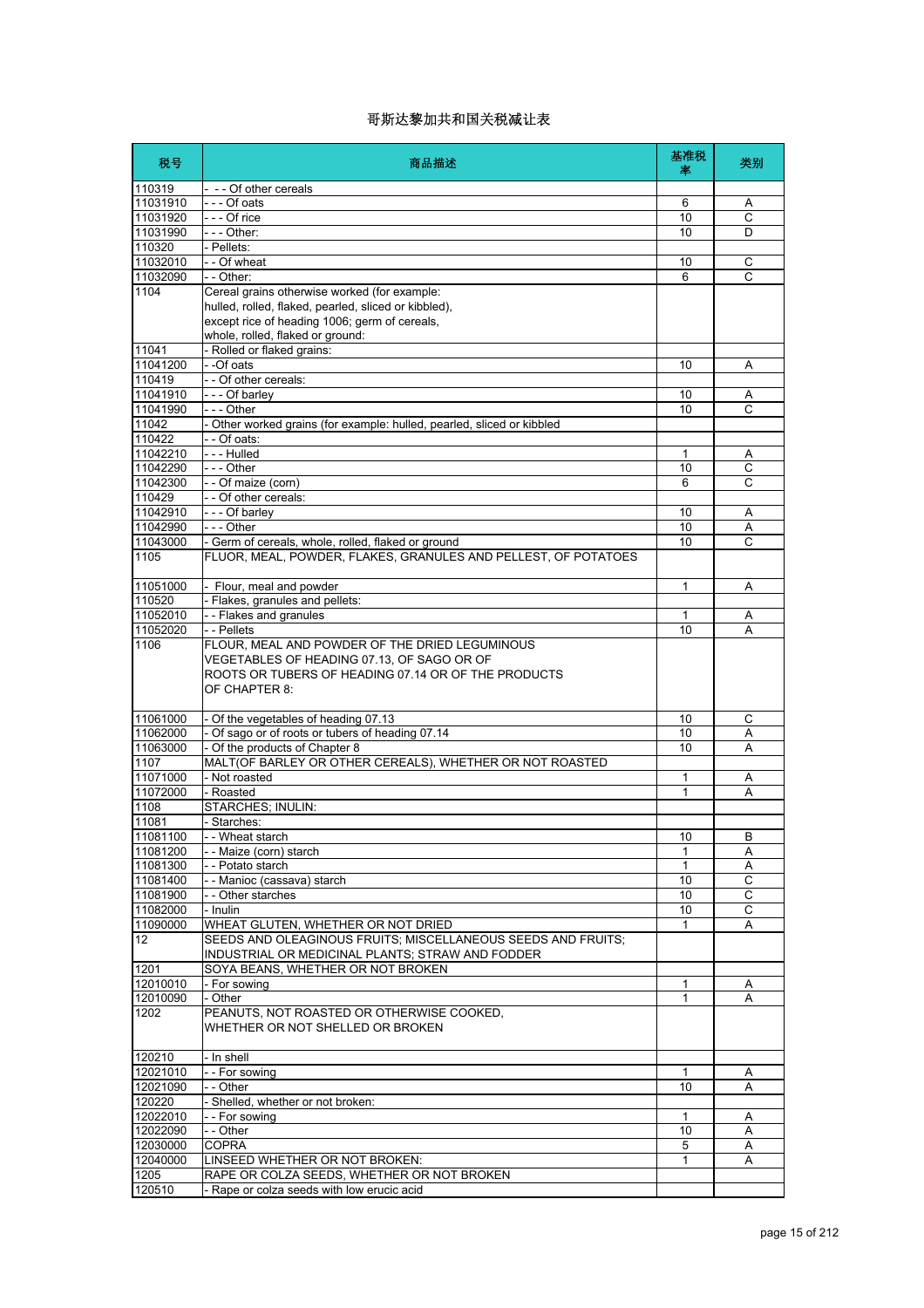# 哥斯达黎加共和国关税减让表

| 税号 | 商品描述 | 基准税率 | 类别 |
|---|---|---|---|
| 110319 | - - - Of other cereals | | |
| 11031910 | - - - Of oats | 6 | A |
| 11031920 | - - - Of rice | 10 | C |
| 11031990 | - - - Other: | 10 | D |
| 110320 | - Pellets: | | |
| 11032010 | - - Of wheat | 10 | C |
| 11032090 | - - Other: | 6 | C |
| 1104 | Cereal grains otherwise worked (for example: hulled, rolled, flaked, pearled, sliced or kibbled), except rice of heading 1006; germ of cereals, whole, rolled, flaked or ground: | | |
| 11041 | - Rolled or flaked grains: | | |
| 11041200 | - -Of oats | 10 | A |
| 110419 | - - Of other cereals: | | |
| 11041910 | - - - Of barley | 10 | A |
| 11041990 | - - - Other | 10 | C |
| 11042 | - Other worked grains (for example: hulled, pearled, sliced or kibbled | | |
| 110422 | - - Of oats: | | |
| 11042210 | - - - Hulled | 1 | A |
| 11042290 | - - - Other | 10 | C |
| 11042300 | - - Of maize (corn) | 6 | C |
| 110429 | - - Of other cereals: | | |
| 11042910 | - - - Of barley | 10 | A |
| 11042990 | - - - Other | 10 | A |
| 11043000 | - Germ of cereals, whole, rolled, flaked or ground | 10 | C |
| 1105 | FLUOR, MEAL, POWDER, FLAKES, GRANULES AND PELLEST, OF POTATOES | | |
| 11051000 | - Flour, meal and powder | 1 | A |
| 110520 | - Flakes, granules and pellets: | | |
| 11052010 | - - Flakes and granules | 1 | A |
| 11052020 | - - Pellets | 10 | A |
| 1106 | FLOUR, MEAL AND POWDER OF THE DRIED LEGUMINOUS VEGETABLES OF HEADING 07.13, OF SAGO OR OF ROOTS OR TUBERS OF HEADING 07.14 OR OF THE PRODUCTS OF CHAPTER 8: | | |
| 11061000 | - Of the vegetables of heading 07.13 | 10 | C |
| 11062000 | - Of sago or of roots or tubers of heading 07.14 | 10 | A |
| 11063000 | - Of the products of Chapter 8 | 10 | A |
| 1107 | MALT(OF BARLEY OR OTHER CEREALS), WHETHER OR NOT ROASTED | | |
| 11071000 | - Not roasted | 1 | A |
| 11072000 | - Roasted | 1 | A |
| 1108 | STARCHES; INULIN: | | |
| 11081 | - Starches: | | |
| 11081100 | - - Wheat starch | 10 | B |
| 11081200 | - - Maize (corn) starch | 1 | A |
| 11081300 | - - Potato starch | 1 | A |
| 11081400 | - - Manioc (cassava) starch | 10 | C |
| 11081900 | - - Other starches | 10 | C |
| 11082000 | - Inulin | 10 | C |
| 11090000 | WHEAT GLUTEN, WHETHER OR NOT DRIED | 1 | A |
| 12 | SEEDS AND OLEAGINOUS FRUITS; MISCELLANEOUS SEEDS AND FRUITS; INDUSTRIAL OR MEDICINAL PLANTS; STRAW AND FODDER | | |
| 1201 | SOYA BEANS, WHETHER OR NOT BROKEN | | |
| 12010010 | - For sowing | 1 | A |
| 12010090 | - Other | 1 | A |
| 1202 | PEANUTS, NOT ROASTED OR OTHERWISE COOKED, WHETHER OR NOT SHELLED OR BROKEN | | |
| 120210 | - In shell | | |
| 12021010 | - - For sowing | 1 | A |
| 12021090 | - - Other | 10 | A |
| 120220 | - Shelled, whether or not broken: | | |
| 12022010 | - - For sowing | 1 | A |
| 12022090 | - - Other | 10 | A |
| 12030000 | COPRA | 5 | A |
| 12040000 | LINSEED WHETHER OR NOT BROKEN: | 1 | A |
| 1205 | RAPE OR COLZA SEEDS, WHETHER OR NOT BROKEN | | |
| 120510 | - Rape or colza seeds with low erucic acid | | |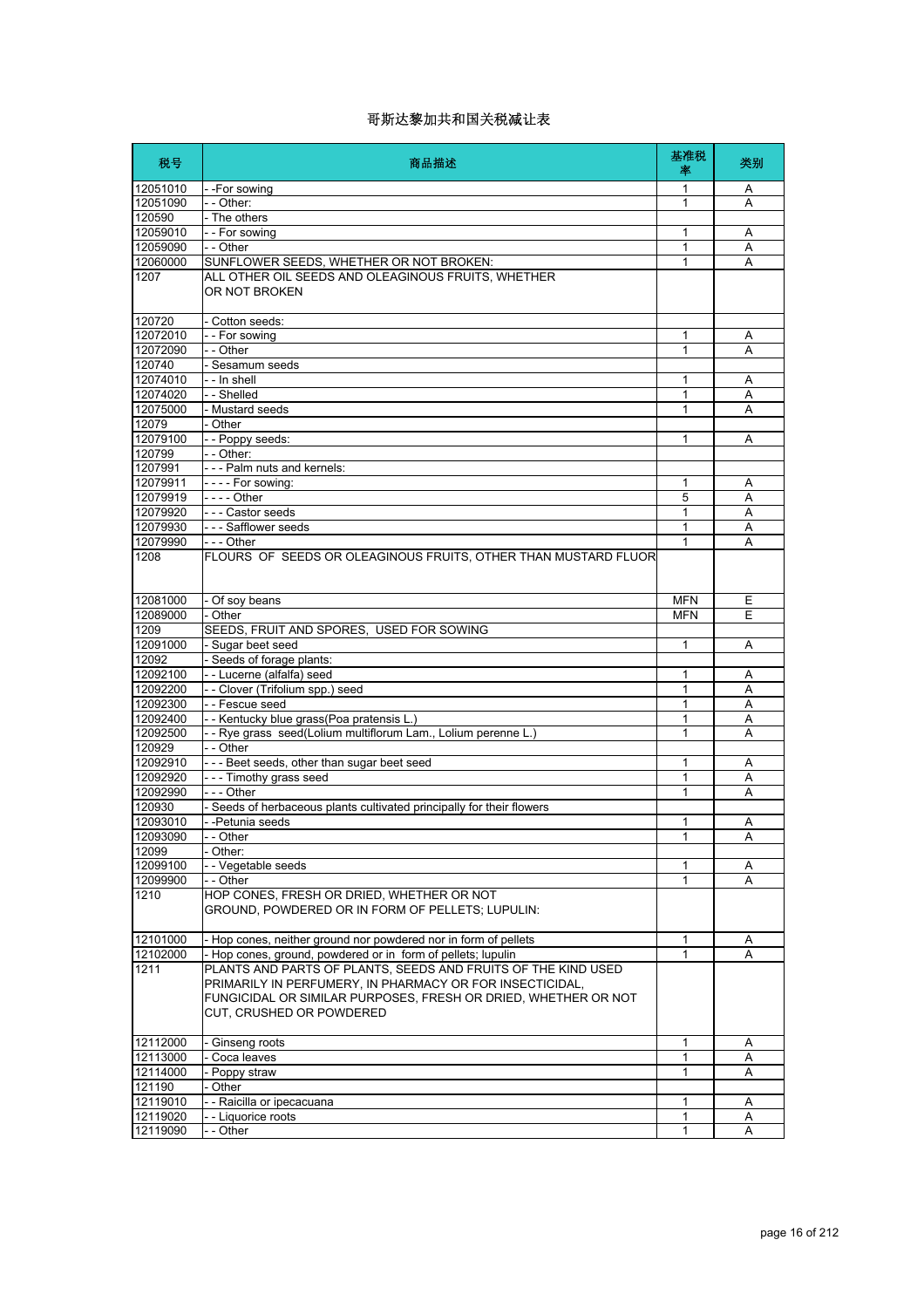# 哥斯达黎加共和国关税减让表

| 税号 | 商品描述 | 基准税率 | 类别 |
|---|---|---|---|
| 12051010 | - -For sowing | 1 | A |
| 12051090 | - - Other: | 1 | A |
| 120590 | - The others | | |
| 12059010 | - - For sowing | 1 | A |
| 12059090 | - - Other | 1 | A |
| 12060000 | SUNFLOWER SEEDS, WHETHER OR NOT BROKEN: | 1 | A |
| 1207 | ALL OTHER OIL SEEDS AND OLEAGINOUS FRUITS, WHETHER OR NOT BROKEN | | |
| 120720 | - Cotton seeds: | | |
| 12072010 | - - For sowing | 1 | A |
| 12072090 | - - Other | 1 | A |
| 120740 | - Sesamum seeds | | |
| 12074010 | - - In shell | 1 | A |
| 12074020 | - - Shelled | 1 | A |
| 12075000 | - Mustard seeds | 1 | A |
| 12079 | - Other | | |
| 12079100 | - - Poppy seeds: | 1 | A |
| 120799 | - - Other: | | |
| 1207991 | - - - Palm nuts and kernels: | | |
| 12079911 | - - - - For sowing: | 1 | A |
| 12079919 | - - - - Other | 5 | A |
| 12079920 | - - - Castor seeds | 1 | A |
| 12079930 | - - - Safflower seeds | 1 | A |
| 12079990 | - - - Other | 1 | A |
| 1208 | FLOURS OF SEEDS OR OLEAGINOUS FRUITS, OTHER THAN MUSTARD FLUOR | | |
| 12081000 | - Of soy beans | MFN | E |
| 12089000 | - Other | MFN | E |
| 1209 | SEEDS, FRUIT AND SPORES, USED FOR SOWING | | |
| 12091000 | - Sugar beet seed | 1 | A |
| 12092 | - Seeds of forage plants: | | |
| 12092100 | - - Lucerne (alfalfa) seed | 1 | A |
| 12092200 | - - Clover (Trifolium spp.) seed | 1 | A |
| 12092300 | - - Fescue seed | 1 | A |
| 12092400 | - - Kentucky blue grass(Poa pratensis L.) | 1 | A |
| 12092500 | - - Rye grass seed(Lolium multiflorum Lam., Lolium perenne L.) | 1 | A |
| 120929 | - - Other | | |
| 12092910 | - - - Beet seeds, other than sugar beet seed | 1 | A |
| 12092920 | - - - Timothy grass seed | 1 | A |
| 12092990 | - - - Other | 1 | A |
| 120930 | - Seeds of herbaceous plants cultivated principally for their flowers | | |
| 12093010 | - -Petunia seeds | 1 | A |
| 12093090 | - - Other | 1 | A |
| 12099 | - Other: | | |
| 12099100 | - - Vegetable seeds | 1 | A |
| 12099900 | - - Other | 1 | A |
| 1210 | HOP CONES, FRESH OR DRIED, WHETHER OR NOT GROUND, POWDERED OR IN FORM OF PELLETS; LUPULIN: | | |
| 12101000 | - Hop cones, neither ground nor powdered nor in form of pellets | 1 | A |
| 12102000 | - Hop cones, ground, powdered or in form of pellets; lupulin | 1 | A |
| 1211 | PLANTS AND PARTS OF PLANTS, SEEDS AND FRUITS OF THE KIND USED PRIMARILY IN PERFUMERY, IN PHARMACY OR FOR INSECTICIDAL, FUNGICIDAL OR SIMILAR PURPOSES, FRESH OR DRIED, WHETHER OR NOT CUT, CRUSHED OR POWDERED | | |
| 12112000 | - Ginseng roots | 1 | A |
| 12113000 | - Coca leaves | 1 | A |
| 12114000 | - Poppy straw | 1 | A |
| 121190 | - Other | | |
| 12119010 | - - Raicilla or ipecacuana | 1 | A |
| 12119020 | - - Liquorice roots | 1 | A |
| 12119090 | - - Other | 1 | A |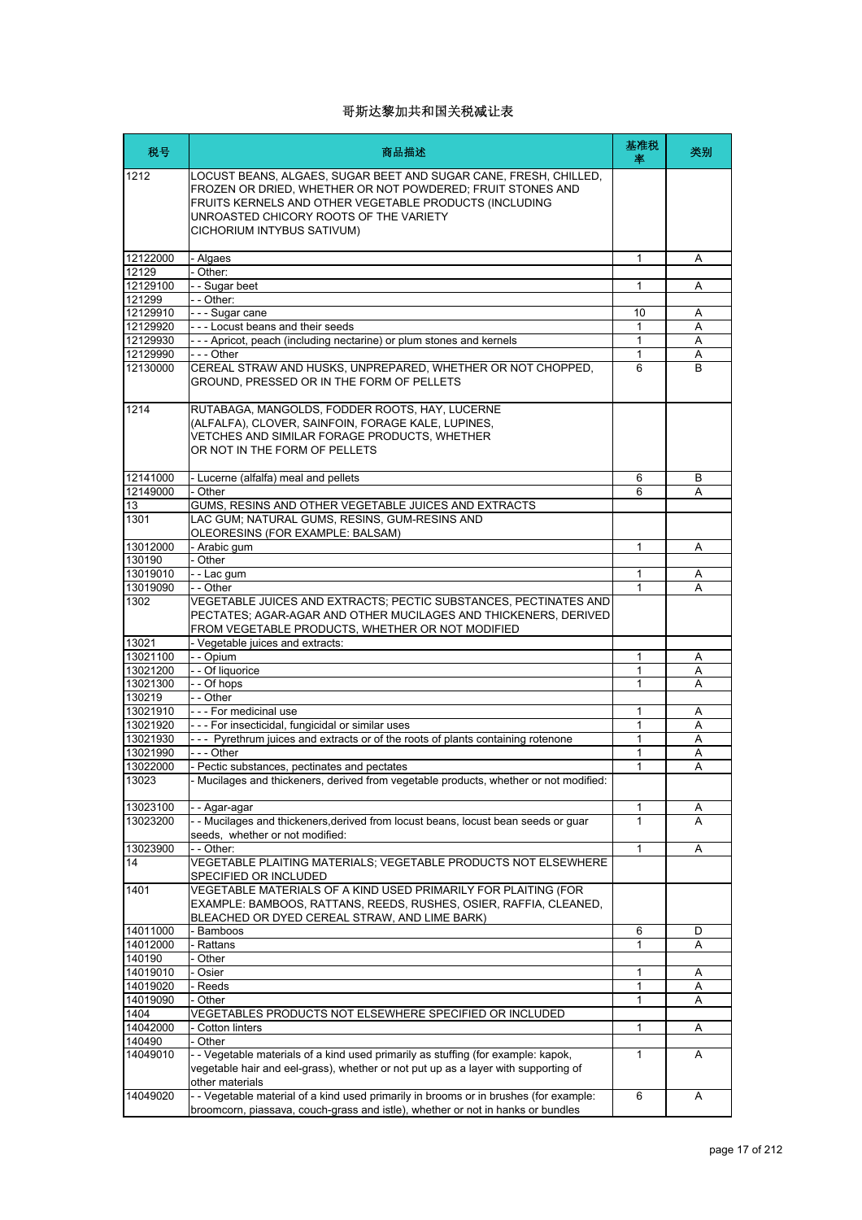# 哥斯达黎加共和国关税减让表

| 税号 | 商品描述 | 基准税率 | 类别 |
|---|---|---|---|
| 1212 | LOCUST BEANS, ALGAES, SUGAR BEET AND SUGAR CANE, FRESH, CHILLED, FROZEN OR DRIED, WHETHER OR NOT POWDERED; FRUIT STONES AND FRUITS KERNELS AND OTHER VEGETABLE PRODUCTS (INCLUDING UNROASTED CHICORY ROOTS OF THE VARIETY CICHORIUM INTYBUS SATIVUM) | | |
| 12122000 | - Algaes | 1 | A |
| 12129 | - Other: | | |
| 12129100 | - - Sugar beet | 1 | A |
| 121299 | - - Other: | | |
| 12129910 | - - - Sugar cane | 10 | A |
| 12129920 | - - - Locust beans and their seeds | 1 | A |
| 12129930 | - - - Apricot, peach (including nectarine) or plum stones and kernels | 1 | A |
| 12129990 | - - - Other | 1 | A |
| 12130000 | CEREAL STRAW AND HUSKS, UNPREPARED, WHETHER OR NOT CHOPPED, GROUND, PRESSED OR IN THE FORM OF PELLETS | 6 | B |
| 1214 | RUTABAGA, MANGOLDS, FODDER ROOTS, HAY, LUCERNE (ALFALFA), CLOVER, SAINFOIN, FORAGE KALE, LUPINES, VETCHES AND SIMILAR FORAGE PRODUCTS, WHETHER OR NOT IN THE FORM OF PELLETS | | |
| 12141000 | - Lucerne (alfalfa) meal and pellets | 6 | B |
| 12149000 | - Other | 6 | A |
| 13 | GUMS, RESINS AND OTHER VEGETABLE JUICES AND EXTRACTS | | |
| 1301 | LAC GUM; NATURAL GUMS, RESINS, GUM-RESINS AND OLEORESINS (FOR EXAMPLE: BALSAM) | | |
| 13012000 | - Arabic gum | 1 | A |
| 130190 | - Other | | |
| 13019010 | - - Lac gum | 1 | A |
| 13019090 | - - Other | 1 | A |
| 1302 | VEGETABLE JUICES AND EXTRACTS; PECTIC SUBSTANCES, PECTINATES AND PECTATES; AGAR-AGAR AND OTHER MUCILAGES AND THICKENERS, DERIVED FROM VEGETABLE PRODUCTS, WHETHER OR NOT MODIFIED | | |
| 13021 | - Vegetable juices and extracts: | | |
| 13021100 | - - Opium | 1 | A |
| 13021200 | - - Of liquorice | 1 | A |
| 13021300 | - - Of hops | 1 | A |
| 130219 | - - Other | | |
| 13021910 | - - - For medicinal use | 1 | A |
| 13021920 | - - - For insecticidal, fungicidal or similar uses | 1 | A |
| 13021930 | - - - Pyrethrum juices and extracts or of the roots of plants containing rotenone | 1 | A |
| 13021990 | - - - Other | 1 | A |
| 13022000 | - Pectic substances, pectinates and pectates | 1 | A |
| 13023 | - Mucilages and thickeners, derived from vegetable products, whether or not modified: | | |
| 13023100 | - - Agar-agar | 1 | A |
| 13023200 | - - Mucilages and thickeners,derived from locust beans, locust bean seeds or guar seeds, whether or not modified: | 1 | A |
| 13023900 | - - Other: | 1 | A |
| 14 | VEGETABLE PLAITING MATERIALS; VEGETABLE PRODUCTS NOT ELSEWHERE SPECIFIED OR INCLUDED | | |
| 1401 | VEGETABLE MATERIALS OF A KIND USED PRIMARILY FOR PLAITING (FOR EXAMPLE: BAMBOOS, RATTANS, REEDS, RUSHES, OSIER, RAFFIA, CLEANED, BLEACHED OR DYED CEREAL STRAW, AND LIME BARK) | | |
| 14011000 | - Bamboos | 6 | D |
| 14012000 | - Rattans | 1 | A |
| 140190 | - Other | | |
| 14019010 | - Osier | 1 | A |
| 14019020 | - Reeds | 1 | A |
| 14019090 | - Other | 1 | A |
| 1404 | VEGETABLES PRODUCTS NOT ELSEWHERE SPECIFIED OR INCLUDED | | |
| 14042000 | - Cotton linters | 1 | A |
| 140490 | - Other | | |
| 14049010 | - - Vegetable materials of a kind used primarily as stuffing (for example: kapok, vegetable hair and eel-grass), whether or not put up as a layer with supporting of other materials | 1 | A |
| 14049020 | - - Vegetable material of a kind used primarily in brooms or in brushes (for example: broomcorn, piassava, couch-grass and istle), whether or not in hanks or bundles | 6 | A |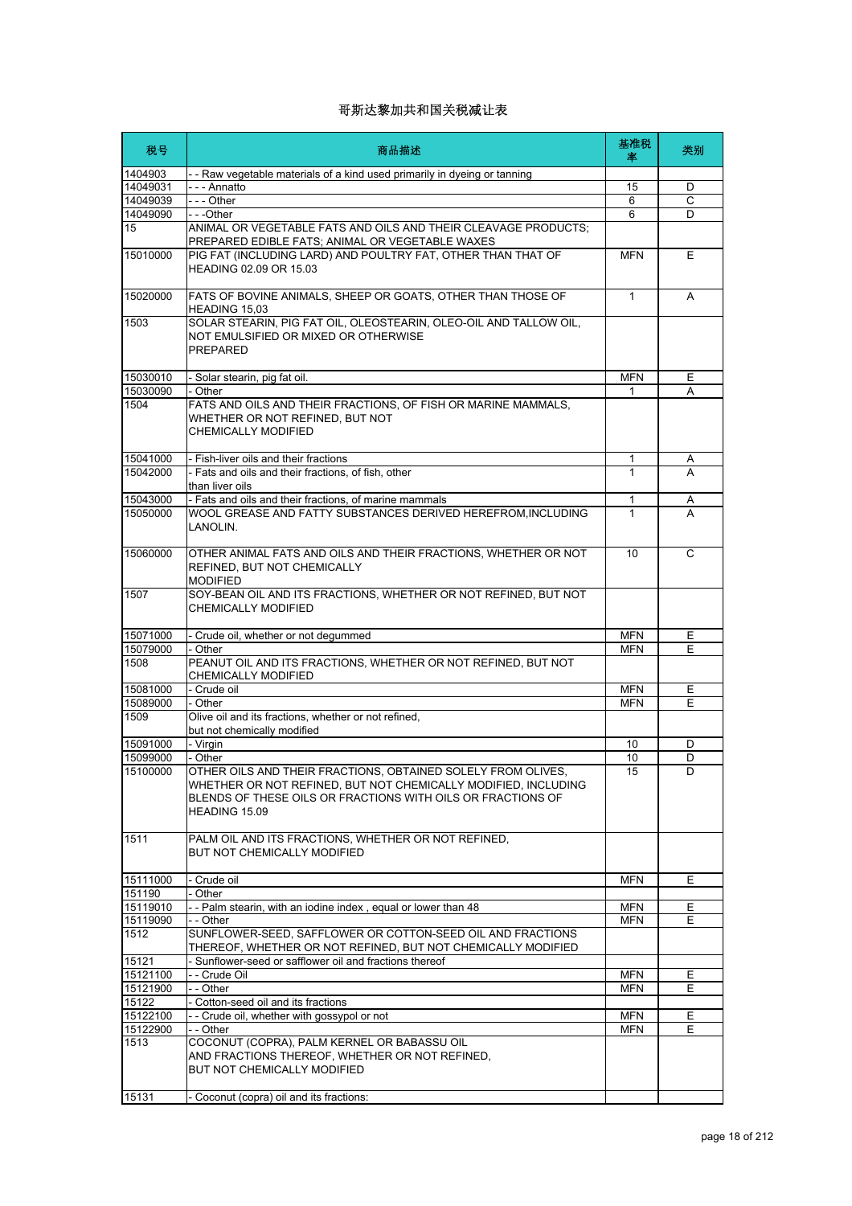# 哥斯达黎加共和国关税减让表

| 税号 | 商品描述 | 基准税率 | 类别 |
|---|---|---|---|
| 1404903 | - - Raw vegetable materials of a kind used primarily in dyeing or tanning | | |
| 14049031 | - - - Annatto | 15 | D |
| 14049039 | - - - Other | 6 | C |
| 14049090 | - - -Other | 6 | D |
| 15 | ANIMAL OR VEGETABLE FATS AND OILS AND THEIR CLEAVAGE PRODUCTS; PREPARED EDIBLE FATS; ANIMAL OR VEGETABLE WAXES | | |
| 15010000 | PIG FAT (INCLUDING LARD) AND POULTRY FAT, OTHER THAN THAT OF HEADING 02.09 OR 15.03 | MFN | E |
| 15020000 | FATS OF BOVINE ANIMALS, SHEEP OR GOATS, OTHER THAN THOSE OF HEADING 15,03 | 1 | A |
| 1503 | SOLAR STEARIN, PIG FAT OIL, OLEOSTEARIN, OLEO-OIL AND TALLOW OIL, NOT EMULSIFIED OR MIXED OR OTHERWISE PREPARED | | |
| 15030010 | - Solar stearin, pig fat oil. | MFN | E |
| 15030090 | - Other | 1 | A |
| 1504 | FATS AND OILS AND THEIR FRACTIONS, OF FISH OR MARINE MAMMALS, WHETHER OR NOT REFINED, BUT NOT CHEMICALLY MODIFIED | | |
| 15041000 | - Fish-liver oils and their fractions | 1 | A |
| 15042000 | - Fats and oils and their fractions, of fish, other than liver oils | 1 | A |
| 15043000 | - Fats and oils and their fractions, of marine mammals | 1 | A |
| 15050000 | WOOL GREASE AND FATTY SUBSTANCES DERIVED HEREFROM,INCLUDING LANOLIN. | 1 | A |
| 15060000 | OTHER ANIMAL FATS AND OILS AND THEIR FRACTIONS, WHETHER OR NOT REFINED, BUT NOT CHEMICALLY MODIFIED | 10 | C |
| 1507 | SOY-BEAN OIL AND ITS FRACTIONS, WHETHER OR NOT REFINED, BUT NOT CHEMICALLY MODIFIED | | |
| 15071000 | - Crude oil, whether or not degummed | MFN | E |
| 15079000 | - Other | MFN | E |
| 1508 | PEANUT OIL AND ITS FRACTIONS, WHETHER OR NOT REFINED, BUT NOT CHEMICALLY MODIFIED | | |
| 15081000 | - Crude oil | MFN | E |
| 15089000 | - Other | MFN | E |
| 1509 | Olive oil and its fractions, whether or not refined, but not chemically modified | | |
| 15091000 | - Virgin | 10 | D |
| 15099000 | - Other | 10 | D |
| 15100000 | OTHER OILS AND THEIR FRACTIONS, OBTAINED SOLELY FROM OLIVES, WHETHER OR NOT REFINED, BUT NOT CHEMICALLY MODIFIED, INCLUDING BLENDS OF THESE OILS OR FRACTIONS WITH OILS OR FRACTIONS OF HEADING 15.09 | 15 | D |
| 1511 | PALM OIL AND ITS FRACTIONS, WHETHER OR NOT REFINED, BUT NOT CHEMICALLY MODIFIED | | |
| 15111000 | - Crude oil | MFN | E |
| 151190 | - Other | | |
| 15119010 | - - Palm stearin, with an iodine index , equal or lower than 48 | MFN | E |
| 15119090 | - - Other | MFN | E |
| 1512 | SUNFLOWER-SEED, SAFFLOWER OR COTTON-SEED OIL AND FRACTIONS THEREOF, WHETHER OR NOT REFINED, BUT NOT CHEMICALLY MODIFIED | | |
| 15121 | - Sunflower-seed or safflower oil and fractions thereof | | |
| 15121100 | - - Crude Oil | MFN | E |
| 15121900 | - - Other | MFN | E |
| 15122 | - Cotton-seed oil and its fractions | | |
| 15122100 | - - Crude oil, whether with gossypol or not | MFN | E |
| 15122900 | - - Other | MFN | E |
| 1513 | COCONUT (COPRA), PALM KERNEL OR BABASSU OIL AND FRACTIONS THEREOF, WHETHER OR NOT REFINED, BUT NOT CHEMICALLY MODIFIED | | |
| 15131 | - Coconut (copra) oil and its fractions: | | |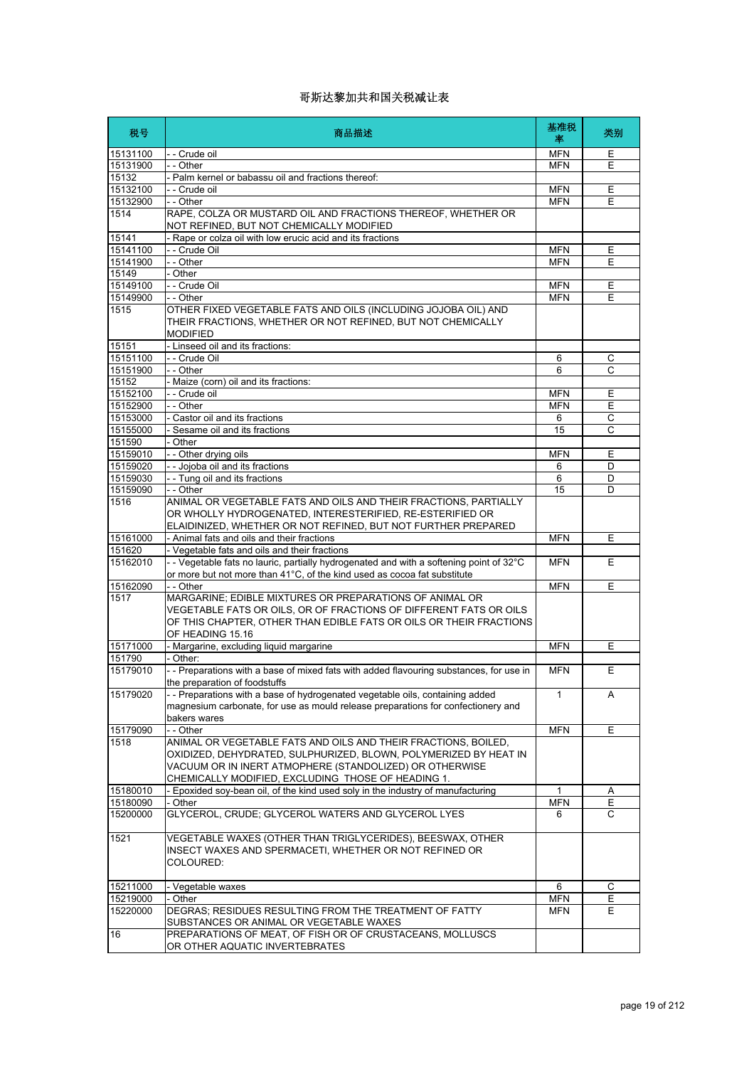# 哥斯达黎加共和国关税减让表

| 税号 | 商品描述 | 基准税率 | 类别 |
|---|---|---|---|
| 15131100 | - - Crude oil | MFN | E |
| 15131900 | - - Other | MFN | E |
| 15132 | - Palm kernel or babassu oil and fractions thereof: | | |
| 15132100 | - - Crude oil | MFN | E |
| 15132900 | - - Other | MFN | E |
| 1514 | RAPE, COLZA OR MUSTARD OIL AND FRACTIONS THEREOF, WHETHER OR NOT REFINED, BUT NOT CHEMICALLY MODIFIED | | |
| 15141 | - Rape or colza oil with low erucic acid and its fractions | | |
| 15141100 | - - Crude Oil | MFN | E |
| 15141900 | - - Other | MFN | E |
| 15149 | - Other | | |
| 15149100 | - - Crude Oil | MFN | E |
| 15149900 | - - Other | MFN | E |
| 1515 | OTHER FIXED VEGETABLE FATS AND OILS (INCLUDING JOJOBA OIL) AND THEIR FRACTIONS, WHETHER OR NOT REFINED, BUT NOT CHEMICALLY MODIFIED | | |
| 15151 | - Linseed oil and its fractions: | | |
| 15151100 | - - Crude Oil | 6 | C |
| 15151900 | - - Other | 6 | C |
| 15152 | - Maize (corn) oil and its fractions: | | |
| 15152100 | - - Crude oil | MFN | E |
| 15152900 | - - Other | MFN | E |
| 15153000 | - Castor oil and its fractions | 6 | C |
| 15155000 | - Sesame oil and its fractions | 15 | C |
| 151590 | - Other | | |
| 15159010 | - - Other drying oils | MFN | E |
| 15159020 | - - Jojoba oil and its fractions | 6 | D |
| 15159030 | - - Tung oil and its fractions | 6 | D |
| 15159090 | - - Other | 15 | D |
| 1516 | ANIMAL OR VEGETABLE FATS AND OILS AND THEIR FRACTIONS, PARTIALLY OR WHOLLY HYDROGENATED, INTERESTERIFIED, RE-ESTERIFIED OR ELAIDINIZED, WHETHER OR NOT REFINED, BUT NOT FURTHER PREPARED | | |
| 15161000 | - Animal fats and oils and their fractions | MFN | E |
| 151620 | - Vegetable fats and oils and their fractions | | |
| 15162010 | - - Vegetable fats no lauric, partially hydrogenated and with a softening point of 32°C or more but not more than 41°C, of the kind used as cocoa fat substitute | MFN | E |
| 15162090 | - - Other | MFN | E |
| 1517 | MARGARINE; EDIBLE MIXTURES OR PREPARATIONS OF ANIMAL OR VEGETABLE FATS OR OILS, OR OF FRACTIONS OF DIFFERENT FATS OR OILS OF THIS CHAPTER, OTHER THAN EDIBLE FATS OR OILS OR THEIR FRACTIONS OF HEADING 15.16 | | |
| 15171000 | - Margarine, excluding liquid margarine | MFN | E |
| 151790 | - Other: | | |
| 15179010 | - - Preparations with a base of mixed fats with added flavouring substances, for use in the preparation of foodstuffs | MFN | E |
| 15179020 | - - Preparations with a base of hydrogenated vegetable oils, containing added magnesium carbonate, for use as mould release preparations for confectionery and bakers wares | 1 | A |
| 15179090 | - - Other | MFN | E |
| 1518 | ANIMAL OR VEGETABLE FATS AND OILS AND THEIR FRACTIONS, BOILED, OXIDIZED, DEHYDRATED, SULPHURIZED, BLOWN, POLYMERIZED BY HEAT IN VACUUM OR IN INERT ATMOPHERE (STANDOLIZED) OR OTHERWISE CHEMICALLY MODIFIED, EXCLUDING THOSE OF HEADING 1. | | |
| 15180010 | - Epoxided soy-bean oil, of the kind used soly in the industry of manufacturing | 1 | A |
| 15180090 | - Other | MFN | E |
| 15200000 | GLYCEROL, CRUDE; GLYCEROL WATERS AND GLYCEROL LYES | 6 | C |
| 1521 | VEGETABLE WAXES (OTHER THAN TRIGLYCERIDES), BEESWAX, OTHER INSECT WAXES AND SPERMACETI, WHETHER OR NOT REFINED OR COLOURED: | | |
| 15211000 | - Vegetable waxes | 6 | C |
| 15219000 | - Other | MFN | E |
| 15220000 | DEGRAS; RESIDUES RESULTING FROM THE TREATMENT OF FATTY SUBSTANCES OR ANIMAL OR VEGETABLE WAXES | MFN | E |
| 16 | PREPARATIONS OF MEAT, OF FISH OR OF CRUSTACEANS, MOLLUSCS OR OTHER AQUATIC INVERTEBRATES | | |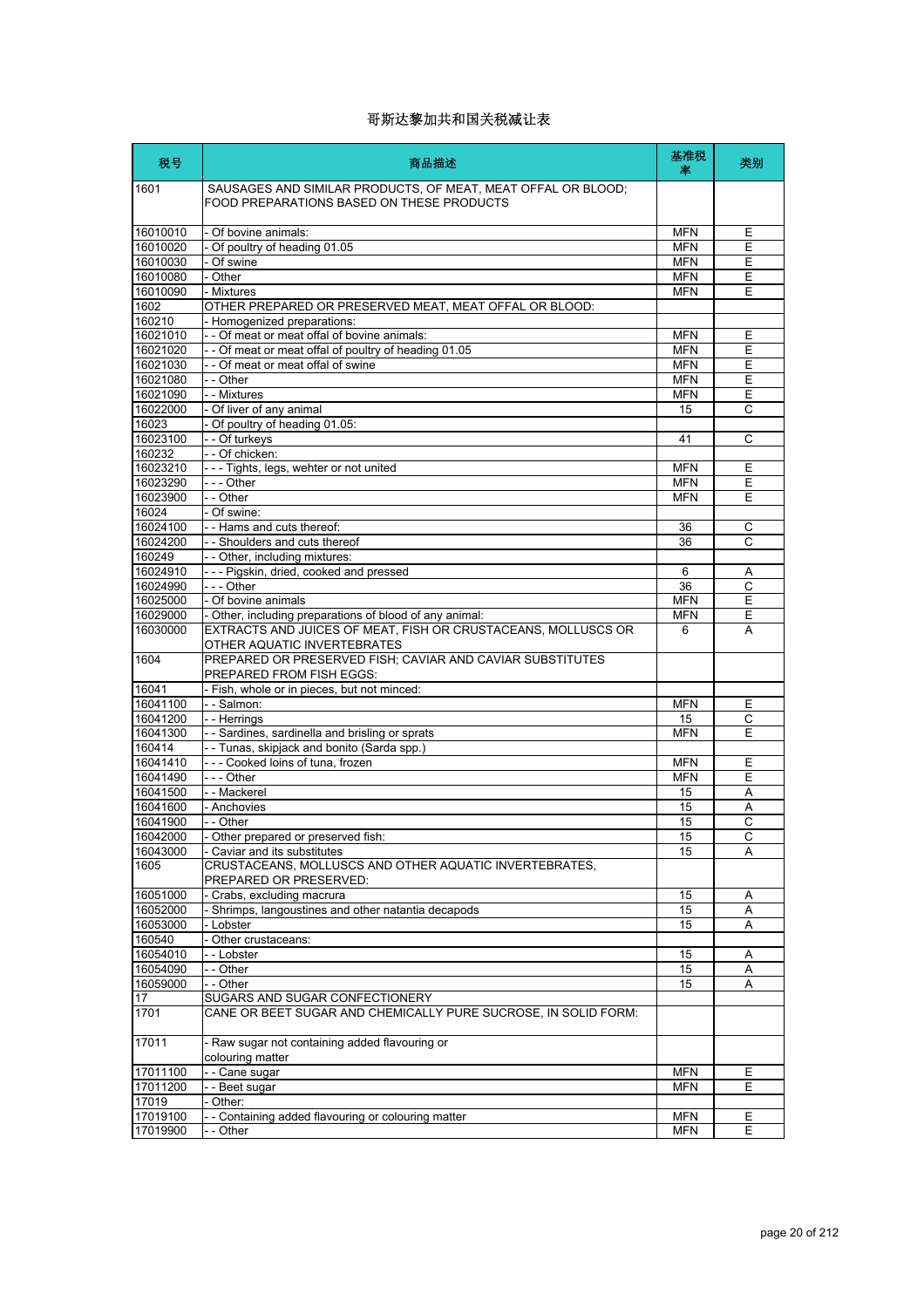# 哥斯达黎加共和国关税减让表

| 税号 | 商品描述 | 基准税率 | 类别 |
|---|---|---|---|
| 1601 | SAUSAGES AND SIMILAR PRODUCTS, OF MEAT, MEAT OFFAL OR BLOOD; FOOD PREPARATIONS BASED ON THESE PRODUCTS | | |
| 16010010 | - Of bovine animals: | MFN | E |
| 16010020 | - Of poultry of heading 01.05 | MFN | E |
| 16010030 | - Of swine | MFN | E |
| 16010080 | - Other | MFN | E |
| 16010090 | - Mixtures | MFN | E |
| 1602 | OTHER PREPARED OR PRESERVED MEAT, MEAT OFFAL OR BLOOD: | | |
| 160210 | - Homogenized preparations: | | |
| 16021010 | - - Of meat or meat offal of bovine animals: | MFN | E |
| 16021020 | - - Of meat or meat offal of poultry of heading 01.05 | MFN | E |
| 16021030 | - - Of meat or meat offal of swine | MFN | E |
| 16021080 | - - Other | MFN | E |
| 16021090 | - - Mixtures | MFN | E |
| 16022000 | - Of liver of any animal | 15 | C |
| 16023 | - Of poultry of heading 01.05: | | |
| 16023100 | - - Of turkeys | 41 | C |
| 160232 | - - Of chicken: | | |
| 16023210 | - - - Tights, legs, wehter or not united | MFN | E |
| 16023290 | - - - Other | MFN | E |
| 16023900 | - - Other | MFN | E |
| 16024 | - Of swine: | | |
| 16024100 | - - Hams and cuts thereof: | 36 | C |
| 16024200 | - - Shoulders and cuts thereof | 36 | C |
| 160249 | - - Other, including mixtures: | | |
| 16024910 | - - - Pigskin, dried, cooked and pressed | 6 | A |
| 16024990 | - - - Other | 36 | C |
| 16025000 | - Of bovine animals | MFN | E |
| 16029000 | - Other, including preparations of blood of any animal: | MFN | E |
| 16030000 | EXTRACTS AND JUICES OF MEAT, FISH OR CRUSTACEANS, MOLLUSCS OR OTHER AQUATIC INVERTEBRATES | 6 | A |
| 1604 | PREPARED OR PRESERVED FISH; CAVIAR AND CAVIAR SUBSTITUTES PREPARED FROM FISH EGGS: | | |
| 16041 | - Fish, whole or in pieces, but not minced: | | |
| 16041100 | - - Salmon: | MFN | E |
| 16041200 | - - Herrings | 15 | C |
| 16041300 | - - Sardines, sardinella and brisling or sprats | MFN | E |
| 160414 | - - Tunas, skipjack and bonito (Sarda spp.) | | |
| 16041410 | - - - Cooked loins of tuna, frozen | MFN | E |
| 16041490 | - - - Other | MFN | E |
| 16041500 | - - Mackerel | 15 | A |
| 16041600 | - Anchovies | 15 | A |
| 16041900 | - - Other | 15 | C |
| 16042000 | - Other prepared or preserved fish: | 15 | C |
| 16043000 | - Caviar and its substitutes | 15 | A |
| 1605 | CRUSTACEANS, MOLLUSCS AND OTHER AQUATIC INVERTEBRATES, PREPARED OR PRESERVED: | | |
| 16051000 | - Crabs, excluding macrura | 15 | A |
| 16052000 | - Shrimps, langoustines and other natantia decapods | 15 | A |
| 16053000 | - Lobster | 15 | A |
| 160540 | - Other crustaceans: | | |
| 16054010 | - - Lobster | 15 | A |
| 16054090 | - - Other | 15 | A |
| 16059000 | - - Other | 15 | A |
| 17 | SUGARS AND SUGAR CONFECTIONERY | | |
| 1701 | CANE OR BEET SUGAR AND CHEMICALLY PURE SUCROSE, IN SOLID FORM: | | |
| 17011 | - Raw sugar not containing added flavouring or colouring matter | | |
| 17011100 | - - Cane sugar | MFN | E |
| 17011200 | - - Beet sugar | MFN | E |
| 17019 | - Other: | | |
| 17019100 | - - Containing added flavouring or colouring matter | MFN | E |
| 17019900 | - - Other | MFN | E |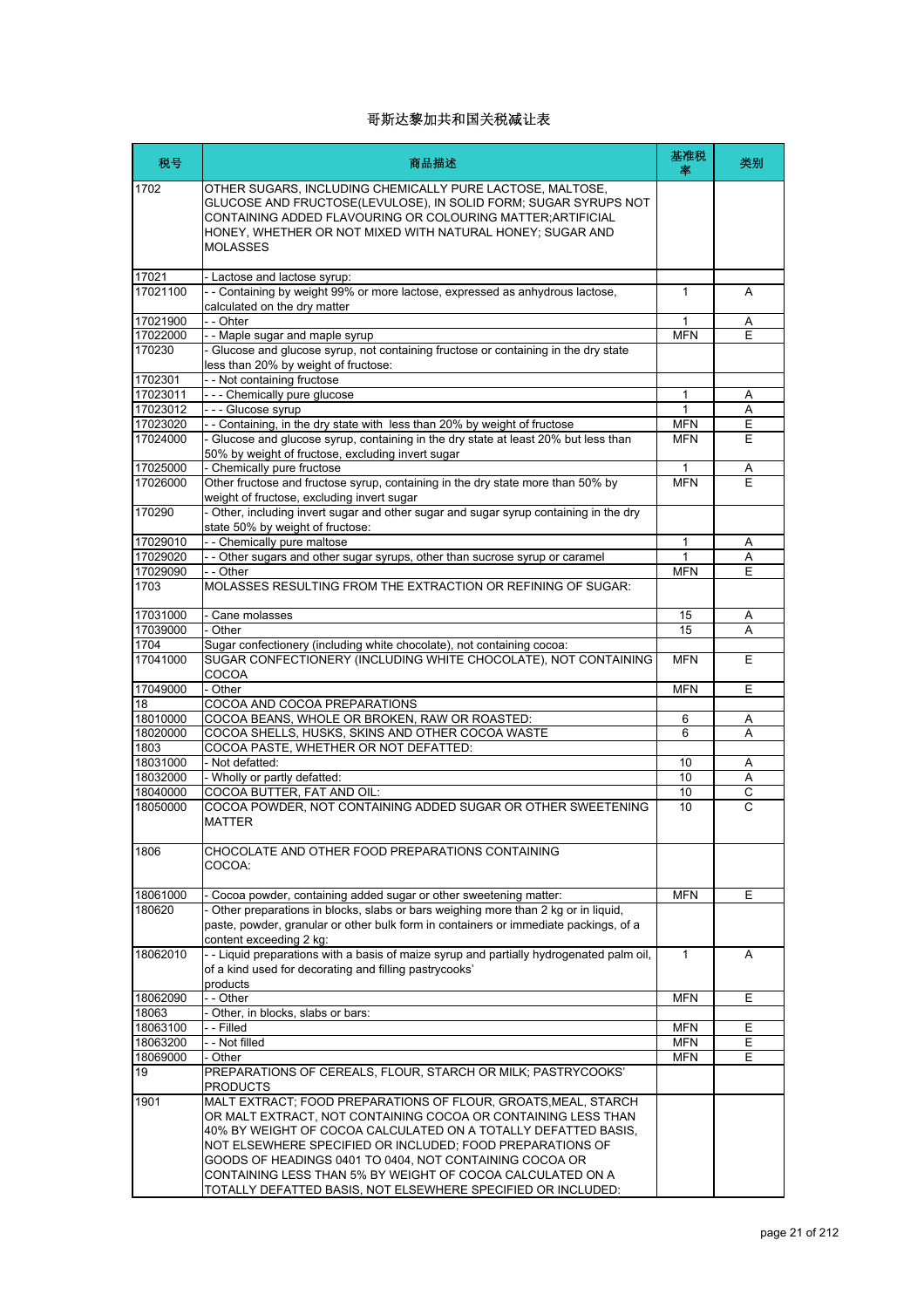# 哥斯达黎加共和国关税减让表

| 税号 | 商品描述 | 基准税率 | 类别 |
|---|---|---|---|
| 1702 | OTHER SUGARS, INCLUDING CHEMICALLY PURE LACTOSE, MALTOSE, GLUCOSE AND FRUCTOSE(LEVULOSE), IN SOLID FORM; SUGAR SYRUPS NOT CONTAINING ADDED FLAVOURING OR COLOURING MATTER;ARTIFICIAL HONEY, WHETHER OR NOT MIXED WITH NATURAL HONEY; SUGAR AND MOLASSES | | |
| 17021 | - Lactose and lactose syrup: | | |
| 17021100 | - - Containing by weight 99% or more lactose, expressed as anhydrous lactose, calculated on the dry matter | 1 | A |
| 17021900 | - - Ohter | 1 | A |
| 17022000 | - - Maple sugar and maple syrup | MFN | E |
| 170230 | - Glucose and glucose syrup, not containing fructose or containing in the dry state less than 20% by weight of fructose: | | |
| 1702301 | - - Not containing fructose | | |
| 17023011 | - - - Chemically pure glucose | 1 | A |
| 17023012 | - - - Glucose syrup | 1 | A |
| 17023020 | - - Containing, in the dry state with  less than 20% by weight of fructose | MFN | E |
| 17024000 | - Glucose and glucose syrup, containing in the dry state at least 20% but less than 50% by weight of fructose, excluding invert sugar | MFN | E |
| 17025000 | - Chemically pure fructose | 1 | A |
| 17026000 | Other fructose and fructose syrup, containing in the dry state more than 50% by weight of fructose, excluding invert sugar | MFN | E |
| 170290 | - Other, including invert sugar and other sugar and sugar syrup containing in the dry state 50% by weight of fructose: | | |
| 17029010 | - - Chemically pure maltose | 1 | A |
| 17029020 | - - Other sugars and other sugar syrups, other than sucrose syrup or caramel | 1 | A |
| 17029090 | - - Other | MFN | E |
| 1703 | MOLASSES RESULTING FROM THE EXTRACTION OR REFINING OF SUGAR: | | |
| 17031000 | - Cane molasses | 15 | A |
| 17039000 | - Other | 15 | A |
| 1704 | Sugar confectionery (including white chocolate), not containing cocoa: | | |
| 17041000 | SUGAR CONFECTIONERY (INCLUDING WHITE CHOCOLATE), NOT CONTAINING COCOA | MFN | E |
| 17049000 | - Other | MFN | E |
| 18 | COCOA AND COCOA PREPARATIONS | | |
| 18010000 | COCOA BEANS, WHOLE OR BROKEN, RAW OR ROASTED: | 6 | A |
| 18020000 | COCOA SHELLS, HUSKS, SKINS AND OTHER COCOA WASTE | 6 | A |
| 1803 | COCOA PASTE, WHETHER OR NOT DEFATTED: | | |
| 18031000 | - Not defatted: | 10 | A |
| 18032000 | - Wholly or partly defatted: | 10 | A |
| 18040000 | COCOA BUTTER, FAT AND OIL: | 10 | C |
| 18050000 | COCOA POWDER, NOT CONTAINING ADDED SUGAR OR OTHER SWEETENING MATTER | 10 | C |
| 1806 | CHOCOLATE AND OTHER FOOD PREPARATIONS CONTAINING COCOA: | | |
| 18061000 | - Cocoa powder, containing added sugar or other sweetening matter: | MFN | E |
| 180620 | - Other preparations in blocks, slabs or bars weighing more than 2 kg or in liquid, paste, powder, granular or other bulk form in containers or immediate packings, of a content exceeding 2 kg: | | |
| 18062010 | - - Liquid preparations with a basis of maize syrup and partially hydrogenated palm oil, of a kind used for decorating and filling pastrycooks' products | 1 | A |
| 18062090 | - - Other | MFN | E |
| 18063 | - Other, in blocks, slabs or bars: | | |
| 18063100 | - - Filled | MFN | E |
| 18063200 | - - Not filled | MFN | E |
| 18069000 | - Other | MFN | E |
| 19 | PREPARATIONS OF CEREALS, FLOUR, STARCH OR MILK; PASTRYCOOKS' PRODUCTS | | |
| 1901 | MALT EXTRACT; FOOD PREPARATIONS OF FLOUR, GROATS,MEAL, STARCH OR MALT EXTRACT, NOT CONTAINING COCOA OR CONTAINING LESS THAN 40% BY WEIGHT OF COCOA CALCULATED ON A TOTALLY DEFATTED BASIS, NOT ELSEWHERE SPECIFIED OR INCLUDED; FOOD PREPARATIONS OF GOODS OF HEADINGS 0401 TO 0404, NOT CONTAINING COCOA OR CONTAINING LESS THAN 5% BY WEIGHT OF COCOA CALCULATED ON A TOTALLY DEFATTED BASIS, NOT ELSEWHERE SPECIFIED OR INCLUDED: | | |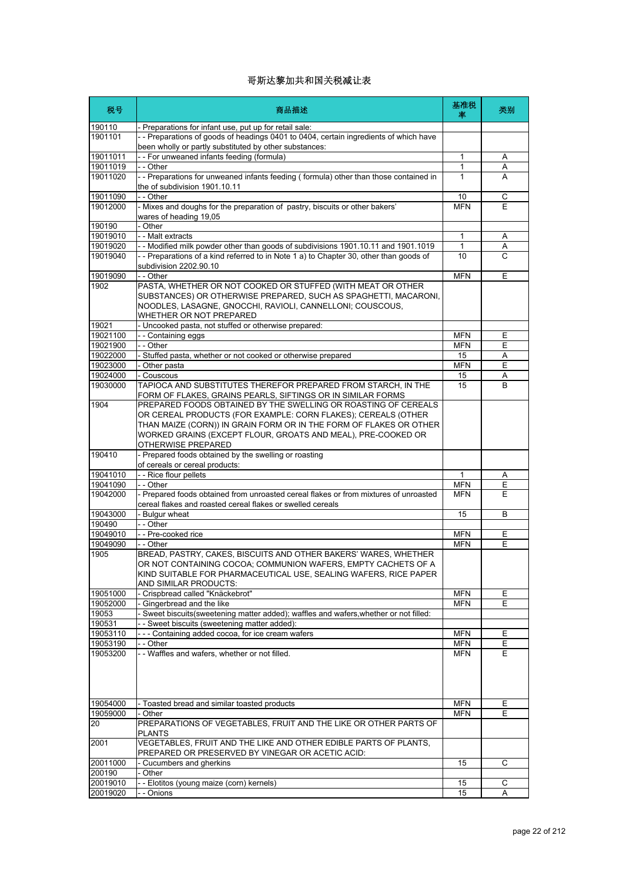# 哥斯达黎加共和国关税减让表

| 税号 | 商品描述 | 基准税率 | 类别 |
|---|---|---|---|
| 190110 | - Preparations for infant use, put up for retail sale: | | |
| 1901101 | - - Preparations of goods of headings 0401 to 0404, certain ingredients of which have been wholly or partly substituted by other substances: | | |
| 19011011 | - - For unweaned infants feeding (formula) | 1 | A |
| 19011019 | - - Other | 1 | A |
| 19011020 | - - Preparations for unweaned infants feeding ( formula) other than those contained in the of subdivision 1901.10.11 | 1 | A |
| 19011090 | - - Other | 10 | C |
| 19012000 | - Mixes and doughs for the preparation of pastry, biscuits or other bakers' wares of heading 19,05 | MFN | E |
| 190190 | - Other | | |
| 19019010 | - - Malt extracts | 1 | A |
| 19019020 | - - Modified milk powder other than goods of subdivisions 1901.10.11 and 1901.1019 | 1 | A |
| 19019040 | - - Preparations of a kind referred to in Note 1 a) to Chapter 30, other than goods of subdivision 2202.90.10 | 10 | C |
| 19019090 | - - Other | MFN | E |
| 1902 | PASTA, WHETHER OR NOT COOKED OR STUFFED (WITH MEAT OR OTHER SUBSTANCES) OR OTHERWISE PREPARED, SUCH AS SPAGHETTI, MACARONI, NOODLES, LASAGNE, GNOCCHI, RAVIOLI, CANNELLONI; COUSCOUS, WHETHER OR NOT PREPARED | | |
| 19021 | - Uncooked pasta, not stuffed or otherwise prepared: | | |
| 19021100 | - - Containing eggs | MFN | E |
| 19021900 | - - Other | MFN | E |
| 19022000 | - Stuffed pasta, whether or not cooked or otherwise prepared | 15 | A |
| 19023000 | - Other pasta | MFN | E |
| 19024000 | - Couscous | 15 | A |
| 19030000 | TAPIOCA AND SUBSTITUTES THEREFOR PREPARED FROM STARCH, IN THE FORM OF FLAKES, GRAINS PEARLS, SIFTINGS OR IN SIMILAR FORMS | 15 | B |
| 1904 | PREPARED FOODS OBTAINED BY THE SWELLING OR ROASTING OF CEREALS OR CEREAL PRODUCTS (FOR EXAMPLE: CORN FLAKES); CEREALS (OTHER THAN MAIZE (CORN)) IN GRAIN FORM OR IN THE FORM OF FLAKES OR OTHER WORKED GRAINS (EXCEPT FLOUR, GROATS AND MEAL), PRE-COOKED OR OTHERWISE PREPARED | | |
| 190410 | - Prepared foods obtained by the swelling or roasting of cereals or cereal products: | | |
| 19041010 | - - Rice flour pellets | 1 | A |
| 19041090 | - - Other | MFN | E |
| 19042000 | - Prepared foods obtained from unroasted cereal flakes or from mixtures of unroasted cereal flakes and roasted cereal flakes or swelled cereals | MFN | E |
| 19043000 | - Bulgur wheat | 15 | B |
| 190490 | - - Other | | |
| 19049010 | - - Pre-cooked rice | MFN | E |
| 19049090 | - - Other | MFN | E |
| 1905 | BREAD, PASTRY, CAKES, BISCUITS AND OTHER BAKERS' WARES, WHETHER OR NOT CONTAINING COCOA; COMMUNION WAFERS, EMPTY CACHETS OF A KIND SUITABLE FOR PHARMACEUTICAL USE, SEALING WAFERS, RICE PAPER AND SIMILAR PRODUCTS: | | |
| 19051000 | - Crispbread called "Knäckebrot" | MFN | E |
| 19052000 | - Gingerbread and the like | MFN | E |
| 19053 | - Sweet biscuits(sweetening matter added); waffles and wafers,whether or not filled: | | |
| 190531 | - - Sweet biscuits (sweetening matter added): | | |
| 19053110 | - - - Containing added cocoa, for ice cream wafers | MFN | E |
| 19053190 | - - Other | MFN | E |
| 19053200 | - - Waffles and wafers, whether or not filled. | MFN | E |
| 19054000 | - Toasted bread and similar toasted products | MFN | E |
| 19059000 | - Other | MFN | E |
| 20 | PREPARATIONS OF VEGETABLES, FRUIT AND THE LIKE OR OTHER PARTS OF PLANTS | | |
| 2001 | VEGETABLES, FRUIT AND THE LIKE AND OTHER EDIBLE PARTS OF PLANTS, PREPARED OR PRESERVED BY VINEGAR OR ACETIC ACID: | | |
| 20011000 | - Cucumbers and gherkins | 15 | C |
| 200190 | - Other | | |
| 20019010 | - - Elotitos (young maize (corn) kernels) | 15 | C |
| 20019020 | - - Onions | 15 | A |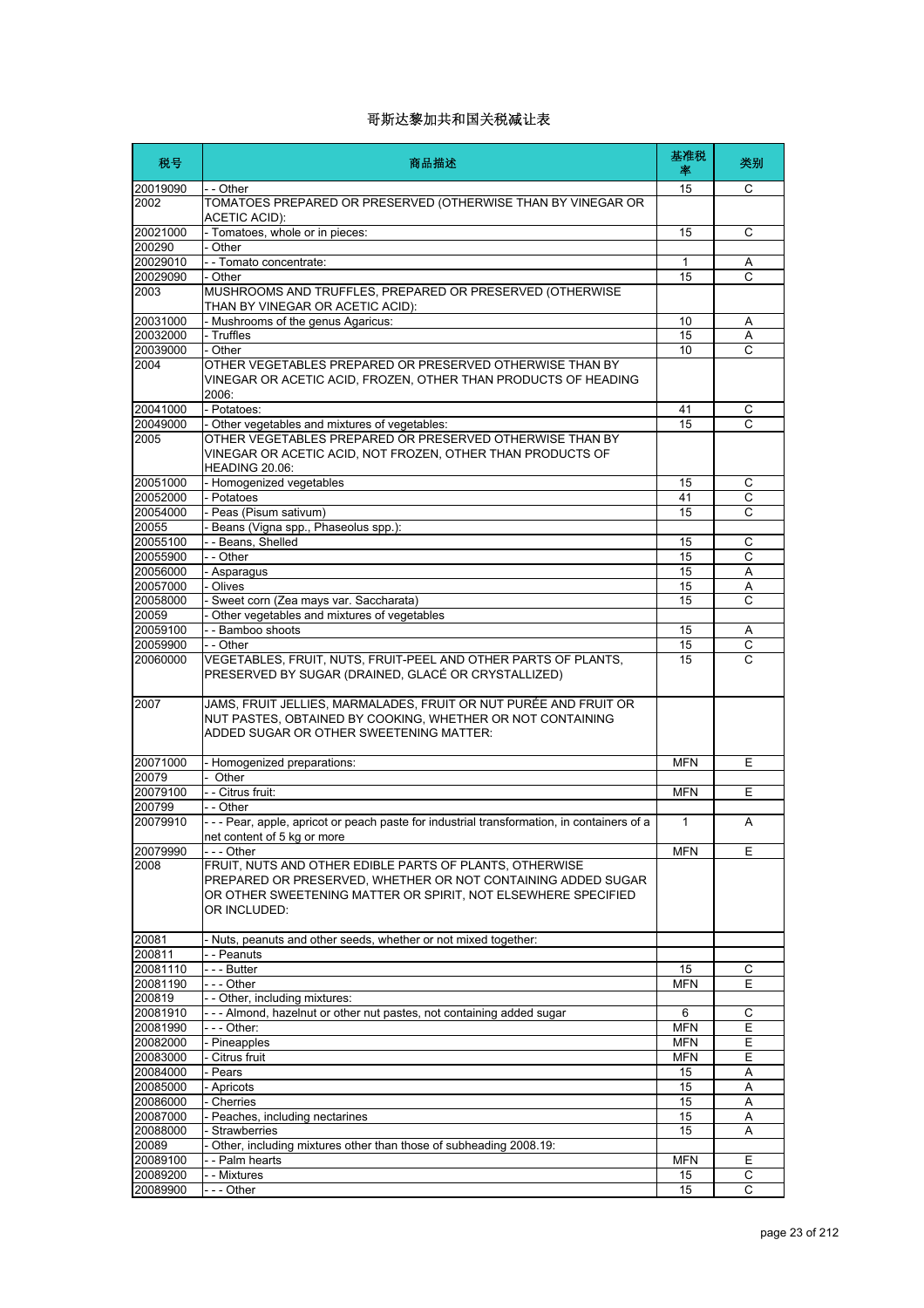# 哥斯达黎加共和国关税减让表

| 税号 | 商品描述 | 基准税率 | 类别 |
|---|---|---|---|
| 20019090 | - - Other | 15 | C |
| 2002 | TOMATOES PREPARED OR PRESERVED (OTHERWISE THAN BY VINEGAR OR ACETIC ACID): | | |
| 20021000 | - Tomatoes, whole or in pieces: | 15 | C |
| 200290 | - Other | | |
| 20029010 | - - Tomato concentrate: | 1 | A |
| 20029090 | - Other | 15 | C |
| 2003 | MUSHROOMS AND TRUFFLES, PREPARED OR PRESERVED (OTHERWISE THAN BY VINEGAR OR ACETIC ACID): | | |
| 20031000 | - Mushrooms of the genus Agaricus: | 10 | A |
| 20032000 | - Truffles | 15 | A |
| 20039000 | - Other | 10 | C |
| 2004 | OTHER VEGETABLES PREPARED OR PRESERVED OTHERWISE THAN BY VINEGAR OR ACETIC ACID, FROZEN, OTHER THAN PRODUCTS OF HEADING 2006: | | |
| 20041000 | - Potatoes: | 41 | C |
| 20049000 | - Other vegetables and mixtures of vegetables: | 15 | C |
| 2005 | OTHER VEGETABLES PREPARED OR PRESERVED OTHERWISE THAN BY VINEGAR OR ACETIC ACID, NOT FROZEN, OTHER THAN PRODUCTS OF HEADING 20.06: | | |
| 20051000 | - Homogenized vegetables | 15 | C |
| 20052000 | - Potatoes | 41 | C |
| 20054000 | - Peas (Pisum sativum) | 15 | C |
| 20055 | - Beans (Vigna spp., Phaseolus spp.): | | |
| 20055100 | - - Beans, Shelled | 15 | C |
| 20055900 | - - Other | 15 | C |
| 20056000 | - Asparagus | 15 | A |
| 20057000 | - Olives | 15 | A |
| 20058000 | - Sweet corn (Zea mays var. Saccharata) | 15 | C |
| 20059 | - Other vegetables and mixtures of vegetables | | |
| 20059100 | - - Bamboo shoots | 15 | A |
| 20059900 | - - Other | 15 | C |
| 20060000 | VEGETABLES, FRUIT, NUTS, FRUIT-PEEL AND OTHER PARTS OF PLANTS, PRESERVED BY SUGAR (DRAINED, GLACÉ OR CRYSTALLIZED) | 15 | C |
| 2007 | JAMS, FRUIT JELLIES, MARMALADES, FRUIT OR NUT PURÉE AND FRUIT OR NUT PASTES, OBTAINED BY COOKING, WHETHER OR NOT CONTAINING ADDED SUGAR OR OTHER SWEETENING MATTER: | | |
| 20071000 | - Homogenized preparations: | MFN | E |
| 20079 | - Other | | |
| 20079100 | - - Citrus fruit: | MFN | E |
| 200799 | - - Other | | |
| 20079910 | - - - Pear, apple, apricot or peach paste for industrial transformation, in containers of a net content of 5 kg or more | 1 | A |
| 20079990 | - - - Other | MFN | E |
| 2008 | FRUIT, NUTS AND OTHER EDIBLE PARTS OF PLANTS, OTHERWISE PREPARED OR PRESERVED, WHETHER OR NOT CONTAINING ADDED SUGAR OR OTHER SWEETENING MATTER OR SPIRIT, NOT ELSEWHERE SPECIFIED OR INCLUDED: | | |
| 20081 | - Nuts, peanuts and other seeds, whether or not mixed together: | | |
| 200811 | - - Peanuts | | |
| 20081110 | - - - Butter | 15 | C |
| 20081190 | - - - Other | MFN | E |
| 200819 | - - Other, including mixtures: | | |
| 20081910 | - - - Almond, hazelnut or other nut pastes, not containing added sugar | 6 | C |
| 20081990 | - - - Other: | MFN | E |
| 20082000 | - Pineapples | MFN | E |
| 20083000 | - Citrus fruit | MFN | E |
| 20084000 | - Pears | 15 | A |
| 20085000 | - Apricots | 15 | A |
| 20086000 | - Cherries | 15 | A |
| 20087000 | - Peaches, including nectarines | 15 | A |
| 20088000 | - Strawberries | 15 | A |
| 20089 | - Other, including mixtures other than those of subheading 2008.19: | | |
| 20089100 | - - Palm hearts | MFN | E |
| 20089200 | - - Mixtures | 15 | C |
| 20089900 | - - - Other | 15 | C |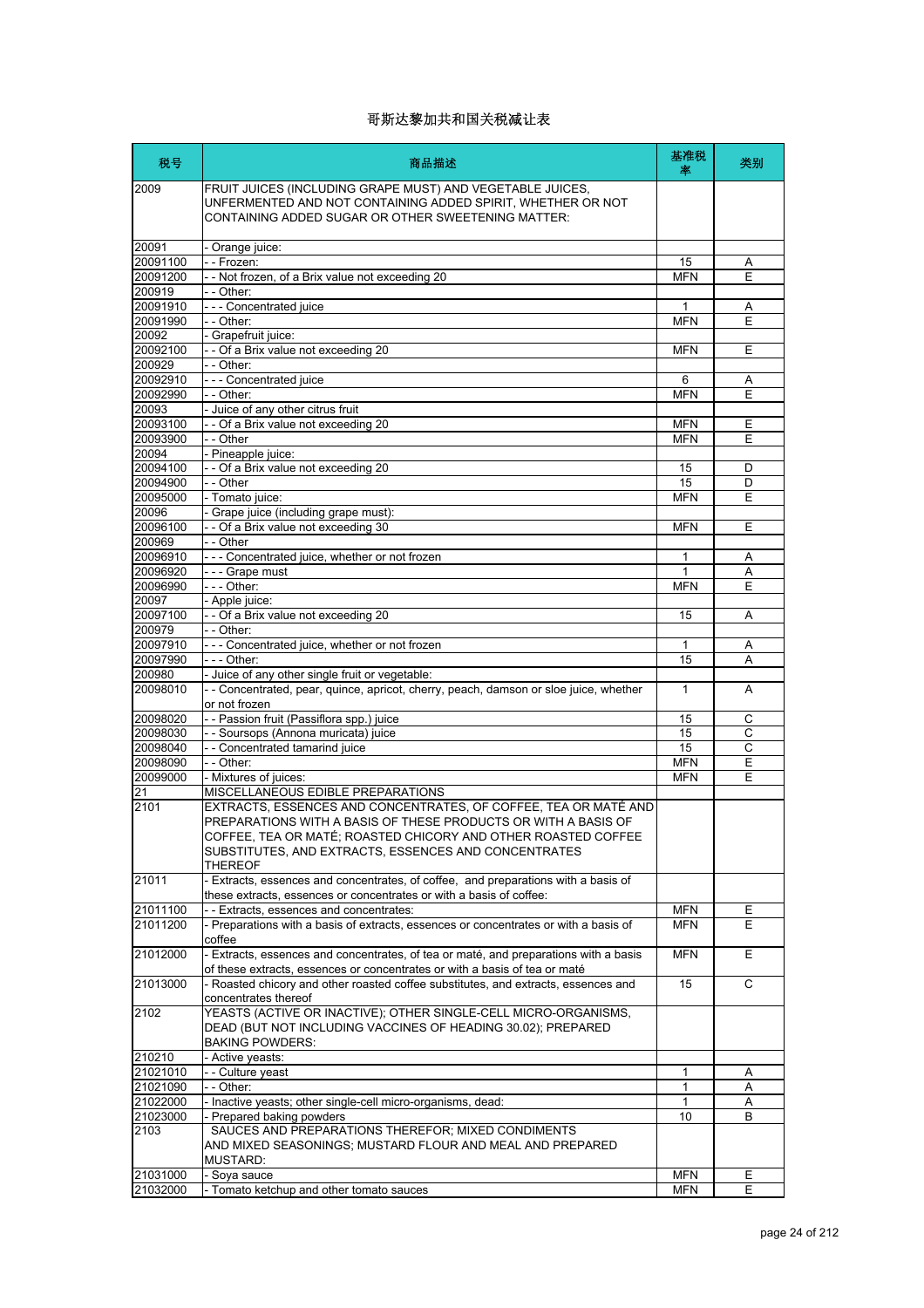# 哥斯达黎加共和国关税减让表

| 税号 | 商品描述 | 基准税率 | 类别 |
|---|---|---|---|
| 2009 | FRUIT JUICES (INCLUDING GRAPE MUST) AND VEGETABLE JUICES, UNFERMENTED AND NOT CONTAINING ADDED SPIRIT, WHETHER OR NOT CONTAINING ADDED SUGAR OR OTHER SWEETENING MATTER: | | |
| 20091 | - Orange juice: | | |
| 20091100 | - - Frozen: | 15 | A |
| 20091200 | - - Not frozen, of a Brix value not exceeding 20 | MFN | E |
| 200919 | - - Other: | | |
| 20091910 | - - - Concentrated juice | 1 | A |
| 20091990 | - - Other: | MFN | E |
| 20092 | - Grapefruit juice: | | |
| 20092100 | - - Of a Brix value not exceeding 20 | MFN | E |
| 200929 | - - Other: | | |
| 20092910 | - - - Concentrated juice | 6 | A |
| 20092990 | - - Other: | MFN | E |
| 20093 | - Juice of any other citrus fruit | | |
| 20093100 | - - Of a Brix value not exceeding 20 | MFN | E |
| 20093900 | - - Other | MFN | E |
| 20094 | - Pineapple juice: | | |
| 20094100 | - - Of a Brix value not exceeding 20 | 15 | D |
| 20094900 | - - Other | 15 | D |
| 20095000 | - Tomato juice: | MFN | E |
| 20096 | - Grape juice (including grape must): | | |
| 20096100 | - - Of a Brix value not exceeding 30 | MFN | E |
| 200969 | - - Other | | |
| 20096910 | - - - Concentrated juice, whether or not frozen | 1 | A |
| 20096920 | - - - Grape must | 1 | A |
| 20096990 | - - - Other: | MFN | E |
| 20097 | - Apple juice: | | |
| 20097100 | - - Of a Brix value not exceeding 20 | 15 | A |
| 200979 | - - Other: | | |
| 20097910 | - - - Concentrated juice, whether or not frozen | 1 | A |
| 20097990 | - - - Other: | 15 | A |
| 200980 | - Juice of any other single fruit or vegetable: | | |
| 20098010 | - - Concentrated, pear, quince, apricot, cherry, peach, damson or sloe juice, whether or not frozen | 1 | A |
| 20098020 | - - Passion fruit (Passiflora spp.) juice | 15 | C |
| 20098030 | - - Soursops (Annona muricata) juice | 15 | C |
| 20098040 | - - Concentrated tamarind juice | 15 | C |
| 20098090 | - - Other: | MFN | E |
| 20099000 | - Mixtures of juices: | MFN | E |
| 21 | MISCELLANEOUS EDIBLE PREPARATIONS | | |
| 2101 | EXTRACTS, ESSENCES AND CONCENTRATES, OF COFFEE, TEA OR MATÉ AND PREPARATIONS WITH A BASIS OF THESE PRODUCTS OR WITH A BASIS OF COFFEE, TEA OR MATÉ; ROASTED CHICORY AND OTHER ROASTED COFFEE SUBSTITUTES, AND EXTRACTS, ESSENCES AND CONCENTRATES THEREOF | | |
| 21011 | - Extracts, essences and concentrates, of coffee, and preparations with a basis of these extracts, essences or concentrates or with a basis of coffee: | | |
| 21011100 | - - Extracts, essences and concentrates: | MFN | E |
| 21011200 | - Preparations with a basis of extracts, essences or concentrates or with a basis of coffee | MFN | E |
| 21012000 | - Extracts, essences and concentrates, of tea or maté, and preparations with a basis of these extracts, essences or concentrates or with a basis of tea or maté | MFN | E |
| 21013000 | - Roasted chicory and other roasted coffee substitutes, and extracts, essences and concentrates thereof | 15 | C |
| 2102 | YEASTS (ACTIVE OR INACTIVE); OTHER SINGLE-CELL MICRO-ORGANISMS, DEAD (BUT NOT INCLUDING VACCINES OF HEADING 30.02); PREPARED BAKING POWDERS: | | |
| 210210 | - Active yeasts: | | |
| 21021010 | - - Culture yeast | 1 | A |
| 21021090 | - - Other: | 1 | A |
| 21022000 | - Inactive yeasts; other single-cell micro-organisms, dead: | 1 | A |
| 21023000 | - Prepared baking powders | 10 | B |
| 2103 | SAUCES AND PREPARATIONS THEREFOR; MIXED CONDIMENTS AND MIXED SEASONINGS; MUSTARD FLOUR AND MEAL AND PREPARED MUSTARD: | | |
| 21031000 | - Soya sauce | MFN | E |
| 21032000 | - Tomato ketchup and other tomato sauces | MFN | E |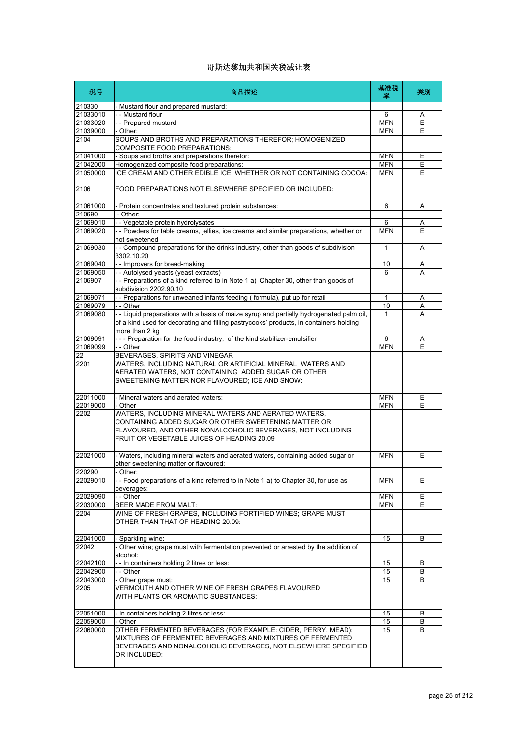哥斯达黎加共和国关税减让表

| 税号 | 商品描述 | 基准税率 | 类别 |
|---|---|---|---|
| 210330 | - Mustard flour and prepared mustard: | | |
| 21033010 | - - Mustard flour | 6 | A |
| 21033020 | - - Prepared mustard | MFN | E |
| 21039000 | - Other: | MFN | E |
| 2104 | SOUPS AND BROTHS AND PREPARATIONS THEREFOR; HOMOGENIZED COMPOSITE FOOD PREPARATIONS: | | |
| 21041000 | - Soups and broths and preparations therefor: | MFN | E |
| 21042000 | Homogenized composite food preparations: | MFN | E |
| 21050000 | ICE CREAM AND OTHER EDIBLE ICE, WHETHER OR NOT CONTAINING COCOA: | MFN | E |
| 2106 | FOOD PREPARATIONS NOT ELSEWHERE SPECIFIED OR INCLUDED: | | |
| 21061000 | - Protein concentrates and textured protein substances: | 6 | A |
| 210690 | - Other: | | |
| 21069010 | - - Vegetable protein hydrolysates | 6 | A |
| 21069020 | - - Powders for table creams, jellies, ice creams and similar preparations, whether or not sweetened | MFN | E |
| 21069030 | - - Compound preparations for the drinks industry, other than goods of subdivision 3302.10.20 | 1 | A |
| 21069040 | - - Improvers for bread-making | 10 | A |
| 21069050 | - - Autolysed yeasts (yeast extracts) | 6 | A |
| 2106907 | - - Preparations of a kind referred to in Note 1 a) Chapter 30, other than goods of subdivision 2202.90.10 | | |
| 21069071 | - - Preparations for unweaned infants feeding ( formula), put up for retail | 1 | A |
| 21069079 | - - Other | 10 | A |
| 21069080 | - - Liquid preparations with a basis of maize syrup and partially hydrogenated palm oil, of a kind used for decorating and filling pastrycooks' products, in containers holding more than 2 kg | 1 | A |
| 21069091 | - - - Preparation for the food industry, of the kind stabilizer-emulsifier | 6 | A |
| 21069099 | - - Other | MFN | E |
| 22 | BEVERAGES, SPIRITS AND VINEGAR | | |
| 2201 | WATERS, INCLUDING NATURAL OR ARTIFICIAL MINERAL WATERS AND AERATED WATERS, NOT CONTAINING ADDED SUGAR OR OTHER SWEETENING MATTER NOR FLAVOURED; ICE AND SNOW: | | |
| 22011000 | - Mineral waters and aerated waters: | MFN | E |
| 22019000 | - Other | MFN | E |
| 2202 | WATERS, INCLUDING MINERAL WATERS AND AERATED WATERS, CONTAINING ADDED SUGAR OR OTHER SWEETENING MATTER OR FLAVOURED, AND OTHER NONALCOHOLIC BEVERAGES, NOT INCLUDING FRUIT OR VEGETABLE JUICES OF HEADING 20.09 | | |
| 22021000 | - Waters, including mineral waters and aerated waters, containing added sugar or other sweetening matter or flavoured: | MFN | E |
| 220290 | - Other: | | |
| 22029010 | - - Food preparations of a kind referred to in Note 1 a) to Chapter 30, for use as beverages: | MFN | E |
| 22029090 | - - Other | MFN | E |
| 22030000 | BEER MADE FROM MALT: | MFN | E |
| 2204 | WINE OF FRESH GRAPES, INCLUDING FORTIFIED WINES; GRAPE MUST OTHER THAN THAT OF HEADING 20.09: | | |
| 22041000 | - Sparkling wine: | 15 | B |
| 22042 | - Other wine; grape must with fermentation prevented or arrested by the addition of alcohol: | | |
| 22042100 | - - In containers holding 2 litres or less: | 15 | B |
| 22042900 | - - Other | 15 | B |
| 22043000 | - Other grape must: | 15 | B |
| 2205 | VERMOUTH AND OTHER WINE OF FRESH GRAPES FLAVOURED WITH PLANTS OR AROMATIC SUBSTANCES: | | |
| 22051000 | - In containers holding 2 litres or less: | 15 | B |
| 22059000 | - Other | 15 | B |
| 22060000 | OTHER FERMENTED BEVERAGES (FOR EXAMPLE: CIDER, PERRY, MEAD); MIXTURES OF FERMENTED BEVERAGES AND MIXTURES OF FERMENTED BEVERAGES AND NONALCOHOLIC BEVERAGES, NOT ELSEWHERE SPECIFIED OR INCLUDED: | 15 | B |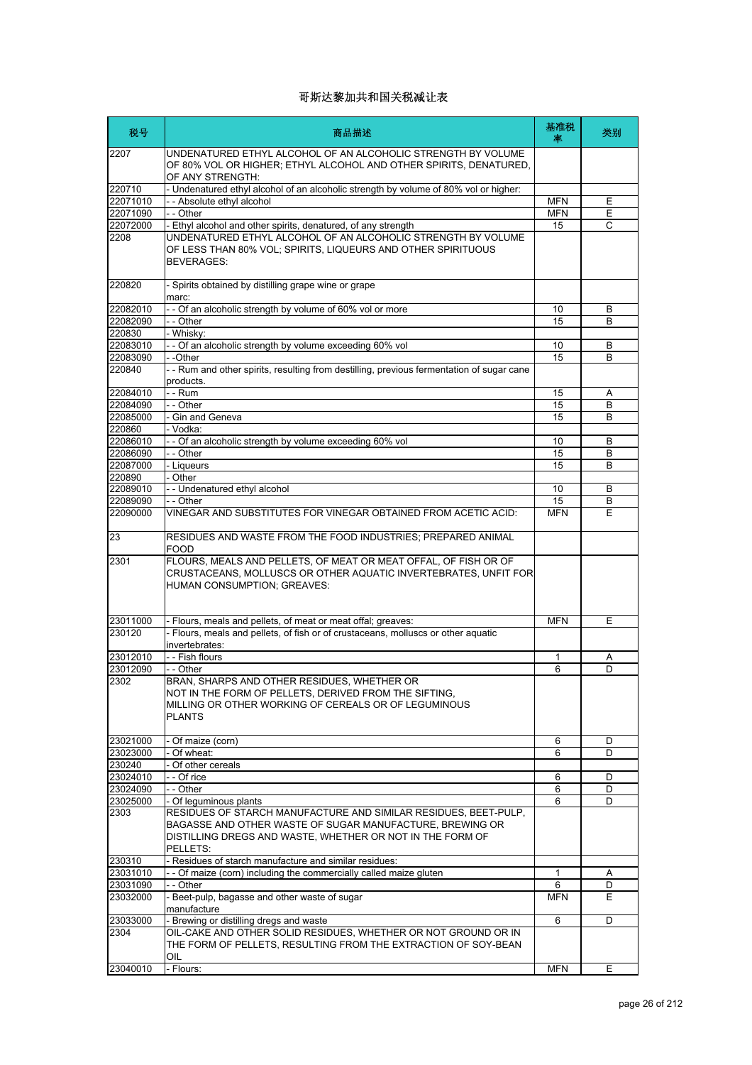# 哥斯达黎加共和国关税减让表

| 税号 | 商品描述 | 基准税率 | 类别 |
|---|---|---|---|
| 2207 | UNDENATURED ETHYL ALCOHOL OF AN ALCOHOLIC STRENGTH BY VOLUME OF 80% VOL OR HIGHER; ETHYL ALCOHOL AND OTHER SPIRITS, DENATURED, OF ANY STRENGTH: | | |
| 220710 | - Undenatured ethyl alcohol of an alcoholic strength by volume of 80% vol or higher: | | |
| 22071010 | - - Absolute ethyl alcohol | MFN | E |
| 22071090 | - - Other | MFN | E |
| 22072000 | - Ethyl alcohol and other spirits, denatured, of any strength | 15 | C |
| 2208 | UNDENATURED ETHYL ALCOHOL OF AN ALCOHOLIC STRENGTH BY VOLUME OF LESS THAN 80% VOL; SPIRITS, LIQUEURS AND OTHER SPIRITUOUS BEVERAGES: | | |
| 220820 | - Spirits obtained by distilling grape wine or grape marc: | | |
| 22082010 | - - Of an alcoholic strength by volume of 60% vol or more | 10 | B |
| 22082090 | - - Other | 15 | B |
| 220830 | - Whisky: | | |
| 22083010 | - - Of an alcoholic strength by volume exceeding 60% vol | 10 | B |
| 22083090 | - -Other | 15 | B |
| 220840 | - - Rum and other spirits, resulting from destilling, previous fermentation of sugar cane products. | | |
| 22084010 | - - Rum | 15 | A |
| 22084090 | - - Other | 15 | B |
| 22085000 | - Gin and Geneva | 15 | B |
| 220860 | - Vodka: | | |
| 22086010 | - - Of an alcoholic strength by volume exceeding 60% vol | 10 | B |
| 22086090 | - - Other | 15 | B |
| 22087000 | - Liqueurs | 15 | B |
| 220890 | - Other | | |
| 22089010 | - - Undenatured ethyl alcohol | 10 | B |
| 22089090 | - - Other | 15 | B |
| 22090000 | VINEGAR AND SUBSTITUTES FOR VINEGAR OBTAINED FROM ACETIC ACID: | MFN | E |
| 23 | RESIDUES AND WASTE FROM THE FOOD INDUSTRIES; PREPARED ANIMAL FOOD | | |
| 2301 | FLOURS, MEALS AND PELLETS, OF MEAT OR MEAT OFFAL, OF FISH OR OF CRUSTACEANS, MOLLUSCS OR OTHER AQUATIC INVERTEBRATES, UNFIT FOR HUMAN CONSUMPTION; GREAVES: | | |
| 23011000 | - Flours, meals and pellets, of meat or meat offal; greaves: | MFN | E |
| 230120 | - Flours, meals and pellets, of fish or of crustaceans, molluscs or other aquatic invertebrates: | | |
| 23012010 | - - Fish flours | 1 | A |
| 23012090 | - - Other | 6 | D |
| 2302 | BRAN, SHARPS AND OTHER RESIDUES, WHETHER OR NOT IN THE FORM OF PELLETS, DERIVED FROM THE SIFTING, MILLING OR OTHER WORKING OF CEREALS OR OF LEGUMINOUS PLANTS | | |
| 23021000 | - Of maize (corn) | 6 | D |
| 23023000 | - Of wheat: | 6 | D |
| 230240 | - Of other cereals | | |
| 23024010 | - - Of rice | 6 | D |
| 23024090 | - - Other | 6 | D |
| 23025000 | - Of leguminous plants | 6 | D |
| 2303 | RESIDUES OF STARCH MANUFACTURE AND SIMILAR RESIDUES, BEET-PULP, BAGASSE AND OTHER WASTE OF SUGAR MANUFACTURE, BREWING OR DISTILLING DREGS AND WASTE, WHETHER OR NOT IN THE FORM OF PELLETS: | | |
| 230310 | - Residues of starch manufacture and similar residues: | | |
| 23031010 | - - Of maize (corn) including the commercially called maize gluten | 1 | A |
| 23031090 | - - Other | 6 | D |
| 23032000 | - Beet-pulp, bagasse and other waste of sugar manufacture | MFN | E |
| 23033000 | - Brewing or distilling dregs and waste | 6 | D |
| 2304 | OIL-CAKE AND OTHER SOLID RESIDUES, WHETHER OR NOT GROUND OR IN THE FORM OF PELLETS, RESULTING FROM THE EXTRACTION OF SOY-BEAN OIL | | |
| 23040010 | - Flours: | MFN | E |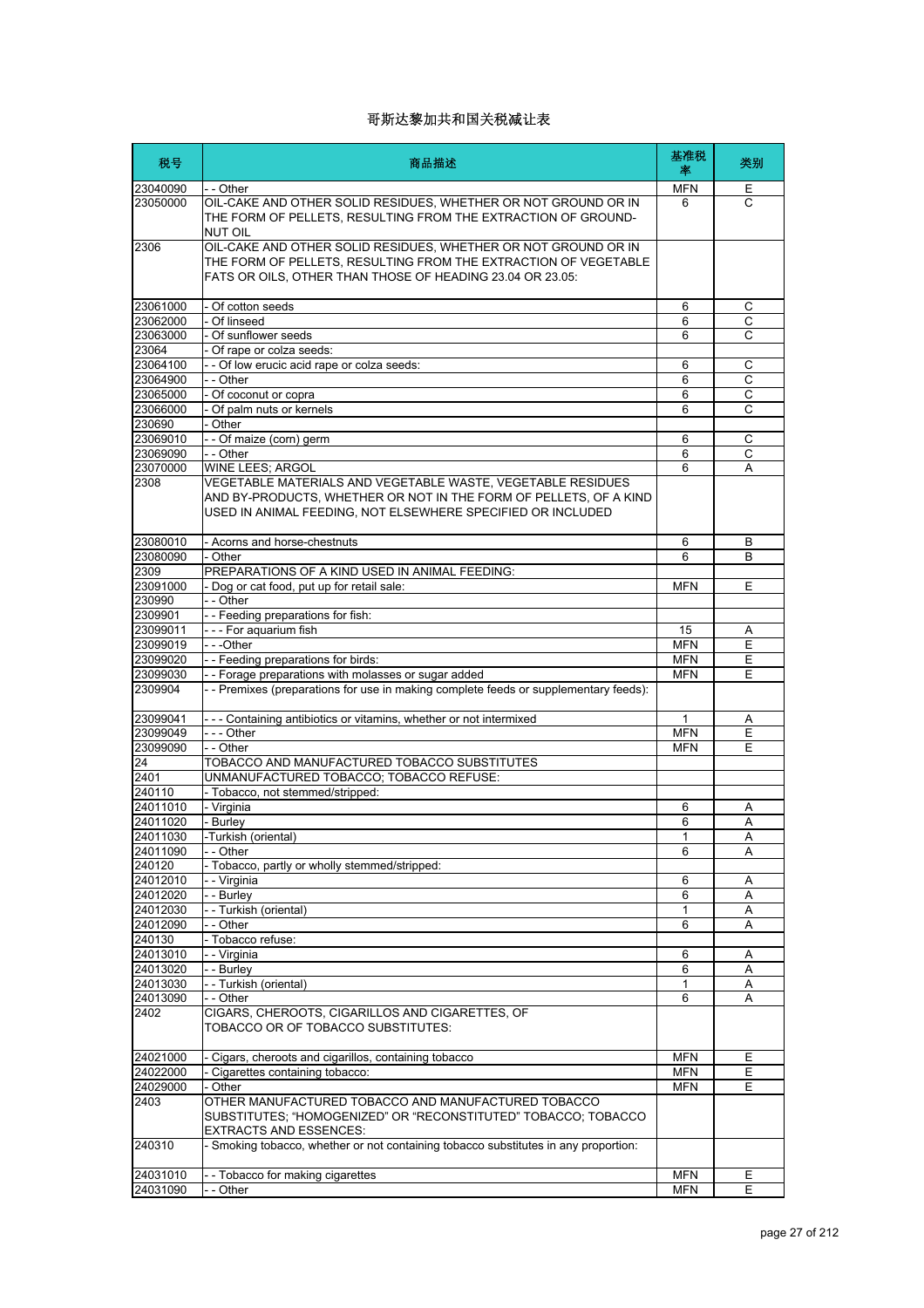# 哥斯达黎加共和国关税减让表

| 税号 | 商品描述 | 基准税率 | 类别 |
|---|---|---|---|
| 23040090 | - - Other | MFN | E |
| 23050000 | OIL-CAKE AND OTHER SOLID RESIDUES, WHETHER OR NOT GROUND OR IN THE FORM OF PELLETS, RESULTING FROM THE EXTRACTION OF GROUND-NUT OIL | 6 | C |
| 2306 | OIL-CAKE AND OTHER SOLID RESIDUES, WHETHER OR NOT GROUND OR IN THE FORM OF PELLETS, RESULTING FROM THE EXTRACTION OF VEGETABLE FATS OR OILS, OTHER THAN THOSE OF HEADING 23.04 OR 23.05: | | |
| 23061000 | - Of cotton seeds | 6 | C |
| 23062000 | - Of linseed | 6 | C |
| 23063000 | - Of sunflower seeds | 6 | C |
| 23064 | - Of rape or colza seeds: | | |
| 23064100 | - - Of low erucic acid rape or colza seeds: | 6 | C |
| 23064900 | - - Other | 6 | C |
| 23065000 | - Of coconut or copra | 6 | C |
| 23066000 | - Of palm nuts or kernels | 6 | C |
| 230690 | - Other | | |
| 23069010 | - - Of maize (corn) germ | 6 | C |
| 23069090 | - - Other | 6 | C |
| 23070000 | WINE LEES; ARGOL | 6 | A |
| 2308 | VEGETABLE MATERIALS AND VEGETABLE WASTE, VEGETABLE RESIDUES AND BY-PRODUCTS, WHETHER OR NOT IN THE FORM OF PELLETS, OF A KIND USED IN ANIMAL FEEDING, NOT ELSEWHERE SPECIFIED OR INCLUDED | | |
| 23080010 | - Acorns and horse-chestnuts | 6 | B |
| 23080090 | - Other | 6 | B |
| 2309 | PREPARATIONS OF A KIND USED IN ANIMAL FEEDING: | | |
| 23091000 | - Dog or cat food, put up for retail sale: | MFN | E |
| 230990 | - - Other | | |
| 2309901 | - - Feeding preparations for fish: | | |
| 23099011 | - - - For aquarium fish | 15 | A |
| 23099019 | - - -Other | MFN | E |
| 23099020 | - - Feeding preparations for birds: | MFN | E |
| 23099030 | - - Forage preparations with molasses or sugar added | MFN | E |
| 2309904 | - - Premixes (preparations for use in making complete feeds or supplementary feeds): | | |
| 23099041 | - - - Containing antibiotics or vitamins, whether or not intermixed | 1 | A |
| 23099049 | - - - Other | MFN | E |
| 23099090 | - - Other | MFN | E |
| 24 | TOBACCO AND MANUFACTURED TOBACCO SUBSTITUTES | | |
| 2401 | UNMANUFACTURED TOBACCO; TOBACCO REFUSE: | | |
| 240110 | - Tobacco, not stemmed/stripped: | | |
| 24011010 | - Virginia | 6 | A |
| 24011020 | - Burley | 6 | A |
| 24011030 | -Turkish (oriental) | 1 | A |
| 24011090 | - - Other | 6 | A |
| 240120 | - Tobacco, partly or wholly stemmed/stripped: | | |
| 24012010 | - - Virginia | 6 | A |
| 24012020 | - - Burley | 6 | A |
| 24012030 | - - Turkish (oriental) | 1 | A |
| 24012090 | - - Other | 6 | A |
| 240130 | - Tobacco refuse: | | |
| 24013010 | - - Virginia | 6 | A |
| 24013020 | - - Burley | 6 | A |
| 24013030 | - - Turkish (oriental) | 1 | A |
| 24013090 | - - Other | 6 | A |
| 2402 | CIGARS, CHEROOTS, CIGARILLOS AND CIGARETTES, OF TOBACCO OR OF TOBACCO SUBSTITUTES: | | |
| 24021000 | - Cigars, cheroots and cigarillos, containing tobacco | MFN | E |
| 24022000 | - Cigarettes containing tobacco: | MFN | E |
| 24029000 | - Other | MFN | E |
| 2403 | OTHER MANUFACTURED TOBACCO AND MANUFACTURED TOBACCO SUBSTITUTES; "HOMOGENIZED" OR "RECONSTITUTED" TOBACCO; TOBACCO EXTRACTS AND ESSENCES: | | |
| 240310 | - Smoking tobacco, whether or not containing tobacco substitutes in any proportion: | | |
| 24031010 | - - Tobacco for making cigarettes | MFN | E |
| 24031090 | - - Other | MFN | E |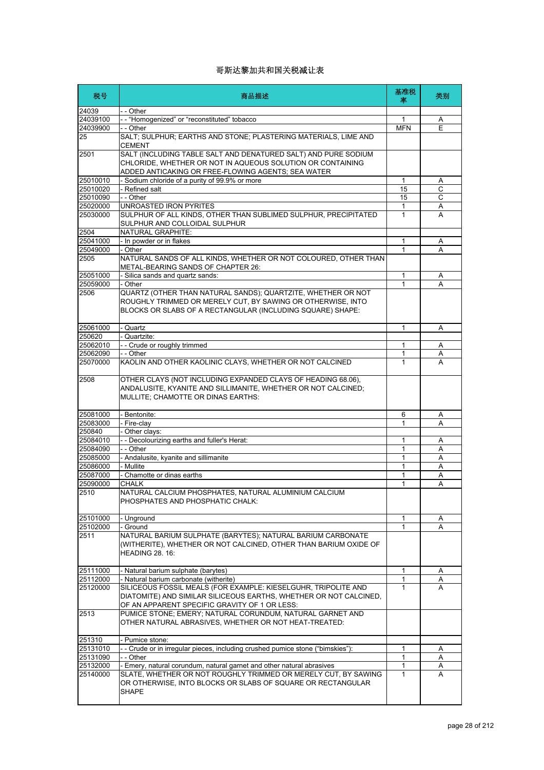# 哥斯达黎加共和国关税减让表

| 税号 | 商品描述 | 基准税率 | 类别 |
|---|---|---|---|
| 24039 | - - Other | | |
| 24039100 | - - "Homogenized" or "reconstituted" tobacco | 1 | A |
| 24039900 | - - Other | MFN | E |
| 25 | SALT; SULPHUR; EARTHS AND STONE; PLASTERING MATERIALS, LIME AND CEMENT | | |
| 2501 | SALT (INCLUDING TABLE SALT AND DENATURED SALT) AND PURE SODIUM CHLORIDE, WHETHER OR NOT IN AQUEOUS SOLUTION OR CONTAINING ADDED ANTICAKING OR FREE-FLOWING AGENTS; SEA WATER | | |
| 25010010 | - Sodium chloride of a purity of 99.9% or more | 1 | A |
| 25010020 | - Refined salt | 15 | C |
| 25010090 | - - Other | 15 | C |
| 25020000 | UNROASTED IRON PYRITES | 1 | A |
| 25030000 | SULPHUR OF ALL KINDS, OTHER THAN SUBLIMED SULPHUR, PRECIPITATED SULPHUR AND COLLOIDAL SULPHUR | 1 | A |
| 2504 | NATURAL GRAPHITE: | | |
| 25041000 | - In powder or in flakes | 1 | A |
| 25049000 | - Other | 1 | A |
| 2505 | NATURAL SANDS OF ALL KINDS, WHETHER OR NOT COLOURED, OTHER THAN METAL-BEARING SANDS OF CHAPTER 26: | | |
| 25051000 | - Silica sands and quartz sands: | 1 | A |
| 25059000 | - Other | 1 | A |
| 2506 | QUARTZ (OTHER THAN NATURAL SANDS); QUARTZITE, WHETHER OR NOT ROUGHLY TRIMMED OR MERELY CUT, BY SAWING OR OTHERWISE, INTO BLOCKS OR SLABS OF A RECTANGULAR (INCLUDING SQUARE) SHAPE: | | |
| 25061000 | - Quartz | 1 | A |
| 250620 | - Quartzite: | | |
| 25062010 | - - Crude or roughly trimmed | 1 | A |
| 25062090 | - - Other | 1 | A |
| 25070000 | KAOLIN AND OTHER KAOLINIC CLAYS, WHETHER OR NOT CALCINED | 1 | A |
| 2508 | OTHER CLAYS (NOT INCLUDING EXPANDED CLAYS OF HEADING 68.06), ANDALUSITE, KYANITE AND SILLIMANITE, WHETHER OR NOT CALCINED; MULLITE; CHAMOTTE OR DINAS EARTHS: | | |
| 25081000 | - Bentonite: | 6 | A |
| 25083000 | - Fire-clay | 1 | A |
| 250840 | - Other clays: | | |
| 25084010 | - - Decolourizing earths and fuller's Herat: | 1 | A |
| 25084090 | - - Other | 1 | A |
| 25085000 | - Andalusite, kyanite and sillimanite | 1 | A |
| 25086000 | - Mullite | 1 | A |
| 25087000 | - Chamotte or dinas earths | 1 | A |
| 25090000 | CHALK | 1 | A |
| 2510 | NATURAL CALCIUM PHOSPHATES, NATURAL ALUMINIUM CALCIUM PHOSPHATES AND PHOSPHATIC CHALK: | | |
| 25101000 | - Unground | 1 | A |
| 25102000 | - Ground | 1 | A |
| 2511 | NATURAL BARIUM SULPHATE (BARYTES); NATURAL BARIUM CARBONATE (WITHERITE), WHETHER OR NOT CALCINED, OTHER THAN BARIUM OXIDE OF HEADING 28. 16: | | |
| 25111000 | - Natural barium sulphate (barytes) | 1 | A |
| 25112000 | - Natural barium carbonate (witherite) | 1 | A |
| 25120000 | SILICEOUS FOSSIL MEALS (FOR EXAMPLE: KIESELGUHR, TRIPOLITE AND DIATOMITE) AND SIMILAR SILICEOUS EARTHS, WHETHER OR NOT CALCINED, OF AN APPARENT SPECIFIC GRAVITY OF 1 OR LESS: | 1 | A |
| 2513 | PUMICE STONE; EMERY; NATURAL CORUNDUM, NATURAL GARNET AND OTHER NATURAL ABRASIVES, WHETHER OR NOT HEAT-TREATED: | | |
| 251310 | - Pumice stone: | | |
| 25131010 | - - Crude or in irregular pieces, including crushed pumice stone ("bimskies"): | 1 | A |
| 25131090 | - - Other | 1 | A |
| 25132000 | - Emery, natural corundum, natural garnet and other natural abrasives | 1 | A |
| 25140000 | SLATE, WHETHER OR NOT ROUGHLY TRIMMED OR MERELY CUT, BY SAWING OR OTHERWISE, INTO BLOCKS OR SLABS OF SQUARE OR RECTANGULAR SHAPE | 1 | A |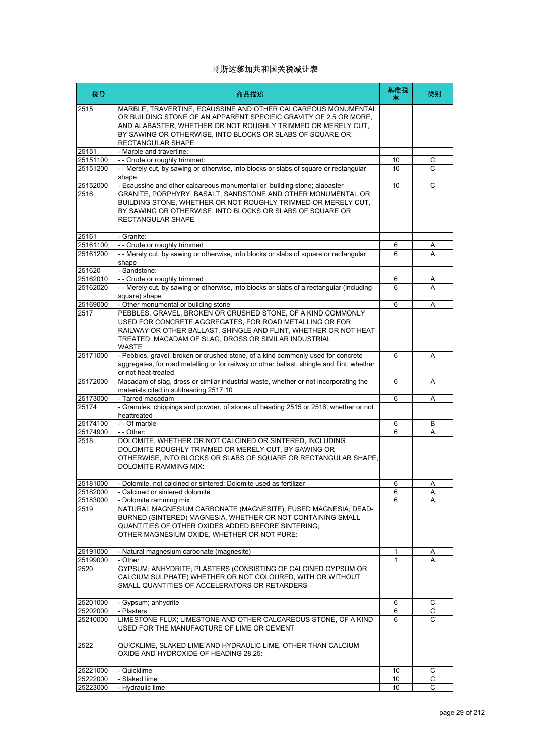# 哥斯达黎加共和国关税减让表

| 税号 | 商品描述 | 基准税率 | 类别 |
| --- | --- | --- | --- |
| 2515 | MARBLE, TRAVERTINE, ECAUSSINE AND OTHER CALCAREOUS MONUMENTAL OR BUILDING STONE OF AN APPARENT SPECIFIC GRAVITY OF 2.5 OR MORE, AND ALABASTER, WHETHER OR NOT ROUGHLY TRIMMED OR MERELY CUT, BY SAWING OR OTHERWISE, INTO BLOCKS OR SLABS OF SQUARE OR RECTANGULAR SHAPE | | |
| 25151 | - Marble and travertine: | | |
| 25151100 | - - Crude or roughly trimmed: | 10 | C |
| 25151200 | - - Merely cut, by sawing or otherwise, into blocks or slabs of square or rectangular shape | 10 | C |
| 25152000 | - Ecaussine and other calcareous monumental or building stone; alabaster | 10 | C |
| 2516 | GRANITE, PORPHYRY, BASALT, SANDSTONE AND OTHER MONUMENTAL OR BUILDING STONE, WHETHER OR NOT ROUGHLY TRIMMED OR MERELY CUT, BY SAWING OR OTHERWISE, INTO BLOCKS OR SLABS OF SQUARE OR RECTANGULAR SHAPE | | |
| 25161 | - Granite: | | |
| 25161100 | - - Crude or roughly trimmed | 6 | A |
| 25161200 | - - Merely cut, by sawing or otherwise, into blocks or slabs of square or rectangular shape | 6 | A |
| 251620 | - Sandstone: | | |
| 25162010 | - - Crude or roughly trimmed | 6 | A |
| 25162020 | - - Merely cut, by sawing or otherwise, into blocks or slabs of a rectangular (including square) shape | 6 | A |
| 25169000 | - Other monumental or building stone | 6 | A |
| 2517 | PEBBLES, GRAVEL, BROKEN OR CRUSHED STONE, OF A KIND COMMONLY USED FOR CONCRETE AGGREGATES, FOR ROAD METALLING OR FOR RAILWAY OR OTHER BALLAST, SHINGLE AND FLINT, WHETHER OR NOT HEAT-TREATED; MACADAM OF SLAG, DROSS OR SIMILAR INDUSTRIAL WASTE | | |
| 25171000 | - Pebbles, gravel, broken or crushed stone, of a kind commonly used for concrete aggregates, for road metalling or for railway or other ballast, shingle and flint, whether or not heat-treated | 6 | A |
| 25172000 | Macadam of slag, dross or similar industrial waste, whether or not incorporating the materials cited in subheading 2517.10 | 6 | A |
| 25173000 | - Tarred macadam | 6 | A |
| 25174 | - Granules, chippings and powder, of stones of heading 2515 or 2516, whether or not heattreated | | |
| 25174100 | - - Of marble | 6 | B |
| 25174900 | - - Other: | 6 | A |
| 2518 | DOLOMITE, WHETHER OR NOT CALCINED OR SINTERED, INCLUDING DOLOMITE ROUGHLY TRIMMED OR MERELY CUT, BY SAWING OR OTHERWISE, INTO BLOCKS OR SLABS OF SQUARE OR RECTANGULAR SHAPE; DOLOMITE RAMMING MIX: | | |
| 25181000 | - Dolomite, not calcined or sintered: Dolomite used as fertilizer | 6 | A |
| 25182000 | - Calcined or sintered dolomite | 6 | A |
| 25183000 | - Dolomite ramming mix | 6 | A |
| 2519 | NATURAL MAGNESIUM CARBONATE (MAGNESITE); FUSED MAGNESIA; DEAD-BURNED (SINTERED) MAGNESIA, WHETHER OR NOT CONTAINING SMALL QUANTITIES OF OTHER OXIDES ADDED BEFORE SINTERING; OTHER MAGNESIUM OXIDE, WHETHER OR NOT PURE: | | |
| 25191000 | - Natural magnesium carbonate (magnesite) | 1 | A |
| 25199000 | - Other | 1 | A |
| 2520 | GYPSUM; ANHYDRITE; PLASTERS (CONSISTING OF CALCINED GYPSUM OR CALCIUM SULPHATE) WHETHER OR NOT COLOURED, WITH OR WITHOUT SMALL QUANTITIES OF ACCELERATORS OR RETARDERS | | |
| 25201000 | - Gypsum; anhydrite | 6 | C |
| 25202000 | - Plasters | 6 | C |
| 25210000 | LIMESTONE FLUX; LIMESTONE AND OTHER CALCAREOUS STONE, OF A KIND USED FOR THE MANUFACTURE OF LIME OR CEMENT | 6 | C |
| 2522 | QUICKLIME, SLAKED LIME AND HYDRAULIC LIME, OTHER THAN CALCIUM OXIDE AND HYDROXIDE OF HEADING 28.25: | | |
| 25221000 | - Quicklime | 10 | C |
| 25222000 | - Slaked lime | 10 | C |
| 25223000 | - Hydraulic lime | 10 | C |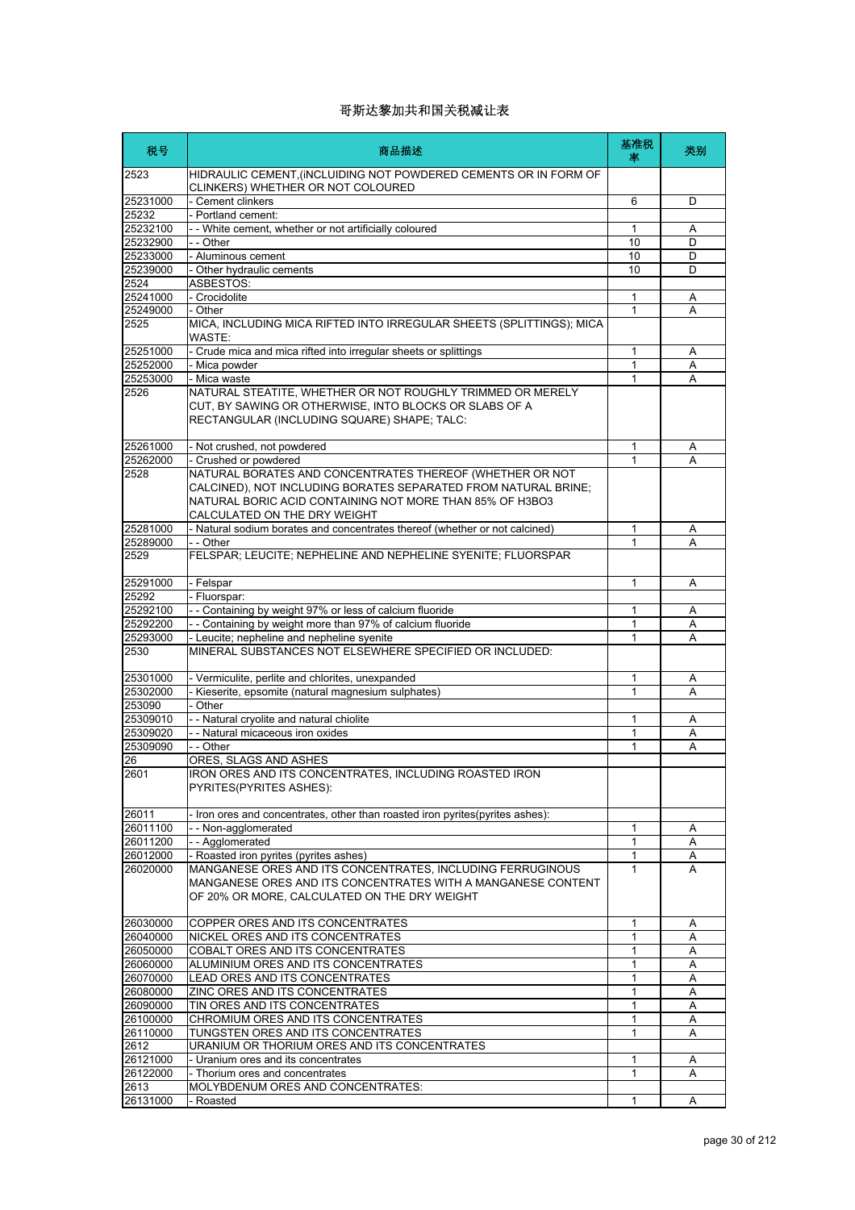# 哥斯达黎加共和国关税减让表

| 税号 | 商品描述 | 基准税率 | 类别 |
|---|---|---|---|
| 2523 | HIDRAULIC CEMENT,(INCLUIDING NOT POWDERED CEMENTS OR IN FORM OF CLINKERS) WHETHER OR NOT COLOURED | | |
| 25231000 | - Cement clinkers | 6 | D |
| 25232 | - Portland cement: | | |
| 25232100 | - - White cement, whether or not artificially coloured | 1 | A |
| 25232900 | - - Other | 10 | D |
| 25233000 | - Aluminous cement | 10 | D |
| 25239000 | - Other hydraulic cements | 10 | D |
| 2524 | ASBESTOS: | | |
| 25241000 | - Crocidolite | 1 | A |
| 25249000 | - Other | 1 | A |
| 2525 | MICA, INCLUDING MICA RIFTED INTO IRREGULAR SHEETS (SPLITTINGS); MICA WASTE: | | |
| 25251000 | - Crude mica and mica rifted into irregular sheets or splittings | 1 | A |
| 25252000 | - Mica powder | 1 | A |
| 25253000 | - Mica waste | 1 | A |
| 2526 | NATURAL STEATITE, WHETHER OR NOT ROUGHLY TRIMMED OR MERELY CUT, BY SAWING OR OTHERWISE, INTO BLOCKS OR SLABS OF A RECTANGULAR (INCLUDING SQUARE) SHAPE; TALC: | | |
| 25261000 | - Not crushed, not powdered | 1 | A |
| 25262000 | - Crushed or powdered | 1 | A |
| 2528 | NATURAL BORATES AND CONCENTRATES THEREOF (WHETHER OR NOT CALCINED), NOT INCLUDING BORATES SEPARATED FROM NATURAL BRINE; NATURAL BORIC ACID CONTAINING NOT MORE THAN 85% OF H3BO3 CALCULATED ON THE DRY WEIGHT | | |
| 25281000 | - Natural sodium borates and concentrates thereof (whether or not calcined) | 1 | A |
| 25289000 | - - Other | 1 | A |
| 2529 | FELSPAR; LEUCITE; NEPHELINE AND NEPHELINE SYENITE; FLUORSPAR | | |
| 25291000 | - Felspar | 1 | A |
| 25292 | - Fluorspar: | | |
| 25292100 | - - Containing by weight 97% or less of calcium fluoride | 1 | A |
| 25292200 | - - Containing by weight more than 97% of calcium fluoride | 1 | A |
| 25293000 | - Leucite; nepheline and nepheline syenite | 1 | A |
| 2530 | MINERAL SUBSTANCES NOT ELSEWHERE SPECIFIED OR INCLUDED: | | |
| 25301000 | - Vermiculite, perlite and chlorites, unexpanded | 1 | A |
| 25302000 | - Kieserite, epsomite (natural magnesium sulphates) | 1 | A |
| 253090 | - Other | | |
| 25309010 | - - Natural cryolite and natural chiolite | 1 | A |
| 25309020 | - - Natural micaceous iron oxides | 1 | A |
| 25309090 | - - Other | 1 | A |
| 26 | ORES, SLAGS AND ASHES | | |
| 2601 | IRON ORES AND ITS CONCENTRATES, INCLUDING ROASTED IRON PYRITES(PYRITES ASHES): | | |
| 26011 | - Iron ores and concentrates, other than roasted iron pyrites(pyrites ashes): | | |
| 26011100 | - - Non-agglomerated | 1 | A |
| 26011200 | - - Agglomerated | 1 | A |
| 26012000 | - Roasted iron pyrites (pyrites ashes) | 1 | A |
| 26020000 | MANGANESE ORES AND ITS CONCENTRATES, INCLUDING FERRUGINOUS MANGANESE ORES AND ITS CONCENTRATES WITH A MANGANESE CONTENT OF 20% OR MORE, CALCULATED ON THE DRY WEIGHT | 1 | A |
| 26030000 | COPPER ORES AND ITS CONCENTRATES | 1 | A |
| 26040000 | NICKEL ORES AND ITS CONCENTRATES | 1 | A |
| 26050000 | COBALT ORES AND ITS CONCENTRATES | 1 | A |
| 26060000 | ALUMINIUM ORES AND ITS CONCENTRATES | 1 | A |
| 26070000 | LEAD ORES AND ITS CONCENTRATES | 1 | A |
| 26080000 | ZINC ORES AND ITS CONCENTRATES | 1 | A |
| 26090000 | TIN ORES AND ITS CONCENTRATES | 1 | A |
| 26100000 | CHROMIUM ORES AND ITS CONCENTRATES | 1 | A |
| 26110000 | TUNGSTEN ORES AND ITS CONCENTRATES | 1 | A |
| 2612 | URANIUM OR THORIUM ORES AND ITS CONCENTRATES | | |
| 26121000 | - Uranium ores and its concentrates | 1 | A |
| 26122000 | - Thorium ores and concentrates | 1 | A |
| 2613 | MOLYBDENUM ORES AND CONCENTRATES: | | |
| 26131000 | - Roasted | 1 | A |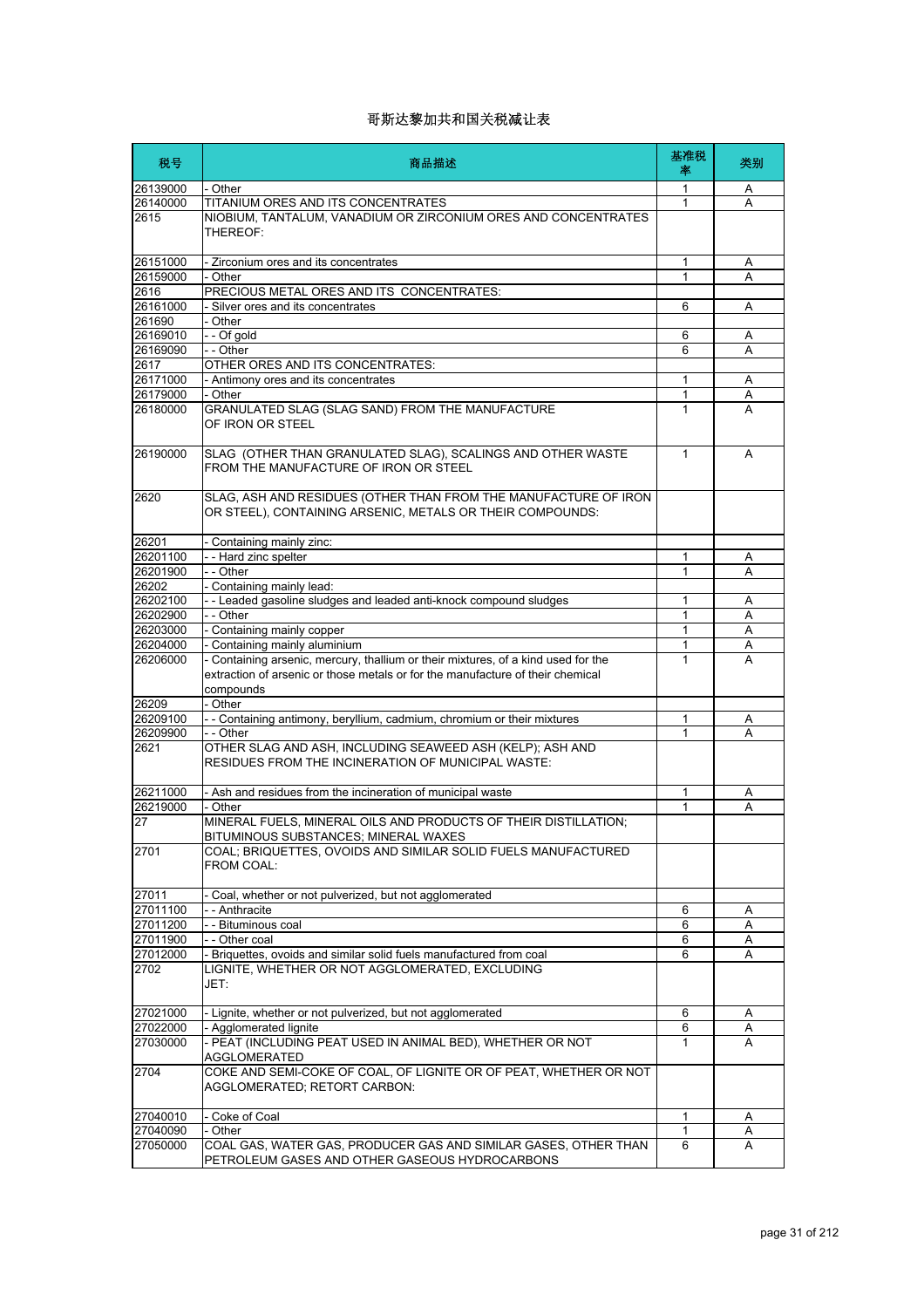# 哥斯达黎加共和国关税减让表

| 税号 | 商品描述 | 基准税率 | 类别 |
|---|---|---|---|
| 26139000 | - Other | 1 | A |
| 26140000 | TITANIUM ORES AND ITS CONCENTRATES | 1 | A |
| 2615 | NIOBIUM, TANTALUM, VANADIUM OR ZIRCONIUM ORES AND CONCENTRATES THEREOF: | | |
| 26151000 | - Zirconium ores and its concentrates | 1 | A |
| 26159000 | - Other | 1 | A |
| 2616 | PRECIOUS METAL ORES AND ITS CONCENTRATES: | | |
| 26161000 | - Silver ores and its concentrates | 6 | A |
| 261690 | - Other | | |
| 26169010 | - - Of gold | 6 | A |
| 26169090 | - - Other | 6 | A |
| 2617 | OTHER ORES AND ITS CONCENTRATES: | | |
| 26171000 | - Antimony ores and its concentrates | 1 | A |
| 26179000 | - Other | 1 | A |
| 26180000 | GRANULATED SLAG (SLAG SAND) FROM THE MANUFACTURE OF IRON OR STEEL | 1 | A |
| 26190000 | SLAG (OTHER THAN GRANULATED SLAG), SCALINGS AND OTHER WASTE FROM THE MANUFACTURE OF IRON OR STEEL | 1 | A |
| 2620 | SLAG, ASH AND RESIDUES (OTHER THAN FROM THE MANUFACTURE OF IRON OR STEEL), CONTAINING ARSENIC, METALS OR THEIR COMPOUNDS: | | |
| 26201 | - Containing mainly zinc: | | |
| 26201100 | - - Hard zinc spelter | 1 | A |
| 26201900 | - - Other | 1 | A |
| 26202 | - Containing mainly lead: | | |
| 26202100 | - - Leaded gasoline sludges and leaded anti-knock compound sludges | 1 | A |
| 26202900 | - - Other | 1 | A |
| 26203000 | - Containing mainly copper | 1 | A |
| 26204000 | - Containing mainly aluminium | 1 | A |
| 26206000 | - Containing arsenic, mercury, thallium or their mixtures, of a kind used for the extraction of arsenic or those metals or for the manufacture of their chemical compounds | 1 | A |
| 26209 | - Other | | |
| 26209100 | - - Containing antimony, beryllium, cadmium, chromium or their mixtures | 1 | A |
| 26209900 | - - Other | 1 | A |
| 2621 | OTHER SLAG AND ASH, INCLUDING SEAWEED ASH (KELP); ASH AND RESIDUES FROM THE INCINERATION OF MUNICIPAL WASTE: | | |
| 26211000 | - Ash and residues from the incineration of municipal waste | 1 | A |
| 26219000 | - Other | 1 | A |
| 27 | MINERAL FUELS, MINERAL OILS AND PRODUCTS OF THEIR DISTILLATION; BITUMINOUS SUBSTANCES; MINERAL WAXES | | |
| 2701 | COAL; BRIQUETTES, OVOIDS AND SIMILAR SOLID FUELS MANUFACTURED FROM COAL: | | |
| 27011 | - Coal, whether or not pulverized, but not agglomerated | | |
| 27011100 | - - Anthracite | 6 | A |
| 27011200 | - - Bituminous coal | 6 | A |
| 27011900 | - - Other coal | 6 | A |
| 27012000 | - Briquettes, ovoids and similar solid fuels manufactured from coal | 6 | A |
| 2702 | LIGNITE, WHETHER OR NOT AGGLOMERATED, EXCLUDING JET: | | |
| 27021000 | - Lignite, whether or not pulverized, but not agglomerated | 6 | A |
| 27022000 | - Agglomerated lignite | 6 | A |
| 27030000 | - PEAT (INCLUDING PEAT USED IN ANIMAL BED), WHETHER OR NOT AGGLOMERATED | 1 | A |
| 2704 | COKE AND SEMI-COKE OF COAL, OF LIGNITE OR OF PEAT, WHETHER OR NOT AGGLOMERATED; RETORT CARBON: | | |
| 27040010 | - Coke of Coal | 1 | A |
| 27040090 | - Other | 1 | A |
| 27050000 | COAL GAS, WATER GAS, PRODUCER GAS AND SIMILAR GASES, OTHER THAN PETROLEUM GASES AND OTHER GASEOUS HYDROCARBONS | 6 | A |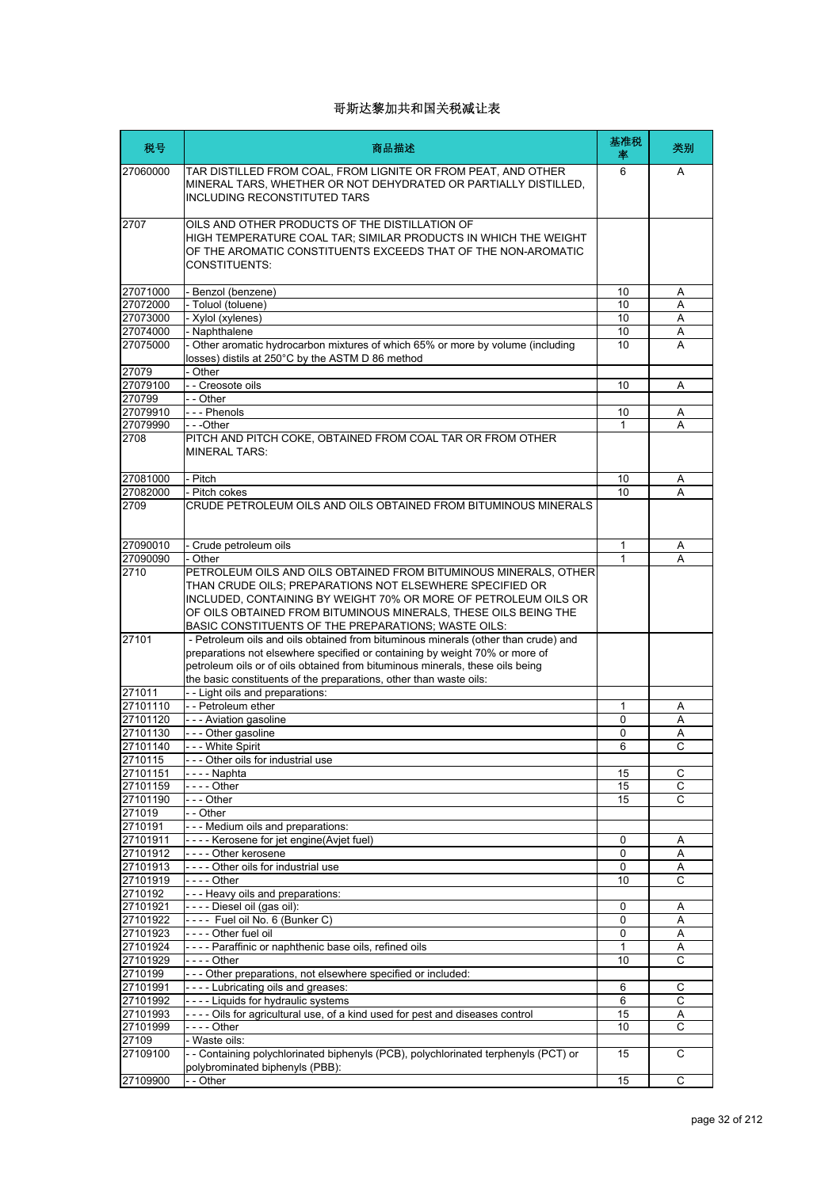# 哥斯达黎加共和国关税减让表

| 税号 | 商品描述 | 基准税率 | 类别 |
|---|---|---|---|
| 27060000 | TAR DISTILLED FROM COAL, FROM LIGNITE OR FROM PEAT, AND OTHER MINERAL TARS, WHETHER OR NOT DEHYDRATED OR PARTIALLY DISTILLED, INCLUDING RECONSTITUTED TARS | 6 | A |
| 2707 | OILS AND OTHER PRODUCTS OF THE DISTILLATION OF HIGH TEMPERATURE COAL TAR; SIMILAR PRODUCTS IN WHICH THE WEIGHT OF THE AROMATIC CONSTITUENTS EXCEEDS THAT OF THE NON-AROMATIC CONSTITUENTS: | | |
| 27071000 | - Benzol (benzene) | 10 | A |
| 27072000 | - Toluol (toluene) | 10 | A |
| 27073000 | - Xylol (xylenes) | 10 | A |
| 27074000 | - Naphthalene | 10 | A |
| 27075000 | - Other aromatic hydrocarbon mixtures of which 65% or more by volume (including losses) distils at 250°C by the ASTM D 86 method | 10 | A |
| 27079 | - Other | | |
| 27079100 | - - Creosote oils | 10 | A |
| 270799 | - - Other | | |
| 27079910 | - - - Phenols | 10 | A |
| 27079990 | - - -Other | 1 | A |
| 2708 | PITCH AND PITCH COKE, OBTAINED FROM COAL TAR OR FROM OTHER MINERAL TARS: | | |
| 27081000 | - Pitch | 10 | A |
| 27082000 | - Pitch cokes | 10 | A |
| 2709 | CRUDE PETROLEUM OILS AND OILS OBTAINED FROM BITUMINOUS MINERALS | | |
| 27090010 | - Crude petroleum oils | 1 | A |
| 27090090 | - Other | 1 | A |
| 2710 | PETROLEUM OILS AND OILS OBTAINED FROM BITUMINOUS MINERALS, OTHER THAN CRUDE OILS; PREPARATIONS NOT ELSEWHERE SPECIFIED OR INCLUDED, CONTAINING BY WEIGHT 70% OR MORE OF PETROLEUM OILS OR OF OILS OBTAINED FROM BITUMINOUS MINERALS, THESE OILS BEING THE BASIC CONSTITUENTS OF THE PREPARATIONS; WASTE OILS: | | |
| 27101 | - Petroleum oils and oils obtained from bituminous minerals (other than crude) and preparations not elsewhere specified or containing by weight 70% or more of petroleum oils or of oils obtained from bituminous minerals, these oils being the basic constituents of the preparations, other than waste oils: | | |
| 271011 | - - Light oils and preparations: | | |
| 27101110 | - - Petroleum ether | 1 | A |
| 27101120 | - - - Aviation gasoline | 0 | A |
| 27101130 | - - - Other gasoline | 0 | A |
| 27101140 | - - - White Spirit | 6 | C |
| 2710115 | - - - Other oils for industrial use | | |
| 27101151 | - - - - Naphta | 15 | C |
| 27101159 | - - - - Other | 15 | C |
| 27101190 | - - - Other | 15 | C |
| 271019 | - - Other | | |
| 2710191 | - - - Medium oils and preparations: | | |
| 27101911 | - - - - Kerosene for jet engine(Avjet fuel) | 0 | A |
| 27101912 | - - - - Other kerosene | 0 | A |
| 27101913 | - - - - Other oils for industrial use | 0 | A |
| 27101919 | - - - - Other | 10 | C |
| 2710192 | - - - Heavy oils and preparations: | | |
| 27101921 | - - - - Diesel oil (gas oil): | 0 | A |
| 27101922 | - - - - Fuel oil No. 6 (Bunker C) | 0 | A |
| 27101923 | - - - - Other fuel oil | 0 | A |
| 27101924 | - - - - Paraffinic or naphthenic base oils, refined oils | 1 | A |
| 27101929 | - - - - Other | 10 | C |
| 2710199 | - - - Other preparations, not elsewhere specified or included: | | |
| 27101991 | - - - - Lubricating oils and greases: | 6 | C |
| 27101992 | - - - - Liquids for hydraulic systems | 6 | C |
| 27101993 | - - - - Oils for agricultural use, of a kind used for pest and diseases control | 15 | A |
| 27101999 | - - - - Other | 10 | C |
| 27109 | - Waste oils: | | |
| 27109100 | - - Containing polychlorinated biphenyls (PCB), polychlorinated terphenyls (PCT) or polybrominated biphenyls (PBB): | 15 | C |
| 27109900 | - - Other | 15 | C |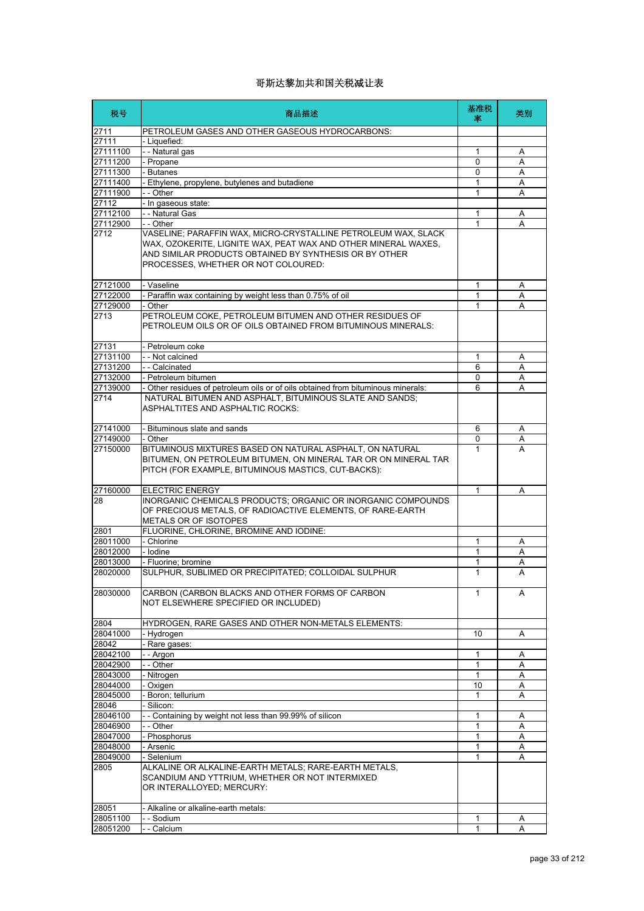# 哥斯达黎加共和国关税减让表

| 税号 | 商品描述 | 基准税率 | 类别 |
|---|---|---|---|
| 2711 | PETROLEUM GASES AND OTHER GASEOUS HYDROCARBONS: | | |
| 27111 | - Liquefied: | | |
| 27111100 | - - Natural gas | 1 | A |
| 27111200 | - Propane | 0 | A |
| 27111300 | - Butanes | 0 | A |
| 27111400 | - Ethylene, propylene, butylenes and butadiene | 1 | A |
| 27111900 | - - Other | 1 | A |
| 27112 | - In gaseous state: | | |
| 27112100 | - - Natural Gas | 1 | A |
| 27112900 | - - Other | 1 | A |
| 2712 | VASELINE; PARAFFIN WAX, MICRO-CRYSTALLINE PETROLEUM WAX, SLACK WAX, OZOKERITE, LIGNITE WAX, PEAT WAX AND OTHER MINERAL WAXES, AND SIMILAR PRODUCTS OBTAINED BY SYNTHESIS OR BY OTHER PROCESSES, WHETHER OR NOT COLOURED: | | |
| 27121000 | - Vaseline | 1 | A |
| 27122000 | - Paraffin wax containing by weight less than 0.75% of oil | 1 | A |
| 27129000 | - Other | 1 | A |
| 2713 | PETROLEUM COKE, PETROLEUM BITUMEN AND OTHER RESIDUES OF PETROLEUM OILS OR OF OILS OBTAINED FROM BITUMINOUS MINERALS: | | |
| 27131 | - Petroleum coke | | |
| 27131100 | - - Not calcined | 1 | A |
| 27131200 | - - Calcinated | 6 | A |
| 27132000 | - Petroleum bitumen | 0 | A |
| 27139000 | - Other residues of petroleum oils or of oils obtained from bituminous minerals: | 6 | A |
| 2714 | NATURAL BITUMEN AND ASPHALT, BITUMINOUS SLATE AND SANDS; ASPHALTITES AND ASPHALTIC ROCKS: | | |
| 27141000 | - Bituminous slate and sands | 6 | A |
| 27149000 | - Other | 0 | A |
| 27150000 | BITUMINOUS MIXTURES BASED ON NATURAL ASPHALT, ON NATURAL BITUMEN, ON PETROLEUM BITUMEN, ON MINERAL TAR OR ON MINERAL TAR PITCH (FOR EXAMPLE, BITUMINOUS MASTICS, CUT-BACKS): | 1 | A |
| 27160000 | ELECTRIC ENERGY | 1 | A |
| 28 | INORGANIC CHEMICALS PRODUCTS; ORGANIC OR INORGANIC COMPOUNDS OF PRECIOUS METALS, OF RADIOACTIVE ELEMENTS, OF RARE-EARTH METALS OR OF ISOTOPES | | |
| 2801 | FLUORINE, CHLORINE, BROMINE AND IODINE: | | |
| 28011000 | - Chlorine | 1 | A |
| 28012000 | - Iodine | 1 | A |
| 28013000 | - Fluorine; bromine | 1 | A |
| 28020000 | SULPHUR, SUBLIMED OR PRECIPITATED; COLLOIDAL SULPHUR | 1 | A |
| 28030000 | CARBON (CARBON BLACKS AND OTHER FORMS OF CARBON NOT ELSEWHERE SPECIFIED OR INCLUDED) | 1 | A |
| 2804 | HYDROGEN, RARE GASES AND OTHER NON-METALS ELEMENTS: | | |
| 28041000 | - Hydrogen | 10 | A |
| 28042 | - Rare gases: | | |
| 28042100 | - - Argon | 1 | A |
| 28042900 | - - Other | 1 | A |
| 28043000 | - Nitrogen | 1 | A |
| 28044000 | - Oxigen | 10 | A |
| 28045000 | - Boron; tellurium | 1 | A |
| 28046 | - Silicon: | | |
| 28046100 | - - Containing by weight not less than 99.99% of silicon | 1 | A |
| 28046900 | - - Other | 1 | A |
| 28047000 | - Phosphorus | 1 | A |
| 28048000 | - Arsenic | 1 | A |
| 28049000 | - Selenium | 1 | A |
| 2805 | ALKALINE OR ALKALINE-EARTH METALS; RARE-EARTH METALS, SCANDIUM AND YTTRIUM, WHETHER OR NOT INTERMIXED OR INTERALLOYED; MERCURY: | | |
| 28051 | - Alkaline or alkaline-earth metals: | | |
| 28051100 | - - Sodium | 1 | A |
| 28051200 | - - Calcium | 1 | A |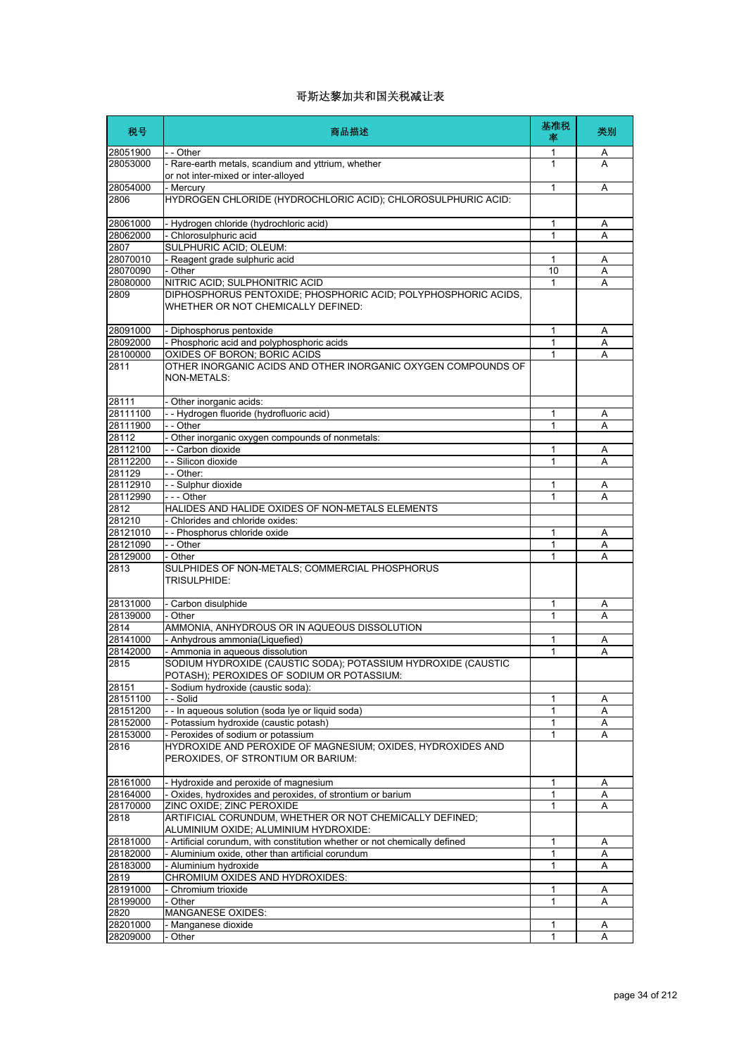# 哥斯达黎加共和国关税减让表

| 税号 | 商品描述 | 基准税率 | 类别 |
| --- | --- | --- | --- |
| 28051900 | - - Other | 1 | A |
| 28053000 | - Rare-earth metals, scandium and yttrium, whether or not inter-mixed or inter-alloyed | 1 | A |
| 28054000 | - Mercury | 1 | A |
| 2806 | HYDROGEN CHLORIDE (HYDROCHLORIC ACID); CHLOROSULPHURIC ACID: | | |
| 28061000 | - Hydrogen chloride (hydrochloric acid) | 1 | A |
| 28062000 | - Chlorosulphuric acid | 1 | A |
| 2807 | SULPHURIC ACID; OLEUM: | | |
| 28070010 | - Reagent grade sulphuric acid | 1 | A |
| 28070090 | - Other | 10 | A |
| 28080000 | NITRIC ACID; SULPHONITRIC ACID | 1 | A |
| 2809 | DIPHOSPHORUS PENTOXIDE; PHOSPHORIC ACID; POLYPHOSPHORIC ACIDS, WHETHER OR NOT CHEMICALLY DEFINED: | | |
| 28091000 | - Diphosphorus pentoxide | 1 | A |
| 28092000 | - Phosphoric acid and polyphosphoric acids | 1 | A |
| 28100000 | OXIDES OF BORON; BORIC ACIDS | 1 | A |
| 2811 | OTHER INORGANIC ACIDS AND OTHER INORGANIC OXYGEN COMPOUNDS OF NON-METALS: | | |
| 28111 | - Other inorganic acids: | | |
| 28111100 | - - Hydrogen fluoride (hydrofluoric acid) | 1 | A |
| 28111900 | - - Other | 1 | A |
| 28112 | - Other inorganic oxygen compounds of nonmetals: | | |
| 28112100 | - - Carbon dioxide | 1 | A |
| 28112200 | - - Silicon dioxide | 1 | A |
| 281129 | - - Other: | | |
| 28112910 | - - Sulphur dioxide | 1 | A |
| 28112990 | - - - Other | 1 | A |
| 2812 | HALIDES AND HALIDE OXIDES OF NON-METALS ELEMENTS | | |
| 281210 | - Chlorides and chloride oxides: | | |
| 28121010 | - - Phosphorus chloride oxide | 1 | A |
| 28121090 | - - Other | 1 | A |
| 28129000 | - Other | 1 | A |
| 2813 | SULPHIDES OF NON-METALS; COMMERCIAL PHOSPHORUS TRISULPHIDE: | | |
| 28131000 | - Carbon disulphide | 1 | A |
| 28139000 | - Other | 1 | A |
| 2814 | AMMONIA, ANHYDROUS OR IN AQUEOUS DISSOLUTION | | |
| 28141000 | - Anhydrous ammonia(Liquefied) | 1 | A |
| 28142000 | - Ammonia in aqueous dissolution | 1 | A |
| 2815 | SODIUM HYDROXIDE (CAUSTIC SODA); POTASSIUM HYDROXIDE (CAUSTIC POTASH); PEROXIDES OF SODIUM OR POTASSIUM: | | |
| 28151 | - Sodium hydroxide (caustic soda): | | |
| 28151100 | - - Solid | 1 | A |
| 28151200 | - - In aqueous solution (soda lye or liquid soda) | 1 | A |
| 28152000 | - Potassium hydroxide (caustic potash) | 1 | A |
| 28153000 | - Peroxides of sodium or potassium | 1 | A |
| 2816 | HYDROXIDE AND PEROXIDE OF MAGNESIUM; OXIDES, HYDROXIDES AND PEROXIDES, OF STRONTIUM OR BARIUM: | | |
| 28161000 | - Hydroxide and peroxide of magnesium | 1 | A |
| 28164000 | - Oxides, hydroxides and peroxides, of strontium or barium | 1 | A |
| 28170000 | ZINC OXIDE; ZINC PEROXIDE | 1 | A |
| 2818 | ARTIFICIAL CORUNDUM, WHETHER OR NOT CHEMICALLY DEFINED; ALUMINIUM OXIDE; ALUMINIUM HYDROXIDE: | | |
| 28181000 | - Artificial corundum, with constitution whether or not chemically defined | 1 | A |
| 28182000 | - Aluminium oxide, other than artificial corundum | 1 | A |
| 28183000 | - Aluminium hydroxide | 1 | A |
| 2819 | CHROMIUM OXIDES AND HYDROXIDES: | | |
| 28191000 | - Chromium trioxide | 1 | A |
| 28199000 | - Other | 1 | A |
| 2820 | MANGANESE OXIDES: | | |
| 28201000 | - Manganese dioxide | 1 | A |
| 28209000 | - Other | 1 | A |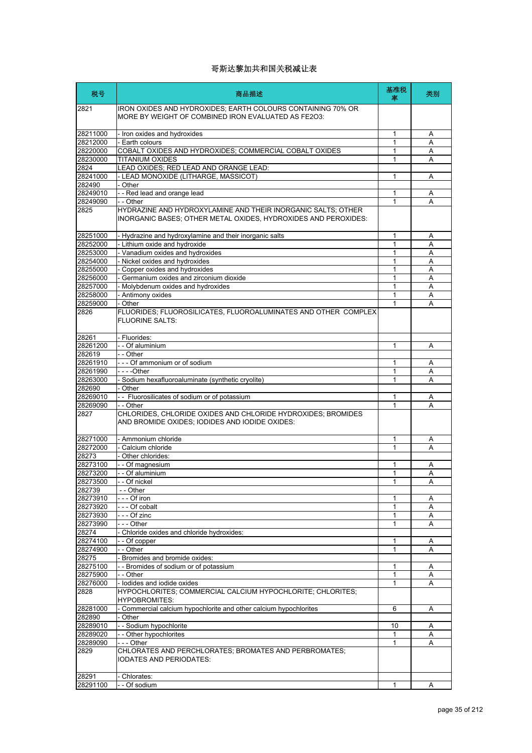# 哥斯达黎加共和国关税减让表

| 税号 | 商品描述 | 基准税率 | 类别 |
|---|---|---|---|
| 2821 | IRON OXIDES AND HYDROXIDES; EARTH COLOURS CONTAINING 70% OR MORE BY WEIGHT OF COMBINED IRON EVALUATED AS FE2O3: | | |
| 28211000 | - Iron oxides and hydroxides | 1 | A |
| 28212000 | - Earth colours | 1 | A |
| 28220000 | COBALT OXIDES AND HYDROXIDES; COMMERCIAL COBALT OXIDES | 1 | A |
| 28230000 | TITANIUM OXIDES | 1 | A |
| 2824 | LEAD OXIDES; RED LEAD AND ORANGE LEAD: | | |
| 28241000 | - LEAD MONOXIDE (LITHARGE, MASSICOT) | 1 | A |
| 282490 | - Other | | |
| 28249010 | - - Red lead and orange lead | 1 | A |
| 28249090 | - - Other | 1 | A |
| 2825 | HYDRAZINE AND HYDROXYLAMINE AND THEIR INORGANIC SALTS; OTHER INORGANIC BASES; OTHER METAL OXIDES, HYDROXIDES AND PEROXIDES: | | |
| 28251000 | - Hydrazine and hydroxylamine and their inorganic salts | 1 | A |
| 28252000 | - Lithium oxide and hydroxide | 1 | A |
| 28253000 | - Vanadium oxides and hydroxides | 1 | A |
| 28254000 | - Nickel oxides and hydroxides | 1 | A |
| 28255000 | - Copper oxides and hydroxides | 1 | A |
| 28256000 | - Germanium oxides and zirconium dioxide | 1 | A |
| 28257000 | - Molybdenum oxides and hydroxides | 1 | A |
| 28258000 | - Antimony oxides | 1 | A |
| 28259000 | - Other | 1 | A |
| 2826 | FLUORIDES; FLUOROSILICATES, FLUOROALUMINATES AND OTHER COMPLEX FLUORINE SALTS: | | |
| 28261 | - Fluorides: | | |
| 28261200 | - - Of aluminium | 1 | A |
| 282619 | - - Other | | |
| 28261910 | - - - Of ammonium or of sodium | 1 | A |
| 28261990 | - - - -Other | 1 | A |
| 28263000 | - Sodium hexafluoroaluminate (synthetic cryolite) | 1 | A |
| 282690 | - Other | | |
| 28269010 | - - Fluorosilicates of sodium or of potassium | 1 | A |
| 28269090 | - - Other | 1 | A |
| 2827 | CHLORIDES, CHLORIDE OXIDES AND CHLORIDE HYDROXIDES; BROMIDES AND BROMIDE OXIDES; IODIDES AND IODIDE OXIDES: | | |
| 28271000 | - Ammonium chloride | 1 | A |
| 28272000 | - Calcium chloride | 1 | A |
| 28273 | - Other chlorides: | | |
| 28273100 | - - Of magnesium | 1 | A |
| 28273200 | - - Of aluminium | 1 | A |
| 28273500 | - - Of nickel | 1 | A |
| 282739 | - - Other | | |
| 28273910 | - - - Of iron | 1 | A |
| 28273920 | - - - Of cobalt | 1 | A |
| 28273930 | - - - Of zinc | 1 | A |
| 28273990 | - - - Other | 1 | A |
| 28274 | - Chloride oxides and chloride hydroxides: | | |
| 28274100 | - - Of copper | 1 | A |
| 28274900 | - - Other | 1 | A |
| 28275 | - Bromides and bromide oxides: | | |
| 28275100 | - - Bromides of sodium or of potassium | 1 | A |
| 28275900 | - - Other | 1 | A |
| 28276000 | - Iodides and iodide oxides | 1 | A |
| 2828 | HYPOCHLORITES; COMMERCIAL CALCIUM HYPOCHLORITE; CHLORITES; HYPOBROMITES: | | |
| 28281000 | - Commercial calcium hypochlorite and other calcium hypochlorites | 6 | A |
| 282890 | - Other | | |
| 28289010 | - - Sodium hypochlorite | 10 | A |
| 28289020 | - - Other hypochlorites | 1 | A |
| 28289090 | - - - Other | 1 | A |
| 2829 | CHLORATES AND PERCHLORATES; BROMATES AND PERBROMATES; IODATES AND PERIODATES: | | |
| 28291 | - Chlorates: | | |
| 28291100 | - - Of sodium | 1 | A |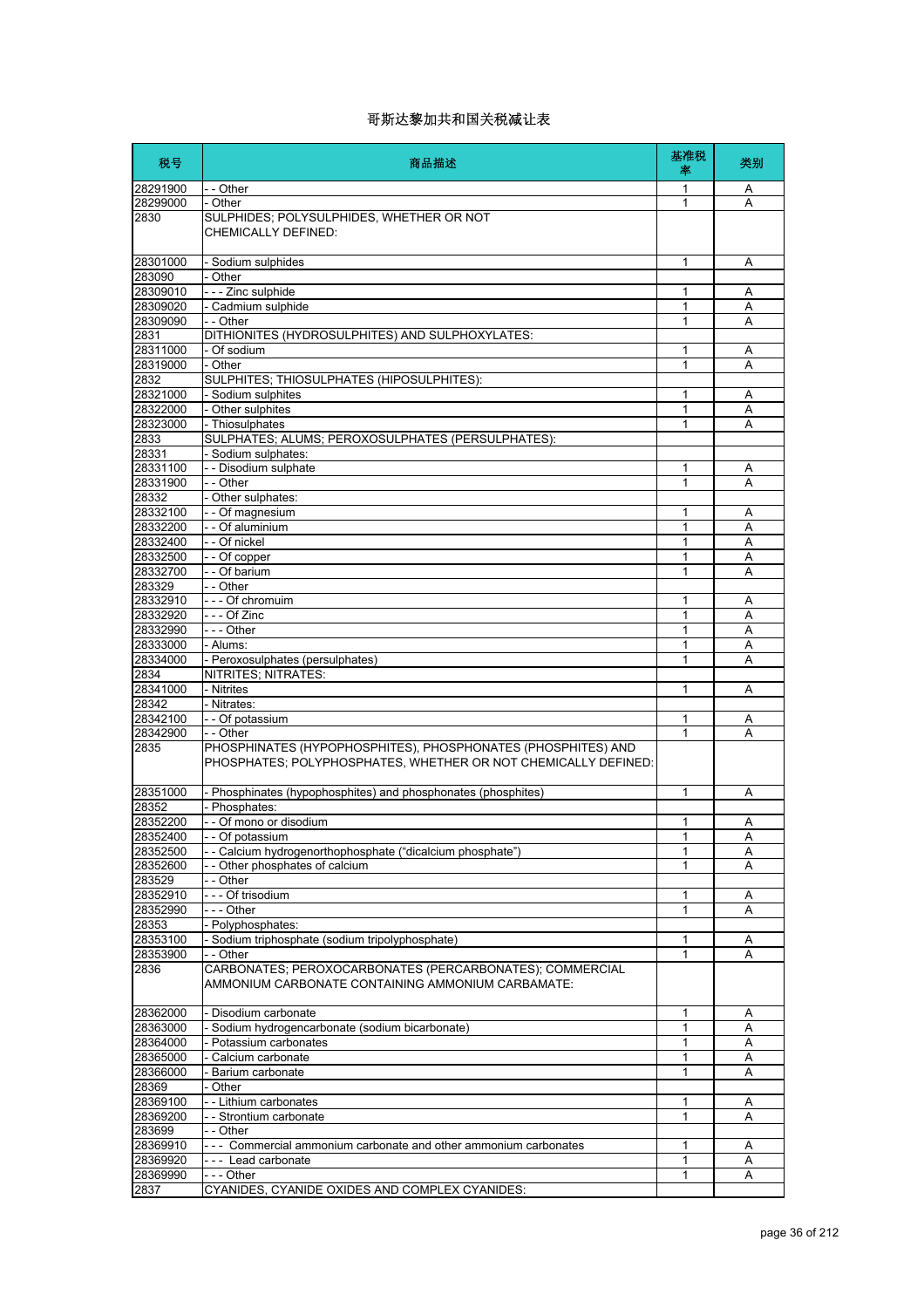# 哥斯达黎加共和国关税减让表

| 税号 | 商品描述 | 基准税率 | 类别 |
|---|---|---|---|
| 28291900 | - - Other | 1 | A |
| 28299000 | - Other | 1 | A |
| 2830 | SULPHIDES; POLYSULPHIDES, WHETHER OR NOT CHEMICALLY DEFINED: | | |
| 28301000 | - Sodium sulphides | 1 | A |
| 283090 | - Other | | |
| 28309010 | - - - Zinc sulphide | 1 | A |
| 28309020 | - Cadmium sulphide | 1 | A |
| 28309090 | - - Other | 1 | A |
| 2831 | DITHIONITES (HYDROSULPHITES) AND SULPHOXYLATES: | | |
| 28311000 | - Of sodium | 1 | A |
| 28319000 | - Other | 1 | A |
| 2832 | SULPHITES; THIOSULPHATES (HIPOSULPHITES): | | |
| 28321000 | - Sodium sulphites | 1 | A |
| 28322000 | - Other sulphites | 1 | A |
| 28323000 | - Thiosulphates | 1 | A |
| 2833 | SULPHATES; ALUMS; PEROXOSULPHATES (PERSULPHATES): | | |
| 28331 | - Sodium sulphates: | | |
| 28331100 | - - Disodium sulphate | 1 | A |
| 28331900 | - - Other | 1 | A |
| 28332 | - Other sulphates: | | |
| 28332100 | - - Of magnesium | 1 | A |
| 28332200 | - - Of aluminium | 1 | A |
| 28332400 | - - Of nickel | 1 | A |
| 28332500 | - - Of copper | 1 | A |
| 28332700 | - - Of barium | 1 | A |
| 283329 | - - Other | | |
| 28332910 | - - - Of chromuim | 1 | A |
| 28332920 | - - - Of Zinc | 1 | A |
| 28332990 | - - - Other | 1 | A |
| 28333000 | - Alums: | 1 | A |
| 28334000 | - Peroxosulphates (persulphates) | 1 | A |
| 2834 | NITRITES; NITRATES: | | |
| 28341000 | - Nitrites | 1 | A |
| 28342 | - Nitrates: | | |
| 28342100 | - - Of potassium | 1 | A |
| 28342900 | - - Other | 1 | A |
| 2835 | PHOSPHINATES (HYPOPHOSPHITES), PHOSPHONATES (PHOSPHITES) AND PHOSPHATES; POLYPHOSPHATES, WHETHER OR NOT CHEMICALLY DEFINED: | | |
| 28351000 | - Phosphinates (hypophosphites) and phosphonates (phosphites) | 1 | A |
| 28352 | - Phosphates: | | |
| 28352200 | - - Of mono or disodium | 1 | A |
| 28352400 | - - Of potassium | 1 | A |
| 28352500 | - - Calcium hydrogenorthophosphate ("dicalcium phosphate") | 1 | A |
| 28352600 | - - Other phosphates of calcium | 1 | A |
| 283529 | - - Other | | |
| 28352910 | - - - Of trisodium | 1 | A |
| 28352990 | - - - Other | 1 | A |
| 28353 | - Polyphosphates: | | |
| 28353100 | - Sodium triphosphate (sodium tripolyphosphate) | 1 | A |
| 28353900 | - - Other | 1 | A |
| 2836 | CARBONATES; PEROXOCARBONATES (PERCARBONATES); COMMERCIAL AMMONIUM CARBONATE CONTAINING AMMONIUM CARBAMATE: | | |
| 28362000 | - Disodium carbonate | 1 | A |
| 28363000 | - Sodium hydrogencarbonate (sodium bicarbonate) | 1 | A |
| 28364000 | - Potassium carbonates | 1 | A |
| 28365000 | - Calcium carbonate | 1 | A |
| 28366000 | - Barium carbonate | 1 | A |
| 28369 | - Other | | |
| 28369100 | - - Lithium carbonates | 1 | A |
| 28369200 | - - Strontium carbonate | 1 | A |
| 283699 | - - Other | | |
| 28369910 | - - - Commercial ammonium carbonate and other ammonium carbonates | 1 | A |
| 28369920 | - - - Lead carbonate | 1 | A |
| 28369990 | - - - Other | 1 | A |
| 2837 | CYANIDES, CYANIDE OXIDES AND COMPLEX CYANIDES: | | |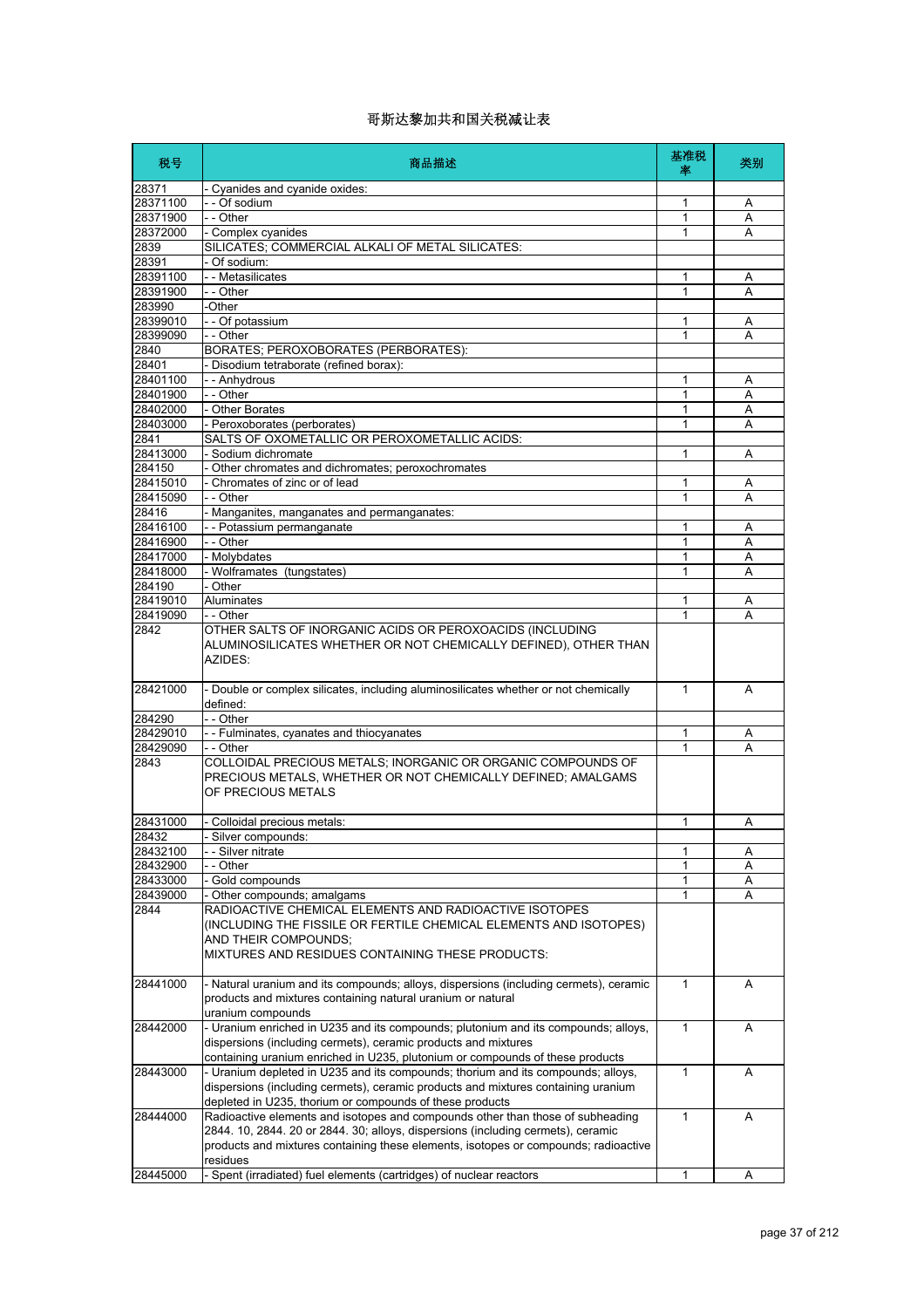# 哥斯达黎加共和国关税减让表

| 税号 | 商品描述 | 基准税率 | 类别 |
|---|---|---|---|
| 28371 | - Cyanides and cyanide oxides: | | |
| 28371100 | - - Of sodium | 1 | A |
| 28371900 | - - Other | 1 | A |
| 28372000 | - Complex cyanides | 1 | A |
| 2839 | SILICATES; COMMERCIAL ALKALI OF METAL SILICATES: | | |
| 28391 | - Of sodium: | | |
| 28391100 | - - Metasilicates | 1 | A |
| 28391900 | - - Other | 1 | A |
| 283990 | -Other | | |
| 28399010 | - - Of potassium | 1 | A |
| 28399090 | - - Other | 1 | A |
| 2840 | BORATES; PEROXOBORATES (PERBORATES): | | |
| 28401 | - Disodium tetraborate (refined borax): | | |
| 28401100 | - - Anhydrous | 1 | A |
| 28401900 | - - Other | 1 | A |
| 28402000 | - Other Borates | 1 | A |
| 28403000 | - Peroxoborates (perborates) | 1 | A |
| 2841 | SALTS OF OXOMETALLIC OR PEROXOMETALLIC ACIDS: | | |
| 28413000 | - Sodium dichromate | 1 | A |
| 284150 | - Other chromates and dichromates; peroxochromates | | |
| 28415010 | - Chromates of zinc or of lead | 1 | A |
| 28415090 | - - Other | 1 | A |
| 28416 | - Manganites, manganates and permanganates: | | |
| 28416100 | - - Potassium permanganate | 1 | A |
| 28416900 | - - Other | 1 | A |
| 28417000 | - Molybdates | 1 | A |
| 28418000 | - Wolframates (tungstates) | 1 | A |
| 284190 | - Other | | |
| 28419010 | Aluminates | 1 | A |
| 28419090 | - - Other | 1 | A |
| 2842 | OTHER SALTS OF INORGANIC ACIDS OR PEROXOACIDS (INCLUDING ALUMINOSILICATES WHETHER OR NOT CHEMICALLY DEFINED), OTHER THAN AZIDES: | | |
| 28421000 | - Double or complex silicates, including aluminosilicates whether or not chemically defined: | 1 | A |
| 284290 | - - Other | | |
| 28429010 | - - Fulminates, cyanates and thiocyanates | 1 | A |
| 28429090 | - - Other | 1 | A |
| 2843 | COLLOIDAL PRECIOUS METALS; INORGANIC OR ORGANIC COMPOUNDS OF PRECIOUS METALS, WHETHER OR NOT CHEMICALLY DEFINED; AMALGAMS OF PRECIOUS METALS | | |
| 28431000 | - Colloidal precious metals: | 1 | A |
| 28432 | - Silver compounds: | | |
| 28432100 | - - Silver nitrate | 1 | A |
| 28432900 | - - Other | 1 | A |
| 28433000 | - Gold compounds | 1 | A |
| 28439000 | - Other compounds; amalgams | 1 | A |
| 2844 | RADIOACTIVE CHEMICAL ELEMENTS AND RADIOACTIVE ISOTOPES (INCLUDING THE FISSILE OR FERTILE CHEMICAL ELEMENTS AND ISOTOPES) AND THEIR COMPOUNDS; MIXTURES AND RESIDUES CONTAINING THESE PRODUCTS: | | |
| 28441000 | - Natural uranium and its compounds; alloys, dispersions (including cermets), ceramic products and mixtures containing natural uranium or natural uranium compounds | 1 | A |
| 28442000 | - Uranium enriched in U235 and its compounds; plutonium and its compounds; alloys, dispersions (including cermets), ceramic products and mixtures containing uranium enriched in U235, plutonium or compounds of these products | 1 | A |
| 28443000 | - Uranium depleted in U235 and its compounds; thorium and its compounds; alloys, dispersions (including cermets), ceramic products and mixtures containing uranium depleted in U235, thorium or compounds of these products | 1 | A |
| 28444000 | Radioactive elements and isotopes and compounds other than those of subheading 2844. 10, 2844. 20 or 2844. 30; alloys, dispersions (including cermets), ceramic products and mixtures containing these elements, isotopes or compounds; radioactive residues | 1 | A |
| 28445000 | - Spent (irradiated) fuel elements (cartridges) of nuclear reactors | 1 | A |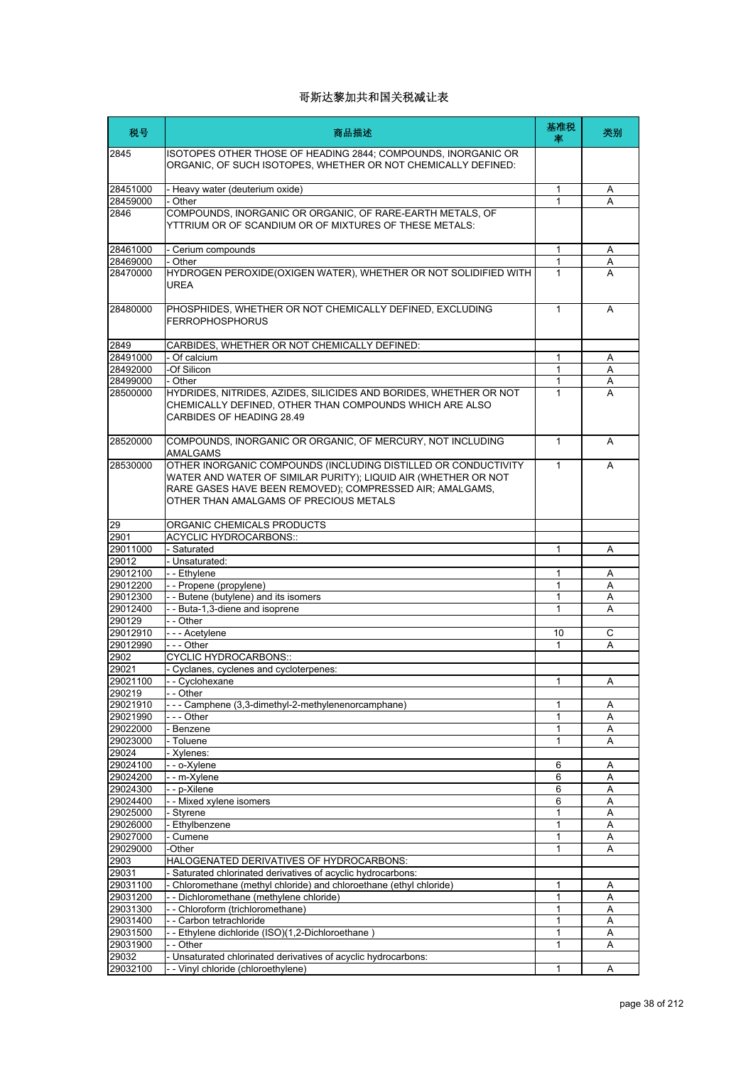# 哥斯达黎加共和国关税减让表

| 税号 | 商品描述 | 基准税率 | 类别 |
|---|---|---|---|
| 2845 | ISOTOPES OTHER THOSE OF HEADING 2844; COMPOUNDS, INORGANIC OR ORGANIC, OF SUCH ISOTOPES, WHETHER OR NOT CHEMICALLY DEFINED: | | |
| 28451000 | - Heavy water (deuterium oxide) | 1 | A |
| 28459000 | - Other | 1 | A |
| 2846 | COMPOUNDS, INORGANIC OR ORGANIC, OF RARE-EARTH METALS, OF YTTRIUM OR OF SCANDIUM OR OF MIXTURES OF THESE METALS: | | |
| 28461000 | - Cerium compounds | 1 | A |
| 28469000 | - Other | 1 | A |
| 28470000 | HYDROGEN PEROXIDE(OXIGEN WATER), WHETHER OR NOT SOLIDIFIED WITH UREA | 1 | A |
| 28480000 | PHOSPHIDES, WHETHER OR NOT CHEMICALLY DEFINED, EXCLUDING FERROPHOSPHORUS | 1 | A |
| 2849 | CARBIDES, WHETHER OR NOT CHEMICALLY DEFINED: | | |
| 28491000 | - Of calcium | 1 | A |
| 28492000 | -Of Silicon | 1 | A |
| 28499000 | - Other | 1 | A |
| 28500000 | HYDRIDES, NITRIDES, AZIDES, SILICIDES AND BORIDES, WHETHER OR NOT CHEMICALLY DEFINED, OTHER THAN COMPOUNDS WHICH ARE ALSO CARBIDES OF HEADING 28.49 | 1 | A |
| 28520000 | COMPOUNDS, INORGANIC OR ORGANIC, OF MERCURY, NOT INCLUDING AMALGAMS | 1 | A |
| 28530000 | OTHER INORGANIC COMPOUNDS (INCLUDING DISTILLED OR CONDUCTIVITY WATER AND WATER OF SIMILAR PURITY); LIQUID AIR (WHETHER OR NOT RARE GASES HAVE BEEN REMOVED); COMPRESSED AIR; AMALGAMS, OTHER THAN AMALGAMS OF PRECIOUS METALS | 1 | A |
| 29 | ORGANIC CHEMICALS PRODUCTS | | |
| 2901 | ACYCLIC HYDROCARBONS:: | | |
| 29011000 | - Saturated | 1 | A |
| 29012 | - Unsaturated: | | |
| 29012100 | - - Ethylene | 1 | A |
| 29012200 | - - Propene (propylene) | 1 | A |
| 29012300 | - - Butene (butylene) and its isomers | 1 | A |
| 29012400 | - - Buta-1,3-diene and isoprene | 1 | A |
| 290129 | - - Other | | |
| 29012910 | - - - Acetylene | 10 | C |
| 29012990 | - - - Other | 1 | A |
| 2902 | CYCLIC HYDROCARBONS:: | | |
| 29021 | - Cyclanes, cyclenes and cycloterpenes: | | |
| 29021100 | - - Cyclohexane | 1 | A |
| 290219 | - - Other | | |
| 29021910 | - - - Camphene (3,3-dimethyl-2-methylenenorcamphane) | 1 | A |
| 29021990 | - - - Other | 1 | A |
| 29022000 | - Benzene | 1 | A |
| 29023000 | - Toluene | 1 | A |
| 29024 | - Xylenes: | | |
| 29024100 | - - o-Xylene | 6 | A |
| 29024200 | - - m-Xylene | 6 | A |
| 29024300 | - - p-Xilene | 6 | A |
| 29024400 | - - Mixed xylene isomers | 6 | A |
| 29025000 | - Styrene | 1 | A |
| 29026000 | - Ethylbenzene | 1 | A |
| 29027000 | - Cumene | 1 | A |
| 29029000 | -Other | 1 | A |
| 2903 | HALOGENATED DERIVATIVES OF HYDROCARBONS: | | |
| 29031 | - Saturated chlorinated derivatives of acyclic hydrocarbons: | | |
| 29031100 | - Chloromethane (methyl chloride) and chloroethane (ethyl chloride) | 1 | A |
| 29031200 | - - Dichloromethane (methylene chloride) | 1 | A |
| 29031300 | - - Chloroform (trichloromethane) | 1 | A |
| 29031400 | - - Carbon tetrachloride | 1 | A |
| 29031500 | - - Ethylene dichloride (ISO)(1,2-Dichloroethane ) | 1 | A |
| 29031900 | - - Other | 1 | A |
| 29032 | - Unsaturated chlorinated derivatives of acyclic hydrocarbons: | | |
| 29032100 | - - Vinyl chloride (chloroethylene) | 1 | A |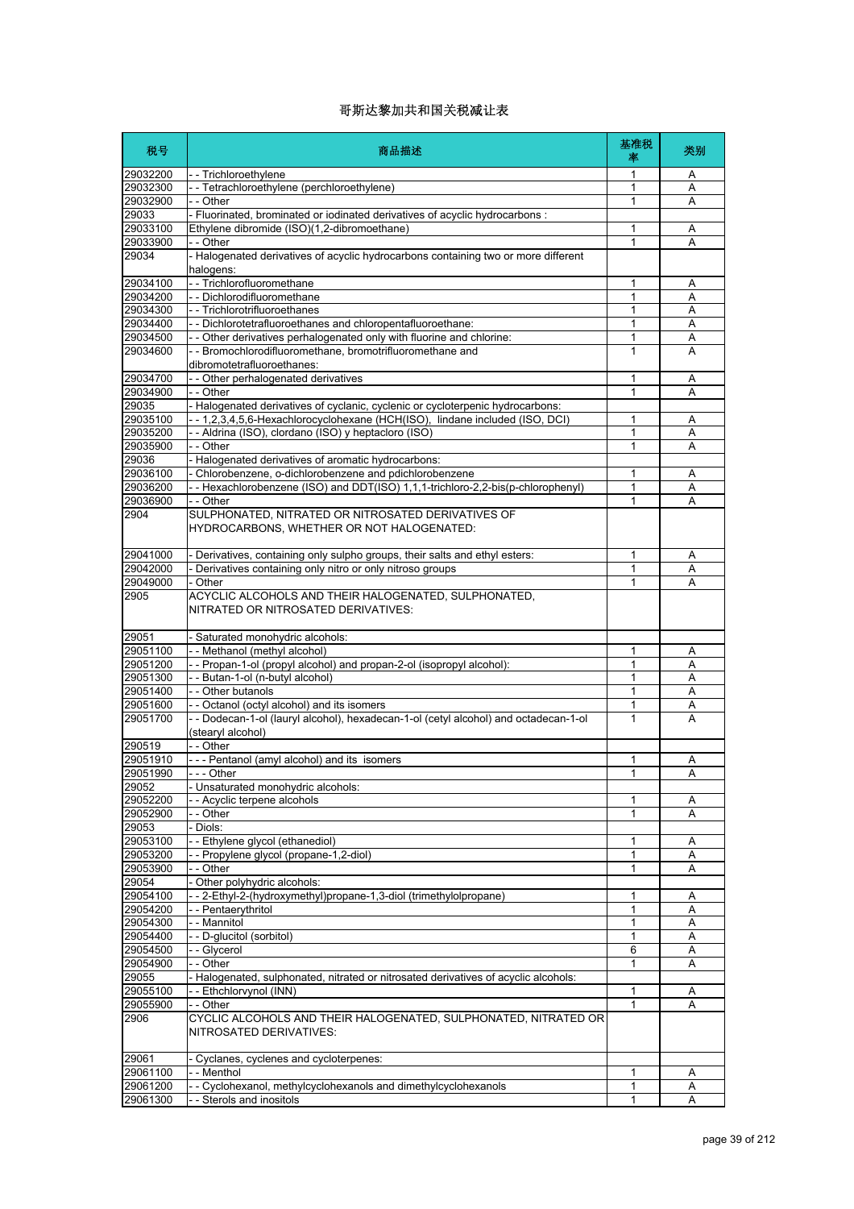# 哥斯达黎加共和国关税减让表

| 税号 | 商品描述 | 基准税率 | 类别 |
|---|---|---|---|
| 29032200 | - - Trichloroethylene | 1 | A |
| 29032300 | - - Tetrachloroethylene (perchloroethylene) | 1 | A |
| 29032900 | - - Other | 1 | A |
| 29033 | - Fluorinated, brominated or iodinated derivatives of acyclic hydrocarbons : | | |
| 29033100 | Ethylene dibromide (ISO)(1,2-dibromoethane) | 1 | A |
| 29033900 | - - Other | 1 | A |
| 29034 | - Halogenated derivatives of acyclic hydrocarbons containing two or more different halogens: | | |
| 29034100 | - - Trichlorofluoromethane | 1 | A |
| 29034200 | - - Dichlorodifluoromethane | 1 | A |
| 29034300 | - - Trichlorotrifluoroethanes | 1 | A |
| 29034400 | - - Dichlorotetrafluoroethanes and chloropentafluoroethane: | 1 | A |
| 29034500 | - - Other derivatives perhalogenated only with fluorine and chlorine: | 1 | A |
| 29034600 | - - Bromochlorodifluoromethane, bromotrifluoromethane and dibromotetrafluoroethanes: | 1 | A |
| 29034700 | - - Other perhalogenated derivatives | 1 | A |
| 29034900 | - - Other | 1 | A |
| 29035 | - Halogenated derivatives of cyclanic, cyclenic or cycloterpenic hydrocarbons: | | |
| 29035100 | - - 1,2,3,4,5,6-Hexachlorocyclohexane (HCH(ISO), lindane included (ISO, DCI) | 1 | A |
| 29035200 | - - Aldrina (ISO), clordano (ISO) y heptacloro (ISO) | 1 | A |
| 29035900 | - - Other | 1 | A |
| 29036 | - Halogenated derivatives of aromatic hydrocarbons: | | |
| 29036100 | - Chlorobenzene, o-dichlorobenzene and pdichlorobenzene | 1 | A |
| 29036200 | - - Hexachlorobenzene (ISO) and DDT(ISO) 1,1,1-trichloro-2,2-bis(p-chlorophenyl) | 1 | A |
| 29036900 | - - Other | 1 | A |
| 2904 | SULPHONATED, NITRATED OR NITROSATED DERIVATIVES OF HYDROCARBONS, WHETHER OR NOT HALOGENATED: | | |
| 29041000 | - Derivatives, containing only sulpho groups, their salts and ethyl esters: | 1 | A |
| 29042000 | - Derivatives containing only nitro or only nitroso groups | 1 | A |
| 29049000 | - Other | 1 | A |
| 2905 | ACYCLIC ALCOHOLS AND THEIR HALOGENATED, SULPHONATED, NITRATED OR NITROSATED DERIVATIVES: | | |
| 29051 | - Saturated monohydric alcohols: | | |
| 29051100 | - - Methanol (methyl alcohol) | 1 | A |
| 29051200 | - - Propan-1-ol (propyl alcohol) and propan-2-ol (isopropyl alcohol): | 1 | A |
| 29051300 | - - Butan-1-ol (n-butyl alcohol) | 1 | A |
| 29051400 | - - Other butanols | 1 | A |
| 29051600 | - - Octanol (octyl alcohol) and its isomers | 1 | A |
| 29051700 | - - Dodecan-1-ol (lauryl alcohol), hexadecan-1-ol (cetyl alcohol) and octadecan-1-ol (stearyl alcohol) | 1 | A |
| 290519 | - - Other | | |
| 29051910 | - - - Pentanol (amyl alcohol) and its isomers | 1 | A |
| 29051990 | - - - Other | 1 | A |
| 29052 | - Unsaturated monohydric alcohols: | | |
| 29052200 | - - Acyclic terpene alcohols | 1 | A |
| 29052900 | - - Other | 1 | A |
| 29053 | - Diols: | | |
| 29053100 | - - Ethylene glycol (ethanediol) | 1 | A |
| 29053200 | - - Propylene glycol (propane-1,2-diol) | 1 | A |
| 29053900 | - - Other | 1 | A |
| 29054 | - Other polyhydric alcohols: | | |
| 29054100 | - - 2-Ethyl-2-(hydroxymethyl)propane-1,3-diol (trimethylolpropane) | 1 | A |
| 29054200 | - - Pentaerythritol | 1 | A |
| 29054300 | - - Mannitol | 1 | A |
| 29054400 | - - D-glucitol (sorbitol) | 1 | A |
| 29054500 | - - Glycerol | 6 | A |
| 29054900 | - - Other | 1 | A |
| 29055 | - Halogenated, sulphonated, nitrated or nitrosated derivatives of acyclic alcohols: | | |
| 29055100 | - - Ethchlorvynol (INN) | 1 | A |
| 29055900 | - - Other | 1 | A |
| 2906 | CYCLIC ALCOHOLS AND THEIR HALOGENATED, SULPHONATED, NITRATED OR NITROSATED DERIVATIVES: | | |
| 29061 | - Cyclanes, cyclenes and cycloterpenes: | | |
| 29061100 | - - Menthol | 1 | A |
| 29061200 | - - Cyclohexanol, methylcyclohexanols and dimethylcyclohexanols | 1 | A |
| 29061300 | - - Sterols and inositols | 1 | A |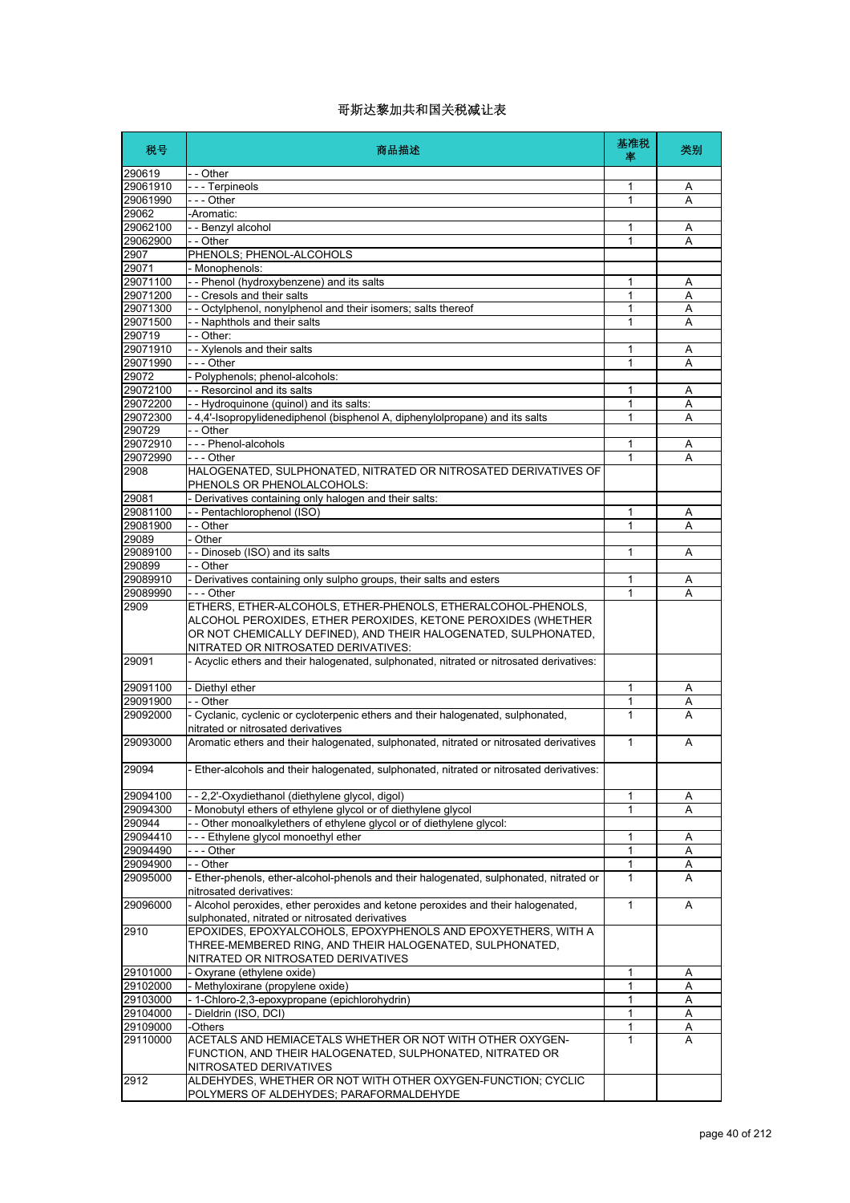# 哥斯达黎加共和国关税减让表

| 税号 | 商品描述 | 基准税率 | 类别 |
|---|---|---|---|
| 290619 | - - Other | | |
| 29061910 | - - - Terpineols | 1 | A |
| 29061990 | - - - Other | 1 | A |
| 29062 | -Aromatic: | | |
| 29062100 | - - Benzyl alcohol | 1 | A |
| 29062900 | - - Other | 1 | A |
| 2907 | PHENOLS; PHENOL-ALCOHOLS | | |
| 29071 | - Monophenols: | | |
| 29071100 | - - Phenol (hydroxybenzene) and its salts | 1 | A |
| 29071200 | - - Cresols and their salts | 1 | A |
| 29071300 | - - Octylphenol, nonylphenol and their isomers; salts thereof | 1 | A |
| 29071500 | - - Naphthols and their salts | 1 | A |
| 290719 | - - Other: | | |
| 29071910 | - - Xylenols and their salts | 1 | A |
| 29071990 | - - - Other | 1 | A |
| 29072 | - Polyphenols; phenol-alcohols: | | |
| 29072100 | - - Resorcinol and its salts | 1 | A |
| 29072200 | - - Hydroquinone (quinol) and its salts: | 1 | A |
| 29072300 | - 4,4'-Isopropylidenediphenol (bisphenol A, diphenylolpropane) and its salts | 1 | A |
| 290729 | - - Other | | |
| 29072910 | - - - Phenol-alcohols | 1 | A |
| 29072990 | - - - Other | 1 | A |
| 2908 | HALOGENATED, SULPHONATED, NITRATED OR NITROSATED DERIVATIVES OF PHENOLS OR PHENOLALCOHOLS: | | |
| 29081 | - Derivatives containing only halogen and their salts: | | |
| 29081100 | - - Pentachlorophenol (ISO) | 1 | A |
| 29081900 | - - Other | 1 | A |
| 29089 | - Other | | |
| 29089100 | - - Dinoseb (ISO) and its salts | 1 | A |
| 290899 | - - Other | | |
| 29089910 | - Derivatives containing only sulpho groups, their salts and esters | 1 | A |
| 29089990 | - - - Other | 1 | A |
| 2909 | ETHERS, ETHER-ALCOHOLS, ETHER-PHENOLS, ETHERALCOHOL-PHENOLS, ALCOHOL PEROXIDES, ETHER PEROXIDES, KETONE PEROXIDES (WHETHER OR NOT CHEMICALLY DEFINED), AND THEIR HALOGENATED, SULPHONATED, NITRATED OR NITROSATED DERIVATIVES: | | |
| 29091 | - Acyclic ethers and their halogenated, sulphonated, nitrated or nitrosated derivatives: | | |
| 29091100 | - Diethyl ether | 1 | A |
| 29091900 | - - Other | 1 | A |
| 29092000 | - Cyclanic, cyclenic or cycloterpenic ethers and their halogenated, sulphonated, nitrated or nitrosated derivatives | 1 | A |
| 29093000 | Aromatic ethers and their halogenated, sulphonated, nitrated or nitrosated derivatives | 1 | A |
| 29094 | - Ether-alcohols and their halogenated, sulphonated, nitrated or nitrosated derivatives: | | |
| 29094100 | - - 2,2'-Oxydiethanol (diethylene glycol, digol) | 1 | A |
| 29094300 | - Monobutyl ethers of ethylene glycol or of diethylene glycol | 1 | A |
| 290944 | - - Other monoalkylethers of ethylene glycol or of diethylene glycol: | | |
| 29094410 | - - - Ethylene glycol monoethyl ether | 1 | A |
| 29094490 | - - - Other | 1 | A |
| 29094900 | - - Other | 1 | A |
| 29095000 | - Ether-phenols, ether-alcohol-phenols and their halogenated, sulphonated, nitrated or nitrosated derivatives: | 1 | A |
| 29096000 | - Alcohol peroxides, ether peroxides and ketone peroxides and their halogenated, sulphonated, nitrated or nitrosated derivatives | 1 | A |
| 2910 | EPOXIDES, EPOXYALCOHOLS, EPOXYPHENOLS AND EPOXYETHERS, WITH A THREE-MEMBERED RING, AND THEIR HALOGENATED, SULPHONATED, NITRATED OR NITROSATED DERIVATIVES | | |
| 29101000 | - Oxyrane (ethylene oxide) | 1 | A |
| 29102000 | - Methyloxirane (propylene oxide) | 1 | A |
| 29103000 | - 1-Chloro-2,3-epoxypropane (epichlorohydrin) | 1 | A |
| 29104000 | - Dieldrin (ISO, DCI) | 1 | A |
| 29109000 | -Others | 1 | A |
| 29110000 | ACETALS AND HEMIACETALS WHETHER OR NOT WITH OTHER OXYGEN-FUNCTION, AND THEIR HALOGENATED, SULPHONATED, NITRATED OR NITROSATED DERIVATIVES | 1 | A |
| 2912 | ALDEHYDES, WHETHER OR NOT WITH OTHER OXYGEN-FUNCTION; CYCLIC POLYMERS OF ALDEHYDES; PARAFORMALDEHYDE | | |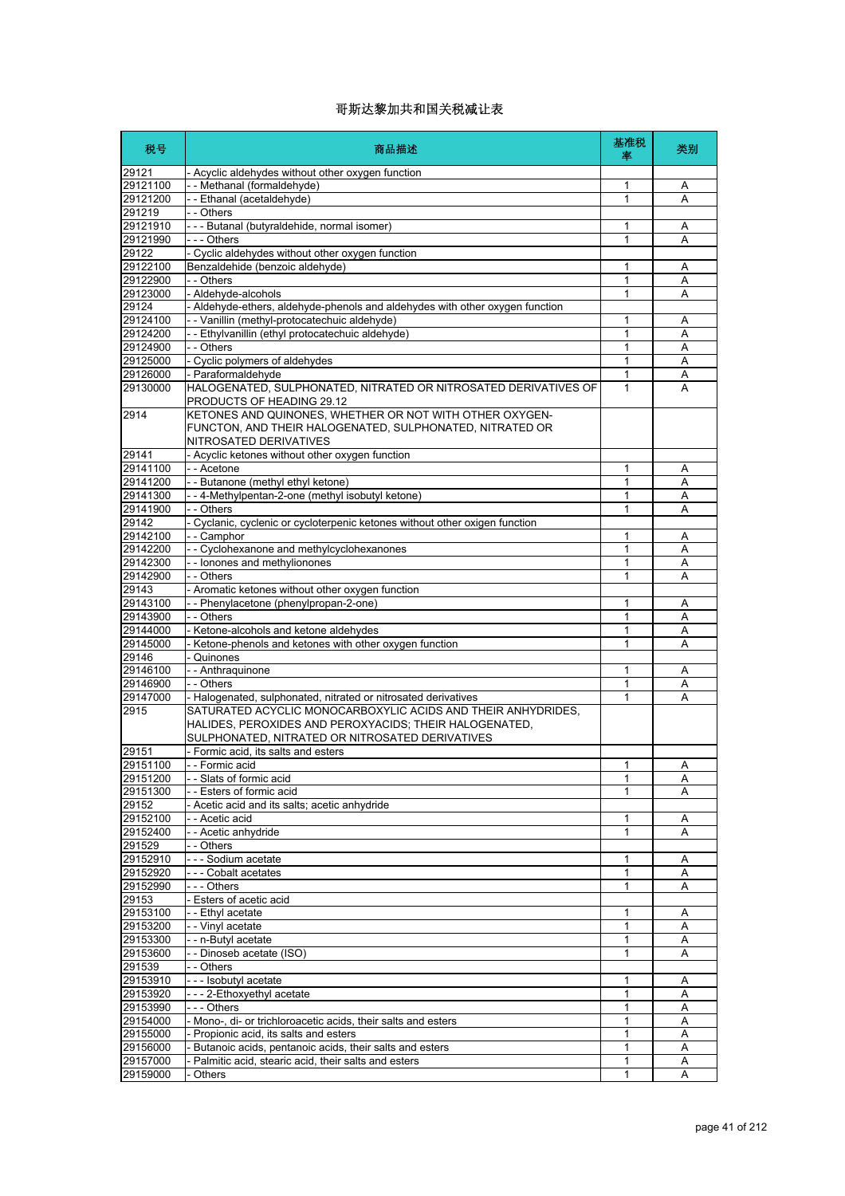# 哥斯达黎加共和国关税减让表

| 税号 | 商品描述 | 基准税率 | 类别 |
|---|---|---|---|
| 29121 | - Acyclic aldehydes without other oxygen function | | |
| 29121100 | - - Methanal (formaldehyde) | 1 | A |
| 29121200 | - - Ethanal (acetaldehyde) | 1 | A |
| 291219 | - - Others | | |
| 29121910 | - - - Butanal (butyraldehide, normal isomer) | 1 | A |
| 29121990 | - - - Others | 1 | A |
| 29122 | - Cyclic aldehydes without other oxygen function | | |
| 29122100 | Benzaldehide (benzoic aldehyde) | 1 | A |
| 29122900 | - - Others | 1 | A |
| 29123000 | - Aldehyde-alcohols | 1 | A |
| 29124 | - Aldehyde-ethers, aldehyde-phenols and aldehydes with other oxygen function | | |
| 29124100 | - - Vanillin (methyl-protocatechuic aldehyde) | 1 | A |
| 29124200 | - - Ethylvanillin (ethyl protocatechuic aldehyde) | 1 | A |
| 29124900 | - - Others | 1 | A |
| 29125000 | - Cyclic polymers of aldehydes | 1 | A |
| 29126000 | - Paraformaldehyde | 1 | A |
| 29130000 | HALOGENATED, SULPHONATED, NITRATED OR NITROSATED DERIVATIVES OF PRODUCTS OF HEADING 29.12 | 1 | A |
| 2914 | KETONES AND QUINONES, WHETHER OR NOT WITH OTHER OXYGEN-FUNCTON, AND THEIR HALOGENATED, SULPHONATED, NITRATED OR NITROSATED DERIVATIVES | | |
| 29141 | - Acyclic ketones without other oxygen function | | |
| 29141100 | - - Acetone | 1 | A |
| 29141200 | - - Butanone (methyl ethyl ketone) | 1 | A |
| 29141300 | - - 4-Methylpentan-2-one (methyl isobutyl ketone) | 1 | A |
| 29141900 | - - Others | 1 | A |
| 29142 | - Cyclanic, cyclenic or cycloterpenic ketones without other oxigen function | | |
| 29142100 | - - Camphor | 1 | A |
| 29142200 | - - Cyclohexanone and methylcyclohexanones | 1 | A |
| 29142300 | - - Ionones and methylionones | 1 | A |
| 29142900 | - - Others | 1 | A |
| 29143 | - Aromatic ketones without other oxygen function | | |
| 29143100 | - - Phenylacetone (phenylpropan-2-one) | 1 | A |
| 29143900 | - - Others | 1 | A |
| 29144000 | - Ketone-alcohols and ketone aldehydes | 1 | A |
| 29145000 | - Ketone-phenols and ketones with other oxygen function | 1 | A |
| 29146 | - Quinones | | |
| 29146100 | - - Anthraquinone | 1 | A |
| 29146900 | - - Others | 1 | A |
| 29147000 | - Halogenated, sulphonated, nitrated or nitrosated derivatives | 1 | A |
| 2915 | SATURATED ACYCLIC MONOCARBOXYLIC ACIDS AND THEIR ANHYDRIDES, HALIDES, PEROXIDES AND PEROXYACIDS; THEIR HALOGENATED, SULPHONATED, NITRATED OR NITROSATED DERIVATIVES | | |
| 29151 | - Formic acid, its salts and esters | | |
| 29151100 | - - Formic acid | 1 | A |
| 29151200 | - - Slats of formic acid | 1 | A |
| 29151300 | - - Esters of formic acid | 1 | A |
| 29152 | - Acetic acid and its salts; acetic anhydride | | |
| 29152100 | - - Acetic acid | 1 | A |
| 29152400 | - - Acetic anhydride | 1 | A |
| 291529 | - - Others | | |
| 29152910 | - - - Sodium acetate | 1 | A |
| 29152920 | - - - Cobalt acetates | 1 | A |
| 29152990 | - - - Others | 1 | A |
| 29153 | - Esters of acetic acid | | |
| 29153100 | - - Ethyl acetate | 1 | A |
| 29153200 | - - Vinyl acetate | 1 | A |
| 29153300 | - - n-Butyl acetate | 1 | A |
| 29153600 | - - Dinoseb acetate (ISO) | 1 | A |
| 291539 | - - Others | | |
| 29153910 | - - - Isobutyl acetate | 1 | A |
| 29153920 | - - - 2-Ethoxyethyl acetate | 1 | A |
| 29153990 | - - - Others | 1 | A |
| 29154000 | - Mono-, di- or trichloroacetic acids, their salts and esters | 1 | A |
| 29155000 | - Propionic acid, its salts and esters | 1 | A |
| 29156000 | - Butanoic acids, pentanoic acids, their salts and esters | 1 | A |
| 29157000 | - Palmitic acid, stearic acid, their salts and esters | 1 | A |
| 29159000 | - Others | 1 | A |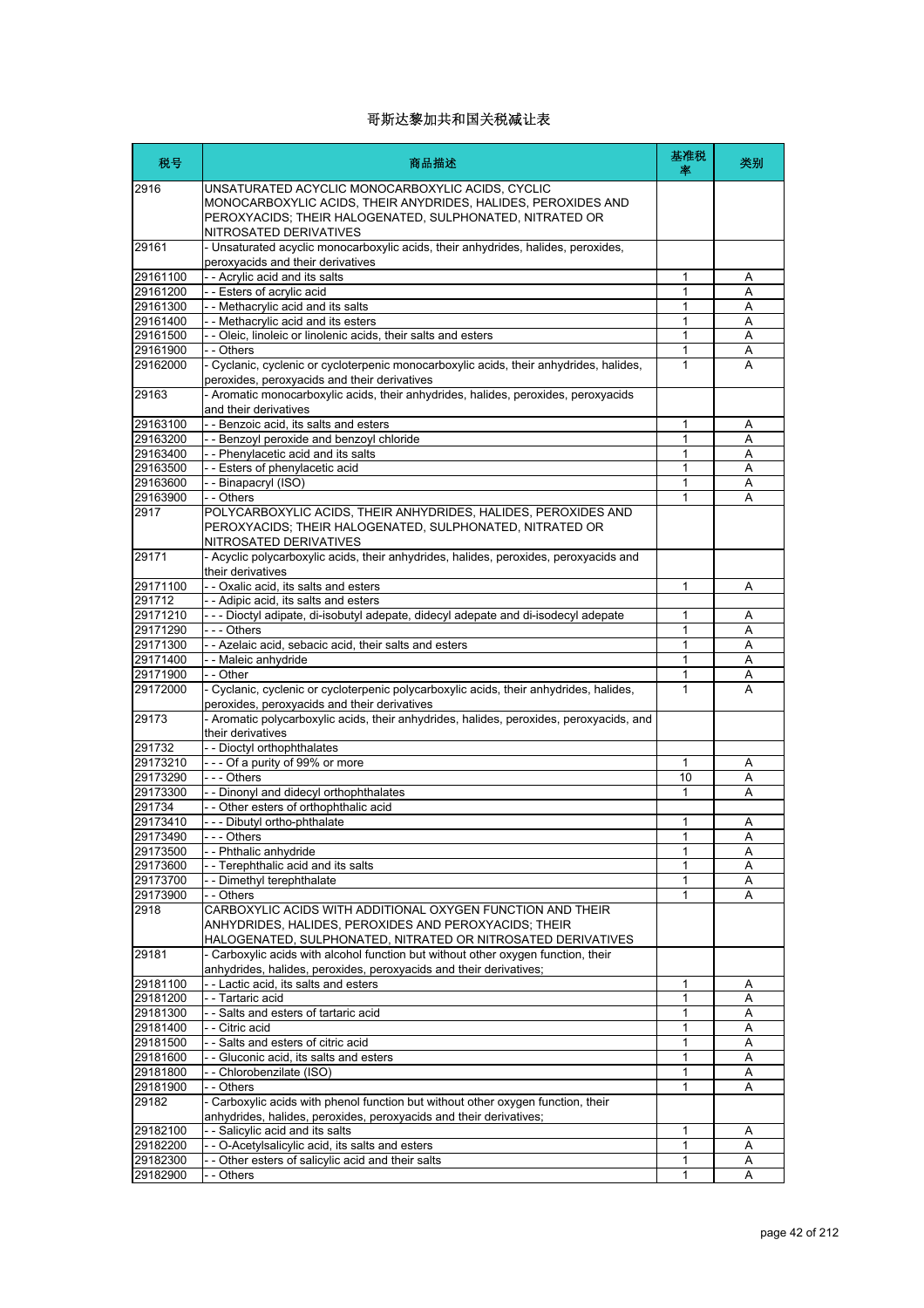# 哥斯达黎加共和国关税减让表

| 税号 | 商品描述 | 基准税率 | 类别 |
|---|---|---|---|
| 2916 | UNSATURATED ACYCLIC MONOCARBOXYLIC ACIDS, CYCLIC MONOCARBOXYLIC ACIDS, THEIR ANHYDRIDES, HALIDES, PEROXIDES AND PEROXYACIDS; THEIR HALOGENATED, SULPHONATED, NITRATED OR NITROSATED DERIVATIVES | | |
| 29161 | - Unsaturated acyclic monocarboxylic acids, their anhydrides, halides, peroxides, peroxyacids and their derivatives | | |
| 29161100 | - - Acrylic acid and its salts | 1 | A |
| 29161200 | - - Esters of acrylic acid | 1 | A |
| 29161300 | - - Methacrylic acid and its salts | 1 | A |
| 29161400 | - - Methacrylic acid and its esters | 1 | A |
| 29161500 | - - Oleic, linoleic or linolenic acids, their salts and esters | 1 | A |
| 29161900 | - - Others | 1 | A |
| 29162000 | - Cyclanic, cyclenic or cycloterpenic monocarboxylic acids, their anhydrides, halides, peroxides, peroxyacids and their derivatives | 1 | A |
| 29163 | - Aromatic monocarboxylic acids, their anhydrides, halides, peroxides, peroxyacids and their derivatives | | |
| 29163100 | - - Benzoic acid, its salts and esters | 1 | A |
| 29163200 | - - Benzoyl peroxide and benzoyl chloride | 1 | A |
| 29163400 | - - Phenylacetic acid and its salts | 1 | A |
| 29163500 | - - Esters of phenylacetic acid | 1 | A |
| 29163600 | - - Binapacryl (ISO) | 1 | A |
| 29163900 | - - Others | 1 | A |
| 2917 | POLYCARBOXYLIC ACIDS, THEIR ANHYDRIDES, HALIDES, PEROXIDES AND PEROXYACIDS; THEIR HALOGENATED, SULPHONATED, NITRATED OR NITROSATED DERIVATIVES | | |
| 29171 | - Acyclic polycarboxylic acids, their anhydrides, halides, peroxides, peroxyacids and their derivatives | | |
| 29171100 | - - Oxalic acid, its salts and esters | 1 | A |
| 291712 | - - Adipic acid, its salts and esters | | |
| 29171210 | - - - Dioctyl adipate, di-isobutyl adepate, didecyl adepate and di-isodecyl adepate | 1 | A |
| 29171290 | - - - Others | 1 | A |
| 29171300 | - - Azelaic acid, sebacic acid, their salts and esters | 1 | A |
| 29171400 | - - Maleic anhydride | 1 | A |
| 29171900 | - - Other | 1 | A |
| 29172000 | - Cyclanic, cyclenic or cycloterpenic polycarboxylic acids, their anhydrides, halides, peroxides, peroxyacids and their derivatives | 1 | A |
| 29173 | - Aromatic polycarboxylic acids, their anhydrides, halides, peroxides, peroxyacids, and their derivatives | | |
| 291732 | - - Dioctyl orthophthalates | | |
| 29173210 | - - - Of a purity of 99% or more | 1 | A |
| 29173290 | - - - Others | 10 | A |
| 29173300 | - - Dinonyl and didecyl orthophthalates | 1 | A |
| 291734 | - - Other esters of orthophthalic acid | | |
| 29173410 | - - - Dibutyl ortho-phthalate | 1 | A |
| 29173490 | - - - Others | 1 | A |
| 29173500 | - - Phthalic anhydride | 1 | A |
| 29173600 | - - Terephthalic acid and its salts | 1 | A |
| 29173700 | - - Dimethyl terephthalate | 1 | A |
| 29173900 | - - Others | 1 | A |
| 2918 | CARBOXYLIC ACIDS WITH ADDITIONAL OXYGEN FUNCTION AND THEIR ANHYDRIDES, HALIDES, PEROXIDES AND PEROXYACIDS; THEIR HALOGENATED, SULPHONATED, NITRATED OR NITROSATED DERIVATIVES | | |
| 29181 | - Carboxylic acids with alcohol function but without other oxygen function, their anhydrides, halides, peroxides, peroxyacids and their derivatives; | | |
| 29181100 | - - Lactic acid, its salts and esters | 1 | A |
| 29181200 | - - Tartaric acid | 1 | A |
| 29181300 | - - Salts and esters of tartaric acid | 1 | A |
| 29181400 | - - Citric acid | 1 | A |
| 29181500 | - - Salts and esters of citric acid | 1 | A |
| 29181600 | - - Gluconic acid, its salts and esters | 1 | A |
| 29181800 | - - Chlorobenzilate (ISO) | 1 | A |
| 29181900 | - - Others | 1 | A |
| 29182 | - Carboxylic acids with phenol function but without other oxygen function, their anhydrides, halides, peroxides, peroxyacids and their derivatives; | | |
| 29182100 | - - Salicylic acid and its salts | 1 | A |
| 29182200 | - - O-Acetylsalicylic acid, its salts and esters | 1 | A |
| 29182300 | - - Other esters of salicylic acid and their salts | 1 | A |
| 29182900 | - - Others | 1 | A |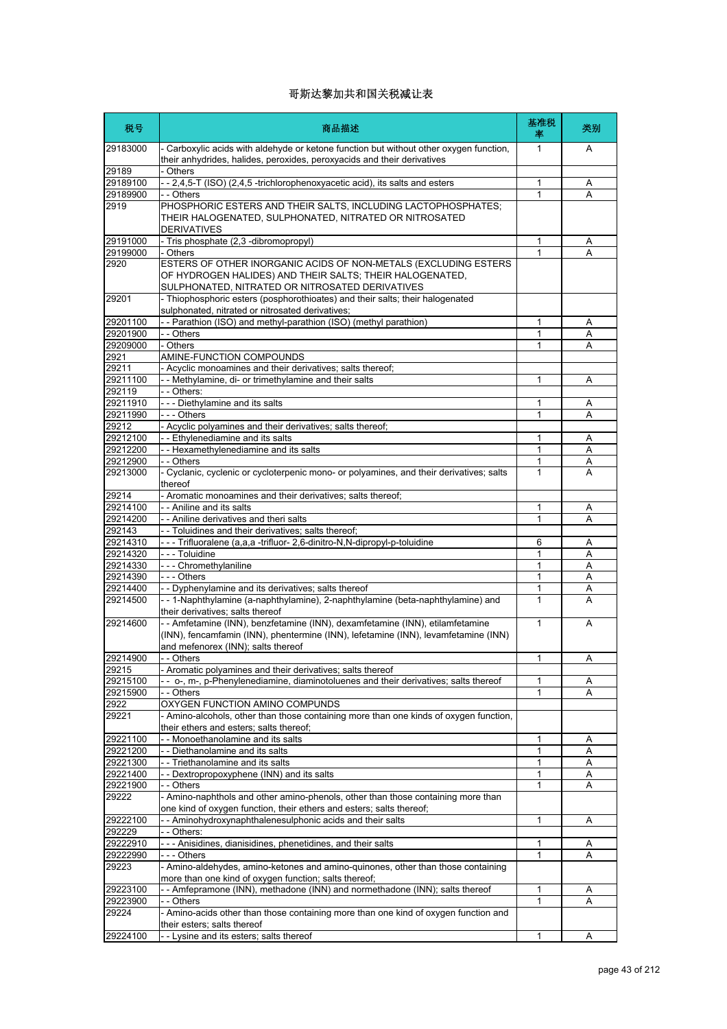# 哥斯达黎加共和国关税减让表

| 税号 | 商品描述 | 基准税率 | 类别 |
|---|---|---|---|
| 29183000 | - Carboxylic acids with aldehyde or ketone function but without other oxygen function, their anhydrides, halides, peroxides, peroxyacids and their derivatives | 1 | A |
| 29189 | - Others | | |
| 29189100 | - - 2,4,5-T (ISO) (2,4,5 -trichlorophenoxyacetic acid), its salts and esters | 1 | A |
| 29189900 | - - Others | 1 | A |
| 2919 | PHOSPHORIC ESTERS AND THEIR SALTS, INCLUDING LACTOPHOSPHATES; THEIR HALOGENATED, SULPHONATED, NITRATED OR NITROSATED DERIVATIVES | | |
| 29191000 | - Tris phosphate (2,3 -dibromopropyl) | 1 | A |
| 29199000 | - Others | 1 | A |
| 2920 | ESTERS OF OTHER INORGANIC ACIDS OF NON-METALS (EXCLUDING ESTERS OF HYDROGEN HALIDES) AND THEIR SALTS; THEIR HALOGENATED, SULPHONATED, NITRATED OR NITROSATED DERIVATIVES | | |
| 29201 | - Thiophosphoric esters (posphorothioates) and their salts; their halogenated sulphonated, nitrated or nitrosated derivatives; | | |
| 29201100 | - - Parathion (ISO) and methyl-parathion (ISO) (methyl parathion) | 1 | A |
| 29201900 | - - Others | 1 | A |
| 29209000 | - Others | 1 | A |
| 2921 | AMINE-FUNCTION COMPOUNDS | | |
| 29211 | - Acyclic monoamines and their derivatives; salts thereof; | | |
| 29211100 | - - Methylamine, di- or trimethylamine and their salts | 1 | A |
| 292119 | - - Others: | | |
| 29211910 | - - - Diethylamine and its salts | 1 | A |
| 29211990 | - - - Others | 1 | A |
| 29212 | - Acyclic polyamines and their derivatives; salts thereof; | | |
| 29212100 | - - Ethylenediamine and its salts | 1 | A |
| 29212200 | - - Hexamethylenediamine and its salts | 1 | A |
| 29212900 | - - Others | 1 | A |
| 29213000 | - Cyclanic, cyclenic or cycloterpenic mono- or polyamines, and their derivatives; salts thereof | 1 | A |
| 29214 | - Aromatic monoamines and their derivatives; salts thereof; | | |
| 29214100 | - - Aniline and its salts | 1 | A |
| 29214200 | - - Aniline derivatives and theri salts | 1 | A |
| 292143 | - - Toluidines and their derivatives; salts thereof; | | |
| 29214310 | - - - Trifluoralene (a,a,a -trifluor- 2,6-dinitro-N,N-dipropyl-p-toluidine | 6 | A |
| 29214320 | - - - Toluidine | 1 | A |
| 29214330 | - - - Chromethylaniline | 1 | A |
| 29214390 | - - - Others | 1 | A |
| 29214400 | - - Dyphenylamine and its derivatives; salts thereof | 1 | A |
| 29214500 | - - 1-Naphthylamine (a-naphthylamine), 2-naphthylamine (beta-naphthylamine) and their derivatives; salts thereof | 1 | A |
| 29214600 | - - Amfetamine (INN), benzfetamine (INN), dexamfetamine (INN), etilamfetamine (INN), fencamfamin (INN), phentermine (INN), lefetamine (INN), levamfetamine (INN) and mefenorex (INN); salts thereof | 1 | A |
| 29214900 | - - Others | 1 | A |
| 29215 | - Aromatic polyamines and their derivatives; salts thereof | | |
| 29215100 | - - o-, m-, p-Phenylenediamine, diaminotoluenes and their derivatives; salts thereof | 1 | A |
| 29215900 | - - Others | 1 | A |
| 2922 | OXYGEN FUNCTION AMINO COMPUNDS | | |
| 29221 | - Amino-alcohols, other than those containing more than one kinds of oxygen function, their ethers and esters; salts thereof; | | |
| 29221100 | - - Monoethanolamine and its salts | 1 | A |
| 29221200 | - - Diethanolamine and its salts | 1 | A |
| 29221300 | - - Triethanolamine and its salts | 1 | A |
| 29221400 | - - Dextropropoxyphene (INN) and its salts | 1 | A |
| 29221900 | - - Others | 1 | A |
| 29222 | - Amino-naphthols and other amino-phenols, other than those containing more than one kind of oxygen function, their ethers and esters; salts thereof; | | |
| 29222100 | - - Aminohydroxynaphthalenesulphonic acids and their salts | 1 | A |
| 292229 | - - Others: | | |
| 29222910 | - - - Anisidines, dianisidines, phenetidines, and their salts | 1 | A |
| 29222990 | - - - Others | 1 | A |
| 29223 | - Amino-aldehydes, amino-ketones and amino-quinones, other than those containing more than one kind of oxygen function; salts thereof; | | |
| 29223100 | - - Amfepramone (INN), methadone (INN) and normethadone (INN); salts thereof | 1 | A |
| 29223900 | - - Others | 1 | A |
| 29224 | - Amino-acids other than those containing more than one kind of oxygen function and their esters; salts thereof | | |
| 29224100 | - - Lysine and its esters; salts thereof | 1 | A |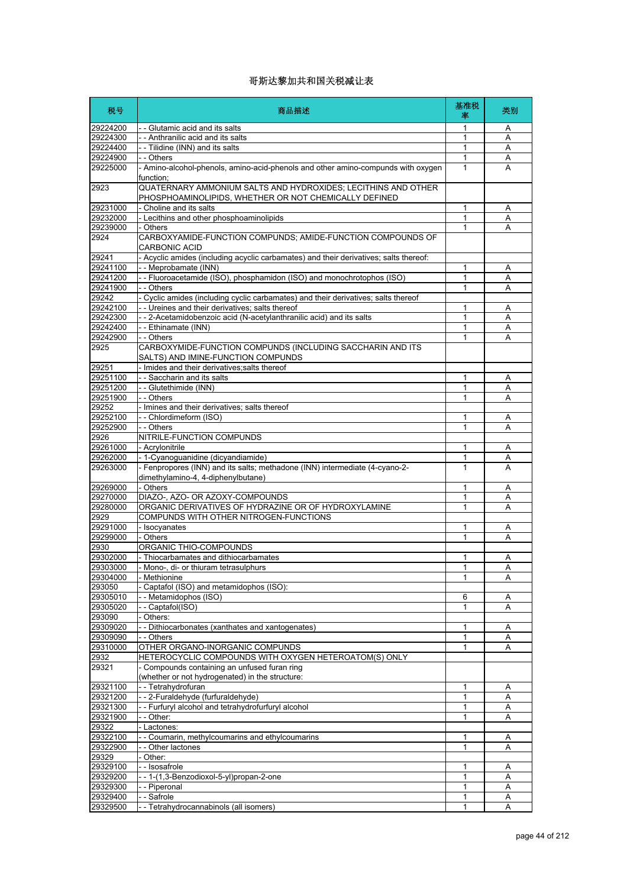# 哥斯达黎加共和国关税减让表

| 税号 | 商品描述 | 基准税率 | 类别 |
|---|---|---|---|
| 29224200 | - - Glutamic acid and its salts | 1 | A |
| 29224300 | - - Anthranilic acid and its salts | 1 | A |
| 29224400 | - - Tilidine (INN) and its salts | 1 | A |
| 29224900 | - - Others | 1 | A |
| 29225000 | - Amino-alcohol-phenols, amino-acid-phenols and other amino-compunds with oxygen function; | 1 | A |
| 2923 | QUATERNARY AMMONIUM SALTS AND HYDROXIDES; LECITHINS AND OTHER PHOSPHOAMINOLIPIDS, WHETHER OR NOT CHEMICALLY DEFINED | | |
| 29231000 | - Choline and its salts | 1 | A |
| 29232000 | - Lecithins and other phosphoaminolipids | 1 | A |
| 29239000 | - Others | 1 | A |
| 2924 | CARBOXYAMIDE-FUNCTION COMPUNDS; AMIDE-FUNCTION COMPOUNDS OF CARBONIC ACID | | |
| 29241 | - Acyclic amides (including acyclic carbamates) and their derivatives; salts thereof: | | |
| 29241100 | - - Meprobamate (INN) | 1 | A |
| 29241200 | - - Fluoroacetamide (ISO), phosphamidon (ISO) and monochrotophos (ISO) | 1 | A |
| 29241900 | - - Others | 1 | A |
| 29242 | - Cyclic amides (including cyclic carbamates) and their derivatives; salts thereof | | |
| 29242100 | - - Ureines and their derivatives; salts thereof | 1 | A |
| 29242300 | - - 2-Acetamidobenzoic acid (N-acetylanthranilic acid) and its salts | 1 | A |
| 29242400 | - - Ethinamate (INN) | 1 | A |
| 29242900 | - - Others | 1 | A |
| 2925 | CARBOXYMIDE-FUNCTION COMPUNDS (INCLUDING SACCHARIN AND ITS SALTS) AND IMINE-FUNCTION COMPOUNDS | | |
| 29251 | - Imides and their derivatives;salts thereof | | |
| 29251100 | - - Saccharin and its salts | 1 | A |
| 29251200 | - - Glutethimide (INN) | 1 | A |
| 29251900 | - - Others | 1 | A |
| 29252 | - Imines and their derivatives; salts thereof | | |
| 29252100 | - - Chlordimeform (ISO) | 1 | A |
| 29252900 | - - Others | 1 | A |
| 2926 | NITRILE-FUNCTION COMPUNDS | | |
| 29261000 | - Acrylonitrile | 1 | A |
| 29262000 | - 1-Cyanoguanidine (dicyandiamide) | 1 | A |
| 29263000 | - Fenpropores (INN) and its salts; methadone (INN) intermediate (4-cyano-2-dimethylamino-4, 4-diphenylbutane) | 1 | A |
| 29269000 | - Others | 1 | A |
| 29270000 | DIAZO-, AZO- OR AZOXY-COMPOUNDS | 1 | A |
| 29280000 | ORGANIC DERIVATIVES OF HYDRAZINE OR OF HYDROXYLAMINE | 1 | A |
| 2929 | COMPUNDS WITH OTHER NITROGEN-FUNCTIONS | | |
| 29291000 | - Isocyanates | 1 | A |
| 29299000 | - Others | 1 | A |
| 2930 | ORGANIC THIO-COMPOUNDS | | |
| 29302000 | - Thiocarbamates and dithiocarbamates | 1 | A |
| 29303000 | - Mono-, di- or thiuram tetrasulphurs | 1 | A |
| 29304000 | - Methionine | 1 | A |
| 293050 | - Captafol (ISO) and metamidophos (ISO): | | |
| 29305010 | - - Metamidophos (ISO) | 6 | A |
| 29305020 | - - Captafol(ISO) | 1 | A |
| 293090 | - Others: | | |
| 29309020 | - - Dithiocarbonates (xanthates and xantogenates) | 1 | A |
| 29309090 | - - Others | 1 | A |
| 29310000 | OTHER ORGANO-INORGANIC COMPOUNDS | 1 | A |
| 2932 | HETEROCYCLIC COMPOUNDS WITH OXYGEN HETEROATOM(S) ONLY | | |
| 29321 | - Compounds containing an unfused furan ring (whether or not hydrogenated) in the structure: | | |
| 29321100 | - - Tetrahydrofuran | 1 | A |
| 29321200 | - - 2-Furaldehyde (furfuraldehyde) | 1 | A |
| 29321300 | - - Furfuryl alcohol and tetrahydrofurfuryl alcohol | 1 | A |
| 29321900 | - - Other: | 1 | A |
| 29322 | - Lactones: | | |
| 29322100 | - - Coumarin, methylcoumarins and ethylcoumarins | 1 | A |
| 29322900 | - - Other lactones | 1 | A |
| 29329 | - Other: | | |
| 29329100 | - - Isosafrole | 1 | A |
| 29329200 | - - 1-(1,3-Benzodioxol-5-yl)propan-2-one | 1 | A |
| 29329300 | - - Piperonal | 1 | A |
| 29329400 | - - Safrole | 1 | A |
| 29329500 | - - Tetrahydrocannabinols (all isomers) | 1 | A |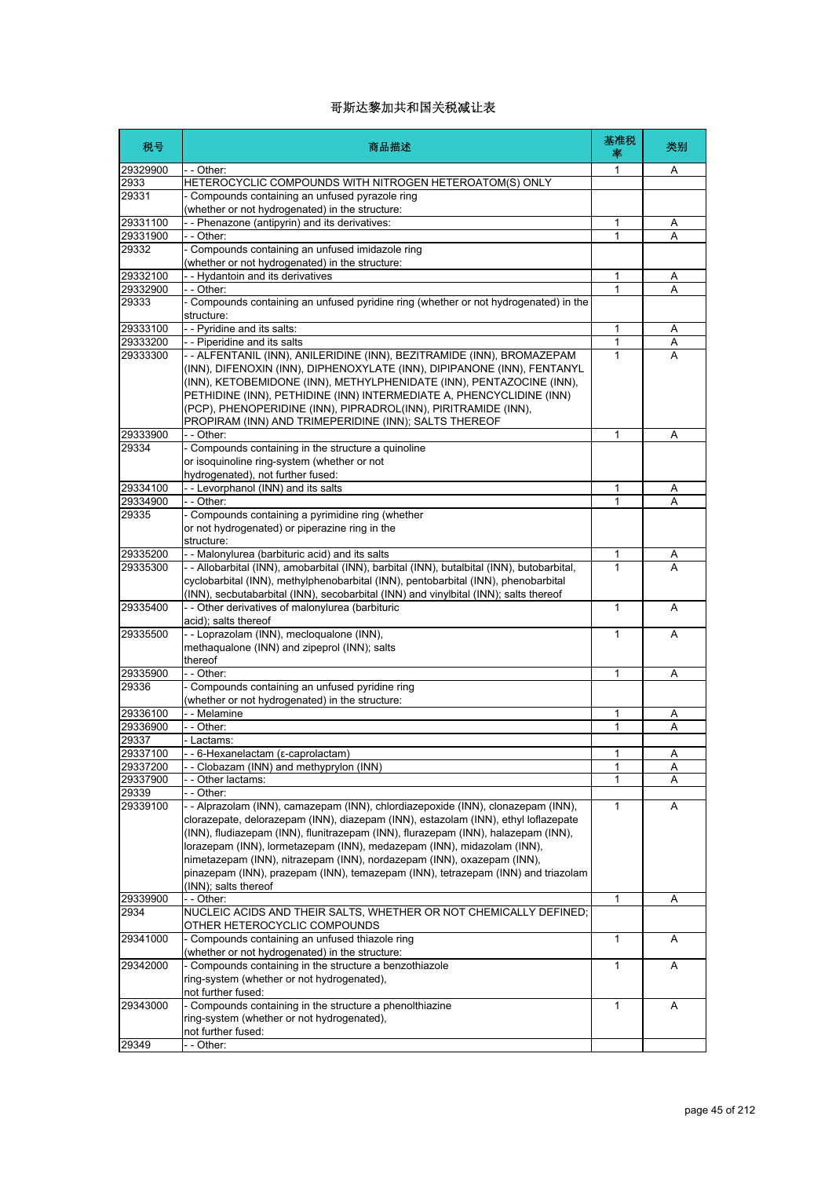# 哥斯达黎加共和国关税减让表

| 税号 | 商品描述 | 基准税率 | 类别 |
|---|---|---|---|
| 29329900 | - - Other: | 1 | A |
| 2933 | HETEROCYCLIC COMPOUNDS WITH NITROGEN HETEROATOM(S) ONLY | | |
| 29331 | - Compounds containing an unfused pyrazole ring (whether or not hydrogenated) in the structure: | | |
| 29331100 | - - Phenazone (antipyrin) and its derivatives: | 1 | A |
| 29331900 | - - Other: | 1 | A |
| 29332 | - Compounds containing an unfused imidazole ring (whether or not hydrogenated) in the structure: | | |
| 29332100 | - - Hydantoin and its derivatives | 1 | A |
| 29332900 | - - Other: | 1 | A |
| 29333 | - Compounds containing an unfused pyridine ring (whether or not hydrogenated) in the structure: | | |
| 29333100 | - - Pyridine and its salts: | 1 | A |
| 29333200 | - - Piperidine and its salts | 1 | A |
| 29333300 | - - ALFENTANIL (INN), ANILERIDINE (INN), BEZITRAMIDE (INN), BROMAZEPAM (INN), DIFENOXIN (INN), DIPHENOXYLATE (INN), DIPIPANONE (INN), FENTANYL (INN), KETOBEMIDONE (INN), METHYLPHENIDATE (INN), PENTAZOCINE (INN), PETHIDINE (INN), PETHIDINE (INN) INTERMEDIATE A, PHENCYCLIDINE (INN) (PCP), PHENOPERIDINE (INN), PIPRADROL(INN), PIRITRAMIDE (INN), PROPIRAM (INN) AND TRIMEPERIDINE (INN); SALTS THEREOF | 1 | A |
| 29333900 | - - Other: | 1 | A |
| 29334 | - Compounds containing in the structure a quinoline or isoquinoline ring-system (whether or not hydrogenated), not further fused: | | |
| 29334100 | - - Levorphanol (INN) and its salts | 1 | A |
| 29334900 | - - Other: | 1 | A |
| 29335 | - Compounds containing a pyrimidine ring (whether or not hydrogenated) or piperazine ring in the structure: | | |
| 29335200 | - - Malonylurea (barbituric acid) and its salts | 1 | A |
| 29335300 | - - Allobarbital (INN), amobarbital (INN), barbital (INN), butalbital (INN), butobarbital, cyclobarbital (INN), methylphenobarbital (INN), pentobarbital (INN), phenobarbital (INN), secbutabarbital (INN), secobarbital (INN) and vinylbital (INN); salts thereof | 1 | A |
| 29335400 | - - Other derivatives of malonylurea (barbituric acid); salts thereof | 1 | A |
| 29335500 | - - Loprazolam (INN), mecloqualone (INN), methaqualone (INN) and zipeprol (INN); salts thereof | 1 | A |
| 29335900 | - - Other: | 1 | A |
| 29336 | - Compounds containing an unfused pyridine ring (whether or not hydrogenated) in the structure: | | |
| 29336100 | - - Melamine | 1 | A |
| 29336900 | - - Other: | 1 | A |
| 29337 | - Lactams: | | |
| 29337100 | - - 6-Hexanelactam (ε-caprolactam) | 1 | A |
| 29337200 | - - Clobazam (INN) and methyprylon (INN) | 1 | A |
| 29337900 | - - Other lactams: | 1 | A |
| 29339 | - - Other: | | |
| 29339100 | - - Alprazolam (INN), camazepam (INN), chlordiazepoxide (INN), clonazepam (INN), clorazepate, delorazepam (INN), diazepam (INN), estazolam (INN), ethyl loflazepate (INN), fludiazepam (INN), flunitrazepam (INN), flurazepam (INN), halazepam (INN), lorazepam (INN), lormetazepam (INN), medazepam (INN), midazolam (INN), nimetazepam (INN), nitrazepam (INN), nordazepam (INN), oxazepam (INN), pinazepam (INN), prazepam (INN), temazepam (INN), tetrazepam (INN) and triazolam (INN); salts thereof | 1 | A |
| 29339900 | - - Other: | 1 | A |
| 2934 | NUCLEIC ACIDS AND THEIR SALTS, WHETHER OR NOT CHEMICALLY DEFINED; OTHER HETEROCYCLIC COMPOUNDS | | |
| 29341000 | - Compounds containing an unfused thiazole ring (whether or not hydrogenated) in the structure: | 1 | A |
| 29342000 | - Compounds containing in the structure a benzothiazole ring-system (whether or not hydrogenated), not further fused: | 1 | A |
| 29343000 | - Compounds containing in the structure a phenolthiazine ring-system (whether or not hydrogenated), not further fused: | 1 | A |
| 29349 | - - Other: | | |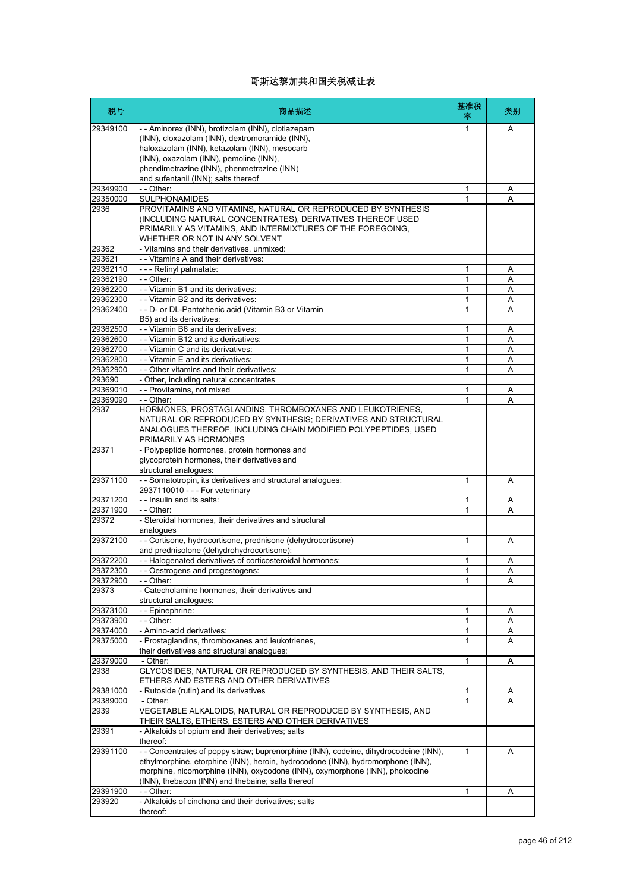# 哥斯达黎加共和国关税减让表

| 税号 | 商品描述 | 基准税率 | 类别 |
| --- | --- | --- | --- |
| 29349100 | - - Aminorex (INN), brotizolam (INN), clotiazepam (INN), cloxazolam (INN), dextromoramide (INN), haloxazolam (INN), ketazolam (INN), mesocarb (INN), oxazolam (INN), pemoline (INN), phendimetrazine (INN), phenmetrazine (INN) and sufentanil (INN); salts thereof | 1 | A |
| 29349900 | - - Other: | 1 | A |
| 29350000 | SULPHONAMIDES | 1 | A |
| 2936 | PROVITAMINS AND VITAMINS, NATURAL OR REPRODUCED BY SYNTHESIS (INCLUDING NATURAL CONCENTRATES), DERIVATIVES THEREOF USED PRIMARILY AS VITAMINS, AND INTERMIXTURES OF THE FOREGOING, WHETHER OR NOT IN ANY SOLVENT | | |
| 29362 | - Vitamins and their derivatives, unmixed: | | |
| 293621 | - - Vitamins A and their derivatives: | | |
| 29362110 | - - - Retinyl palmatate: | 1 | A |
| 29362190 | - - Other: | 1 | A |
| 29362200 | - - Vitamin B1 and its derivatives: | 1 | A |
| 29362300 | - - Vitamin B2 and its derivatives: | 1 | A |
| 29362400 | - - D- or DL-Pantothenic acid (Vitamin B3 or Vitamin B5) and its derivatives: | 1 | A |
| 29362500 | - - Vitamin B6 and its derivatives: | 1 | A |
| 29362600 | - - Vitamin B12 and its derivatives: | 1 | A |
| 29362700 | - - Vitamin C and its derivatives: | 1 | A |
| 29362800 | - - Vitamin E and its derivatives: | 1 | A |
| 29362900 | - - Other vitamins and their derivatives: | 1 | A |
| 293690 | - Other, including natural concentrates | | |
| 29369010 | - - Provitamins, not mixed | 1 | A |
| 29369090 | - - Other: | 1 | A |
| 2937 | HORMONES, PROSTAGLANDINS, THROMBOXANES AND LEUKOTRIENES, NATURAL OR REPRODUCED BY SYNTHESIS; DERIVATIVES AND STRUCTURAL ANALOGUES THEREOF, INCLUDING CHAIN MODIFIED POLYPEPTIDES, USED PRIMARILY AS HORMONES | | |
| 29371 | - Polypeptide hormones, protein hormones and glycoprotein hormones, their derivatives and structural analogues: | | |
| 29371100 | - - Somatotropin, its derivatives and structural analogues: 2937110010 - - - For veterinary | 1 | A |
| 29371200 | - - Insulin and its salts: | 1 | A |
| 29371900 | - - Other: | 1 | A |
| 29372 | - Steroidal hormones, their derivatives and structural analogues | | |
| 29372100 | - - Cortisone, hydrocortisone, prednisone (dehydrocortisone) and prednisolone (dehydrohydrocortisone): | 1 | A |
| 29372200 | - - Halogenated derivatives of corticosteroidal hormones: | 1 | A |
| 29372300 | - - Oestrogens and progestogens: | 1 | A |
| 29372900 | - - Other: | 1 | A |
| 29373 | - Catecholamine hormones, their derivatives and structural analogues: | | |
| 29373100 | - - Epinephrine: | 1 | A |
| 29373900 | - - Other: | 1 | A |
| 29374000 | - Amino-acid derivatives: | 1 | A |
| 29375000 | - Prostaglandins, thromboxanes and leukotrienes, their derivatives and structural analogues: | 1 | A |
| 29379000 | - Other: | 1 | A |
| 2938 | GLYCOSIDES, NATURAL OR REPRODUCED BY SYNTHESIS, AND THEIR SALTS, ETHERS AND ESTERS AND OTHER DERIVATIVES | | |
| 29381000 | - Rutoside (rutin) and its derivatives | 1 | A |
| 29389000 | - Other: | 1 | A |
| 2939 | VEGETABLE ALKALOIDS, NATURAL OR REPRODUCED BY SYNTHESIS, AND THEIR SALTS, ETHERS, ESTERS AND OTHER DERIVATIVES | | |
| 29391 | - Alkaloids of opium and their derivatives; salts thereof: | | |
| 29391100 | - - Concentrates of poppy straw; buprenorphine (INN), codeine, dihydrocodeine (INN), ethylmorphine, etorphine (INN), heroin, hydrocodone (INN), hydromorphone (INN), morphine, nicomorphine (INN), oxycodone (INN), oxymorphone (INN), pholcodine (INN), thebacon (INN) and thebaine; salts thereof | 1 | A |
| 29391900 | - - Other: | 1 | A |
| 293920 | - Alkaloids of cinchona and their derivatives; salts thereof: | | |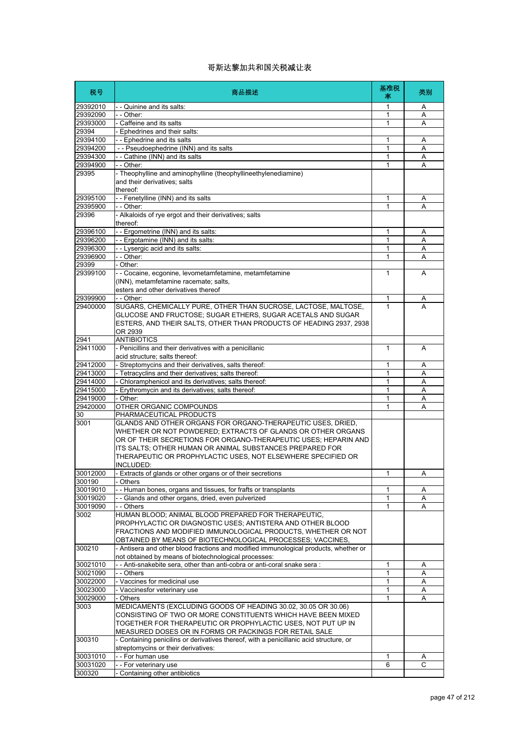# 哥斯达黎加共和国关税减让表

| 税号 | 商品描述 | 基准税率 | 类别 |
|---|---|---|---|
| 29392010 | - - Quinine and its salts: | 1 | A |
| 29392090 | - - Other: | 1 | A |
| 29393000 | - Caffeine and its salts | 1 | A |
| 29394 | - Ephedrines and their salts: | | |
| 29394100 | - - Ephedrine and its salts | 1 | A |
| 29394200 | - - Pseudoephedrine (INN) and its salts | 1 | A |
| 29394300 | - - Cathine (INN) and its salts | 1 | A |
| 29394900 | - - Other: | 1 | A |
| 29395 | - Theophylline and aminophylline (theophyllineethylenediamine) and their derivatives; salts thereof: | | |
| 29395100 | - - Fenetylline (INN) and its salts | 1 | A |
| 29395900 | - - Other: | 1 | A |
| 29396 | - Alkaloids of rye ergot and their derivatives; salts thereof: | | |
| 29396100 | - - Ergometrine (INN) and its salts: | 1 | A |
| 29396200 | - - Ergotamine (INN) and its salts: | 1 | A |
| 29396300 | - - Lysergic acid and its salts: | 1 | A |
| 29396900 | - - Other: | 1 | A |
| 29399 | - Other: | | |
| 29399100 | - - Cocaine, ecgonine, levometamfetamine, metamfetamine (INN), metamfetamine racemate; salts, esters and other derivatives thereof | 1 | A |
| 29399900 | - - Other: | 1 | A |
| 29400000 | SUGARS, CHEMICALLY PURE, OTHER THAN SUCROSE, LACTOSE, MALTOSE, GLUCOSE AND FRUCTOSE; SUGAR ETHERS, SUGAR ACETALS AND SUGAR ESTERS, AND THEIR SALTS, OTHER THAN PRODUCTS OF HEADING 2937, 2938 OR 2939 | 1 | A |
| 2941 | ANTIBIOTICS | | |
| 29411000 | - Penicillins and their derivatives with a penicillanic acid structure; salts thereof: | 1 | A |
| 29412000 | - Streptomycins and their derivatives, salts thereof: | 1 | A |
| 29413000 | - Tetracyclins and their derivatives; salts thereof: | 1 | A |
| 29414000 | - Chloramphenicol and its derivatives; salts thereof: | 1 | A |
| 29415000 | - Erythromycin and its derivatives; salts thereof: | 1 | A |
| 29419000 | - Other: | 1 | A |
| 29420000 | OTHER ORGANIC COMPOUNDS | 1 | A |
| 30 | PHARMACEUTICAL PRODUCTS | | |
| 3001 | GLANDS AND OTHER ORGANS FOR ORGANO-THERAPEUTIC USES, DRIED, WHETHER OR NOT POWDERED; EXTRACTS OF GLANDS OR OTHER ORGANS OR OF THEIR SECRETIONS FOR ORGANO-THERAPEUTIC USES; HEPARIN AND ITS SALTS; OTHER HUMAN OR ANIMAL SUBSTANCES PREPARED FOR THERAPEUTIC OR PROPHYLACTIC USES, NOT ELSEWHERE SPECIFIED OR INCLUDED: | | |
| 30012000 | - Extracts of glands or other organs or of their secretions | 1 | A |
| 300190 | - Others | | |
| 30019010 | - - Human bones, organs and tissues, for frafts or transplants | 1 | A |
| 30019020 | - - Glands and other organs, dried, even pulverized | 1 | A |
| 30019090 | - - Others | 1 | A |
| 3002 | HUMAN BLOOD; ANIMAL BLOOD PREPARED FOR THERAPEUTIC, PROPHYLACTIC OR DIAGNOSTIC USES; ANTISTERA AND OTHER BLOOD FRACTIONS AND MODIFIED IMMUNOLOGICAL PRODUCTS, WHETHER OR NOT OBTAINED BY MEANS OF BIOTECHNOLOGICAL PROCESSES; VACCINES, | | |
| 300210 | - Antisera and other blood fractions and modified immunological products, whether or not obtained by means of biotechnological processes: | | |
| 30021010 | - - Anti-snakebite sera, other than anti-cobra or anti-coral snake sera : | 1 | A |
| 30021090 | - - Others | 1 | A |
| 30022000 | - Vaccines for medicinal use | 1 | A |
| 30023000 | - Vaccinesfor veterinary use | 1 | A |
| 30029000 | - Others | 1 | A |
| 3003 | MEDICAMENTS (EXCLUDING GOODS OF HEADING 30.02, 30.05 OR 30.06) CONSISTING OF TWO OR MORE CONSTITUENTS WHICH HAVE BEEN MIXED TOGETHER FOR THERAPEUTIC OR PROPHYLACTIC USES, NOT PUT UP IN MEASURED DOSES OR IN FORMS OR PACKINGS FOR RETAIL SALE | | |
| 300310 | - Containing penicilins or derivatives thereof, with a penicillanic acid structure, or streptomycins or their derivatives: | | |
| 30031010 | - - For human use | 1 | A |
| 30031020 | - - For veterinary use | 6 | C |
| 300320 | - Containing other antibiotics | | |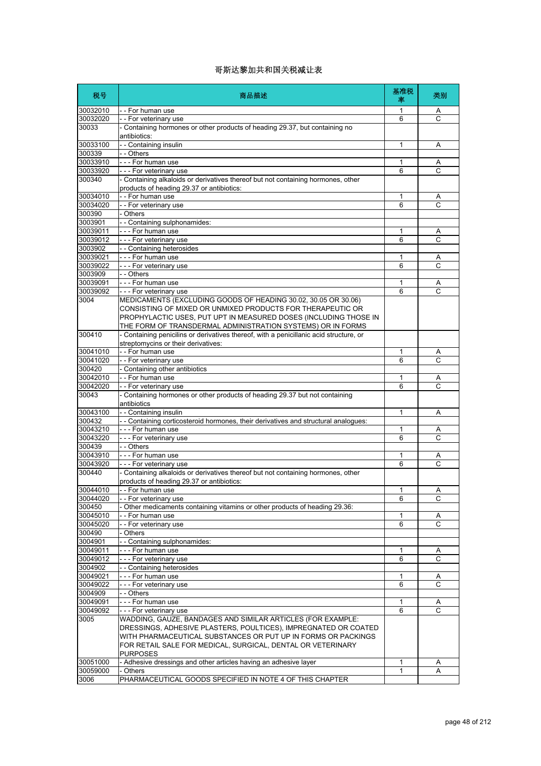# 哥斯达黎加共和国关税减让表

| 税号 | 商品描述 | 基准税率 | 类别 |
|---|---|---|---|
| 30032010 | - - For human use | 1 | A |
| 30032020 | - - For veterinary use | 6 | C |
| 30033 | - Containing hormones or other products of heading 29.37, but containing no antibiotics: | | |
| 30033100 | - - Containing insulin | 1 | A |
| 300339 | - - Others | | |
| 30033910 | - - - For human use | 1 | A |
| 30033920 | - - - For veterinary use | 6 | C |
| 300340 | - Containing alkaloids or derivatives thereof but not containing hormones, other products of heading 29.37 or antibiotics: | | |
| 30034010 | - - For human use | 1 | A |
| 30034020 | - - For veterinary use | 6 | C |
| 300390 | - Others | | |
| 3003901 | - - Containing sulphonamides: | | |
| 30039011 | - - - For human use | 1 | A |
| 30039012 | - - - For veterinary use | 6 | C |
| 3003902 | - - Containing heterosides | | |
| 30039021 | - - - For human use | 1 | A |
| 30039022 | - - - For veterinary use | 6 | C |
| 3003909 | - - Others | | |
| 30039091 | - - - For human use | 1 | A |
| 30039092 | - - - For veterinary use | 6 | C |
| 3004 | MEDICAMENTS (EXCLUDING GOODS OF HEADING 30.02, 30.05 OR 30.06) CONSISTING OF MIXED OR UNMIXED PRODUCTS FOR THERAPEUTIC OR PROPHYLACTIC USES, PUT UPT IN MEASURED DOSES (INCLUDING THOSE IN THE FORM OF TRANSDERMAL ADMINISTRATION SYSTEMS) OR IN FORMS | | |
| 300410 | - Containing penicilins or derivatives thereof, with a penicillanic acid structure, or streptomycins or their derivatives: | | |
| 30041010 | - - For human use | 1 | A |
| 30041020 | - - For veterinary use | 6 | C |
| 300420 | - Containing other antibiotics | | |
| 30042010 | - - For human use | 1 | A |
| 30042020 | - - For veterinary use | 6 | C |
| 30043 | - Containing hormones or other products of heading 29.37 but not containing antibiotics | | |
| 30043100 | - - Containing insulin | 1 | A |
| 300432 | - - Containing corticosteroid hormones, their derivatives and structural analogues: | | |
| 30043210 | - - - For human use | 1 | A |
| 30043220 | - - - For veterinary use | 6 | C |
| 300439 | - - Others | | |
| 30043910 | - - - For human use | 1 | A |
| 30043920 | - - - For veterinary use | 6 | C |
| 300440 | - Containing alkaloids or derivatives thereof but not containing hormones, other products of heading 29.37 or antibiotics: | | |
| 30044010 | - - For human use | 1 | A |
| 30044020 | - - For veterinary use | 6 | C |
| 300450 | - Other medicaments containing vitamins or other products of heading 29.36: | | |
| 30045010 | - - For human use | 1 | A |
| 30045020 | - - For veterinary use | 6 | C |
| 300490 | - Others | | |
| 3004901 | - - Containing sulphonamides: | | |
| 30049011 | - - - For human use | 1 | A |
| 30049012 | - - - For veterinary use | 6 | C |
| 3004902 | - - Containing heterosides | | |
| 30049021 | - - - For human use | 1 | A |
| 30049022 | - - - For veterinary use | 6 | C |
| 3004909 | - - Others | | |
| 30049091 | - - - For human use | 1 | A |
| 30049092 | - - - For veterinary use | 6 | C |
| 3005 | WADDING, GAUZE, BANDAGES AND SIMILAR ARTICLES (FOR EXAMPLE: DRESSINGS, ADHESIVE PLASTERS, POULTICES), IMPREGNATED OR COATED WITH PHARMACEUTICAL SUBSTANCES OR PUT UP IN FORMS OR PACKINGS FOR RETAIL SALE FOR MEDICAL, SURGICAL, DENTAL OR VETERINARY PURPOSES | | |
| 30051000 | - Adhesive dressings and other articles having an adhesive layer | 1 | A |
| 30059000 | - Others | 1 | A |
| 3006 | PHARMACEUTICAL GOODS SPECIFIED IN NOTE 4 OF THIS CHAPTER | | |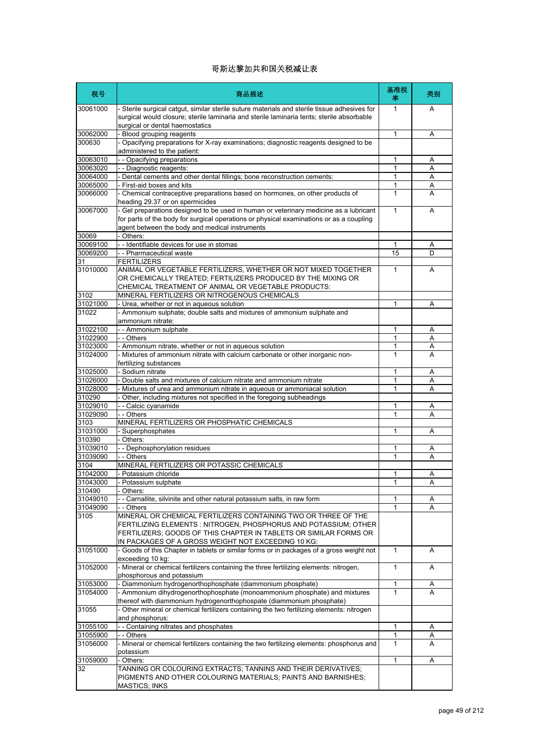# 哥斯达黎加共和国关税减让表

| 税号 | 商品描述 | 基准税率 | 类别 |
|---|---|---|---|
| 30061000 | - Sterile surgical catgut, similar sterile suture materials and sterile tissue adhesives for surgical would closure; sterile laminaria and sterile laminaria tents; sterile absorbable surgical or dental haemostatics | 1 | A |
| 30062000 | - Blood grouping reagents | 1 | A |
| 300630 | - Opacifying preparations for X-ray examinations; diagnostic reagents designed to be administered to the patient: | | |
| 30063010 | - - Opacifying preparations | 1 | A |
| 30063020 | - - Diagnostic reagents: | 1 | A |
| 30064000 | - Dental cements and other dental fillings; bone reconstruction cements: | 1 | A |
| 30065000 | - First-aid boxes and kits | 1 | A |
| 30066000 | - Chemical contraceptive preparations based on hormones, on other products of heading 29.37 or on spermicides | 1 | A |
| 30067000 | - Gel preparations designed to be used in human or veterinary medicine as a lubricant for parts of the body for surgical operations or physical examinations or as a coupling agent between the body and medical instruments | 1 | A |
| 30069 | - Others: | | |
| 30069100 | - - Identifiable devices for use in stomas | 1 | A |
| 30069200 | - - Pharmaceutical waste | 15 | D |
| 31 | FERTILIZERS | | |
| 31010000 | ANIMAL OR VEGETABLE FERTILIZERS, WHETHER OR NOT MIXED TOGETHER OR CHEMICALLY TREATED; FERTILIZERS PRODUCED BY THE MIXING OR CHEMICAL TREATMENT OF ANIMAL OR VEGETABLE PRODUCTS: | 1 | A |
| 3102 | MINERAL FERTILIZERS OR NITROGENOUS CHEMICALS | | |
| 31021000 | - Urea, whether or not in aqueous solution | 1 | A |
| 31022 | - Ammonium sulphate; double salts and mixtures of ammonium sulphate and ammonium nitrate: | | |
| 31022100 | - - Ammonium sulphate | 1 | A |
| 31022900 | - - Others | 1 | A |
| 31023000 | - Ammonium nitrate, whether or not in aqueous solution | 1 | A |
| 31024000 | - Mixtures of ammonium nitrate with calcium carbonate or other inorganic non-fertilizing substances | 1 | A |
| 31025000 | - Sodium nitrate | 1 | A |
| 31026000 | - Double salts and mixtures of calcium nitrate and ammonium nitrate | 1 | A |
| 31028000 | - Mixtures of urea and ammonium nitrate in aqueous or ammoniacal solution | 1 | A |
| 310290 | - Other, including mixtures not specified in the foregoing subheadings | | |
| 31029010 | - - Calcic cyanamide | 1 | A |
| 31029090 | - - Others | 1 | A |
| 3103 | MINERAL FERTILIZERS OR PHOSPHATIC CHEMICALS | | |
| 31031000 | - Superphosphates | 1 | A |
| 310390 | - Others: | | |
| 31039010 | - - Dephosphorylation residues | 1 | A |
| 31039090 | - - Others | 1 | A |
| 3104 | MINERAL FERTILIZERS OR POTASSIC CHEMICALS | | |
| 31042000 | - Potassium chloride | 1 | A |
| 31043000 | - Potassium sulphate | 1 | A |
| 310490 | - Others: | | |
| 31049010 | - - Carnallite, silvinite and other natural potassium salts, in raw form | 1 | A |
| 31049090 | - - Others | 1 | A |
| 3105 | MINERAL OR CHEMICAL FERTILIZERS CONTAINING TWO OR THREE OF THE FERTILIZING ELEMENTS : NITROGEN, PHOSPHORUS AND POTASSIUM; OTHER FERTILIZERS; GOODS OF THIS CHAPTER IN TABLETS OR SIMILAR FORMS OR IN PACKAGES OF A GROSS WEIGHT NOT EXCEEDING 10 KG: | | |
| 31051000 | - Goods of this Chapter in tablets or similar forms or in packages of a gross weight not exceeding 10 kg: | 1 | A |
| 31052000 | - Mineral or chemical fertilizers containing the three fertilizing elements: nitrogen, phosphorous and potassium | 1 | A |
| 31053000 | - Diammonium hydrogenorthophosphate (diammonium phosphate) | 1 | A |
| 31054000 | - Ammonium dihydrogenorthophosphate (monoammonium phosphate) and mixtures thereof with diammonium hydrogenorthophospate (diammonium phosphate) | 1 | A |
| 31055 | - Other mineral or chemical fertilizers containing the two fertilizing elements: nitrogen and phosphorus: | | |
| 31055100 | - - Containing nitrates and phosphates | 1 | A |
| 31055900 | - - Others | 1 | A |
| 31056000 | - Mineral or chemical fertilizers containing the two fertilizing elements: phosphorus and potassium | 1 | A |
| 31059000 | - Others: | 1 | A |
| 32 | TANNING OR COLOURING EXTRACTS; TANNINS AND THEIR DERIVATIVES; PIGMENTS AND OTHER COLOURING MATERIALS; PAINTS AND BARNISHES; MASTICS; INKS | | |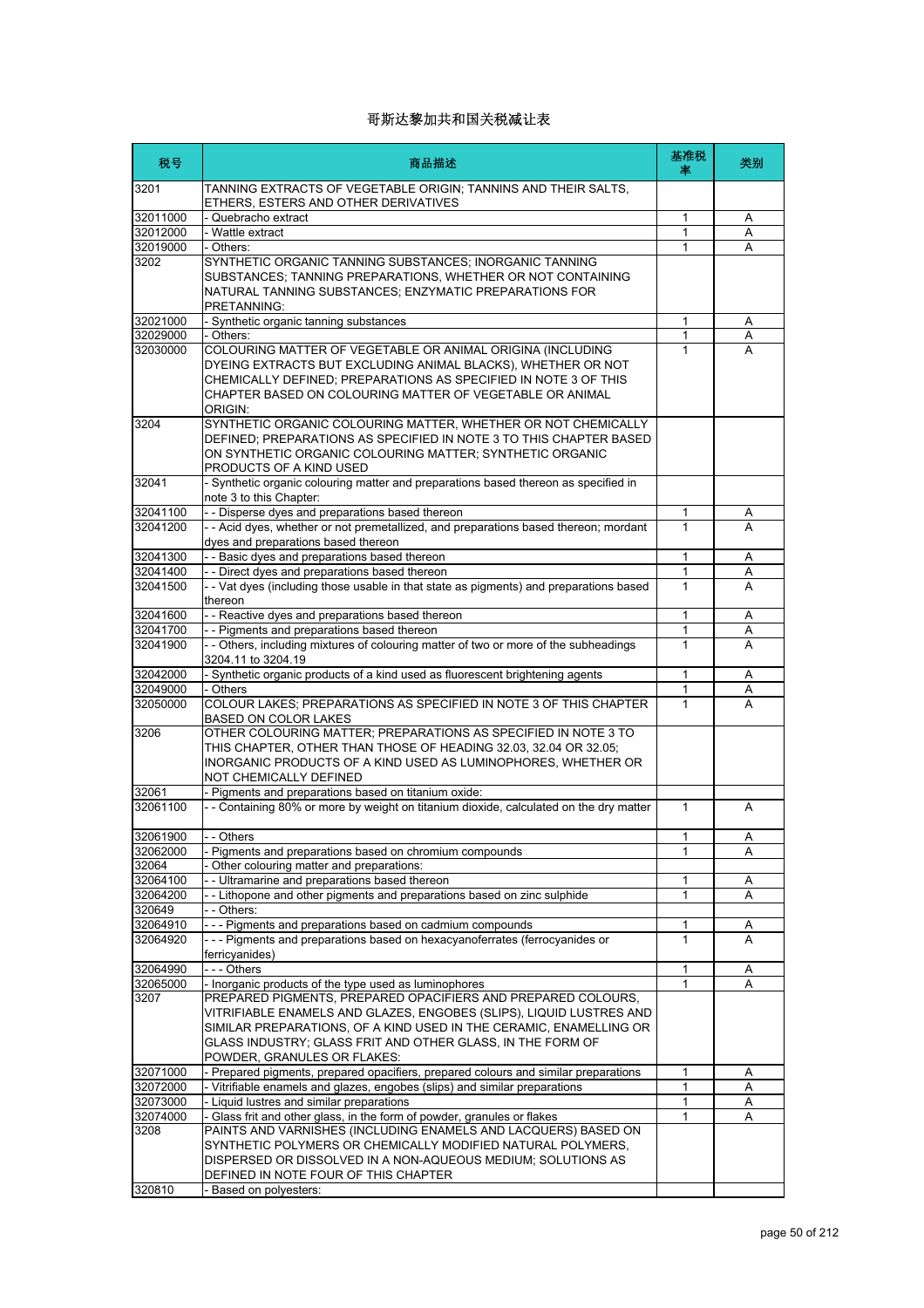# 哥斯达黎加共和国关税减让表

| 税号 | 商品描述 | 基准税率 | 类别 |
|---|---|---|---|
| 3201 | TANNING EXTRACTS OF VEGETABLE ORIGIN; TANNINS AND THEIR SALTS, ETHERS, ESTERS AND OTHER DERIVATIVES | | |
| 32011000 | - Quebracho extract | 1 | A |
| 32012000 | - Wattle extract | 1 | A |
| 32019000 | - Others: | 1 | A |
| 3202 | SYNTHETIC ORGANIC TANNING SUBSTANCES; INORGANIC TANNING SUBSTANCES; TANNING PREPARATIONS, WHETHER OR NOT CONTAINING NATURAL TANNING SUBSTANCES; ENZYMATIC PREPARATIONS FOR PRETANNING: | | |
| 32021000 | - Synthetic organic tanning substances | 1 | A |
| 32029000 | - Others: | 1 | A |
| 32030000 | COLOURING MATTER OF VEGETABLE OR ANIMAL ORIGINA (INCLUDING DYEING EXTRACTS BUT EXCLUDING ANIMAL BLACKS), WHETHER OR NOT CHEMICALLY DEFINED; PREPARATIONS AS SPECIFIED IN NOTE 3 OF THIS CHAPTER BASED ON COLOURING MATTER OF VEGETABLE OR ANIMAL ORIGIN: | 1 | A |
| 3204 | SYNTHETIC ORGANIC COLOURING MATTER, WHETHER OR NOT CHEMICALLY DEFINED; PREPARATIONS AS SPECIFIED IN NOTE 3 TO THIS CHAPTER BASED ON SYNTHETIC ORGANIC COLOURING MATTER; SYNTHETIC ORGANIC PRODUCTS OF A KIND USED | | |
| 32041 | - Synthetic organic colouring matter and preparations based thereon as specified in note 3 to this Chapter: | | |
| 32041100 | - - Disperse dyes and preparations based thereon | 1 | A |
| 32041200 | - - Acid dyes, whether or not premetallized, and preparations based thereon; mordant dyes and preparations based thereon | 1 | A |
| 32041300 | - - Basic dyes and preparations based thereon | 1 | A |
| 32041400 | - - Direct dyes and preparations based thereon | 1 | A |
| 32041500 | - - Vat dyes (including those usable in that state as pigments) and preparations based thereon | 1 | A |
| 32041600 | - - Reactive dyes and preparations based thereon | 1 | A |
| 32041700 | - - Pigments and preparations based thereon | 1 | A |
| 32041900 | - - Others, including mixtures of colouring matter of two or more of the subheadings 3204.11 to 3204.19 | 1 | A |
| 32042000 | - Synthetic organic products of a kind used as fluorescent brightening agents | 1 | A |
| 32049000 | - Others | 1 | A |
| 32050000 | COLOUR LAKES; PREPARATIONS AS SPECIFIED IN NOTE 3 OF THIS CHAPTER BASED ON COLOR LAKES | 1 | A |
| 3206 | OTHER COLOURING MATTER; PREPARATIONS AS SPECIFIED IN NOTE 3 TO THIS CHAPTER, OTHER THAN THOSE OF HEADING 32.03, 32.04 OR 32.05; INORGANIC PRODUCTS OF A KIND USED AS LUMINOPHORES, WHETHER OR NOT CHEMICALLY DEFINED | | |
| 32061 | - Pigments and preparations based on titanium oxide: | | |
| 32061100 | - - Containing 80% or more by weight on titanium dioxide, calculated on the dry matter | 1 | A |
| 32061900 | - - Others | 1 | A |
| 32062000 | - Pigments and preparations based on chromium compounds | 1 | A |
| 32064 | - Other colouring matter and preparations: | | |
| 32064100 | - - Ultramarine and preparations based thereon | 1 | A |
| 32064200 | - - Lithopone and other pigments and preparations based on zinc sulphide | 1 | A |
| 320649 | - - Others: | | |
| 32064910 | - - - Pigments and preparations based on cadmium compounds | 1 | A |
| 32064920 | - - - Pigments and preparations based on hexacyanoferrates (ferrocyanides or ferricyanides) | 1 | A |
| 32064990 | - - - Others | 1 | A |
| 32065000 | - Inorganic products of the type used as luminophores | 1 | A |
| 3207 | PREPARED PIGMENTS, PREPARED OPACIFIERS AND PREPARED COLOURS, VITRIFIABLE ENAMELS AND GLAZES, ENGOBES (SLIPS), LIQUID LUSTRES AND SIMILAR PREPARATIONS, OF A KIND USED IN THE CERAMIC, ENAMELLING OR GLASS INDUSTRY; GLASS FRIT AND OTHER GLASS, IN THE FORM OF POWDER, GRANULES OR FLAKES: | | |
| 32071000 | - Prepared pigments, prepared opacifiers, prepared colours and similar preparations | 1 | A |
| 32072000 | - Vitrifiable enamels and glazes, engobes (slips) and similar preparations | 1 | A |
| 32073000 | - Liquid lustres and similar preparations | 1 | A |
| 32074000 | - Glass frit and other glass, in the form of powder, granules or flakes | 1 | A |
| 3208 | PAINTS AND VARNISHES (INCLUDING ENAMELS AND LACQUERS) BASED ON SYNTHETIC POLYMERS OR CHEMICALLY MODIFIED NATURAL POLYMERS, DISPERSED OR DISSOLVED IN A NON-AQUEOUS MEDIUM; SOLUTIONS AS DEFINED IN NOTE FOUR OF THIS CHAPTER | | |
| 320810 | - Based on polyesters: | | |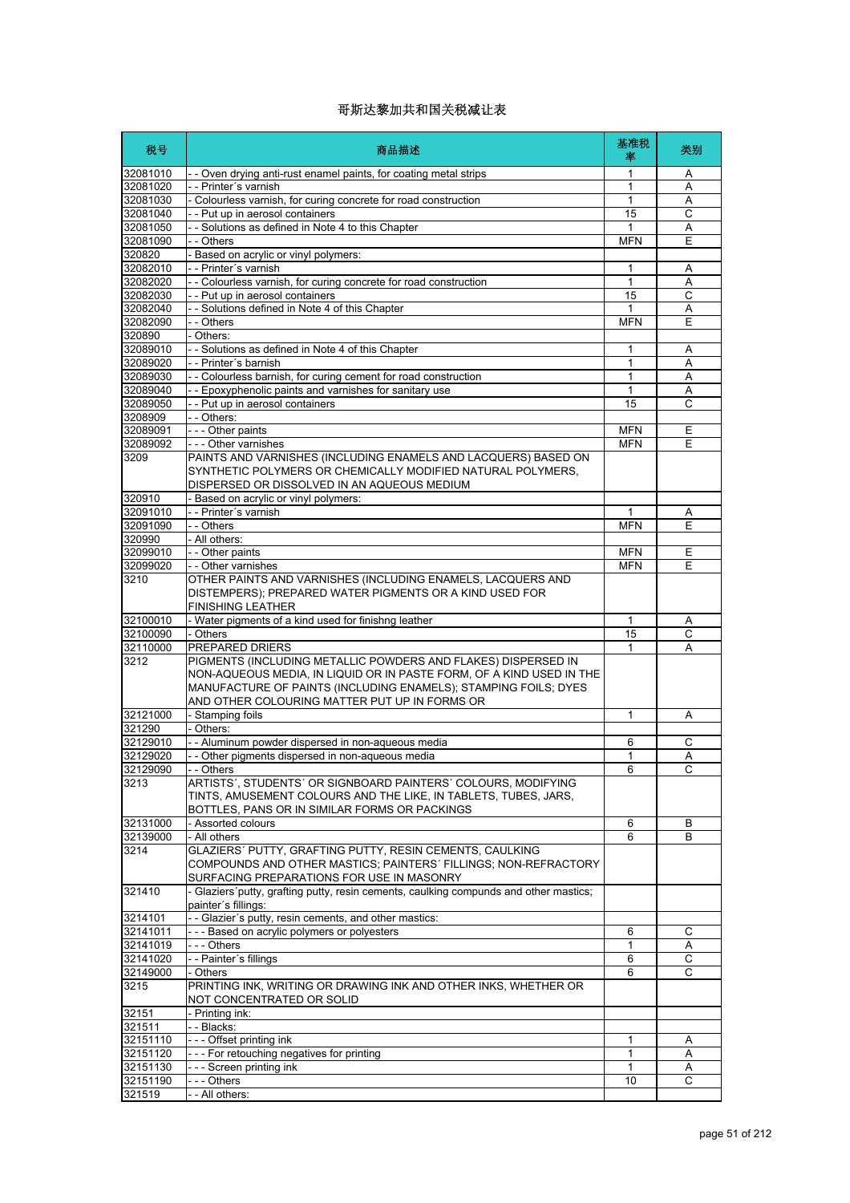# 哥斯达黎加共和国关税减让表

| 税号 | 商品描述 | 基准税率 | 类别 |
|---|---|---|---|
| 32081010 | - - Oven drying anti-rust enamel paints, for coating metal strips | 1 | A |
| 32081020 | - - Printer´s varnish | 1 | A |
| 32081030 | - Colourless varnish, for curing concrete for road construction | 1 | A |
| 32081040 | - - Put up in aerosol containers | 15 | C |
| 32081050 | - - Solutions as defined in Note 4 to this Chapter | 1 | A |
| 32081090 | - - Others | MFN | E |
| 320820 | - Based on acrylic or vinyl polymers: | | |
| 32082010 | - - Printer´s varnish | 1 | A |
| 32082020 | - - Colourless varnish, for curing concrete for road construction | 1 | A |
| 32082030 | - - Put up in aerosol containers | 15 | C |
| 32082040 | - - Solutions defined in Note 4 of this Chapter | 1 | A |
| 32082090 | - - Others | MFN | E |
| 320890 | - Others: | | |
| 32089010 | - - Solutions as defined in Note 4 of this Chapter | 1 | A |
| 32089020 | - - Printer´s barnish | 1 | A |
| 32089030 | - - Colourless barnish, for curing cement for road construction | 1 | A |
| 32089040 | - - Epoxyphenolic paints and varnishes for sanitary use | 1 | A |
| 32089050 | - - Put up in aerosol containers | 15 | C |
| 3208909 | - - Others: | | |
| 32089091 | - - - Other paints | MFN | E |
| 32089092 | - - - Other varnishes | MFN | E |
| 3209 | PAINTS AND VARNISHES (INCLUDING ENAMELS AND LACQUERS) BASED ON SYNTHETIC POLYMERS OR CHEMICALLY MODIFIED NATURAL POLYMERS, DISPERSED OR DISSOLVED IN AN AQUEOUS MEDIUM | | |
| 320910 | - Based on acrylic or vinyl polymers: | | |
| 32091010 | - - Printer´s varnish | 1 | A |
| 32091090 | - - Others | MFN | E |
| 320990 | - All others: | | |
| 32099010 | - - Other paints | MFN | E |
| 32099020 | - - Other varnishes | MFN | E |
| 3210 | OTHER PAINTS AND VARNISHES (INCLUDING ENAMELS, LACQUERS AND DISTEMPERS); PREPARED WATER PIGMENTS OR A KIND USED FOR FINISHING LEATHER | | |
| 32100010 | - Water pigments of a kind used for finishng leather | 1 | A |
| 32100090 | - Others | 15 | C |
| 32110000 | PREPARED DRIERS | 1 | A |
| 3212 | PIGMENTS (INCLUDING METALLIC POWDERS AND FLAKES) DISPERSED IN NON-AQUEOUS MEDIA, IN LIQUID OR IN PASTE FORM, OF A KIND USED IN THE MANUFACTURE OF PAINTS (INCLUDING ENAMELS); STAMPING FOILS; DYES AND OTHER COLOURING MATTER PUT UP IN FORMS OR | | |
| 32121000 | - Stamping foils | 1 | A |
| 321290 | - Others: | | |
| 32129010 | - - Aluminum powder dispersed in non-aqueous media | 6 | C |
| 32129020 | - - Other pigments dispersed in non-aqueous media | 1 | A |
| 32129090 | - - Others | 6 | C |
| 3213 | ARTISTS´, STUDENTS´ OR SIGNBOARD PAINTERS´ COLOURS, MODIFYING TINTS, AMUSEMENT COLOURS AND THE LIKE, IN TABLETS, TUBES, JARS, BOTTLES, PANS OR IN SIMILAR FORMS OR PACKINGS | | |
| 32131000 | - Assorted colours | 6 | B |
| 32139000 | - All others | 6 | B |
| 3214 | GLAZIERS´ PUTTY, GRAFTING PUTTY, RESIN CEMENTS, CAULKING COMPOUNDS AND OTHER MASTICS; PAINTERS´ FILLINGS; NON-REFRACTORY SURFACING PREPARATIONS FOR USE IN MASONRY | | |
| 321410 | - Glaziers´putty, grafting putty, resin cements, caulking compunds and other mastics; painter´s fillings: | | |
| 3214101 | - - Glazier´s putty, resin cements, and other mastics: | | |
| 32141011 | - - - Based on acrylic polymers or polyesters | 6 | C |
| 32141019 | - - - Others | 1 | A |
| 32141020 | - - Painter´s fillings | 6 | C |
| 32149000 | - Others | 6 | C |
| 3215 | PRINTING INK, WRITING OR DRAWING INK AND OTHER INKS, WHETHER OR NOT CONCENTRATED OR SOLID | | |
| 32151 | - Printing ink: | | |
| 321511 | - - Blacks: | | |
| 32151110 | - - - Offset printing ink | 1 | A |
| 32151120 | - - - For retouching negatives for printing | 1 | A |
| 32151130 | - - - Screen printing ink | 1 | A |
| 32151190 | - - - Others | 10 | C |
| 321519 | - - All others: | | |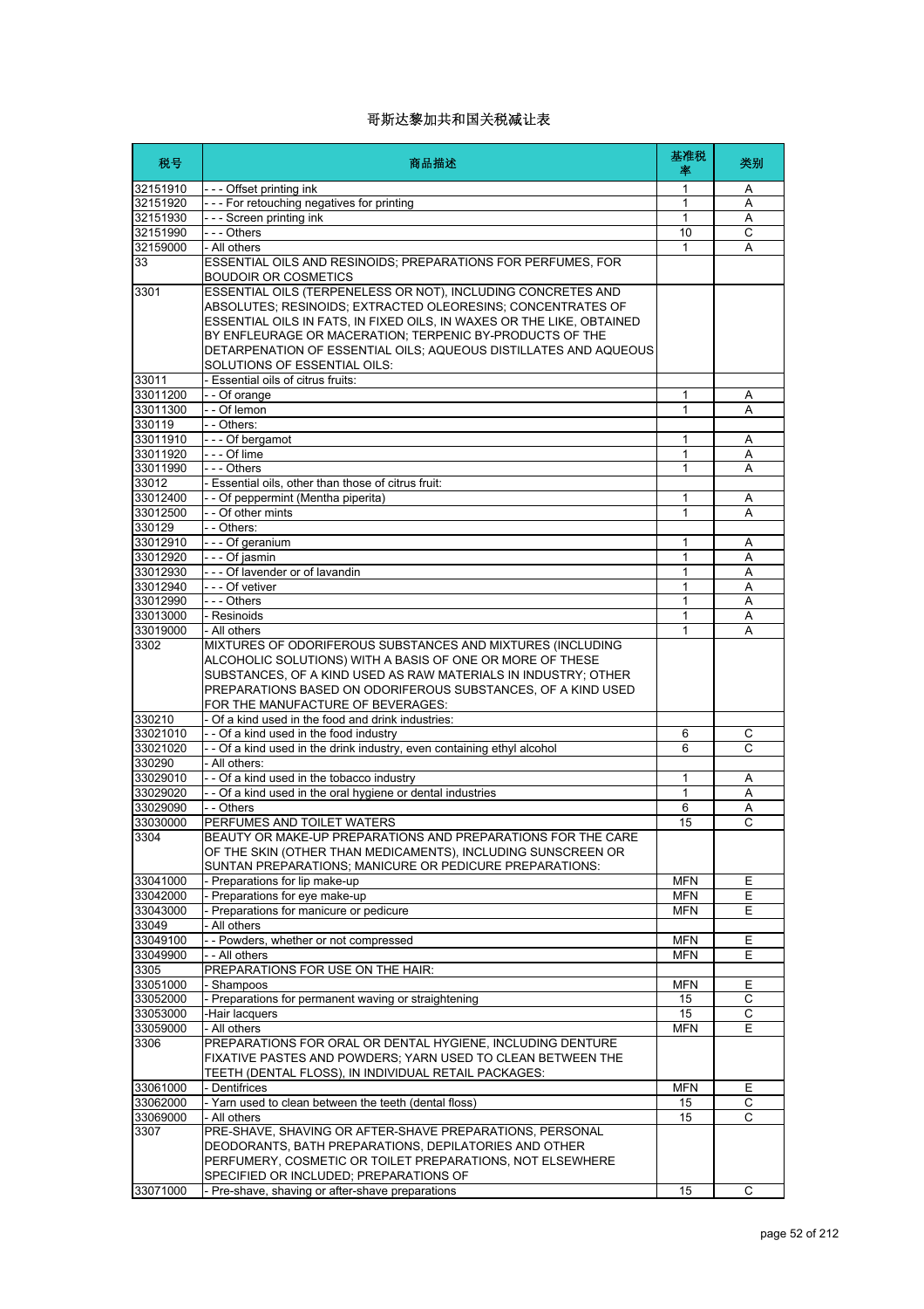# 哥斯达黎加共和国关税减让表

| 税号 | 商品描述 | 基准税率 | 类别 |
|---|---|---|---|
| 32151910 | - - - Offset printing ink | 1 | A |
| 32151920 | - - - For retouching negatives for printing | 1 | A |
| 32151930 | - - - Screen printing ink | 1 | A |
| 32151990 | - - - Others | 10 | C |
| 32159000 | - All others | 1 | A |
| 33 | ESSENTIAL OILS AND RESINOIDS; PREPARATIONS FOR PERFUMES, FOR BOUDOIR OR COSMETICS | | |
| 3301 | ESSENTIAL OILS (TERPENELESS OR NOT), INCLUDING CONCRETES AND ABSOLUTES; RESINOIDS; EXTRACTED OLEORESINS; CONCENTRATES OF ESSENTIAL OILS IN FATS, IN FIXED OILS, IN WAXES OR THE LIKE, OBTAINED BY ENFLEURAGE OR MACERATION; TERPENIC BY-PRODUCTS OF THE DETARPENATION OF ESSENTIAL OILS; AQUEOUS DISTILLATES AND AQUEOUS SOLUTIONS OF ESSENTIAL OILS: | | |
| 33011 | - Essential oils of citrus fruits: | | |
| 33011200 | - - Of orange | 1 | A |
| 33011300 | - - Of lemon | 1 | A |
| 330119 | - - Others: | | |
| 33011910 | - - - Of bergamot | 1 | A |
| 33011920 | - - - Of lime | 1 | A |
| 33011990 | - - - Others | 1 | A |
| 33012 | - Essential oils, other than those of citrus fruit: | | |
| 33012400 | - - Of peppermint (Mentha piperita) | 1 | A |
| 33012500 | - - Of other mints | 1 | A |
| 330129 | - - Others: | | |
| 33012910 | - - - Of geranium | 1 | A |
| 33012920 | - - - Of jasmin | 1 | A |
| 33012930 | - - - Of lavender or of lavandin | 1 | A |
| 33012940 | - - - Of vetiver | 1 | A |
| 33012990 | - - - Others | 1 | A |
| 33013000 | - Resinoids | 1 | A |
| 33019000 | - All others | 1 | A |
| 3302 | MIXTURES OF ODORIFEROUS SUBSTANCES AND MIXTURES (INCLUDING ALCOHOLIC SOLUTIONS) WITH A BASIS OF ONE OR MORE OF THESE SUBSTANCES, OF A KIND USED AS RAW MATERIALS IN INDUSTRY; OTHER PREPARATIONS BASED ON ODORIFEROUS SUBSTANCES, OF A KIND USED FOR THE MANUFACTURE OF BEVERAGES: | | |
| 330210 | - Of a kind used in the food and drink industries: | | |
| 33021010 | - - Of a kind used in the food industry | 6 | C |
| 33021020 | - - Of a kind used in the drink industry, even containing ethyl alcohol | 6 | C |
| 330290 | - All others: | | |
| 33029010 | - - Of a kind used in the tobacco industry | 1 | A |
| 33029020 | - - Of a kind used in the oral hygiene or dental industries | 1 | A |
| 33029090 | - - Others | 6 | A |
| 33030000 | PERFUMES AND TOILET WATERS | 15 | C |
| 3304 | BEAUTY OR MAKE-UP PREPARATIONS AND PREPARATIONS FOR THE CARE OF THE SKIN (OTHER THAN MEDICAMENTS), INCLUDING SUNSCREEN OR SUNTAN PREPARATIONS; MANICURE OR PEDICURE PREPARATIONS: | | |
| 33041000 | - Preparations for lip make-up | MFN | E |
| 33042000 | - Preparations for eye make-up | MFN | E |
| 33043000 | - Preparations for manicure or pedicure | MFN | E |
| 33049 | - All others | | |
| 33049100 | - - Powders, whether or not compressed | MFN | E |
| 33049900 | - - All others | MFN | E |
| 3305 | PREPARATIONS FOR USE ON THE HAIR: | | |
| 33051000 | - Shampoos | MFN | E |
| 33052000 | - Preparations for permanent waving or straightening | 15 | C |
| 33053000 | -Hair lacquers | 15 | C |
| 33059000 | - All others | MFN | E |
| 3306 | PREPARATIONS FOR ORAL OR DENTAL HYGIENE, INCLUDING DENTURE FIXATIVE PASTES AND POWDERS; YARN USED TO CLEAN BETWEEN THE TEETH (DENTAL FLOSS), IN INDIVIDUAL RETAIL PACKAGES: | | |
| 33061000 | - Dentifrices | MFN | E |
| 33062000 | - Yarn used to clean between the teeth (dental floss) | 15 | C |
| 33069000 | - All others | 15 | C |
| 3307 | PRE-SHAVE, SHAVING OR AFTER-SHAVE PREPARATIONS, PERSONAL DEODORANTS, BATH PREPARATIONS, DEPILATORIES AND OTHER PERFUMERY, COSMETIC OR TOILET PREPARATIONS, NOT ELSEWHERE SPECIFIED OR INCLUDED; PREPARATIONS OF | | |
| 33071000 | - Pre-shave, shaving or after-shave preparations | 15 | C |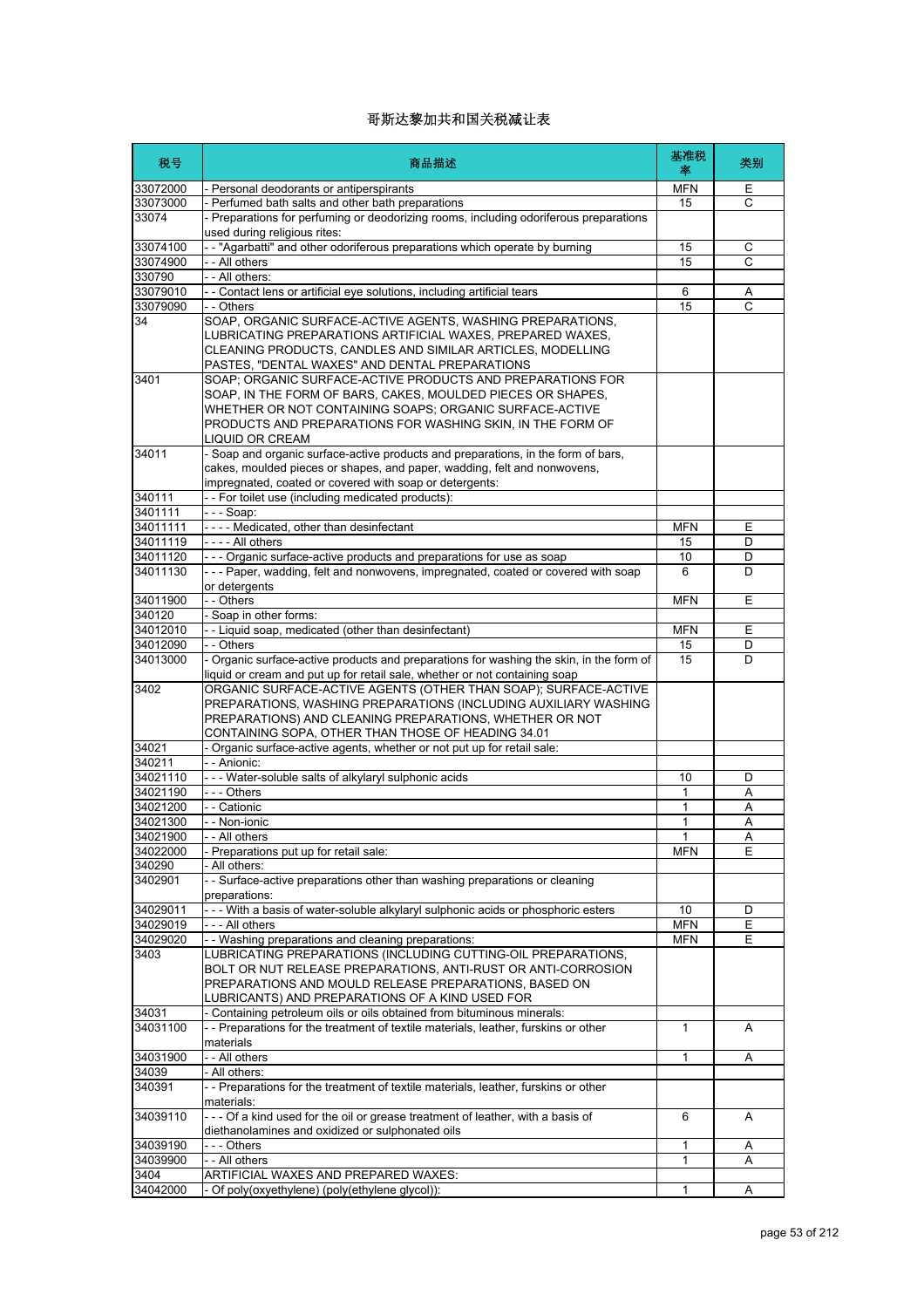# 哥斯达黎加共和国关税减让表

| 税号 | 商品描述 | 基准税率 | 类别 |
|---|---|---|---|
| 33072000 | - Personal deodorants or antiperspirants | MFN | E |
| 33073000 | - Perfumed bath salts and other bath preparations | 15 | C |
| 33074 | - Preparations for perfuming or deodorizing rooms, including odoriferous preparations used during religious rites: | | |
| 33074100 | - - "Agarbatti" and other odoriferous preparations which operate by burning | 15 | C |
| 33074900 | - - All others | 15 | C |
| 330790 | - - All others: | | |
| 33079010 | - - Contact lens or artificial eye solutions, including artificial tears | 6 | A |
| 33079090 | - - Others | 15 | C |
| 34 | SOAP, ORGANIC SURFACE-ACTIVE AGENTS, WASHING PREPARATIONS, LUBRICATING PREPARATIONS ARTIFICIAL WAXES, PREPARED WAXES, CLEANING PRODUCTS, CANDLES AND SIMILAR ARTICLES, MODELLING PASTES, "DENTAL WAXES" AND DENTAL PREPARATIONS | | |
| 3401 | SOAP; ORGANIC SURFACE-ACTIVE PRODUCTS AND PREPARATIONS FOR SOAP, IN THE FORM OF BARS, CAKES, MOULDED PIECES OR SHAPES, WHETHER OR NOT CONTAINING SOAPS; ORGANIC SURFACE-ACTIVE PRODUCTS AND PREPARATIONS FOR WASHING SKIN, IN THE FORM OF LIQUID OR CREAM | | |
| 34011 | - Soap and organic surface-active products and preparations, in the form of bars, cakes, moulded pieces or shapes, and paper, wadding, felt and nonwovens, impregnated, coated or covered with soap or detergents: | | |
| 340111 | - - For toilet use (including medicated products): | | |
| 3401111 | - - - Soap: | | |
| 34011111 | - - - - Medicated, other than desinfectant | MFN | E |
| 34011119 | - - - - All others | 15 | D |
| 34011120 | - - - Organic surface-active products and preparations for use as soap | 10 | D |
| 34011130 | - - - Paper, wadding, felt and nonwovens, impregnated, coated or covered with soap or detergents | 6 | D |
| 34011900 | - - Others | MFN | E |
| 340120 | - Soap in other forms: | | |
| 34012010 | - - Liquid soap, medicated (other than desinfectant) | MFN | E |
| 34012090 | - - Others | 15 | D |
| 34013000 | - Organic surface-active products and preparations for washing the skin, in the form of liquid or cream and put up for retail sale, whether or not containing soap | 15 | D |
| 3402 | ORGANIC SURFACE-ACTIVE AGENTS (OTHER THAN SOAP); SURFACE-ACTIVE PREPARATIONS, WASHING PREPARATIONS (INCLUDING AUXILIARY WASHING PREPARATIONS) AND CLEANING PREPARATIONS, WHETHER OR NOT CONTAINING SOPA, OTHER THAN THOSE OF HEADING 34.01 | | |
| 34021 | - Organic surface-active agents, whether or not put up for retail sale: | | |
| 340211 | - - Anionic: | | |
| 34021110 | - - - Water-soluble salts of alkylaryl sulphonic acids | 10 | D |
| 34021190 | - - - Others | 1 | A |
| 34021200 | - - Cationic | 1 | A |
| 34021300 | - - Non-ionic | 1 | A |
| 34021900 | - - All others | 1 | A |
| 34022000 | - Preparations put up for retail sale: | MFN | E |
| 340290 | - All others: | | |
| 3402901 | - - Surface-active preparations other than washing preparations or cleaning preparations: | | |
| 34029011 | - - - With a basis of water-soluble alkylaryl sulphonic acids or phosphoric esters | 10 | D |
| 34029019 | - - - All others | MFN | E |
| 34029020 | - - Washing preparations and cleaning preparations: | MFN | E |
| 3403 | LUBRICATING PREPARATIONS (INCLUDING CUTTING-OIL PREPARATIONS, BOLT OR NUT RELEASE PREPARATIONS, ANTI-RUST OR ANTI-CORROSION PREPARATIONS AND MOULD RELEASE PREPARATIONS, BASED ON LUBRICANTS) AND PREPARATIONS OF A KIND USED FOR | | |
| 34031 | - Containing petroleum oils or oils obtained from bituminous minerals: | | |
| 34031100 | - - Preparations for the treatment of textile materials, leather, furskins or other materials | 1 | A |
| 34031900 | - - All others | 1 | A |
| 34039 | - All others: | | |
| 340391 | - - Preparations for the treatment of textile materials, leather, furskins or other materials: | | |
| 34039110 | - - - Of a kind used for the oil or grease treatment of leather, with a basis of diethanolamines and oxidized or sulphonated oils | 6 | A |
| 34039190 | - - - Others | 1 | A |
| 34039900 | - - All others | 1 | A |
| 3404 | ARTIFICIAL WAXES AND PREPARED WAXES: | | |
| 34042000 | - Of poly(oxyethylene) (poly(ethylene glycol)): | 1 | A |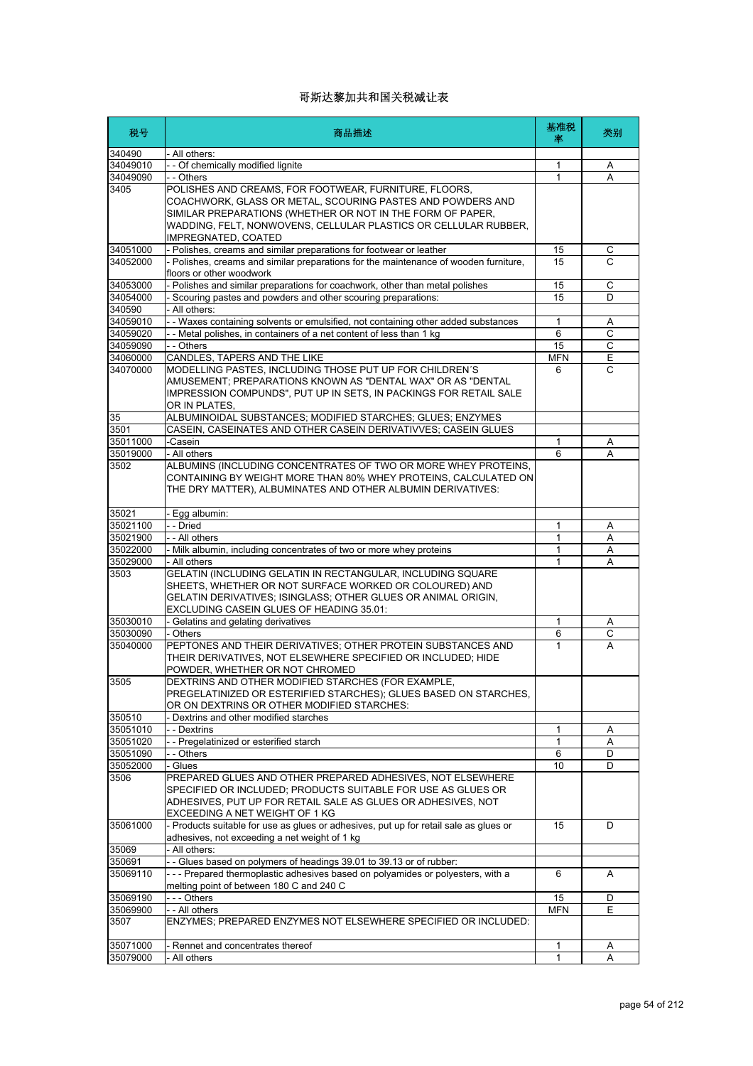# 哥斯达黎加共和国关税减让表

| 税号 | 商品描述 | 基准税率 | 类别 |
|---|---|---|---|
| 340490 | - All others: | | |
| 34049010 | - - Of chemically modified lignite | 1 | A |
| 34049090 | - - Others | 1 | A |
| 3405 | POLISHES AND CREAMS, FOR FOOTWEAR, FURNITURE, FLOORS, COACHWORK, GLASS OR METAL, SCOURING PASTES AND POWDERS AND SIMILAR PREPARATIONS (WHETHER OR NOT IN THE FORM OF PAPER, WADDING, FELT, NONWOVENS, CELLULAR PLASTICS OR CELLULAR RUBBER, IMPREGNATED, COATED | | |
| 34051000 | - Polishes, creams and similar preparations for footwear or leather | 15 | C |
| 34052000 | - Polishes, creams and similar preparations for the maintenance of wooden furniture, floors or other woodwork | 15 | C |
| 34053000 | - Polishes and similar preparations for coachwork, other than metal polishes | 15 | C |
| 34054000 | - Scouring pastes and powders and other scouring preparations: | 15 | D |
| 340590 | - All others: | | |
| 34059010 | - - Waxes containing solvents or emulsified, not containing other added substances | 1 | A |
| 34059020 | - - Metal polishes, in containers of a net content of less than 1 kg | 6 | C |
| 34059090 | - - Others | 15 | C |
| 34060000 | CANDLES, TAPERS AND THE LIKE | MFN | E |
| 34070000 | MODELLING PASTES, INCLUDING THOSE PUT UP FOR CHILDREN´S AMUSEMENT; PREPARATIONS KNOWN AS "DENTAL WAX" OR AS "DENTAL IMPRESSION COMPUNDS", PUT UP IN SETS, IN PACKINGS FOR RETAIL SALE OR IN PLATES, | 6 | C |
| 35 | ALBUMINOIDAL SUBSTANCES; MODIFIED STARCHES; GLUES; ENZYMES | | |
| 3501 | CASEIN, CASEINATES AND OTHER CASEIN DERIVATIVVES; CASEIN GLUES | | |
| 35011000 | -Casein | 1 | A |
| 35019000 | - All others | 6 | A |
| 3502 | ALBUMINS (INCLUDING CONCENTRATES OF TWO OR MORE WHEY PROTEINS, CONTAINING BY WEIGHT MORE THAN 80% WHEY PROTEINS, CALCULATED ON THE DRY MATTER), ALBUMINATES AND OTHER ALBUMIN DERIVATIVES: | | |
| 35021 | - Egg albumin: | | |
| 35021100 | - - Dried | 1 | A |
| 35021900 | - - All others | 1 | A |
| 35022000 | - Milk albumin, including concentrates of two or more whey proteins | 1 | A |
| 35029000 | - All others | 1 | A |
| 3503 | GELATIN (INCLUDING GELATIN IN RECTANGULAR, INCLUDING SQUARE SHEETS, WHETHER OR NOT SURFACE WORKED OR COLOURED) AND GELATIN DERIVATIVES; ISINGLASS; OTHER GLUES OR ANIMAL ORIGIN, EXCLUDING CASEIN GLUES OF HEADING 35.01: | | |
| 35030010 | - Gelatins and gelating derivatives | 1 | A |
| 35030090 | - Others | 6 | C |
| 35040000 | PEPTONES AND THEIR DERIVATIVES; OTHER PROTEIN SUBSTANCES AND THEIR DERIVATIVES, NOT ELSEWHERE SPECIFIED OR INCLUDED; HIDE POWDER, WHETHER OR NOT CHROMED | 1 | A |
| 3505 | DEXTRINS AND OTHER MODIFIED STARCHES (FOR EXAMPLE, PREGELATINIZED OR ESTERIFIED STARCHES); GLUES BASED ON STARCHES, OR ON DEXTRINS OR OTHER MODIFIED STARCHES: | | |
| 350510 | - Dextrins and other modified starches | | |
| 35051010 | - - Dextrins | 1 | A |
| 35051020 | - - Pregelatinized or esterified starch | 1 | A |
| 35051090 | - - Others | 6 | D |
| 35052000 | - Glues | 10 | D |
| 3506 | PREPARED GLUES AND OTHER PREPARED ADHESIVES, NOT ELSEWHERE SPECIFIED OR INCLUDED; PRODUCTS SUITABLE FOR USE AS GLUES OR ADHESIVES, PUT UP FOR RETAIL SALE AS GLUES OR ADHESIVES, NOT EXCEEDING A NET WEIGHT OF 1 KG | | |
| 35061000 | - Products suitable for use as glues or adhesives, put up for retail sale as glues or adhesives, not exceeding a net weight of 1 kg | 15 | D |
| 35069 | - All others: | | |
| 350691 | - - Glues based on polymers of headings 39.01 to 39.13 or of rubber: | | |
| 35069110 | - - - Prepared thermoplastic adhesives based on polyamides or polyesters, with a melting point of between 180 C and 240 C | 6 | A |
| 35069190 | - - - Others | 15 | D |
| 35069900 | - - All others | MFN | E |
| 3507 | ENZYMES; PREPARED ENZYMES NOT ELSEWHERE SPECIFIED OR INCLUDED: | | |
| 35071000 | - Rennet and concentrates thereof | 1 | A |
| 35079000 | - All others | 1 | A |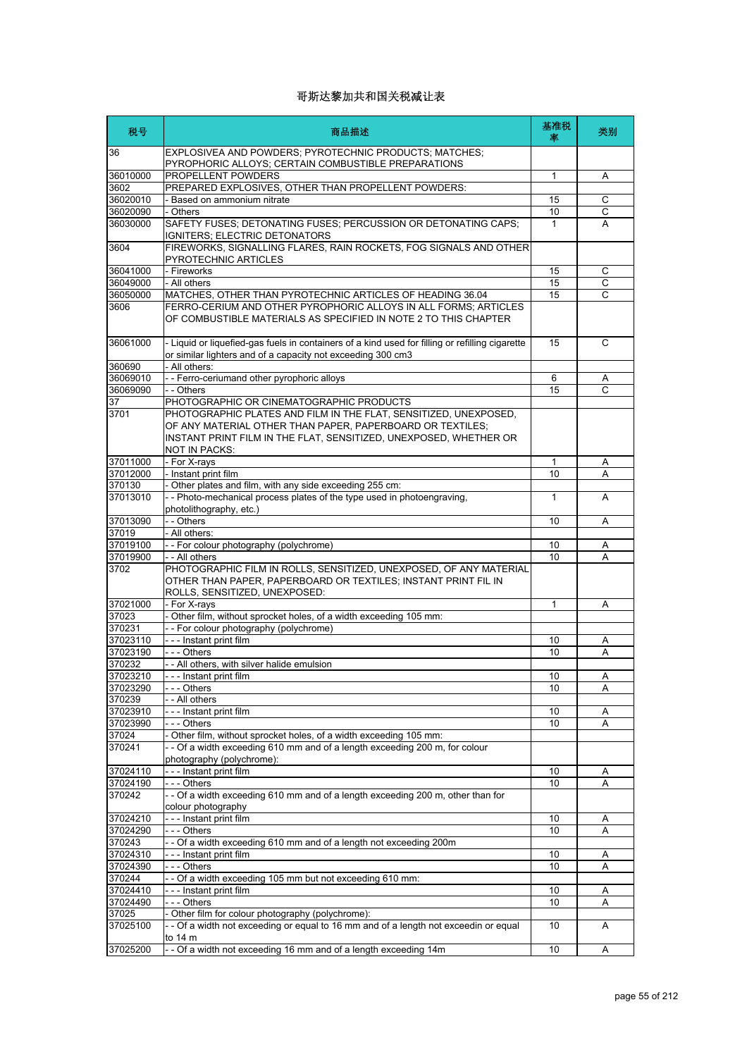# 哥斯达黎加共和国关税减让表

| 税号 | 商品描述 | 基准税率 | 类别 |
|---|---|---|---|
| 36 | EXPLOSIVEA AND POWDERS; PYROTECHNIC PRODUCTS; MATCHES; PYROPHORIC ALLOYS; CERTAIN COMBUSTIBLE PREPARATIONS | | |
| 36010000 | PROPELLENT POWDERS | 1 | A |
| 3602 | PREPARED EXPLOSIVES, OTHER THAN PROPELLENT POWDERS: | | |
| 36020010 | - Based on ammonium nitrate | 15 | C |
| 36020090 | - Others | 10 | C |
| 36030000 | SAFETY FUSES; DETONATING FUSES; PERCUSSION OR DETONATING CAPS; IGNITERS; ELECTRIC DETONATORS | 1 | A |
| 3604 | FIREWORKS, SIGNALLING FLARES, RAIN ROCKETS, FOG SIGNALS AND OTHER PYROTECHNIC ARTICLES | | |
| 36041000 | - Fireworks | 15 | C |
| 36049000 | - All others | 15 | C |
| 36050000 | MATCHES, OTHER THAN PYROTECHNIC ARTICLES OF HEADING 36.04 | 15 | C |
| 3606 | FERRO-CERIUM AND OTHER PYROPHORIC ALLOYS IN ALL FORMS; ARTICLES OF COMBUSTIBLE MATERIALS AS SPECIFIED IN NOTE 2 TO THIS CHAPTER | | |
| 36061000 | - Liquid or liquefied-gas fuels in containers of a kind used for filling or refilling cigarette or similar lighters and of a capacity not exceeding 300 cm3 | 15 | C |
| 360690 | - All others: | | |
| 36069010 | - - Ferro-ceriumand other pyrophoric alloys | 6 | A |
| 36069090 | - - Others | 15 | C |
| 37 | PHOTOGRAPHIC OR CINEMATOGRAPHIC PRODUCTS | | |
| 3701 | PHOTOGRAPHIC PLATES AND FILM IN THE FLAT, SENSITIZED, UNEXPOSED, OF ANY MATERIAL OTHER THAN PAPER, PAPERBOARD OR TEXTILES; INSTANT PRINT FILM IN THE FLAT, SENSITIZED, UNEXPOSED, WHETHER OR NOT IN PACKS: | | |
| 37011000 | - For X-rays | 1 | A |
| 37012000 | - Instant print film | 10 | A |
| 370130 | - Other plates and film, with any side exceeding 255 cm: | | |
| 37013010 | - - Photo-mechanical process plates of the type used in photoengraving, photolithography, etc.) | 1 | A |
| 37013090 | - - Others | 10 | A |
| 37019 | - All others: | | |
| 37019100 | - - For colour photography (polychrome) | 10 | A |
| 37019900 | - - All others | 10 | A |
| 3702 | PHOTOGRAPHIC FILM IN ROLLS, SENSITIZED, UNEXPOSED, OF ANY MATERIAL OTHER THAN PAPER, PAPERBOARD OR TEXTILES; INSTANT PRINT FIL IN ROLLS, SENSITIZED, UNEXPOSED: | | |
| 37021000 | - For X-rays | 1 | A |
| 37023 | - Other film, without sprocket holes, of a width exceeding 105 mm: | | |
| 370231 | - - For colour photography (polychrome) | | |
| 37023110 | - - - Instant print film | 10 | A |
| 37023190 | - - - Others | 10 | A |
| 370232 | - - All others, with silver halide emulsion | | |
| 37023210 | - - - Instant print film | 10 | A |
| 37023290 | - - - Others | 10 | A |
| 370239 | - - All others | | |
| 37023910 | - - - Instant print film | 10 | A |
| 37023990 | - - - Others | 10 | A |
| 37024 | - Other film, without sprocket holes, of a width exceeding 105 mm: | | |
| 370241 | - - Of a width exceeding 610 mm and of a length exceeding 200 m, for colour photography (polychrome): | | |
| 37024110 | - - - Instant print film | 10 | A |
| 37024190 | - - - Others | 10 | A |
| 370242 | - - Of a width exceeding 610 mm and of a length exceeding 200 m, other than for colour photography | | |
| 37024210 | - - - Instant print film | 10 | A |
| 37024290 | - - - Others | 10 | A |
| 370243 | - - Of a width exceeding 610 mm and of a length not exceeding 200m | | |
| 37024310 | - - - Instant print film | 10 | A |
| 37024390 | - - - Others | 10 | A |
| 370244 | - - Of a width exceeding 105 mm but not exceeding 610 mm: | | |
| 37024410 | - - - Instant print film | 10 | A |
| 37024490 | - - - Others | 10 | A |
| 37025 | - Other film for colour photography (polychrome): | | |
| 37025100 | - - Of a width not exceeding or equal to 16 mm and of a length not exceedin or equal to 14 m | 10 | A |
| 37025200 | - - Of a width not exceeding 16 mm and of a length exceeding 14m | 10 | A |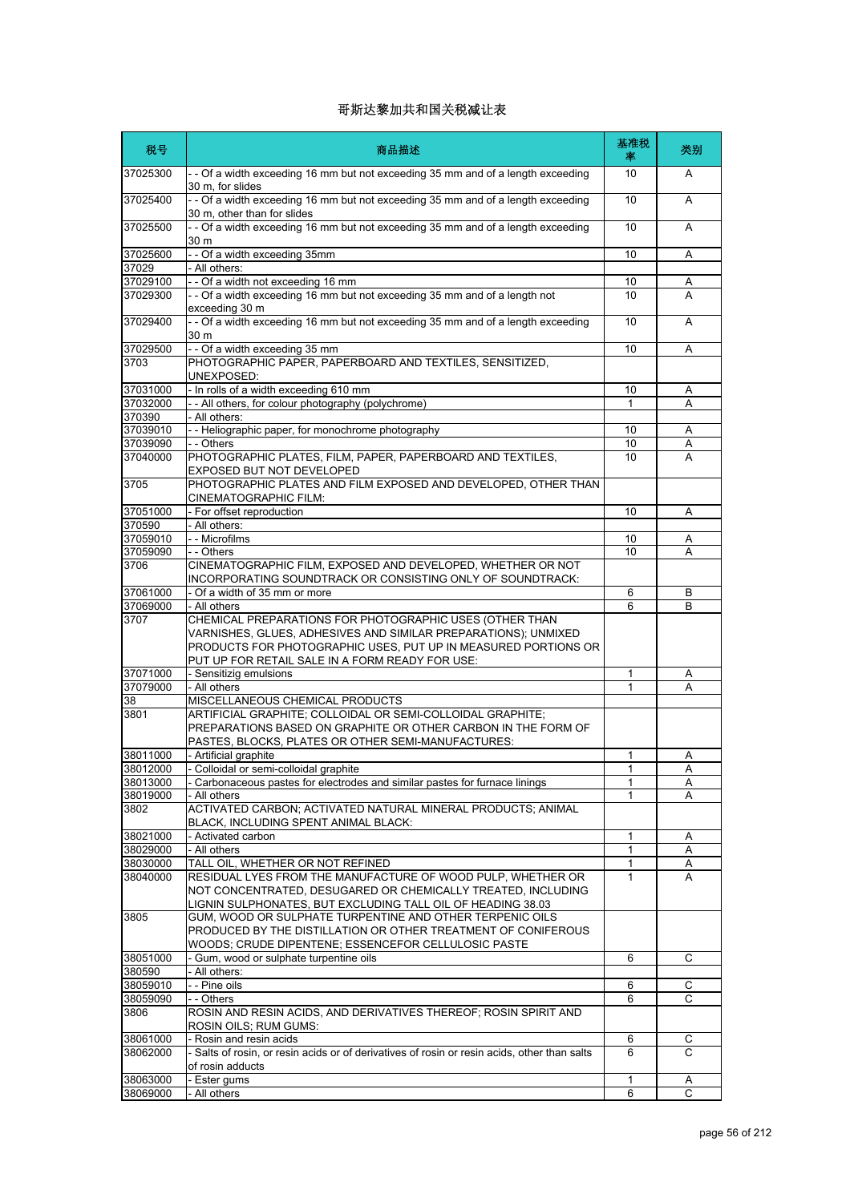# 哥斯达黎加共和国关税减让表

| 税号 | 商品描述 | 基准税率 | 类别 |
|---|---|---|---|
| 37025300 | - - Of a width exceeding 16 mm but not exceeding 35 mm and of a length exceeding 30 m, for slides | 10 | A |
| 37025400 | - - Of a width exceeding 16 mm but not exceeding 35 mm and of a length exceeding 30 m, other than for slides | 10 | A |
| 37025500 | - - Of a width exceeding 16 mm but not exceeding 35 mm and of a length exceeding 30 m | 10 | A |
| 37025600 | - - Of a width exceeding 35mm | 10 | A |
| 37029 | - All others: | | |
| 37029100 | - - Of a width not exceeding 16 mm | 10 | A |
| 37029300 | - - Of a width exceeding 16 mm but not exceeding 35 mm and of a length not exceeding 30 m | 10 | A |
| 37029400 | - - Of a width exceeding 16 mm but not exceeding 35 mm and of a length exceeding 30 m | 10 | A |
| 37029500 | - - Of a width exceeding 35 mm | 10 | A |
| 3703 | PHOTOGRAPHIC PAPER, PAPERBOARD AND TEXTILES, SENSITIZED, UNEXPOSED: | | |
| 37031000 | - In rolls of a width exceeding 610 mm | 10 | A |
| 37032000 | - - All others, for colour photography (polychrome) | 1 | A |
| 370390 | - All others: | | |
| 37039010 | - - Heliographic paper, for monochrome photography | 10 | A |
| 37039090 | - - Others | 10 | A |
| 37040000 | PHOTOGRAPHIC PLATES, FILM, PAPER, PAPERBOARD AND TEXTILES, EXPOSED BUT NOT DEVELOPED | 10 | A |
| 3705 | PHOTOGRAPHIC PLATES AND FILM EXPOSED AND DEVELOPED, OTHER THAN CINEMATOGRAPHIC FILM: | | |
| 37051000 | - For offset reproduction | 10 | A |
| 370590 | - All others: | | |
| 37059010 | - - Microfilms | 10 | A |
| 37059090 | - - Others | 10 | A |
| 3706 | CINEMATOGRAPHIC FILM, EXPOSED AND DEVELOPED, WHETHER OR NOT INCORPORATING SOUNDTRACK OR CONSISTING ONLY OF SOUNDTRACK: | | |
| 37061000 | - Of a width of 35 mm or more | 6 | B |
| 37069000 | - All others | 6 | B |
| 3707 | CHEMICAL PREPARATIONS FOR PHOTOGRAPHIC USES (OTHER THAN VARNISHES, GLUES, ADHESIVES AND SIMILAR PREPARATIONS); UNMIXED PRODUCTS FOR PHOTOGRAPHIC USES, PUT UP IN MEASURED PORTIONS OR PUT UP FOR RETAIL SALE IN A FORM READY FOR USE: | | |
| 37071000 | - Sensitizig emulsions | 1 | A |
| 37079000 | - All others | 1 | A |
| 38 | MISCELLANEOUS CHEMICAL PRODUCTS | | |
| 3801 | ARTIFICIAL GRAPHITE; COLLOIDAL OR SEMI-COLLOIDAL GRAPHITE; PREPARATIONS BASED ON GRAPHITE OR OTHER CARBON IN THE FORM OF PASTES, BLOCKS, PLATES OR OTHER SEMI-MANUFACTURES: | | |
| 38011000 | - Artificial graphite | 1 | A |
| 38012000 | - Colloidal or semi-colloidal graphite | 1 | A |
| 38013000 | - Carbonaceous pastes for electrodes and similar pastes for furnace linings | 1 | A |
| 38019000 | - All others | 1 | A |
| 3802 | ACTIVATED CARBON; ACTIVATED NATURAL MINERAL PRODUCTS; ANIMAL BLACK, INCLUDING SPENT ANIMAL BLACK: | | |
| 38021000 | - Activated carbon | 1 | A |
| 38029000 | - All others | 1 | A |
| 38030000 | TALL OIL, WHETHER OR NOT REFINED | 1 | A |
| 38040000 | RESIDUAL LYES FROM THE MANUFACTURE OF WOOD PULP, WHETHER OR NOT CONCENTRATED, DESUGARED OR CHEMICALLY TREATED, INCLUDING LIGNIN SULPHONATES, BUT EXCLUDING TALL OIL OF HEADING 38.03 | 1 | A |
| 3805 | GUM, WOOD OR SULPHATE TURPENTINE AND OTHER TERPENIC OILS PRODUCED BY THE DISTILLATION OR OTHER TREATMENT OF CONIFEROUS WOODS; CRUDE DIPENTENE; ESSENCEFOR CELLULOSIC PASTE | | |
| 38051000 | - Gum, wood or sulphate turpentine oils | 6 | C |
| 380590 | - All others: | | |
| 38059010 | - - Pine oils | 6 | C |
| 38059090 | - - Others | 6 | C |
| 3806 | ROSIN AND RESIN ACIDS, AND DERIVATIVES THEREOF; ROSIN SPIRIT AND ROSIN OILS; RUM GUMS: | | |
| 38061000 | - Rosin and resin acids | 6 | C |
| 38062000 | - Salts of rosin, or resin acids or of derivatives of rosin or resin acids, other than salts of rosin adducts | 6 | C |
| 38063000 | - Ester gums | 1 | A |
| 38069000 | - All others | 6 | C |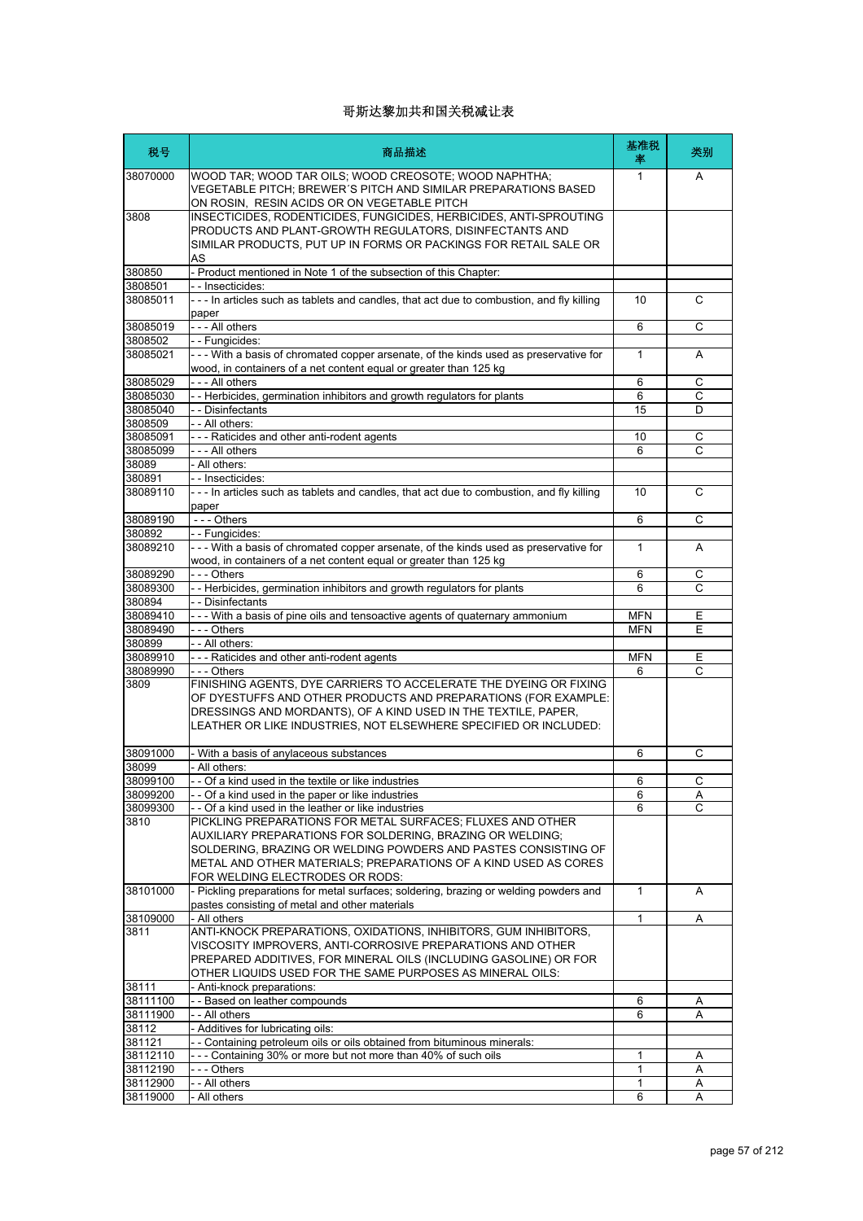# 哥斯达黎加共和国关税减让表

| 税号 | 商品描述 | 基准税率 | 类别 |
|---|---|---|---|
| 38070000 | WOOD TAR; WOOD TAR OILS; WOOD CREOSOTE; WOOD NAPHTHA; VEGETABLE PITCH; BREWER´S PITCH AND SIMILAR PREPARATIONS BASED ON ROSIN, RESIN ACIDS OR ON VEGETABLE PITCH | 1 | A |
| 3808 | INSECTICIDES, RODENTICIDES, FUNGICIDES, HERBICIDES, ANTI-SPROUTING PRODUCTS AND PLANT-GROWTH REGULATORS, DISINFECTANTS AND SIMILAR PRODUCTS, PUT UP IN FORMS OR PACKINGS FOR RETAIL SALE OR AS | | |
| 380850 | - Product mentioned in Note 1 of the subsection of this Chapter: | | |
| 3808501 | - - Insecticides: | | |
| 38085011 | - - - In articles such as tablets and candles, that act due to combustion, and fly killing paper | 10 | C |
| 38085019 | - - - All others | 6 | C |
| 3808502 | - - Fungicides: | | |
| 38085021 | - - - With a basis of chromated copper arsenate, of the kinds used as preservative for wood, in containers of a net content equal or greater than 125 kg | 1 | A |
| 38085029 | - - - All others | 6 | C |
| 38085030 | - - Herbicides, germination inhibitors and growth regulators for plants | 6 | C |
| 38085040 | - - Disinfectants | 15 | D |
| 3808509 | - - All others: | | |
| 38085091 | - - - Raticides and other anti-rodent agents | 10 | C |
| 38085099 | - - - All others | 6 | C |
| 38089 | - All others: | | |
| 380891 | - - Insecticides: | | |
| 38089110 | - - - In articles such as tablets and candles, that act due to combustion, and fly killing paper | 10 | C |
| 38089190 | - - - Others | 6 | C |
| 380892 | - - Fungicides: | | |
| 38089210 | - - - With a basis of chromated copper arsenate, of the kinds used as preservative for wood, in containers of a net content equal or greater than 125 kg | 1 | A |
| 38089290 | - - - Others | 6 | C |
| 38089300 | - - Herbicides, germination inhibitors and growth regulators for plants | 6 | C |
| 380894 | - - Disinfectants | | |
| 38089410 | - - - With a basis of pine oils and tensoactive agents of quaternary ammonium | MFN | E |
| 38089490 | - - - Others | MFN | E |
| 380899 | - - All others: | | |
| 38089910 | - - - Raticides and other anti-rodent agents | MFN | E |
| 38089990 | - - - Others | 6 | C |
| 3809 | FINISHING AGENTS, DYE CARRIERS TO ACCELERATE THE DYEING OR FIXING OF DYESTUFFS AND OTHER PRODUCTS AND PREPARATIONS (FOR EXAMPLE: DRESSINGS AND MORDANTS), OF A KIND USED IN THE TEXTILE, PAPER, LEATHER OR LIKE INDUSTRIES, NOT ELSEWHERE SPECIFIED OR INCLUDED: | | |
| 38091000 | - With a basis of anylaceous substances | 6 | C |
| 38099 | - All others: | | |
| 38099100 | - - Of a kind used in the textile or like industries | 6 | C |
| 38099200 | - - Of a kind used in the paper or like industries | 6 | A |
| 38099300 | - - Of a kind used in the leather or like industries | 6 | C |
| 3810 | PICKLING PREPARATIONS FOR METAL SURFACES; FLUXES AND OTHER AUXILIARY PREPARATIONS FOR SOLDERING, BRAZING OR WELDING; SOLDERING, BRAZING OR WELDING POWDERS AND PASTES CONSISTING OF METAL AND OTHER MATERIALS; PREPARATIONS OF A KIND USED AS CORES FOR WELDING ELECTRODES OR RODS: | | |
| 38101000 | - Pickling preparations for metal surfaces; soldering, brazing or welding powders and pastes consisting of metal and other materials | 1 | A |
| 38109000 | - All others | 1 | A |
| 3811 | ANTI-KNOCK PREPARATIONS, OXIDATIONS, INHIBITORS, GUM INHIBITORS, VISCOSITY IMPROVERS, ANTI-CORROSIVE PREPARATIONS AND OTHER PREPARED ADDITIVES, FOR MINERAL OILS (INCLUDING GASOLINE) OR FOR OTHER LIQUIDS USED FOR THE SAME PURPOSES AS MINERAL OILS: | | |
| 38111 | - Anti-knock preparations: | | |
| 38111100 | - - Based on leather compounds | 6 | A |
| 38111900 | - - All others | 6 | A |
| 38112 | - Additives for lubricating oils: | | |
| 381121 | - - Containing petroleum oils or oils obtained from bituminous minerals: | | |
| 38112110 | - - - Containing 30% or more but not more than 40% of such oils | 1 | A |
| 38112190 | - - - Others | 1 | A |
| 38112900 | - - All others | 1 | A |
| 38119000 | - All others | 6 | A |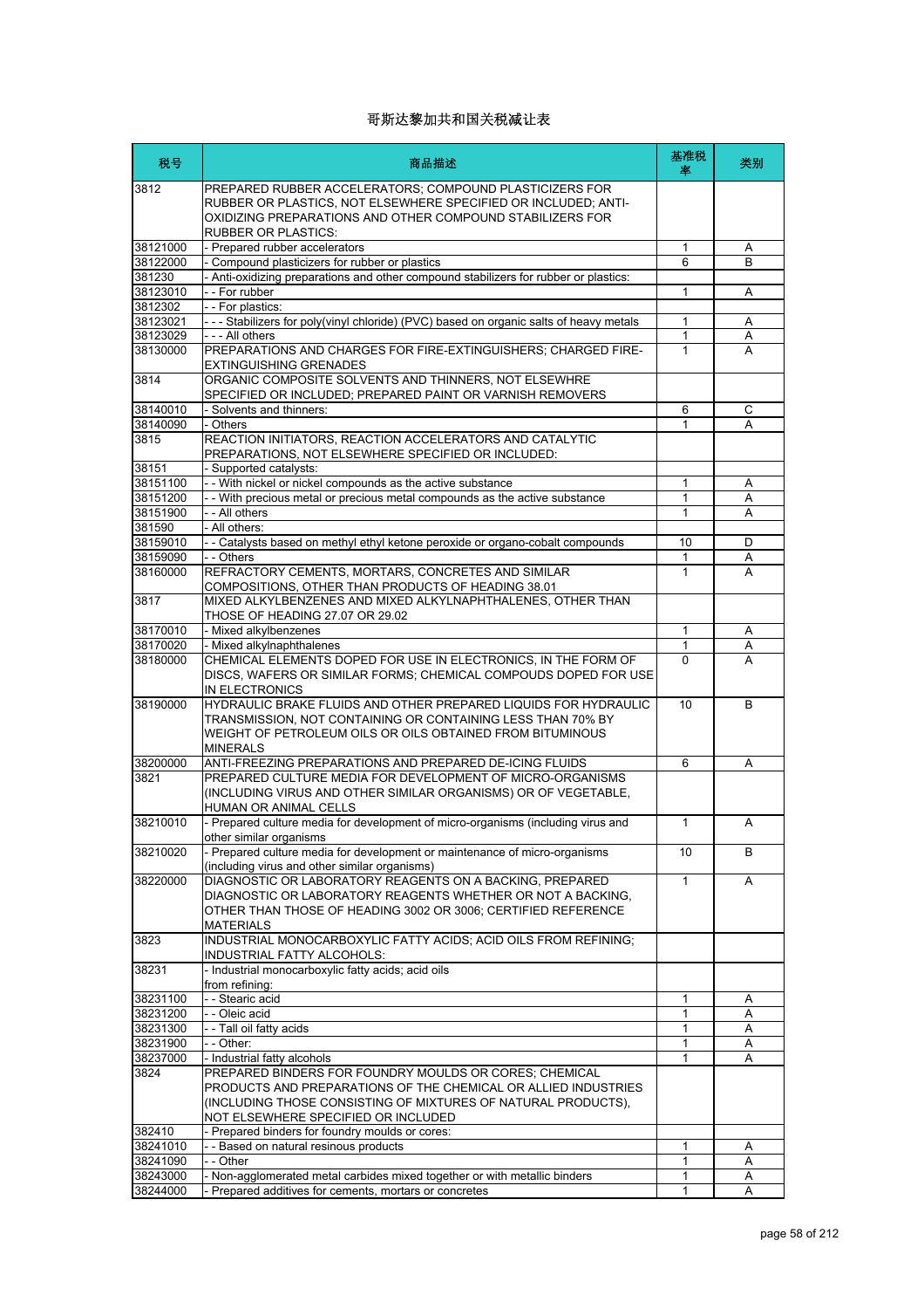# 哥斯达黎加共和国关税减让表

| 税号 | 商品描述 | 基准税率 | 类别 |
|---|---|---|---|
| 3812 | PREPARED RUBBER ACCELERATORS; COMPOUND PLASTICIZERS FOR RUBBER OR PLASTICS, NOT ELSEWHERE SPECIFIED OR INCLUDED; ANTI-OXIDIZING PREPARATIONS AND OTHER COMPOUND STABILIZERS FOR RUBBER OR PLASTICS: | | |
| 38121000 | - Prepared rubber accelerators | 1 | A |
| 38122000 | - Compound plasticizers for rubber or plastics | 6 | B |
| 381230 | - Anti-oxidizing preparations and other compound stabilizers for rubber or plastics: | | |
| 38123010 | - - For rubber | 1 | A |
| 3812302 | - - For plastics: | | |
| 38123021 | - - - Stabilizers for poly(vinyl chloride) (PVC) based on organic salts of heavy metals | 1 | A |
| 38123029 | - - - All others | 1 | A |
| 38130000 | PREPARATIONS AND CHARGES FOR FIRE-EXTINGUISHERS; CHARGED FIRE-EXTINGUISHING GRENADES | 1 | A |
| 3814 | ORGANIC COMPOSITE SOLVENTS AND THINNERS, NOT ELSEWHRE SPECIFIED OR INCLUDED; PREPARED PAINT OR VARNISH REMOVERS | | |
| 38140010 | - Solvents and thinners: | 6 | C |
| 38140090 | - Others | 1 | A |
| 3815 | REACTION INITIATORS, REACTION ACCELERATORS AND CATALYTIC PREPARATIONS, NOT ELSEWHERE SPECIFIED OR INCLUDED: | | |
| 38151 | - Supported catalysts: | | |
| 38151100 | - - With nickel or nickel compounds as the active substance | 1 | A |
| 38151200 | - - With precious metal or precious metal compounds as the active substance | 1 | A |
| 38151900 | - - All others | 1 | A |
| 381590 | - All others: | | |
| 38159010 | - - Catalysts based on methyl ethyl ketone peroxide or organo-cobalt compounds | 10 | D |
| 38159090 | - - Others | 1 | A |
| 38160000 | REFRACTORY CEMENTS, MORTARS, CONCRETES AND SIMILAR COMPOSITIONS, OTHER THAN PRODUCTS OF HEADING 38.01 | 1 | A |
| 3817 | MIXED ALKYLBENZENES AND MIXED ALKYLNAPHTHALENES, OTHER THAN THOSE OF HEADING 27.07 OR 29.02 | | |
| 38170010 | - Mixed alkylbenzenes | 1 | A |
| 38170020 | - Mixed alkylnaphthalenes | 1 | A |
| 38180000 | CHEMICAL ELEMENTS DOPED FOR USE IN ELECTRONICS, IN THE FORM OF DISCS, WAFERS OR SIMILAR FORMS; CHEMICAL COMPOUDS DOPED FOR USE IN ELECTRONICS | 0 | A |
| 38190000 | HYDRAULIC BRAKE FLUIDS AND OTHER PREPARED LIQUIDS FOR HYDRAULIC TRANSMISSION, NOT CONTAINING OR CONTAINING LESS THAN 70% BY WEIGHT OF PETROLEUM OILS OR OILS OBTAINED FROM BITUMINOUS MINERALS | 10 | B |
| 38200000 | ANTI-FREEZING PREPARATIONS AND PREPARED DE-ICING FLUIDS | 6 | A |
| 3821 | PREPARED CULTURE MEDIA FOR DEVELOPMENT OF MICRO-ORGANISMS (INCLUDING VIRUS AND OTHER SIMILAR ORGANISMS) OR OF VEGETABLE, HUMAN OR ANIMAL CELLS | | |
| 38210010 | - Prepared culture media for development of micro-organisms (including virus and other similar organisms | 1 | A |
| 38210020 | - Prepared culture media for development or maintenance of micro-organisms (including virus and other similar organisms) | 10 | B |
| 38220000 | DIAGNOSTIC OR LABORATORY REAGENTS ON A BACKING, PREPARED DIAGNOSTIC OR LABORATORY REAGENTS WHETHER OR NOT A BACKING, OTHER THAN THOSE OF HEADING 3002 OR 3006; CERTIFIED REFERENCE MATERIALS | 1 | A |
| 3823 | INDUSTRIAL MONOCARBOXYLIC FATTY ACIDS; ACID OILS FROM REFINING; INDUSTRIAL FATTY ALCOHOLS: | | |
| 38231 | - Industrial monocarboxylic fatty acids; acid oils from refining: | | |
| 38231100 | - - Stearic acid | 1 | A |
| 38231200 | - - Oleic acid | 1 | A |
| 38231300 | - - Tall oil fatty acids | 1 | A |
| 38231900 | - - Other: | 1 | A |
| 38237000 | - Industrial fatty alcohols | 1 | A |
| 3824 | PREPARED BINDERS FOR FOUNDRY MOULDS OR CORES; CHEMICAL PRODUCTS AND PREPARATIONS OF THE CHEMICAL OR ALLIED INDUSTRIES (INCLUDING THOSE CONSISTING OF MIXTURES OF NATURAL PRODUCTS), NOT ELSEWHERE SPECIFIED OR INCLUDED | | |
| 382410 | - Prepared binders for foundry moulds or cores: | | |
| 38241010 | - - Based on natural resinous products | 1 | A |
| 38241090 | - - Other | 1 | A |
| 38243000 | - Non-agglomerated metal carbides mixed together or with metallic binders | 1 | A |
| 38244000 | - Prepared additives for cements, mortars or concretes | 1 | A |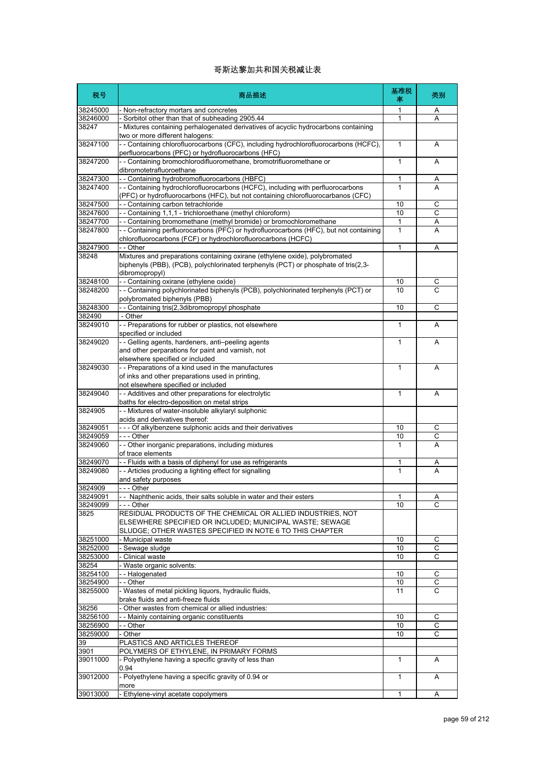# 哥斯达黎加共和国关税减让表

| 税号 | 商品描述 | 基准税率 | 类别 |
|---|---|---|---|
| 38245000 | - Non-refractory mortars and concretes | 1 | A |
| 38246000 | - Sorbitol other than that of subheading 2905.44 | 1 | A |
| 38247 | - Mixtures containing perhalogenated derivatives of acyclic hydrocarbons containing two or more different halogens: | | |
| 38247100 | - - Containing chlorofluorocarbons (CFC), including hydrochlorofluorocarbons (HCFC), perfluorocarbons (PFC) or hydrofluorocarbons (HFC) | 1 | A |
| 38247200 | - - Containing bromochlorodifluoromethane, bromotrifluoromethane or dibromotetrafluoroethane | 1 | A |
| 38247300 | - - Containing hydrobromofluorocarbons (HBFC) | 1 | A |
| 38247400 | - - Containing hydrochlorofluorocarbons (HCFC), including with perfluorocarbons (PFC) or hydrofluorocarbons (HFC), but not containing chlorofluorocarbanos (CFC) | 1 | A |
| 38247500 | - - Containing carbon tetrachloride | 10 | C |
| 38247600 | - - Containing 1,1,1 - trichloroethane (methyl chloroform) | 10 | C |
| 38247700 | - - Containing bromomethane (methyl bromide) or bromochloromethane | 1 | A |
| 38247800 | - - Containing perfluorocarbons (PFC) or hydrofluorocarbons (HFC), but not containing chlorofluorocarbons (FCF) or hydrochlorofluorocarbons (HCFC) | 1 | A |
| 38247900 | - - Other | 1 | A |
| 38248 | Mixtures and preparations containing oxirane (ethylene oxide), polybromated biphenyls (PBB), (PCB), polychlorinated terphenyls (PCT) or phosphate of tris(2,3-dibromopropyl) | | |
| 38248100 | - - Containing oxirane (ethylene oxide) | 10 | C |
| 38248200 | - - Containing polychlorinated biphenyls (PCB), polychlorinated terphenyls (PCT) or polybromated biphenyls (PBB) | 10 | C |
| 38248300 | - - Containing tris(2,3dibromopropyl phosphate | 10 | C |
| 382490 | - Other | | |
| 38249010 | - - Preparations for rubber or plastics, not elsewhere specified or included | 1 | A |
| 38249020 | - - Gelling agents, hardeners, anti–peeling agents and other perparations for paint and varnish, not elsewhere specified or included | 1 | A |
| 38249030 | - - Preparations of a kind used in the manufactures of inks and other preparations used in printing, not elsewhere specified or included | 1 | A |
| 38249040 | - - Additives and other preparations for electrolytic baths for electro-deposition on metal strips | 1 | A |
| 3824905 | - - Mixtures of water-insoluble alkylaryl sulphonic acids and derivatives thereof: | | |
| 38249051 | - - - Of alkylbenzene sulphonic acids and their derivatives | 10 | C |
| 38249059 | - - - Other | 10 | C |
| 38249060 | - - Other inorganic preparations, including mixtures of trace elements | 1 | A |
| 38249070 | - - Fluids with a basis of diphenyl for use as refrigerants | 1 | A |
| 38249080 | - - Articles producing a lighting effect for signalling and safety purposes | 1 | A |
| 3824909 | - - - Other | | |
| 38249091 | - - Naphthenic acids, their salts soluble in water and their esters | 1 | A |
| 38249099 | - - - Other | 10 | C |
| 3825 | RESIDUAL PRODUCTS OF THE CHEMICAL OR ALLIED INDUSTRIES, NOT ELSEWHERE SPECIFIED OR INCLUDED; MUNICIPAL WASTE; SEWAGE SLUDGE; OTHER WASTES SPECIFIED IN NOTE 6 TO THIS CHAPTER | | |
| 38251000 | - Municipal waste | 10 | C |
| 38252000 | - Sewage sludge | 10 | C |
| 38253000 | - Clinical waste | 10 | C |
| 38254 | - Waste organic solvents: | | |
| 38254100 | - - Halogenated | 10 | C |
| 38254900 | - - Other | 10 | C |
| 38255000 | - Wastes of metal pickling liquors, hydraulic fluids, brake fluids and anti-freeze fluids | 11 | C |
| 38256 | - Other wastes from chemical or allied industries: | | |
| 38256100 | - - Mainly containing organic constituents | 10 | C |
| 38256900 | - - Other | 10 | C |
| 38259000 | - Other | 10 | C |
| 39 | PLASTICS AND ARTICLES THEREOF | | |
| 3901 | POLYMERS OF ETHYLENE, IN PRIMARY FORMS | | |
| 39011000 | - Polyethylene having a specific gravity of less than 0.94 | 1 | A |
| 39012000 | - Polyethylene having a specific gravity of 0.94 or more | 1 | A |
| 39013000 | - Ethylene-vinyl acetate copolymers | 1 | A |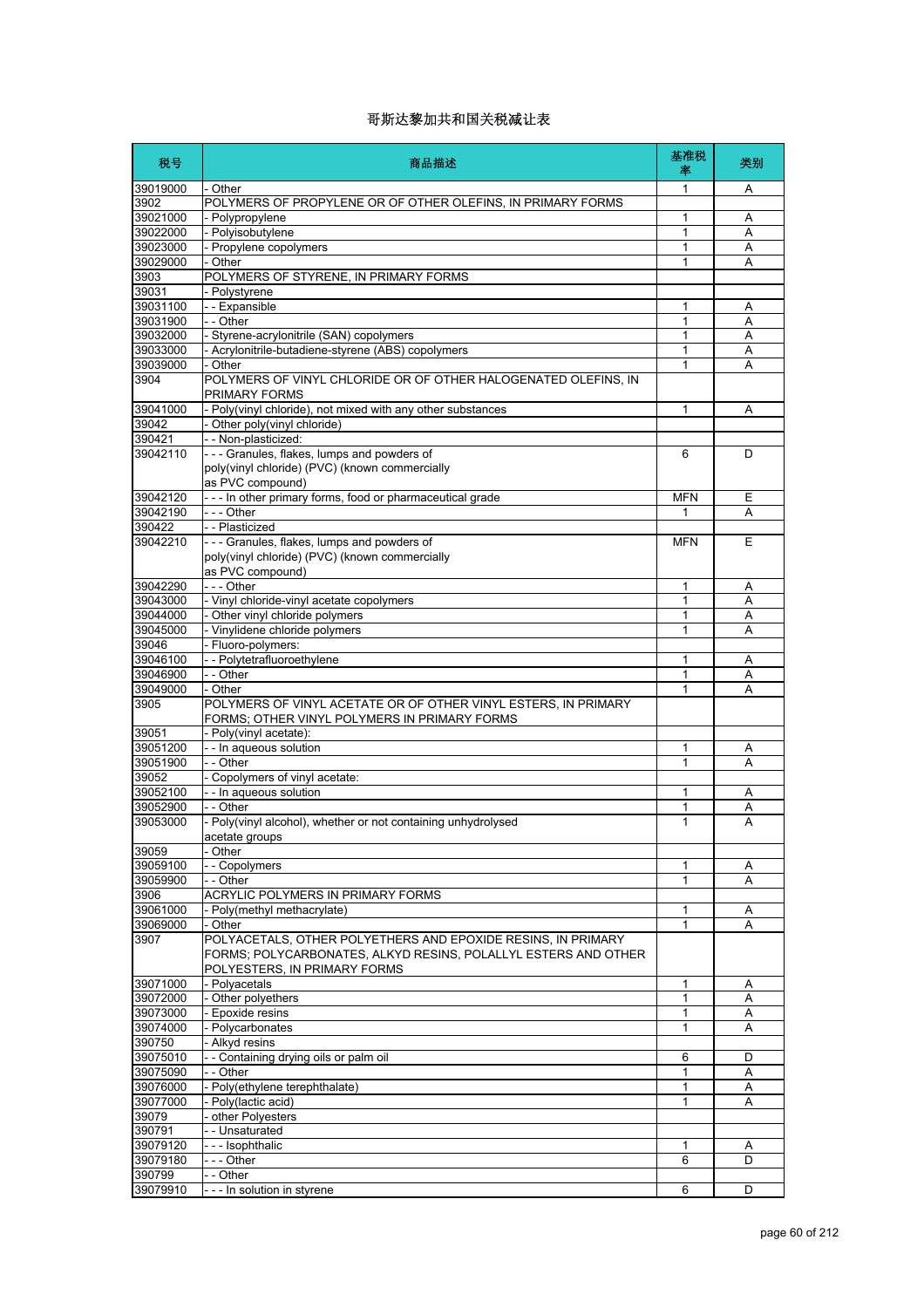# 哥斯达黎加共和国关税减让表

| 税号 | 商品描述 | 基准税率 | 类别 |
|---|---|---|---|
| 39019000 | - Other | 1 | A |
| 3902 | POLYMERS OF PROPYLENE OR OF OTHER OLEFINS, IN PRIMARY FORMS | | |
| 39021000 | - Polypropylene | 1 | A |
| 39022000 | - Polyisobutylene | 1 | A |
| 39023000 | - Propylene copolymers | 1 | A |
| 39029000 | - Other | 1 | A |
| 3903 | POLYMERS OF STYRENE, IN PRIMARY FORMS | | |
| 39031 | - Polystyrene | | |
| 39031100 | - - Expansible | 1 | A |
| 39031900 | - - Other | 1 | A |
| 39032000 | - Styrene-acrylonitrile (SAN) copolymers | 1 | A |
| 39033000 | - Acrylonitrile-butadiene-styrene (ABS) copolymers | 1 | A |
| 39039000 | - Other | 1 | A |
| 3904 | POLYMERS OF VINYL CHLORIDE OR OF OTHER HALOGENATED OLEFINS, IN PRIMARY FORMS | | |
| 39041000 | - Poly(vinyl chloride), not mixed with any other substances | 1 | A |
| 39042 | - Other poly(vinyl chloride) | | |
| 390421 | - - Non-plasticized: | | |
| 39042110 | - - - Granules, flakes, lumps and powders of poly(vinyl chloride) (PVC) (known commercially as PVC compound) | 6 | D |
| 39042120 | - - - In other primary forms, food or pharmaceutical grade | MFN | E |
| 39042190 | - - - Other | 1 | A |
| 390422 | - - Plasticized | | |
| 39042210 | - - - Granules, flakes, lumps and powders of poly(vinyl chloride) (PVC) (known commercially as PVC compound) | MFN | E |
| 39042290 | - - - Other | 1 | A |
| 39043000 | - Vinyl chloride-vinyl acetate copolymers | 1 | A |
| 39044000 | - Other vinyl chloride polymers | 1 | A |
| 39045000 | - Vinylidene chloride polymers | 1 | A |
| 39046 | - Fluoro-polymers: | | |
| 39046100 | - - Polytetrafluoroethylene | 1 | A |
| 39046900 | - - Other | 1 | A |
| 39049000 | - Other | 1 | A |
| 3905 | POLYMERS OF VINYL ACETATE OR OF OTHER VINYL ESTERS, IN PRIMARY FORMS; OTHER VINYL POLYMERS IN PRIMARY FORMS | | |
| 39051 | - Poly(vinyl acetate): | | |
| 39051200 | - - In aqueous solution | 1 | A |
| 39051900 | - - Other | 1 | A |
| 39052 | - Copolymers of vinyl acetate: | | |
| 39052100 | - - In aqueous solution | 1 | A |
| 39052900 | - - Other | 1 | A |
| 39053000 | - Poly(vinyl alcohol), whether or not containing unhydrolysed acetate groups | 1 | A |
| 39059 | - Other | | |
| 39059100 | - - Copolymers | 1 | A |
| 39059900 | - - Other | 1 | A |
| 3906 | ACRYLIC POLYMERS IN PRIMARY FORMS | | |
| 39061000 | - Poly(methyl methacrylate) | 1 | A |
| 39069000 | - Other | 1 | A |
| 3907 | POLYACETALS, OTHER POLYETHERS AND EPOXIDE RESINS, IN PRIMARY FORMS; POLYCARBONATES, ALKYD RESINS, POLALLYL ESTERS AND OTHER POLYESTERS, IN PRIMARY FORMS | | |
| 39071000 | - Polyacetals | 1 | A |
| 39072000 | - Other polyethers | 1 | A |
| 39073000 | - Epoxide resins | 1 | A |
| 39074000 | - Polycarbonates | 1 | A |
| 390750 | - Alkyd resins | | |
| 39075010 | - - Containing drying oils or palm oil | 6 | D |
| 39075090 | - - Other | 1 | A |
| 39076000 | - Poly(ethylene terephthalate) | 1 | A |
| 39077000 | - Poly(lactic acid) | 1 | A |
| 39079 | - other Polyesters | | |
| 390791 | - - Unsaturated | | |
| 39079120 | - - - Isophthalic | 1 | A |
| 39079180 | - - - Other | 6 | D |
| 390799 | - - Other | | |
| 39079910 | - - - In solution in styrene | 6 | D |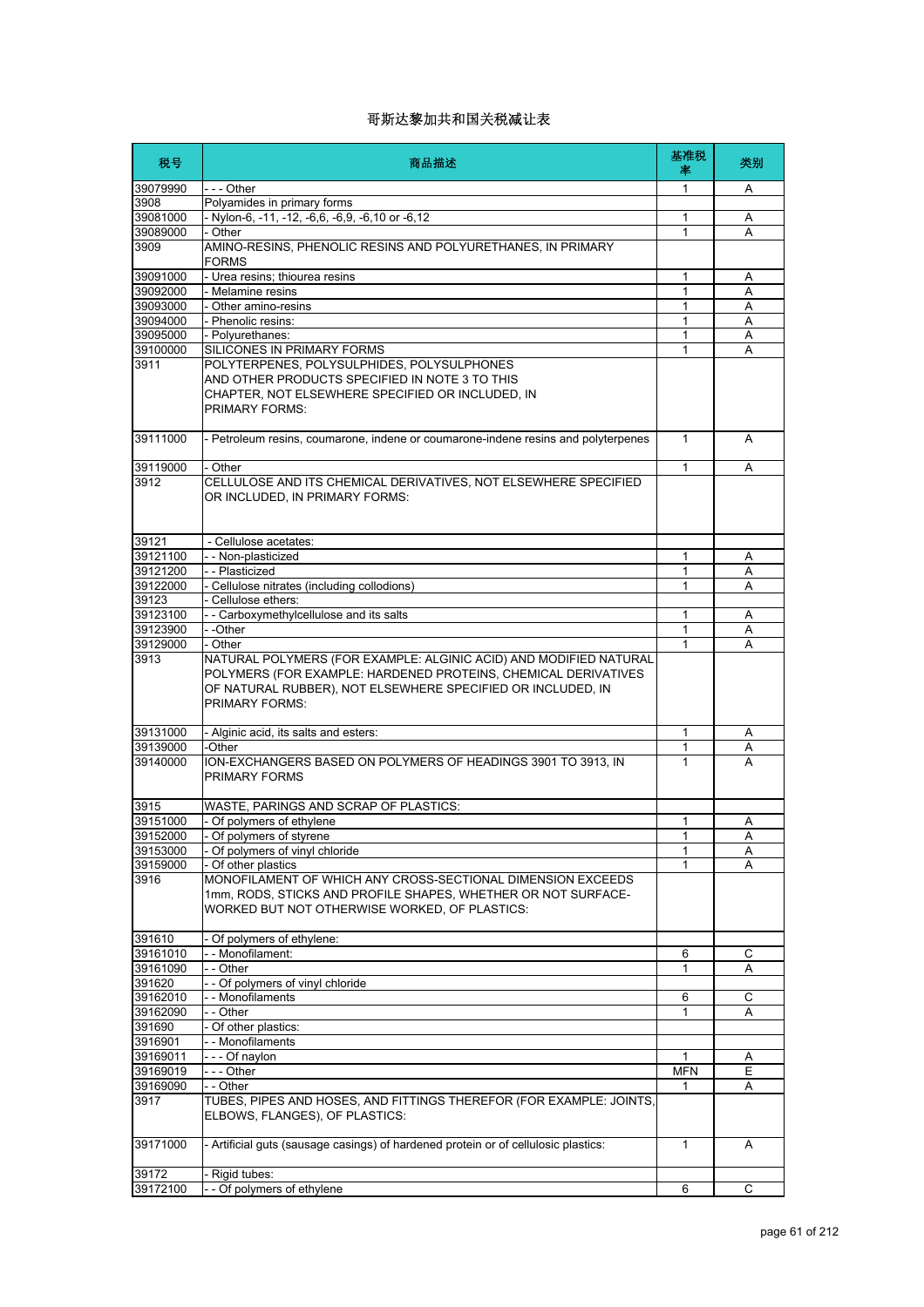# 哥斯达黎加共和国关税减让表

| 税号 | 商品描述 | 基准税率 | 类别 |
|---|---|---|---|
| 39079990 | - - - Other | 1 | A |
| 3908 | Polyamides in primary forms | | |
| 39081000 | - Nylon-6, -11, -12, -6,6, -6,9, -6,10 or -6,12 | 1 | A |
| 39089000 | - Other | 1 | A |
| 3909 | AMINO-RESINS, PHENOLIC RESINS AND POLYURETHANES, IN PRIMARY FORMS | | |
| 39091000 | - Urea resins; thiourea resins | 1 | A |
| 39092000 | - Melamine resins | 1 | A |
| 39093000 | - Other amino-resins | 1 | A |
| 39094000 | - Phenolic resins: | 1 | A |
| 39095000 | - Polyurethanes: | 1 | A |
| 39100000 | SILICONES IN PRIMARY FORMS | 1 | A |
| 3911 | POLYTERPENES, POLYSULPHIDES, POLYSULPHONES AND OTHER PRODUCTS SPECIFIED IN NOTE 3 TO THIS CHAPTER, NOT ELSEWHERE SPECIFIED OR INCLUDED, IN PRIMARY FORMS: | | |
| 39111000 | - Petroleum resins, coumarone, indene or coumarone-indene resins and polyterpenes | 1 | A |
| 39119000 | - Other | 1 | A |
| 3912 | CELLULOSE AND ITS CHEMICAL DERIVATIVES, NOT ELSEWHERE SPECIFIED OR INCLUDED, IN PRIMARY FORMS: | | |
| 39121 | - Cellulose acetates: | | |
| 39121100 | - - Non-plasticized | 1 | A |
| 39121200 | - - Plasticized | 1 | A |
| 39122000 | - Cellulose nitrates (including collodions) | 1 | A |
| 39123 | - Cellulose ethers: | | |
| 39123100 | - - Carboxymethylcellulose and its salts | 1 | A |
| 39123900 | - -Other | 1 | A |
| 39129000 | - Other | 1 | A |
| 3913 | NATURAL POLYMERS (FOR EXAMPLE: ALGINIC ACID) AND MODIFIED NATURAL POLYMERS (FOR EXAMPLE: HARDENED PROTEINS, CHEMICAL DERIVATIVES OF NATURAL RUBBER), NOT ELSEWHERE SPECIFIED OR INCLUDED, IN PRIMARY FORMS: | | |
| 39131000 | - Alginic acid, its salts and esters: | 1 | A |
| 39139000 | -Other | 1 | A |
| 39140000 | ION-EXCHANGERS BASED ON POLYMERS OF HEADINGS 3901 TO 3913, IN PRIMARY FORMS | 1 | A |
| 3915 | WASTE, PARINGS AND SCRAP OF PLASTICS: | | |
| 39151000 | - Of polymers of ethylene | 1 | A |
| 39152000 | - Of polymers of styrene | 1 | A |
| 39153000 | - Of polymers of vinyl chloride | 1 | A |
| 39159000 | - Of other plastics | 1 | A |
| 3916 | MONOFILAMENT OF WHICH ANY CROSS-SECTIONAL DIMENSION EXCEEDS 1mm, RODS, STICKS AND PROFILE SHAPES, WHETHER OR NOT SURFACE-WORKED BUT NOT OTHERWISE WORKED, OF PLASTICS: | | |
| 391610 | - Of polymers of ethylene: | | |
| 39161010 | - - Monofilament: | 6 | C |
| 39161090 | - - Other | 1 | A |
| 391620 | - - Of polymers of vinyl chloride | | |
| 39162010 | - - Monofilaments | 6 | C |
| 39162090 | - - Other | 1 | A |
| 391690 | - Of other plastics: | | |
| 3916901 | - - Monofilaments | | |
| 39169011 | - - - Of naylon | 1 | A |
| 39169019 | - - - Other | MFN | E |
| 39169090 | - - Other | 1 | A |
| 3917 | TUBES, PIPES AND HOSES, AND FITTINGS THEREFOR (FOR EXAMPLE: JOINTS, ELBOWS, FLANGES), OF PLASTICS: | | |
| 39171000 | - Artificial guts (sausage casings) of hardened protein or of cellulosic plastics: | 1 | A |
| 39172 | - Rigid tubes: | | |
| 39172100 | - - Of polymers of ethylene | 6 | C |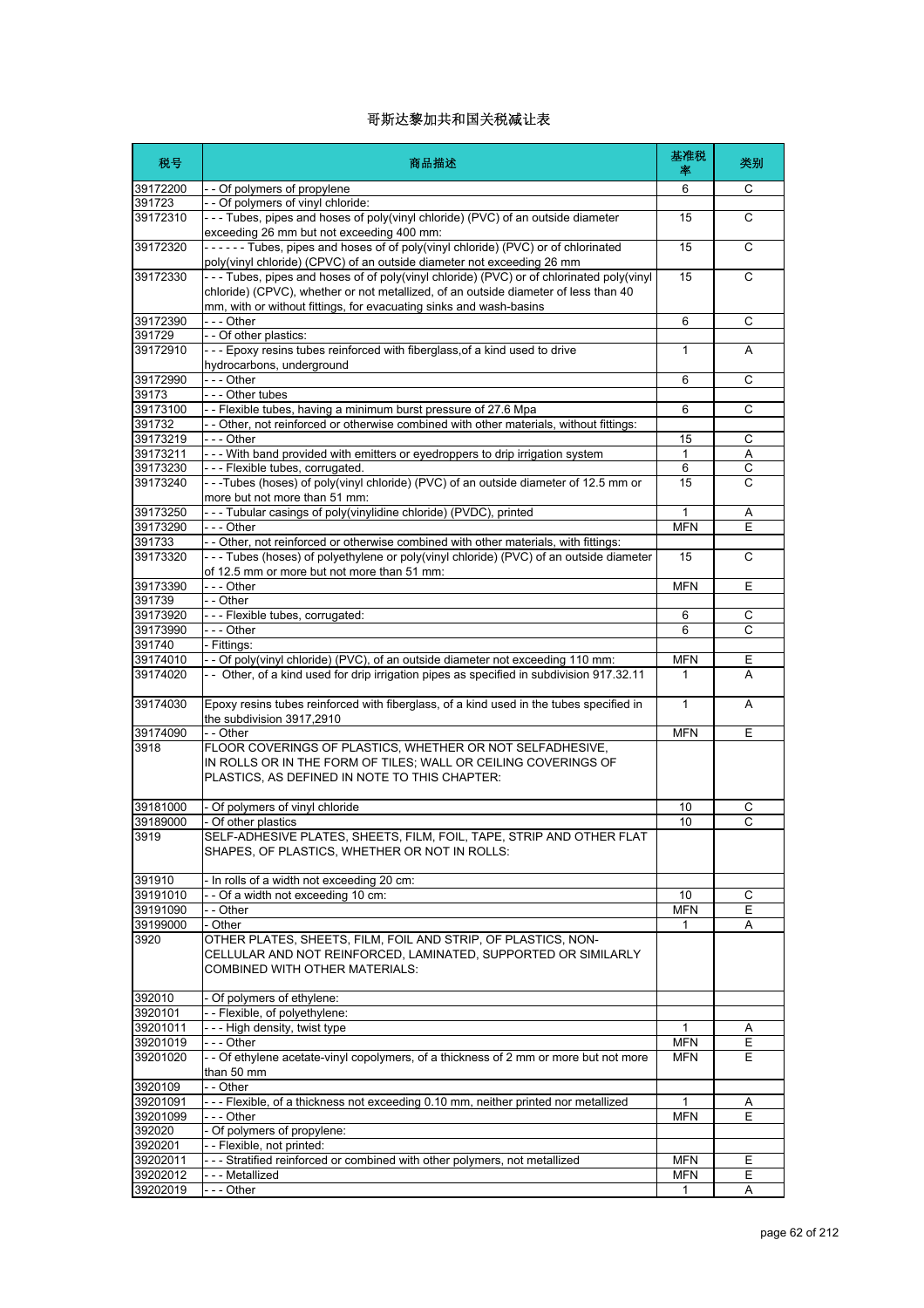# 哥斯达黎加共和国关税减让表

| 税号 | 商品描述 | 基准税率 | 类别 |
|---|---|---|---|
| 39172200 | - - Of polymers of propylene | 6 | C |
| 391723 | - - Of polymers of vinyl chloride: | | |
| 39172310 | - - - Tubes, pipes and hoses of poly(vinyl chloride) (PVC) of an outside diameter exceeding 26 mm but not exceeding 400 mm: | 15 | C |
| 39172320 | - - - - - - Tubes, pipes and hoses of of poly(vinyl chloride) (PVC) or of chlorinated poly(vinyl chloride) (CPVC) of an outside diameter not exceeding 26 mm | 15 | C |
| 39172330 | - - - Tubes, pipes and hoses of of poly(vinyl chloride) (PVC) or of chlorinated poly(vinyl chloride) (CPVC), whether or not metallized, of an outside diameter of less than 40 mm, with or without fittings, for evacuating sinks and wash-basins | 15 | C |
| 39172390 | - - - Other | 6 | C |
| 391729 | - - Of other plastics: | | |
| 39172910 | - - - Epoxy resins tubes reinforced with fiberglass,of a kind used to drive hydrocarbons, underground | 1 | A |
| 39172990 | - - - Other | 6 | C |
| 39173 | - - - Other tubes | | |
| 39173100 | - - Flexible tubes, having a minimum burst pressure of 27.6 Mpa | 6 | C |
| 391732 | - - Other, not reinforced or otherwise combined with other materials, without fittings: | | |
| 39173219 | - - - Other | 15 | C |
| 39173211 | - - - With band provided with emitters or eyedroppers to drip irrigation system | 1 | A |
| 39173230 | - - - Flexible tubes, corrugated. | 6 | C |
| 39173240 | - - -Tubes (hoses) of poly(vinyl chloride) (PVC) of an outside diameter of 12.5 mm or more but not more than 51 mm: | 15 | C |
| 39173250 | - - - Tubular casings of poly(vinylidine chloride) (PVDC), printed | 1 | A |
| 39173290 | - - - Other | MFN | E |
| 391733 | - - Other, not reinforced or otherwise combined with other materials, with fittings: | | |
| 39173320 | - - - Tubes (hoses) of polyethylene or poly(vinyl chloride) (PVC) of an outside diameter of 12.5 mm or more but not more than 51 mm: | 15 | C |
| 39173390 | - - - Other | MFN | E |
| 391739 | - - Other | | |
| 39173920 | - - - Flexible tubes, corrugated: | 6 | C |
| 39173990 | - - - Other | 6 | C |
| 391740 | - Fittings: | | |
| 39174010 | - - Of poly(vinyl chloride) (PVC), of an outside diameter not exceeding 110 mm: | MFN | E |
| 39174020 | - - Other, of a kind used for drip irrigation pipes as specified in subdivision 917.32.11 | 1 | A |
| 39174030 | Epoxy resins tubes reinforced with fiberglass, of a kind used in the tubes specified in the subdivision 3917,2910 | 1 | A |
| 39174090 | - - Other | MFN | E |
| 3918 | FLOOR COVERINGS OF PLASTICS, WHETHER OR NOT SELFADHESIVE, IN ROLLS OR IN THE FORM OF TILES; WALL OR CEILING COVERINGS OF PLASTICS, AS DEFINED IN NOTE TO THIS CHAPTER: | | |
| 39181000 | - Of polymers of vinyl chloride | 10 | C |
| 39189000 | - Of other plastics | 10 | C |
| 3919 | SELF-ADHESIVE PLATES, SHEETS, FILM, FOIL, TAPE, STRIP AND OTHER FLAT SHAPES, OF PLASTICS, WHETHER OR NOT IN ROLLS: | | |
| 391910 | - In rolls of a width not exceeding 20 cm: | | |
| 39191010 | - - Of a width not exceeding 10 cm: | 10 | C |
| 39191090 | - - Other | MFN | E |
| 39199000 | - Other | 1 | A |
| 3920 | OTHER PLATES, SHEETS, FILM, FOIL AND STRIP, OF PLASTICS, NON-CELLULAR AND NOT REINFORCED, LAMINATED, SUPPORTED OR SIMILARLY COMBINED WITH OTHER MATERIALS: | | |
| 392010 | - Of polymers of ethylene: | | |
| 3920101 | - - Flexible, of polyethylene: | | |
| 39201011 | - - - High density, twist type | 1 | A |
| 39201019 | - - - Other | MFN | E |
| 39201020 | - - Of ethylene acetate-vinyl copolymers, of a thickness of 2 mm or more but not more than 50 mm | MFN | E |
| 3920109 | - - Other | | |
| 39201091 | - - - Flexible, of a thickness not exceeding 0.10 mm, neither printed nor metallized | 1 | A |
| 39201099 | - - - Other | MFN | E |
| 392020 | - Of polymers of propylene: | | |
| 3920201 | - - Flexible, not printed: | | |
| 39202011 | - - - Stratified reinforced or combined with other polymers, not metallized | MFN | E |
| 39202012 | - - - Metallized | MFN | E |
| 39202019 | - - - Other | 1 | A |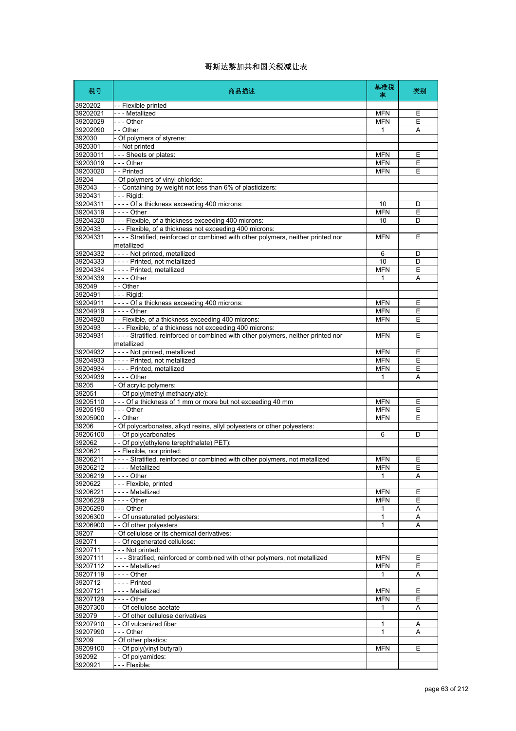# 哥斯达黎加共和国关税减让表

| 税号 | 商品描述 | 基准税率 | 类别 |
|---|---|---|---|
| 3920202 | - - Flexible printed | | |
| 39202021 | - - - Metallized | MFN | E |
| 39202029 | - - - Other | MFN | E |
| 39202090 | - - Other | 1 | A |
| 392030 | - Of polymers of styrene: | | |
| 3920301 | - - Not printed | | |
| 39203011 | - - - Sheets or plates: | MFN | E |
| 39203019 | - - - Other | MFN | E |
| 39203020 | - - Printed | MFN | E |
| 39204 | - Of polymers of vinyl chloride: | | |
| 392043 | - - Containing by weight not less than 6% of plasticizers: | | |
| 3920431 | - - - Rigid: | | |
| 39204311 | - - - - Of a thickness exceeding 400 microns: | 10 | D |
| 39204319 | - - - - Other | MFN | E |
| 39204320 | - - - Flexible, of a thickness exceeding 400 microns: | 10 | D |
| 3920433 | - - - Flexible, of a thickness not exceeding 400 microns: | | |
| 39204331 | - - - - Stratified, reinforced or combined with other polymers, neither printed nor metallized | MFN | E |
| 39204332 | - - - - Not printed, metallized | 6 | D |
| 39204333 | - - - - Printed, not metallized | 10 | D |
| 39204334 | - - - - Printed, metallized | MFN | E |
| 39204339 | - - - - Other | 1 | A |
| 392049 | - - Other | | |
| 3920491 | - - - Rigid: | | |
| 39204911 | - - - - Of a thickness exceeding 400 microns: | MFN | E |
| 39204919 | - - - - Other | MFN | E |
| 39204920 | - - Flexible, of a thickness exceeding 400 microns: | MFN | E |
| 3920493 | - - - Flexible, of a thickness not exceeding 400 microns: | | |
| 39204931 | - - - - Stratified, reinforced or combined with other polymers, neither printed nor metallized | MFN | E |
| 39204932 | - - - - Not printed, metallized | MFN | E |
| 39204933 | - - - - Printed, not metallized | MFN | E |
| 39204934 | - - - - Printed, metallized | MFN | E |
| 39204939 | - - - - Other | 1 | A |
| 39205 | - Of acrylic polymers: | | |
| 392051 | - - Of poly(methyl methacrylate): | | |
| 39205110 | - - - Of a thickness of 1 mm or more but not exceeding 40 mm | MFN | E |
| 39205190 | - - - Other | MFN | E |
| 39205900 | - - Other | MFN | E |
| 39206 | - Of polycarbonates, alkyd resins, allyl polyesters or other polyesters: | | |
| 39206100 | - - Of polycarbonates | 6 | D |
| 392062 | - - Of poly(ethylene terephthalate) PET): | | |
| 3920621 | - - Flexible, nor printed: | | |
| 39206211 | - - - - Stratified, reinforced or combined with other polymers, not metallized | MFN | E |
| 39206212 | - - - - Metallized | MFN | E |
| 39206219 | - - - - Other | 1 | A |
| 3920622 | - - - Flexible, printed | | |
| 39206221 | - - - - Metallized | MFN | E |
| 39206229 | - - - - Other | MFN | E |
| 39206290 | - - - Other | 1 | A |
| 39206300 | - - Of unsaturated polyesters: | 1 | A |
| 39206900 | - - Of other polyesters | 1 | A |
| 39207 | - Of cellulose or its chemical derivatives: | | |
| 392071 | - - Of regenerated cellulose: | | |
| 3920711 | - - - Not printed: | | |
| 39207111 | - - - Stratified, reinforced or combined with other polymers, not metallized | MFN | E |
| 39207112 | - - - - Metallized | MFN | E |
| 39207119 | - - - - Other | 1 | A |
| 3920712 | - - - - Printed | | |
| 39207121 | - - - - Metallized | MFN | E |
| 39207129 | - - - - Other | MFN | E |
| 39207300 | - - Of cellulose acetate | 1 | A |
| 392079 | - - Of other cellulose derivatives | | |
| 39207910 | - - Of vulcanized fiber | 1 | A |
| 39207990 | - - - Other | 1 | A |
| 39209 | - Of other plastics: | | |
| 39209100 | - - Of poly(vinyl butyral) | MFN | E |
| 392092 | - - Of polyamides: | | |
| 3920921 | - - - Flexible: | | |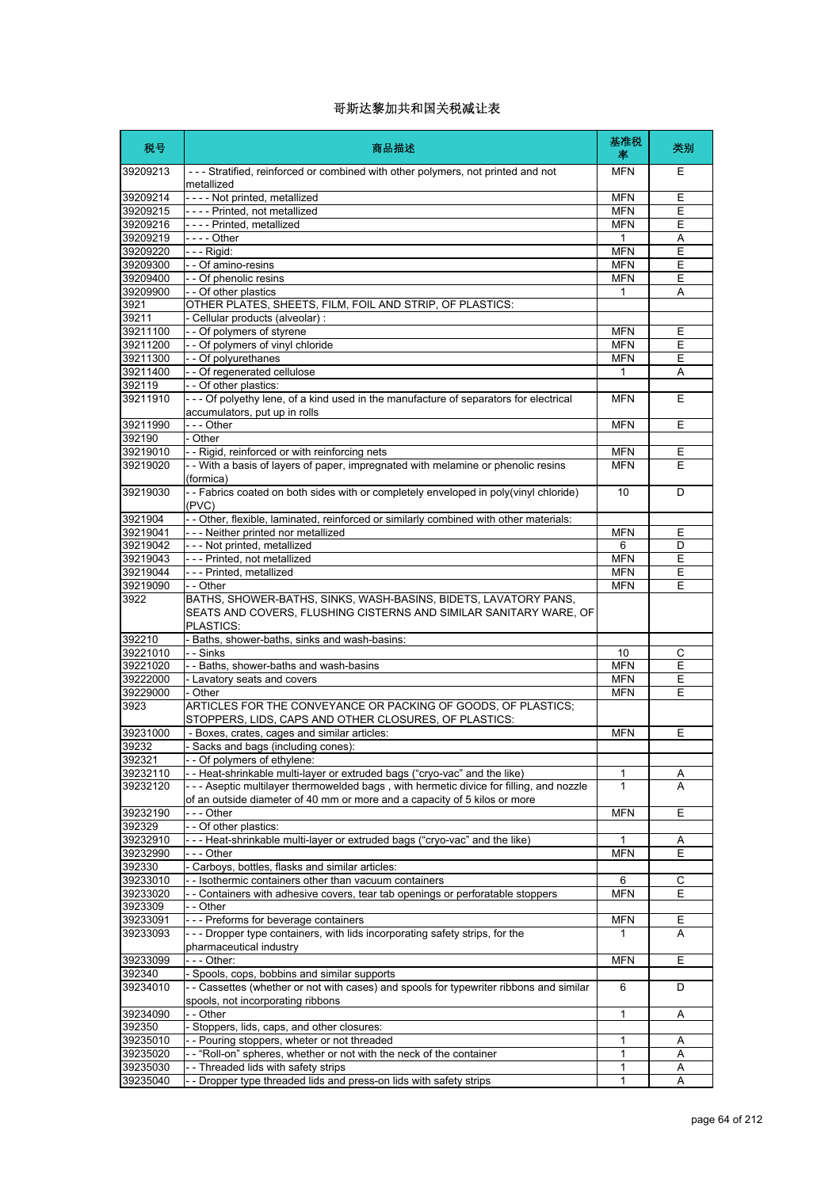# 哥斯达黎加共和国关税减让表

| 税号 | 商品描述 | 基准税率 | 类别 |
|---|---|---|---|
| 39209213 | - - - Stratified, reinforced or combined with other polymers, not printed and not metallized | MFN | E |
| 39209214 | - - - - Not printed, metallized | MFN | E |
| 39209215 | - - - - Printed, not metallized | MFN | E |
| 39209216 | - - - - Printed, metallized | MFN | E |
| 39209219 | - - - - Other | 1 | A |
| 39209220 | - - - Rigid: | MFN | E |
| 39209300 | - - Of amino-resins | MFN | E |
| 39209400 | - - Of phenolic resins | MFN | E |
| 39209900 | - - Of other plastics | 1 | A |
| 3921 | OTHER PLATES, SHEETS, FILM, FOIL AND STRIP, OF PLASTICS: | | |
| 39211 | - Cellular products (alveolar) : | | |
| 39211100 | - - Of polymers of styrene | MFN | E |
| 39211200 | - - Of polymers of vinyl chloride | MFN | E |
| 39211300 | - - Of polyurethanes | MFN | E |
| 39211400 | - - Of regenerated cellulose | 1 | A |
| 392119 | - - Of other plastics: | | |
| 39211910 | - - - Of polyethy lene, of a kind used in the manufacture of separators for electrical accumulators, put up in rolls | MFN | E |
| 39211990 | - - - Other | MFN | E |
| 392190 | - Other | | |
| 39219010 | - - Rigid, reinforced or with reinforcing nets | MFN | E |
| 39219020 | - - With a basis of layers of paper, impregnated with melamine or phenolic resins (formica) | MFN | E |
| 39219030 | - - Fabrics coated on both sides with or completely enveloped in poly(vinyl chloride) (PVC) | 10 | D |
| 3921904 | - - Other, flexible, laminated, reinforced or similarly combined with other materials: | | |
| 39219041 | - - - Neither printed nor metallized | MFN | E |
| 39219042 | - - - Not printed, metallized | 6 | D |
| 39219043 | - - - Printed, not metallized | MFN | E |
| 39219044 | - - - Printed, metallized | MFN | E |
| 39219090 | - - Other | MFN | E |
| 3922 | BATHS, SHOWER-BATHS, SINKS, WASH-BASINS, BIDETS, LAVATORY PANS, SEATS AND COVERS, FLUSHING CISTERNS AND SIMILAR SANITARY WARE, OF PLASTICS: | | |
| 392210 | - Baths, shower-baths, sinks and wash-basins: | | |
| 39221010 | - - Sinks | 10 | C |
| 39221020 | - - Baths, shower-baths and wash-basins | MFN | E |
| 39222000 | - Lavatory seats and covers | MFN | E |
| 39229000 | - Other | MFN | E |
| 3923 | ARTICLES FOR THE CONVEYANCE OR PACKING OF GOODS, OF PLASTICS; STOPPERS, LIDS, CAPS AND OTHER CLOSURES, OF PLASTICS: | | |
| 39231000 | - Boxes, crates, cages and similar articles: | MFN | E |
| 39232 | - Sacks and bags (including cones): | | |
| 392321 | - - Of polymers of ethylene: | | |
| 39232110 | - - Heat-shrinkable multi-layer or extruded bags ("cryo-vac" and the like) | 1 | A |
| 39232120 | - - - Aseptic multilayer thermowelded bags , with hermetic divice for filling, and nozzle of an outside diameter of 40 mm or more and a capacity of 5 kilos or more | 1 | A |
| 39232190 | - - - Other | MFN | E |
| 392329 | - - Of other plastics: | | |
| 39232910 | - - - Heat-shrinkable multi-layer or extruded bags ("cryo-vac" and the like) | 1 | A |
| 39232990 | - - - Other | MFN | E |
| 392330 | - Carboys, bottles, flasks and similar articles: | | |
| 39233010 | - - Isothermic containers other than vacuum containers | 6 | C |
| 39233020 | - - Containers with adhesive covers, tear tab openings or perforatable stoppers | MFN | E |
| 3923309 | - - Other | | |
| 39233091 | - - - Preforms for beverage containers | MFN | E |
| 39233093 | - - - Dropper type containers, with lids incorporating safety strips, for the pharmaceutical industry | 1 | A |
| 39233099 | - - - Other: | MFN | E |
| 392340 | - Spools, cops, bobbins and similar supports | | |
| 39234010 | - - Cassettes (whether or not with cases) and spools for typewriter ribbons and similar spools, not incorporating ribbons | 6 | D |
| 39234090 | - - Other | 1 | A |
| 392350 | - Stoppers, lids, caps, and other closures: | | |
| 39235010 | - - Pouring stoppers, wheter or not threaded | 1 | A |
| 39235020 | - - "Roll-on" spheres, whether or not with the neck of the container | 1 | A |
| 39235030 | - - Threaded lids with safety strips | 1 | A |
| 39235040 | - - Dropper type threaded lids and press-on lids with safety strips | 1 | A |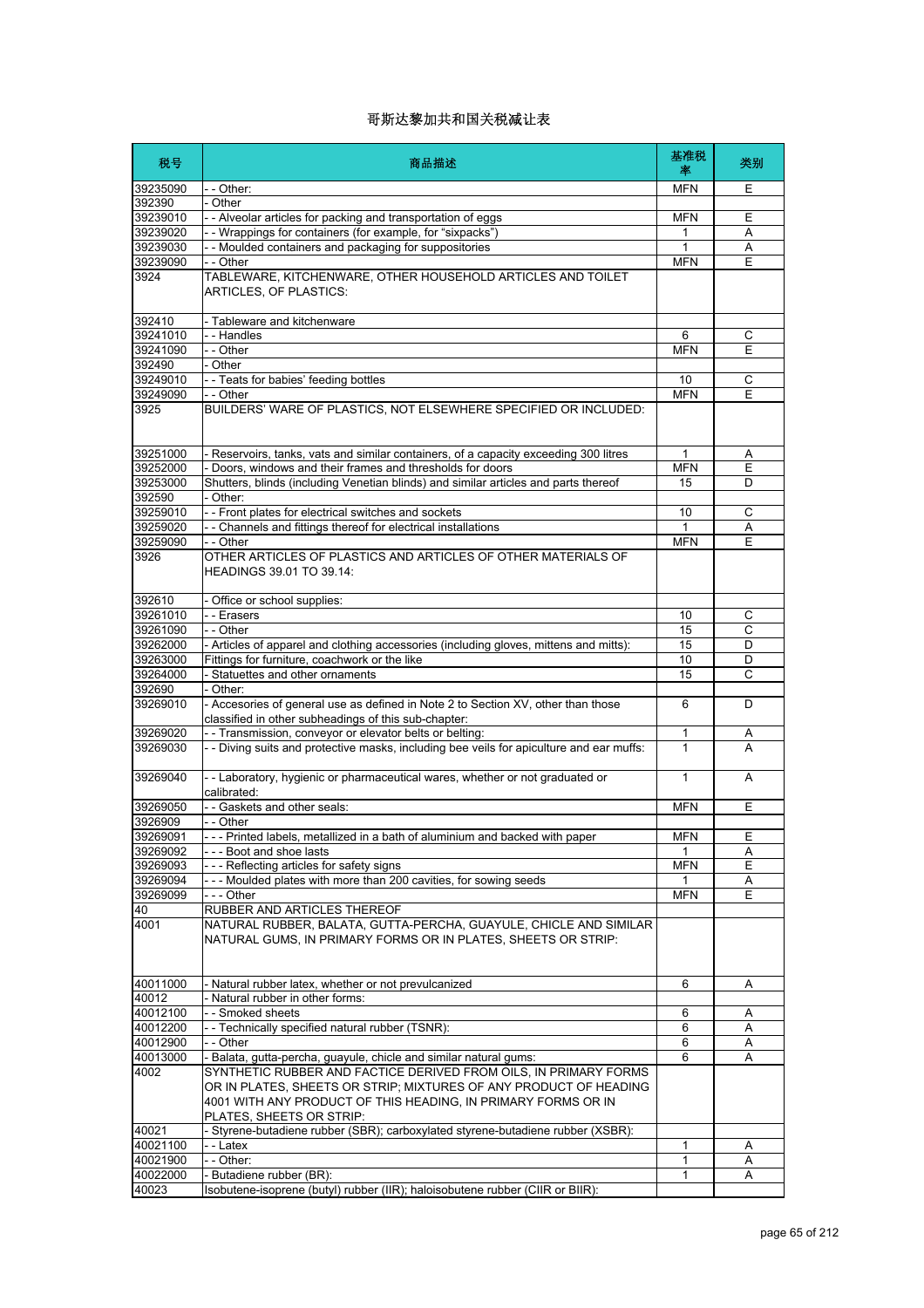# 哥斯达黎加共和国关税减让表

| 税号 | 商品描述 | 基准税率 | 类别 |
|---|---|---|---|
| 39235090 | - - Other: | MFN | E |
| 392390 | - Other | | |
| 39239010 | - - Alveolar articles for packing and transportation of eggs | MFN | E |
| 39239020 | - - Wrappings for containers (for example, for “sixpacks”) | 1 | A |
| 39239030 | - - Moulded containers and packaging for suppositories | 1 | A |
| 39239090 | - - Other | MFN | E |
| 3924 | TABLEWARE, KITCHENWARE, OTHER HOUSEHOLD ARTICLES AND TOILET ARTICLES, OF PLASTICS: | | |
| 392410 | - Tableware and kitchenware | | |
| 39241010 | - - Handles | 6 | C |
| 39241090 | - - Other | MFN | E |
| 392490 | - Other | | |
| 39249010 | - - Teats for babies' feeding bottles | 10 | C |
| 39249090 | - - Other | MFN | E |
| 3925 | BUILDERS' WARE OF PLASTICS, NOT ELSEWHERE SPECIFIED OR INCLUDED: | | |
| 39251000 | - Reservoirs, tanks, vats and similar containers, of a capacity exceeding 300 litres | 1 | A |
| 39252000 | - Doors, windows and their frames and thresholds for doors | MFN | E |
| 39253000 | Shutters, blinds (including Venetian blinds) and similar articles and parts thereof | 15 | D |
| 392590 | - Other: | | |
| 39259010 | - - Front plates for electrical switches and sockets | 10 | C |
| 39259020 | - - Channels and fittings thereof for electrical installations | 1 | A |
| 39259090 | - - Other | MFN | E |
| 3926 | OTHER ARTICLES OF PLASTICS AND ARTICLES OF OTHER MATERIALS OF HEADINGS 39.01 TO 39.14: | | |
| 392610 | - Office or school supplies: | | |
| 39261010 | - - Erasers | 10 | C |
| 39261090 | - - Other | 15 | C |
| 39262000 | - Articles of apparel and clothing accessories (including gloves, mittens and mitts): | 15 | D |
| 39263000 | Fittings for furniture, coachwork or the like | 10 | D |
| 39264000 | - Statuettes and other ornaments | 15 | C |
| 392690 | - Other: | | |
| 39269010 | - Accesories of general use as defined in Note 2 to Section XV, other than those classified in other subheadings of this sub-chapter: | 6 | D |
| 39269020 | - - Transmission, conveyor or elevator belts or belting: | 1 | A |
| 39269030 | - - Diving suits and protective masks, including bee veils for apiculture and ear muffs: | 1 | A |
| 39269040 | - - Laboratory, hygienic or pharmaceutical wares, whether or not graduated or calibrated: | 1 | A |
| 39269050 | - - Gaskets and other seals: | MFN | E |
| 3926909 | - - Other | | |
| 39269091 | - - - Printed labels, metallized in a bath of aluminium and backed with paper | MFN | E |
| 39269092 | - - - Boot and shoe lasts | 1 | A |
| 39269093 | - - - Reflecting articles for safety signs | MFN | E |
| 39269094 | - - - Moulded plates with more than 200 cavities, for sowing seeds | 1 | A |
| 39269099 | - - - Other | MFN | E |
| 40 | RUBBER AND ARTICLES THEREOF | | |
| 4001 | NATURAL RUBBER, BALATA, GUTTA-PERCHA, GUAYULE, CHICLE AND SIMILAR NATURAL GUMS, IN PRIMARY FORMS OR IN PLATES, SHEETS OR STRIP: | | |
| 40011000 | - Natural rubber latex, whether or not prevulcanized | 6 | A |
| 40012 | - Natural rubber in other forms: | | |
| 40012100 | - - Smoked sheets | 6 | A |
| 40012200 | - - Technically specified natural rubber (TSNR): | 6 | A |
| 40012900 | - - Other | 6 | A |
| 40013000 | - Balata, gutta-percha, guayule, chicle and similar natural gums: | 6 | A |
| 4002 | SYNTHETIC RUBBER AND FACTICE DERIVED FROM OILS, IN PRIMARY FORMS OR IN PLATES, SHEETS OR STRIP; MIXTURES OF ANY PRODUCT OF HEADING 4001 WITH ANY PRODUCT OF THIS HEADING, IN PRIMARY FORMS OR IN PLATES, SHEETS OR STRIP: | | |
| 40021 | - Styrene-butadiene rubber (SBR); carboxylated styrene-butadiene rubber (XSBR): | | |
| 40021100 | - - Latex | 1 | A |
| 40021900 | - - Other: | 1 | A |
| 40022000 | - Butadiene rubber (BR): | 1 | A |
| 40023 | Isobutene-isoprene (butyl) rubber (IIR); haloisobutene rubber (CIIR or BIIR): | | |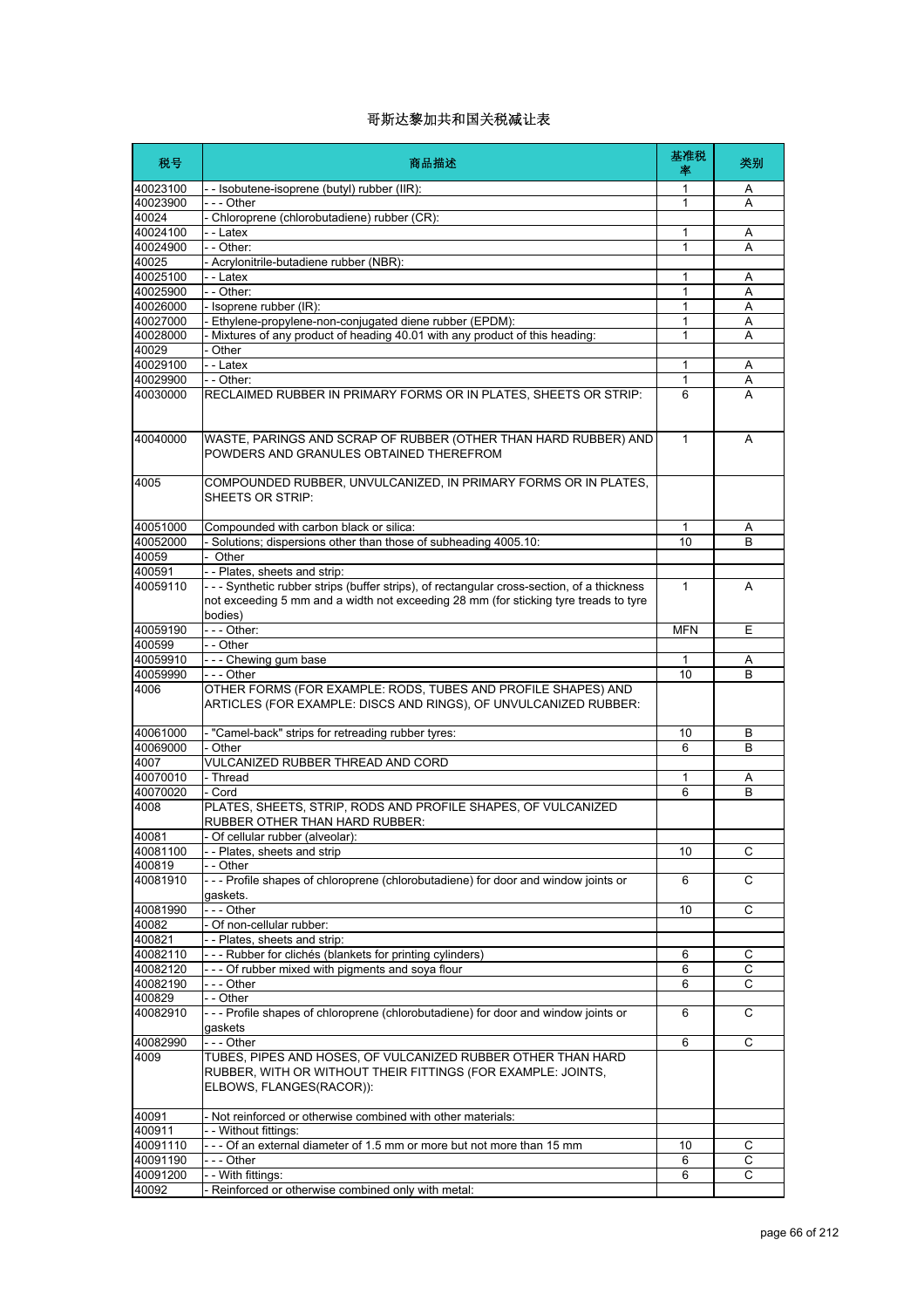# 哥斯达黎加共和国关税减让表

| 税号 | 商品描述 | 基准税率 | 类别 |
|---|---|---|---|
| 40023100 | - - Isobutene-isoprene (butyl) rubber (IIR): | 1 | A |
| 40023900 | - - - Other | 1 | A |
| 40024 | - Chloroprene (chlorobutadiene) rubber (CR): | | |
| 40024100 | - - Latex | 1 | A |
| 40024900 | - - Other: | 1 | A |
| 40025 | - Acrylonitrile-butadiene rubber (NBR): | | |
| 40025100 | - - Latex | 1 | A |
| 40025900 | - - Other: | 1 | A |
| 40026000 | - Isoprene rubber (IR): | 1 | A |
| 40027000 | - Ethylene-propylene-non-conjugated diene rubber (EPDM): | 1 | A |
| 40028000 | - Mixtures of any product of heading 40.01 with any product of this heading: | 1 | A |
| 40029 | - Other | | |
| 40029100 | - - Latex | 1 | A |
| 40029900 | - - Other: | 1 | A |
| 40030000 | RECLAIMED RUBBER IN PRIMARY FORMS OR IN PLATES, SHEETS OR STRIP: | 6 | A |
| 40040000 | WASTE, PARINGS AND SCRAP OF RUBBER (OTHER THAN HARD RUBBER) AND POWDERS AND GRANULES OBTAINED THEREFROM | 1 | A |
| 4005 | COMPOUNDED RUBBER, UNVULCANIZED, IN PRIMARY FORMS OR IN PLATES, SHEETS OR STRIP: | | |
| 40051000 | Compounded with carbon black or silica: | 1 | A |
| 40052000 | - Solutions; dispersions other than those of subheading 4005.10: | 10 | B |
| 40059 | - Other | | |
| 400591 | - - Plates, sheets and strip: | | |
| 40059110 | - - - Synthetic rubber strips (buffer strips), of rectangular cross-section, of a thickness not exceeding 5 mm and a width not exceeding 28 mm (for sticking tyre treads to tyre bodies) | 1 | A |
| 40059190 | - - - Other: | MFN | E |
| 400599 | - - Other | | |
| 40059910 | - - - Chewing gum base | 1 | A |
| 40059990 | - - - Other | 10 | B |
| 4006 | OTHER FORMS (FOR EXAMPLE: RODS, TUBES AND PROFILE SHAPES) AND ARTICLES (FOR EXAMPLE: DISCS AND RINGS), OF UNVULCANIZED RUBBER: | | |
| 40061000 | - "Camel-back" strips for retreading rubber tyres: | 10 | B |
| 40069000 | - Other | 6 | B |
| 4007 | VULCANIZED RUBBER THREAD AND CORD | | |
| 40070010 | - Thread | 1 | A |
| 40070020 | - Cord | 6 | B |
| 4008 | PLATES, SHEETS, STRIP, RODS AND PROFILE SHAPES, OF VULCANIZED RUBBER OTHER THAN HARD RUBBER: | | |
| 40081 | - Of cellular rubber (alveolar): | | |
| 40081100 | - - Plates, sheets and strip | 10 | C |
| 400819 | - - Other | | |
| 40081910 | - - - Profile shapes of chloroprene (chlorobutadiene) for door and window joints or gaskets. | 6 | C |
| 40081990 | - - - Other | 10 | C |
| 40082 | - Of non-cellular rubber: | | |
| 400821 | - - Plates, sheets and strip: | | |
| 40082110 | - - - Rubber for clichés (blankets for printing cylinders) | 6 | C |
| 40082120 | - - - Of rubber mixed with pigments and soya flour | 6 | C |
| 40082190 | - - - Other | 6 | C |
| 400829 | - - Other | | |
| 40082910 | - - - Profile shapes of chloroprene (chlorobutadiene) for door and window joints or gaskets | 6 | C |
| 40082990 | - - - Other | 6 | C |
| 4009 | TUBES, PIPES AND HOSES, OF VULCANIZED RUBBER OTHER THAN HARD RUBBER, WITH OR WITHOUT THEIR FITTINGS (FOR EXAMPLE: JOINTS, ELBOWS, FLANGES(RACOR)): | | |
| 40091 | - Not reinforced or otherwise combined with other materials: | | |
| 400911 | - - Without fittings: | | |
| 40091110 | - - - Of an external diameter of 1.5 mm or more but not more than 15 mm | 10 | C |
| 40091190 | - - - Other | 6 | C |
| 40091200 | - - With fittings: | 6 | C |
| 40092 | - Reinforced or otherwise combined only with metal: | | |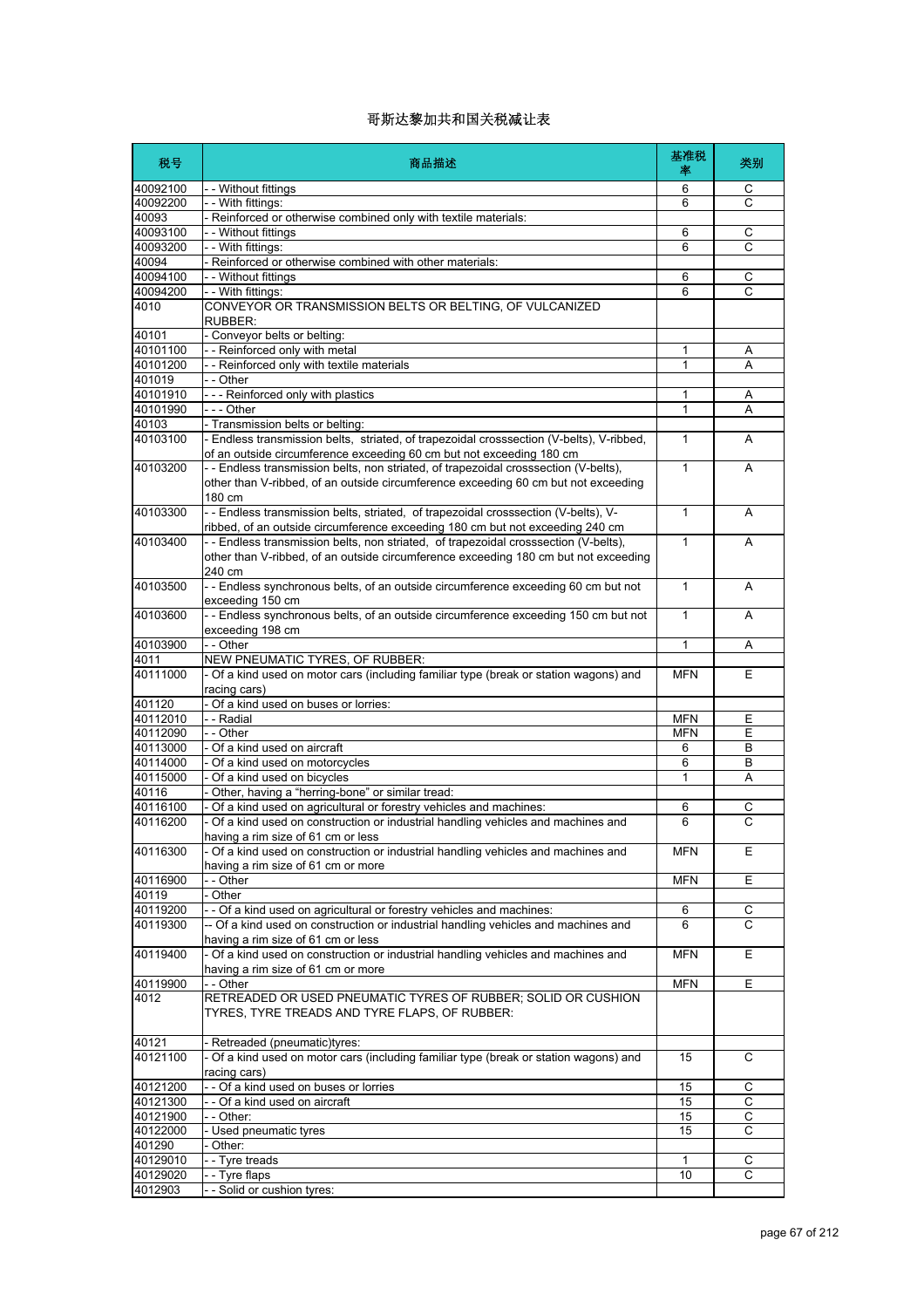# 哥斯达黎加共和国关税减让表

| 税号 | 商品描述 | 基准税率 | 类别 |
|---|---|---|---|
| 40092100 | - - Without fittings | 6 | C |
| 40092200 | - - With fittings: | 6 | C |
| 40093 | - Reinforced or otherwise combined only with textile materials: | | |
| 40093100 | - - Without fittings | 6 | C |
| 40093200 | - - With fittings: | 6 | C |
| 40094 | - Reinforced or otherwise combined with other materials: | | |
| 40094100 | - - Without fittings | 6 | C |
| 40094200 | - - With fittings: | 6 | C |
| 4010 | CONVEYOR OR TRANSMISSION BELTS OR BELTING, OF VULCANIZED RUBBER: | | |
| 40101 | - Conveyor belts or belting: | | |
| 40101100 | - - Reinforced only with metal | 1 | A |
| 40101200 | - - Reinforced only with textile materials | 1 | A |
| 401019 | - - Other | | |
| 40101910 | - - - Reinforced only with plastics | 1 | A |
| 40101990 | - - - Other | 1 | A |
| 40103 | - Transmission belts or belting: | | |
| 40103100 | - Endless transmission belts, striated, of trapezoidal crosssection (V-belts), V-ribbed, of an outside circumference exceeding 60 cm but not exceeding 180 cm | 1 | A |
| 40103200 | - - Endless transmission belts, non striated, of trapezoidal crosssection (V-belts), other than V-ribbed, of an outside circumference exceeding 60 cm but not exceeding 180 cm | 1 | A |
| 40103300 | - - Endless transmission belts, striated, of trapezoidal crosssection (V-belts), V-ribbed, of an outside circumference exceeding 180 cm but not exceeding 240 cm | 1 | A |
| 40103400 | - - Endless transmission belts, non striated, of trapezoidal crosssection (V-belts), other than V-ribbed, of an outside circumference exceeding 180 cm but not exceeding 240 cm | 1 | A |
| 40103500 | - - Endless synchronous belts, of an outside circumference exceeding 60 cm but not exceeding 150 cm | 1 | A |
| 40103600 | - - Endless synchronous belts, of an outside circumference exceeding 150 cm but not exceeding 198 cm | 1 | A |
| 40103900 | - - Other | 1 | A |
| 4011 | NEW PNEUMATIC TYRES, OF RUBBER: | | |
| 40111000 | - Of a kind used on motor cars (including familiar type (break or station wagons) and racing cars) | MFN | E |
| 401120 | - Of a kind used on buses or lorries: | | |
| 40112010 | - - Radial | MFN | E |
| 40112090 | - - Other | MFN | E |
| 40113000 | - Of a kind used on aircraft | 6 | B |
| 40114000 | - Of a kind used on motorcycles | 6 | B |
| 40115000 | - Of a kind used on bicycles | 1 | A |
| 40116 | - Other, having a “herring-bone” or similar tread: | | |
| 40116100 | - Of a kind used on agricultural or forestry vehicles and machines: | 6 | C |
| 40116200 | - Of a kind used on construction or industrial handling vehicles and machines and having a rim size of 61 cm or less | 6 | C |
| 40116300 | - Of a kind used on construction or industrial handling vehicles and machines and having a rim size of 61 cm or more | MFN | E |
| 40116900 | - - Other | MFN | E |
| 40119 | - Other | | |
| 40119200 | - - Of a kind used on agricultural or forestry vehicles and machines: | 6 | C |
| 40119300 | -- Of a kind used on construction or industrial handling vehicles and machines and having a rim size of 61 cm or less | 6 | C |
| 40119400 | - Of a kind used on construction or industrial handling vehicles and machines and having a rim size of 61 cm or more | MFN | E |
| 40119900 | - - Other | MFN | E |
| 4012 | RETREADED OR USED PNEUMATIC TYRES OF RUBBER; SOLID OR CUSHION TYRES, TYRE TREADS AND TYRE FLAPS, OF RUBBER: | | |
| 40121 | - Retreaded (pneumatic)tyres: | | |
| 40121100 | - Of a kind used on motor cars (including familiar type (break or station wagons) and racing cars) | 15 | C |
| 40121200 | - - Of a kind used on buses or lorries | 15 | C |
| 40121300 | - - Of a kind used on aircraft | 15 | C |
| 40121900 | - - Other: | 15 | C |
| 40122000 | - Used pneumatic tyres | 15 | C |
| 401290 | - Other: | | |
| 40129010 | - - Tyre treads | 1 | C |
| 40129020 | - - Tyre flaps | 10 | C |
| 4012903 | - - Solid or cushion tyres: | | |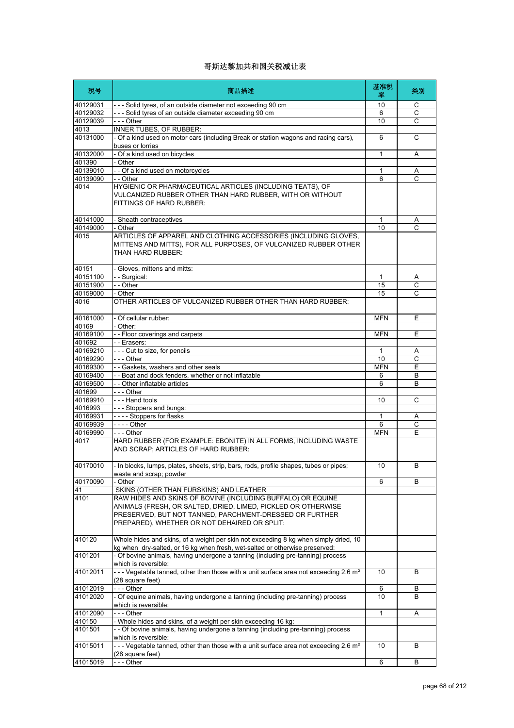# 哥斯达黎加共和国关税减让表

| 税号 | 商品描述 | 基准税率 | 类别 |
|---|---|---|---|
| 40129031 | - - - Solid tyres, of an outside diameter not exceeding 90 cm | 10 | C |
| 40129032 | - - - Solid tyres of an outside diameter exceeding 90 cm | 6 | C |
| 40129039 | - - - Other | 10 | C |
| 4013 | INNER TUBES, OF RUBBER: | | |
| 40131000 | - Of a kind used on motor cars (including Break or station wagons and racing cars), buses or lorries | 6 | C |
| 40132000 | - Of a kind used on bicycles | 1 | A |
| 401390 | - Other | | |
| 40139010 | - - Of a kind used on motorcycles | 1 | A |
| 40139090 | - - Other | 6 | C |
| 4014 | HYGIENIC OR PHARMACEUTICAL ARTICLES (INCLUDING TEATS), OF VULCANIZED RUBBER OTHER THAN HARD RUBBER, WITH OR WITHOUT FITTINGS OF HARD RUBBER: | | |
| 40141000 | - Sheath contraceptives | 1 | A |
| 40149000 | - Other | 10 | C |
| 4015 | ARTICLES OF APPAREL AND CLOTHING ACCESSORIES (INCLUDING GLOVES, MITTENS AND MITTS), FOR ALL PURPOSES, OF VULCANIZED RUBBER OTHER THAN HARD RUBBER: | | |
| 40151 | - Gloves, mittens and mitts: | | |
| 40151100 | - - Surgical: | 1 | A |
| 40151900 | - - Other | 15 | C |
| 40159000 | - Other | 15 | C |
| 4016 | OTHER ARTICLES OF VULCANIZED RUBBER OTHER THAN HARD RUBBER: | | |
| 40161000 | - Of cellular rubber: | MFN | E |
| 40169 | - Other: | | |
| 40169100 | - - Floor coverings and carpets | MFN | E |
| 401692 | - - Erasers: | | |
| 40169210 | - - - Cut to size, for pencils | 1 | A |
| 40169290 | - - - Other | 10 | C |
| 40169300 | - - Gaskets, washers and other seals | MFN | E |
| 40169400 | - - Boat and dock fenders, whether or not inflatable | 6 | B |
| 40169500 | - - Other inflatable articles | 6 | B |
| 401699 | - - - Other | | |
| 40169910 | - - - Hand tools | 10 | C |
| 4016993 | - - - Stoppers and bungs: | | |
| 40169931 | - - - - Stoppers for flasks | 1 | A |
| 40169939 | - - - - Other | 6 | C |
| 40169990 | - - - Other | MFN | E |
| 4017 | HARD RUBBER (FOR EXAMPLE: EBONITE) IN ALL FORMS, INCLUDING WASTE AND SCRAP; ARTICLES OF HARD RUBBER: | | |
| 40170010 | - In blocks, lumps, plates, sheets, strip, bars, rods, profile shapes, tubes or pipes; waste and scrap; powder | 10 | B |
| 40170090 | - Other | 6 | B |
| 41 | SKINS (OTHER THAN FURSKINS) AND LEATHER | | |
| 4101 | RAW HIDES AND SKINS OF BOVINE (INCLUDING BUFFALO) OR EQUINE ANIMALS (FRESH, OR SALTED, DRIED, LIMED, PICKLED OR OTHERWISE PRESERVED, BUT NOT TANNED, PARCHMENT-DRESSED OR FURTHER PREPARED), WHETHER OR NOT DEHAIRED OR SPLIT: | | |
| 410120 | Whole hides and skins, of a weight per skin not exceeding 8 kg when simply dried, 10 kg when dry-salted, or 16 kg when fresh, wet-salted or otherwise preserved: | | |
| 4101201 | - Of bovine animals, having undergone a tanning (including pre-tanning) process which is reversible: | | |
| 41012011 | - - - Vegetable tanned, other than those with a unit surface area not exceeding 2.6 m² (28 square feet) | 10 | B |
| 41012019 | - - - Other | 6 | B |
| 41012020 | - Of equine animals, having undergone a tanning (including pre-tanning) process which is reversible: | 10 | B |
| 41012090 | - - - Other | 1 | A |
| 410150 | - Whole hides and skins, of a weight per skin exceeding 16 kg: | | |
| 4101501 | - - Of bovine animals, having undergone a tanning (including pre-tanning) process which is reversible: | | |
| 41015011 | - - - Vegetable tanned, other than those with a unit surface area not exceeding 2.6 m² (28 square feet) | 10 | B |
| 41015019 | - - - Other | 6 | B |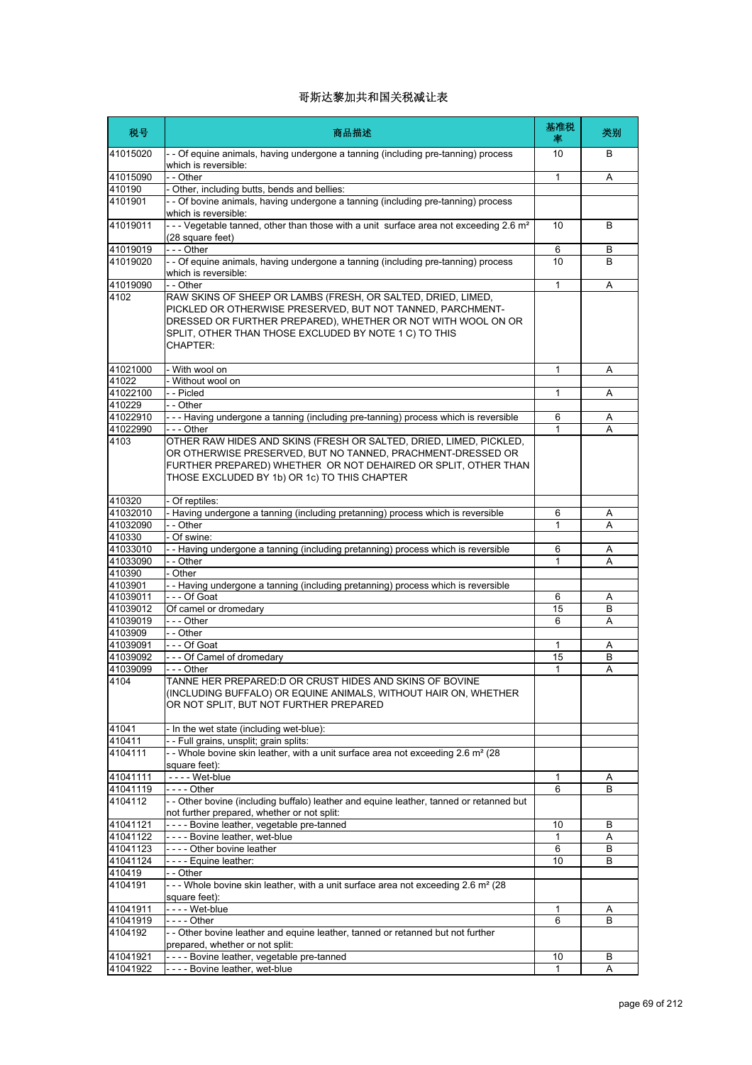# 哥斯达黎加共和国关税减让表

| 税号 | 商品描述 | 基准税率 | 类别 |
|---|---|---|---|
| 41015020 | - - Of equine animals, having undergone a tanning (including pre-tanning) process which is reversible: | 10 | B |
| 41015090 | - - Other | 1 | A |
| 410190 | - Other, including butts, bends and bellies: | | |
| 4101901 | - - Of bovine animals, having undergone a tanning (including pre-tanning) process which is reversible: | | |
| 41019011 | - - - Vegetable tanned, other than those with a unit surface area not exceeding 2.6 m² (28 square feet) | 10 | B |
| 41019019 | - - - Other | 6 | B |
| 41019020 | - - Of equine animals, having undergone a tanning (including pre-tanning) process which is reversible: | 10 | B |
| 41019090 | - - Other | 1 | A |
| 4102 | RAW SKINS OF SHEEP OR LAMBS (FRESH, OR SALTED, DRIED, LIMED, PICKLED OR OTHERWISE PRESERVED, BUT NOT TANNED, PARCHMENT-DRESSED OR FURTHER PREPARED), WHETHER OR NOT WITH WOOL ON OR SPLIT, OTHER THAN THOSE EXCLUDED BY NOTE 1 C) TO THIS CHAPTER: | | |
| 41021000 | - With wool on | 1 | A |
| 41022 | - Without wool on | | |
| 41022100 | - - Picled | 1 | A |
| 410229 | - - Other | | |
| 41022910 | - - - Having undergone a tanning (including pre-tanning) process which is reversible | 6 | A |
| 41022990 | - - - Other | 1 | A |
| 4103 | OTHER RAW HIDES AND SKINS (FRESH OR SALTED, DRIED, LIMED, PICKLED, OR OTHERWISE PRESERVED, BUT NO TANNED, PRACHMENT-DRESSED OR FURTHER PREPARED) WHETHER OR NOT DEHAIRED OR SPLIT, OTHER THAN THOSE EXCLUDED BY 1b) OR 1c) TO THIS CHAPTER | | |
| 410320 | - Of reptiles: | | |
| 41032010 | - Having undergone a tanning (including pretanning) process which is reversible | 6 | A |
| 41032090 | - - Other | 1 | A |
| 410330 | - Of swine: | | |
| 41033010 | - - Having undergone a tanning (including pretanning) process which is reversible | 6 | A |
| 41033090 | - - Other | 1 | A |
| 410390 | - Other | | |
| 4103901 | - - Having undergone a tanning (including pretanning) process which is reversible | | |
| 41039011 | - - - Of Goat | 6 | A |
| 41039012 | Of camel or dromedary | 15 | B |
| 41039019 | - - - Other | 6 | A |
| 4103909 | - - Other | | |
| 41039091 | - - - Of Goat | 1 | A |
| 41039092 | - - - Of Camel of dromedary | 15 | B |
| 41039099 | - - - Other | 1 | A |
| 4104 | TANNE HER PREPARED:D OR CRUST HIDES AND SKINS OF BOVINE (INCLUDING BUFFALO) OR EQUINE ANIMALS, WITHOUT HAIR ON, WHETHER OR NOT SPLIT, BUT NOT FURTHER PREPARED | | |
| 41041 | - In the wet state (including wet-blue): | | |
| 410411 | - - Full grains, unsplit; grain splits: | | |
| 4104111 | - - Whole bovine skin leather, with a unit surface area not exceeding 2.6 m² (28 square feet): | | |
| 41041111 | - - - - Wet-blue | 1 | A |
| 41041119 | - - - - Other | 6 | B |
| 4104112 | - - Other bovine (including buffalo) leather and equine leather, tanned or retanned but not further prepared, whether or not split: | | |
| 41041121 | - - - - Bovine leather, vegetable pre-tanned | 10 | B |
| 41041122 | - - - - Bovine leather, wet-blue | 1 | A |
| 41041123 | - - - - Other bovine leather | 6 | B |
| 41041124 | - - - - Equine leather: | 10 | B |
| 410419 | - - Other | | |
| 4104191 | - - - Whole bovine skin leather, with a unit surface area not exceeding 2.6 m² (28 square feet): | | |
| 41041911 | - - - - Wet-blue | 1 | A |
| 41041919 | - - - - Other | 6 | B |
| 4104192 | - - Other bovine leather and equine leather, tanned or retanned but not further prepared, whether or not split: | | |
| 41041921 | - - - - Bovine leather, vegetable pre-tanned | 10 | B |
| 41041922 | - - - - Bovine leather, wet-blue | 1 | A |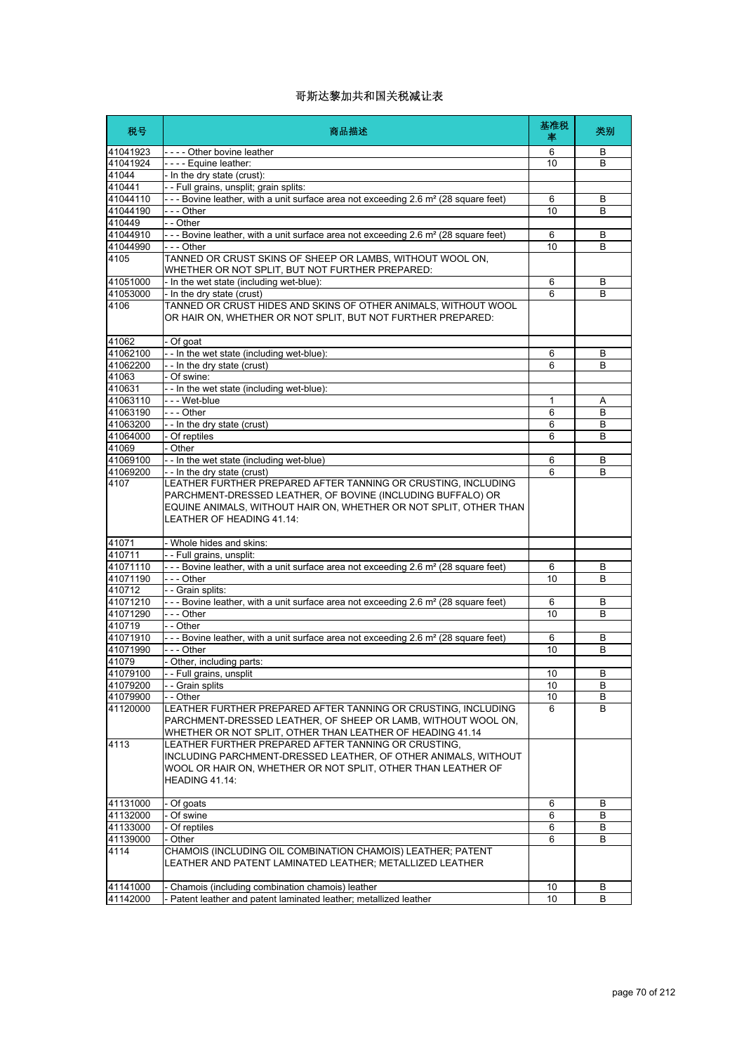# 哥斯达黎加共和国关税减让表

| 税号 | 商品描述 | 基准税率 | 类别 |
|---|---|---|---|
| 41041923 | - - - - Other bovine leather | 6 | B |
| 41041924 | - - - - Equine leather: | 10 | B |
| 41044 | - In the dry state (crust): | | |
| 410441 | - - Full grains, unsplit; grain splits: | | |
| 41044110 | - - - Bovine leather, with a unit surface area not exceeding 2.6 m² (28 square feet) | 6 | B |
| 41044190 | - - - Other | 10 | B |
| 410449 | - - Other | | |
| 41044910 | - - - Bovine leather, with a unit surface area not exceeding 2.6 m² (28 square feet) | 6 | B |
| 41044990 | - - - Other | 10 | B |
| 4105 | TANNED OR CRUST SKINS OF SHEEP OR LAMBS, WITHOUT WOOL ON, WHETHER OR NOT SPLIT, BUT NOT FURTHER PREPARED: | | |
| 41051000 | - In the wet state (including wet-blue): | 6 | B |
| 41053000 | - In the dry state (crust) | 6 | B |
| 4106 | TANNED OR CRUST HIDES AND SKINS OF OTHER ANIMALS, WITHOUT WOOL OR HAIR ON, WHETHER OR NOT SPLIT, BUT NOT FURTHER PREPARED: | | |
| 41062 | - Of goat | | |
| 41062100 | - - In the wet state (including wet-blue): | 6 | B |
| 41062200 | - - In the dry state (crust) | 6 | B |
| 41063 | - Of swine: | | |
| 410631 | - - In the wet state (including wet-blue): | | |
| 41063110 | - - - Wet-blue | 1 | A |
| 41063190 | - - - Other | 6 | B |
| 41063200 | - - In the dry state (crust) | 6 | B |
| 41064000 | - Of reptiles | 6 | B |
| 41069 | - Other | | |
| 41069100 | - - In the wet state (including wet-blue) | 6 | B |
| 41069200 | - - In the dry state (crust) | 6 | B |
| 4107 | LEATHER FURTHER PREPARED AFTER TANNING OR CRUSTING, INCLUDING PARCHMENT-DRESSED LEATHER, OF BOVINE (INCLUDING BUFFALO) OR EQUINE ANIMALS, WITHOUT HAIR ON, WHETHER OR NOT SPLIT, OTHER THAN LEATHER OF HEADING 41.14: | | |
| 41071 | - Whole hides and skins: | | |
| 410711 | - - Full grains, unsplit: | | |
| 41071110 | - - - Bovine leather, with a unit surface area not exceeding 2.6 m² (28 square feet) | 6 | B |
| 41071190 | - - - Other | 10 | B |
| 410712 | - - Grain splits: | | |
| 41071210 | - - - Bovine leather, with a unit surface area not exceeding 2.6 m² (28 square feet) | 6 | B |
| 41071290 | - - - Other | 10 | B |
| 410719 | - - Other | | |
| 41071910 | - - - Bovine leather, with a unit surface area not exceeding 2.6 m² (28 square feet) | 6 | B |
| 41071990 | - - - Other | 10 | B |
| 41079 | - Other, including parts: | | |
| 41079100 | - - Full grains, unsplit | 10 | B |
| 41079200 | - - Grain splits | 10 | B |
| 41079900 | - - Other | 10 | B |
| 41120000 | LEATHER FURTHER PREPARED AFTER TANNING OR CRUSTING, INCLUDING PARCHMENT-DRESSED LEATHER, OF SHEEP OR LAMB, WITHOUT WOOL ON, WHETHER OR NOT SPLIT, OTHER THAN LEATHER OF HEADING 41.14 | 6 | B |
| 4113 | LEATHER FURTHER PREPARED AFTER TANNING OR CRUSTING, INCLUDING PARCHMENT-DRESSED LEATHER, OF OTHER ANIMALS, WITHOUT WOOL OR HAIR ON, WHETHER OR NOT SPLIT, OTHER THAN LEATHER OF HEADING 41.14: | | |
| 41131000 | - Of goats | 6 | B |
| 41132000 | - Of swine | 6 | B |
| 41133000 | - Of reptiles | 6 | B |
| 41139000 | - Other | 6 | B |
| 4114 | CHAMOIS (INCLUDING OIL COMBINATION CHAMOIS) LEATHER; PATENT LEATHER AND PATENT LAMINATED LEATHER; METALLIZED LEATHER | | |
| 41141000 | - Chamois (including combination chamois) leather | 10 | B |
| 41142000 | - Patent leather and patent laminated leather; metallized leather | 10 | B |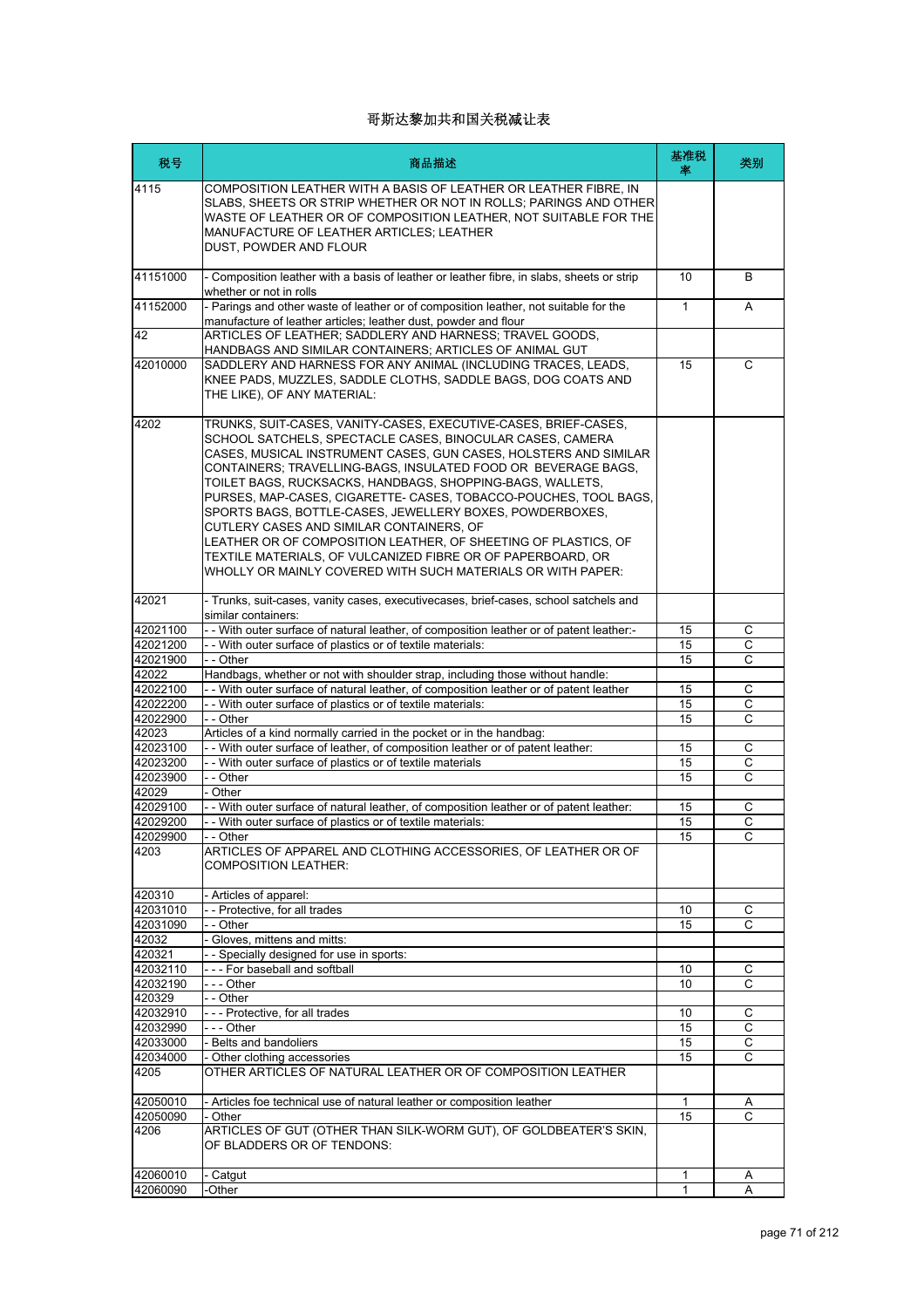# 哥斯达黎加共和国关税减让表

| 税号 | 商品描述 | 基准税率 | 类别 |
| --- | --- | --- | --- |
| 4115 | COMPOSITION LEATHER WITH A BASIS OF LEATHER OR LEATHER FIBRE, IN SLABS, SHEETS OR STRIP WHETHER OR NOT IN ROLLS; PARINGS AND OTHER WASTE OF LEATHER OR OF COMPOSITION LEATHER, NOT SUITABLE FOR THE MANUFACTURE OF LEATHER ARTICLES; LEATHER DUST, POWDER AND FLOUR | | |
| 41151000 | - Composition leather with a basis of leather or leather fibre, in slabs, sheets or strip whether or not in rolls | 10 | B |
| 41152000 | - Parings and other waste of leather or of composition leather, not suitable for the manufacture of leather articles; leather dust, powder and flour | 1 | A |
| 42 | ARTICLES OF LEATHER; SADDLERY AND HARNESS; TRAVEL GOODS, HANDBAGS AND SIMILAR CONTAINERS; ARTICLES OF ANIMAL GUT | | |
| 42010000 | SADDLERY AND HARNESS FOR ANY ANIMAL (INCLUDING TRACES, LEADS, KNEE PADS, MUZZLES, SADDLE CLOTHS, SADDLE BAGS, DOG COATS AND THE LIKE), OF ANY MATERIAL: | 15 | C |
| 4202 | TRUNKS, SUIT-CASES, VANITY-CASES, EXECUTIVE-CASES, BRIEF-CASES, SCHOOL SATCHELS, SPECTACLE CASES, BINOCULAR CASES, CAMERA CASES, MUSICAL INSTRUMENT CASES, GUN CASES, HOLSTERS AND SIMILAR CONTAINERS; TRAVELLING-BAGS, INSULATED FOOD OR BEVERAGE BAGS, TOILET BAGS, RUCKSACKS, HANDBAGS, SHOPPING-BAGS, WALLETS, PURSES, MAP-CASES, CIGARETTE- CASES, TOBACCO-POUCHES, TOOL BAGS, SPORTS BAGS, BOTTLE-CASES, JEWELLERY BOXES, POWDERBOXES, CUTLERY CASES AND SIMILAR CONTAINERS, OF LEATHER OR OF COMPOSITION LEATHER, OF SHEETING OF PLASTICS, OF TEXTILE MATERIALS, OF VULCANIZED FIBRE OR OF PAPERBOARD, OR WHOLLY OR MAINLY COVERED WITH SUCH MATERIALS OR WITH PAPER: | | |
| 42021 | - Trunks, suit-cases, vanity cases, executivecases, brief-cases, school satchels and similar containers: | | |
| 42021100 | - - With outer surface of natural leather, of composition leather or of patent leather:- | 15 | C |
| 42021200 | - - With outer surface of plastics or of textile materials: | 15 | C |
| 42021900 | - - Other | 15 | C |
| 42022 | Handbags, whether or not with shoulder strap, including those without handle: | | |
| 42022100 | - - With outer surface of natural leather, of composition leather or of patent leather | 15 | C |
| 42022200 | - - With outer surface of plastics or of textile materials: | 15 | C |
| 42022900 | - - Other | 15 | C |
| 42023 | Articles of a kind normally carried in the pocket or in the handbag: | | |
| 42023100 | - - With outer surface of leather, of composition leather or of patent leather: | 15 | C |
| 42023200 | - - With outer surface of plastics or of textile materials | 15 | C |
| 42023900 | - - Other | 15 | C |
| 42029 | - Other | | |
| 42029100 | - - With outer surface of natural leather, of composition leather or of patent leather: | 15 | C |
| 42029200 | - - With outer surface of plastics or of textile materials: | 15 | C |
| 42029900 | - - Other | 15 | C |
| 4203 | ARTICLES OF APPAREL AND CLOTHING ACCESSORIES, OF LEATHER OR OF COMPOSITION LEATHER: | | |
| 420310 | - Articles of apparel: | | |
| 42031010 | - - Protective, for all trades | 10 | C |
| 42031090 | - - Other | 15 | C |
| 42032 | - Gloves, mittens and mitts: | | |
| 420321 | - - Specially designed for use in sports: | | |
| 42032110 | - - - For baseball and softball | 10 | C |
| 42032190 | - - - Other | 10 | C |
| 420329 | - - Other | | |
| 42032910 | - - - Protective, for all trades | 10 | C |
| 42032990 | - - - Other | 15 | C |
| 42033000 | - Belts and bandoliers | 15 | C |
| 42034000 | - Other clothing accessories | 15 | C |
| 4205 | OTHER ARTICLES OF NATURAL LEATHER OR OF COMPOSITION LEATHER | | |
| 42050010 | - Articles foe technical use of natural leather or composition leather | 1 | A |
| 42050090 | - Other | 15 | C |
| 4206 | ARTICLES OF GUT (OTHER THAN SILK-WORM GUT), OF GOLDBEATER'S SKIN, OF BLADDERS OR OF TENDONS: | | |
| 42060010 | - Catgut | 1 | A |
| 42060090 | -Other | 1 | A |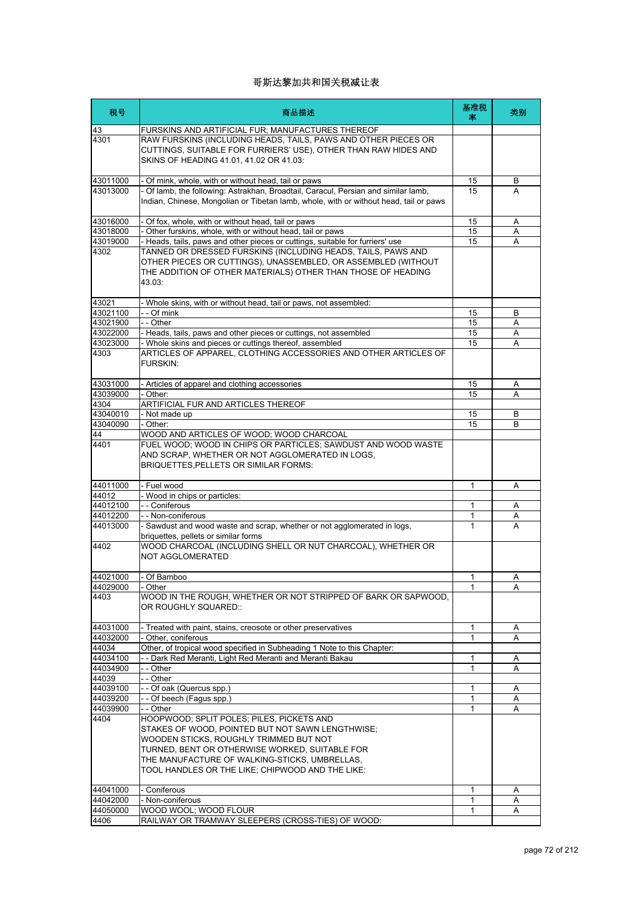# 哥斯达黎加共和国关税减让表

| 税号 | 商品描述 | 基准税率 | 类别 |
|---|---|---|---|
| 43 | FURSKINS AND ARTIFICIAL FUR; MANUFACTURES THEREOF | | |
| 4301 | RAW FURSKINS (INCLUDING HEADS, TAILS, PAWS AND OTHER PIECES OR CUTTINGS, SUITABLE FOR FURRIERS' USE), OTHER THAN RAW HIDES AND SKINS OF HEADING 41.01, 41.02 OR 41.03: | | |
| 43011000 | - Of mink, whole, with or without head, tail or paws | 15 | B |
| 43013000 | - Of lamb, the following: Astrakhan, Broadtail, Caracul, Persian and similar lamb, Indian, Chinese, Mongolian or Tibetan lamb, whole, with or without head, tail or paws | 15 | A |
| 43016000 | - Of fox, whole, with or without head, tail or paws | 15 | A |
| 43018000 | - Other furskins, whole, with or without head, tail or paws | 15 | A |
| 43019000 | - Heads, tails, paws and other pieces or cuttings, suitable for furriers' use | 15 | A |
| 4302 | TANNED OR DRESSED FURSKINS (INCLUDING HEADS, TAILS, PAWS AND OTHER PIECES OR CUTTINGS), UNASSEMBLED, OR ASSEMBLED (WITHOUT THE ADDITION OF OTHER MATERIALS) OTHER THAN THOSE OF HEADING 43.03: | | |
| 43021 | - Whole skins, with or without head, tail or paws, not assembled: | | |
| 43021100 | - - Of mink | 15 | B |
| 43021900 | - - Other | 15 | A |
| 43022000 | - Heads, tails, paws and other pieces or cuttings, not assembled | 15 | A |
| 43023000 | - Whole skins and pieces or cuttings thereof, assembled | 15 | A |
| 4303 | ARTICLES OF APPAREL, CLOTHING ACCESSORIES AND OTHER ARTICLES OF FURSKIN: | | |
| 43031000 | - Articles of apparel and clothing accessories | 15 | A |
| 43039000 | - Other: | 15 | A |
| 4304 | ARTIFICIAL FUR AND ARTICLES THEREOF | | |
| 43040010 | - Not made up | 15 | B |
| 43040090 | - Other: | 15 | B |
| 44 | WOOD AND ARTICLES OF WOOD; WOOD CHARCOAL | | |
| 4401 | FUEL WOOD; WOOD IN CHIPS OR PARTICLES; SAWDUST AND WOOD WASTE AND SCRAP, WHETHER OR NOT AGGLOMERATED IN LOGS, BRIQUETTES,PELLETS OR SIMILAR FORMS: | | |
| 44011000 | - Fuel wood | 1 | A |
| 44012 | - Wood in chips or particles: | | |
| 44012100 | - - Coniferous | 1 | A |
| 44012200 | - - Non-coniferous | 1 | A |
| 44013000 | - Sawdust and wood waste and scrap, whether or not agglomerated in logs, briquettes, pellets or similar forms | 1 | A |
| 4402 | WOOD CHARCOAL (INCLUDING SHELL OR NUT CHARCOAL), WHETHER OR NOT AGGLOMERATED | | |
| 44021000 | - Of Bamboo | 1 | A |
| 44029000 | - Other | 1 | A |
| 4403 | WOOD IN THE ROUGH, WHETHER OR NOT STRIPPED OF BARK OR SAPWOOD, OR ROUGHLY SQUARED:: | | |
| 44031000 | - Treated with paint, stains, creosote or other preservatives | 1 | A |
| 44032000 | - Other, coniferous | 1 | A |
| 44034 | Other, of tropical wood specified in Subheading 1 Note to this Chapter: | | |
| 44034100 | - - Dark Red Meranti, Light Red Meranti and Meranti Bakau | 1 | A |
| 44034900 | - - Other | 1 | A |
| 44039 | - - Other | | |
| 44039100 | - - Of oak (Quercus spp.) | 1 | A |
| 44039200 | - - Of beech (Fagus spp.) | 1 | A |
| 44039900 | - - Other | 1 | A |
| 4404 | HOOPWOOD; SPLIT POLES; PILES, PICKETS AND STAKES OF WOOD, POINTED BUT NOT SAWN LENGTHWISE; WOODEN STICKS, ROUGHLY TRIMMED BUT NOT TURNED, BENT OR OTHERWISE WORKED, SUITABLE FOR THE MANUFACTURE OF WALKING-STICKS, UMBRELLAS, TOOL HANDLES OR THE LIKE; CHIPWOOD AND THE LIKE: | | |
| 44041000 | - Coniferous | 1 | A |
| 44042000 | - Non-coniferous | 1 | A |
| 44050000 | WOOD WOOL; WOOD FLOUR | 1 | A |
| 4406 | RAILWAY OR TRAMWAY SLEEPERS (CROSS-TIES) OF WOOD: | | |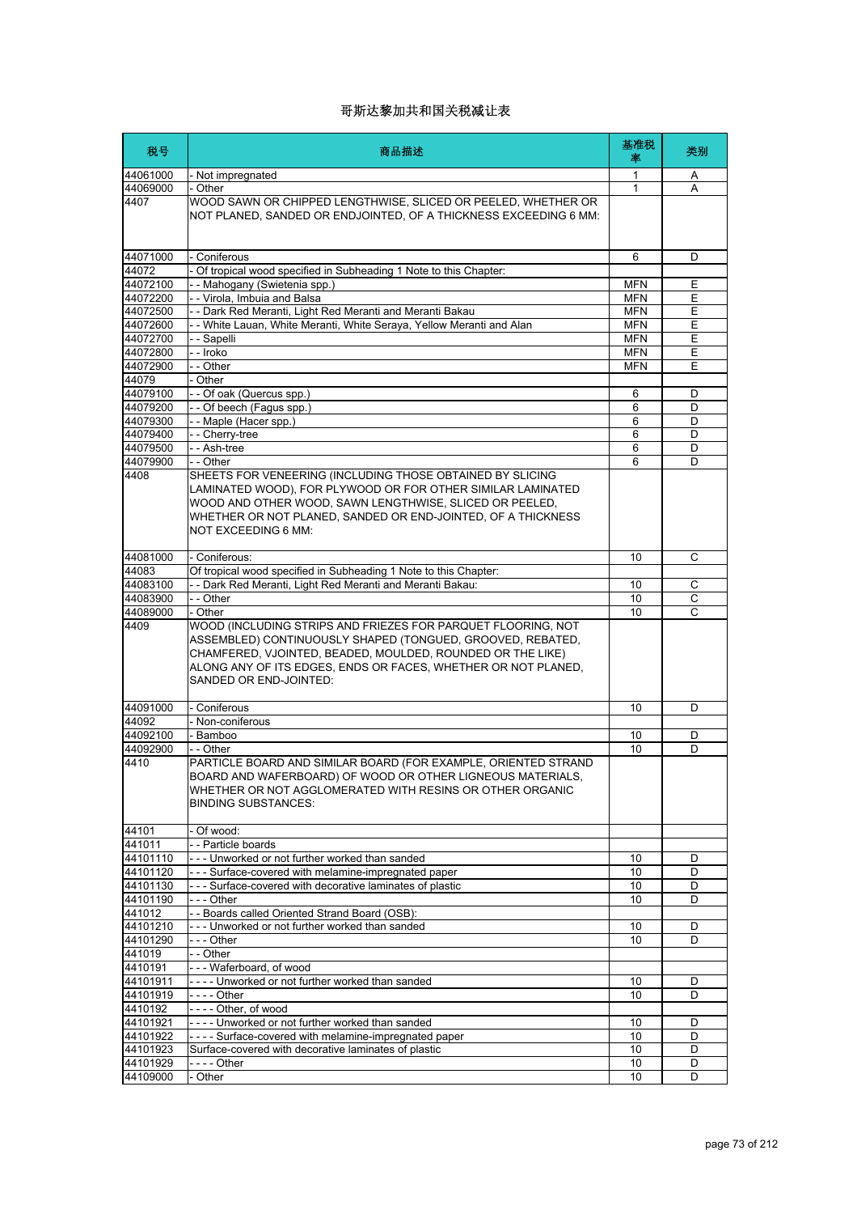# 哥斯达黎加共和国关税减让表

| 税号 | 商品描述 | 基准税率 | 类别 |
| --- | --- | --- | --- |
| 44061000 | - Not impregnated | 1 | A |
| 44069000 | - Other | 1 | A |
| 4407 | WOOD SAWN OR CHIPPED LENGTHWISE, SLICED OR PEELED, WHETHER OR NOT PLANED, SANDED OR ENDJOINTED, OF A THICKNESS EXCEEDING 6 MM: | | |
| 44071000 | - Coniferous | 6 | D |
| 44072 | - Of tropical wood specified in Subheading 1 Note to this Chapter: | | |
| 44072100 | - - Mahogany (Swietenia spp.) | MFN | E |
| 44072200 | - - Virola, Imbuia and Balsa | MFN | E |
| 44072500 | - - Dark Red Meranti, Light Red Meranti and Meranti Bakau | MFN | E |
| 44072600 | - - White Lauan, White Meranti, White Seraya, Yellow Meranti and Alan | MFN | E |
| 44072700 | - - Sapelli | MFN | E |
| 44072800 | - - Iroko | MFN | E |
| 44072900 | - - Other | MFN | E |
| 44079 | - Other | | |
| 44079100 | - - Of oak (Quercus spp.) | 6 | D |
| 44079200 | - - Of beech (Fagus spp.) | 6 | D |
| 44079300 | - - Maple (Hacer spp.) | 6 | D |
| 44079400 | - - Cherry-tree | 6 | D |
| 44079500 | - - Ash-tree | 6 | D |
| 44079900 | - - Other | 6 | D |
| 4408 | SHEETS FOR VENEERING (INCLUDING THOSE OBTAINED BY SLICING LAMINATED WOOD), FOR PLYWOOD OR FOR OTHER SIMILAR LAMINATED WOOD AND OTHER WOOD, SAWN LENGTHWISE, SLICED OR PEELED, WHETHER OR NOT PLANED, SANDED OR END-JOINTED, OF A THICKNESS NOT EXCEEDING 6 MM: | | |
| 44081000 | - Coniferous: | 10 | C |
| 44083 | Of tropical wood specified in Subheading 1 Note to this Chapter: | | |
| 44083100 | - - Dark Red Meranti, Light Red Meranti and Meranti Bakau: | 10 | C |
| 44083900 | - - Other | 10 | C |
| 44089000 | - Other | 10 | C |
| 4409 | WOOD (INCLUDING STRIPS AND FRIEZES FOR PARQUET FLOORING, NOT ASSEMBLED) CONTINUOUSLY SHAPED (TONGUED, GROOVED, REBATED, CHAMFERED, VJOINTED, BEADED, MOULDED, ROUNDED OR THE LIKE) ALONG ANY OF ITS EDGES, ENDS OR FACES, WHETHER OR NOT PLANED, SANDED OR END-JOINTED: | | |
| 44091000 | - Coniferous | 10 | D |
| 44092 | - Non-coniferous | | |
| 44092100 | - Bamboo | 10 | D |
| 44092900 | - - Other | 10 | D |
| 4410 | PARTICLE BOARD AND SIMILAR BOARD (FOR EXAMPLE, ORIENTED STRAND BOARD AND WAFERBOARD) OF WOOD OR OTHER LIGNEOUS MATERIALS, WHETHER OR NOT AGGLOMERATED WITH RESINS OR OTHER ORGANIC BINDING SUBSTANCES: | | |
| 44101 | - Of wood: | | |
| 441011 | - - Particle boards | | |
| 44101110 | - - - Unworked or not further worked than sanded | 10 | D |
| 44101120 | - - - Surface-covered with melamine-impregnated paper | 10 | D |
| 44101130 | - - - Surface-covered with decorative laminates of plastic | 10 | D |
| 44101190 | - - - Other | 10 | D |
| 441012 | - - Boards called Oriented Strand Board (OSB): | | |
| 44101210 | - - - Unworked or not further worked than sanded | 10 | D |
| 44101290 | - - - Other | 10 | D |
| 441019 | - - Other | | |
| 4410191 | - - - Waferboard, of wood | | |
| 44101911 | - - - - Unworked or not further worked than sanded | 10 | D |
| 44101919 | - - - - Other | 10 | D |
| 4410192 | - - - - Other, of wood | | |
| 44101921 | - - - - Unworked or not further worked than sanded | 10 | D |
| 44101922 | - - - - Surface-covered with melamine-impregnated paper | 10 | D |
| 44101923 | Surface-covered with decorative laminates of plastic | 10 | D |
| 44101929 | - - - - Other | 10 | D |
| 44109000 | - Other | 10 | D |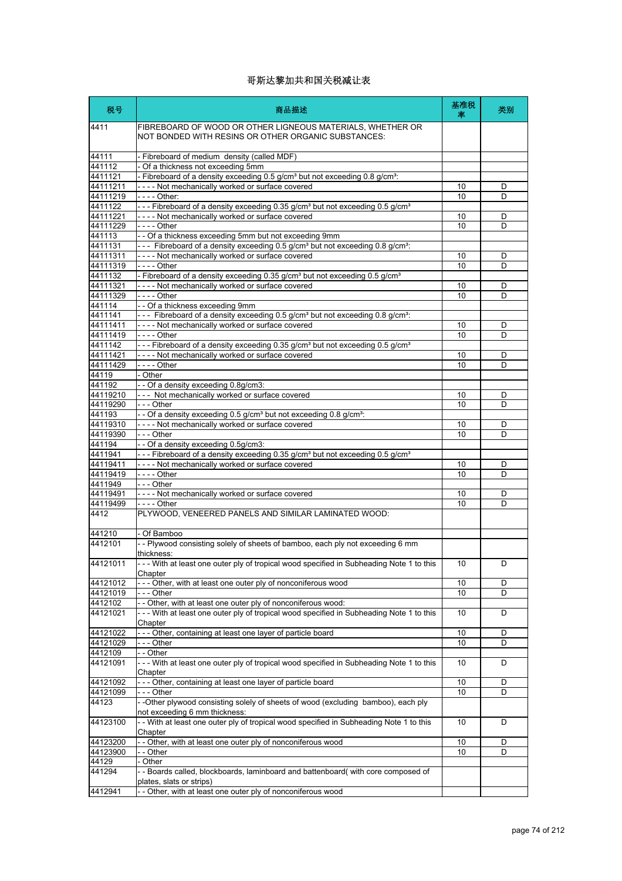# 哥斯达黎加共和国关税减让表

| 税号 | 商品描述 | 基准税率 | 类别 |
|---|---|---|---|
| 4411 | FIBREBOARD OF WOOD OR OTHER LIGNEOUS MATERIALS, WHETHER OR NOT BONDED WITH RESINS OR OTHER ORGANIC SUBSTANCES: | | |
| 44111 | - Fibreboard of medium density (called MDF) | | |
| 441112 | - Of a thickness not exceeding 5mm | | |
| 4411121 | - Fibreboard of a density exceeding 0.5 g/cm³ but not exceeding 0.8 g/cm³: | | |
| 44111211 | - - - - Not mechanically worked or surface covered | 10 | D |
| 44111219 | - - - - Other: | 10 | D |
| 4411122 | - - - Fibreboard of a density exceeding 0.35 g/cm³ but not exceeding 0.5 g/cm³ | | |
| 44111221 | - - - - Not mechanically worked or surface covered | 10 | D |
| 44111229 | - - - - Other | 10 | D |
| 441113 | - - Of a thickness exceeding 5mm but not exceeding 9mm | | |
| 4411131 | - - - Fibreboard of a density exceeding 0.5 g/cm³ but not exceeding 0.8 g/cm³: | | |
| 44111311 | - - - - Not mechanically worked or surface covered | 10 | D |
| 44111319 | - - - - Other | 10 | D |
| 4411132 | - Fibreboard of a density exceeding 0.35 g/cm³ but not exceeding 0.5 g/cm³ | | |
| 44111321 | - - - - Not mechanically worked or surface covered | 10 | D |
| 44111329 | - - - - Other | 10 | D |
| 441114 | - - Of a thickness exceeding 9mm | | |
| 4411141 | - - - Fibreboard of a density exceeding 0.5 g/cm³ but not exceeding 0.8 g/cm³: | | |
| 44111411 | - - - - Not mechanically worked or surface covered | 10 | D |
| 44111419 | - - - - Other | 10 | D |
| 4411142 | - - - Fibreboard of a density exceeding 0.35 g/cm³ but not exceeding 0.5 g/cm³ | | |
| 44111421 | - - - - Not mechanically worked or surface covered | 10 | D |
| 44111429 | - - - - Other | 10 | D |
| 44119 | - Other | | |
| 441192 | - - Of a density exceeding 0.8g/cm3: | | |
| 44119210 | - - - Not mechanically worked or surface covered | 10 | D |
| 44119290 | - - - Other | 10 | D |
| 441193 | - - Of a density exceeding 0.5 g/cm³ but not exceeding 0.8 g/cm³: | | |
| 44119310 | - - - - Not mechanically worked or surface covered | 10 | D |
| 44119390 | - - - Other | 10 | D |
| 441194 | - - Of a density exceeding 0.5g/cm3: | | |
| 4411941 | - - - Fibreboard of a density exceeding 0.35 g/cm³ but not exceeding 0.5 g/cm³ | | |
| 44119411 | - - - - Not mechanically worked or surface covered | 10 | D |
| 44119419 | - - - - Other | 10 | D |
| 4411949 | - - - Other | | |
| 44119491 | - - - - Not mechanically worked or surface covered | 10 | D |
| 44119499 | - - - - Other | 10 | D |
| 4412 | PLYWOOD, VENEERED PANELS AND SIMILAR LAMINATED WOOD: | | |
| 441210 | - Of Bamboo | | |
| 4412101 | - - Plywood consisting solely of sheets of bamboo, each ply not exceeding 6 mm thickness: | | |
| 44121011 | - - - With at least one outer ply of tropical wood specified in Subheading Note 1 to this Chapter | 10 | D |
| 44121012 | - - - Other, with at least one outer ply of nonconiferous wood | 10 | D |
| 44121019 | - - - Other | 10 | D |
| 4412102 | - - Other, with at least one outer ply of nonconiferous wood: | | |
| 44121021 | - - - With at least one outer ply of tropical wood specified in Subheading Note 1 to this Chapter | 10 | D |
| 44121022 | - - - Other, containing at least one layer of particle board | 10 | D |
| 44121029 | - - - Other | 10 | D |
| 4412109 | - - Other | | |
| 44121091 | - - - With at least one outer ply of tropical wood specified in Subheading Note 1 to this Chapter | 10 | D |
| 44121092 | - - - Other, containing at least one layer of particle board | 10 | D |
| 44121099 | - - - Other | 10 | D |
| 44123 | - -Other plywood consisting solely of sheets of wood (excluding bamboo), each ply not exceeding 6 mm thickness: | | |
| 44123100 | - - With at least one outer ply of tropical wood specified in Subheading Note 1 to this Chapter | 10 | D |
| 44123200 | - - Other, with at least one outer ply of nonconiferous wood | 10 | D |
| 44123900 | - - Other | 10 | D |
| 44129 | - Other | | |
| 441294 | - - Boards called, blockboards, laminboard and battenboard( with core composed of plates, slats or strips) | | |
| 4412941 | - - Other, with at least one outer ply of nonconiferous wood | | |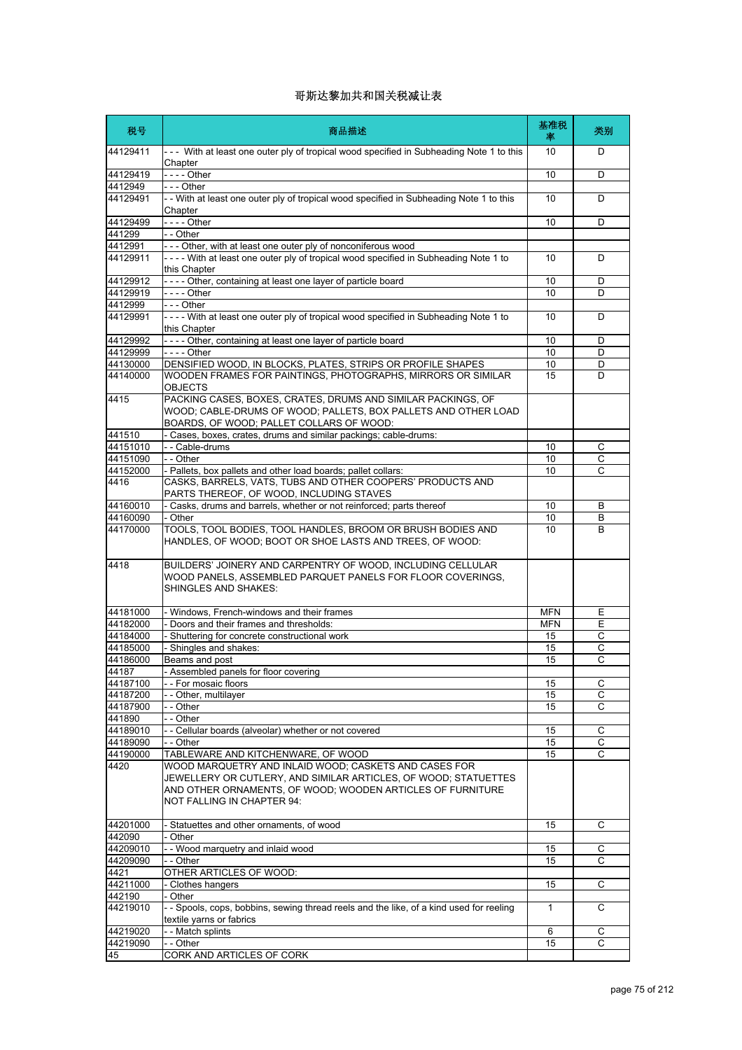# 哥斯达黎加共和国关税减让表

| 税号 | 商品描述 | 基准税率 | 类别 |
|---|---|---|---|
| 44129411 | - - - With at least one outer ply of tropical wood specified in Subheading Note 1 to this Chapter | 10 | D |
| 44129419 | - - - - Other | 10 | D |
| 4412949 | - - - Other | | |
| 44129491 | - - With at least one outer ply of tropical wood specified in Subheading Note 1 to this Chapter | 10 | D |
| 44129499 | - - - - Other | 10 | D |
| 441299 | - - Other | | |
| 4412991 | - - - Other, with at least one outer ply of nonconiferous wood | | |
| 44129911 | - - - - With at least one outer ply of tropical wood specified in Subheading Note 1 to this Chapter | 10 | D |
| 44129912 | - - - - Other, containing at least one layer of particle board | 10 | D |
| 44129919 | - - - - Other | 10 | D |
| 4412999 | - - - Other | | |
| 44129991 | - - - - With at least one outer ply of tropical wood specified in Subheading Note 1 to this Chapter | 10 | D |
| 44129992 | - - - - Other, containing at least one layer of particle board | 10 | D |
| 44129999 | - - - - Other | 10 | D |
| 44130000 | DENSIFIED WOOD, IN BLOCKS, PLATES, STRIPS OR PROFILE SHAPES | 10 | D |
| 44140000 | WOODEN FRAMES FOR PAINTINGS, PHOTOGRAPHS, MIRRORS OR SIMILAR OBJECTS | 15 | D |
| 4415 | PACKING CASES, BOXES, CRATES, DRUMS AND SIMILAR PACKINGS, OF WOOD; CABLE-DRUMS OF WOOD; PALLETS, BOX PALLETS AND OTHER LOAD BOARDS, OF WOOD; PALLET COLLARS OF WOOD: | | |
| 441510 | - Cases, boxes, crates, drums and similar packings; cable-drums: | | |
| 44151010 | - - Cable-drums | 10 | C |
| 44151090 | - - Other | 10 | C |
| 44152000 | - Pallets, box pallets and other load boards; pallet collars: | 10 | C |
| 4416 | CASKS, BARRELS, VATS, TUBS AND OTHER COOPERS' PRODUCTS AND PARTS THEREOF, OF WOOD, INCLUDING STAVES | | |
| 44160010 | - Casks, drums and barrels, whether or not reinforced; parts thereof | 10 | B |
| 44160090 | - Other | 10 | B |
| 44170000 | TOOLS, TOOL BODIES, TOOL HANDLES, BROOM OR BRUSH BODIES AND HANDLES, OF WOOD; BOOT OR SHOE LASTS AND TREES, OF WOOD: | 10 | B |
| 4418 | BUILDERS' JOINERY AND CARPENTRY OF WOOD, INCLUDING CELLULAR WOOD PANELS, ASSEMBLED PARQUET PANELS FOR FLOOR COVERINGS, SHINGLES AND SHAKES: | | |
| 44181000 | - Windows, French-windows and their frames | MFN | E |
| 44182000 | - Doors and their frames and thresholds: | MFN | E |
| 44184000 | - Shuttering for concrete constructional work | 15 | C |
| 44185000 | - Shingles and shakes: | 15 | C |
| 44186000 | Beams and post | 15 | C |
| 44187 | - Assembled panels for floor covering | | |
| 44187100 | - - For mosaic floors | 15 | C |
| 44187200 | - - Other, multilayer | 15 | C |
| 44187900 | - - Other | 15 | C |
| 441890 | - - Other | | |
| 44189010 | - - Cellular boards (alveolar) whether or not covered | 15 | C |
| 44189090 | - - Other | 15 | C |
| 44190000 | TABLEWARE AND KITCHENWARE, OF WOOD | 15 | C |
| 4420 | WOOD MARQUETRY AND INLAID WOOD; CASKETS AND CASES FOR JEWELLERY OR CUTLERY, AND SIMILAR ARTICLES, OF WOOD; STATUETTES AND OTHER ORNAMENTS, OF WOOD; WOODEN ARTICLES OF FURNITURE NOT FALLING IN CHAPTER 94: | | |
| 44201000 | - Statuettes and other ornaments, of wood | 15 | C |
| 442090 | - Other | | |
| 44209010 | - - Wood marquetry and inlaid wood | 15 | C |
| 44209090 | - - Other | 15 | C |
| 4421 | OTHER ARTICLES OF WOOD: | | |
| 44211000 | - Clothes hangers | 15 | C |
| 442190 | - Other | | |
| 44219010 | - - Spools, cops, bobbins, sewing thread reels and the like, of a kind used for reeling textile yarns or fabrics | 1 | C |
| 44219020 | - - Match splints | 6 | C |
| 44219090 | - - Other | 15 | C |
| 45 | CORK AND ARTICLES OF CORK | | |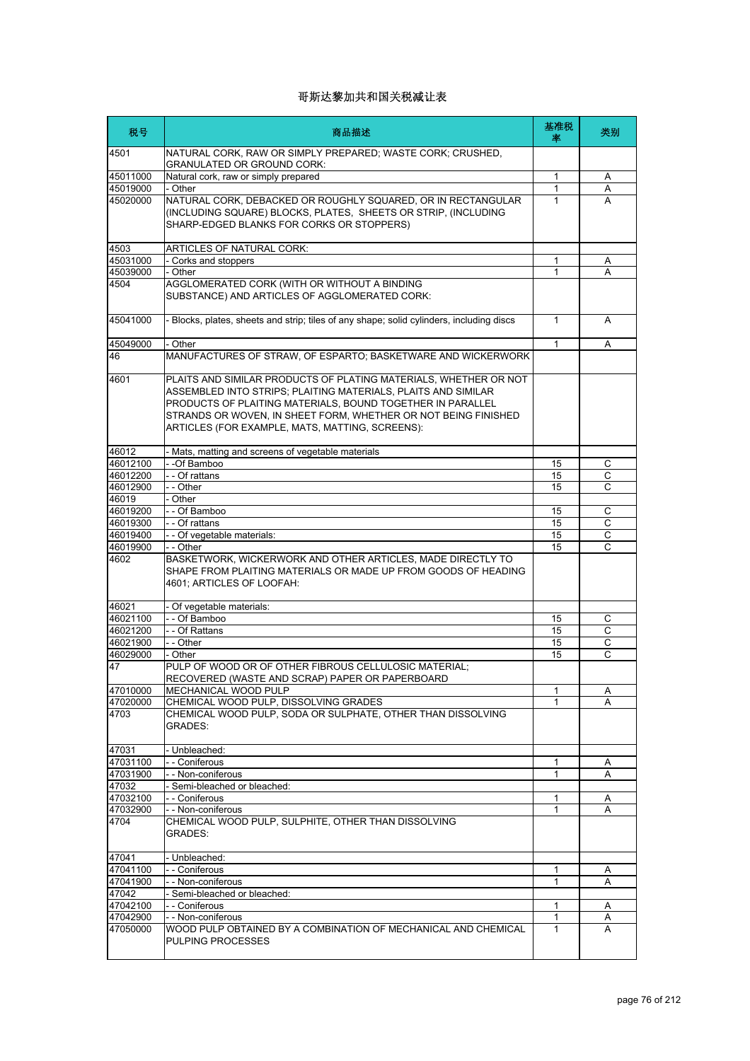# 哥斯达黎加共和国关税减让表

| 税号 | 商品描述 | 基准税率 | 类别 |
|---|---|---|---|
| 4501 | NATURAL CORK, RAW OR SIMPLY PREPARED; WASTE CORK; CRUSHED, GRANULATED OR GROUND CORK: | | |
| 45011000 | Natural cork, raw or simply prepared | 1 | A |
| 45019000 | - Other | 1 | A |
| 45020000 | NATURAL CORK, DEBACKED OR ROUGHLY SQUARED, OR IN RECTANGULAR (INCLUDING SQUARE) BLOCKS, PLATES, SHEETS OR STRIP, (INCLUDING SHARP-EDGED BLANKS FOR CORKS OR STOPPERS) | 1 | A |
| 4503 | ARTICLES OF NATURAL CORK: | | |
| 45031000 | - Corks and stoppers | 1 | A |
| 45039000 | - Other | 1 | A |
| 4504 | AGGLOMERATED CORK (WITH OR WITHOUT A BINDING SUBSTANCE) AND ARTICLES OF AGGLOMERATED CORK: | | |
| 45041000 | - Blocks, plates, sheets and strip; tiles of any shape; solid cylinders, including discs | 1 | A |
| 45049000 | - Other | 1 | A |
| 46 | MANUFACTURES OF STRAW, OF ESPARTO; BASKETWARE AND WICKERWORK | | |
| 4601 | PLAITS AND SIMILAR PRODUCTS OF PLATING MATERIALS, WHETHER OR NOT ASSEMBLED INTO STRIPS; PLAITING MATERIALS, PLAITS AND SIMILAR PRODUCTS OF PLATING MATERIALS, BOUND TOGETHER IN PARALLEL STRANDS OR WOVEN, IN SHEET FORM, WHETHER OR NOT BEING FINISHED ARTICLES (FOR EXAMPLE, MATS, MATTING, SCREENS): | | |
| 46012 | - Mats, matting and screens of vegetable materials | | |
| 46012100 | - -Of Bamboo | 15 | C |
| 46012200 | - - Of rattans | 15 | C |
| 46012900 | - - Other | 15 | C |
| 46019 | - Other | | |
| 46019200 | - - Of Bamboo | 15 | C |
| 46019300 | - - Of rattans | 15 | C |
| 46019400 | - - Of vegetable materials: | 15 | C |
| 46019900 | - - Other | 15 | C |
| 4602 | BASKETWORK, WICKERWORK AND OTHER ARTICLES, MADE DIRECTLY TO SHAPE FROM PLAITING MATERIALS OR MADE UP FROM GOODS OF HEADING 4601; ARTICLES OF LOOFAH: | | |
| 46021 | - Of vegetable materials: | | |
| 46021100 | - - Of Bamboo | 15 | C |
| 46021200 | - - Of Rattans | 15 | C |
| 46021900 | - - Other | 15 | C |
| 46029000 | - Other | 15 | C |
| 47 | PULP OF WOOD OR OF OTHER FIBROUS CELLULOSIC MATERIAL; RECOVERED (WASTE AND SCRAP) PAPER OR PAPERBOARD | | |
| 47010000 | MECHANICAL WOOD PULP | 1 | A |
| 47020000 | CHEMICAL WOOD PULP, DISSOLVING GRADES | 1 | A |
| 4703 | CHEMICAL WOOD PULP, SODA OR SULPHATE, OTHER THAN DISSOLVING GRADES: | | |
| 47031 | - Unbleached: | | |
| 47031100 | - - Coniferous | 1 | A |
| 47031900 | - - Non-coniferous | 1 | A |
| 47032 | - Semi-bleached or bleached: | | |
| 47032100 | - - Coniferous | 1 | A |
| 47032900 | - - Non-coniferous | 1 | A |
| 4704 | CHEMICAL WOOD PULP, SULPHITE, OTHER THAN DISSOLVING GRADES: | | |
| 47041 | - Unbleached: | | |
| 47041100 | - - Coniferous | 1 | A |
| 47041900 | - - Non-coniferous | 1 | A |
| 47042 | - Semi-bleached or bleached: | | |
| 47042100 | - - Coniferous | 1 | A |
| 47042900 | - - Non-coniferous | 1 | A |
| 47050000 | WOOD PULP OBTAINED BY A COMBINATION OF MECHANICAL AND CHEMICAL PULPING PROCESSES | 1 | A |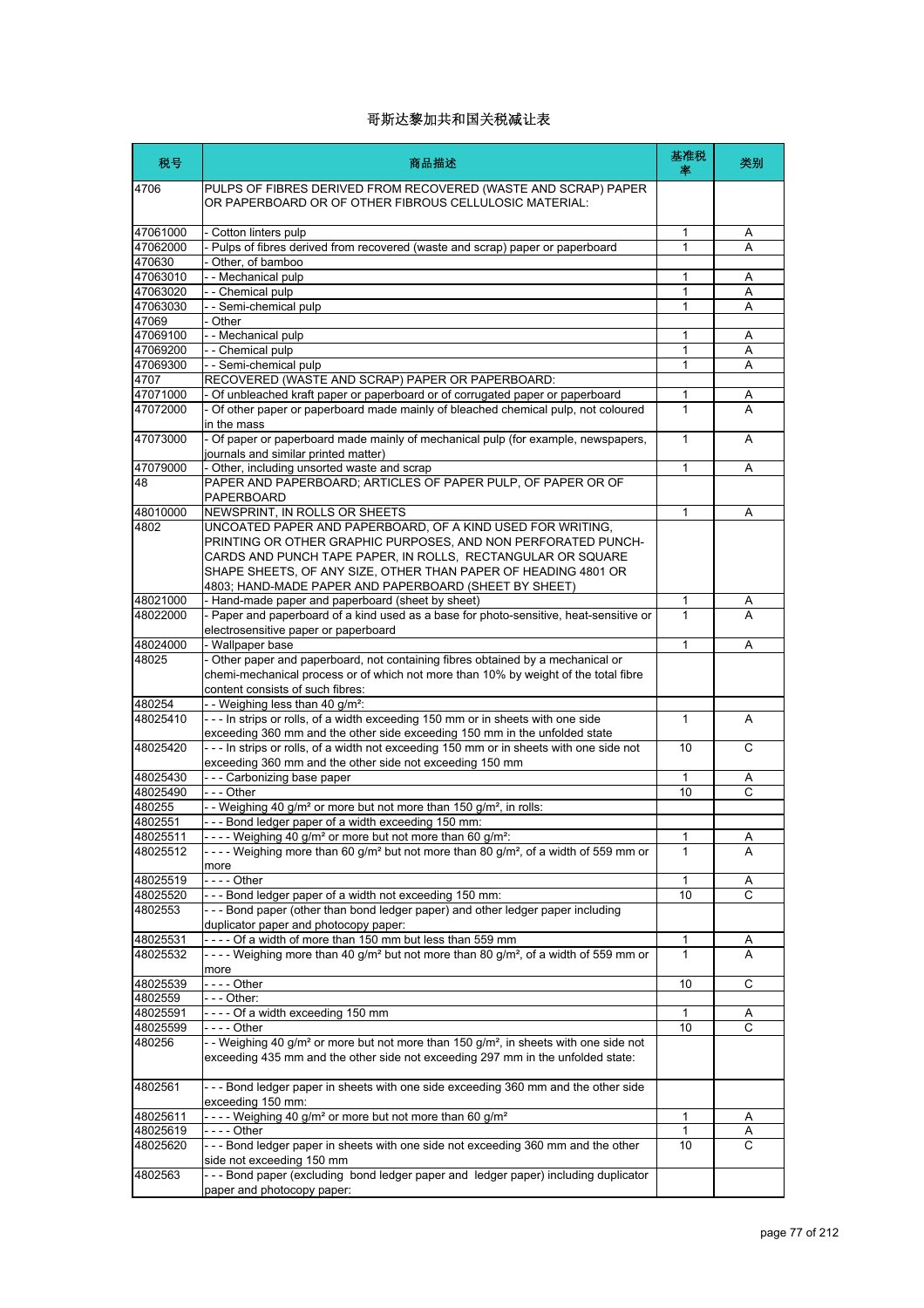# 哥斯达黎加共和国关税减让表

| 税号 | 商品描述 | 基准税率 | 类别 |
|---|---|---|---|
| 4706 | PULPS OF FIBRES DERIVED FROM RECOVERED (WASTE AND SCRAP) PAPER OR PAPERBOARD OR OF OTHER FIBROUS CELLULOSIC MATERIAL: | | |
| 47061000 | - Cotton linters pulp | 1 | A |
| 47062000 | - Pulps of fibres derived from recovered (waste and scrap) paper or paperboard | 1 | A |
| 470630 | - Other, of bamboo | | |
| 47063010 | - - Mechanical pulp | 1 | A |
| 47063020 | - - Chemical pulp | 1 | A |
| 47063030 | - - Semi-chemical pulp | 1 | A |
| 47069 | - Other | | |
| 47069100 | - - Mechanical pulp | 1 | A |
| 47069200 | - - Chemical pulp | 1 | A |
| 47069300 | - - Semi-chemical pulp | 1 | A |
| 4707 | RECOVERED (WASTE AND SCRAP) PAPER OR PAPERBOARD: | | |
| 47071000 | - Of unbleached kraft paper or paperboard or of corrugated paper or paperboard | 1 | A |
| 47072000 | - Of other paper or paperboard made mainly of bleached chemical pulp, not coloured in the mass | 1 | A |
| 47073000 | - Of paper or paperboard made mainly of mechanical pulp (for example, newspapers, journals and similar printed matter) | 1 | A |
| 47079000 | - Other, including unsorted waste and scrap | 1 | A |
| 48 | PAPER AND PAPERBOARD; ARTICLES OF PAPER PULP, OF PAPER OR OF PAPERBOARD | | |
| 48010000 | NEWSPRINT, IN ROLLS OR SHEETS | 1 | A |
| 4802 | UNCOATED PAPER AND PAPERBOARD, OF A KIND USED FOR WRITING, PRINTING OR OTHER GRAPHIC PURPOSES, AND NON PERFORATED PUNCH-CARDS AND PUNCH TAPE PAPER, IN ROLLS, RECTANGULAR OR SQUARE SHAPE SHEETS, OF ANY SIZE, OTHER THAN PAPER OF HEADING 4801 OR 4803; HAND-MADE PAPER AND PAPERBOARD (SHEET BY SHEET) | | |
| 48021000 | - Hand-made paper and paperboard (sheet by sheet) | 1 | A |
| 48022000 | - Paper and paperboard of a kind used as a base for photo-sensitive, heat-sensitive or electrosensitive paper or paperboard | 1 | A |
| 48024000 | - Wallpaper base | 1 | A |
| 48025 | - Other paper and paperboard, not containing fibres obtained by a mechanical or chemi-mechanical process or of which not more than 10% by weight of the total fibre content consists of such fibres: | | |
| 480254 | - - Weighing less than 40 g/m²: | | |
| 48025410 | - - - In strips or rolls, of a width exceeding 150 mm or in sheets with one side exceeding 360 mm and the other side exceeding 150 mm in the unfolded state | 1 | A |
| 48025420 | - - - In strips or rolls, of a width not exceeding 150 mm or in sheets with one side not exceeding 360 mm and the other side not exceeding 150 mm | 10 | C |
| 48025430 | - - - Carbonizing base paper | 1 | A |
| 48025490 | - - - Other | 10 | C |
| 480255 | - - Weighing 40 g/m² or more but not more than 150 g/m², in rolls: | | |
| 4802551 | - - - Bond ledger paper of a width exceeding 150 mm: | | |
| 48025511 | - - - - Weighing 40 g/m² or more but not more than 60 g/m²: | 1 | A |
| 48025512 | - - - - Weighing more than 60 g/m² but not more than 80 g/m², of a width of 559 mm or more | 1 | A |
| 48025519 | - - - - Other | 1 | A |
| 48025520 | - - - Bond ledger paper of a width not exceeding 150 mm: | 10 | C |
| 4802553 | - - - Bond paper (other than bond ledger paper) and other ledger paper including duplicator paper and photocopy paper: | | |
| 48025531 | - - - - Of a width of more than 150 mm but less than 559 mm | 1 | A |
| 48025532 | - - - - Weighing more than 40 g/m² but not more than 80 g/m², of a width of 559 mm or more | 1 | A |
| 48025539 | - - - - Other | 10 | C |
| 4802559 | - - - Other: | | |
| 48025591 | - - - - Of a width exceeding 150 mm | 1 | A |
| 48025599 | - - - - Other | 10 | C |
| 480256 | - - Weighing 40 g/m² or more but not more than 150 g/m², in sheets with one side not exceeding 435 mm and the other side not exceeding 297 mm in the unfolded state: | | |
| 4802561 | - - - Bond ledger paper in sheets with one side exceeding 360 mm and the other side exceeding 150 mm: | | |
| 48025611 | - - - - Weighing 40 g/m² or more but not more than 60 g/m² | 1 | A |
| 48025619 | - - - - Other | 1 | A |
| 48025620 | - - - Bond ledger paper in sheets with one side not exceeding 360 mm and the other side not exceeding 150 mm | 10 | C |
| 4802563 | - - - Bond paper (excluding bond ledger paper and ledger paper) including duplicator paper and photocopy paper: | | |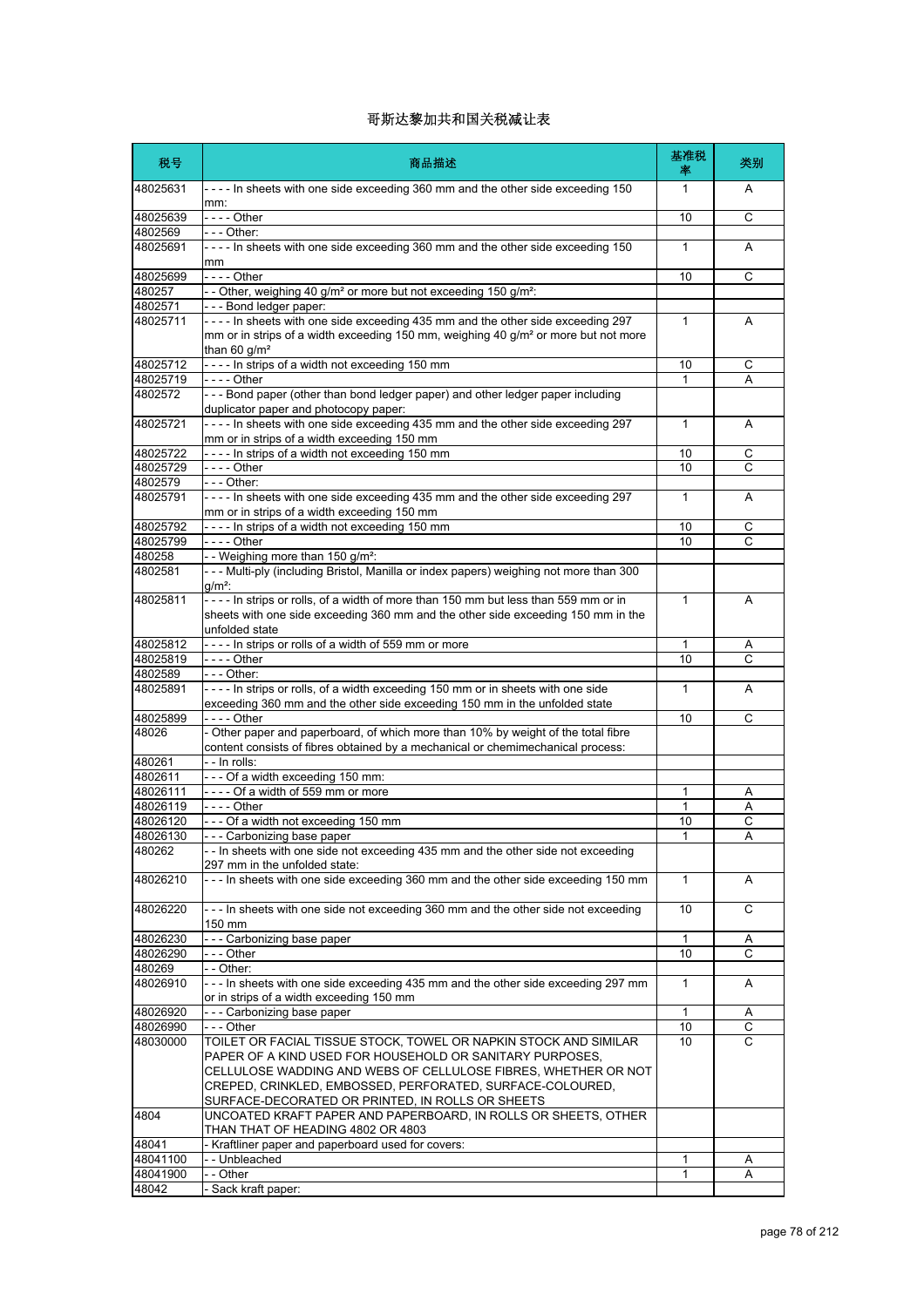# 哥斯达黎加共和国关税减让表

| 税号 | 商品描述 | 基准税率 | 类别 |
|---|---|---|---|
| 48025631 | - - - - In sheets with one side exceeding 360 mm and the other side exceeding 150 mm: | 1 | A |
| 48025639 | - - - - Other | 10 | C |
| 4802569 | - - - Other: | | |
| 48025691 | - - - - In sheets with one side exceeding 360 mm and the other side exceeding 150 mm | 1 | A |
| 48025699 | - - - - Other | 10 | C |
| 480257 | - - Other, weighing 40 g/m² or more but not exceeding 150 g/m²: | | |
| 4802571 | - - - Bond ledger paper: | | |
| 48025711 | - - - - In sheets with one side exceeding 435 mm and the other side exceeding 297 mm or in strips of a width exceeding 150 mm, weighing 40 g/m² or more but not more than 60 g/m² | 1 | A |
| 48025712 | - - - - In strips of a width not exceeding 150 mm | 10 | C |
| 48025719 | - - - - Other | 1 | A |
| 4802572 | - - - Bond paper (other than bond ledger paper) and other ledger paper including duplicator paper and photocopy paper: | | |
| 48025721 | - - - - In sheets with one side exceeding 435 mm and the other side exceeding 297 mm or in strips of a width exceeding 150 mm | 1 | A |
| 48025722 | - - - - In strips of a width not exceeding 150 mm | 10 | C |
| 48025729 | - - - - Other | 10 | C |
| 4802579 | - - - Other: | | |
| 48025791 | - - - - In sheets with one side exceeding 435 mm and the other side exceeding 297 mm or in strips of a width exceeding 150 mm | 1 | A |
| 48025792 | - - - - In strips of a width not exceeding 150 mm | 10 | C |
| 48025799 | - - - - Other | 10 | C |
| 480258 | - - Weighing more than 150 g/m²: | | |
| 4802581 | - - - Multi-ply (including Bristol, Manilla or index papers) weighing not more than 300 g/m²: | | |
| 48025811 | - - - - In strips or rolls, of a width of more than 150 mm but less than 559 mm or in sheets with one side exceeding 360 mm and the other side exceeding 150 mm in the unfolded state | 1 | A |
| 48025812 | - - - - In strips or rolls of a width of 559 mm or more | 1 | A |
| 48025819 | - - - - Other | 10 | C |
| 4802589 | - - - Other: | | |
| 48025891 | - - - - In strips or rolls, of a width exceeding 150 mm or in sheets with one side exceeding 360 mm and the other side exceeding 150 mm in the unfolded state | 1 | A |
| 48025899 | - - - - Other | 10 | C |
| 48026 | - Other paper and paperboard, of which more than 10% by weight of the total fibre content consists of fibres obtained by a mechanical or chemimechanical process: | | |
| 480261 | - - In rolls: | | |
| 4802611 | - - - Of a width exceeding 150 mm: | | |
| 48026111 | - - - - Of a width of 559 mm or more | 1 | A |
| 48026119 | - - - - Other | 1 | A |
| 48026120 | - - - Of a width not exceeding 150 mm | 10 | C |
| 48026130 | - - - Carbonizing base paper | 1 | A |
| 480262 | - - In sheets with one side not exceeding 435 mm and the other side not exceeding 297 mm in the unfolded state: | | |
| 48026210 | - - - In sheets with one side exceeding 360 mm and the other side exceeding 150 mm | 1 | A |
| 48026220 | - - - In sheets with one side not exceeding 360 mm and the other side not exceeding 150 mm | 10 | C |
| 48026230 | - - - Carbonizing base paper | 1 | A |
| 48026290 | - - - Other | 10 | C |
| 480269 | - - Other: | | |
| 48026910 | - - - In sheets with one side exceeding 435 mm and the other side exceeding 297 mm or in strips of a width exceeding 150 mm | 1 | A |
| 48026920 | - - - Carbonizing base paper | 1 | A |
| 48026990 | - - - Other | 10 | C |
| 48030000 | TOILET OR FACIAL TISSUE STOCK, TOWEL OR NAPKIN STOCK AND SIMILAR PAPER OF A KIND USED FOR HOUSEHOLD OR SANITARY PURPOSES, CELLULOSE WADDING AND WEBS OF CELLULOSE FIBRES, WHETHER OR NOT CREPED, CRINKLED, EMBOSSED, PERFORATED, SURFACE-COLOURED, SURFACE-DECORATED OR PRINTED, IN ROLLS OR SHEETS | 10 | C |
| 4804 | UNCOATED KRAFT PAPER AND PAPERBOARD, IN ROLLS OR SHEETS, OTHER THAN THAT OF HEADING 4802 OR 4803 | | |
| 48041 | - Kraftliner paper and paperboard used for covers: | | |
| 48041100 | - - Unbleached | 1 | A |
| 48041900 | - - Other | 1 | A |
| 48042 | - Sack kraft paper: | | |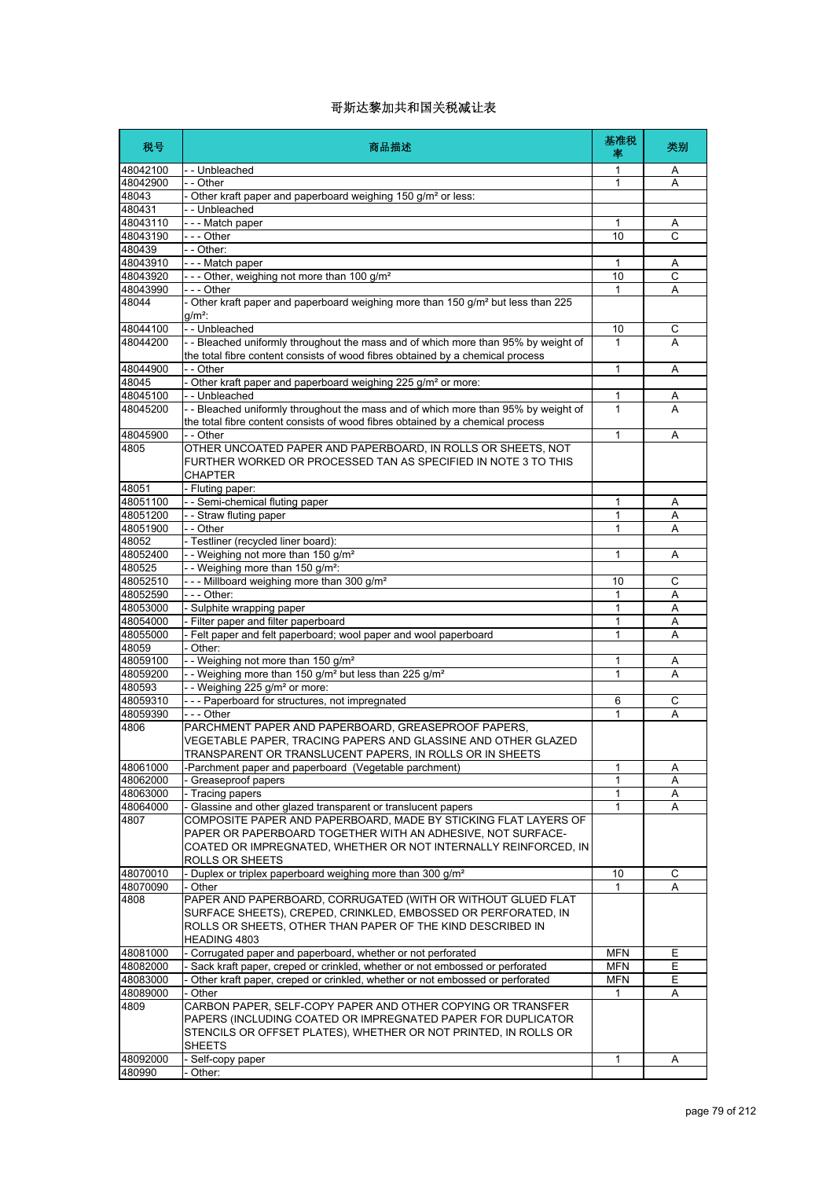# 哥斯达黎加共和国关税减让表

| 税号 | 商品描述 | 基准税率 | 类别 |
|---|---|---|---|
| 48042100 | - - Unbleached | 1 | A |
| 48042900 | - - Other | 1 | A |
| 48043 | - Other kraft paper and paperboard weighing 150 g/m² or less: | | |
| 480431 | - - Unbleached | | |
| 48043110 | - - - Match paper | 1 | A |
| 48043190 | - - - Other | 10 | C |
| 480439 | - - Other: | | |
| 48043910 | - - - Match paper | 1 | A |
| 48043920 | - - - Other, weighing not more than 100 g/m² | 10 | C |
| 48043990 | - - - Other | 1 | A |
| 48044 | - Other kraft paper and paperboard weighing more than 150 g/m² but less than 225 g/m²: | | |
| 48044100 | - - Unbleached | 10 | C |
| 48044200 | - - Bleached uniformly throughout the mass and of which more than 95% by weight of the total fibre content consists of wood fibres obtained by a chemical process | 1 | A |
| 48044900 | - - Other | 1 | A |
| 48045 | - Other kraft paper and paperboard weighing 225 g/m² or more: | | |
| 48045100 | - - Unbleached | 1 | A |
| 48045200 | - - Bleached uniformly throughout the mass and of which more than 95% by weight of the total fibre content consists of wood fibres obtained by a chemical process | 1 | A |
| 48045900 | - - Other | 1 | A |
| 4805 | OTHER UNCOATED PAPER AND PAPERBOARD, IN ROLLS OR SHEETS, NOT FURTHER WORKED OR PROCESSED TAN AS SPECIFIED IN NOTE 3 TO THIS CHAPTER | | |
| 48051 | - Fluting paper: | | |
| 48051100 | - - Semi-chemical fluting paper | 1 | A |
| 48051200 | - - Straw fluting paper | 1 | A |
| 48051900 | - - Other | 1 | A |
| 48052 | - Testliner (recycled liner board): | | |
| 48052400 | - - Weighing not more than 150 g/m² | 1 | A |
| 480525 | - - Weighing more than 150 g/m²: | | |
| 48052510 | - - - Millboard weighing more than 300 g/m² | 10 | C |
| 48052590 | - - - Other: | 1 | A |
| 48053000 | - Sulphite wrapping paper | 1 | A |
| 48054000 | - Filter paper and filter paperboard | 1 | A |
| 48055000 | - Felt paper and felt paperboard; wool paper and wool paperboard | 1 | A |
| 48059 | - Other: | | |
| 48059100 | - - Weighing not more than 150 g/m² | 1 | A |
| 48059200 | - - Weighing more than 150 g/m² but less than 225 g/m² | 1 | A |
| 480593 | - - Weighing 225 g/m² or more: | | |
| 48059310 | - - - Paperboard for structures, not impregnated | 6 | C |
| 48059390 | - - - Other | 1 | A |
| 4806 | PARCHMENT PAPER AND PAPERBOARD, GREASEPROOF PAPERS, VEGETABLE PAPER, TRACING PAPERS AND GLASSINE AND OTHER GLAZED TRANSPARENT OR TRANSLUCENT PAPERS, IN ROLLS OR IN SHEETS | | |
| 48061000 | -Parchment paper and paperboard (Vegetable parchment) | 1 | A |
| 48062000 | - Greaseproof papers | 1 | A |
| 48063000 | - Tracing papers | 1 | A |
| 48064000 | - Glassine and other glazed transparent or translucent papers | 1 | A |
| 4807 | COMPOSITE PAPER AND PAPERBOARD, MADE BY STICKING FLAT LAYERS OF PAPER OR PAPERBOARD TOGETHER WITH AN ADHESIVE, NOT SURFACE-COATED OR IMPREGNATED, WHETHER OR NOT INTERNALLY REINFORCED, IN ROLLS OR SHEETS | | |
| 48070010 | - Duplex or triplex paperboard weighing more than 300 g/m² | 10 | C |
| 48070090 | - Other | 1 | A |
| 4808 | PAPER AND PAPERBOARD, CORRUGATED (WITH OR WITHOUT GLUED FLAT SURFACE SHEETS), CREPED, CRINKLED, EMBOSSED OR PERFORATED, IN ROLLS OR SHEETS, OTHER THAN PAPER OF THE KIND DESCRIBED IN HEADING 4803 | | |
| 48081000 | - Corrugated paper and paperboard, whether or not perforated | MFN | E |
| 48082000 | - Sack kraft paper, creped or crinkled, whether or not embossed or perforated | MFN | E |
| 48083000 | - Other kraft paper, creped or crinkled, whether or not embossed or perforated | MFN | E |
| 48089000 | - Other | 1 | A |
| 4809 | CARBON PAPER, SELF-COPY PAPER AND OTHER COPYING OR TRANSFER PAPERS (INCLUDING COATED OR IMPREGNATED PAPER FOR DUPLICATOR STENCILS OR OFFSET PLATES), WHETHER OR NOT PRINTED, IN ROLLS OR SHEETS | | |
| 48092000 | - Self-copy paper | 1 | A |
| 480990 | - Other: | | |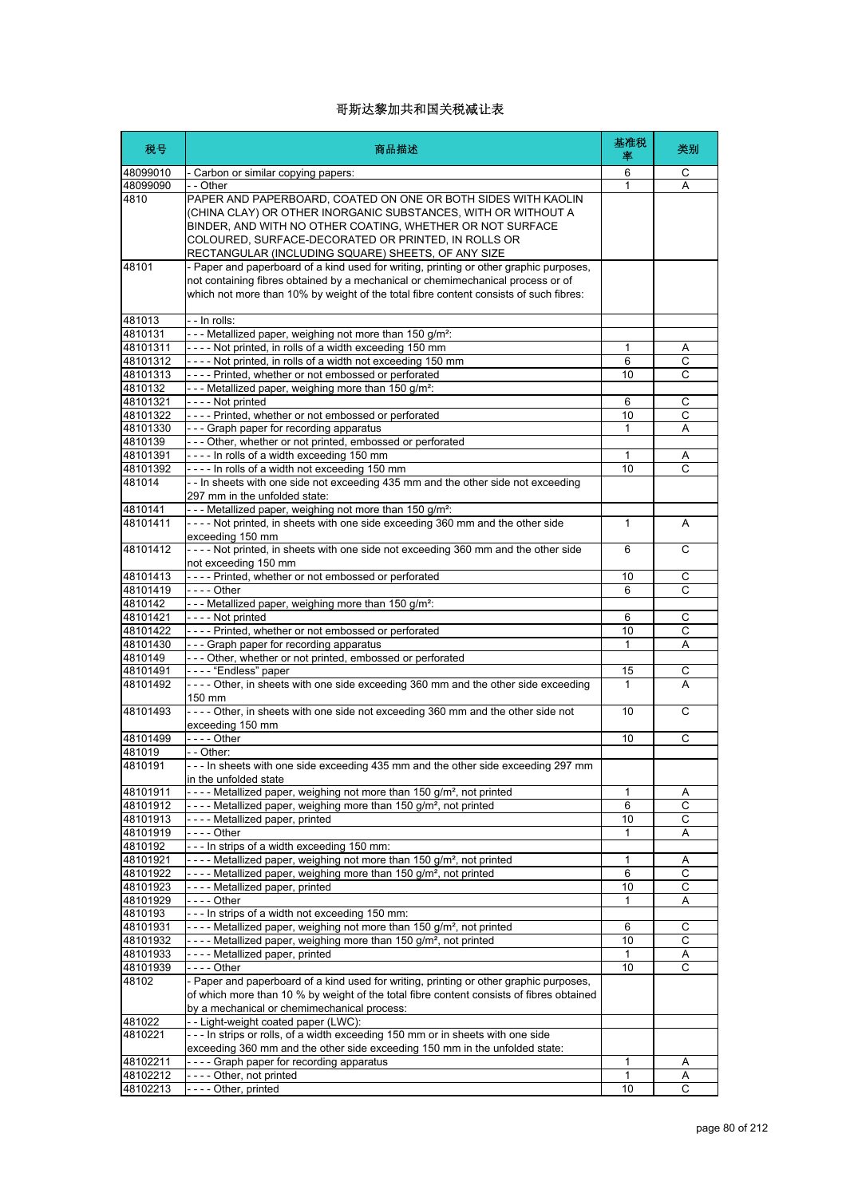# 哥斯达黎加共和国关税减让表

| 税号 | 商品描述 | 基准税率 | 类别 |
|---|---|---|---|
| 48099010 | - Carbon or similar copying papers: | 6 | C |
| 48099090 | - - Other | 1 | A |
| 4810 | PAPER AND PAPERBOARD, COATED ON ONE OR BOTH SIDES WITH KAOLIN (CHINA CLAY) OR OTHER INORGANIC SUBSTANCES, WITH OR WITHOUT A BINDER, AND WITH NO OTHER COATING, WHETHER OR NOT SURFACE COLOURED, SURFACE-DECORATED OR PRINTED, IN ROLLS OR RECTANGULAR (INCLUDING SQUARE) SHEETS, OF ANY SIZE | | |
| 48101 | - Paper and paperboard of a kind used for writing, printing or other graphic purposes, not containing fibres obtained by a mechanical or chemimechanical process or of which not more than 10% by weight of the total fibre content consists of such fibres: | | |
| 481013 | - - In rolls: | | |
| 4810131 | - - - Metallized paper, weighing not more than 150 g/m²: | | |
| 48101311 | - - - - Not printed, in rolls of a width exceeding 150 mm | 1 | A |
| 48101312 | - - - - Not printed, in rolls of a width not exceeding 150 mm | 6 | C |
| 48101313 | - - - - Printed, whether or not embossed or perforated | 10 | C |
| 4810132 | - - - Metallized paper, weighing more than 150 g/m²: | | |
| 48101321 | - - - - Not printed | 6 | C |
| 48101322 | - - - - Printed, whether or not embossed or perforated | 10 | C |
| 48101330 | - - - Graph paper for recording apparatus | 1 | A |
| 4810139 | - - - Other, whether or not printed, embossed or perforated | | |
| 48101391 | - - - - In rolls of a width exceeding 150 mm | 1 | A |
| 48101392 | - - - - In rolls of a width not exceeding 150 mm | 10 | C |
| 481014 | - - In sheets with one side not exceeding 435 mm and the other side not exceeding 297 mm in the unfolded state: | | |
| 4810141 | - - - Metallized paper, weighing not more than 150 g/m²: | | |
| 48101411 | - - - - Not printed, in sheets with one side exceeding 360 mm and the other side exceeding 150 mm | 1 | A |
| 48101412 | - - - - Not printed, in sheets with one side not exceeding 360 mm and the other side not exceeding 150 mm | 6 | C |
| 48101413 | - - - - Printed, whether or not embossed or perforated | 10 | C |
| 48101419 | - - - - Other | 6 | C |
| 4810142 | - - - Metallized paper, weighing more than 150 g/m²: | | |
| 48101421 | - - - - Not printed | 6 | C |
| 48101422 | - - - - Printed, whether or not embossed or perforated | 10 | C |
| 48101430 | - - - Graph paper for recording apparatus | 1 | A |
| 4810149 | - - - Other, whether or not printed, embossed or perforated | | |
| 48101491 | - - - - "Endless" paper | 15 | C |
| 48101492 | - - - - Other, in sheets with one side exceeding 360 mm and the other side exceeding 150 mm | 1 | A |
| 48101493 | - - - - Other, in sheets with one side not exceeding 360 mm and the other side not exceeding 150 mm | 10 | C |
| 48101499 | - - - - Other | 10 | C |
| 481019 | - - Other: | | |
| 4810191 | - - - In sheets with one side exceeding 435 mm and the other side exceeding 297 mm in the unfolded state | | |
| 48101911 | - - - - Metallized paper, weighing not more than 150 g/m², not printed | 1 | A |
| 48101912 | - - - - Metallized paper, weighing more than 150 g/m², not printed | 6 | C |
| 48101913 | - - - - Metallized paper, printed | 10 | C |
| 48101919 | - - - - Other | 1 | A |
| 4810192 | - - - In strips of a width exceeding 150 mm: | | |
| 48101921 | - - - - Metallized paper, weighing not more than 150 g/m², not printed | 1 | A |
| 48101922 | - - - - Metallized paper, weighing more than 150 g/m², not printed | 6 | C |
| 48101923 | - - - - Metallized paper, printed | 10 | C |
| 48101929 | - - - - Other | 1 | A |
| 4810193 | - - - In strips of a width not exceeding 150 mm: | | |
| 48101931 | - - - - Metallized paper, weighing not more than 150 g/m², not printed | 6 | C |
| 48101932 | - - - - Metallized paper, weighing more than 150 g/m², not printed | 10 | C |
| 48101933 | - - - - Metallized paper, printed | 1 | A |
| 48101939 | - - - - Other | 10 | C |
| 48102 | - Paper and paperboard of a kind used for writing, printing or other graphic purposes, of which more than 10 % by weight of the total fibre content consists of fibres obtained by a mechanical or chemimechanical process: | | |
| 481022 | - - Light-weight coated paper (LWC): | | |
| 4810221 | - - - In strips or rolls, of a width exceeding 150 mm or in sheets with one side exceeding 360 mm and the other side exceeding 150 mm in the unfolded state: | | |
| 48102211 | - - - - Graph paper for recording apparatus | 1 | A |
| 48102212 | - - - - Other, not printed | 1 | A |
| 48102213 | - - - - Other, printed | 10 | C |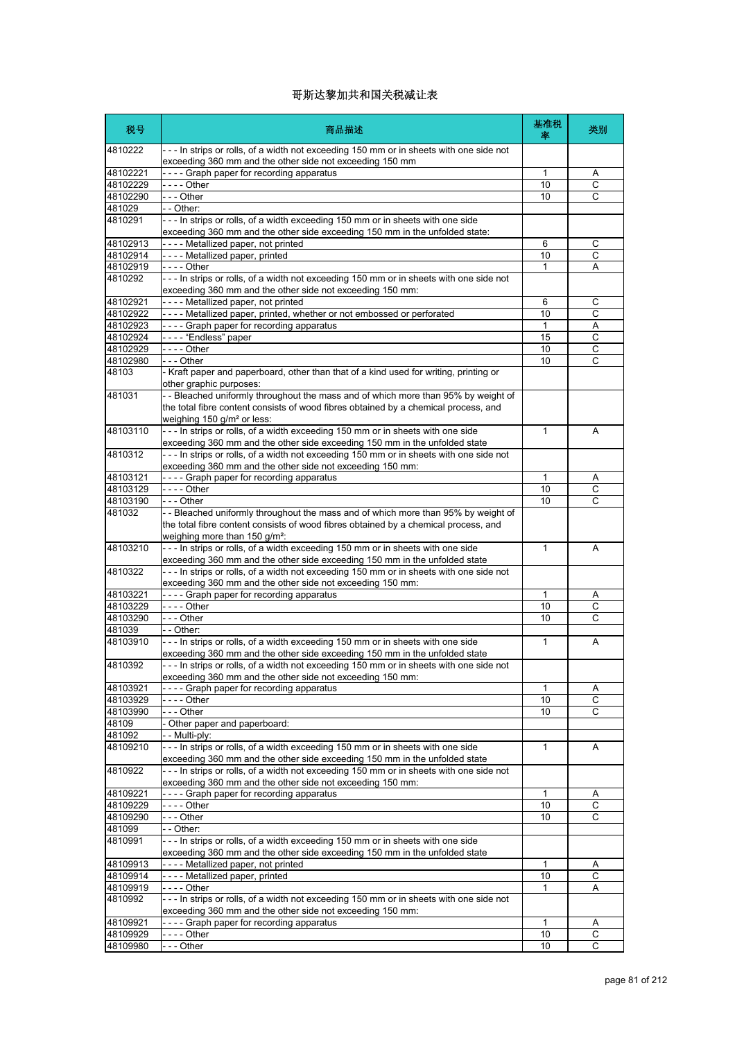# 哥斯达黎加共和国关税减让表

| 税号 | 商品描述 | 基准税率 | 类别 |
|---|---|---|---|
| 4810222 | - - - In strips or rolls, of a width not exceeding 150 mm or in sheets with one side not exceeding 360 mm and the other side not exceeding 150 mm | | |
| 48102221 | - - - - Graph paper for recording apparatus | 1 | A |
| 48102229 | - - - - Other | 10 | C |
| 48102290 | - - - Other | 10 | C |
| 481029 | - - Other: | | |
| 4810291 | - - - In strips or rolls, of a width exceeding 150 mm or in sheets with one side exceeding 360 mm and the other side exceeding 150 mm in the unfolded state: | | |
| 48102913 | - - - - Metallized paper, not printed | 6 | C |
| 48102914 | - - - - Metallized paper, printed | 10 | C |
| 48102919 | - - - - Other | 1 | A |
| 4810292 | - - - In strips or rolls, of a width not exceeding 150 mm or in sheets with one side not exceeding 360 mm and the other side not exceeding 150 mm: | | |
| 48102921 | - - - - Metallized paper, not printed | 6 | C |
| 48102922 | - - - - Metallized paper, printed, whether or not embossed or perforated | 10 | C |
| 48102923 | - - - - Graph paper for recording apparatus | 1 | A |
| 48102924 | - - - - "Endless" paper | 15 | C |
| 48102929 | - - - - Other | 10 | C |
| 48102980 | - - - Other | 10 | C |
| 48103 | - Kraft paper and paperboard, other than that of a kind used for writing, printing or other graphic purposes: | | |
| 481031 | - - Bleached uniformly throughout the mass and of which more than 95% by weight of the total fibre content consists of wood fibres obtained by a chemical process, and weighing 150 g/m² or less: | | |
| 48103110 | - - - In strips or rolls, of a width exceeding 150 mm or in sheets with one side exceeding 360 mm and the other side exceeding 150 mm in the unfolded state | 1 | A |
| 4810312 | - - - In strips or rolls, of a width not exceeding 150 mm or in sheets with one side not exceeding 360 mm and the other side not exceeding 150 mm: | | |
| 48103121 | - - - - Graph paper for recording apparatus | 1 | A |
| 48103129 | - - - - Other | 10 | C |
| 48103190 | - - - Other | 10 | C |
| 481032 | - - Bleached uniformly throughout the mass and of which more than 95% by weight of the total fibre content consists of wood fibres obtained by a chemical process, and weighing more than 150 g/m²: | | |
| 48103210 | - - - In strips or rolls, of a width exceeding 150 mm or in sheets with one side exceeding 360 mm and the other side exceeding 150 mm in the unfolded state | 1 | A |
| 4810322 | - - - In strips or rolls, of a width not exceeding 150 mm or in sheets with one side not exceeding 360 mm and the other side not exceeding 150 mm: | | |
| 48103221 | - - - - Graph paper for recording apparatus | 1 | A |
| 48103229 | - - - - Other | 10 | C |
| 48103290 | - - - Other | 10 | C |
| 481039 | - - Other: | | |
| 48103910 | - - - In strips or rolls, of a width exceeding 150 mm or in sheets with one side exceeding 360 mm and the other side exceeding 150 mm in the unfolded state | 1 | A |
| 4810392 | - - - In strips or rolls, of a width not exceeding 150 mm or in sheets with one side not exceeding 360 mm and the other side not exceeding 150 mm: | | |
| 48103921 | - - - - Graph paper for recording apparatus | 1 | A |
| 48103929 | - - - - Other | 10 | C |
| 48103990 | - - - Other | 10 | C |
| 48109 | - Other paper and paperboard: | | |
| 481092 | - - Multi-ply: | | |
| 48109210 | - - - In strips or rolls, of a width exceeding 150 mm or in sheets with one side exceeding 360 mm and the other side exceeding 150 mm in the unfolded state | 1 | A |
| 4810922 | - - - In strips or rolls, of a width not exceeding 150 mm or in sheets with one side not exceeding 360 mm and the other side not exceeding 150 mm: | | |
| 48109221 | - - - - Graph paper for recording apparatus | 1 | A |
| 48109229 | - - - - Other | 10 | C |
| 48109290 | - - - Other | 10 | C |
| 481099 | - - Other: | | |
| 4810991 | - - - In strips or rolls, of a width exceeding 150 mm or in sheets with one side exceeding 360 mm and the other side exceeding 150 mm in the unfolded state | | |
| 48109913 | - - - - Metallized paper, not printed | 1 | A |
| 48109914 | - - - - Metallized paper, printed | 10 | C |
| 48109919 | - - - - Other | 1 | A |
| 4810992 | - - - In strips or rolls, of a width not exceeding 150 mm or in sheets with one side not exceeding 360 mm and the other side not exceeding 150 mm: | | |
| 48109921 | - - - - Graph paper for recording apparatus | 1 | A |
| 48109929 | - - - - Other | 10 | C |
| 48109980 | - - - Other | 10 | C |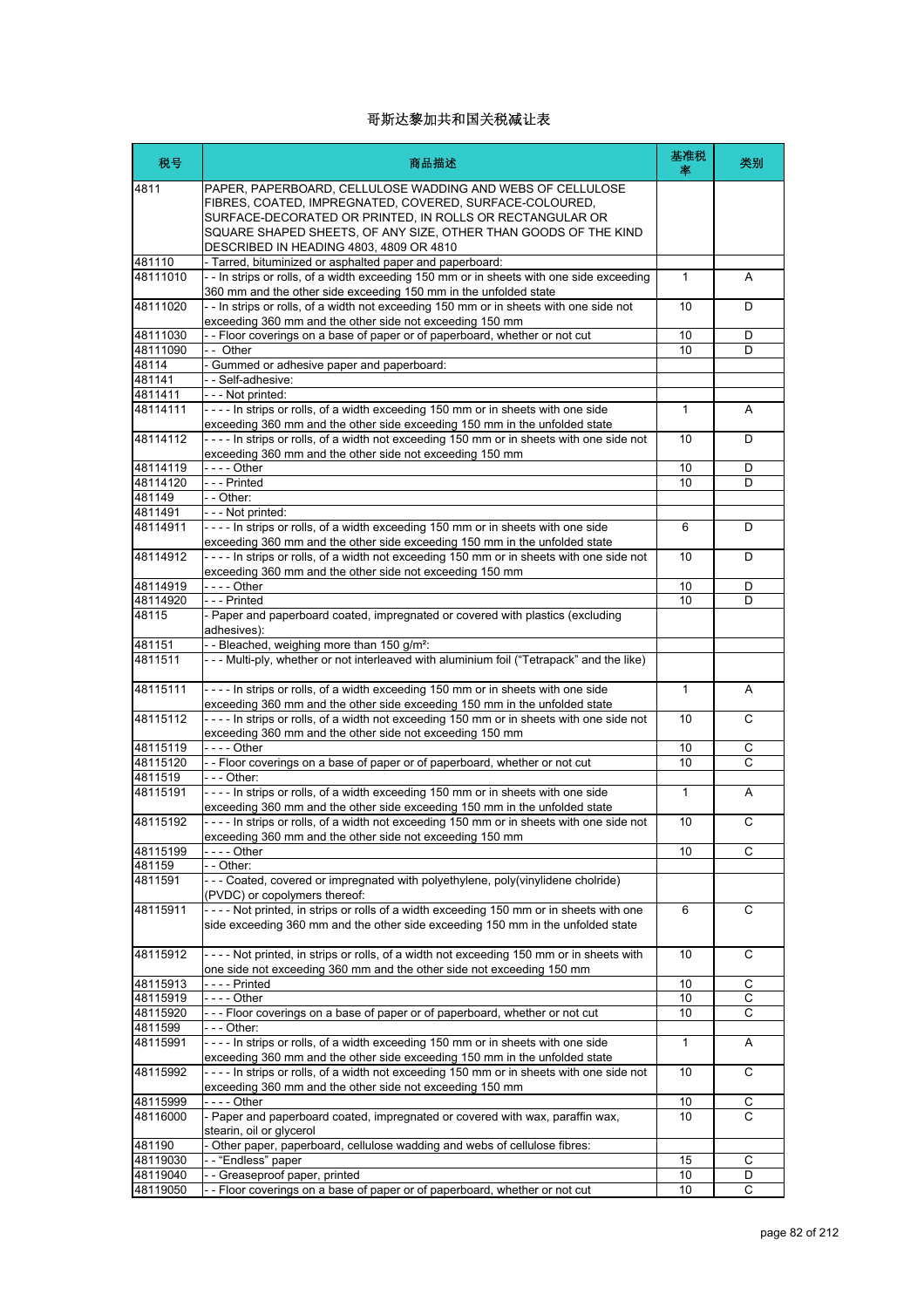# 哥斯达黎加共和国关税减让表

| 税号 | 商品描述 | 基准税率 | 类别 |
|---|---|---|---|
| 4811 | PAPER, PAPERBOARD, CELLULOSE WADDING AND WEBS OF CELLULOSE FIBRES, COATED, IMPREGNATED, COVERED, SURFACE-COLOURED, SURFACE-DECORATED OR PRINTED, IN ROLLS OR RECTANGULAR OR SQUARE SHAPED SHEETS, OF ANY SIZE, OTHER THAN GOODS OF THE KIND DESCRIBED IN HEADING 4803, 4809 OR 4810 | | |
| 481110 | - Tarred, bituminized or asphalted paper and paperboard: | | |
| 48111010 | - - In strips or rolls, of a width exceeding 150 mm or in sheets with one side exceeding 360 mm and the other side exceeding 150 mm in the unfolded state | 1 | A |
| 48111020 | - - In strips or rolls, of a width not exceeding 150 mm or in sheets with one side not exceeding 360 mm and the other side not exceeding 150 mm | 10 | D |
| 48111030 | - - Floor coverings on a base of paper or of paperboard, whether or not cut | 10 | D |
| 48111090 | - - Other | 10 | D |
| 48114 | - Gummed or adhesive paper and paperboard: | | |
| 481141 | - - Self-adhesive: | | |
| 4811411 | - - - Not printed: | | |
| 48114111 | - - - - In strips or rolls, of a width exceeding 150 mm or in sheets with one side exceeding 360 mm and the other side exceeding 150 mm in the unfolded state | 1 | A |
| 48114112 | - - - - In strips or rolls, of a width not exceeding 150 mm or in sheets with one side not exceeding 360 mm and the other side not exceeding 150 mm | 10 | D |
| 48114119 | - - - - Other | 10 | D |
| 48114120 | - - - Printed | 10 | D |
| 481149 | - - Other: | | |
| 4811491 | - - - Not printed: | | |
| 48114911 | - - - - In strips or rolls, of a width exceeding 150 mm or in sheets with one side exceeding 360 mm and the other side exceeding 150 mm in the unfolded state | 6 | D |
| 48114912 | - - - - In strips or rolls, of a width not exceeding 150 mm or in sheets with one side not exceeding 360 mm and the other side not exceeding 150 mm | 10 | D |
| 48114919 | - - - - Other | 10 | D |
| 48114920 | - - - Printed | 10 | D |
| 48115 | - Paper and paperboard coated, impregnated or covered with plastics (excluding adhesives): | | |
| 481151 | - - Bleached, weighing more than 150 g/m²: | | |
| 4811511 | - - - Multi-ply, whether or not interleaved with aluminium foil ("Tetrapack" and the like) | | |
| 48115111 | - - - - In strips or rolls, of a width exceeding 150 mm or in sheets with one side exceeding 360 mm and the other side exceeding 150 mm in the unfolded state | 1 | A |
| 48115112 | - - - - In strips or rolls, of a width not exceeding 150 mm or in sheets with one side not exceeding 360 mm and the other side not exceeding 150 mm | 10 | C |
| 48115119 | - - - - Other | 10 | C |
| 48115120 | - - Floor coverings on a base of paper or of paperboard, whether or not cut | 10 | C |
| 4811519 | - - - Other: | | |
| 48115191 | - - - - In strips or rolls, of a width exceeding 150 mm or in sheets with one side exceeding 360 mm and the other side exceeding 150 mm in the unfolded state | 1 | A |
| 48115192 | - - - - In strips or rolls, of a width not exceeding 150 mm or in sheets with one side not exceeding 360 mm and the other side not exceeding 150 mm | 10 | C |
| 48115199 | - - - - Other | 10 | C |
| 481159 | - - Other: | | |
| 4811591 | - - - Coated, covered or impregnated with polyethylene, poly(vinylidene cholride) (PVDC) or copolymers thereof: | | |
| 48115911 | - - - - Not printed, in strips or rolls of a width exceeding 150 mm or in sheets with one side exceeding 360 mm and the other side exceeding 150 mm in the unfolded state | 6 | C |
| 48115912 | - - - - Not printed, in strips or rolls, of a width not exceeding 150 mm or in sheets with one side not exceeding 360 mm and the other side not exceeding 150 mm | 10 | C |
| 48115913 | - - - - Printed | 10 | C |
| 48115919 | - - - - Other | 10 | C |
| 48115920 | - - - Floor coverings on a base of paper or of paperboard, whether or not cut | 10 | C |
| 4811599 | - - - Other: | | |
| 48115991 | - - - - In strips or rolls, of a width exceeding 150 mm or in sheets with one side exceeding 360 mm and the other side exceeding 150 mm in the unfolded state | 1 | A |
| 48115992 | - - - - In strips or rolls, of a width not exceeding 150 mm or in sheets with one side not exceeding 360 mm and the other side not exceeding 150 mm | 10 | C |
| 48115999 | - - - - Other | 10 | C |
| 48116000 | - Paper and paperboard coated, impregnated or covered with wax, paraffin wax, stearin, oil or glycerol | 10 | C |
| 481190 | - Other paper, paperboard, cellulose wadding and webs of cellulose fibres: | | |
| 48119030 | - - "Endless" paper | 15 | C |
| 48119040 | - - Greaseproof paper, printed | 10 | D |
| 48119050 | - - Floor coverings on a base of paper or of paperboard, whether or not cut | 10 | C |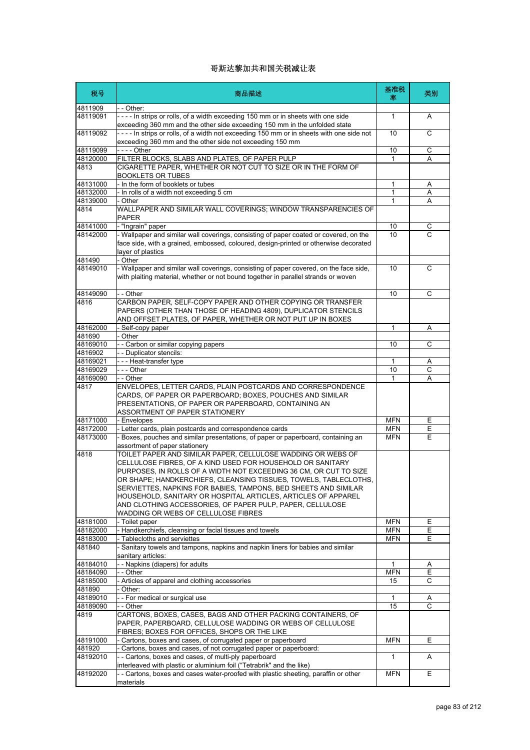# 哥斯达黎加共和国关税减让表

| 税号 | 商品描述 | 基准税率 | 类别 |
|---|---|---|---|
| 4811909 | - - Other: | | |
| 48119091 | - - - - In strips or rolls, of a width exceeding 150 mm or in sheets with one side exceeding 360 mm and the other side exceeding 150 mm in the unfolded state | 1 | A |
| 48119092 | - - - - In strips or rolls, of a width not exceeding 150 mm or in sheets with one side not exceeding 360 mm and the other side not exceeding 150 mm | 10 | C |
| 48119099 | - - - - Other | 10 | C |
| 48120000 | FILTER BLOCKS, SLABS AND PLATES, OF PAPER PULP | 1 | A |
| 4813 | CIGARETTE PAPER, WHETHER OR NOT CUT TO SIZE OR IN THE FORM OF BOOKLETS OR TUBES | | |
| 48131000 | - In the form of booklets or tubes | 1 | A |
| 48132000 | - In rolls of a width not exceeding 5 cm | 1 | A |
| 48139000 | - Other | 1 | A |
| 4814 | WALLPAPER AND SIMILAR WALL COVERINGS; WINDOW TRANSPARENCIES OF PAPER | | |
| 48141000 | - "Ingrain" paper | 10 | C |
| 48142000 | - Wallpaper and similar wall coverings, consisting of paper coated or covered, on the face side, with a grained, embossed, coloured, design-printed or otherwise decorated layer of plastics | 10 | C |
| 481490 | - Other | | |
| 48149010 | - Wallpaper and similar wall coverings, consisting of paper covered, on the face side, with plaiting material, whether or not bound together in parallel strands or woven | 10 | C |
| 48149090 | - - Other | 10 | C |
| 4816 | CARBON PAPER, SELF-COPY PAPER AND OTHER COPYING OR TRANSFER PAPERS (OTHER THAN THOSE OF HEADING 4809), DUPLICATOR STENCILS AND OFFSET PLATES, OF PAPER, WHETHER OR NOT PUT UP IN BOXES | | |
| 48162000 | - Self-copy paper | 1 | A |
| 481690 | - Other | | |
| 48169010 | - - Carbon or similar copying papers | 10 | C |
| 4816902 | - - Duplicator stencils: | | |
| 48169021 | - - - Heat-transfer type | 1 | A |
| 48169029 | - - - Other | 10 | C |
| 48169090 | - - Other | 1 | A |
| 4817 | ENVELOPES, LETTER CARDS, PLAIN POSTCARDS AND CORRESPONDENCE CARDS, OF PAPER OR PAPERBOARD; BOXES, POUCHES AND SIMILAR PRESENTATIONS, OF PAPER OR PAPERBOARD, CONTAINING AN ASSORTMENT OF PAPER STATIONERY | | |
| 48171000 | - Envelopes | MFN | E |
| 48172000 | - Letter cards, plain postcards and correspondence cards | MFN | E |
| 48173000 | - Boxes, pouches and similar presentations, of paper or paperboard, containing an assortment of paper stationery | MFN | E |
| 4818 | TOILET PAPER AND SIMILAR PAPER, CELLULOSE WADDING OR WEBS OF CELLULOSE FIBRES, OF A KIND USED FOR HOUSEHOLD OR SANITARY PURPOSES, IN ROLLS OF A WIDTH NOT EXCEEDING 36 CM, OR CUT TO SIZE OR SHAPE; HANDKERCHIEFS, CLEANSING TISSUES, TOWELS, TABLECLOTHS, SERVIETTES, NAPKINS FOR BABIES, TAMPONS, BED SHEETS AND SIMILAR HOUSEHOLD, SANITARY OR HOSPITAL ARTICLES, ARTICLES OF APPAREL AND CLOTHING ACCESSORIES, OF PAPER PULP, PAPER, CELLULOSE WADDING OR WEBS OF CELLULOSE FIBRES | | |
| 48181000 | - Toilet paper | MFN | E |
| 48182000 | - Handkerchiefs, cleansing or facial tissues and towels | MFN | E |
| 48183000 | - Tablecloths and serviettes | MFN | E |
| 481840 | - Sanitary towels and tampons, napkins and napkin liners for babies and similar sanitary articles: | | |
| 48184010 | - - Napkins (diapers) for adults | 1 | A |
| 48184090 | - - Other | MFN | E |
| 48185000 | - Articles of apparel and clothing accessories | 15 | C |
| 481890 | - Other: | | |
| 48189010 | - - For medical or surgical use | 1 | A |
| 48189090 | - - Other | 15 | C |
| 4819 | CARTONS, BOXES, CASES, BAGS AND OTHER PACKING CONTAINERS, OF PAPER, PAPERBOARD, CELLULOSE WADDING OR WEBS OF CELLULOSE FIBRES; BOXES FOR OFFICES, SHOPS OR THE LIKE | | |
| 48191000 | - Cartons, boxes and cases, of corrugated paper or paperboard | MFN | E |
| 481920 | - Cartons, boxes and cases, of not corrugated paper or paperboard: | | |
| 48192010 | - - Cartons, boxes and cases, of multi-ply paperboard interleaved with plastic or aluminium foil ("Tetrabrik" and the like) | 1 | A |
| 48192020 | - - Cartons, boxes and cases water-proofed with plastic sheeting, paraffin or other materials | MFN | E |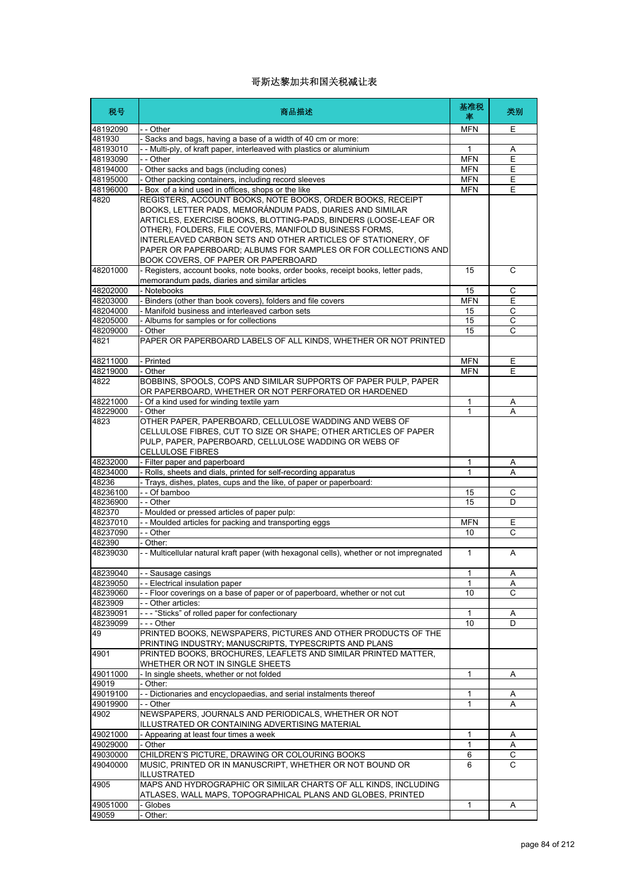# 哥斯达黎加共和国关税减让表

| 税号 | 商品描述 | 基准税率 | 类别 |
|---|---|---|---|
| 48192090 | - - Other | MFN | E |
| 481930 | - Sacks and bags, having a base of a width of 40 cm or more: | | |
| 48193010 | - - Multi-ply, of kraft paper, interleaved with plastics or aluminium | 1 | A |
| 48193090 | - - Other | MFN | E |
| 48194000 | - Other sacks and bags (including cones) | MFN | E |
| 48195000 | - Other packing containers, including record sleeves | MFN | E |
| 48196000 | - Box of a kind used in offices, shops or the like | MFN | E |
| 4820 | REGISTERS, ACCOUNT BOOKS, NOTE BOOKS, ORDER BOOKS, RECEIPT BOOKS, LETTER PADS, MEMORÁNDUM PADS, DIARIES AND SIMILAR ARTICLES, EXERCISE BOOKS, BLOTTING-PADS, BINDERS (LOOSE-LEAF OR OTHER), FOLDERS, FILE COVERS, MANIFOLD BUSINESS FORMS, INTERLEAVED CARBON SETS AND OTHER ARTICLES OF STATIONERY, OF PAPER OR PAPERBOARD; ALBUMS FOR SAMPLES OR FOR COLLECTIONS AND BOOK COVERS, OF PAPER OR PAPERBOARD | | |
| 48201000 | - Registers, account books, note books, order books, receipt books, letter pads, memorandum pads, diaries and similar articles | 15 | C |
| 48202000 | - Notebooks | 15 | C |
| 48203000 | - Binders (other than book covers), folders and file covers | MFN | E |
| 48204000 | - Manifold business and interleaved carbon sets | 15 | C |
| 48205000 | - Albums for samples or for collections | 15 | C |
| 48209000 | - Other | 15 | C |
| 4821 | PAPER OR PAPERBOARD LABELS OF ALL KINDS, WHETHER OR NOT PRINTED | | |
| 48211000 | - Printed | MFN | E |
| 48219000 | - Other | MFN | E |
| 4822 | BOBBINS, SPOOLS, COPS AND SIMILAR SUPPORTS OF PAPER PULP, PAPER OR PAPERBOARD, WHETHER OR NOT PERFORATED OR HARDENED | | |
| 48221000 | - Of a kind used for winding textile yarn | 1 | A |
| 48229000 | - Other | 1 | A |
| 4823 | OTHER PAPER, PAPERBOARD, CELLULOSE WADDING AND WEBS OF CELLULOSE FIBRES, CUT TO SIZE OR SHAPE; OTHER ARTICLES OF PAPER PULP, PAPER, PAPERBOARD, CELLULOSE WADDING OR WEBS OF CELLULOSE FIBRES | | |
| 48232000 | - Filter paper and paperboard | 1 | A |
| 48234000 | - Rolls, sheets and dials, printed for self-recording apparatus | 1 | A |
| 48236 | - Trays, dishes, plates, cups and the like, of paper or paperboard: | | |
| 48236100 | - - Of bamboo | 15 | C |
| 48236900 | - - Other | 15 | D |
| 482370 | - Moulded or pressed articles of paper pulp: | | |
| 48237010 | - - Moulded articles for packing and transporting eggs | MFN | E |
| 48237090 | - - Other | 10 | C |
| 482390 | - Other: | | |
| 48239030 | - - Multicellular natural kraft paper (with hexagonal cells), whether or not impregnated | 1 | A |
| 48239040 | - - Sausage casings | 1 | A |
| 48239050 | - - Electrical insulation paper | 1 | A |
| 48239060 | - - Floor coverings on a base of paper or of paperboard, whether or not cut | 10 | C |
| 4823909 | - - Other articles: | | |
| 48239091 | - - - "Sticks" of rolled paper for confectionary | 1 | A |
| 48239099 | - - - Other | 10 | D |
| 49 | PRINTED BOOKS, NEWSPAPERS, PICTURES AND OTHER PRODUCTS OF THE PRINTING INDUSTRY; MANUSCRIPTS, TYPESCRIPTS AND PLANS | | |
| 4901 | PRINTED BOOKS, BROCHURES, LEAFLETS AND SIMILAR PRINTED MATTER, WHETHER OR NOT IN SINGLE SHEETS | | |
| 49011000 | - In single sheets, whether or not folded | 1 | A |
| 49019 | - Other: | | |
| 49019100 | - - Dictionaries and encyclopaedias, and serial instalments thereof | 1 | A |
| 49019900 | - - Other | 1 | A |
| 4902 | NEWSPAPERS, JOURNALS AND PERIODICALS, WHETHER OR NOT ILLUSTRATED OR CONTAINING ADVERTISING MATERIAL | | |
| 49021000 | - Appearing at least four times a week | 1 | A |
| 49029000 | - Other | 1 | A |
| 49030000 | CHILDREN'S PICTURE, DRAWING OR COLOURING BOOKS | 6 | C |
| 49040000 | MUSIC, PRINTED OR IN MANUSCRIPT, WHETHER OR NOT BOUND OR ILLUSTRATED | 6 | C |
| 4905 | MAPS AND HYDROGRAPHIC OR SIMILAR CHARTS OF ALL KINDS, INCLUDING ATLASES, WALL MAPS, TOPOGRAPHICAL PLANS AND GLOBES, PRINTED | | |
| 49051000 | - Globes | 1 | A |
| 49059 | - Other: | | |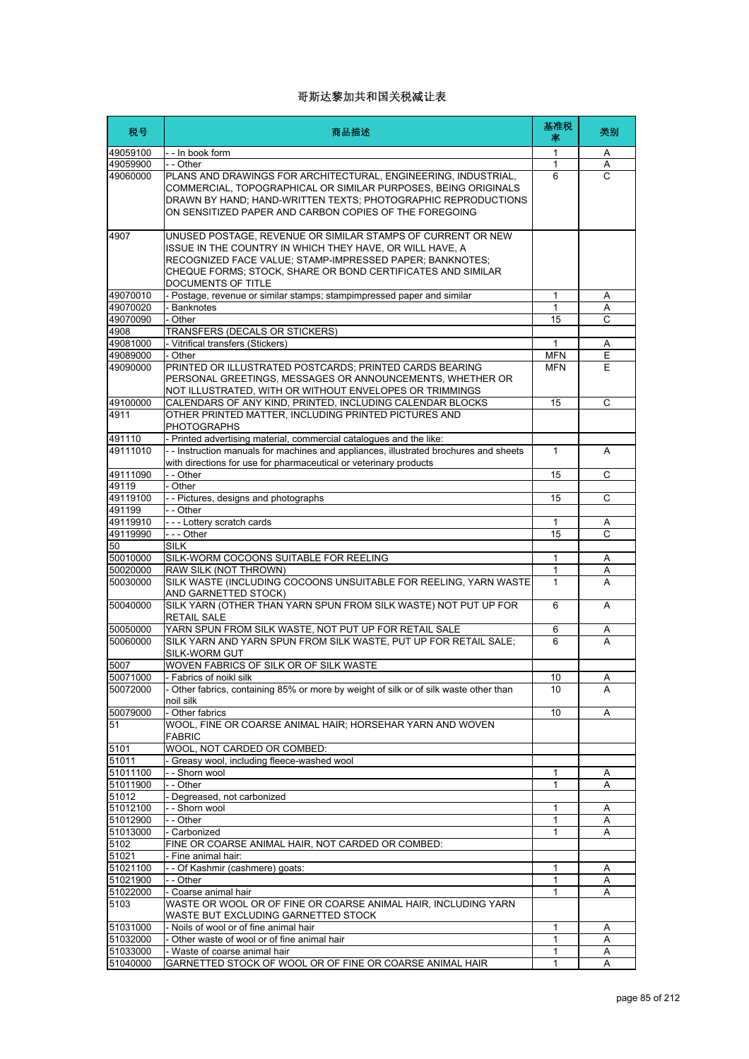# 哥斯达黎加共和国关税减让表

| 税号 | 商品描述 | 基准税率 | 类别 |
|---|---|---|---|
| 49059100 | - - In book form | 1 | A |
| 49059900 | - - Other | 1 | A |
| 49060000 | PLANS AND DRAWINGS FOR ARCHITECTURAL, ENGINEERING, INDUSTRIAL, COMMERCIAL, TOPOGRAPHICAL OR SIMILAR PURPOSES, BEING ORIGINALS DRAWN BY HAND; HAND-WRITTEN TEXTS; PHOTOGRAPHIC REPRODUCTIONS ON SENSITIZED PAPER AND CARBON COPIES OF THE FOREGOING | 6 | C |
| 4907 | UNUSED POSTAGE, REVENUE OR SIMILAR STAMPS OF CURRENT OR NEW ISSUE IN THE COUNTRY IN WHICH THEY HAVE, OR WILL HAVE, A RECOGNIZED FACE VALUE; STAMP-IMPRESSED PAPER; BANKNOTES; CHEQUE FORMS; STOCK, SHARE OR BOND CERTIFICATES AND SIMILAR DOCUMENTS OF TITLE | | |
| 49070010 | - Postage, revenue or similar stamps; stampimpressed paper and similar | 1 | A |
| 49070020 | - Banknotes | 1 | A |
| 49070090 | - Other | 15 | C |
| 4908 | TRANSFERS (DECALS OR STICKERS) | | |
| 49081000 | - Vitrifical transfers (Stickers) | 1 | A |
| 49089000 | - Other | MFN | E |
| 49090000 | PRINTED OR ILLUSTRATED POSTCARDS; PRINTED CARDS BEARING PERSONAL GREETINGS, MESSAGES OR ANNOUNCEMENTS, WHETHER OR NOT ILLUSTRATED, WITH OR WITHOUT ENVELOPES OR TRIMMINGS | MFN | E |
| 49100000 | CALENDARS OF ANY KIND, PRINTED, INCLUDING CALENDAR BLOCKS | 15 | C |
| 4911 | OTHER PRINTED MATTER, INCLUDING PRINTED PICTURES AND PHOTOGRAPHS | | |
| 491110 | - Printed advertising material, commercial catalogues and the like: | | |
| 49111010 | - - Instruction manuals for machines and appliances, illustrated brochures and sheets with directions for use for pharmaceutical or veterinary products | 1 | A |
| 49111090 | - - Other | 15 | C |
| 49119 | - Other | | |
| 49119100 | - - Pictures, designs and photographs | 15 | C |
| 491199 | - - Other | | |
| 49119910 | - - - Lottery scratch cards | 1 | A |
| 49119990 | - - - Other | 15 | C |
| 50 | SILK | | |
| 50010000 | SILK-WORM COCOONS SUITABLE FOR REELING | 1 | A |
| 50020000 | RAW SILK (NOT THROWN) | 1 | A |
| 50030000 | SILK WASTE (INCLUDING COCOONS UNSUITABLE FOR REELING, YARN WASTE AND GARNETTED STOCK) | 1 | A |
| 50040000 | SILK YARN (OTHER THAN YARN SPUN FROM SILK WASTE) NOT PUT UP FOR RETAIL SALE | 6 | A |
| 50050000 | YARN SPUN FROM SILK WASTE, NOT PUT UP FOR RETAIL SALE | 6 | A |
| 50060000 | SILK YARN AND YARN SPUN FROM SILK WASTE, PUT UP FOR RETAIL SALE; SILK-WORM GUT | 6 | A |
| 5007 | WOVEN FABRICS OF SILK OR OF SILK WASTE | | |
| 50071000 | - Fabrics of noikl silk | 10 | A |
| 50072000 | - Other fabrics, containing 85% or more by weight of silk or of silk waste other than noil silk | 10 | A |
| 50079000 | - Other fabrics | 10 | A |
| 51 | WOOL, FINE OR COARSE ANIMAL HAIR; HORSEHAR YARN AND WOVEN FABRIC | | |
| 5101 | WOOL, NOT CARDED OR COMBED: | | |
| 51011 | - Greasy wool, including fleece-washed wool | | |
| 51011100 | - - Shorn wool | 1 | A |
| 51011900 | - - Other | 1 | A |
| 51012 | - Degreased, not carbonized | | |
| 51012100 | - - Shorn wool | 1 | A |
| 51012900 | - - Other | 1 | A |
| 51013000 | - Carbonized | 1 | A |
| 5102 | FINE OR COARSE ANIMAL HAIR, NOT CARDED OR COMBED: | | |
| 51021 | - Fine animal hair: | | |
| 51021100 | - - Of Kashmir (cashmere) goats: | 1 | A |
| 51021900 | - - Other | 1 | A |
| 51022000 | - Coarse animal hair | 1 | A |
| 5103 | WASTE OR WOOL OR OF FINE OR COARSE ANIMAL HAIR, INCLUDING YARN WASTE BUT EXCLUDING GARNETTED STOCK | | |
| 51031000 | - Noils of wool or of fine animal hair | 1 | A |
| 51032000 | - Other waste of wool or of fine animal hair | 1 | A |
| 51033000 | - Waste of coarse animal hair | 1 | A |
| 51040000 | GARNETTED STOCK OF WOOL OR OF FINE OR COARSE ANIMAL HAIR | 1 | A |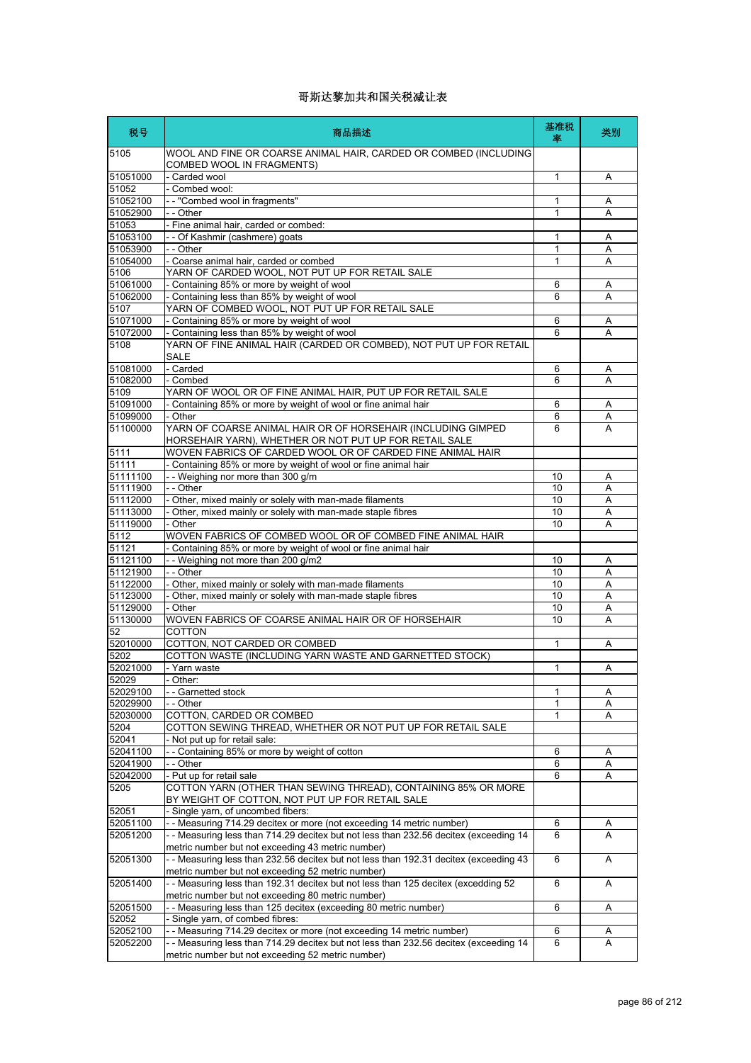# 哥斯达黎加共和国关税减让表

| 税号 | 商品描述 | 基准税率 | 类别 |
|---|---|---|---|
| 5105 | WOOL AND FINE OR COARSE ANIMAL HAIR, CARDED OR COMBED (INCLUDING COMBED WOOL IN FRAGMENTS) | | |
| 51051000 | - Carded wool | 1 | A |
| 51052 | - Combed wool: | | |
| 51052100 | - - "Combed wool in fragments" | 1 | A |
| 51052900 | - - Other | 1 | A |
| 51053 | - Fine animal hair, carded or combed: | | |
| 51053100 | - - Of Kashmir (cashmere) goats | 1 | A |
| 51053900 | - - Other | 1 | A |
| 51054000 | - Coarse animal hair, carded or combed | 1 | A |
| 5106 | YARN OF CARDED WOOL, NOT PUT UP FOR RETAIL SALE | | |
| 51061000 | - Containing 85% or more by weight of wool | 6 | A |
| 51062000 | - Containing less than 85% by weight of wool | 6 | A |
| 5107 | YARN OF COMBED WOOL, NOT PUT UP FOR RETAIL SALE | | |
| 51071000 | - Containing 85% or more by weight of wool | 6 | A |
| 51072000 | - Containing less than 85% by weight of wool | 6 | A |
| 5108 | YARN OF FINE ANIMAL HAIR (CARDED OR COMBED), NOT PUT UP FOR RETAIL SALE | | |
| 51081000 | - Carded | 6 | A |
| 51082000 | - Combed | 6 | A |
| 5109 | YARN OF WOOL OR OF FINE ANIMAL HAIR, PUT UP FOR RETAIL SALE | | |
| 51091000 | - Containing 85% or more by weight of wool or fine animal hair | 6 | A |
| 51099000 | - Other | 6 | A |
| 51100000 | YARN OF COARSE ANIMAL HAIR OR OF HORSEHAIR (INCLUDING GIMPED HORSEHAIR YARN), WHETHER OR NOT PUT UP FOR RETAIL SALE | 6 | A |
| 5111 | WOVEN FABRICS OF CARDED WOOL OR OF CARDED FINE ANIMAL HAIR | | |
| 51111 | - Containing 85% or more by weight of wool or fine animal hair | | |
| 51111100 | - - Weighing nor more than 300 g/m | 10 | A |
| 51111900 | - - Other | 10 | A |
| 51112000 | - Other, mixed mainly or solely with man-made filaments | 10 | A |
| 51113000 | - Other, mixed mainly or solely with man-made staple fibres | 10 | A |
| 51119000 | - Other | 10 | A |
| 5112 | WOVEN FABRICS OF COMBED WOOL OR OF COMBED FINE ANIMAL HAIR | | |
| 51121 | - Containing 85% or more by weight of wool or fine animal hair | | |
| 51121100 | - - Weighing not more than 200 g/m2 | 10 | A |
| 51121900 | - - Other | 10 | A |
| 51122000 | - Other, mixed mainly or solely with man-made filaments | 10 | A |
| 51123000 | - Other, mixed mainly or solely with man-made staple fibres | 10 | A |
| 51129000 | - Other | 10 | A |
| 51130000 | WOVEN FABRICS OF COARSE ANIMAL HAIR OR OF HORSEHAIR | 10 | A |
| 52 | COTTON | | |
| 52010000 | COTTON, NOT CARDED OR COMBED | 1 | A |
| 5202 | COTTON WASTE (INCLUDING YARN WASTE AND GARNETTED STOCK) | | |
| 52021000 | - Yarn waste | 1 | A |
| 52029 | - Other: | | |
| 52029100 | - - Garnetted stock | 1 | A |
| 52029900 | - - Other | 1 | A |
| 52030000 | COTTON, CARDED OR COMBED | 1 | A |
| 5204 | COTTON SEWING THREAD, WHETHER OR NOT PUT UP FOR RETAIL SALE | | |
| 52041 | - Not put up for retail sale: | | |
| 52041100 | - - Containing 85% or more by weight of cotton | 6 | A |
| 52041900 | - - Other | 6 | A |
| 52042000 | - Put up for retail sale | 6 | A |
| 5205 | COTTON YARN (OTHER THAN SEWING THREAD), CONTAINING 85% OR MORE BY WEIGHT OF COTTON, NOT PUT UP FOR RETAIL SALE | | |
| 52051 | - Single yarn, of uncombed fibers: | | |
| 52051100 | - - Measuring 714.29 decitex or more (not exceeding 14 metric number) | 6 | A |
| 52051200 | - - Measuring less than 714.29 decitex but not less than 232.56 decitex (exceeding 14 metric number but not exceeding 43 metric number) | 6 | A |
| 52051300 | - - Measuring less than 232.56 decitex but not less than 192.31 decitex (exceeding 43 metric number but not exceeding 52 metric number) | 6 | A |
| 52051400 | - - Measuring less than 192.31 decitex but not less than 125 decitex (excedding 52 metric number but not exceeding 80 metric number) | 6 | A |
| 52051500 | - - Measuring less than 125 decitex (exceeding 80 metric number) | 6 | A |
| 52052 | - Single yarn, of combed fibres: | | |
| 52052100 | - - Measuring 714.29 decitex or more (not exceeding 14 metric number) | 6 | A |
| 52052200 | - - Measuring less than 714.29 decitex but not less than 232.56 decitex (exceeding 14 metric number but not exceeding 52 metric number) | 6 | A |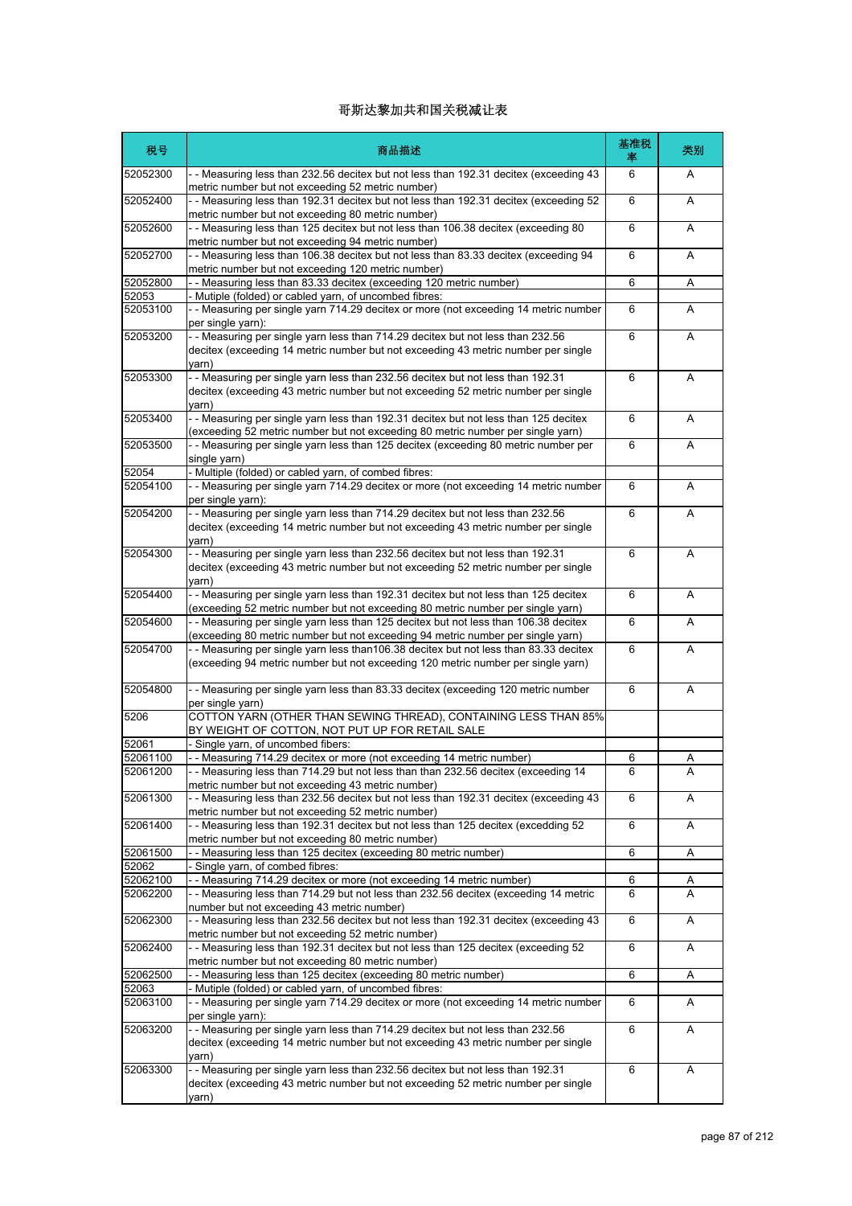# 哥斯达黎加共和国关税减让表

| 税号 | 商品描述 | 基准税率 | 类别 |
|---|---|---|---|
| 52052300 | - - Measuring less than 232.56 decitex but not less than 192.31 decitex (exceeding 43 metric number but not exceeding 52 metric number) | 6 | A |
| 52052400 | - - Measuring less than 192.31 decitex but not less than 192.31 decitex (exceeding 52 metric number but not exceeding 80 metric number) | 6 | A |
| 52052600 | - - Measuring less than 125 decitex but not less than 106.38 decitex (exceeding 80 metric number but not exceeding 94 metric number) | 6 | A |
| 52052700 | - - Measuring less than 106.38 decitex but not less than 83.33 decitex (exceeding 94 metric number but not exceeding 120 metric number) | 6 | A |
| 52052800 | - - Measuring less than 83.33 decitex (exceeding 120 metric number) | 6 | A |
| 52053 | - Mutiple (folded) or cabled yarn, of uncombed fibres: | | |
| 52053100 | - - Measuring per single yarn 714.29 decitex or more (not exceeding 14 metric number per single yarn): | 6 | A |
| 52053200 | - - Measuring per single yarn less than 714.29 decitex but not less than 232.56 decitex (exceeding 14 metric number but not exceeding 43 metric number per single yarn) | 6 | A |
| 52053300 | - - Measuring per single yarn less than 232.56 decitex but not less than 192.31 decitex (exceeding 43 metric number but not exceeding 52 metric number per single yarn) | 6 | A |
| 52053400 | - - Measuring per single yarn less than 192.31 decitex but not less than 125 decitex (exceeding 52 metric number but not exceeding 80 metric number per single yarn) | 6 | A |
| 52053500 | - - Measuring per single yarn less than 125 decitex (exceeding 80 metric number per single yarn) | 6 | A |
| 52054 | - Multiple (folded) or cabled yarn, of combed fibres: | | |
| 52054100 | - - Measuring per single yarn 714.29 decitex or more (not exceeding 14 metric number per single yarn): | 6 | A |
| 52054200 | - - Measuring per single yarn less than 714.29 decitex but not less than 232.56 decitex (exceeding 14 metric number but not exceeding 43 metric number per single yarn) | 6 | A |
| 52054300 | - - Measuring per single yarn less than 232.56 decitex but not less than 192.31 decitex (exceeding 43 metric number but not exceeding 52 metric number per single yarn) | 6 | A |
| 52054400 | - - Measuring per single yarn less than 192.31 decitex but not less than 125 decitex (exceeding 52 metric number but not exceeding 80 metric number per single yarn) | 6 | A |
| 52054600 | - - Measuring per single yarn less than 125 decitex but not less than 106.38 decitex (exceeding 80 metric number but not exceeding 94 metric number per single yarn) | 6 | A |
| 52054700 | - - Measuring per single yarn less than106.38 decitex but not less than 83.33 decitex (exceeding 94 metric number but not exceeding 120 metric number per single yarn) | 6 | A |
| 52054800 | - - Measuring per single yarn less than 83.33 decitex (exceeding 120 metric number per single yarn) | 6 | A |
| 5206 | COTTON YARN (OTHER THAN SEWING THREAD), CONTAINING LESS THAN 85% BY WEIGHT OF COTTON, NOT PUT UP FOR RETAIL SALE | | |
| 52061 | - Single yarn, of uncombed fibers: | | |
| 52061100 | - - Measuring 714.29 decitex or more (not exceeding 14 metric number) | 6 | A |
| 52061200 | - - Measuring less than 714.29 but not less than than 232.56 decitex (exceeding 14 metric number but not exceeding 43 metric number) | 6 | A |
| 52061300 | - - Measuring less than 232.56 decitex but not less than 192.31 decitex (exceeding 43 metric number but not exceeding 52 metric number) | 6 | A |
| 52061400 | - - Measuring less than 192.31 decitex but not less than 125 decitex (excedding 52 metric number but not exceeding 80 metric number) | 6 | A |
| 52061500 | - - Measuring less than 125 decitex (exceeding 80 metric number) | 6 | A |
| 52062 | - Single yarn, of combed fibres: | | |
| 52062100 | - - Measuring 714.29 decitex or more (not exceeding 14 metric number) | 6 | A |
| 52062200 | - - Measuring less than 714.29 but not less than 232.56 decitex (exceeding 14 metric number but not exceeding 43 metric number) | 6 | A |
| 52062300 | - - Measuring less than 232.56 decitex but not less than 192.31 decitex (exceeding 43 metric number but not exceeding 52 metric number) | 6 | A |
| 52062400 | - - Measuring less than 192.31 decitex but not less than 125 decitex (exceeding 52 metric number but not exceeding 80 metric number) | 6 | A |
| 52062500 | - - Measuring less than 125 decitex (exceeding 80 metric number) | 6 | A |
| 52063 | - Mutiple (folded) or cabled yarn, of uncombed fibres: | | |
| 52063100 | - - Measuring per single yarn 714.29 decitex or more (not exceeding 14 metric number per single yarn): | 6 | A |
| 52063200 | - - Measuring per single yarn less than 714.29 decitex but not less than 232.56 decitex (exceeding 14 metric number but not exceeding 43 metric number per single yarn) | 6 | A |
| 52063300 | - - Measuring per single yarn less than 232.56 decitex but not less than 192.31 decitex (exceeding 43 metric number but not exceeding 52 metric number per single yarn) | 6 | A |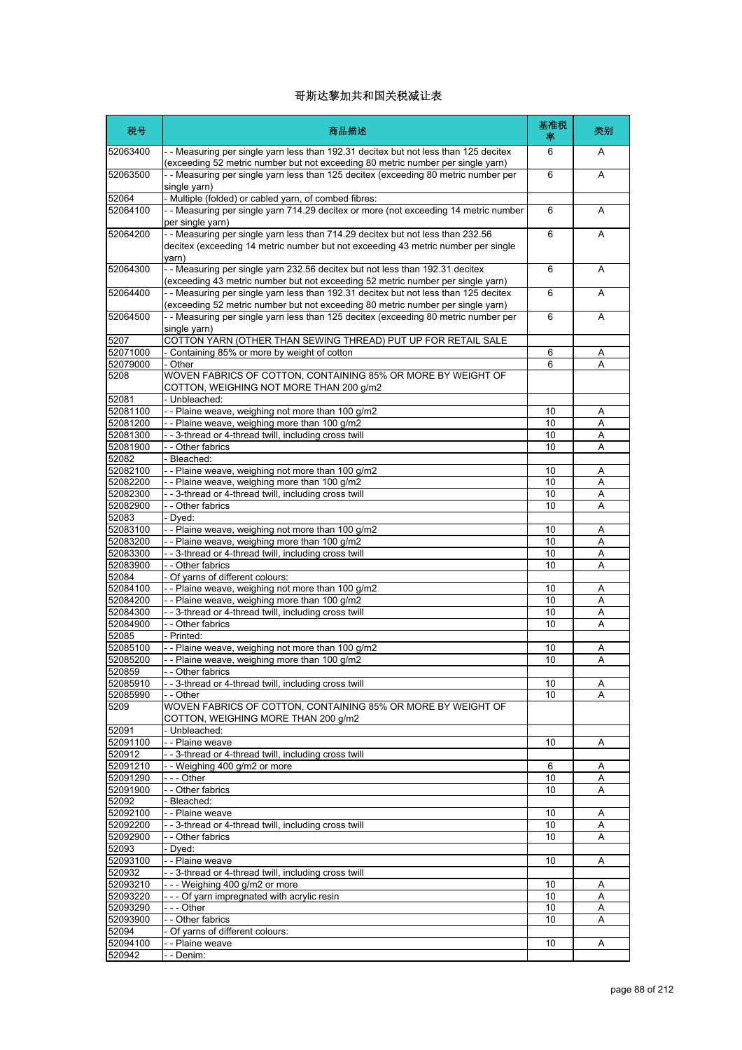# 哥斯达黎加共和国关税减让表

| 税号 | 商品描述 | 基准税率 | 类别 |
|---|---|---|---|
| 52063400 | - - Measuring per single yarn less than 192.31 decitex but not less than 125 decitex (exceeding 52 metric number but not exceeding 80 metric number per single yarn) | 6 | A |
| 52063500 | - - Measuring per single yarn less than 125 decitex (exceeding 80 metric number per single yarn) | 6 | A |
| 52064 | - Multiple (folded) or cabled yarn, of combed fibres: | | |
| 52064100 | - - Measuring per single yarn 714.29 decitex or more (not exceeding 14 metric number per single yarn) | 6 | A |
| 52064200 | - - Measuring per single yarn less than 714.29 decitex but not less than 232.56 decitex (exceeding 14 metric number but not exceeding 43 metric number per single yarn) | 6 | A |
| 52064300 | - - Measuring per single yarn 232.56 decitex but not less than 192.31 decitex (exceeding 43 metric number but not exceeding 52 metric number per single yarn) | 6 | A |
| 52064400 | - - Measuring per single yarn less than 192.31 decitex but not less than 125 decitex (exceeding 52 metric number but not exceeding 80 metric number per single yarn) | 6 | A |
| 52064500 | - - Measuring per single yarn less than 125 decitex (exceeding 80 metric number per single yarn) | 6 | A |
| 5207 | COTTON YARN (OTHER THAN SEWING THREAD) PUT UP FOR RETAIL SALE | | |
| 52071000 | - Containing 85% or more by weight of cotton | 6 | A |
| 52079000 | - Other | 6 | A |
| 5208 | WOVEN FABRICS OF COTTON, CONTAINING 85% OR MORE BY WEIGHT OF COTTON, WEIGHING NOT MORE THAN 200 g/m2 | | |
| 52081 | - Unbleached: | | |
| 52081100 | - - Plaine weave, weighing not more than 100 g/m2 | 10 | A |
| 52081200 | - - Plaine weave, weighing more than 100 g/m2 | 10 | A |
| 52081300 | - - 3-thread or 4-thread twill, including cross twill | 10 | A |
| 52081900 | - - Other fabrics | 10 | A |
| 52082 | - Bleached: | | |
| 52082100 | - - Plaine weave, weighing not more than 100 g/m2 | 10 | A |
| 52082200 | - - Plaine weave, weighing more than 100 g/m2 | 10 | A |
| 52082300 | - - 3-thread or 4-thread twill, including cross twill | 10 | A |
| 52082900 | - - Other fabrics | 10 | A |
| 52083 | - Dyed: | | |
| 52083100 | - - Plaine weave, weighing not more than 100 g/m2 | 10 | A |
| 52083200 | - - Plaine weave, weighing more than 100 g/m2 | 10 | A |
| 52083300 | - - 3-thread or 4-thread twill, including cross twill | 10 | A |
| 52083900 | - - Other fabrics | 10 | A |
| 52084 | - Of yarns of different colours: | | |
| 52084100 | - - Plaine weave, weighing not more than 100 g/m2 | 10 | A |
| 52084200 | - - Plaine weave, weighing more than 100 g/m2 | 10 | A |
| 52084300 | - - 3-thread or 4-thread twill, including cross twill | 10 | A |
| 52084900 | - - Other fabrics | 10 | A |
| 52085 | - Printed: | | |
| 52085100 | - - Plaine weave, weighing not more than 100 g/m2 | 10 | A |
| 52085200 | - - Plaine weave, weighing more than 100 g/m2 | 10 | A |
| 52085​9 | - - Other fabrics | | |
| 52085910 | - - 3-thread or 4-thread twill, including cross twill | 10 | A |
| 52085990 | - - Other | 10 | A |
| 5209 | WOVEN FABRICS OF COTTON, CONTAINING 85% OR MORE BY WEIGHT OF COTTON, WEIGHING MORE THAN 200 g/m2 | | |
| 52091 | - Unbleached: | | |
| 52091100 | - - Plaine weave | 10 | A |
| 520912 | - - 3-thread or 4-thread twill, including cross twill | | |
| 52091210 | - - Weighing 400 g/m2 or more | 6 | A |
| 52091290 | - - - Other | 10 | A |
| 52091900 | - - Other fabrics | 10 | A |
| 52092 | - Bleached: | | |
| 52092100 | - - Plaine weave | 10 | A |
| 52092200 | - - 3-thread or 4-thread twill, including cross twill | 10 | A |
| 52092900 | - - Other fabrics | 10 | A |
| 52093 | - Dyed: | | |
| 52093100 | - - Plaine weave | 10 | A |
| 520932 | - - 3-thread or 4-thread twill, including cross twill | | |
| 52093210 | - - - Weighing 400 g/m2 or more | 10 | A |
| 52093220 | - - - Of yarn impregnated with acrylic resin | 10 | A |
| 52093290 | - - - Other | 10 | A |
| 52093900 | - - Other fabrics | 10 | A |
| 52094 | - Of yarns of different colours: | | |
| 52094100 | - - Plaine weave | 10 | A |
| 520942 | - - Denim: | | |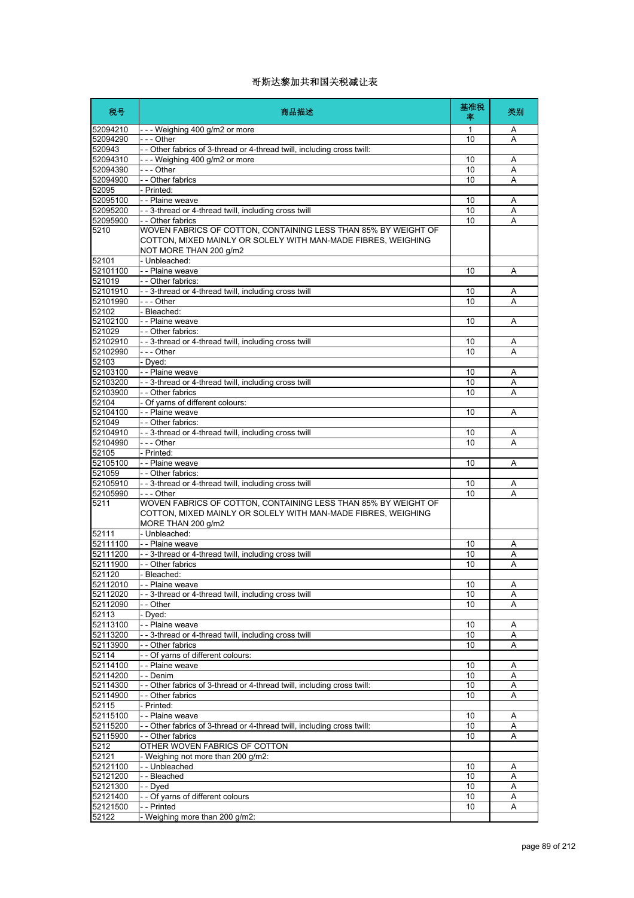# 哥斯达黎加共和国关税减让表

| 税号 | 商品描述 | 基准税率 | 类别 |
|---|---|---|---|
| 52094210 | - - - Weighing 400 g/m2 or more | 1 | A |
| 52094290 | - - - Other | 10 | A |
| 520943 | - - Other fabrics of 3-thread or 4-thread twill, including cross twill: | | |
| 52094310 | - - - Weighing 400 g/m2 or more | 10 | A |
| 52094390 | - - - Other | 10 | A |
| 52094900 | - - Other fabrics | 10 | A |
| 52095 | - Printed: | | |
| 52095100 | - - Plaine weave | 10 | A |
| 52095200 | - - 3-thread or 4-thread twill, including cross twill | 10 | A |
| 52095900 | - - Other fabrics | 10 | A |
| 5210 | WOVEN FABRICS OF COTTON, CONTAINING LESS THAN 85% BY WEIGHT OF COTTON, MIXED MAINLY OR SOLELY WITH MAN-MADE FIBRES, WEIGHING NOT MORE THAN 200 g/m2 | | |
| 52101 | - Unbleached: | | |
| 52101100 | - - Plaine weave | 10 | A |
| 521019 | - - Other fabrics: | | |
| 52101910 | - - 3-thread or 4-thread twill, including cross twill | 10 | A |
| 52101990 | - - - Other | 10 | A |
| 52102 | - Bleached: | | |
| 52102100 | - - Plaine weave | 10 | A |
| 521029 | - - Other fabrics: | | |
| 52102910 | - - 3-thread or 4-thread twill, including cross twill | 10 | A |
| 52102990 | - - - Other | 10 | A |
| 52103 | - Dyed: | | |
| 52103100 | - - Plaine weave | 10 | A |
| 52103200 | - - 3-thread or 4-thread twill, including cross twill | 10 | A |
| 52103900 | - - Other fabrics | 10 | A |
| 52104 | - Of yarns of different colours: | | |
| 52104100 | - - Plaine weave | 10 | A |
| 521049 | - - Other fabrics: | | |
| 52104910 | - - 3-thread or 4-thread twill, including cross twill | 10 | A |
| 52104990 | - - - Other | 10 | A |
| 52105 | - Printed: | | |
| 52105100 | - - Plaine weave | 10 | A |
| 521059 | - - Other fabrics: | | |
| 52105910 | - - 3-thread or 4-thread twill, including cross twill | 10 | A |
| 52105990 | - - - Other | 10 | A |
| 5211 | WOVEN FABRICS OF COTTON, CONTAINING LESS THAN 85% BY WEIGHT OF COTTON, MIXED MAINLY OR SOLELY WITH MAN-MADE FIBRES, WEIGHING MORE THAN 200 g/m2 | | |
| 52111 | - Unbleached: | | |
| 52111100 | - - Plaine weave | 10 | A |
| 52111200 | - - 3-thread or 4-thread twill, including cross twill | 10 | A |
| 52111900 | - - Other fabrics | 10 | A |
| 521120 | - Bleached: | | |
| 52112010 | - - Plaine weave | 10 | A |
| 52112020 | - - 3-thread or 4-thread twill, including cross twill | 10 | A |
| 52112090 | - - Other | 10 | A |
| 52113 | - Dyed: | | |
| 52113100 | - - Plaine weave | 10 | A |
| 52113200 | - - 3-thread or 4-thread twill, including cross twill | 10 | A |
| 52113900 | - - Other fabrics | 10 | A |
| 52114 | - - Of yarns of different colours: | | |
| 52114100 | - - Plaine weave | 10 | A |
| 52114200 | - - Denim | 10 | A |
| 52114300 | - - Other fabrics of 3-thread or 4-thread twill, including cross twill: | 10 | A |
| 52114900 | - - Other fabrics | 10 | A |
| 52115 | - Printed: | | |
| 52115100 | - - Plaine weave | 10 | A |
| 52115200 | - - Other fabrics of 3-thread or 4-thread twill, including cross twill: | 10 | A |
| 52115900 | - - Other fabrics | 10 | A |
| 5212 | OTHER WOVEN FABRICS OF COTTON | | |
| 52121 | - Weighing not more than 200 g/m2: | | |
| 52121100 | - - Unbleached | 10 | A |
| 52121200 | - - Bleached | 10 | A |
| 52121300 | - - Dyed | 10 | A |
| 52121400 | - - Of yarns of different colours | 10 | A |
| 52121500 | - - Printed | 10 | A |
| 52122 | - Weighing more than 200 g/m2: | | |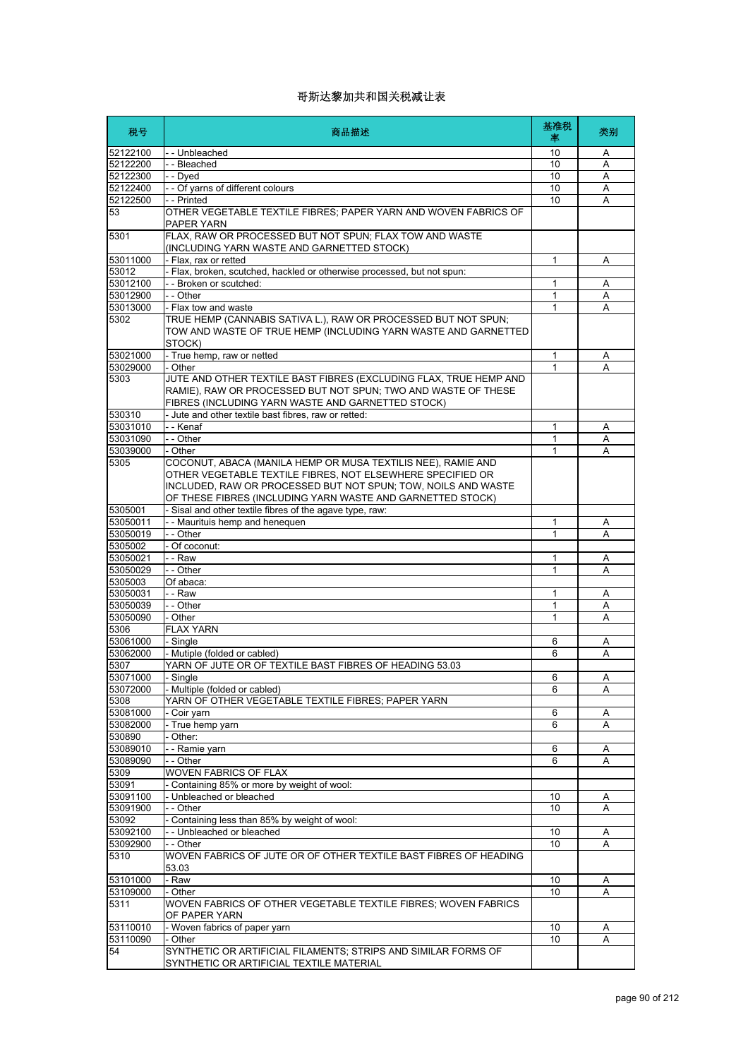# 哥斯达黎加共和国关税减让表

| 税号 | 商品描述 | 基准税率 | 类别 |
|---|---|---|---|
| 52122100 | - - Unbleached | 10 | A |
| 52122200 | - - Bleached | 10 | A |
| 52122300 | - - Dyed | 10 | A |
| 52122400 | - - Of yarns of different colours | 10 | A |
| 52122500 | - - Printed | 10 | A |
| 53 | OTHER VEGETABLE TEXTILE FIBRES; PAPER YARN AND WOVEN FABRICS OF PAPER YARN | | |
| 5301 | FLAX, RAW OR PROCESSED BUT NOT SPUN; FLAX TOW AND WASTE (INCLUDING YARN WASTE AND GARNETTED STOCK) | | |
| 53011000 | - Flax, rax or retted | 1 | A |
| 53012 | - Flax, broken, scutched, hackled or otherwise processed, but not spun: | | |
| 53012100 | - - Broken or scutched: | 1 | A |
| 53012900 | - - Other | 1 | A |
| 53013000 | - Flax tow and waste | 1 | A |
| 5302 | TRUE HEMP (CANNABIS SATIVA L.), RAW OR PROCESSED BUT NOT SPUN; TOW AND WASTE OF TRUE HEMP (INCLUDING YARN WASTE AND GARNETTED STOCK) | | |
| 53021000 | - True hemp, raw or netted | 1 | A |
| 53029000 | - Other | 1 | A |
| 5303 | JUTE AND OTHER TEXTILE BAST FIBRES (EXCLUDING FLAX, TRUE HEMP AND RAMIE), RAW OR PROCESSED BUT NOT SPUN; TWO AND WASTE OF THESE FIBRES (INCLUDING YARN WASTE AND GARNETTED STOCK) | | |
| 530310 | - Jute and other textile bast fibres, raw or retted: | | |
| 53031010 | - - Kenaf | 1 | A |
| 53031090 | - - Other | 1 | A |
| 53039000 | - Other | 1 | A |
| 5305 | COCONUT, ABACA (MANILA HEMP OR MUSA TEXTILIS NEE), RAMIE AND OTHER VEGETABLE TEXTILE FIBRES, NOT ELSEWHERE SPECIFIED OR INCLUDED, RAW OR PROCESSED BUT NOT SPUN; TOW, NOILS AND WASTE OF THESE FIBRES (INCLUDING YARN WASTE AND GARNETTED STOCK) | | |
| 5305001 | - Sisal and other textile fibres of the agave type, raw: | | |
| 53050011 | - - Mauritius hemp and henequen | 1 | A |
| 53050019 | - - Other | 1 | A |
| 5305002 | - Of coconut: | | |
| 53050021 | - - Raw | 1 | A |
| 53050029 | - - Other | 1 | A |
| 5305003 | Of abaca: | | |
| 53050031 | - - Raw | 1 | A |
| 53050039 | - - Other | 1 | A |
| 53050090 | - Other | 1 | A |
| 5306 | FLAX YARN | | |
| 53061000 | - Single | 6 | A |
| 53062000 | - Mutiple (folded or cabled) | 6 | A |
| 5307 | YARN OF JUTE OR OF TEXTILE BAST FIBRES OF HEADING 53.03 | | |
| 53071000 | - Single | 6 | A |
| 53072000 | - Multiple (folded or cabled) | 6 | A |
| 5308 | YARN OF OTHER VEGETABLE TEXTILE FIBRES; PAPER YARN | | |
| 53081000 | - Coir yarn | 6 | A |
| 53082000 | - True hemp yarn | 6 | A |
| 530890 | - Other: | | |
| 53089010 | - - Ramie yarn | 6 | A |
| 53089090 | - - Other | 6 | A |
| 5309 | WOVEN FABRICS OF FLAX | | |
| 53091 | - Containing 85% or more by weight of wool: | | |
| 53091100 | - Unbleached or bleached | 10 | A |
| 53091900 | - - Other | 10 | A |
| 53092 | - Containing less than 85% by weight of wool: | | |
| 53092100 | - - Unbleached or bleached | 10 | A |
| 53092900 | - - Other | 10 | A |
| 5310 | WOVEN FABRICS OF JUTE OR OF OTHER TEXTILE BAST FIBRES OF HEADING 53.03 | | |
| 53101000 | - Raw | 10 | A |
| 53109000 | - Other | 10 | A |
| 5311 | WOVEN FABRICS OF OTHER VEGETABLE TEXTILE FIBRES; WOVEN FABRICS OF PAPER YARN | | |
| 53110010 | - Woven fabrics of paper yarn | 10 | A |
| 53110090 | - Other | 10 | A |
| 54 | SYNTHETIC OR ARTIFICIAL FILAMENTS; STRIPS AND SIMILAR FORMS OF SYNTHETIC OR ARTIFICIAL TEXTILE MATERIAL | | |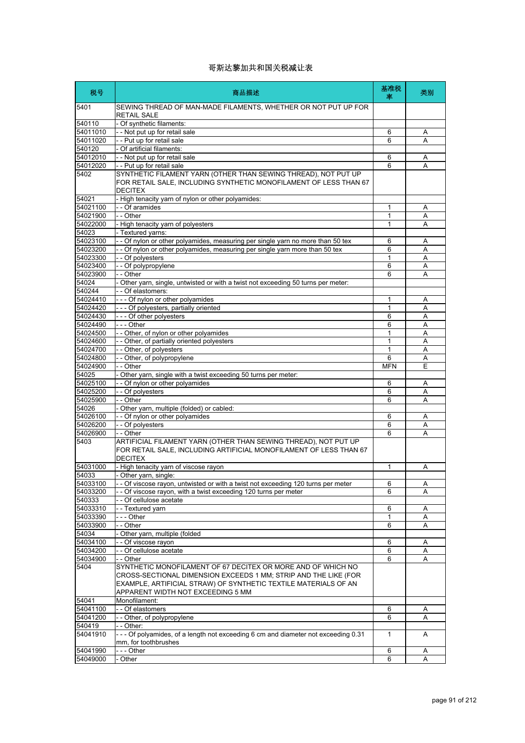# 哥斯达黎加共和国关税减让表

| 税号 | 商品描述 | 基准税率 | 类别 |
|---|---|---|---|
| 5401 | SEWING THREAD OF MAN-MADE FILAMENTS, WHETHER OR NOT PUT UP FOR RETAIL SALE | | |
| 540110 | - Of synthetic filaments: | | |
| 54011010 | - - Not put up for retail sale | 6 | A |
| 54011020 | - - Put up for retail sale | 6 | A |
| 540120 | - Of artificial filaments: | | |
| 54012010 | - - Not put up for retail sale | 6 | A |
| 54012020 | - - Put up for retail sale | 6 | A |
| 5402 | SYNTHETIC FILAMENT YARN (OTHER THAN SEWING THREAD), NOT PUT UP FOR RETAIL SALE, INCLUDING SYNTHETIC MONOFILAMENT OF LESS THAN 67 DECITEX | | |
| 54021 | - High tenacity yarn of nylon or other polyamides: | | |
| 54021100 | - - Of aramides | 1 | A |
| 54021900 | - - Other | 1 | A |
| 54022000 | - High tenacity yarn of polyesters | 1 | A |
| 54023 | - Textured yarns: | | |
| 54023100 | - - Of nylon or other polyamides, measuring per single yarn no more than 50 tex | 6 | A |
| 54023200 | - - Of nylon or other polyamides, measuring per single yarn more than 50 tex | 6 | A |
| 54023300 | - - Of polyesters | 1 | A |
| 54023400 | - - Of polypropylene | 6 | A |
| 54023900 | - - Other | 6 | A |
| 54024 | - Other yarn, single, untwisted or with a twist not exceeding 50 turns per meter: | | |
| 540244 | - - Of elastomers: | | |
| 54024410 | - - - Of nylon or other polyamides | 1 | A |
| 54024420 | - - - Of polyesters, partially oriented | 1 | A |
| 54024430 | - - - Of other polyesters | 6 | A |
| 54024490 | - - - Other | 6 | A |
| 54024500 | - - Other, of nylon or other polyamides | 1 | A |
| 54024600 | - - Other, of partially oriented polyesters | 1 | A |
| 54024700 | - - Other, of polyesters | 1 | A |
| 54024800 | - - Other, of polypropylene | 6 | A |
| 54024900 | - - Other | MFN | E |
| 54025 | - Other yarn, single with a twist exceeding 50 turns per meter: | | |
| 54025100 | - - Of nylon or other polyamides | 6 | A |
| 54025200 | - - Of polyesters | 6 | A |
| 54025900 | - - Other | 6 | A |
| 54026 | - Other yarn, multiple (folded) or cabled: | | |
| 54026100 | - - Of nylon or other polyamides | 6 | A |
| 54026200 | - - Of polyesters | 6 | A |
| 54026900 | - - Other | 6 | A |
| 5403 | ARTIFICIAL FILAMENT YARN (OTHER THAN SEWING THREAD), NOT PUT UP FOR RETAIL SALE, INCLUDING ARTIFICIAL MONOFILAMENT OF LESS THAN 67 DECITEX | | |
| 54031000 | - High tenacity yarn of viscose rayon | 1 | A |
| 54033 | - Other yarn, single: | | |
| 54033100 | - - Of viscose rayon, untwisted or with a twist not exceeding 120 turns per meter | 6 | A |
| 54033200 | - - Of viscose rayon, with a twist exceeding 120 turns per meter | 6 | A |
| 540333 | - - Of cellulose acetate | | |
| 54033310 | - - Textured yarn | 6 | A |
| 54033390 | - - - Other | 1 | A |
| 54033900 | - - Other | 6 | A |
| 54034 | - Other yarn, multiple (folded | | |
| 54034100 | - - Of viscose rayon | 6 | A |
| 54034200 | - - Of cellulose acetate | 6 | A |
| 54034900 | - - Other | 6 | A |
| 5404 | SYNTHETIC MONOFILAMENT OF 67 DECITEX OR MORE AND OF WHICH NO CROSS-SECTIONAL DIMENSION EXCEEDS 1 MM; STRIP AND THE LIKE (FOR EXAMPLE, ARTIFICIAL STRAW) OF SYNTHETIC TEXTILE MATERIALS OF AN APPARENT WIDTH NOT EXCEEDING 5 MM | | |
| 54041 | Monofilament: | | |
| 54041100 | - - Of elastomers | 6 | A |
| 54041200 | - - Other, of polypropylene | 6 | A |
| 540419 | - - Other: | | |
| 54041910 | - - - Of polyamides, of a length not exceeding 6 cm and diameter not exceeding 0.31 mm, for toothbrushes | 1 | A |
| 54041990 | - - - Other | 6 | A |
| 54049000 | - Other | 6 | A |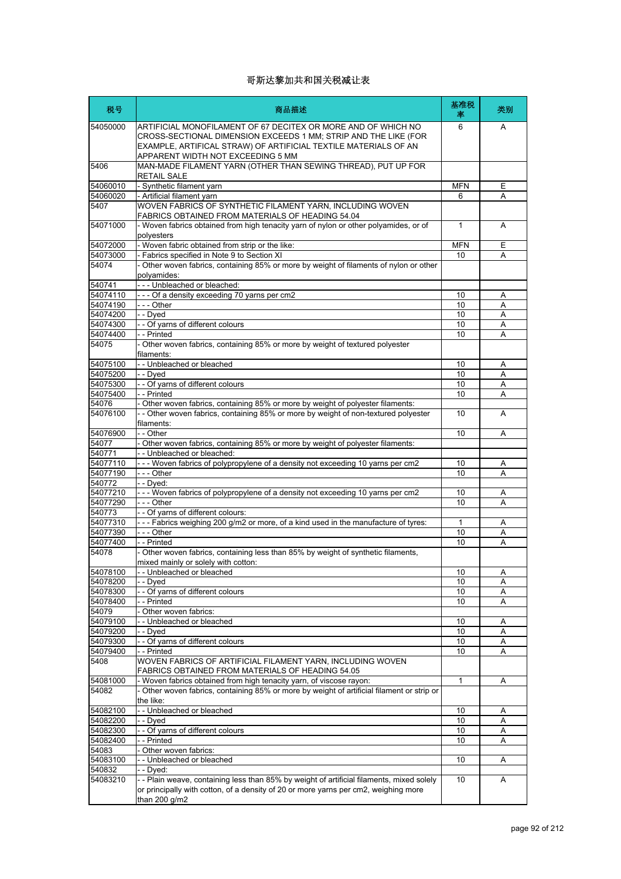# 哥斯达黎加共和国关税减让表

| 税号 | 商品描述 | 基准税率 | 类别 |
|---|---|---|---|
| 54050000 | ARTIFICIAL MONOFILAMENT OF 67 DECITEX OR MORE AND OF WHICH NO CROSS-SECTIONAL DIMENSION EXCEEDS 1 MM; STRIP AND THE LIKE (FOR EXAMPLE, ARTIFICAL STRAW) OF ARTIFICIAL TEXTILE MATERIALS OF AN APPARENT WIDTH NOT EXCEEDING 5 MM | 6 | A |
| 5406 | MAN-MADE FILAMENT YARN (OTHER THAN SEWING THREAD), PUT UP FOR RETAIL SALE | | |
| 54060010 | - Synthetic filament yarn | MFN | E |
| 54060020 | - Artificial filament yarn | 6 | A |
| 5407 | WOVEN FABRICS OF SYNTHETIC FILAMENT YARN, INCLUDING WOVEN FABRICS OBTAINED FROM MATERIALS OF HEADING 54.04 | | |
| 54071000 | - Woven fabrics obtained from high tenacity yarn of nylon or other polyamides, or of polyesters | 1 | A |
| 54072000 | - Woven fabric obtained from strip or the like: | MFN | E |
| 54073000 | - Fabrics specified in Note 9 to Section XI | 10 | A |
| 54074 | - Other woven fabrics, containing 85% or more by weight of filaments of nylon or other polyamides: | | |
| 540741 | - - - Unbleached or bleached: | | |
| 54074110 | - - - Of a density exceeding 70 yarns per cm2 | 10 | A |
| 54074190 | - - - Other | 10 | A |
| 54074200 | - - Dyed | 10 | A |
| 54074300 | - - Of yarns of different colours | 10 | A |
| 54074400 | - - Printed | 10 | A |
| 54075 | - Other woven fabrics, containing 85% or more by weight of textured polyester filaments: | | |
| 54075100 | - - Unbleached or bleached | 10 | A |
| 54075200 | - - Dyed | 10 | A |
| 54075300 | - - Of yarns of different colours | 10 | A |
| 54075400 | - - Printed | 10 | A |
| 54076 | - Other woven fabrics, containing 85% or more by weight of polyester filaments: | | |
| 54076100 | - - Other woven fabrics, containing 85% or more by weight of non-textured polyester filaments: | 10 | A |
| 54076900 | - - Other | 10 | A |
| 54077 | - Other woven fabrics, containing 85% or more by weight of polyester filaments: | | |
| 540771 | - - Unbleached or bleached: | | |
| 54077110 | - - - Woven fabrics of polypropylene of a density not exceeding 10 yarns per cm2 | 10 | A |
| 54077190 | - - - Other | 10 | A |
| 540772 | - - Dyed: | | |
| 54077210 | - - - Woven fabrics of polypropylene of a density not exceeding 10 yarns per cm2 | 10 | A |
| 54077290 | - - - Other | 10 | A |
| 540773 | - - Of yarns of different colours: | | |
| 54077310 | - - - Fabrics weighing 200 g/m2 or more, of a kind used in the manufacture of tyres: | 1 | A |
| 54077390 | - - - Other | 10 | A |
| 54077400 | - - Printed | 10 | A |
| 54078 | - Other woven fabrics, containing less than 85% by weight of synthetic filaments, mixed mainly or solely with cotton: | | |
| 54078100 | - - Unbleached or bleached | 10 | A |
| 54078200 | - - Dyed | 10 | A |
| 54078300 | - - Of yarns of different colours | 10 | A |
| 54078400 | - - Printed | 10 | A |
| 54079 | - Other woven fabrics: | | |
| 54079100 | - - Unbleached or bleached | 10 | A |
| 54079200 | - - Dyed | 10 | A |
| 54079300 | - - Of yarns of different colours | 10 | A |
| 54079400 | - - Printed | 10 | A |
| 5408 | WOVEN FABRICS OF ARTIFICIAL FILAMENT YARN, INCLUDING WOVEN FABRICS OBTAINED FROM MATERIALS OF HEADING 54.05 | | |
| 54081000 | - Woven fabrics obtained from high tenacity yarn, of viscose rayon: | 1 | A |
| 54082 | - Other woven fabrics, containing 85% or more by weight of artificial filament or strip or the like: | | |
| 54082100 | - - Unbleached or bleached | 10 | A |
| 54082200 | - - Dyed | 10 | A |
| 54082300 | - - Of yarns of different colours | 10 | A |
| 54082400 | - - Printed | 10 | A |
| 54083 | - Other woven fabrics: | | |
| 54083100 | - - Unbleached or bleached | 10 | A |
| 540832 | - - Dyed: | | |
| 54083210 | - - Plain weave, containing less than 85% by weight of artificial filaments, mixed solely or principally with cotton, of a density of 20 or more yarns per cm2, weighing more than 200 g/m2 | 10 | A |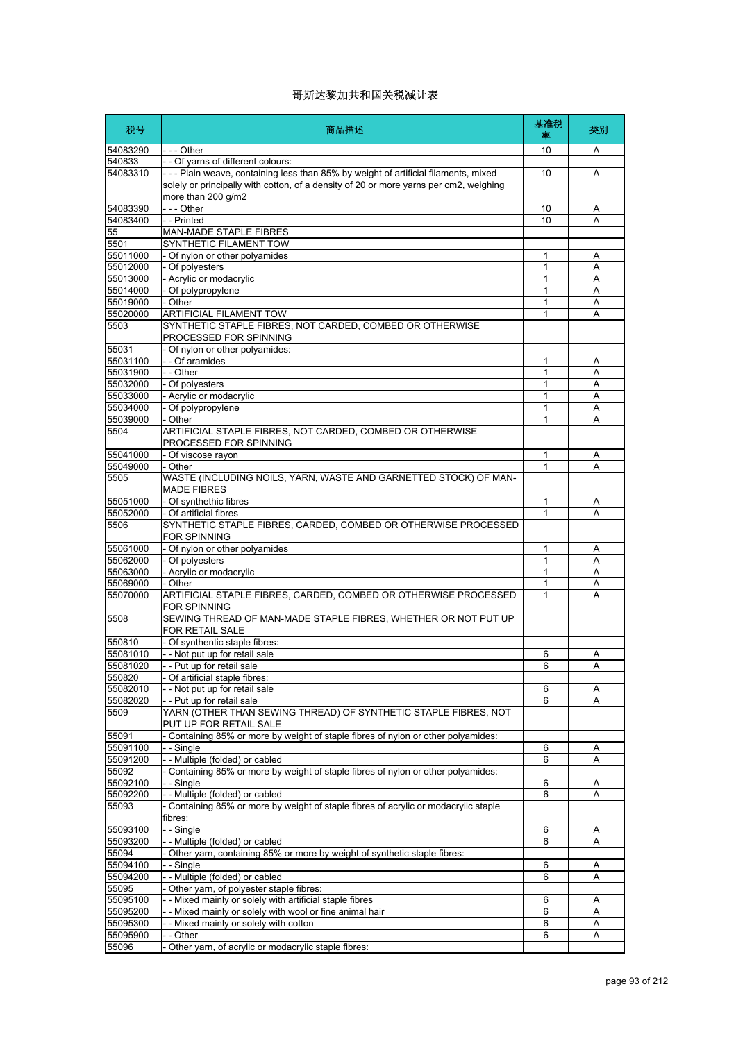# 哥斯达黎加共和国关税减让表

| 税号 | 商品描述 | 基准税率 | 类别 |
|---|---|---|---|
| 54083290 | - - - Other | 10 | A |
| 540833 | - - Of yarns of different colours: | | |
| 54083310 | - - - Plain weave, containing less than 85% by weight of artificial filaments, mixed solely or principally with cotton, of a density of 20 or more yarns per cm2, weighing more than 200 g/m2 | 10 | A |
| 54083390 | - - - Other | 10 | A |
| 54083400 | - - Printed | 10 | A |
| 55 | MAN-MADE STAPLE FIBRES | | |
| 5501 | SYNTHETIC FILAMENT TOW | | |
| 55011000 | - Of nylon or other polyamides | 1 | A |
| 55012000 | - Of polyesters | 1 | A |
| 55013000 | - Acrylic or modacrylic | 1 | A |
| 55014000 | - Of polypropylene | 1 | A |
| 55019000 | - Other | 1 | A |
| 55020000 | ARTIFICIAL FILAMENT TOW | 1 | A |
| 5503 | SYNTHETIC STAPLE FIBRES, NOT CARDED, COMBED OR OTHERWISE PROCESSED FOR SPINNING | | |
| 55031 | - Of nylon or other polyamides: | | |
| 55031100 | - - Of aramides | 1 | A |
| 55031900 | - - Other | 1 | A |
| 55032000 | - Of polyesters | 1 | A |
| 55033000 | - Acrylic or modacrylic | 1 | A |
| 55034000 | - Of polypropylene | 1 | A |
| 55039000 | - Other | 1 | A |
| 5504 | ARTIFICIAL STAPLE FIBRES, NOT CARDED, COMBED OR OTHERWISE PROCESSED FOR SPINNING | | |
| 55041000 | - Of viscose rayon | 1 | A |
| 55049000 | - Other | 1 | A |
| 5505 | WASTE (INCLUDING NOILS, YARN, WASTE AND GARNETTED STOCK) OF MAN-MADE FIBRES | | |
| 55051000 | - Of synthethic fibres | 1 | A |
| 55052000 | - Of artificial fibres | 1 | A |
| 5506 | SYNTHETIC STAPLE FIBRES, CARDED, COMBED OR OTHERWISE PROCESSED FOR SPINNING | | |
| 55061000 | - Of nylon or other polyamides | 1 | A |
| 55062000 | - Of polyesters | 1 | A |
| 55063000 | - Acrylic or modacrylic | 1 | A |
| 55069000 | - Other | 1 | A |
| 55070000 | ARTIFICIAL STAPLE FIBRES, CARDED, COMBED OR OTHERWISE PROCESSED FOR SPINNING | 1 | A |
| 5508 | SEWING THREAD OF MAN-MADE STAPLE FIBRES, WHETHER OR NOT PUT UP FOR RETAIL SALE | | |
| 550810 | - Of synthentic staple fibres: | | |
| 55081010 | - - Not put up for retail sale | 6 | A |
| 55081020 | - - Put up for retail sale | 6 | A |
| 550820 | - Of artificial staple fibres: | | |
| 55082010 | - - Not put up for retail sale | 6 | A |
| 55082020 | - - Put up for retail sale | 6 | A |
| 5509 | YARN (OTHER THAN SEWING THREAD) OF SYNTHETIC STAPLE FIBRES, NOT PUT UP FOR RETAIL SALE | | |
| 55091 | - Containing 85% or more by weight of staple fibres of nylon or other polyamides: | | |
| 55091100 | - - Single | 6 | A |
| 55091200 | - - Multiple (folded) or cabled | 6 | A |
| 55092 | - Containing 85% or more by weight of staple fibres of nylon or other polyamides: | | |
| 55092100 | - - Single | 6 | A |
| 55092200 | - - Multiple (folded) or cabled | 6 | A |
| 55093 | - Containing 85% or more by weight of staple fibres of acrylic or modacrylic staple fibres: | | |
| 55093100 | - - Single | 6 | A |
| 55093200 | - - Multiple (folded) or cabled | 6 | A |
| 55094 | - Other yarn, containing 85% or more by weight of synthetic staple fibres: | | |
| 55094100 | - - Single | 6 | A |
| 55094200 | - - Multiple (folded) or cabled | 6 | A |
| 55095 | - Other yarn, of polyester staple fibres: | | |
| 55095100 | - - Mixed mainly or solely with artificial staple fibres | 6 | A |
| 55095200 | - - Mixed mainly or solely with wool or fine animal hair | 6 | A |
| 55095300 | - - Mixed mainly or solely with cotton | 6 | A |
| 55095900 | - - Other | 6 | A |
| 55096 | - Other yarn, of acrylic or modacrylic staple fibres: | | |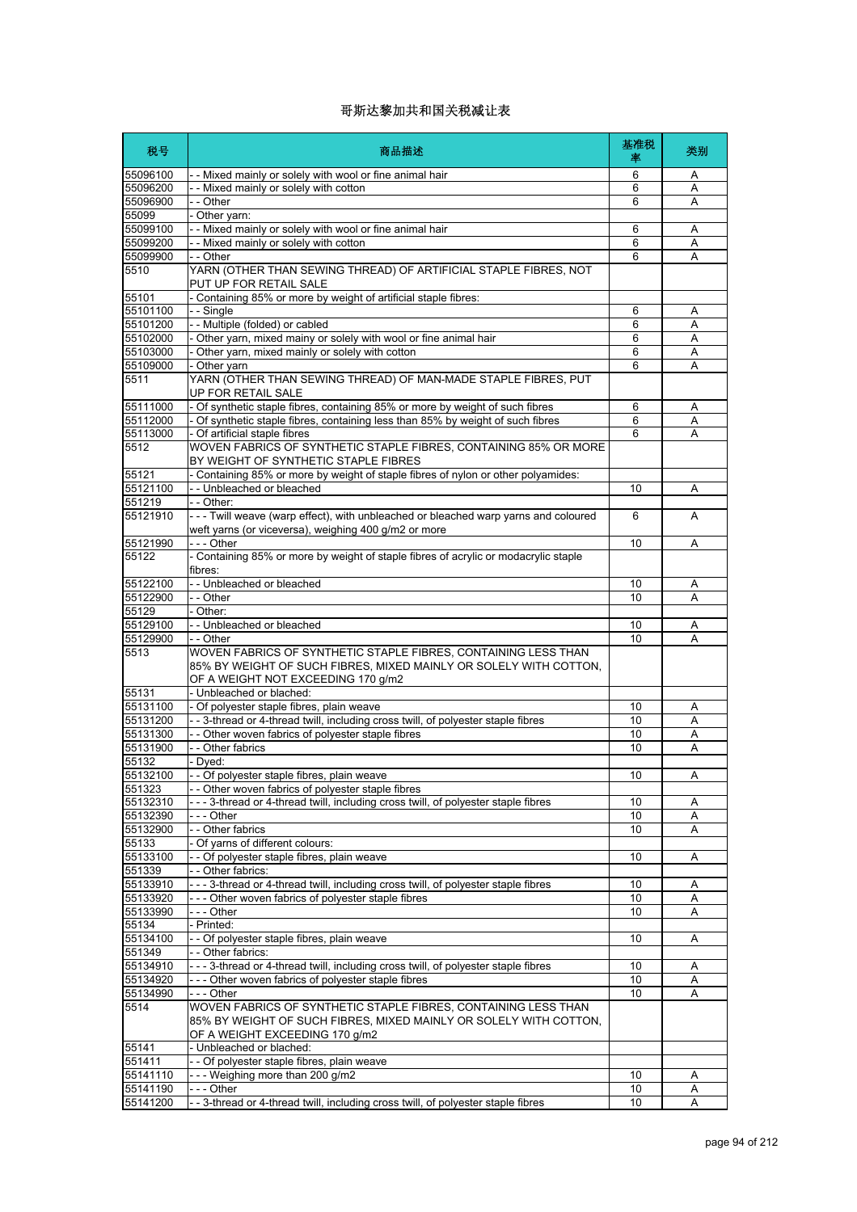# 哥斯达黎加共和国关税减让表

| 税号 | 商品描述 | 基准税率 | 类别 |
|---|---|---|---|
| 55096100 | - - Mixed mainly or solely with wool or fine animal hair | 6 | A |
| 55096200 | - - Mixed mainly or solely with cotton | 6 | A |
| 55096900 | - - Other | 6 | A |
| 55099 | - Other yarn: | | |
| 55099100 | - - Mixed mainly or solely with wool or fine animal hair | 6 | A |
| 55099200 | - - Mixed mainly or solely with cotton | 6 | A |
| 55099900 | - - Other | 6 | A |
| 5510 | YARN (OTHER THAN SEWING THREAD) OF ARTIFICIAL STAPLE FIBRES, NOT PUT UP FOR RETAIL SALE | | |
| 55101 | - Containing 85% or more by weight of artificial staple fibres: | | |
| 55101100 | - - Single | 6 | A |
| 55101200 | - - Multiple (folded) or cabled | 6 | A |
| 55102000 | - Other yarn, mixed mainy or solely with wool or fine animal hair | 6 | A |
| 55103000 | - Other yarn, mixed mainly or solely with cotton | 6 | A |
| 55109000 | - Other yarn | 6 | A |
| 5511 | YARN (OTHER THAN SEWING THREAD) OF MAN-MADE STAPLE FIBRES, PUT UP FOR RETAIL SALE | | |
| 55111000 | - Of synthetic staple fibres, containing 85% or more by weight of such fibres | 6 | A |
| 55112000 | - Of synthetic staple fibres, containing less than 85% by weight of such fibres | 6 | A |
| 55113000 | - Of artificial staple fibres | 6 | A |
| 5512 | WOVEN FABRICS OF SYNTHETIC STAPLE FIBRES, CONTAINING 85% OR MORE BY WEIGHT OF SYNTHETIC STAPLE FIBRES | | |
| 55121 | - Containing 85% or more by weight of staple fibres of nylon or other polyamides: | | |
| 55121100 | - - Unbleached or bleached | 10 | A |
| 551219 | - - Other: | | |
| 55121910 | - - - Twill weave (warp effect), with unbleached or bleached warp yarns and coloured weft yarns (or viceversa), weighing 400 g/m2 or more | 6 | A |
| 55121990 | - - - Other | 10 | A |
| 55122 | - Containing 85% or more by weight of staple fibres of acrylic or modacrylic staple fibres: | | |
| 55122100 | - - Unbleached or bleached | 10 | A |
| 55122900 | - - Other | 10 | A |
| 55129 | - Other: | | |
| 55129100 | - - Unbleached or bleached | 10 | A |
| 55129900 | - - Other | 10 | A |
| 5513 | WOVEN FABRICS OF SYNTHETIC STAPLE FIBRES, CONTAINING LESS THAN 85% BY WEIGHT OF SUCH FIBRES, MIXED MAINLY OR SOLELY WITH COTTON, OF A WEIGHT NOT EXCEEDING 170 g/m2 | | |
| 55131 | - Unbleached or blached: | | |
| 55131100 | - Of polyester staple fibres, plain weave | 10 | A |
| 55131200 | - - 3-thread or 4-thread twill, including cross twill, of polyester staple fibres | 10 | A |
| 55131300 | - - Other woven fabrics of polyester staple fibres | 10 | A |
| 55131900 | - - Other fabrics | 10 | A |
| 55132 | - Dyed: | | |
| 55132100 | - - Of polyester staple fibres, plain weave | 10 | A |
| 551323 | - - Other woven fabrics of polyester staple fibres | | |
| 55132310 | - - - 3-thread or 4-thread twill, including cross twill, of polyester staple fibres | 10 | A |
| 55132390 | - - - Other | 10 | A |
| 55132900 | - - Other fabrics | 10 | A |
| 55133 | - Of yarns of different colours: | | |
| 55133100 | - - Of polyester staple fibres, plain weave | 10 | A |
| 551339 | - - Other fabrics: | | |
| 55133910 | - - - 3-thread or 4-thread twill, including cross twill, of polyester staple fibres | 10 | A |
| 55133920 | - - - Other woven fabrics of polyester staple fibres | 10 | A |
| 55133990 | - - - Other | 10 | A |
| 55134 | - Printed: | | |
| 55134100 | - - Of polyester staple fibres, plain weave | 10 | A |
| 551349 | - - Other fabrics: | | |
| 55134910 | - - - 3-thread or 4-thread twill, including cross twill, of polyester staple fibres | 10 | A |
| 55134920 | - - - Other woven fabrics of polyester staple fibres | 10 | A |
| 55134990 | - - - Other | 10 | A |
| 5514 | WOVEN FABRICS OF SYNTHETIC STAPLE FIBRES, CONTAINING LESS THAN 85% BY WEIGHT OF SUCH FIBRES, MIXED MAINLY OR SOLELY WITH COTTON, OF A WEIGHT EXCEEDING 170 g/m2 | | |
| 55141 | - Unbleached or blached: | | |
| 551411 | - - Of polyester staple fibres, plain weave | | |
| 55141110 | - - - Weighing more than 200 g/m2 | 10 | A |
| 55141190 | - - - Other | 10 | A |
| 55141200 | - - 3-thread or 4-thread twill, including cross twill, of polyester staple fibres | 10 | A |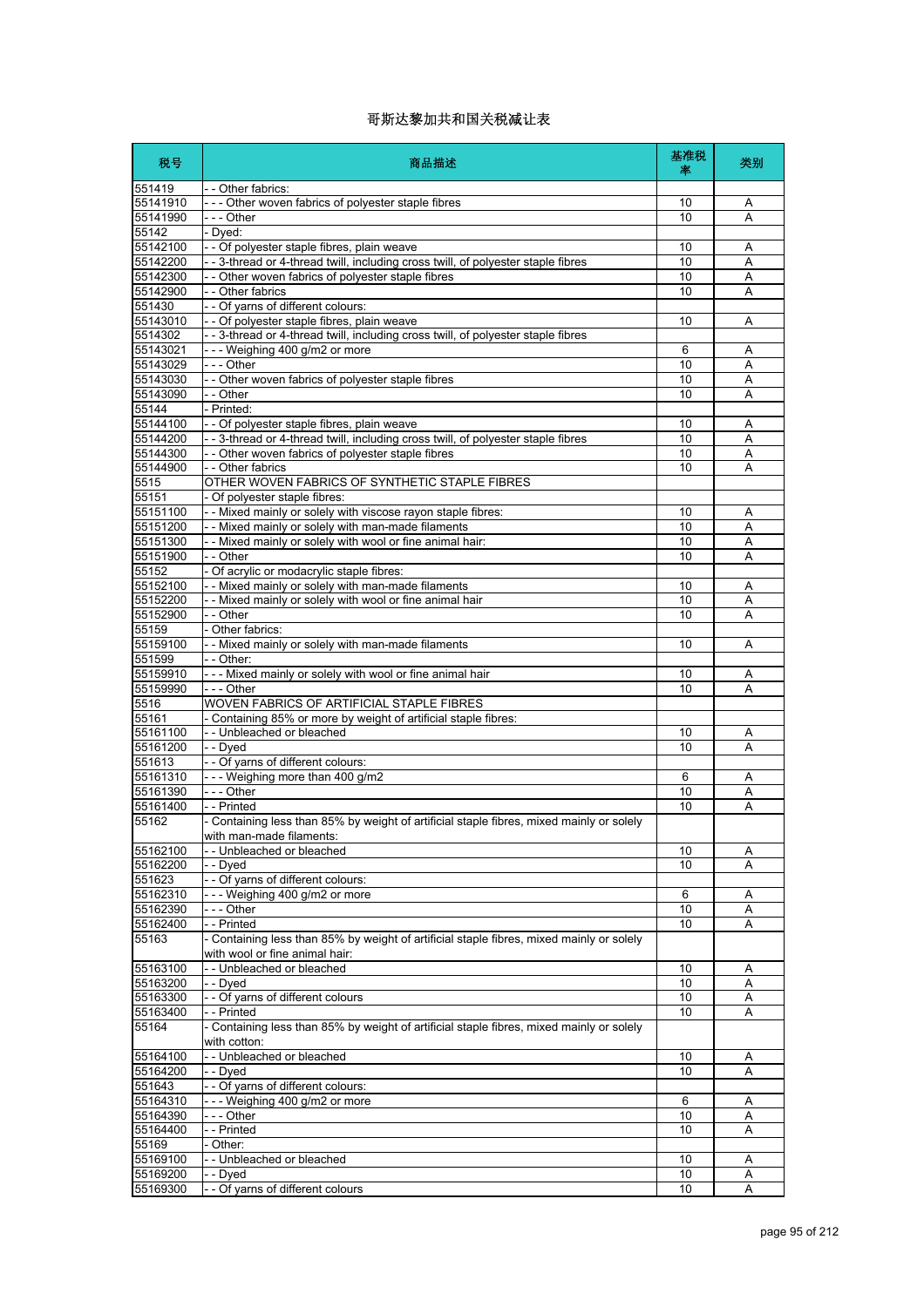# 哥斯达黎加共和国关税减让表

| 税号 | 商品描述 | 基准税率 | 类别 |
|---|---|---|---|
| 551419 | - - Other fabrics: | | |
| 55141910 | - - - Other woven fabrics of polyester staple fibres | 10 | A |
| 55141990 | - - - Other | 10 | A |
| 55142 | - Dyed: | | |
| 55142100 | - - Of polyester staple fibres, plain weave | 10 | A |
| 55142200 | - - 3-thread or 4-thread twill, including cross twill, of polyester staple fibres | 10 | A |
| 55142300 | - - Other woven fabrics of polyester staple fibres | 10 | A |
| 55142900 | - - Other fabrics | 10 | A |
| 551430 | - - Of yarns of different colours: | | |
| 55143010 | - - Of polyester staple fibres, plain weave | 10 | A |
| 5514302 | - - 3-thread or 4-thread twill, including cross twill, of polyester staple fibres | | |
| 55143021 | - - - Weighing 400 g/m2 or more | 6 | A |
| 55143029 | - - - Other | 10 | A |
| 55143030 | - - Other woven fabrics of polyester staple fibres | 10 | A |
| 55143090 | - - Other | 10 | A |
| 55144 | - Printed: | | |
| 55144100 | - - Of polyester staple fibres, plain weave | 10 | A |
| 55144200 | - - 3-thread or 4-thread twill, including cross twill, of polyester staple fibres | 10 | A |
| 55144300 | - - Other woven fabrics of polyester staple fibres | 10 | A |
| 55144900 | - - Other fabrics | 10 | A |
| 5515 | OTHER WOVEN FABRICS OF SYNTHETIC STAPLE FIBRES | | |
| 55151 | - Of polyester staple fibres: | | |
| 55151100 | - - Mixed mainly or solely with viscose rayon staple fibres: | 10 | A |
| 55151200 | - - Mixed mainly or solely with man-made filaments | 10 | A |
| 55151300 | - - Mixed mainly or solely with wool or fine animal hair: | 10 | A |
| 55151900 | - - Other | 10 | A |
| 55152 | - Of acrylic or modacrylic staple fibres: | | |
| 55152100 | - - Mixed mainly or solely with man-made filaments | 10 | A |
| 55152200 | - - Mixed mainly or solely with wool or fine animal hair | 10 | A |
| 55152900 | - - Other | 10 | A |
| 55159 | - Other fabrics: | | |
| 55159100 | - - Mixed mainly or solely with man-made filaments | 10 | A |
| 551599 | - - Other: | | |
| 55159910 | - - - Mixed mainly or solely with wool or fine animal hair | 10 | A |
| 55159990 | - - - Other | 10 | A |
| 5516 | WOVEN FABRICS OF ARTIFICIAL STAPLE FIBRES | | |
| 55161 | - Containing 85% or more by weight of artificial staple fibres: | | |
| 55161100 | - - Unbleached or bleached | 10 | A |
| 55161200 | - - Dyed | 10 | A |
| 551613 | - - Of yarns of different colours: | | |
| 55161310 | - - - Weighing more than 400 g/m2 | 6 | A |
| 55161390 | - - - Other | 10 | A |
| 55161400 | - - Printed | 10 | A |
| 55162 | - Containing less than 85% by weight of artificial staple fibres, mixed mainly or solely with man-made filaments: | | |
| 55162100 | - - Unbleached or bleached | 10 | A |
| 55162200 | - - Dyed | 10 | A |
| 551623 | - - Of yarns of different colours: | | |
| 55162310 | - - - Weighing 400 g/m2 or more | 6 | A |
| 55162390 | - - - Other | 10 | A |
| 55162400 | - - Printed | 10 | A |
| 55163 | - Containing less than 85% by weight of artificial staple fibres, mixed mainly or solely with wool or fine animal hair: | | |
| 55163100 | - - Unbleached or bleached | 10 | A |
| 55163200 | - - Dyed | 10 | A |
| 55163300 | - - Of yarns of different colours | 10 | A |
| 55163400 | - - Printed | 10 | A |
| 55164 | - Containing less than 85% by weight of artificial staple fibres, mixed mainly or solely with cotton: | | |
| 55164100 | - - Unbleached or bleached | 10 | A |
| 55164200 | - - Dyed | 10 | A |
| 551643 | - - Of yarns of different colours: | | |
| 55164310 | - - - Weighing 400 g/m2 or more | 6 | A |
| 55164390 | - - - Other | 10 | A |
| 55164400 | - - Printed | 10 | A |
| 55169 | - Other: | | |
| 55169100 | - - Unbleached or bleached | 10 | A |
| 55169200 | - - Dyed | 10 | A |
| 55169300 | - - Of yarns of different colours | 10 | A |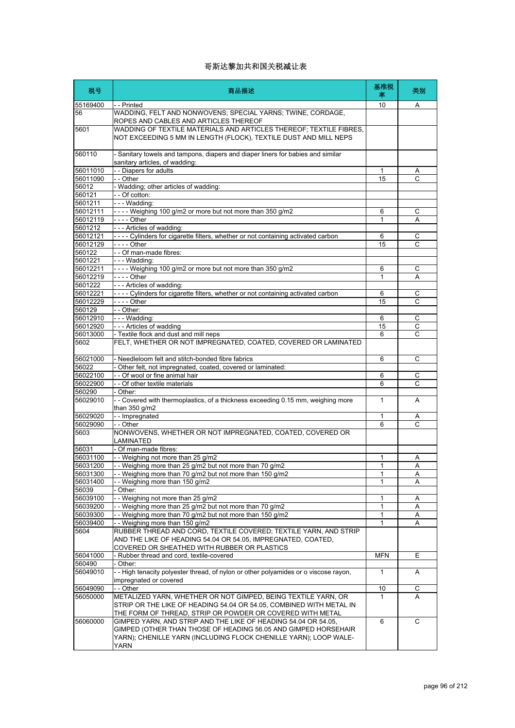# 哥斯达黎加共和国关税减让表

| 税号 | 商品描述 | 基准税率 | 类别 |
|---|---|---|---|
| 55169400 | - - Printed | 10 | A |
| 56 | WADDING, FELT AND NONWOVENS; SPECIAL YARNS; TWINE, CORDAGE, ROPES AND CABLES AND ARTICLES THEREOF | | |
| 5601 | WADDING OF TEXTILE MATERIALS AND ARTICLES THEREOF; TEXTILE FIBRES, NOT EXCEEDING 5 MM IN LENGTH (FLOCK), TEXTILE DUST AND MILL NEPS | | |
| 560110 | - Sanitary towels and tampons, diapers and diaper liners for babies and similar sanitary articles, of wadding: | | |
| 56011010 | - - Diapers for adults | 1 | A |
| 56011090 | - - Other | 15 | C |
| 56012 | - Wadding; other articles of wadding: | | |
| 560121 | - - Of cotton: | | |
| 5601211 | - - - Wadding: | | |
| 56012111 | - - - - Weighing 100 g/m2 or more but not more than 350 g/m2 | 6 | C |
| 56012119 | - - - - Other | 1 | A |
| 5601212 | - - - Articles of wadding: | | |
| 56012121 | - - - - Cylinders for cigarette filters, whether or not containing activated carbon | 6 | C |
| 56012129 | - - - - Other | 15 | C |
| 560122 | - - Of man-made fibres: | | |
| 5601221 | - - - Wadding: | | |
| 56012211 | - - - - Weighing 100 g/m2 or more but not more than 350 g/m2 | 6 | C |
| 56012219 | - - - - Other | 1 | A |
| 5601222 | - - - Articles of wadding: | | |
| 56012221 | - - - - Cylinders for cigarette filters, whether or not containing activated carbon | 6 | C |
| 56012229 | - - - - Other | 15 | C |
| 560129 | - - Other: | | |
| 56012910 | - - - Wadding: | 6 | C |
| 56012920 | - - - Articles of wadding | 15 | C |
| 56013000 | - Textile flock and dust and mill neps | 6 | C |
| 5602 | FELT, WHETHER OR NOT IMPREGNATED, COATED, COVERED OR LAMINATED | | |
| 56021000 | - Needleloom felt and stitch-bonded fibre fabrics | 6 | C |
| 56022 | - Other felt, not impregnated, coated, covered or laminated: | | |
| 56022100 | - - Of wool or fine animal hair | 6 | C |
| 56022900 | - - Of other textile materials | 6 | C |
| 560290 | - Other: | | |
| 56029010 | - - Covered with thermoplastics, of a thickness exceeding 0.15 mm, weighing more than 350 g/m2 | 1 | A |
| 56029020 | - - Impregnated | 1 | A |
| 56029090 | - - Other | 6 | C |
| 5603 | NONWOVENS, WHETHER OR NOT IMPREGNATED, COATED, COVERED OR LAMINATED | | |
| 56031 | - Of man-made fibres: | | |
| 56031100 | - - Weighing not more than 25 g/m2 | 1 | A |
| 56031200 | - - Weighing more than 25 g/m2 but not more than 70 g/m2 | 1 | A |
| 56031300 | - - Weighing more than 70 g/m2 but not more than 150 g/m2 | 1 | A |
| 56031400 | - - Weighing more than 150 g/m2 | 1 | A |
| 56039 | - Other: | | |
| 56039100 | - - Weighing not more than 25 g/m2 | 1 | A |
| 56039200 | - - Weighing more than 25 g/m2 but not more than 70 g/m2 | 1 | A |
| 56039300 | - - Weighing more than 70 g/m2 but not more than 150 g/m2 | 1 | A |
| 56039400 | - - Weighing more than 150 g/m2 | 1 | A |
| 5604 | RUBBER THREAD AND CORD, TEXTILE COVERED; TEXTILE YARN, AND STRIP AND THE LIKE OF HEADING 54.04 OR 54.05, IMPREGNATED, COATED, COVERED OR SHEATHED WITH RUBBER OR PLASTICS | | |
| 56041000 | - Rubber thread and cord, textile-covered | MFN | E |
| 560490 | - Other: | | |
| 56049010 | - - High tenacity polyester thread, of nylon or other polyamides or o viscose rayon, impregnated or covered | 1 | A |
| 56049090 | - - Other | 10 | C |
| 56050000 | METALIZED YARN, WHETHER OR NOT GIMPED, BEING TEXTILE YARN, OR STRIP OR THE LIKE OF HEADING 54.04 OR 54.05, COMBINED WITH METAL IN THE FORM OF THREAD, STRIP OR POWDER OR COVERED WITH METAL | 1 | A |
| 56060000 | GIMPED YARN, AND STRIP AND THE LIKE OF HEADING 54.04 OR 54.05, GIMPED (OTHER THAN THOSE OF HEADING 56.05 AND GIMPED HORSEHAIR YARN); CHENILLE YARN (INCLUDING FLOCK CHENILLE YARN); LOOP WALE-YARN | 6 | C |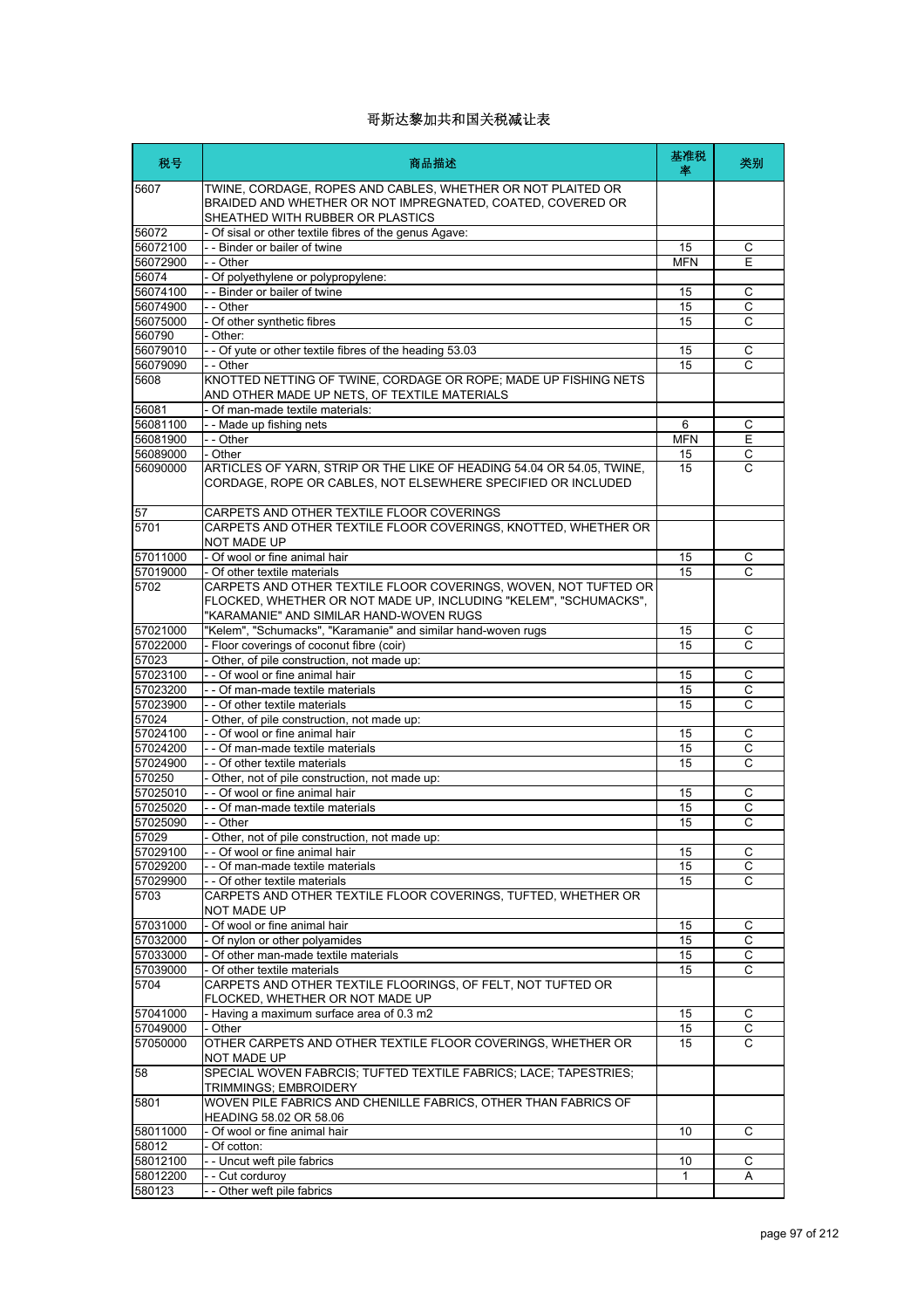# 哥斯达黎加共和国关税减让表

| 税号 | 商品描述 | 基准税率 | 类别 |
|---|---|---|---|
| 5607 | TWINE, CORDAGE, ROPES AND CABLES, WHETHER OR NOT PLAITED OR BRAIDED AND WHETHER OR NOT IMPREGNATED, COATED, COVERED OR SHEATHED WITH RUBBER OR PLASTICS | | |
| 56072 | - Of sisal or other textile fibres of the genus Agave: | | |
| 56072100 | - - Binder or bailer of twine | 15 | C |
| 56072900 | - - Other | MFN | E |
| 56074 | - Of polyethylene or polypropylene: | | |
| 56074100 | - - Binder or bailer of twine | 15 | C |
| 56074900 | - - Other | 15 | C |
| 56075000 | - Of other synthetic fibres | 15 | C |
| 560790 | - Other: | | |
| 56079010 | - - Of yute or other textile fibres of the heading 53.03 | 15 | C |
| 56079090 | - - Other | 15 | C |
| 5608 | KNOTTED NETTING OF TWINE, CORDAGE OR ROPE; MADE UP FISHING NETS AND OTHER MADE UP NETS, OF TEXTILE MATERIALS | | |
| 56081 | - Of man-made textile materials: | | |
| 56081100 | - - Made up fishing nets | 6 | C |
| 56081900 | - - Other | MFN | E |
| 56089000 | - Other | 15 | C |
| 56090000 | ARTICLES OF YARN, STRIP OR THE LIKE OF HEADING 54.04 OR 54.05, TWINE, CORDAGE, ROPE OR CABLES, NOT ELSEWHERE SPECIFIED OR INCLUDED | 15 | C |
| 57 | CARPETS AND OTHER TEXTILE FLOOR COVERINGS | | |
| 5701 | CARPETS AND OTHER TEXTILE FLOOR COVERINGS, KNOTTED, WHETHER OR NOT MADE UP | | |
| 57011000 | - Of wool or fine animal hair | 15 | C |
| 57019000 | - Of other textile materials | 15 | C |
| 5702 | CARPETS AND OTHER TEXTILE FLOOR COVERINGS, WOVEN, NOT TUFTED OR FLOCKED, WHETHER OR NOT MADE UP, INCLUDING "KELEM", "SCHUMACKS", "KARAMANIE" AND SIMILAR HAND-WOVEN RUGS | | |
| 57021000 | "Kelem", "Schumacks", "Karamanie" and similar hand-woven rugs | 15 | C |
| 57022000 | - Floor coverings of coconut fibre (coir) | 15 | C |
| 57023 | - Other, of pile construction, not made up: | | |
| 57023100 | - - Of wool or fine animal hair | 15 | C |
| 57023200 | - - Of man-made textile materials | 15 | C |
| 57023900 | - - Of other textile materials | 15 | C |
| 57024 | - Other, of pile construction, not made up: | | |
| 57024100 | - - Of wool or fine animal hair | 15 | C |
| 57024200 | - - Of man-made textile materials | 15 | C |
| 57024900 | - - Of other textile materials | 15 | C |
| 570250 | - Other, not of pile construction, not made up: | | |
| 57025010 | - - Of wool or fine animal hair | 15 | C |
| 57025020 | - - Of man-made textile materials | 15 | C |
| 57025090 | - - Other | 15 | C |
| 57029 | - Other, not of pile construction, not made up: | | |
| 57029100 | - - Of wool or fine animal hair | 15 | C |
| 57029200 | - - Of man-made textile materials | 15 | C |
| 57029900 | - - Of other textile materials | 15 | C |
| 5703 | CARPETS AND OTHER TEXTILE FLOOR COVERINGS, TUFTED, WHETHER OR NOT MADE UP | | |
| 57031000 | - Of wool or fine animal hair | 15 | C |
| 57032000 | - Of nylon or other polyamides | 15 | C |
| 57033000 | - Of other man-made textile materials | 15 | C |
| 57039000 | - Of other textile materials | 15 | C |
| 5704 | CARPETS AND OTHER TEXTILE FLOORINGS, OF FELT, NOT TUFTED OR FLOCKED, WHETHER OR NOT MADE UP | | |
| 57041000 | - Having a maximum surface area of 0.3 m2 | 15 | C |
| 57049000 | - Other | 15 | C |
| 57050000 | OTHER CARPETS AND OTHER TEXTILE FLOOR COVERINGS, WHETHER OR NOT MADE UP | 15 | C |
| 58 | SPECIAL WOVEN FABRCIS; TUFTED TEXTILE FABRICS; LACE; TAPESTRIES; TRIMMINGS; EMBROIDERY | | |
| 5801 | WOVEN PILE FABRICS AND CHENILLE FABRICS, OTHER THAN FABRICS OF HEADING 58.02 OR 58.06 | | |
| 58011000 | - Of wool or fine animal hair | 10 | C |
| 58012 | - Of cotton: | | |
| 58012100 | - - Uncut weft pile fabrics | 10 | C |
| 58012200 | - - Cut corduroy | 1 | A |
| 580123 | - - Other weft pile fabrics | | |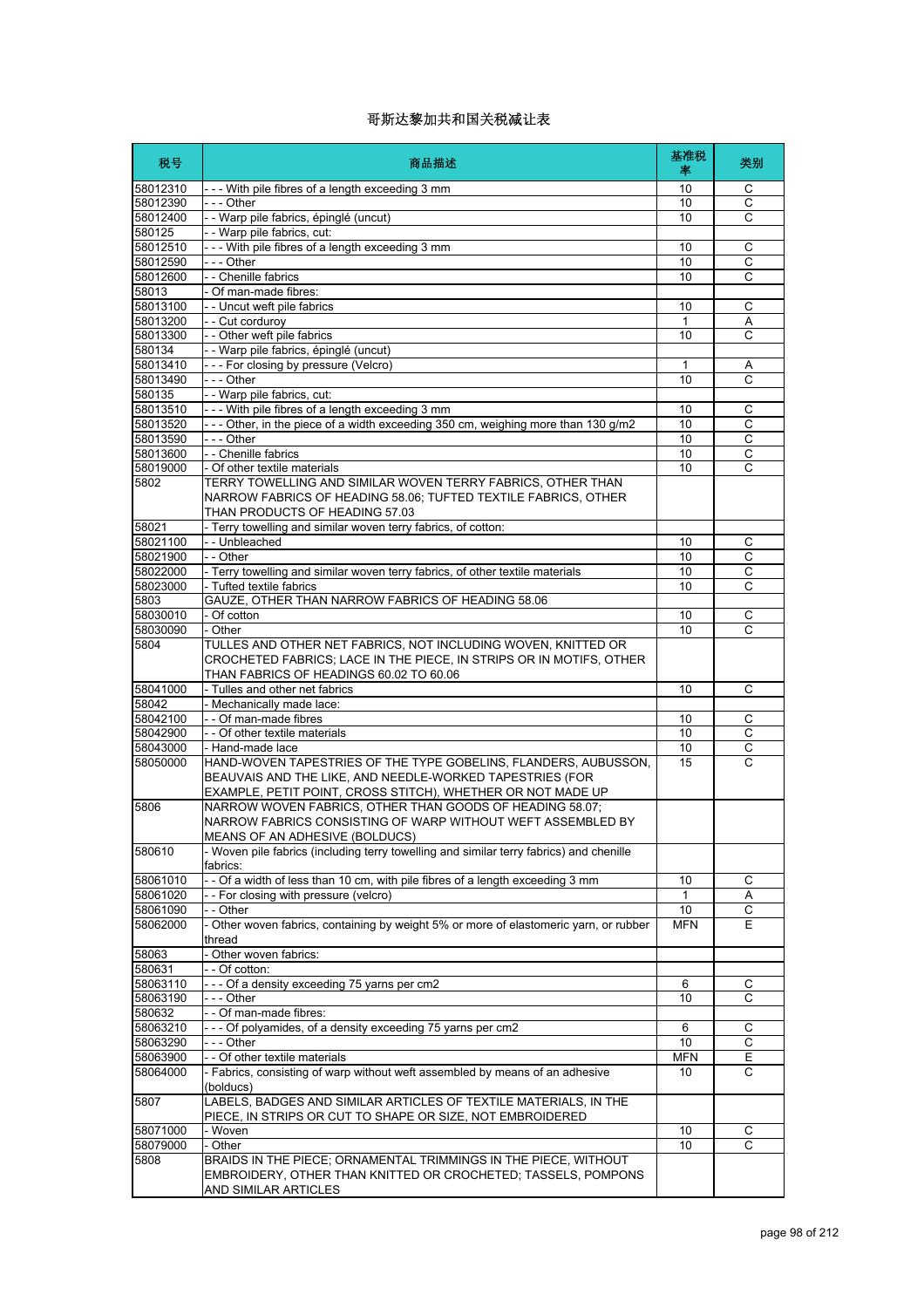# 哥斯达黎加共和国关税减让表

| 税号 | 商品描述 | 基准税率 | 类别 |
|---|---|---|---|
| 58012310 | - - - With pile fibres of a length exceeding 3 mm | 10 | C |
| 58012390 | - - - Other | 10 | C |
| 58012400 | - - Warp pile fabrics, épinglé (uncut) | 10 | C |
| 580125 | - - Warp pile fabrics, cut: | | |
| 58012510 | - - - With pile fibres of a length exceeding 3 mm | 10 | C |
| 58012590 | - - - Other | 10 | C |
| 58012600 | - - Chenille fabrics | 10 | C |
| 58013 | - Of man-made fibres: | | |
| 58013100 | - - Uncut weft pile fabrics | 10 | C |
| 58013200 | - - Cut corduroy | 1 | A |
| 58013300 | - - Other weft pile fabrics | 10 | C |
| 580134 | - - Warp pile fabrics, épinglé (uncut) | | |
| 58013410 | - - - For closing by pressure (Velcro) | 1 | A |
| 58013490 | - - - Other | 10 | C |
| 580135 | - - Warp pile fabrics, cut: | | |
| 58013510 | - - - With pile fibres of a length exceeding 3 mm | 10 | C |
| 58013520 | - - - Other, in the piece of a width exceeding 350 cm, weighing more than 130 g/m2 | 10 | C |
| 58013590 | - - - Other | 10 | C |
| 58013600 | - - Chenille fabrics | 10 | C |
| 58019000 | - Of other textile materials | 10 | C |
| 5802 | TERRY TOWELLING AND SIMILAR WOVEN TERRY FABRICS, OTHER THAN NARROW FABRICS OF HEADING 58.06; TUFTED TEXTILE FABRICS, OTHER THAN PRODUCTS OF HEADING 57.03 | | |
| 58021 | - Terry towelling and similar woven terry fabrics, of cotton: | | |
| 58021100 | - - Unbleached | 10 | C |
| 58021900 | - - Other | 10 | C |
| 58022000 | - Terry towelling and similar woven terry fabrics, of other textile materials | 10 | C |
| 58023000 | - Tufted textile fabrics | 10 | C |
| 5803 | GAUZE, OTHER THAN NARROW FABRICS OF HEADING 58.06 | | |
| 58030010 | - Of cotton | 10 | C |
| 58030090 | - Other | 10 | C |
| 5804 | TULLES AND OTHER NET FABRICS, NOT INCLUDING WOVEN, KNITTED OR CROCHETED FABRICS; LACE IN THE PIECE, IN STRIPS OR IN MOTIFS, OTHER THAN FABRICS OF HEADINGS 60.02 TO 60.06 | | |
| 58041000 | - Tulles and other net fabrics | 10 | C |
| 58042 | - Mechanically made lace: | | |
| 58042100 | - - Of man-made fibres | 10 | C |
| 58042900 | - - Of other textile materials | 10 | C |
| 58043000 | - Hand-made lace | 10 | C |
| 58050000 | HAND-WOVEN TAPESTRIES OF THE TYPE GOBELINS, FLANDERS, AUBUSSON, BEAUVAIS AND THE LIKE, AND NEEDLE-WORKED TAPESTRIES (FOR EXAMPLE, PETIT POINT, CROSS STITCH), WHETHER OR NOT MADE UP | 15 | C |
| 5806 | NARROW WOVEN FABRICS, OTHER THAN GOODS OF HEADING 58.07; NARROW FABRICS CONSISTING OF WARP WITHOUT WEFT ASSEMBLED BY MEANS OF AN ADHESIVE (BOLDUCS) | | |
| 580610 | - Woven pile fabrics (including terry towelling and similar terry fabrics) and chenille fabrics: | | |
| 58061010 | - - Of a width of less than 10 cm, with pile fibres of a length exceeding 3 mm | 10 | C |
| 58061020 | - - For closing with pressure (velcro) | 1 | A |
| 58061090 | - - Other | 10 | C |
| 58062000 | - Other woven fabrics, containing by weight 5% or more of elastomeric yarn, or rubber thread | MFN | E |
| 58063 | - Other woven fabrics: | | |
| 580631 | - - Of cotton: | | |
| 58063110 | - - - Of a density exceeding 75 yarns per cm2 | 6 | C |
| 58063190 | - - - Other | 10 | C |
| 580632 | - - Of man-made fibres: | | |
| 58063210 | - - - Of polyamides, of a density exceeding 75 yarns per cm2 | 6 | C |
| 58063290 | - - - Other | 10 | C |
| 58063900 | - - Of other textile materials | MFN | E |
| 58064000 | - Fabrics, consisting of warp without weft assembled by means of an adhesive (bolducs) | 10 | C |
| 5807 | LABELS, BADGES AND SIMILAR ARTICLES OF TEXTILE MATERIALS, IN THE PIECE, IN STRIPS OR CUT TO SHAPE OR SIZE, NOT EMBROIDERED | | |
| 58071000 | - Woven | 10 | C |
| 58079000 | - Other | 10 | C |
| 5808 | BRAIDS IN THE PIECE; ORNAMENTAL TRIMMINGS IN THE PIECE, WITHOUT EMBROIDERY, OTHER THAN KNITTED OR CROCHETED; TASSELS, POMPONS AND SIMILAR ARTICLES | | |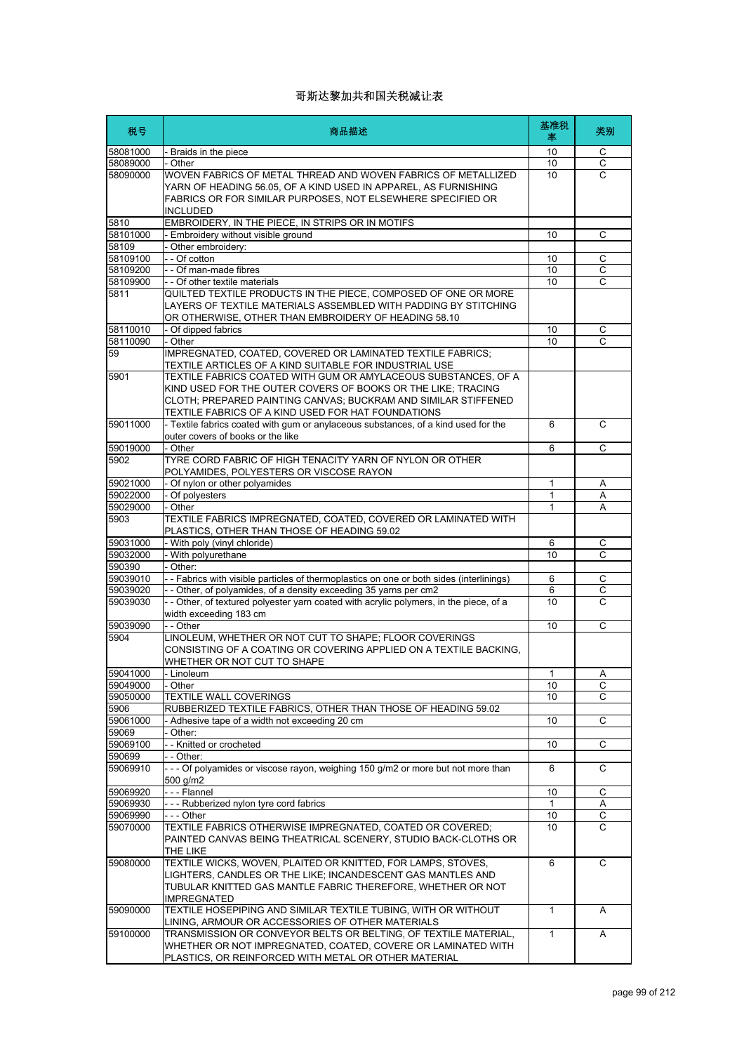# 哥斯达黎加共和国关税减让表

| 税号 | 商品描述 | 基准税率 | 类别 |
|---|---|---|---|
| 58081000 | - Braids in the piece | 10 | C |
| 58089000 | - Other | 10 | C |
| 58090000 | WOVEN FABRICS OF METAL THREAD AND WOVEN FABRICS OF METALLIZED YARN OF HEADING 56.05, OF A KIND USED IN APPAREL, AS FURNISHING FABRICS OR FOR SIMILAR PURPOSES, NOT ELSEWHERE SPECIFIED OR INCLUDED | 10 | C |
| 5810 | EMBROIDERY, IN THE PIECE, IN STRIPS OR IN MOTIFS | | |
| 58101000 | - Embroidery without visible ground | 10 | C |
| 58109 | - Other embroidery: | | |
| 58109100 | - - Of cotton | 10 | C |
| 58109200 | - - Of man-made fibres | 10 | C |
| 58109900 | - - Of other textile materials | 10 | C |
| 5811 | QUILTED TEXTILE PRODUCTS IN THE PIECE, COMPOSED OF ONE OR MORE LAYERS OF TEXTILE MATERIALS ASSEMBLED WITH PADDING BY STITCHING OR OTHERWISE, OTHER THAN EMBROIDERY OF HEADING 58.10 | | |
| 58110010 | - Of dipped fabrics | 10 | C |
| 58110090 | - Other | 10 | C |
| 59 | IMPREGNATED, COATED, COVERED OR LAMINATED TEXTILE FABRICS; TEXTILE ARTICLES OF A KIND SUITABLE FOR INDUSTRIAL USE | | |
| 5901 | TEXTILE FABRICS COATED WITH GUM OR AMYLACEOUS SUBSTANCES, OF A KIND USED FOR THE OUTER COVERS OF BOOKS OR THE LIKE; TRACING CLOTH; PREPARED PAINTING CANVAS; BUCKRAM AND SIMILAR STIFFENED TEXTILE FABRICS OF A KIND USED FOR HAT FOUNDATIONS | | |
| 59011000 | - Textile fabrics coated with gum or anylaceous substances, of a kind used for the outer covers of books or the like | 6 | C |
| 59019000 | - Other | 6 | C |
| 5902 | TYRE CORD FABRIC OF HIGH TENACITY YARN OF NYLON OR OTHER POLYAMIDES, POLYESTERS OR VISCOSE RAYON | | |
| 59021000 | - Of nylon or other polyamides | 1 | A |
| 59022000 | - Of polyesters | 1 | A |
| 59029000 | - Other | 1 | A |
| 5903 | TEXTILE FABRICS IMPREGNATED, COATED, COVERED OR LAMINATED WITH PLASTICS, OTHER THAN THOSE OF HEADING 59.02 | | |
| 59031000 | - With poly (vinyl chloride) | 6 | C |
| 59032000 | - With polyurethane | 10 | C |
| 590390 | - Other: | | |
| 59039010 | - - Fabrics with visible particles of thermoplastics on one or both sides (interlinings) | 6 | C |
| 59039020 | - - Other, of polyamides, of a density exceeding 35 yarns per cm2 | 6 | C |
| 59039030 | - - Other, of textured polyester yarn coated with acrylic polymers, in the piece, of a width exceeding 183 cm | 10 | C |
| 59039090 | - - Other | 10 | C |
| 5904 | LINOLEUM, WHETHER OR NOT CUT TO SHAPE; FLOOR COVERINGS CONSISTING OF A COATING OR COVERING APPLIED ON A TEXTILE BACKING, WHETHER OR NOT CUT TO SHAPE | | |
| 59041000 | - Linoleum | 1 | A |
| 59049000 | - Other | 10 | C |
| 59050000 | TEXTILE WALL COVERINGS | 10 | C |
| 5906 | RUBBERIZED TEXTILE FABRICS, OTHER THAN THOSE OF HEADING 59.02 | | |
| 59061000 | - Adhesive tape of a width not exceeding 20 cm | 10 | C |
| 59069 | - Other: | | |
| 59069100 | - - Knitted or crocheted | 10 | C |
| 590699 | - - Other: | | |
| 59069910 | - - - Of polyamides or viscose rayon, weighing 150 g/m2 or more but not more than 500 g/m2 | 6 | C |
| 59069920 | - - - Flannel | 10 | C |
| 59069930 | - - - Rubberized nylon tyre cord fabrics | 1 | A |
| 59069990 | - - - Other | 10 | C |
| 59070000 | TEXTILE FABRICS OTHERWISE IMPREGNATED, COATED OR COVERED; PAINTED CANVAS BEING THEATRICAL SCENERY, STUDIO BACK-CLOTHS OR THE LIKE | 10 | C |
| 59080000 | TEXTILE WICKS, WOVEN, PLAITED OR KNITTED, FOR LAMPS, STOVES, LIGHTERS, CANDLES OR THE LIKE; INCANDESCENT GAS MANTLES AND TUBULAR KNITTED GAS MANTLE FABRIC THEREFORE, WHETHER OR NOT IMPREGNATED | 6 | C |
| 59090000 | TEXTILE HOSEPIPING AND SIMILAR TEXTILE TUBING, WITH OR WITHOUT LINING, ARMOUR OR ACCESSORIES OF OTHER MATERIALS | 1 | A |
| 59100000 | TRANSMISSION OR CONVEYOR BELTS OR BELTING, OF TEXTILE MATERIAL, WHETHER OR NOT IMPREGNATED, COATED, COVERE OR LAMINATED WITH PLASTICS, OR REINFORCED WITH METAL OR OTHER MATERIAL | 1 | A |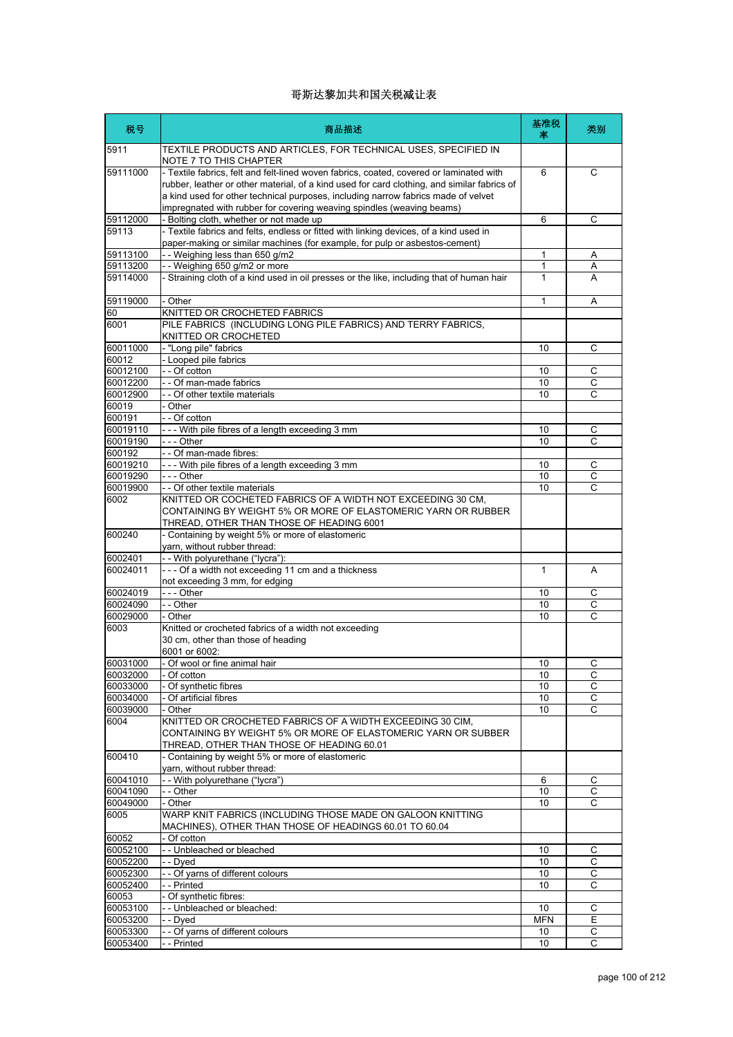# 哥斯达黎加共和国关税减让表

| 税号 | 商品描述 | 基准税率 | 类别 |
|---|---|---|---|
| 5911 | TEXTILE PRODUCTS AND ARTICLES, FOR TECHNICAL USES, SPECIFIED IN NOTE 7 TO THIS CHAPTER | | |
| 59111000 | - Textile fabrics, felt and felt-lined woven fabrics, coated, covered or laminated with rubber, leather or other material, of a kind used for card clothing, and similar fabrics of a kind used for other technical purposes, including narrow fabrics made of velvet impregnated with rubber for covering weaving spindles (weaving beams) | 6 | C |
| 59112000 | - Bolting cloth, whether or not made up | 6 | C |
| 59113 | - Textile fabrics and felts, endless or fitted with linking devices, of a kind used in paper-making or similar machines (for example, for pulp or asbestos-cement) | | |
| 59113100 | - - Weighing less than 650 g/m2 | 1 | A |
| 59113200 | - - Weighing 650 g/m2 or more | 1 | A |
| 59114000 | - Straining cloth of a kind used in oil presses or the like, including that of human hair | 1 | A |
| 59119000 | - Other | 1 | A |
| 60 | KNITTED OR CROCHETED FABRICS | | |
| 6001 | PILE FABRICS (INCLUDING LONG PILE FABRICS) AND TERRY FABRICS, KNITTED OR CROCHETED | | |
| 60011000 | - "Long pile" fabrics | 10 | C |
| 60012 | - Looped pile fabrics | | |
| 60012100 | - - Of cotton | 10 | C |
| 60012200 | - - Of man-made fabrics | 10 | C |
| 60012900 | - - Of other textile materials | 10 | C |
| 60019 | - Other | | |
| 600191 | - - Of cotton | | |
| 60019110 | - - - With pile fibres of a length exceeding 3 mm | 10 | C |
| 60019190 | - - - Other | 10 | C |
| 600192 | - - Of man-made fibres: | | |
| 60019210 | - - - With pile fibres of a length exceeding 3 mm | 10 | C |
| 60019290 | - - - Other | 10 | C |
| 60019900 | - - Of other textile materials | 10 | C |
| 6002 | KNITTED OR COCHETED FABRICS OF A WIDTH NOT EXCEEDING 30 CM, CONTAINING BY WEIGHT 5% OR MORE OF ELASTOMERIC YARN OR RUBBER THREAD, OTHER THAN THOSE OF HEADING 6001 | | |
| 600240 | - Containing by weight 5% or more of elastomeric yarn, without rubber thread: | | |
| 6002401 | - - With polyurethane ("lycra"): | | |
| 60024011 | - - - Of a width not exceeding 11 cm and a thickness not exceeding 3 mm, for edging | 1 | A |
| 60024019 | - - - Other | 10 | C |
| 60024090 | - - Other | 10 | C |
| 60029000 | - Other | 10 | C |
| 6003 | Knitted or crocheted fabrics of a width not exceeding 30 cm, other than those of heading 6001 or 6002: | | |
| 60031000 | - Of wool or fine animal hair | 10 | C |
| 60032000 | - Of cotton | 10 | C |
| 60033000 | - Of synthetic fibres | 10 | C |
| 60034000 | - Of artificial fibres | 10 | C |
| 60039000 | - Other | 10 | C |
| 6004 | KNITTED OR CROCHETED FABRICS OF A WIDTH EXCEEDING 30 CIM, CONTAINING BY WEIGHT 5% OR MORE OF ELASTOMERIC YARN OR SUBBER THREAD, OTHER THAN THOSE OF HEADING 60.01 | | |
| 600410 | - Containing by weight 5% or more of elastomeric yarn, without rubber thread: | | |
| 60041010 | - - With polyurethane ("lycra") | 6 | C |
| 60041090 | - - Other | 10 | C |
| 60049000 | - Other | 10 | C |
| 6005 | WARP KNIT FABRICS (INCLUDING THOSE MADE ON GALOON KNITTING MACHINES), OTHER THAN THOSE OF HEADINGS 60.01 TO 60.04 | | |
| 60052 | - Of cotton | | |
| 60052100 | - - Unbleached or bleached | 10 | C |
| 60052200 | - - Dyed | 10 | C |
| 60052300 | - - Of yarns of different colours | 10 | C |
| 60052400 | - - Printed | 10 | C |
| 60053 | - Of synthetic fibres: | | |
| 60053100 | - - Unbleached or bleached: | 10 | C |
| 60053200 | - - Dyed | MFN | E |
| 60053300 | - - Of yarns of different colours | 10 | C |
| 60053400 | - - Printed | 10 | C |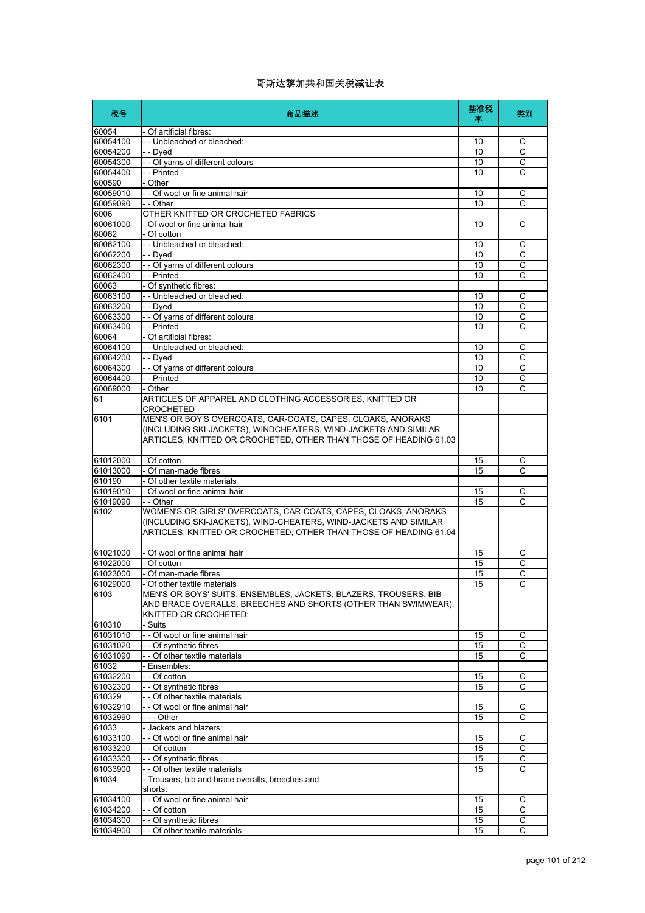# 哥斯达黎加共和国关税减让表

| 税号 | 商品描述 | 基准税率 | 类别 |
| --- | --- | --- | --- |
| 60054 | - Of artificial fibres: | | |
| 60054100 | - - Unbleached or bleached: | 10 | C |
| 60054200 | - - Dyed | 10 | C |
| 60054300 | - - Of yarns of different colours | 10 | C |
| 60054400 | - - Printed | 10 | C |
| 600590 | - Other | | |
| 60059010 | - - Of wool or fine animal hair | 10 | C |
| 60059090 | - - Other | 10 | C |
| 6006 | OTHER KNITTED OR CROCHETED FABRICS | | |
| 60061000 | - Of wool or fine animal hair | 10 | C |
| 60062 | - Of cotton | | |
| 60062100 | - - Unbleached or bleached: | 10 | C |
| 60062200 | - - Dyed | 10 | C |
| 60062300 | - - Of yarns of different colours | 10 | C |
| 60062400 | - - Printed | 10 | C |
| 60063 | - Of synthetic fibres: | | |
| 60063100 | - - Unbleached or bleached: | 10 | C |
| 60063200 | - - Dyed | 10 | C |
| 60063300 | - - Of yarns of different colours | 10 | C |
| 60063400 | - - Printed | 10 | C |
| 60064 | - Of artificial fibres: | | |
| 60064100 | - - Unbleached or bleached: | 10 | C |
| 60064200 | - - Dyed | 10 | C |
| 60064300 | - - Of yarns of different colours | 10 | C |
| 60064400 | - - Printed | 10 | C |
| 60069000 | - Other | 10 | C |
| 61 | ARTICLES OF APPAREL AND CLOTHING ACCESSORIES, KNITTED OR CROCHETED | | |
| 6101 | MEN'S OR BOY'S OVERCOATS, CAR-COATS, CAPES, CLOAKS, ANORAKS (INCLUDING SKI-JACKETS), WINDCHEATERS, WIND-JACKETS AND SIMILAR ARTICLES, KNITTED OR CROCHETED, OTHER THAN THOSE OF HEADING 61.03 | | |
| 61012000 | - Of cotton | 15 | C |
| 61013000 | - Of man-made fibres | 15 | C |
| 610190 | - Of other textile materials | | |
| 61019010 | - Of wool or fine animal hair | 15 | C |
| 61019090 | - - Other | 15 | C |
| 6102 | WOMEN'S OR GIRLS' OVERCOATS, CAR-COATS, CAPES, CLOAKS, ANORAKS (INCLUDING SKI-JACKETS), WIND-CHEATERS, WIND-JACKETS AND SIMILAR ARTICLES, KNITTED OR CROCHETED, OTHER THAN THOSE OF HEADING 61.04 | | |
| 61021000 | - Of wool or fine animal hair | 15 | C |
| 61022000 | - Of cotton | 15 | C |
| 61023000 | - Of man-made fibres | 15 | C |
| 61029000 | - Of other textile materials | 15 | C |
| 6103 | MEN'S OR BOYS' SUITS, ENSEMBLES, JACKETS, BLAZERS, TROUSERS, BIB AND BRACE OVERALLS, BREECHES AND SHORTS (OTHER THAN SWIMWEAR), KNITTED OR CROCHETED: | | |
| 610310 | - Suits | | |
| 61031010 | - - Of wool or fine animal hair | 15 | C |
| 61031020 | - - Of synthetic fibres | 15 | C |
| 61031090 | - - Of other textile materials | 15 | C |
| 61032 | - Ensembles: | | |
| 61032200 | - - Of cotton | 15 | C |
| 61032300 | - - Of synthetic fibres | 15 | C |
| 610329 | - - Of other textile materials | | |
| 61032910 | - - Of wool or fine animal hair | 15 | C |
| 61032990 | - - - Other | 15 | C |
| 61033 | - Jackets and blazers: | | |
| 61033100 | - - Of wool or fine animal hair | 15 | C |
| 61033200 | - - Of cotton | 15 | C |
| 61033300 | - - Of synthetic fibres | 15 | C |
| 61033900 | - - Of other textile materials | 15 | C |
| 61034 | - Trousers, bib and brace overalls, breeches and shorts: | | |
| 61034100 | - - Of wool or fine animal hair | 15 | C |
| 61034200 | - - Of cotton | 15 | C |
| 61034300 | - - Of synthetic fibres | 15 | C |
| 61034900 | - - Of other textile materials | 15 | C |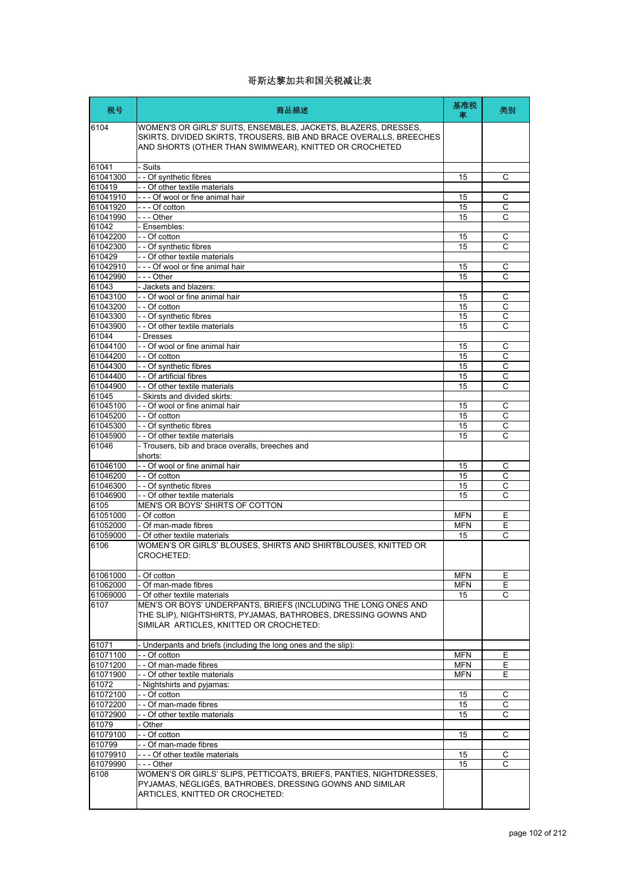# 哥斯达黎加共和国关税减让表

| 税号 | 商品描述 | 基准税率 | 类别 |
|---|---|---|---|
| 6104 | WOMEN'S OR GIRLS' SUITS, ENSEMBLES, JACKETS, BLAZERS, DRESSES, SKIRTS, DIVIDED SKIRTS, TROUSERS, BIB AND BRACE OVERALLS, BREECHES AND SHORTS (OTHER THAN SWIMWEAR), KNITTED OR CROCHETED | | |
| 61041 | - Suits | | |
| 61041300 | - - Of synthetic fibres | 15 | C |
| 610419 | - - Of other textile materials | | |
| 61041910 | - - - Of wool or fine animal hair | 15 | C |
| 61041920 | - - - Of cotton | 15 | C |
| 61041990 | - - - Other | 15 | C |
| 61042 | - Ensembles: | | |
| 61042200 | - - Of cotton | 15 | C |
| 61042300 | - - Of synthetic fibres | 15 | C |
| 610429 | - - Of other textile materials | | |
| 61042910 | - - - Of wool or fine animal hair | 15 | C |
| 61042990 | - - - Other | 15 | C |
| 61043 | - Jackets and blazers: | | |
| 61043100 | - - Of wool or fine animal hair | 15 | C |
| 61043200 | - - Of cotton | 15 | C |
| 61043300 | - - Of synthetic fibres | 15 | C |
| 61043900 | - - Of other textile materials | 15 | C |
| 61044 | - Dresses | | |
| 61044100 | - - Of wool or fine animal hair | 15 | C |
| 61044200 | - - Of cotton | 15 | C |
| 61044300 | - - Of synthetic fibres | 15 | C |
| 61044400 | - - Of artificial fibres | 15 | C |
| 61044900 | - - Of other textile materials | 15 | C |
| 61045 | - Skirsts and divided skirts: | | |
| 61045100 | - - Of wool or fine animal hair | 15 | C |
| 61045200 | - - Of cotton | 15 | C |
| 61045300 | - - Of synthetic fibres | 15 | C |
| 61045900 | - - Of other textile materials | 15 | C |
| 61046 | - Trousers, bib and brace overalls, breeches and shorts: | | |
| 61046100 | - - Of wool or fine animal hair | 15 | C |
| 61046200 | - - Of cotton | 15 | C |
| 61046300 | - - Of synthetic fibres | 15 | C |
| 61046900 | - - Of other textile materials | 15 | C |
| 6105 | MEN'S OR BOYS' SHIRTS OF COTTON | | |
| 61051000 | - Of cotton | MFN | E |
| 61052000 | - Of man-made fibres | MFN | E |
| 61059000 | - Of other textile materials | 15 | C |
| 6106 | WOMEN'S OR GIRLS' BLOUSES, SHIRTS AND SHIRTBLOUSES, KNITTED OR CROCHETED: | | |
| 61061000 | - Of cotton | MFN | E |
| 61062000 | - Of man-made fibres | MFN | E |
| 61069000 | - Of other textile materials | 15 | C |
| 6107 | MEN'S OR BOYS' UNDERPANTS, BRIEFS (INCLUDING THE LONG ONES AND THE SLIP), NIGHTSHIRTS, PYJAMAS, BATHROBES, DRESSING GOWNS AND SIMILAR ARTICLES, KNITTED OR CROCHETED: | | |
| 61071 | - Underpants and briefs (including the long ones and the slip): | | |
| 61071100 | - - Of cotton | MFN | E |
| 61071200 | - - Of man-made fibres | MFN | E |
| 61071900 | - - Of other textile materials | MFN | E |
| 61072 | - Nightshirts and pyjamas: | | |
| 61072100 | - - Of cotton | 15 | C |
| 61072200 | - - Of man-made fibres | 15 | C |
| 61072900 | - - Of other textile materials | 15 | C |
| 61079 | - Other | | |
| 61079100 | - - Of cotton | 15 | C |
| 610799 | - - Of man-made fibres | | |
| 61079910 | - - - Of other textile materials | 15 | C |
| 61079990 | - - - Other | 15 | C |
| 6108 | WOMEN'S OR GIRLS' SLIPS, PETTICOATS, BRIEFS, PANTIES, NIGHTDRESSES, PYJAMAS, NÉGLIGÉS, BATHROBES, DRESSING GOWNS AND SIMILAR ARTICLES, KNITTED OR CROCHETED: | | |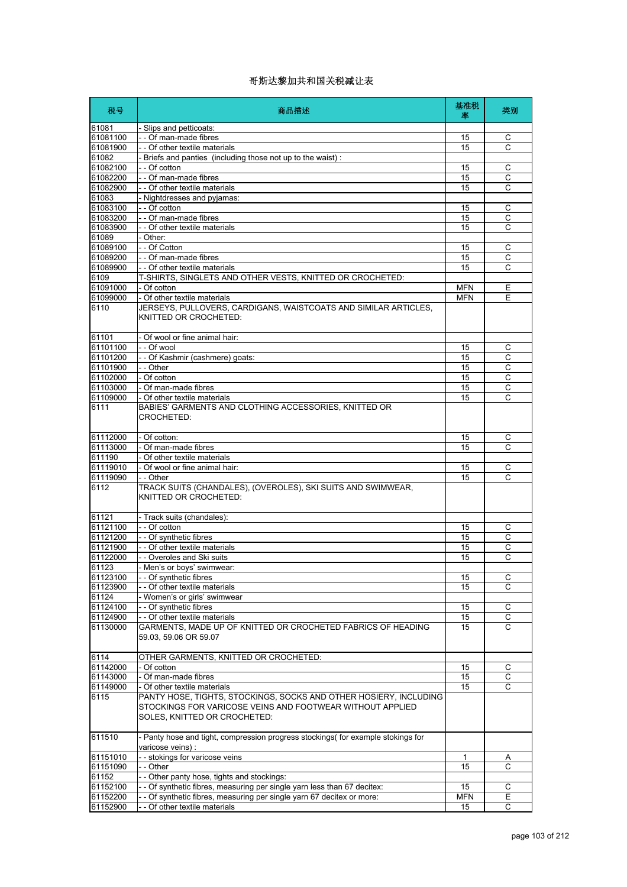# 哥斯达黎加共和国关税减让表

| 税号 | 商品描述 | 基准税率 | 类别 |
|---|---|---|---|
| 61081 | - Slips and petticoats: | | |
| 61081100 | - - Of man-made fibres | 15 | C |
| 61081900 | - - Of other textile materials | 15 | C |
| 61082 | - Briefs and panties (including those not up to the waist) : | | |
| 61082100 | - - Of cotton | 15 | C |
| 61082200 | - - Of man-made fibres | 15 | C |
| 61082900 | - - Of other textile materials | 15 | C |
| 61083 | - Nightdresses and pyjamas: | | |
| 61083100 | - - Of cotton | 15 | C |
| 61083200 | - - Of man-made fibres | 15 | C |
| 61083900 | - - Of other textile materials | 15 | C |
| 61089 | - Other: | | |
| 61089100 | - - Of Cotton | 15 | C |
| 61089200 | - - Of man-made fibres | 15 | C |
| 61089900 | - - Of other textile materials | 15 | C |
| 6109 | T-SHIRTS, SINGLETS AND OTHER VESTS, KNITTED OR CROCHETED: | | |
| 61091000 | - Of cotton | MFN | E |
| 61099000 | - Of other textile materials | MFN | E |
| 6110 | JERSEYS, PULLOVERS, CARDIGANS, WAISTCOATS AND SIMILAR ARTICLES, KNITTED OR CROCHETED: | | |
| 61101 | - Of wool or fine animal hair: | | |
| 61101100 | - - Of wool | 15 | C |
| 61101200 | - - Of Kashmir (cashmere) goats: | 15 | C |
| 61101900 | - - Other | 15 | C |
| 61102000 | - Of cotton | 15 | C |
| 61103000 | - Of man-made fibres | 15 | C |
| 61109000 | - Of other textile materials | 15 | C |
| 6111 | BABIES' GARMENTS AND CLOTHING ACCESSORIES, KNITTED OR CROCHETED: | | |
| 61112000 | - Of cotton: | 15 | C |
| 61113000 | - Of man-made fibres | 15 | C |
| 611190 | - Of other textile materials | | |
| 61119010 | - Of wool or fine animal hair: | 15 | C |
| 61119090 | - - Other | 15 | C |
| 6112 | TRACK SUITS (CHANDALES), (OVEROLES), SKI SUITS AND SWIMWEAR, KNITTED OR CROCHETED: | | |
| 61121 | - Track suits (chandales): | | |
| 61121100 | - - Of cotton | 15 | C |
| 61121200 | - - Of synthetic fibres | 15 | C |
| 61121900 | - - Of other textile materials | 15 | C |
| 61122000 | - - Overoles and Ski suits | 15 | C |
| 61123 | - Men's or boys' swimwear: | | |
| 61123100 | - - Of synthetic fibres | 15 | C |
| 61123900 | - - Of other textile materials | 15 | C |
| 61124 | - Women's or girls' swimwear | | |
| 61124100 | - - Of synthetic fibres | 15 | C |
| 61124900 | - - Of other textile materials | 15 | C |
| 61130000 | GARMENTS, MADE UP OF KNITTED OR CROCHETED FABRICS OF HEADING 59.03, 59.06 OR 59.07 | 15 | C |
| 6114 | OTHER GARMENTS, KNITTED OR CROCHETED: | | |
| 61142000 | - Of cotton | 15 | C |
| 61143000 | - Of man-made fibres | 15 | C |
| 61149000 | - Of other textile materials | 15 | C |
| 6115 | PANTY HOSE, TIGHTS, STOCKINGS, SOCKS AND OTHER HOSIERY, INCLUDING STOCKINGS FOR VARICOSE VEINS AND FOOTWEAR WITHOUT APPLIED SOLES, KNITTED OR CROCHETED: | | |
| 611510 | - Panty hose and tight, compression progress stockings( for example stokings for varicose veins) : | | |
| 61151010 | - - stokings for varicose veins | 1 | A |
| 61151090 | - - Other | 15 | C |
| 61152 | - - Other panty hose, tights and stockings: | | |
| 61152100 | - - Of synthetic fibres, measuring per single yarn less than 67 decitex: | 15 | C |
| 61152200 | - - Of synthetic fibres, measuring per single yarn 67 decitex or more: | MFN | E |
| 61152900 | - - Of other textile materials | 15 | C |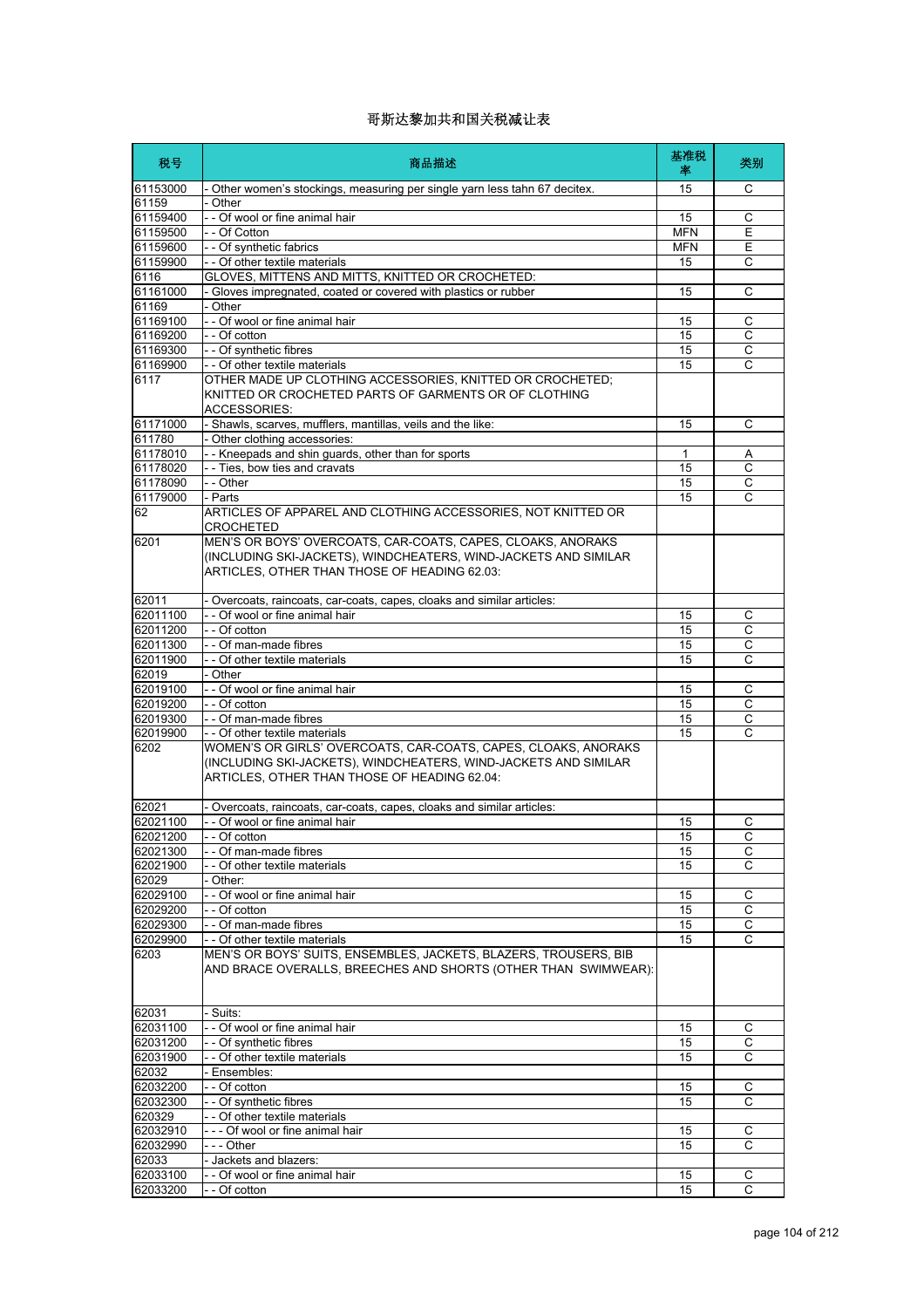# 哥斯达黎加共和国关税减让表

| 税号 | 商品描述 | 基准税率 | 类别 |
|---|---|---|---|
| 61153000 | - Other women's stockings, measuring per single yarn less tahn 67 decitex. | 15 | C |
| 61159 | - Other | | |
| 61159400 | - - Of wool or fine animal hair | 15 | C |
| 61159500 | - - Of Cotton | MFN | E |
| 61159600 | - - Of synthetic fabrics | MFN | E |
| 61159900 | - - Of other textile materials | 15 | C |
| 6116 | GLOVES, MITTENS AND MITTS, KNITTED OR CROCHETED: | | |
| 61161000 | - Gloves impregnated, coated or covered with plastics or rubber | 15 | C |
| 61169 | - Other | | |
| 61169100 | - - Of wool or fine animal hair | 15 | C |
| 61169200 | - - Of cotton | 15 | C |
| 61169300 | - - Of synthetic fibres | 15 | C |
| 61169900 | - - Of other textile materials | 15 | C |
| 6117 | OTHER MADE UP CLOTHING ACCESSORIES, KNITTED OR CROCHETED; KNITTED OR CROCHETED PARTS OF GARMENTS OR OF CLOTHING ACCESSORIES: | | |
| 61171000 | - Shawls, scarves, mufflers, mantillas, veils and the like: | 15 | C |
| 611780 | - Other clothing accessories: | | |
| 61178010 | - - Kneepads and shin guards, other than for sports | 1 | A |
| 61178020 | - - Ties, bow ties and cravats | 15 | C |
| 61178090 | - - Other | 15 | C |
| 61179000 | - Parts | 15 | C |
| 62 | ARTICLES OF APPAREL AND CLOTHING ACCESSORIES, NOT KNITTED OR CROCHETED | | |
| 6201 | MEN'S OR BOYS' OVERCOATS, CAR-COATS, CAPES, CLOAKS, ANORAKS (INCLUDING SKI-JACKETS), WINDCHEATERS, WIND-JACKETS AND SIMILAR ARTICLES, OTHER THAN THOSE OF HEADING 62.03: | | |
| 62011 | - Overcoats, raincoats, car-coats, capes, cloaks and similar articles: | | |
| 62011100 | - - Of wool or fine animal hair | 15 | C |
| 62011200 | - - Of cotton | 15 | C |
| 62011300 | - - Of man-made fibres | 15 | C |
| 62011900 | - - Of other textile materials | 15 | C |
| 62019 | - Other | | |
| 62019100 | - - Of wool or fine animal hair | 15 | C |
| 62019200 | - - Of cotton | 15 | C |
| 62019300 | - - Of man-made fibres | 15 | C |
| 62019900 | - - Of other textile materials | 15 | C |
| 6202 | WOMEN'S OR GIRLS' OVERCOATS, CAR-COATS, CAPES, CLOAKS, ANORAKS (INCLUDING SKI-JACKETS), WINDCHEATERS, WIND-JACKETS AND SIMILAR ARTICLES, OTHER THAN THOSE OF HEADING 62.04: | | |
| 62021 | - Overcoats, raincoats, car-coats, capes, cloaks and similar articles: | | |
| 62021100 | - - Of wool or fine animal hair | 15 | C |
| 62021200 | - - Of cotton | 15 | C |
| 62021300 | - - Of man-made fibres | 15 | C |
| 62021900 | - - Of other textile materials | 15 | C |
| 62029 | - Other: | | |
| 62029100 | - - Of wool or fine animal hair | 15 | C |
| 62029200 | - - Of cotton | 15 | C |
| 62029300 | - - Of man-made fibres | 15 | C |
| 62029900 | - - Of other textile materials | 15 | C |
| 6203 | MEN'S OR BOYS' SUITS, ENSEMBLES, JACKETS, BLAZERS, TROUSERS, BIB AND BRACE OVERALLS, BREECHES AND SHORTS (OTHER THAN SWIMWEAR): | | |
| 62031 | - Suits: | | |
| 62031100 | - - Of wool or fine animal hair | 15 | C |
| 62031200 | - - Of synthetic fibres | 15 | C |
| 62031900 | - - Of other textile materials | 15 | C |
| 62032 | - Ensembles: | | |
| 62032200 | - - Of cotton | 15 | C |
| 62032300 | - - Of synthetic fibres | 15 | C |
| 620329 | - - Of other textile materials | | |
| 62032910 | - - - Of wool or fine animal hair | 15 | C |
| 62032990 | - - - Other | 15 | C |
| 62033 | - Jackets and blazers: | | |
| 62033100 | - - Of wool or fine animal hair | 15 | C |
| 62033200 | - - Of cotton | 15 | C |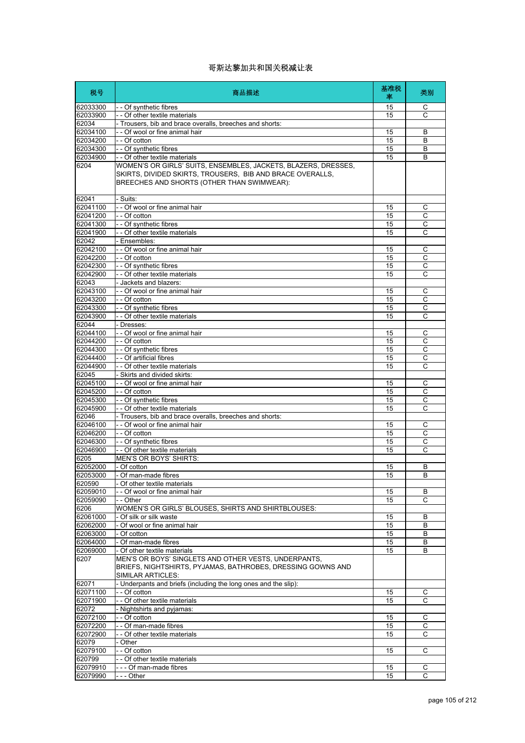哥斯达黎加共和国关税减让表

| 税号 | 商品描述 | 基准税率 | 类别 |
|---|---|---|---|
| 62033300 | - - Of synthetic fibres | 15 | C |
| 62033900 | - - Of other textile materials | 15 | C |
| 62034 | - Trousers, bib and brace overalls, breeches and shorts: | | |
| 62034100 | - - Of wool or fine animal hair | 15 | B |
| 62034200 | - - Of cotton | 15 | B |
| 62034300 | - - Of synthetic fibres | 15 | B |
| 62034900 | - - Of other textile materials | 15 | B |
| 6204 | WOMEN'S OR GIRLS' SUITS, ENSEMBLES, JACKETS, BLAZERS, DRESSES, SKIRTS, DIVIDED SKIRTS, TROUSERS, BIB AND BRACE OVERALLS, BREECHES AND SHORTS (OTHER THAN SWIMWEAR): | | |
| 62041 | - Suits: | | |
| 62041100 | - - Of wool or fine animal hair | 15 | C |
| 62041200 | - - Of cotton | 15 | C |
| 62041300 | - - Of synthetic fibres | 15 | C |
| 62041900 | - - Of other textile materials | 15 | C |
| 62042 | - Ensembles: | | |
| 62042100 | - - Of wool or fine animal hair | 15 | C |
| 62042200 | - - Of cotton | 15 | C |
| 62042300 | - - Of synthetic fibres | 15 | C |
| 62042900 | - - Of other textile materials | 15 | C |
| 62043 | - Jackets and blazers: | | |
| 62043100 | - - Of wool or fine animal hair | 15 | C |
| 62043200 | - - Of cotton | 15 | C |
| 62043300 | - - Of synthetic fibres | 15 | C |
| 62043900 | - - Of other textile materials | 15 | C |
| 62044 | - Dresses: | | |
| 62044100 | - - Of wool or fine animal hair | 15 | C |
| 62044200 | - - Of cotton | 15 | C |
| 62044300 | - - Of synthetic fibres | 15 | C |
| 62044400 | - - Of artificial fibres | 15 | C |
| 62044900 | - - Of other textile materials | 15 | C |
| 62045 | - Skirts and divided skirts: | | |
| 62045100 | - - Of wool or fine animal hair | 15 | C |
| 62045200 | - - Of cotton | 15 | C |
| 62045300 | - - Of synthetic fibres | 15 | C |
| 62045900 | - - Of other textile materials | 15 | C |
| 62046 | - Trousers, bib and brace overalls, breeches and shorts: | | |
| 62046100 | - - Of wool or fine animal hair | 15 | C |
| 62046200 | - - Of cotton | 15 | C |
| 62046300 | - - Of synthetic fibres | 15 | C |
| 62046900 | - - Of other textile materials | 15 | C |
| 6205 | MEN'S OR BOYS' SHIRTS: | | |
| 62052000 | - Of cotton | 15 | B |
| 62053000 | - Of man-made fibres | 15 | B |
| 620590 | - Of other textile materials | | |
| 62059010 | - - Of wool or fine animal hair | 15 | B |
| 62059090 | - - Other | 15 | C |
| 6206 | WOMEN'S OR GIRLS' BLOUSES, SHIRTS AND SHIRTBLOUSES: | | |
| 62061000 | - Of silk or silk waste | 15 | B |
| 62062000 | - Of wool or fine animal hair | 15 | B |
| 62063000 | - Of cotton | 15 | B |
| 62064000 | - Of man-made fibres | 15 | B |
| 62069000 | - Of other textile materials | 15 | B |
| 6207 | MEN'S OR BOYS' SINGLETS AND OTHER VESTS, UNDERPANTS, BRIEFS, NIGHTSHIRTS, PYJAMAS, BATHROBES, DRESSING GOWNS AND SIMILAR ARTICLES: | | |
| 62071 | - Underpants and briefs (including the long ones and the slip): | | |
| 62071100 | - - Of cotton | 15 | C |
| 62071900 | - - Of other textile materials | 15 | C |
| 62072 | - Nightshirts and pyjamas: | | |
| 62072100 | - - Of cotton | 15 | C |
| 62072200 | - - Of man-made fibres | 15 | C |
| 62072900 | - - Of other textile materials | 15 | C |
| 62079 | - Other | | |
| 62079100 | - - Of cotton | 15 | C |
| 620799 | - - Of other textile materials | | |
| 62079910 | - - - Of man-made fibres | 15 | C |
| 62079990 | - - - Other | 15 | C |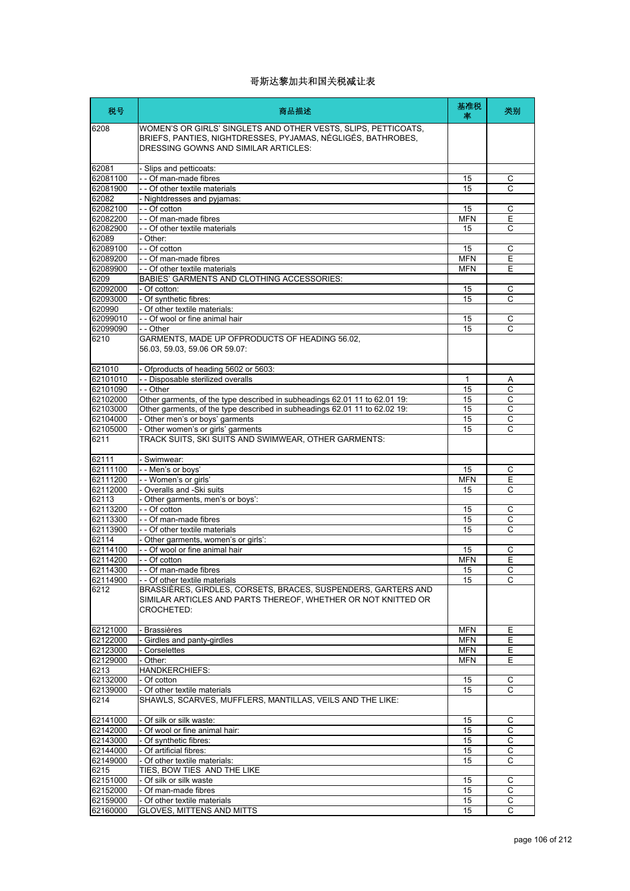# 哥斯达黎加共和国关税减让表

| 税号 | 商品描述 | 基准税率 | 类别 |
|---|---|---|---|
| 6208 | WOMEN'S OR GIRLS' SINGLETS AND OTHER VESTS, SLIPS, PETTICOATS, BRIEFS, PANTIES, NIGHTDRESSES, PYJAMAS, NÉGLIGÉS, BATHROBES, DRESSING GOWNS AND SIMILAR ARTICLES: | | |
| 62081 | - Slips and petticoats: | | |
| 62081100 | - - Of man-made fibres | 15 | C |
| 62081900 | - - Of other textile materials | 15 | C |
| 62082 | - Nightdresses and pyjamas: | | |
| 62082100 | - - Of cotton | 15 | C |
| 62082200 | - - Of man-made fibres | MFN | E |
| 62082900 | - - Of other textile materials | 15 | C |
| 62089 | - Other: | | |
| 62089100 | - - Of cotton | 15 | C |
| 62089200 | - - Of man-made fibres | MFN | E |
| 62089900 | - - Of other textile materials | MFN | E |
| 6209 | BABIES' GARMENTS AND CLOTHING ACCESSORIES: | | |
| 62092000 | - Of cotton: | 15 | C |
| 62093000 | - Of synthetic fibres: | 15 | C |
| 620990 | - Of other textile materials: | | |
| 62099010 | - - Of wool or fine animal hair | 15 | C |
| 62099090 | - - Other | 15 | C |
| 6210 | GARMENTS, MADE UP OFPRODUCTS OF HEADING 56.02, 56.03, 59.03, 59.06 OR 59.07: | | |
| 621010 | - Ofproducts of heading 5602 or 5603: | | |
| 62101010 | - - Disposable sterilized overalls | 1 | A |
| 62101090 | - - Other | 15 | C |
| 62102000 | Other garments, of the type described in subheadings 62.01 11 to 62.01 19: | 15 | C |
| 62103000 | Other garments, of the type described in subheadings 62.01 11 to 62.02 19: | 15 | C |
| 62104000 | - Other men's or boys' garments | 15 | C |
| 62105000 | - Other women's or girls' garments | 15 | C |
| 6211 | TRACK SUITS, SKI SUITS AND SWIMWEAR, OTHER GARMENTS: | | |
| 62111 | - Swimwear: | | |
| 62111100 | - - Men's or boys' | 15 | C |
| 62111200 | - - Women's or girls' | MFN | E |
| 62112000 | - Overalls and -Ski suits | 15 | C |
| 62113 | - Other garments, men's or boys': | | |
| 62113200 | - - Of cotton | 15 | C |
| 62113300 | - - Of man-made fibres | 15 | C |
| 62113900 | - - Of other textile materials | 15 | C |
| 62114 | - Other garments, women's or girls': | | |
| 62114100 | - - Of wool or fine animal hair | 15 | C |
| 62114200 | - - Of cotton | MFN | E |
| 62114300 | - - Of man-made fibres | 15 | C |
| 62114900 | - - Of other textile materials | 15 | C |
| 6212 | BRASSIÈRES, GIRDLES, CORSETS, BRACES, SUSPENDERS, GARTERS AND SIMILAR ARTICLES AND PARTS THEREOF, WHETHER OR NOT KNITTED OR CROCHETED: | | |
| 62121000 | - Brassières | MFN | E |
| 62122000 | - Girdles and panty-girdles | MFN | E |
| 62123000 | - Corselettes | MFN | E |
| 62129000 | - Other: | MFN | E |
| 6213 | HANDKERCHIEFS: | | |
| 62132000 | - Of cotton | 15 | C |
| 62139000 | - Of other textile materials | 15 | C |
| 6214 | SHAWLS, SCARVES, MUFFLERS, MANTILLAS, VEILS AND THE LIKE: | | |
| 62141000 | - Of silk or silk waste: | 15 | C |
| 62142000 | - Of wool or fine animal hair: | 15 | C |
| 62143000 | - Of synthetic fibres: | 15 | C |
| 62144000 | - Of artificial fibres: | 15 | C |
| 62149000 | - Of other textile materials: | 15 | C |
| 6215 | TIES, BOW TIES AND THE LIKE | | |
| 62151000 | - Of silk or silk waste | 15 | C |
| 62152000 | - Of man-made fibres | 15 | C |
| 62159000 | - Of other textile materials | 15 | C |
| 62160000 | GLOVES, MITTENS AND MITTS | 15 | C |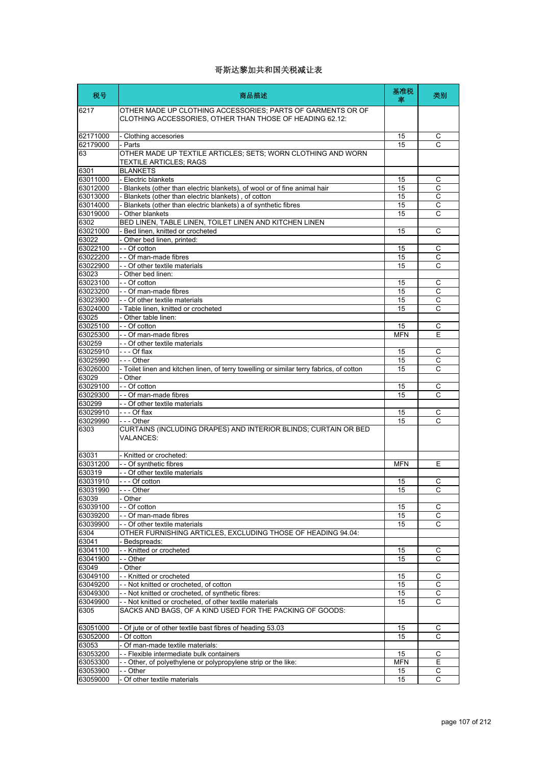# 哥斯达黎加共和国关税减让表

| 税号 | 商品描述 | 基准税率 | 类别 |
|---|---|---|---|
| 6217 | OTHER MADE UP CLOTHING ACCESSORIES; PARTS OF GARMENTS OR OF CLOTHING ACCESSORIES, OTHER THAN THOSE OF HEADING 62.12: | | |
| 62171000 | - Clothing accesories | 15 | C |
| 62179000 | - Parts | 15 | C |
| 63 | OTHER MADE UP TEXTILE ARTICLES; SETS; WORN CLOTHING AND WORN TEXTILE ARTICLES; RAGS | | |
| 6301 | BLANKETS | | |
| 63011000 | - Electric blankets | 15 | C |
| 63012000 | - Blankets (other than electric blankets), of wool or of fine animal hair | 15 | C |
| 63013000 | - Blankets (other than electric blankets) , of cotton | 15 | C |
| 63014000 | - Blankets (other than electric blankets) a of synthetic fibres | 15 | C |
| 63019000 | - Other blankets | 15 | C |
| 6302 | BED LINEN, TABLE LINEN, TOILET LINEN AND KITCHEN LINEN | | |
| 63021000 | - Bed linen, knitted or crocheted | 15 | C |
| 63022 | - Other bed linen, printed: | | |
| 63022100 | - - Of cotton | 15 | C |
| 63022200 | - - Of man-made fibres | 15 | C |
| 63022900 | - - Of other textile materials | 15 | C |
| 63023 | - Other bed linen: | | |
| 63023100 | - - Of cotton | 15 | C |
| 63023200 | - - Of man-made fibres | 15 | C |
| 63023900 | - - Of other textile materials | 15 | C |
| 63024000 | - Table linen, knitted or crocheted | 15 | C |
| 63025 | - Other table linen: | | |
| 63025100 | - - Of cotton | 15 | C |
| 63025300 | - - Of man-made fibres | MFN | E |
| 630259 | - - Of other textile materials | | |
| 63025910 | - - - Of flax | 15 | C |
| 63025990 | - - - Other | 15 | C |
| 63026000 | - Toilet linen and kitchen linen, of terry towelling or similar terry fabrics, of cotton | 15 | C |
| 63029 | - Other | | |
| 63029100 | - - Of cotton | 15 | C |
| 63029300 | - - Of man-made fibres | 15 | C |
| 630299 | - - Of other textile materials | | |
| 63029910 | - - - Of flax | 15 | C |
| 63029990 | - - - Other | 15 | C |
| 6303 | CURTAINS (INCLUDING DRAPES) AND INTERIOR BLINDS; CURTAIN OR BED VALANCES: | | |
| 63031 | - Knitted or crocheted: | | |
| 63031200 | - - Of synthetic fibres | MFN | E |
| 630319 | - - Of other textile materials | | |
| 63031910 | - - - Of cotton | 15 | C |
| 63031990 | - - - Other | 15 | C |
| 63039 | - Other | | |
| 63039100 | - - Of cotton | 15 | C |
| 63039200 | - - Of man-made fibres | 15 | C |
| 63039900 | - - Of other textile materials | 15 | C |
| 6304 | OTHER FURNISHING ARTICLES, EXCLUDING THOSE OF HEADING 94.04: | | |
| 63041 | - Bedspreads: | | |
| 63041100 | - - Knitted or crocheted | 15 | C |
| 63041900 | - - Other | 15 | C |
| 63049 | - Other | | |
| 63049100 | - - Knitted or crocheted | 15 | C |
| 63049200 | - - Not knitted or crocheted, of cotton | 15 | C |
| 63049300 | - - Not knitted or crocheted, of synthetic fibres: | 15 | C |
| 63049900 | - - Not knitted or crocheted, of other textile materials | 15 | C |
| 6305 | SACKS AND BAGS, OF A KIND USED FOR THE PACKING OF GOODS: | | |
| 63051000 | - Of jute or of other textile bast fibres of heading 53.03 | 15 | C |
| 63052000 | - Of cotton | 15 | C |
| 63053 | - Of man-made textile materials: | | |
| 63053200 | - - Flexible intermediate bulk containers | 15 | C |
| 63053300 | - - Other, of polyethylene or polypropylene strip or the like: | MFN | E |
| 63053900 | - - Other | 15 | C |
| 63059000 | - Of other textile materials | 15 | C |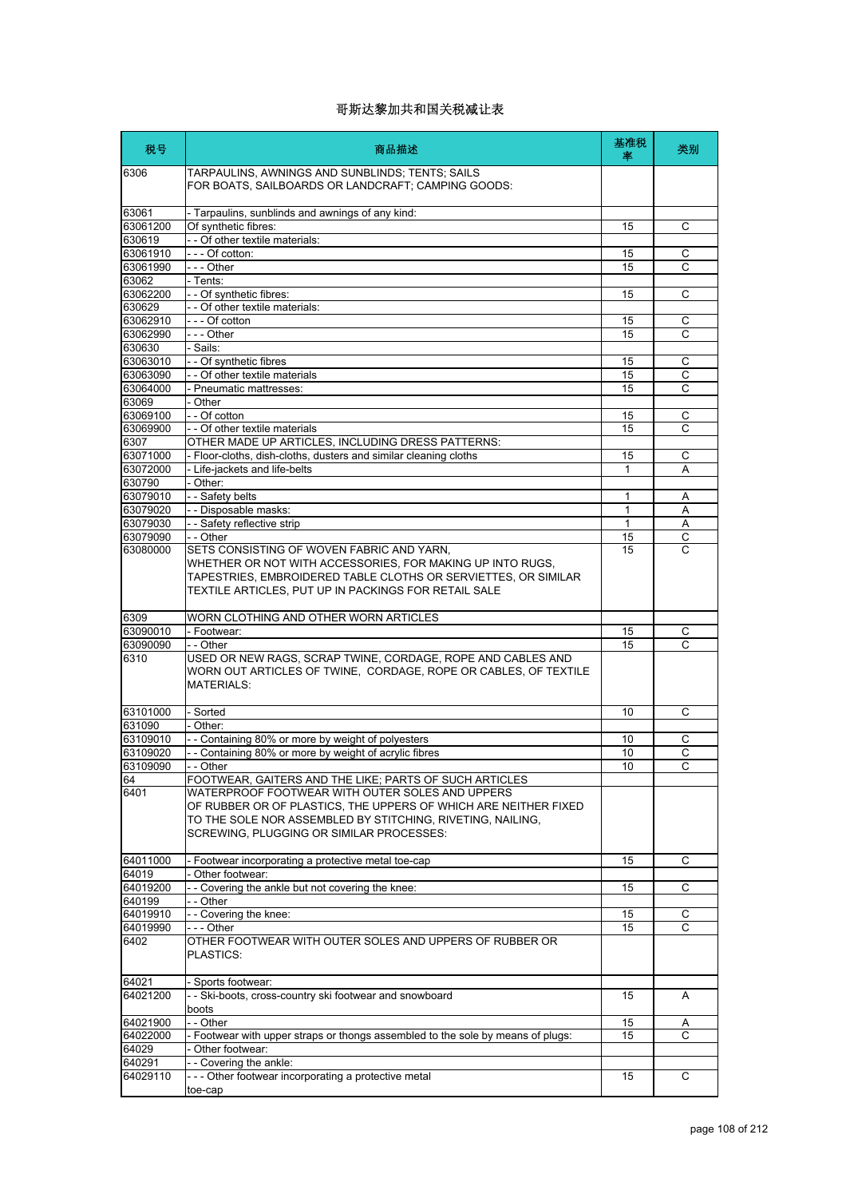# 哥斯达黎加共和国关税减让表

| 税号 | 商品描述 | 基准税率 | 类别 |
|---|---|---|---|
| 6306 | TARPAULINS, AWNINGS AND SUNBLINDS; TENTS; SAILS FOR BOATS, SAILBOARDS OR LANDCRAFT; CAMPING GOODS: | | |
| 63061 | - Tarpaulins, sunblinds and awnings of any kind: | | |
| 63061200 | Of synthetic fibres: | 15 | C |
| 630619 | - - Of other textile materials: | | |
| 63061910 | - - - Of cotton: | 15 | C |
| 63061990 | - - - Other | 15 | C |
| 63062 | - Tents: | | |
| 63062200 | - - Of synthetic fibres: | 15 | C |
| 630629 | - - Of other textile materials: | | |
| 63062910 | - - - Of cotton | 15 | C |
| 63062990 | - - - Other | 15 | C |
| 630630 | - Sails: | | |
| 63063010 | - - Of synthetic fibres | 15 | C |
| 63063090 | - - Of other textile materials | 15 | C |
| 63064000 | - Pneumatic mattresses: | 15 | C |
| 63069 | - Other | | |
| 63069100 | - - Of cotton | 15 | C |
| 63069900 | - - Of other textile materials | 15 | C |
| 6307 | OTHER MADE UP ARTICLES, INCLUDING DRESS PATTERNS: | | |
| 63071000 | - Floor-cloths, dish-cloths, dusters and similar cleaning cloths | 15 | C |
| 63072000 | - Life-jackets and life-belts | 1 | A |
| 630790 | - Other: | | |
| 63079010 | - - Safety belts | 1 | A |
| 63079020 | - - Disposable masks: | 1 | A |
| 63079030 | - - Safety reflective strip | 1 | A |
| 63079090 | - - Other | 15 | C |
| 63080000 | SETS CONSISTING OF WOVEN FABRIC AND YARN, WHETHER OR NOT WITH ACCESSORIES, FOR MAKING UP INTO RUGS, TAPESTRIES, EMBROIDERED TABLE CLOTHS OR SERVIETTES, OR SIMILAR TEXTILE ARTICLES, PUT UP IN PACKINGS FOR RETAIL SALE | 15 | C |
| 6309 | WORN CLOTHING AND OTHER WORN ARTICLES | | |
| 63090010 | - Footwear: | 15 | C |
| 63090090 | - - Other | 15 | C |
| 6310 | USED OR NEW RAGS, SCRAP TWINE, CORDAGE, ROPE AND CABLES AND WORN OUT ARTICLES OF TWINE, CORDAGE, ROPE OR CABLES, OF TEXTILE MATERIALS: | | |
| 63101000 | - Sorted | 10 | C |
| 631090 | - Other: | | |
| 63109010 | - - Containing 80% or more by weight of polyesters | 10 | C |
| 63109020 | - - Containing 80% or more by weight of acrylic fibres | 10 | C |
| 63109090 | - - Other | 10 | C |
| 64 | FOOTWEAR, GAITERS AND THE LIKE; PARTS OF SUCH ARTICLES | | |
| 6401 | WATERPROOF FOOTWEAR WITH OUTER SOLES AND UPPERS OF RUBBER OR OF PLASTICS, THE UPPERS OF WHICH ARE NEITHER FIXED TO THE SOLE NOR ASSEMBLED BY STITCHING, RIVETING, NAILING, SCREWING, PLUGGING OR SIMILAR PROCESSES: | | |
| 64011000 | - Footwear incorporating a protective metal toe-cap | 15 | C |
| 64019 | - Other footwear: | | |
| 64019200 | - - Covering the ankle but not covering the knee: | 15 | C |
| 640199 | - - Other | | |
| 64019910 | - - Covering the knee: | 15 | C |
| 64019990 | - - - Other | 15 | C |
| 6402 | OTHER FOOTWEAR WITH OUTER SOLES AND UPPERS OF RUBBER OR PLASTICS: | | |
| 64021 | - Sports footwear: | | |
| 64021200 | - - Ski-boots, cross-country ski footwear and snowboard boots | 15 | A |
| 64021900 | - - Other | 15 | A |
| 64022000 | - Footwear with upper straps or thongs assembled to the sole by means of plugs: | 15 | C |
| 64029 | - Other footwear: | | |
| 640291 | - - Covering the ankle: | | |
| 64029110 | - - - Other footwear incorporating a protective metal toe-cap | 15 | C |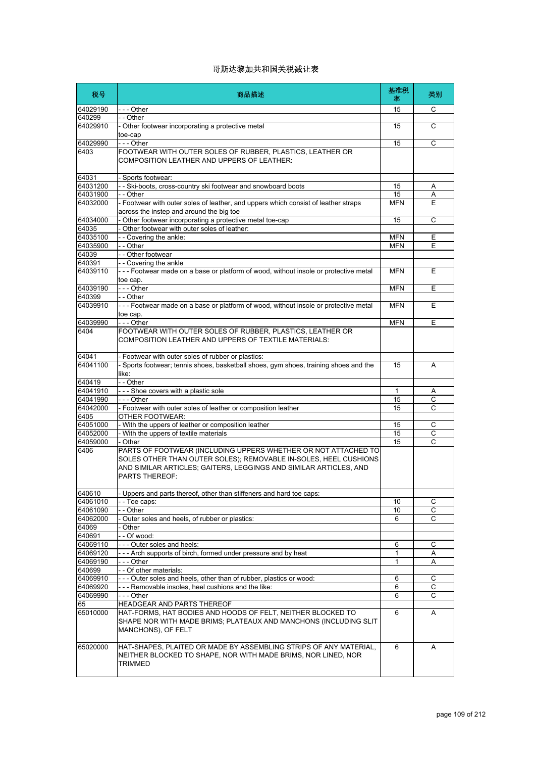# 哥斯达黎加共和国关税减让表

| 税号 | 商品描述 | 基准税率 | 类别 |
| --- | --- | --- | --- |
| 64029190 | - - - Other | 15 | C |
| 640299 | - - Other | | |
| 64029910 | - Other footwear incorporating a protective metal toe-cap | 15 | C |
| 64029990 | - - - Other | 15 | C |
| 6403 | FOOTWEAR WITH OUTER SOLES OF RUBBER, PLASTICS, LEATHER OR COMPOSITION LEATHER AND UPPERS OF LEATHER: | | |
| 64031 | - Sports footwear: | | |
| 64031200 | - - Ski-boots, cross-country ski footwear and snowboard boots | 15 | A |
| 64031900 | - - Other | 15 | A |
| 64032000 | - Footwear with outer soles of leather, and uppers which consist of leather straps across the instep and around the big toe | MFN | E |
| 64034000 | - Other footwear incorporating a protective metal toe-cap | 15 | C |
| 64035 | - Other footwear with outer soles of leather: | | |
| 64035100 | - - Covering the ankle: | MFN | E |
| 64035900 | - - Other | MFN | E |
| 64039 | - - Other footwear | | |
| 640391 | - - Covering the ankle | | |
| 64039110 | - - - Footwear made on a base or platform of wood, without insole or protective metal toe cap. | MFN | E |
| 64039190 | - - - Other | MFN | E |
| 640399 | - - Other | | |
| 64039910 | - - - Footwear made on a base or platform of wood, without insole or protective metal toe cap. | MFN | E |
| 64039990 | - - - Other | MFN | E |
| 6404 | FOOTWEAR WITH OUTER SOLES OF RUBBER, PLASTICS, LEATHER OR COMPOSITION LEATHER AND UPPERS OF TEXTILE MATERIALS: | | |
| 64041 | - Footwear with outer soles of rubber or plastics: | | |
| 64041100 | - Sports footwear; tennis shoes, basketball shoes, gym shoes, training shoes and the like: | 15 | A |
| 640419 | - - Other | | |
| 64041910 | - - - Shoe covers with a plastic sole | 1 | A |
| 64041990 | - - - Other | 15 | C |
| 64042000 | - Footwear with outer soles of leather or composition leather | 15 | C |
| 6405 | OTHER FOOTWEAR: | | |
| 64051000 | - With the uppers of leather or composition leather | 15 | C |
| 64052000 | - With the uppers of textile materials | 15 | C |
| 64059000 | - Other | 15 | C |
| 6406 | PARTS OF FOOTWEAR (INCLUDING UPPERS WHETHER OR NOT ATTACHED TO SOLES OTHER THAN OUTER SOLES); REMOVABLE IN-SOLES, HEEL CUSHIONS AND SIMILAR ARTICLES; GAITERS, LEGGINGS AND SIMILAR ARTICLES, AND PARTS THEREOF: | | |
| 640610 | - Uppers and parts thereof, other than stiffeners and hard toe caps: | | |
| 64061010 | - - Toe caps: | 10 | C |
| 64061090 | - - Other | 10 | C |
| 64062000 | - Outer soles and heels, of rubber or plastics: | 6 | C |
| 64069 | - Other | | |
| 640691 | - - Of wood: | | |
| 64069110 | - - - Outer soles and heels: | 6 | C |
| 64069120 | - - - Arch supports of birch, formed under pressure and by heat | 1 | A |
| 64069190 | - - - Other | 1 | A |
| 640699 | - - Of other materials: | | |
| 64069910 | - - - Outer soles and heels, other than of rubber, plastics or wood: | 6 | C |
| 64069920 | - - - Removable insoles, heel cushions and the like: | 6 | C |
| 64069990 | - - - Other | 6 | C |
| 65 | HEADGEAR AND PARTS THEREOF | | |
| 65010000 | HAT-FORMS, HAT BODIES AND HOODS OF FELT, NEITHER BLOCKED TO SHAPE NOR WITH MADE BRIMS; PLATEAUX AND MANCHONS (INCLUDING SLIT MANCHONS), OF FELT | 6 | A |
| 65020000 | HAT-SHAPES, PLAITED OR MADE BY ASSEMBLING STRIPS OF ANY MATERIAL, NEITHER BLOCKED TO SHAPE, NOR WITH MADE BRIMS, NOR LINED, NOR TRIMMED | 6 | A |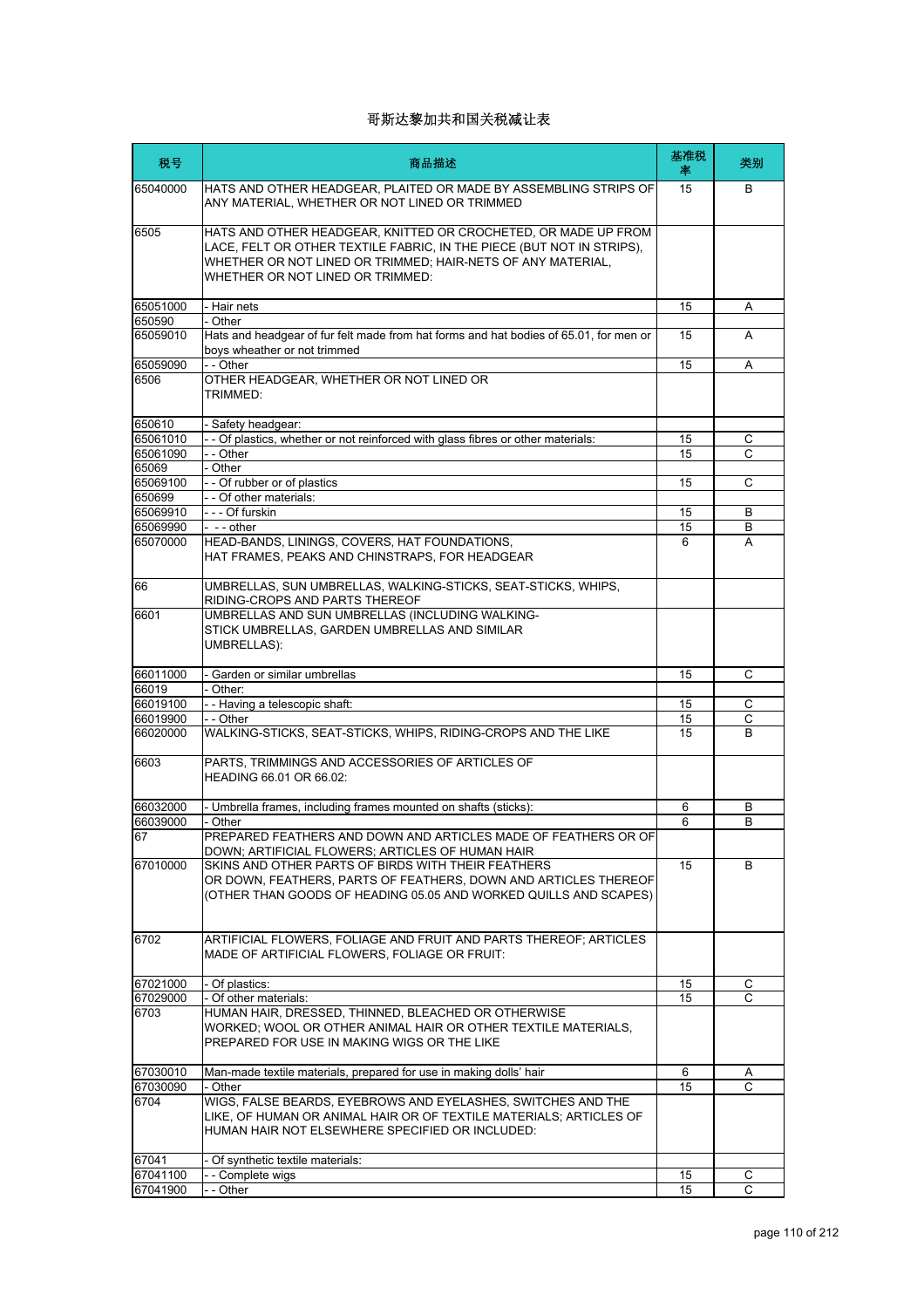# 哥斯达黎加共和国关税减让表

| 税号 | 商品描述 | 基准税率 | 类别 |
|---|---|---|---|
| 65040000 | HATS AND OTHER HEADGEAR, PLAITED OR MADE BY ASSEMBLING STRIPS OF ANY MATERIAL, WHETHER OR NOT LINED OR TRIMMED | 15 | B |
| 6505 | HATS AND OTHER HEADGEAR, KNITTED OR CROCHETED, OR MADE UP FROM LACE, FELT OR OTHER TEXTILE FABRIC, IN THE PIECE (BUT NOT IN STRIPS), WHETHER OR NOT LINED OR TRIMMED; HAIR-NETS OF ANY MATERIAL, WHETHER OR NOT LINED OR TRIMMED: | | |
| 65051000 | - Hair nets | 15 | A |
| 650590 | - Other | | |
| 65059010 | Hats and headgear of fur felt made from hat forms and hat bodies of 65.01, for men or boys wheather or not trimmed | 15 | A |
| 65059090 | - - Other | 15 | A |
| 6506 | OTHER HEADGEAR, WHETHER OR NOT LINED OR TRIMMED: | | |
| 650610 | - Safety headgear: | | |
| 65061010 | - - Of plastics, whether or not reinforced with glass fibres or other materials: | 15 | C |
| 65061090 | - - Other | 15 | C |
| 65069 | - Other | | |
| 65069100 | - - Of rubber or of plastics | 15 | C |
| 650699 | - - Of other materials: | | |
| 65069910 | - - - Of furskin | 15 | B |
| 65069990 | - - - other | 15 | B |
| 65070000 | HEAD-BANDS, LININGS, COVERS, HAT FOUNDATIONS, HAT FRAMES, PEAKS AND CHINSTRAPS, FOR HEADGEAR | 6 | A |
| 66 | UMBRELLAS, SUN UMBRELLAS, WALKING-STICKS, SEAT-STICKS, WHIPS, RIDING-CROPS AND PARTS THEREOF | | |
| 6601 | UMBRELLAS AND SUN UMBRELLAS (INCLUDING WALKING-STICK UMBRELLAS, GARDEN UMBRELLAS AND SIMILAR UMBRELLAS): | | |
| 66011000 | - Garden or similar umbrellas | 15 | C |
| 66019 | - Other: | | |
| 66019100 | - - Having a telescopic shaft: | 15 | C |
| 66019900 | - - Other | 15 | C |
| 66020000 | WALKING-STICKS, SEAT-STICKS, WHIPS, RIDING-CROPS AND THE LIKE | 15 | B |
| 6603 | PARTS, TRIMMINGS AND ACCESSORIES OF ARTICLES OF HEADING 66.01 OR 66.02: | | |
| 66032000 | - Umbrella frames, including frames mounted on shafts (sticks): | 6 | B |
| 66039000 | - Other | 6 | B |
| 67 | PREPARED FEATHERS AND DOWN AND ARTICLES MADE OF FEATHERS OR OF DOWN; ARTIFICIAL FLOWERS; ARTICLES OF HUMAN HAIR | | |
| 67010000 | SKINS AND OTHER PARTS OF BIRDS WITH THEIR FEATHERS OR DOWN, FEATHERS, PARTS OF FEATHERS, DOWN AND ARTICLES THEREOF (OTHER THAN GOODS OF HEADING 05.05 AND WORKED QUILLS AND SCAPES) | 15 | B |
| 6702 | ARTIFICIAL FLOWERS, FOLIAGE AND FRUIT AND PARTS THEREOF; ARTICLES MADE OF ARTIFICIAL FLOWERS, FOLIAGE OR FRUIT: | | |
| 67021000 | - Of plastics: | 15 | C |
| 67029000 | - Of other materials: | 15 | C |
| 6703 | HUMAN HAIR, DRESSED, THINNED, BLEACHED OR OTHERWISE WORKED; WOOL OR OTHER ANIMAL HAIR OR OTHER TEXTILE MATERIALS, PREPARED FOR USE IN MAKING WIGS OR THE LIKE | | |
| 67030010 | Man-made textile materials, prepared for use in making dolls' hair | 6 | A |
| 67030090 | - Other | 15 | C |
| 6704 | WIGS, FALSE BEARDS, EYEBROWS AND EYELASHES, SWITCHES AND THE LIKE, OF HUMAN OR ANIMAL HAIR OR OF TEXTILE MATERIALS; ARTICLES OF HUMAN HAIR NOT ELSEWHERE SPECIFIED OR INCLUDED: | | |
| 67041 | - Of synthetic textile materials: | | |
| 67041100 | - - Complete wigs | 15 | C |
| 67041900 | - - Other | 15 | C |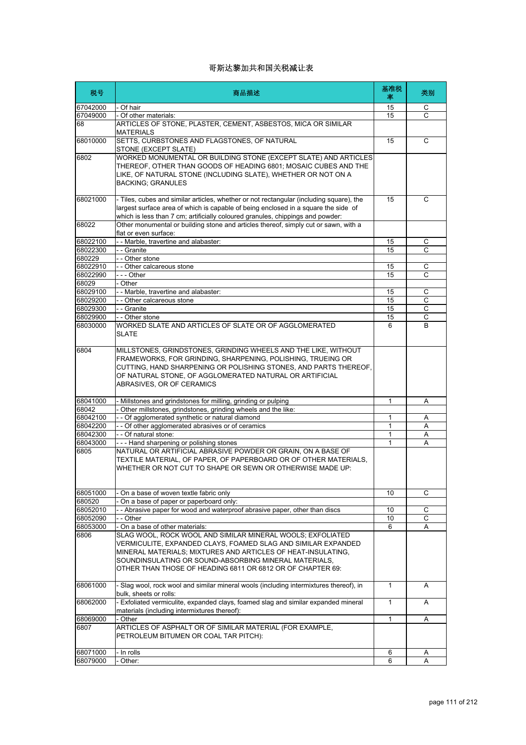# 哥斯达黎加共和国关税减让表

| 税号 | 商品描述 | 基准税率 | 类别 |
|---|---|---|---|
| 67042000 | - Of hair | 15 | C |
| 67049000 | - Of other materials: | 15 | C |
| 68 | ARTICLES OF STONE, PLASTER, CEMENT, ASBESTOS, MICA OR SIMILAR MATERIALS | | |
| 68010000 | SETTS, CURBSTONES AND FLAGSTONES, OF NATURAL STONE (EXCEPT SLATE) | 15 | C |
| 6802 | WORKED MONUMENTAL OR BUILDING STONE (EXCEPT SLATE) AND ARTICLES THEREOF, OTHER THAN GOODS OF HEADING 6801; MOSAIC CUBES AND THE LIKE, OF NATURAL STONE (INCLUDING SLATE), WHETHER OR NOT ON A BACKING; GRANULES | | |
| 68021000 | - Tiles, cubes and similar articles, whether or not rectangular (including square), the largest surface area of which is capable of being enclosed in a square the side of which is less than 7 cm; artificially coloured granules, chippings and powder: | 15 | C |
| 68022 | Other monumental or building stone and articles thereof, simply cut or sawn, with a flat or even surface: | | |
| 68022100 | - - Marble, travertine and alabaster: | 15 | C |
| 68022300 | - - Granite | 15 | C |
| 680229 | - - Other stone | | |
| 68022910 | - - Other calcareous stone | 15 | C |
| 68022990 | - - - Other | 15 | C |
| 68029 | - Other | | |
| 68029100 | - - Marble, travertine and alabaster: | 15 | C |
| 68029200 | - - Other calcareous stone | 15 | C |
| 68029300 | - - Granite | 15 | C |
| 68029900 | - - Other stone | 15 | C |
| 68030000 | WORKED SLATE AND ARTICLES OF SLATE OR OF AGGLOMERATED SLATE | 6 | B |
| 6804 | MILLSTONES, GRINDSTONES, GRINDING WHEELS AND THE LIKE, WITHOUT FRAMEWORKS, FOR GRINDING, SHARPENING, POLISHING, TRUEING OR CUTTING, HAND SHARPENING OR POLISHING STONES, AND PARTS THEREOF, OF NATURAL STONE, OF AGGLOMERATED NATURAL OR ARTIFICIAL ABRASIVES, OR OF CERAMICS | | |
| 68041000 | - Millstones and grindstones for milling, grinding or pulping | 1 | A |
| 68042 | - Other millstones, grindstones, grinding wheels and the like: | | |
| 68042100 | - - Of agglomerated synthetic or natural diamond | 1 | A |
| 68042200 | - - Of other agglomerated abrasives or of ceramics | 1 | A |
| 68042300 | - - Of natural stone: | 1 | A |
| 68043000 | - - - Hand sharpening or polishing stones | 1 | A |
| 6805 | NATURAL OR ARTIFICIAL ABRASIVE POWDER OR GRAIN, ON A BASE OF TEXTILE MATERIAL, OF PAPER, OF PAPERBOARD OR OF OTHER MATERIALS, WHETHER OR NOT CUT TO SHAPE OR SEWN OR OTHERWISE MADE UP: | | |
| 68051000 | - On a base of woven textile fabric only | 10 | C |
| 680520 | - On a base of paper or paperboard only: | | |
| 68052010 | - - Abrasive paper for wood and waterproof abrasive paper, other than discs | 10 | C |
| 68052090 | - - Other | 10 | C |
| 68053000 | - On a base of other materials: | 6 | A |
| 6806 | SLAG WOOL, ROCK WOOL AND SIMILAR MINERAL WOOLS; EXFOLIATED VERMICULITE, EXPANDED CLAYS, FOAMED SLAG AND SIMILAR EXPANDED MINERAL MATERIALS; MIXTURES AND ARTICLES OF HEAT-INSULATING, SOUNDINSULATING OR SOUND-ABSORBING MINERAL MATERIALS, OTHER THAN THOSE OF HEADING 6811 OR 6812 OR OF CHAPTER 69: | | |
| 68061000 | - Slag wool, rock wool and similar mineral wools (including intermixtures thereof), in bulk, sheets or rolls: | 1 | A |
| 68062000 | - Exfoliated vermiculite, expanded clays, foamed slag and similar expanded mineral materials (including intermixtures thereof): | 1 | A |
| 68069000 | - Other | 1 | A |
| 6807 | ARTICLES OF ASPHALT OR OF SIMILAR MATERIAL (FOR EXAMPLE, PETROLEUM BITUMEN OR COAL TAR PITCH): | | |
| 68071000 | - In rolls | 6 | A |
| 68079000 | - Other: | 6 | A |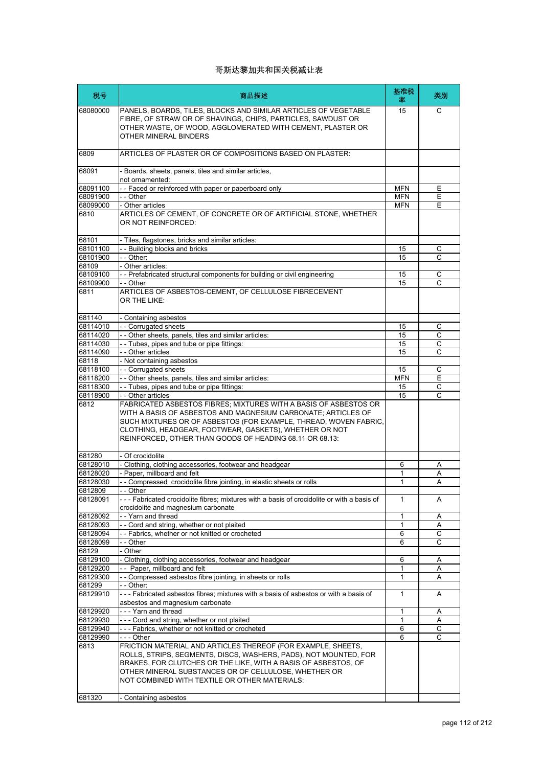哥斯达黎加共和国关税减让表

| 税号 | 商品描述 | 基准税率 | 类别 |
|---|---|---|---|
| 68080000 | PANELS, BOARDS, TILES, BLOCKS AND SIMILAR ARTICLES OF VEGETABLE FIBRE, OF STRAW OR OF SHAVINGS, CHIPS, PARTICLES, SAWDUST OR OTHER WASTE, OF WOOD, AGGLOMERATED WITH CEMENT, PLASTER OR OTHER MINERAL BINDERS | 15 | C |
| 6809 | ARTICLES OF PLASTER OR OF COMPOSITIONS BASED ON PLASTER: | | |
| 68091 | - Boards, sheets, panels, tiles and similar articles, not ornamented: | | |
| 68091100 | - - Faced or reinforced with paper or paperboard only | MFN | E |
| 68091900 | - - Other | MFN | E |
| 68099000 | - Other articles | MFN | E |
| 6810 | ARTICLES OF CEMENT, OF CONCRETE OR OF ARTIFICIAL STONE, WHETHER OR NOT REINFORCED: | | |
| 68101 | - Tiles, flagstones, bricks and similar articles: | | |
| 68101100 | - - Building blocks and bricks | 15 | C |
| 68101900 | - - Other: | 15 | C |
| 68109 | - Other articles: | | |
| 68109100 | - - Prefabricated structural components for building or civil engineering | 15 | C |
| 68109900 | - - Other | 15 | C |
| 6811 | ARTICLES OF ASBESTOS-CEMENT, OF CELLULOSE FIBRECEMENT OR THE LIKE: | | |
| 681140 | - Containing asbestos | | |
| 68114010 | - - Corrugated sheets | 15 | C |
| 68114020 | - - Other sheets, panels, tiles and similar articles: | 15 | C |
| 68114030 | - - Tubes, pipes and tube or pipe fittings: | 15 | C |
| 68114090 | - - Other articles | 15 | C |
| 68118 | - Not containing asbestos | | |
| 68118100 | - - Corrugated sheets | 15 | C |
| 68118200 | - - Other sheets, panels, tiles and similar articles: | MFN | E |
| 68118300 | - - Tubes, pipes and tube or pipe fittings: | 15 | C |
| 68118900 | - - Other articles | 15 | C |
| 6812 | FABRICATED ASBESTOS FIBRES; MIXTURES WITH A BASIS OF ASBESTOS OR WITH A BASIS OF ASBESTOS AND MAGNESIUM CARBONATE; ARTICLES OF SUCH MIXTURES OR OF ASBESTOS (FOR EXAMPLE, THREAD, WOVEN FABRIC, CLOTHING, HEADGEAR, FOOTWEAR, GASKETS), WHETHER OR NOT REINFORCED, OTHER THAN GOODS OF HEADING 68.11 OR 68.13: | | |
| 681280 | - Of crocidolite | | |
| 68128010 | - Clothing, clothing accessories, footwear and headgear | 6 | A |
| 68128020 | - Paper, millboard and felt | 1 | A |
| 68128030 | - - Compressed crocidolite fibre jointing, in elastic sheets or rolls | 1 | A |
| 6812809 | - - Other | | |
| 68128091 | - - - Fabricated crocidolite fibres; mixtures with a basis of crocidolite or with a basis of crocidolite and magnesium carbonate | 1 | A |
| 68128092 | - - Yarn and thread | 1 | A |
| 68128093 | - - Cord and string, whether or not plaited | 1 | A |
| 68128094 | - - Fabrics, whether or not knitted or crocheted | 6 | C |
| 68128099 | - - Other | 6 | C |
| 68129 | - Other | | |
| 68129100 | - Clothing, clothing accessories, footwear and headgear | 6 | A |
| 68129200 | - - Paper, millboard and felt | 1 | A |
| 68129300 | - - Compressed asbestos fibre jointing, in sheets or rolls | 1 | A |
| 681299 | - - Other: | | |
| 68129910 | - - - Fabricated asbestos fibres; mixtures with a basis of asbestos or with a basis of asbestos and magnesium carbonate | 1 | A |
| 68129920 | - - - Yarn and thread | 1 | A |
| 68129930 | - - - Cord and string, whether or not plaited | 1 | A |
| 68129940 | - - - Fabrics, whether or not knitted or crocheted | 6 | C |
| 68129990 | - - - Other | 6 | C |
| 6813 | FRICTION MATERIAL AND ARTICLES THEREOF (FOR EXAMPLE, SHEETS, ROLLS, STRIPS, SEGMENTS, DISCS, WASHERS, PADS), NOT MOUNTED, FOR BRAKES, FOR CLUTCHES OR THE LIKE, WITH A BASIS OF ASBESTOS, OF OTHER MINERAL SUBSTANCES OR OF CELLULOSE, WHETHER OR NOT COMBINED WITH TEXTILE OR OTHER MATERIALS: | | |
| 681320 | - Containing asbestos | | |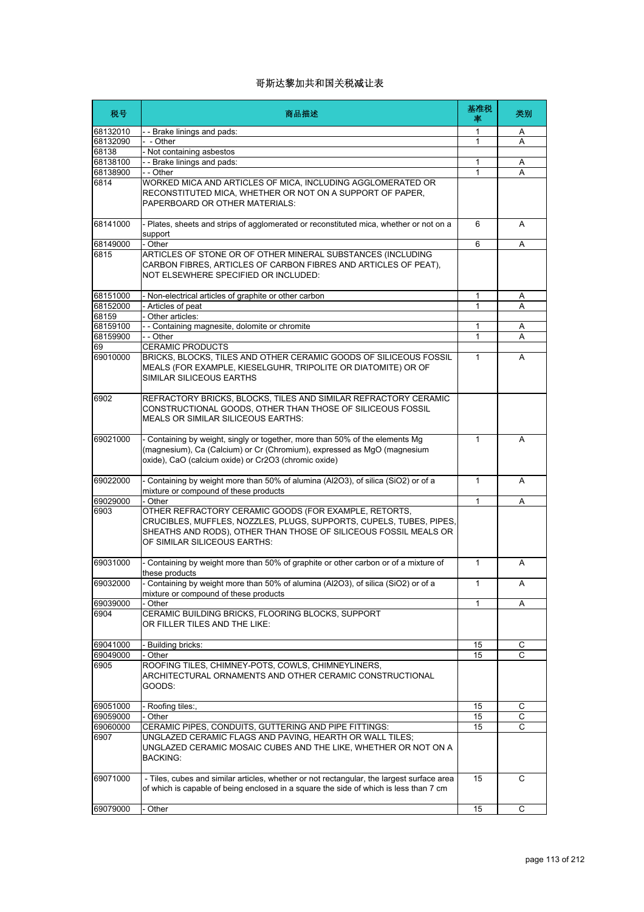# 哥斯达黎加共和国关税减让表

| 税号 | 商品描述 | 基准税率 | 类别 |
| --- | --- | --- | --- |
| 68132010 | - - Brake linings and pads: | 1 | A |
| 68132090 | - - Other | 1 | A |
| 68138 | - Not containing asbestos | | |
| 68138100 | - - Brake linings and pads: | 1 | A |
| 68138900 | - - Other | 1 | A |
| 6814 | WORKED MICA AND ARTICLES OF MICA, INCLUDING AGGLOMERATED OR RECONSTITUTED MICA, WHETHER OR NOT ON A SUPPORT OF PAPER, PAPERBOARD OR OTHER MATERIALS: | | |
| 68141000 | - Plates, sheets and strips of agglomerated or reconstituted mica, whether or not on a support | 6 | A |
| 68149000 | - Other | 6 | A |
| 6815 | ARTICLES OF STONE OR OF OTHER MINERAL SUBSTANCES (INCLUDING CARBON FIBRES, ARTICLES OF CARBON FIBRES AND ARTICLES OF PEAT), NOT ELSEWHERE SPECIFIED OR INCLUDED: | | |
| 68151000 | - Non-electrical articles of graphite or other carbon | 1 | A |
| 68152000 | - Articles of peat | 1 | A |
| 68159 | - Other articles: | | |
| 68159100 | - - Containing magnesite, dolomite or chromite | 1 | A |
| 68159900 | - - Other | 1 | A |
| 69 | CERAMIC PRODUCTS | | |
| 69010000 | BRICKS, BLOCKS, TILES AND OTHER CERAMIC GOODS OF SILICEOUS FOSSIL MEALS (FOR EXAMPLE, KIESELGUHR, TRIPOLITE OR DIATOMITE) OR OF SIMILAR SILICEOUS EARTHS | 1 | A |
| 6902 | REFRACTORY BRICKS, BLOCKS, TILES AND SIMILAR REFRACTORY CERAMIC CONSTRUCTIONAL GOODS, OTHER THAN THOSE OF SILICEOUS FOSSIL MEALS OR SIMILAR SILICEOUS EARTHS: | | |
| 69021000 | - Containing by weight, singly or together, more than 50% of the elements Mg (magnesium), Ca (Calcium) or Cr (Chromium), expressed as MgO (magnesium oxide), CaO (calcium oxide) or Cr2O3 (chromic oxide) | 1 | A |
| 69022000 | - Containing by weight more than 50% of alumina (Al2O3), of silica (SiO2) or of a mixture or compound of these products | 1 | A |
| 69029000 | - Other | 1 | A |
| 6903 | OTHER REFRACTORY CERAMIC GOODS (FOR EXAMPLE, RETORTS, CRUCIBLES, MUFFLES, NOZZLES, PLUGS, SUPPORTS, CUPELS, TUBES, PIPES, SHEATHS AND RODS), OTHER THAN THOSE OF SILICEOUS FOSSIL MEALS OR OF SIMILAR SILICEOUS EARTHS: | | |
| 69031000 | - Containing by weight more than 50% of graphite or other carbon or of a mixture of these products | 1 | A |
| 69032000 | - Containing by weight more than 50% of alumina (Al2O3), of silica (SiO2) or of a mixture or compound of these products | 1 | A |
| 69039000 | - Other | 1 | A |
| 6904 | CERAMIC BUILDING BRICKS, FLOORING BLOCKS, SUPPORT OR FILLER TILES AND THE LIKE: | | |
| 69041000 | - Building bricks: | 15 | C |
| 69049000 | - Other | 15 | C |
| 6905 | ROOFING TILES, CHIMNEY-POTS, COWLS, CHIMNEYLINERS, ARCHITECTURAL ORNAMENTS AND OTHER CERAMIC CONSTRUCTIONAL GOODS: | | |
| 69051000 | - Roofing tiles:, | 15 | C |
| 69059000 | - Other | 15 | C |
| 69060000 | CERAMIC PIPES, CONDUITS, GUTTERING AND PIPE FITTINGS: | 15 | C |
| 6907 | UNGLAZED CERAMIC FLAGS AND PAVING, HEARTH OR WALL TILES; UNGLAZED CERAMIC MOSAIC CUBES AND THE LIKE, WHETHER OR NOT ON A BACKING: | | |
| 69071000 | - Tiles, cubes and similar articles, whether or not rectangular, the largest surface area of which is capable of being enclosed in a square the side of which is less than 7 cm | 15 | C |
| 69079000 | - Other | 15 | C |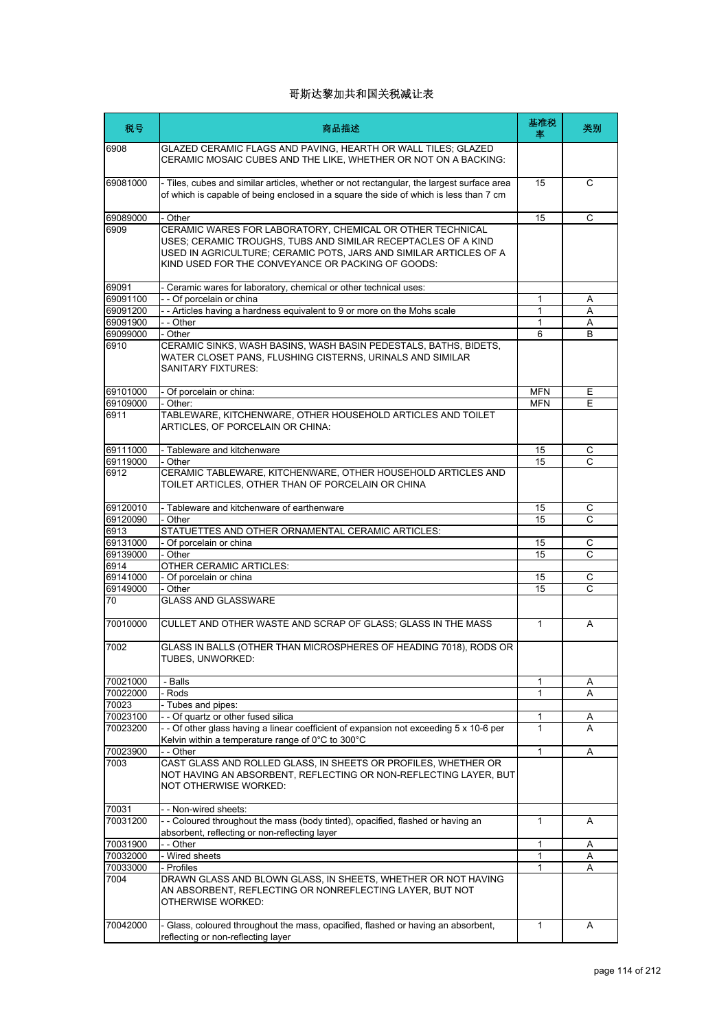# 哥斯达黎加共和国关税减让表

| 税号 | 商品描述 | 基准税率 | 类别 |
| --- | --- | --- | --- |
| 6908 | GLAZED CERAMIC FLAGS AND PAVING, HEARTH OR WALL TILES; GLAZED CERAMIC MOSAIC CUBES AND THE LIKE, WHETHER OR NOT ON A BACKING: | | |
| 69081000 | - Tiles, cubes and similar articles, whether or not rectangular, the largest surface area of which is capable of being enclosed in a square the side of which is less than 7 cm | 15 | C |
| 69089000 | - Other | 15 | C |
| 6909 | CERAMIC WARES FOR LABORATORY, CHEMICAL OR OTHER TECHNICAL USES; CERAMIC TROUGHS, TUBS AND SIMILAR RECEPTACLES OF A KIND USED IN AGRICULTURE; CERAMIC POTS, JARS AND SIMILAR ARTICLES OF A KIND USED FOR THE CONVEYANCE OR PACKING OF GOODS: | | |
| 69091 | - Ceramic wares for laboratory, chemical or other technical uses: | | |
| 69091100 | - - Of porcelain or china | 1 | A |
| 69091200 | - - Articles having a hardness equivalent to 9 or more on the Mohs scale | 1 | A |
| 69091900 | - - Other | 1 | A |
| 69099000 | - Other | 6 | B |
| 6910 | CERAMIC SINKS, WASH BASINS, WASH BASIN PEDESTALS, BATHS, BIDETS, WATER CLOSET PANS, FLUSHING CISTERNS, URINALS AND SIMILAR SANITARY FIXTURES: | | |
| 69101000 | - Of porcelain or china: | MFN | E |
| 69109000 | - Other: | MFN | E |
| 6911 | TABLEWARE, KITCHENWARE, OTHER HOUSEHOLD ARTICLES AND TOILET ARTICLES, OF PORCELAIN OR CHINA: | | |
| 69111000 | - Tableware and kitchenware | 15 | C |
| 69119000 | - Other | 15 | C |
| 6912 | CERAMIC TABLEWARE, KITCHENWARE, OTHER HOUSEHOLD ARTICLES AND TOILET ARTICLES, OTHER THAN OF PORCELAIN OR CHINA | | |
| 69120010 | - Tableware and kitchenware of earthenware | 15 | C |
| 69120090 | - Other | 15 | C |
| 6913 | STATUETTES AND OTHER ORNAMENTAL CERAMIC ARTICLES: | | |
| 69131000 | - Of porcelain or china | 15 | C |
| 69139000 | - Other | 15 | C |
| 6914 | OTHER CERAMIC ARTICLES: | | |
| 69141000 | - Of porcelain or china | 15 | C |
| 69149000 | - Other | 15 | C |
| 70 | GLASS AND GLASSWARE | | |
| 70010000 | CULLET AND OTHER WASTE AND SCRAP OF GLASS; GLASS IN THE MASS | 1 | A |
| 7002 | GLASS IN BALLS (OTHER THAN MICROSPHERES OF HEADING 7018), RODS OR TUBES, UNWORKED: | | |
| 70021000 | - Balls | 1 | A |
| 70022000 | - Rods | 1 | A |
| 70023 | - Tubes and pipes: | | |
| 70023100 | - - Of quartz or other fused silica | 1 | A |
| 70023200 | - - Of other glass having a linear coefficient of expansion not exceeding 5 x 10-6 per Kelvin within a temperature range of 0°C to 300°C | 1 | A |
| 70023900 | - - Other | 1 | A |
| 7003 | CAST GLASS AND ROLLED GLASS, IN SHEETS OR PROFILES, WHETHER OR NOT HAVING AN ABSORBENT, REFLECTING OR NON-REFLECTING LAYER, BUT NOT OTHERWISE WORKED: | | |
| 70031 | - - Non-wired sheets: | | |
| 70031200 | - - Coloured throughout the mass (body tinted), opacified, flashed or having an absorbent, reflecting or non-reflecting layer | 1 | A |
| 70031900 | - - Other | 1 | A |
| 70032000 | - Wired sheets | 1 | A |
| 70033000 | - Profiles | 1 | A |
| 7004 | DRAWN GLASS AND BLOWN GLASS, IN SHEETS, WHETHER OR NOT HAVING AN ABSORBENT, REFLECTING OR NONREFLECTING LAYER, BUT NOT OTHERWISE WORKED: | | |
| 70042000 | - Glass, coloured throughout the mass, opacified, flashed or having an absorbent, reflecting or non-reflecting layer | 1 | A |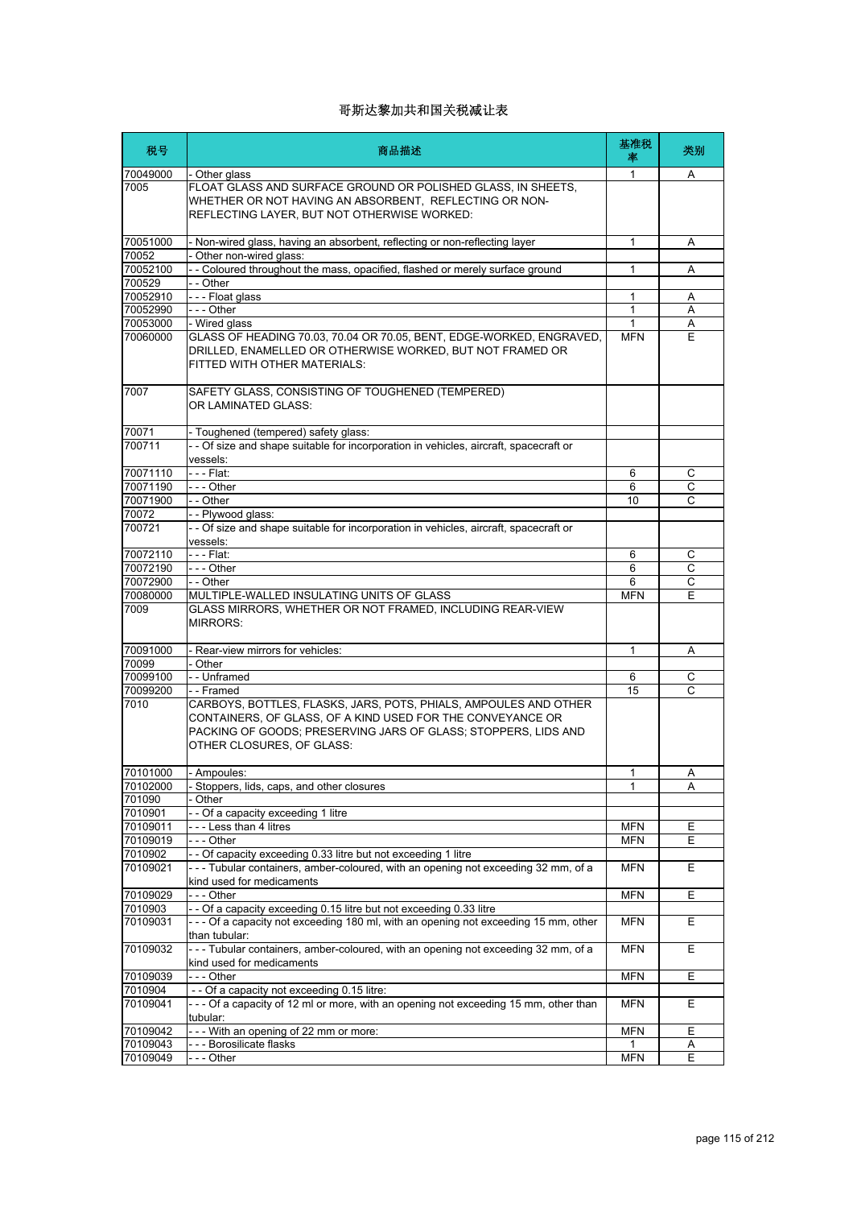# 哥斯达黎加共和国关税减让表

| 税号 | 商品描述 | 基准税率 | 类别 |
|---|---|---|---|
| 70049000 | - Other glass | 1 | A |
| 7005 | FLOAT GLASS AND SURFACE GROUND OR POLISHED GLASS, IN SHEETS, WHETHER OR NOT HAVING AN ABSORBENT, REFLECTING OR NON-REFLECTING LAYER, BUT NOT OTHERWISE WORKED: | | |
| 70051000 | - Non-wired glass, having an absorbent, reflecting or non-reflecting layer | 1 | A |
| 70052 | - Other non-wired glass: | | |
| 70052100 | - - Coloured throughout the mass, opacified, flashed or merely surface ground | 1 | A |
| 700529 | - - Other | | |
| 70052910 | - - - Float glass | 1 | A |
| 70052990 | - - - Other | 1 | A |
| 70053000 | - Wired glass | 1 | A |
| 70060000 | GLASS OF HEADING 70.03, 70.04 OR 70.05, BENT, EDGE-WORKED, ENGRAVED, DRILLED, ENAMELLED OR OTHERWISE WORKED, BUT NOT FRAMED OR FITTED WITH OTHER MATERIALS: | MFN | E |
| 7007 | SAFETY GLASS, CONSISTING OF TOUGHENED (TEMPERED) OR LAMINATED GLASS: | | |
| 70071 | - Toughened (tempered) safety glass: | | |
| 700711 | - - Of size and shape suitable for incorporation in vehicles, aircraft, spacecraft or vessels: | | |
| 70071110 | - - - Flat: | 6 | C |
| 70071190 | - - - Other | 6 | C |
| 70071900 | - - Other | 10 | C |
| 70072 | - - Plywood glass: | | |
| 700721 | - - Of size and shape suitable for incorporation in vehicles, aircraft, spacecraft or vessels: | | |
| 70072110 | - - - Flat: | 6 | C |
| 70072190 | - - - Other | 6 | C |
| 70072900 | - - Other | 6 | C |
| 70080000 | MULTIPLE-WALLED INSULATING UNITS OF GLASS | MFN | E |
| 7009 | GLASS MIRRORS, WHETHER OR NOT FRAMED, INCLUDING REAR-VIEW MIRRORS: | | |
| 70091000 | - Rear-view mirrors for vehicles: | 1 | A |
| 70099 | - Other | | |
| 70099100 | - - Unframed | 6 | C |
| 70099200 | - - Framed | 15 | C |
| 7010 | CARBOYS, BOTTLES, FLASKS, JARS, POTS, PHIALS, AMPOULES AND OTHER CONTAINERS, OF GLASS, OF A KIND USED FOR THE CONVEYANCE OR PACKING OF GOODS; PRESERVING JARS OF GLASS; STOPPERS, LIDS AND OTHER CLOSURES, OF GLASS: | | |
| 70101000 | - Ampoules: | 1 | A |
| 70102000 | - Stoppers, lids, caps, and other closures | 1 | A |
| 701090 | - Other | | |
| 7010901 | - - Of a capacity exceeding 1 litre | | |
| 70109011 | - - - Less than 4 litres | MFN | E |
| 70109019 | - - - Other | MFN | E |
| 7010902 | - - Of capacity exceeding 0.33 litre but not exceeding 1 litre | | |
| 70109021 | - - - Tubular containers, amber-coloured, with an opening not exceeding 32 mm, of a kind used for medicaments | MFN | E |
| 70109029 | - - - Other | MFN | E |
| 7010903 | - - Of a capacity exceeding 0.15 litre but not exceeding 0.33 litre | | |
| 70109031 | - - - Of a capacity not exceeding 180 ml, with an opening not exceeding 15 mm, other than tubular: | MFN | E |
| 70109032 | - - - Tubular containers, amber-coloured, with an opening not exceeding 32 mm, of a kind used for medicaments | MFN | E |
| 70109039 | - - - Other | MFN | E |
| 7010904 | - - Of a capacity not exceeding 0.15 litre: | | |
| 70109041 | - - - Of a capacity of 12 ml or more, with an opening not exceeding 15 mm, other than tubular: | MFN | E |
| 70109042 | - - - With an opening of 22 mm or more: | MFN | E |
| 70109043 | - - - Borosilicate flasks | 1 | A |
| 70109049 | - - - Other | MFN | E |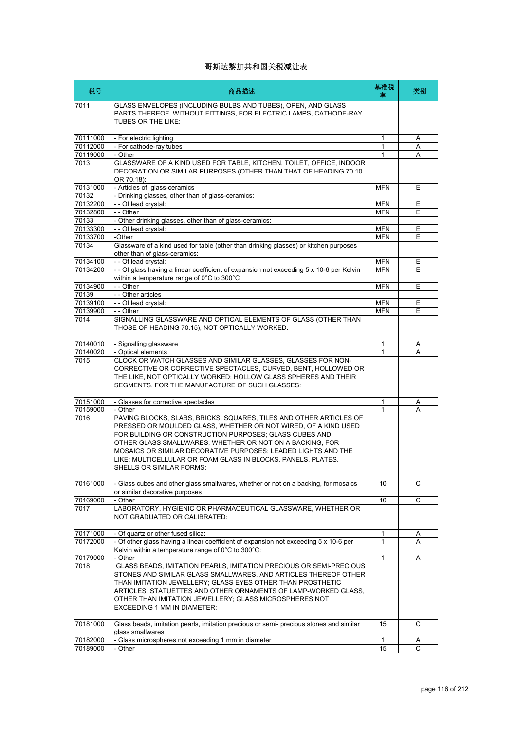# 哥斯达黎加共和国关税减让表

| 税号 | 商品描述 | 基准税率 | 类别 |
|---|---|---|---|
| 7011 | GLASS ENVELOPES (INCLUDING BULBS AND TUBES), OPEN, AND GLASS PARTS THEREOF, WITHOUT FITTINGS, FOR ELECTRIC LAMPS, CATHODE-RAY TUBES OR THE LIKE: | | |
| 70111000 | - For electric lighting | 1 | A |
| 70112000 | - For cathode-ray tubes | 1 | A |
| 70119000 | - Other | 1 | A |
| 7013 | GLASSWARE OF A KIND USED FOR TABLE, KITCHEN, TOILET, OFFICE, INDOOR DECORATION OR SIMILAR PURPOSES (OTHER THAN THAT OF HEADING 70.10 OR 70.18): | | |
| 70131000 | - Articles of glass-ceramics | MFN | E |
| 70132 | - Drinking glasses, other than of glass-ceramics: | | |
| 70132200 | - - Of lead crystal: | MFN | E |
| 70132800 | - - Other | MFN | E |
| 70133 | - Other drinking glasses, other than of glass-ceramics: | | |
| 70133300 | - - Of lead crystal: | MFN | E |
| 70133700 | -Other | MFN | E |
| 70134 | Glassware of a kind used for table (other than drinking glasses) or kitchen purposes other than of glass-ceramics: | | |
| 70134100 | - - Of lead crystal: | MFN | E |
| 70134200 | - - Of glass having a linear coefficient of expansion not exceeding 5 x 10-6 per Kelvin within a temperature range of 0°C to 300°C | MFN | E |
| 70134900 | - - Other | MFN | E |
| 70139 | - - Other articles | | |
| 70139100 | - - Of lead crystal: | MFN | E |
| 70139900 | - - Other | MFN | E |
| 7014 | SIGNALLING GLASSWARE AND OPTICAL ELEMENTS OF GLASS (OTHER THAN THOSE OF HEADING 70.15), NOT OPTICALLY WORKED: | | |
| 70140010 | - Signalling glassware | 1 | A |
| 70140020 | - Optical elements | 1 | A |
| 7015 | CLOCK OR WATCH GLASSES AND SIMILAR GLASSES, GLASSES FOR NON-CORRECTIVE OR CORRECTIVE SPECTACLES, CURVED, BENT, HOLLOWED OR THE LIKE, NOT OPTICALLY WORKED; HOLLOW GLASS SPHERES AND THEIR SEGMENTS, FOR THE MANUFACTURE OF SUCH GLASSES: | | |
| 70151000 | - Glasses for corrective spectacles | 1 | A |
| 70159000 | - Other | 1 | A |
| 7016 | PAVING BLOCKS, SLABS, BRICKS, SQUARES, TILES AND OTHER ARTICLES OF PRESSED OR MOULDED GLASS, WHETHER OR NOT WIRED, OF A KIND USED FOR BUILDING OR CONSTRUCTION PURPOSES; GLASS CUBES AND OTHER GLASS SMALLWARES, WHETHER OR NOT ON A BACKING, FOR MOSAICS OR SIMILAR DECORATIVE PURPOSES; LEADED LIGHTS AND THE LIKE; MULTICELLULAR OR FOAM GLASS IN BLOCKS, PANELS, PLATES, SHELLS OR SIMILAR FORMS: | | |
| 70161000 | - Glass cubes and other glass smallwares, whether or not on a backing, for mosaics or similar decorative purposes | 10 | C |
| 70169000 | - Other | 10 | C |
| 7017 | LABORATORY, HYGIENIC OR PHARMACEUTICAL GLASSWARE, WHETHER OR NOT GRADUATED OR CALIBRATED: | | |
| 70171000 | - Of quartz or other fused silica: | 1 | A |
| 70172000 | - Of other glass having a linear coefficient of expansion not exceeding 5 x 10-6 per Kelvin within a temperature range of 0°C to 300°C: | 1 | A |
| 70179000 | - Other | 1 | A |
| 7018 | GLASS BEADS, IMITATION PEARLS, IMITATION PRECIOUS OR SEMI-PRECIOUS STONES AND SIMILAR GLASS SMALLWARES, AND ARTICLES THEREOF OTHER THAN IMITATION JEWELLERY; GLASS EYES OTHER THAN PROSTHETIC ARTICLES; STATUETTES AND OTHER ORNAMENTS OF LAMP-WORKED GLASS, OTHER THAN IMITATION JEWELLERY; GLASS MICROSPHERES NOT EXCEEDING 1 MM IN DIAMETER: | | |
| 70181000 | Glass beads, imitation pearls, imitation precious or semi- precious stones and similar glass smallwares | 15 | C |
| 70182000 | - Glass microspheres not exceeding 1 mm in diameter | 1 | A |
| 70189000 | - Other | 15 | C |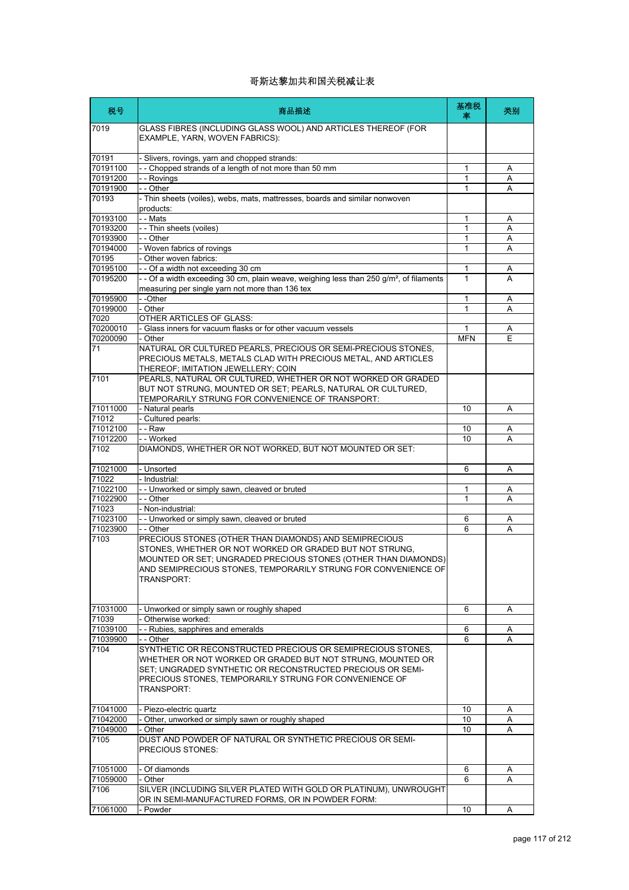# 哥斯达黎加共和国关税减让表

| 税号 | 商品描述 | 基准税率 | 类别 |
|---|---|---|---|
| 7019 | GLASS FIBRES (INCLUDING GLASS WOOL) AND ARTICLES THEREOF (FOR EXAMPLE, YARN, WOVEN FABRICS): | | |
| 70191 | - Slivers, rovings, yarn and chopped strands: | | |
| 70191100 | - - Chopped strands of a length of not more than 50 mm | 1 | A |
| 70191200 | - - Rovings | 1 | A |
| 70191900 | - - Other | 1 | A |
| 70193 | - Thin sheets (voiles), webs, mats, mattresses, boards and similar nonwoven products: | | |
| 70193100 | - - Mats | 1 | A |
| 70193200 | - - Thin sheets (voiles) | 1 | A |
| 70193900 | - - Other | 1 | A |
| 70194000 | - Woven fabrics of rovings | 1 | A |
| 70195 | - Other woven fabrics: | | |
| 70195100 | - - Of a width not exceeding 30 cm | 1 | A |
| 70195200 | - - Of a width exceeding 30 cm, plain weave, weighing less than 250 g/m², of filaments measuring per single yarn not more than 136 tex | 1 | A |
| 70195900 | - -Other | 1 | A |
| 70199000 | - Other | 1 | A |
| 7020 | OTHER ARTICLES OF GLASS: | | |
| 70200010 | - Glass inners for vacuum flasks or for other vacuum vessels | 1 | A |
| 70200090 | - Other | MFN | E |
| 71 | NATURAL OR CULTURED PEARLS, PRECIOUS OR SEMI-PRECIOUS STONES, PRECIOUS METALS, METALS CLAD WITH PRECIOUS METAL, AND ARTICLES THEREOF; IMITATION JEWELLERY; COIN | | |
| 7101 | PEARLS, NATURAL OR CULTURED, WHETHER OR NOT WORKED OR GRADED BUT NOT STRUNG, MOUNTED OR SET; PEARLS, NATURAL OR CULTURED, TEMPORARILY STRUNG FOR CONVENIENCE OF TRANSPORT: | | |
| 71011000 | - Natural pearls | 10 | A |
| 71012 | - Cultured pearls: | | |
| 71012100 | - - Raw | 10 | A |
| 71012200 | - - Worked | 10 | A |
| 7102 | DIAMONDS, WHETHER OR NOT WORKED, BUT NOT MOUNTED OR SET: | | |
| 71021000 | - Unsorted | 6 | A |
| 71022 | - Industrial: | | |
| 71022100 | - - Unworked or simply sawn, cleaved or bruted | 1 | A |
| 71022900 | - - Other | 1 | A |
| 71023 | - Non-industrial: | | |
| 71023100 | - - Unworked or simply sawn, cleaved or bruted | 6 | A |
| 71023900 | - - Other | 6 | A |
| 7103 | PRECIOUS STONES (OTHER THAN DIAMONDS) AND SEMIPRECIOUS STONES, WHETHER OR NOT WORKED OR GRADED BUT NOT STRUNG, MOUNTED OR SET; UNGRADED PRECIOUS STONES (OTHER THAN DIAMONDS) AND SEMIPRECIOUS STONES, TEMPORARILY STRUNG FOR CONVENIENCE OF TRANSPORT: | | |
| 71031000 | - Unworked or simply sawn or roughly shaped | 6 | A |
| 71039 | - Otherwise worked: | | |
| 71039100 | - - Rubies, sapphires and emeralds | 6 | A |
| 71039900 | - - Other | 6 | A |
| 7104 | SYNTHETIC OR RECONSTRUCTED PRECIOUS OR SEMIPRECIOUS STONES, WHETHER OR NOT WORKED OR GRADED BUT NOT STRUNG, MOUNTED OR SET; UNGRADED SYNTHETIC OR RECONSTRUCTED PRECIOUS OR SEMI-PRECIOUS STONES, TEMPORARILY STRUNG FOR CONVENIENCE OF TRANSPORT: | | |
| 71041000 | - Piezo-electric quartz | 10 | A |
| 71042000 | - Other, unworked or simply sawn or roughly shaped | 10 | A |
| 71049000 | - Other | 10 | A |
| 7105 | DUST AND POWDER OF NATURAL OR SYNTHETIC PRECIOUS OR SEMI-PRECIOUS STONES: | | |
| 71051000 | - Of diamonds | 6 | A |
| 71059000 | - Other | 6 | A |
| 7106 | SILVER (INCLUDING SILVER PLATED WITH GOLD OR PLATINUM), UNWROUGHT OR IN SEMI-MANUFACTURED FORMS, OR IN POWDER FORM: | | |
| 71061000 | - Powder | 10 | A |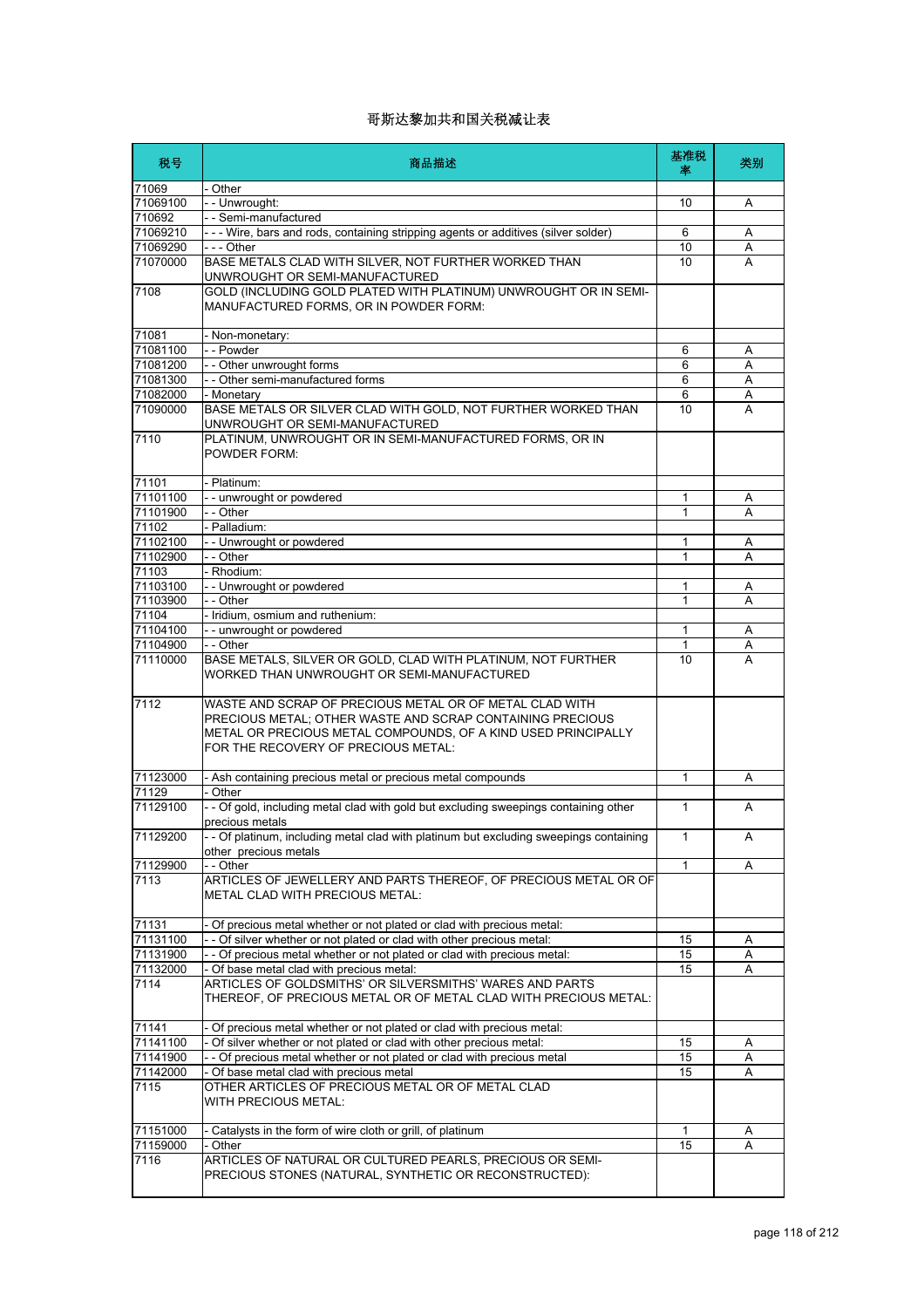# 哥斯达黎加共和国关税减让表

| 税号 | 商品描述 | 基准税率 | 类别 |
|---|---|---|---|
| 71069 | - Other | | |
| 71069100 | - - Unwrought: | 10 | A |
| 710692 | - - Semi-manufactured | | |
| 71069210 | - - - Wire, bars and rods, containing stripping agents or additives (silver solder) | 6 | A |
| 71069290 | - - - Other | 10 | A |
| 71070000 | BASE METALS CLAD WITH SILVER, NOT FURTHER WORKED THAN UNWROUGHT OR SEMI-MANUFACTURED | 10 | A |
| 7108 | GOLD (INCLUDING GOLD PLATED WITH PLATINUM) UNWROUGHT OR IN SEMI-MANUFACTURED FORMS, OR IN POWDER FORM: | | |
| 71081 | - Non-monetary: | | |
| 71081100 | - - Powder | 6 | A |
| 71081200 | - - Other unwrought forms | 6 | A |
| 71081300 | - - Other semi-manufactured forms | 6 | A |
| 71082000 | - Monetary | 6 | A |
| 71090000 | BASE METALS OR SILVER CLAD WITH GOLD, NOT FURTHER WORKED THAN UNWROUGHT OR SEMI-MANUFACTURED | 10 | A |
| 7110 | PLATINUM, UNWROUGHT OR IN SEMI-MANUFACTURED FORMS, OR IN POWDER FORM: | | |
| 71101 | - Platinum: | | |
| 71101100 | - - unwrought or powdered | 1 | A |
| 71101900 | - - Other | 1 | A |
| 71102 | - Palladium: | | |
| 71102100 | - - Unwrought or powdered | 1 | A |
| 71102900 | - - Other | 1 | A |
| 71103 | - Rhodium: | | |
| 71103100 | - - Unwrought or powdered | 1 | A |
| 71103900 | - - Other | 1 | A |
| 71104 | - Iridium, osmium and ruthenium: | | |
| 71104100 | - - unwrought or powdered | 1 | A |
| 71104900 | - - Other | 1 | A |
| 71110000 | BASE METALS, SILVER OR GOLD, CLAD WITH PLATINUM, NOT FURTHER WORKED THAN UNWROUGHT OR SEMI-MANUFACTURED | 10 | A |
| 7112 | WASTE AND SCRAP OF PRECIOUS METAL OR OF METAL CLAD WITH PRECIOUS METAL; OTHER WASTE AND SCRAP CONTAINING PRECIOUS METAL OR PRECIOUS METAL COMPOUNDS, OF A KIND USED PRINCIPALLY FOR THE RECOVERY OF PRECIOUS METAL: | | |
| 71123000 | - Ash containing precious metal or precious metal compounds | 1 | A |
| 71129 | - Other | | |
| 71129100 | - - Of gold, including metal clad with gold but excluding sweepings containing other precious metals | 1 | A |
| 71129200 | - - Of platinum, including metal clad with platinum but excluding sweepings containing other precious metals | 1 | A |
| 71129900 | - - Other | 1 | A |
| 7113 | ARTICLES OF JEWELLERY AND PARTS THEREOF, OF PRECIOUS METAL OR OF METAL CLAD WITH PRECIOUS METAL: | | |
| 71131 | - Of precious metal whether or not plated or clad with precious metal: | | |
| 71131100 | - - Of silver whether or not plated or clad with other precious metal: | 15 | A |
| 71131900 | - - Of precious metal whether or not plated or clad with precious metal: | 15 | A |
| 71132000 | - Of base metal clad with precious metal: | 15 | A |
| 7114 | ARTICLES OF GOLDSMITHS' OR SILVERSMITHS' WARES AND PARTS THEREOF, OF PRECIOUS METAL OR OF METAL CLAD WITH PRECIOUS METAL: | | |
| 71141 | - Of precious metal whether or not plated or clad with precious metal: | | |
| 71141100 | - Of silver whether or not plated or clad with other precious metal: | 15 | A |
| 71141900 | - - Of precious metal whether or not plated or clad with precious metal | 15 | A |
| 71142000 | - Of base metal clad with precious metal | 15 | A |
| 7115 | OTHER ARTICLES OF PRECIOUS METAL OR OF METAL CLAD WITH PRECIOUS METAL: | | |
| 71151000 | - Catalysts in the form of wire cloth or grill, of platinum | 1 | A |
| 71159000 | - Other | 15 | A |
| 7116 | ARTICLES OF NATURAL OR CULTURED PEARLS, PRECIOUS OR SEMI-PRECIOUS STONES (NATURAL, SYNTHETIC OR RECONSTRUCTED): | | |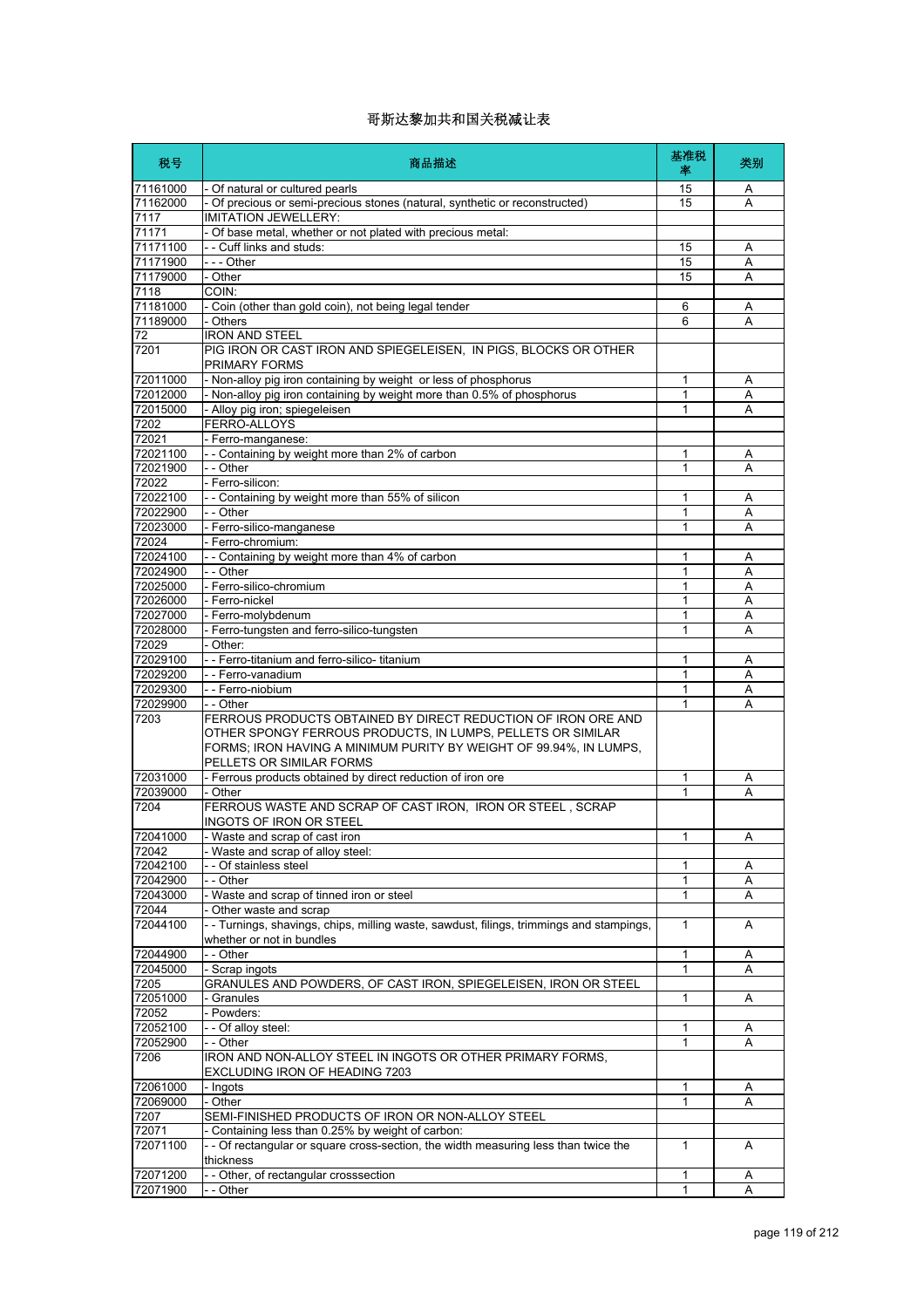# 哥斯达黎加共和国关税减让表

| 税号 | 商品描述 | 基准税率 | 类别 |
| --- | --- | --- | --- |
| 71161000 | - Of natural or cultured pearls | 15 | A |
| 71162000 | - Of precious or semi-precious stones (natural, synthetic or reconstructed) | 15 | A |
| 7117 | IMITATION JEWELLERY: | | |
| 71171 | - Of base metal, whether or not plated with precious metal: | | |
| 71171100 | - - Cuff links and studs: | 15 | A |
| 71171900 | - - - Other | 15 | A |
| 71179000 | - Other | 15 | A |
| 7118 | COIN: | | |
| 71181000 | - Coin (other than gold coin), not being legal tender | 6 | A |
| 71189000 | - Others | 6 | A |
| 72 | IRON AND STEEL | | |
| 7201 | PIG IRON OR CAST IRON AND SPIEGELEISEN, IN PIGS, BLOCKS OR OTHER PRIMARY FORMS | | |
| 72011000 | - Non-alloy pig iron containing by weight or less of phosphorus | 1 | A |
| 72012000 | - Non-alloy pig iron containing by weight more than 0.5% of phosphorus | 1 | A |
| 72015000 | - Alloy pig iron; spiegeleisen | 1 | A |
| 7202 | FERRO-ALLOYS | | |
| 72021 | - Ferro-manganese: | | |
| 72021100 | - - Containing by weight more than 2% of carbon | 1 | A |
| 72021900 | - - Other | 1 | A |
| 72022 | - Ferro-silicon: | | |
| 72022100 | - - Containing by weight more than 55% of silicon | 1 | A |
| 72022900 | - - Other | 1 | A |
| 72023000 | - Ferro-silico-manganese | 1 | A |
| 72024 | - Ferro-chromium: | | |
| 72024100 | - - Containing by weight more than 4% of carbon | 1 | A |
| 72024900 | - - Other | 1 | A |
| 72025000 | - Ferro-silico-chromium | 1 | A |
| 72026000 | - Ferro-nickel | 1 | A |
| 72027000 | - Ferro-molybdenum | 1 | A |
| 72028000 | - Ferro-tungsten and ferro-silico-tungsten | 1 | A |
| 72029 | - Other: | | |
| 72029100 | - - Ferro-titanium and ferro-silico- titanium | 1 | A |
| 72029200 | - - Ferro-vanadium | 1 | A |
| 72029300 | - - Ferro-niobium | 1 | A |
| 72029900 | - - Other | 1 | A |
| 7203 | FERROUS PRODUCTS OBTAINED BY DIRECT REDUCTION OF IRON ORE AND OTHER SPONGY FERROUS PRODUCTS, IN LUMPS, PELLETS OR SIMILAR FORMS; IRON HAVING A MINIMUM PURITY BY WEIGHT OF 99.94%, IN LUMPS, PELLETS OR SIMILAR FORMS | | |
| 72031000 | - Ferrous products obtained by direct reduction of iron ore | 1 | A |
| 72039000 | - Other | 1 | A |
| 7204 | FERROUS WASTE AND SCRAP OF CAST IRON, IRON OR STEEL , SCRAP INGOTS OF IRON OR STEEL | | |
| 72041000 | - Waste and scrap of cast iron | 1 | A |
| 72042 | - Waste and scrap of alloy steel: | | |
| 72042100 | - - Of stainless steel | 1 | A |
| 72042900 | - - Other | 1 | A |
| 72043000 | - Waste and scrap of tinned iron or steel | 1 | A |
| 72044 | - Other waste and scrap | | |
| 72044100 | - - Turnings, shavings, chips, milling waste, sawdust, filings, trimmings and stampings, whether or not in bundles | 1 | A |
| 72044900 | - - Other | 1 | A |
| 72045000 | - Scrap ingots | 1 | A |
| 7205 | GRANULES AND POWDERS, OF CAST IRON, SPIEGELEISEN, IRON OR STEEL | | |
| 72051000 | - Granules | 1 | A |
| 72052 | - Powders: | | |
| 72052100 | - - Of alloy steel: | 1 | A |
| 72052900 | - - Other | 1 | A |
| 7206 | IRON AND NON-ALLOY STEEL IN INGOTS OR OTHER PRIMARY FORMS, EXCLUDING IRON OF HEADING 7203 | | |
| 72061000 | - Ingots | 1 | A |
| 72069000 | - Other | 1 | A |
| 7207 | SEMI-FINISHED PRODUCTS OF IRON OR NON-ALLOY STEEL | | |
| 72071 | - Containing less than 0.25% by weight of carbon: | | |
| 72071100 | - - Of rectangular or square cross-section, the width measuring less than twice the thickness | 1 | A |
| 72071200 | - - Other, of rectangular crosssection | 1 | A |
| 72071900 | - - Other | 1 | A |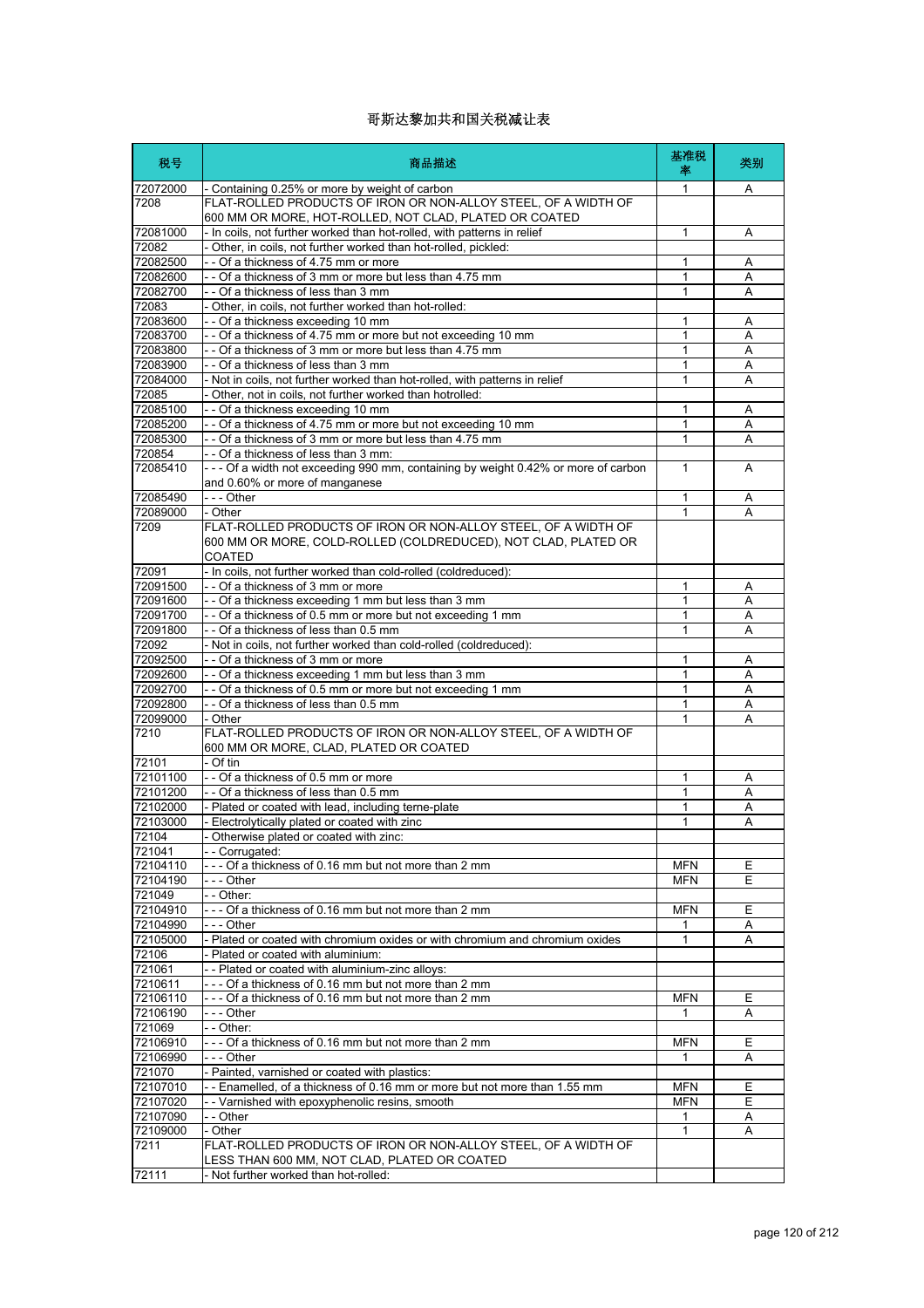# 哥斯达黎加共和国关税减让表

| 税号 | 商品描述 | 基准税率 | 类别 |
|---|---|---|---|
| 72072000 | - Containing 0.25% or more by weight of carbon | 1 | A |
| 7208 | FLAT-ROLLED PRODUCTS OF IRON OR NON-ALLOY STEEL, OF A WIDTH OF 600 MM OR MORE, HOT-ROLLED, NOT CLAD, PLATED OR COATED | | |
| 72081000 | - In coils, not further worked than hot-rolled, with patterns in relief | 1 | A |
| 72082 | - Other, in coils, not further worked than hot-rolled, pickled: | | |
| 72082500 | - - Of a thickness of 4.75 mm or more | 1 | A |
| 72082600 | - - Of a thickness of 3 mm or more but less than 4.75 mm | 1 | A |
| 72082700 | - - Of a thickness of less than 3 mm | 1 | A |
| 72083 | - Other, in coils, not further worked than hot-rolled: | | |
| 72083600 | - - Of a thickness exceeding 10 mm | 1 | A |
| 72083700 | - - Of a thickness of 4.75 mm or more but not exceeding 10 mm | 1 | A |
| 72083800 | - - Of a thickness of 3 mm or more but less than 4.75 mm | 1 | A |
| 72083900 | - - Of a thickness of less than 3 mm | 1 | A |
| 72084000 | - Not in coils, not further worked than hot-rolled, with patterns in relief | 1 | A |
| 72085 | - Other, not in coils, not further worked than hotrolled: | | |
| 72085100 | - - Of a thickness exceeding 10 mm | 1 | A |
| 72085200 | - - Of a thickness of 4.75 mm or more but not exceeding 10 mm | 1 | A |
| 72085300 | - - Of a thickness of 3 mm or more but less than 4.75 mm | 1 | A |
| 720854 | - - Of a thickness of less than 3 mm: | | |
| 72085410 | - - - Of a width not exceeding 990 mm, containing by weight 0.42% or more of carbon and 0.60% or more of manganese | 1 | A |
| 72085490 | - - - Other | 1 | A |
| 72089000 | - Other | 1 | A |
| 7209 | FLAT-ROLLED PRODUCTS OF IRON OR NON-ALLOY STEEL, OF A WIDTH OF 600 MM OR MORE, COLD-ROLLED (COLDREDUCED), NOT CLAD, PLATED OR COATED | | |
| 72091 | - In coils, not further worked than cold-rolled (coldreduced): | | |
| 72091500 | - - Of a thickness of 3 mm or more | 1 | A |
| 72091600 | - - Of a thickness exceeding 1 mm but less than 3 mm | 1 | A |
| 72091700 | - - Of a thickness of 0.5 mm or more but not exceeding 1 mm | 1 | A |
| 72091800 | - - Of a thickness of less than 0.5 mm | 1 | A |
| 72092 | - Not in coils, not further worked than cold-rolled (coldreduced): | | |
| 72092500 | - - Of a thickness of 3 mm or more | 1 | A |
| 72092600 | - - Of a thickness exceeding 1 mm but less than 3 mm | 1 | A |
| 72092700 | - - Of a thickness of 0.5 mm or more but not exceeding 1 mm | 1 | A |
| 72092800 | - - Of a thickness of less than 0.5 mm | 1 | A |
| 72099000 | - Other | 1 | A |
| 7210 | FLAT-ROLLED PRODUCTS OF IRON OR NON-ALLOY STEEL, OF A WIDTH OF 600 MM OR MORE, CLAD, PLATED OR COATED | | |
| 72101 | - Of tin | | |
| 72101100 | - - Of a thickness of 0.5 mm or more | 1 | A |
| 72101200 | - - Of a thickness of less than 0.5 mm | 1 | A |
| 72102000 | - Plated or coated with lead, including terne-plate | 1 | A |
| 72103000 | - Electrolytically plated or coated with zinc | 1 | A |
| 72104 | - Otherwise plated or coated with zinc: | | |
| 721041 | - - Corrugated: | | |
| 72104110 | - - - Of a thickness of 0.16 mm but not more than 2 mm | MFN | E |
| 72104190 | - - - Other | MFN | E |
| 721049 | - - Other: | | |
| 72104910 | - - - Of a thickness of 0.16 mm but not more than 2 mm | MFN | E |
| 72104990 | - - - Other | 1 | A |
| 72105000 | - Plated or coated with chromium oxides or with chromium and chromium oxides | 1 | A |
| 72106 | - Plated or coated with aluminium: | | |
| 721061 | - - Plated or coated with aluminium-zinc alloys: | | |
| 7210611 | - - - Of a thickness of 0.16 mm but not more than 2 mm | | |
| 72106110 | - - - Of a thickness of 0.16 mm but not more than 2 mm | MFN | E |
| 72106190 | - - - Other | 1 | A |
| 721069 | - - Other: | | |
| 72106910 | - - - Of a thickness of 0.16 mm but not more than 2 mm | MFN | E |
| 72106990 | - - - Other | 1 | A |
| 721070 | - Painted, varnished or coated with plastics: | | |
| 72107010 | - - Enamelled, of a thickness of 0.16 mm or more but not more than 1.55 mm | MFN | E |
| 72107020 | - - Varnished with epoxyphenolic resins, smooth | MFN | E |
| 72107090 | - - Other | 1 | A |
| 72109000 | - Other | 1 | A |
| 7211 | FLAT-ROLLED PRODUCTS OF IRON OR NON-ALLOY STEEL, OF A WIDTH OF LESS THAN 600 MM, NOT CLAD, PLATED OR COATED | | |
| 72111 | - Not further worked than hot-rolled: | | |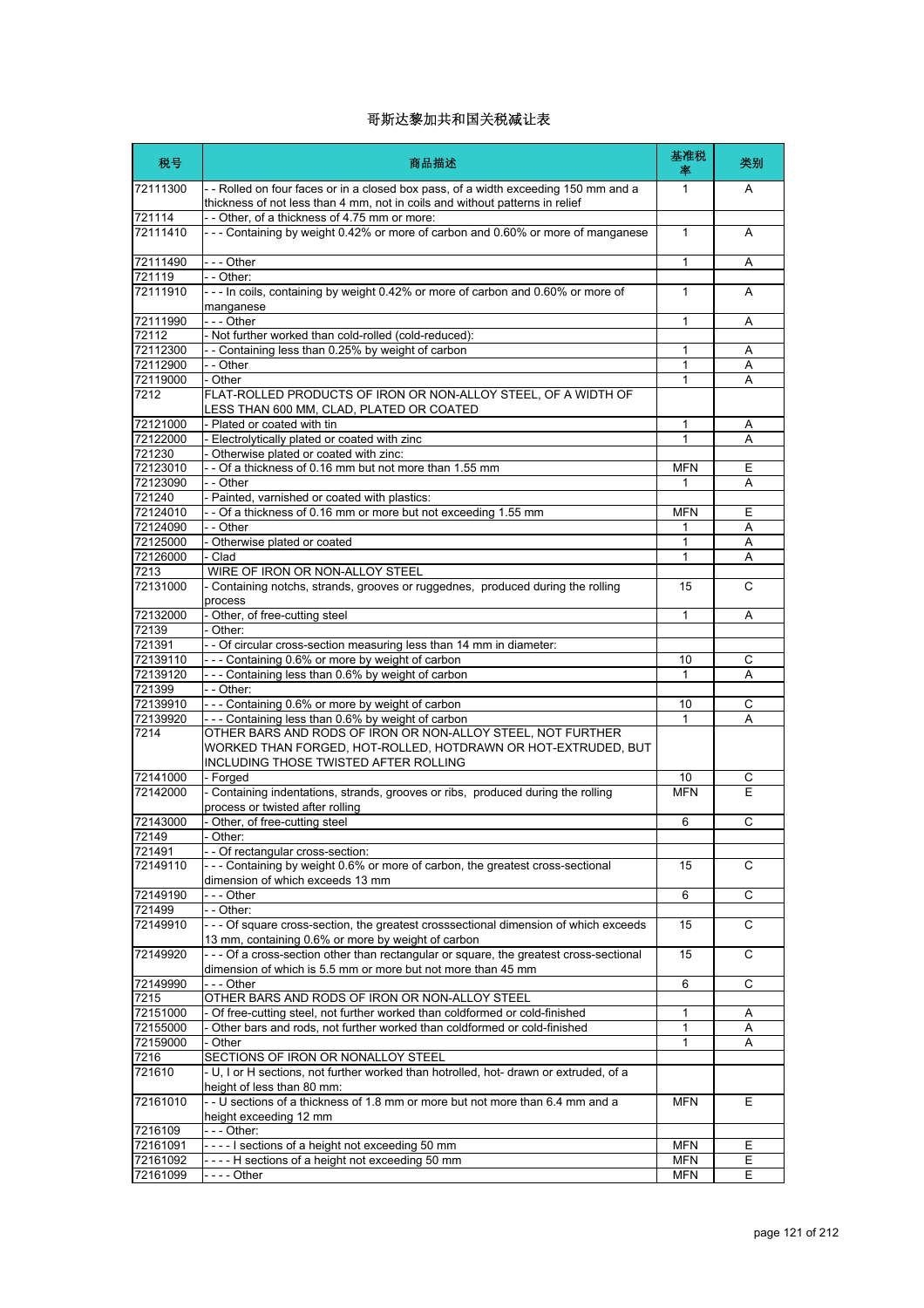# 哥斯达黎加共和国关税减让表

| 税号 | 商品描述 | 基准税率 | 类别 |
|---|---|---|---|
| 72111300 | - - Rolled on four faces or in a closed box pass, of a width exceeding 150 mm and a thickness of not less than 4 mm, not in coils and without patterns in relief | 1 | A |
| 721114 | - - Other, of a thickness of 4.75 mm or more: | | |
| 72111410 | - - - Containing by weight 0.42% or more of carbon and 0.60% or more of manganese | 1 | A |
| 72111490 | - - - Other | 1 | A |
| 721119 | - - Other: | | |
| 72111910 | - - - In coils, containing by weight 0.42% or more of carbon and 0.60% or more of manganese | 1 | A |
| 72111990 | - - - Other | 1 | A |
| 72112 | - Not further worked than cold-rolled (cold-reduced): | | |
| 72112300 | - - Containing less than 0.25% by weight of carbon | 1 | A |
| 72112900 | - - Other | 1 | A |
| 72119000 | - Other | 1 | A |
| 7212 | FLAT-ROLLED PRODUCTS OF IRON OR NON-ALLOY STEEL, OF A WIDTH OF LESS THAN 600 MM, CLAD, PLATED OR COATED | | |
| 72121000 | - Plated or coated with tin | 1 | A |
| 72122000 | - Electrolytically plated or coated with zinc | 1 | A |
| 721230 | - Otherwise plated or coated with zinc: | | |
| 72123010 | - - Of a thickness of 0.16 mm but not more than 1.55 mm | MFN | E |
| 72123090 | - - Other | 1 | A |
| 721240 | - Painted, varnished or coated with plastics: | | |
| 72124010 | - - Of a thickness of 0.16 mm or more but not exceeding 1.55 mm | MFN | E |
| 72124090 | - - Other | 1 | A |
| 72125000 | - Otherwise plated or coated | 1 | A |
| 72126000 | - Clad | 1 | A |
| 7213 | WIRE OF IRON OR NON-ALLOY STEEL | | |
| 72131000 | - Containing notchs, strands, grooves or ruggednes, produced during the rolling process | 15 | C |
| 72132000 | - Other, of free-cutting steel | 1 | A |
| 72139 | - Other: | | |
| 721391 | - - Of circular cross-section measuring less than 14 mm in diameter: | | |
| 72139110 | - - - Containing 0.6% or more by weight of carbon | 10 | C |
| 72139120 | - - - Containing less than 0.6% by weight of carbon | 1 | A |
| 721399 | - - Other: | | |
| 72139910 | - - - Containing 0.6% or more by weight of carbon | 10 | C |
| 72139920 | - - - Containing less than 0.6% by weight of carbon | 1 | A |
| 7214 | OTHER BARS AND RODS OF IRON OR NON-ALLOY STEEL, NOT FURTHER WORKED THAN FORGED, HOT-ROLLED, HOTDRAWN OR HOT-EXTRUDED, BUT INCLUDING THOSE TWISTED AFTER ROLLING | | |
| 72141000 | - Forged | 10 | C |
| 72142000 | - Containing indentations, strands, grooves or ribs, produced during the rolling process or twisted after rolling | MFN | E |
| 72143000 | - Other, of free-cutting steel | 6 | C |
| 72149 | - Other: | | |
| 721491 | - - Of rectangular cross-section: | | |
| 72149110 | - - - Containing by weight 0.6% or more of carbon, the greatest cross-sectional dimension of which exceeds 13 mm | 15 | C |
| 72149190 | - - - Other | 6 | C |
| 721499 | - - Other: | | |
| 72149910 | - - - Of square cross-section, the greatest crosssectional dimension of which exceeds 13 mm, containing 0.6% or more by weight of carbon | 15 | C |
| 72149920 | - - - Of a cross-section other than rectangular or square, the greatest cross-sectional dimension of which is 5.5 mm or more but not more than 45 mm | 15 | C |
| 72149990 | - - - Other | 6 | C |
| 7215 | OTHER BARS AND RODS OF IRON OR NON-ALLOY STEEL | | |
| 72151000 | - Of free-cutting steel, not further worked than coldformed or cold-finished | 1 | A |
| 72155000 | - Other bars and rods, not further worked than coldformed or cold-finished | 1 | A |
| 72159000 | - Other | 1 | A |
| 7216 | SECTIONS OF IRON OR NONALLOY STEEL | | |
| 721610 | - U, I or H sections, not further worked than hotrolled, hot- drawn or extruded, of a height of less than 80 mm: | | |
| 72161010 | - - U sections of a thickness of 1.8 mm or more but not more than 6.4 mm and a height exceeding 12 mm | MFN | E |
| 7216109 | - - - Other: | | |
| 72161091 | - - - - I sections of a height not exceeding 50 mm | MFN | E |
| 72161092 | - - - - H sections of a height not exceeding 50 mm | MFN | E |
| 72161099 | - - - - Other | MFN | E |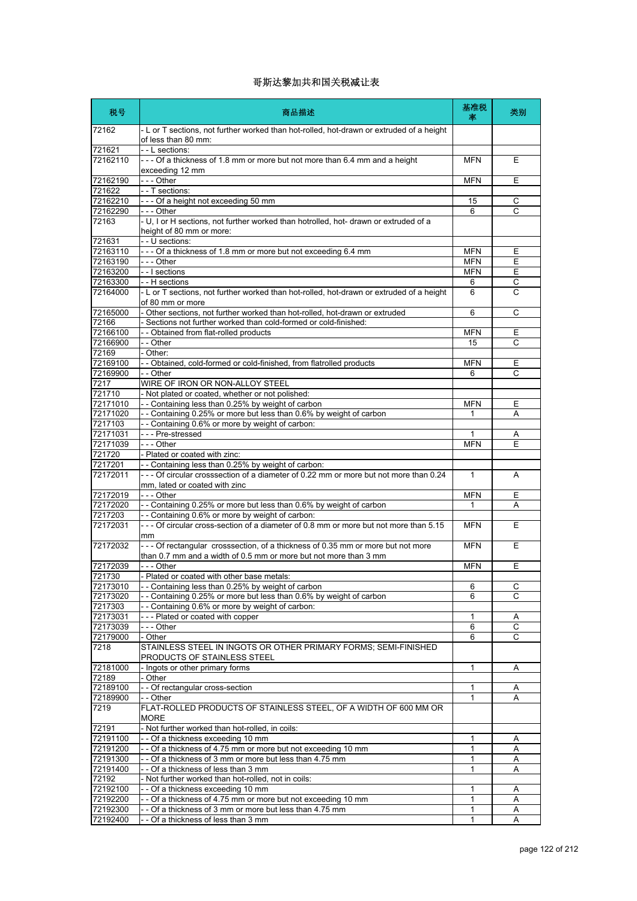# 哥斯达黎加共和国关税减让表

| 税号 | 商品描述 | 基准税率 | 类别 |
|---|---|---|---|
| 72162 | - L or T sections, not further worked than hot-rolled, hot-drawn or extruded of a height of less than 80 mm: | | |
| 721621 | - - L sections: | | |
| 72162110 | - - - Of a thickness of 1.8 mm or more but not more than 6.4 mm and a height exceeding 12 mm | MFN | E |
| 72162190 | - - - Other | MFN | E |
| 721622 | - - T sections: | | |
| 72162210 | - - - Of a height not exceeding 50 mm | 15 | C |
| 72162290 | - - - Other | 6 | C |
| 72163 | - U, I or H sections, not further worked than hotrolled, hot- drawn or extruded of a height of 80 mm or more: | | |
| 721631 | - - U sections: | | |
| 72163110 | - - - Of a thickness of 1.8 mm or more but not exceeding 6.4 mm | MFN | E |
| 72163190 | - - - Other | MFN | E |
| 72163200 | - - I sections | MFN | E |
| 72163300 | - - H sections | 6 | C |
| 72164000 | - L or T sections, not further worked than hot-rolled, hot-drawn or extruded of a height of 80 mm or more | 6 | C |
| 72165000 | - Other sections, not further worked than hot-rolled, hot-drawn or extruded | 6 | C |
| 72166 | - Sections not further worked than cold-formed or cold-finished: | | |
| 72166100 | - - Obtained from flat-rolled products | MFN | E |
| 72166900 | - - Other | 15 | C |
| 72169 | - Other: | | |
| 72169100 | - - Obtained, cold-formed or cold-finished, from flatrolled products | MFN | E |
| 72169900 | - - Other | 6 | C |
| 7217 | WIRE OF IRON OR NON-ALLOY STEEL | | |
| 721710 | - Not plated or coated, whether or not polished: | | |
| 72171010 | - - Containing less than 0.25% by weight of carbon | MFN | E |
| 72171020 | - - Containing 0.25% or more but less than 0.6% by weight of carbon | 1 | A |
| 7217103 | - - Containing 0.6% or more by weight of carbon: | | |
| 72171031 | - - - Pre-stressed | 1 | A |
| 72171039 | - - - Other | MFN | E |
| 721720 | - Plated or coated with zinc: | | |
| 7217201 | - - Containing less than 0.25% by weight of carbon: | | |
| 72172011 | - - - Of circular crosssection of a diameter of 0.22 mm or more but not more than 0.24 mm, lated or coated with zinc | 1 | A |
| 72172019 | - - - Other | MFN | E |
| 72172020 | - - Containing 0.25% or more but less than 0.6% by weight of carbon | 1 | A |
| 7217203 | - - Containing 0.6% or more by weight of carbon: | | |
| 72172031 | - - - Of circular cross-section of a diameter of 0.8 mm or more but not more than 5.15 mm | MFN | E |
| 72172032 | - - - Of rectangular crosssection, of a thickness of 0.35 mm or more but not more than 0.7 mm and a width of 0.5 mm or more but not more than 3 mm | MFN | E |
| 72172039 | - - - Other | MFN | E |
| 721730 | - Plated or coated with other base metals: | | |
| 72173010 | - - Containing less than 0.25% by weight of carbon | 6 | C |
| 72173020 | - - Containing 0.25% or more but less than 0.6% by weight of carbon | 6 | C |
| 7217303 | - - Containing 0.6% or more by weight of carbon: | | |
| 72173031 | - - - Plated or coated with copper | 1 | A |
| 72173039 | - - - Other | 6 | C |
| 72179000 | - Other | 6 | C |
| 7218 | STAINLESS STEEL IN INGOTS OR OTHER PRIMARY FORMS; SEMI-FINISHED PRODUCTS OF STAINLESS STEEL | | |
| 72181000 | - Ingots or other primary forms | 1 | A |
| 72189 | - Other | | |
| 72189100 | - - Of rectangular cross-section | 1 | A |
| 72189900 | - - Other | 1 | A |
| 7219 | FLAT-ROLLED PRODUCTS OF STAINLESS STEEL, OF A WIDTH OF 600 MM OR MORE | | |
| 72191 | - Not further worked than hot-rolled, in coils: | | |
| 72191100 | - - Of a thickness exceeding 10 mm | 1 | A |
| 72191200 | - - Of a thickness of 4.75 mm or more but not exceeding 10 mm | 1 | A |
| 72191300 | - - Of a thickness of 3 mm or more but less than 4.75 mm | 1 | A |
| 72191400 | - - Of a thickness of less than 3 mm | 1 | A |
| 72192 | - Not further worked than hot-rolled, not in coils: | | |
| 72192100 | - - Of a thickness exceeding 10 mm | 1 | A |
| 72192200 | - - Of a thickness of 4.75 mm or more but not exceeding 10 mm | 1 | A |
| 72192300 | - - Of a thickness of 3 mm or more but less than 4.75 mm | 1 | A |
| 72192400 | - - Of a thickness of less than 3 mm | 1 | A |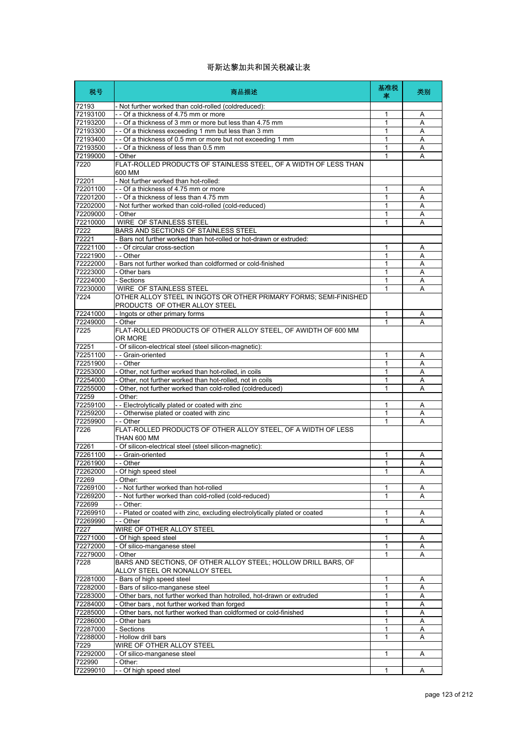# 哥斯达黎加共和国关税减让表

| 税号 | 商品描述 | 基准税率 | 类别 |
|---|---|---|---|
| 72193 | - Not further worked than cold-rolled (coldreduced): | | |
| 72193100 | - - Of a thickness of 4.75 mm or more | 1 | A |
| 72193200 | - - Of a thickness of 3 mm or more but less than 4.75 mm | 1 | A |
| 72193300 | - - Of a thickness exceeding 1 mm but less than 3 mm | 1 | A |
| 72193400 | - - Of a thickness of 0.5 mm or more but not exceeding 1 mm | 1 | A |
| 72193500 | - - Of a thickness of less than 0.5 mm | 1 | A |
| 72199000 | - Other | 1 | A |
| 7220 | FLAT-ROLLED PRODUCTS OF STAINLESS STEEL, OF A WIDTH OF LESS THAN 600 MM | | |
| 72201 | - Not further worked than hot-rolled: | | |
| 72201100 | - - Of a thickness of 4.75 mm or more | 1 | A |
| 72201200 | - - Of a thickness of less than 4.75 mm | 1 | A |
| 72202000 | - Not further worked than cold-rolled (cold-reduced) | 1 | A |
| 72209000 | - Other | 1 | A |
| 72210000 | WIRE OF STAINLESS STEEL | 1 | A |
| 7222 | BARS AND SECTIONS OF STAINLESS STEEL | | |
| 72221 | - Bars not further worked than hot-rolled or hot-drawn or extruded: | | |
| 72221100 | - - Of circular cross-section | 1 | A |
| 72221900 | - - Other | 1 | A |
| 72222000 | - Bars not further worked than coldformed or cold-finished | 1 | A |
| 72223000 | - Other bars | 1 | A |
| 72224000 | - Sections | 1 | A |
| 72230000 | WIRE OF STAINLESS STEEL | 1 | A |
| 7224 | OTHER ALLOY STEEL IN INGOTS OR OTHER PRIMARY FORMS; SEMI-FINISHED PRODUCTS OF OTHER ALLOY STEEL | | |
| 72241000 | - Ingots or other primary forms | 1 | A |
| 72249000 | - Other | 1 | A |
| 7225 | FLAT-ROLLED PRODUCTS OF OTHER ALLOY STEEL, OF AWIDTH OF 600 MM OR MORE | | |
| 72251 | - Of silicon-electrical steel (steel silicon-magnetic): | | |
| 72251100 | - - Grain-oriented | 1 | A |
| 72251900 | - - Other | 1 | A |
| 72253000 | - Other, not further worked than hot-rolled, in coils | 1 | A |
| 72254000 | - Other, not further worked than hot-rolled, not in coils | 1 | A |
| 72255000 | - Other, not further worked than cold-rolled (coldreduced) | 1 | A |
| 72259 | - Other: | | |
| 72259100 | - - Electrolytically plated or coated with zinc | 1 | A |
| 72259200 | - - Otherwise plated or coated with zinc | 1 | A |
| 72259900 | - - Other | 1 | A |
| 7226 | FLAT-ROLLED PRODUCTS OF OTHER ALLOY STEEL, OF A WIDTH OF LESS THAN 600 MM | | |
| 72261 | - Of silicon-electrical steel (steel silicon-magnetic): | | |
| 72261100 | - - Grain-oriented | 1 | A |
| 72261900 | - - Other | 1 | A |
| 72262000 | - Of high speed steel | 1 | A |
| 72269 | - Other: | | |
| 72269100 | - - Not further worked than hot-rolled | 1 | A |
| 72269200 | - - Not further worked than cold-rolled (cold-reduced) | 1 | A |
| 722699 | - - Other: | | |
| 72269910 | - - Plated or coated with zinc, excluding electrolytically plated or coated | 1 | A |
| 72269990 | - - Other | 1 | A |
| 7227 | WIRE OF OTHER ALLOY STEEL | | |
| 72271000 | - Of high speed steel | 1 | A |
| 72272000 | - Of silico-manganese steel | 1 | A |
| 72279000 | - Other | 1 | A |
| 7228 | BARS AND SECTIONS, OF OTHER ALLOY STEEL; HOLLOW DRILL BARS, OF ALLOY STEEL OR NONALLOY STEEL | | |
| 72281000 | - Bars of high speed steel | 1 | A |
| 72282000 | - Bars of silico-manganese steel | 1 | A |
| 72283000 | - Other bars, not further worked than hotrolled, hot-drawn or extruded | 1 | A |
| 72284000 | - Other bars , not further worked than forged | 1 | A |
| 72285000 | - Other bars, not further worked than coldformed or cold-finished | 1 | A |
| 72286000 | - Other bars | 1 | A |
| 72287000 | - Sections | 1 | A |
| 72288000 | - Hollow drill bars | 1 | A |
| 7229 | WIRE OF OTHER ALLOY STEEL | | |
| 72292000 | - Of silico-manganese steel | 1 | A |
| 722990 | - Other: | | |
| 72299010 | - - Of high speed steel | 1 | A |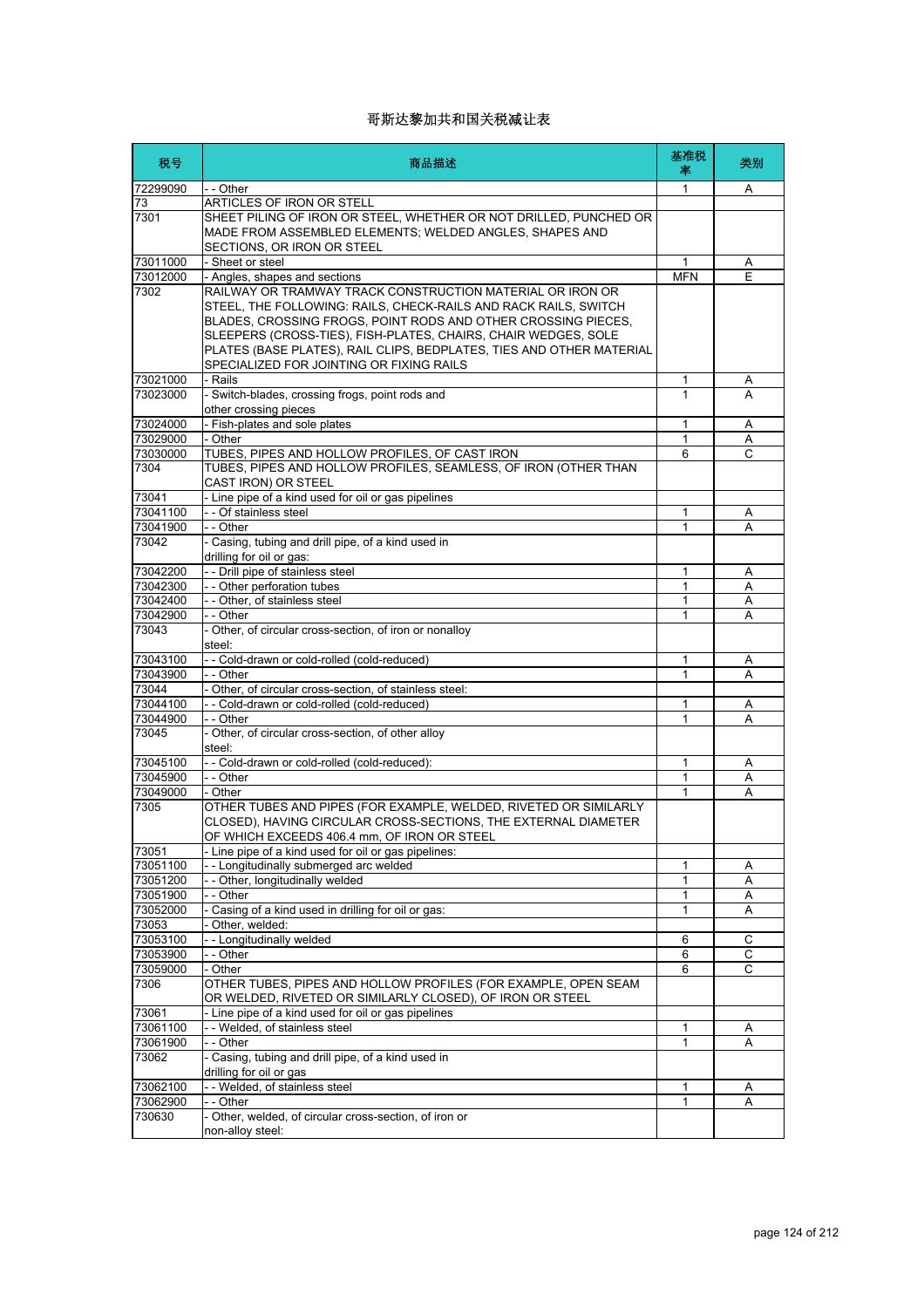# 哥斯达黎加共和国关税减让表

| 税号 | 商品描述 | 基准税率 | 类别 |
| --- | --- | --- | --- |
| 72299090 | - - Other | 1 | A |
| 73 | ARTICLES OF IRON OR STELL | | |
| 7301 | SHEET PILING OF IRON OR STEEL, WHETHER OR NOT DRILLED, PUNCHED OR MADE FROM ASSEMBLED ELEMENTS; WELDED ANGLES, SHAPES AND SECTIONS, OR IRON OR STEEL | | |
| 73011000 | - Sheet or steel | 1 | A |
| 73012000 | - Angles, shapes and sections | MFN | E |
| 7302 | RAILWAY OR TRAMWAY TRACK CONSTRUCTION MATERIAL OR IRON OR STEEL, THE FOLLOWING: RAILS, CHECK-RAILS AND RACK RAILS, SWITCH BLADES, CROSSING FROGS, POINT RODS AND OTHER CROSSING PIECES, SLEEPERS (CROSS-TIES), FISH-PLATES, CHAIRS, CHAIR WEDGES, SOLE PLATES (BASE PLATES), RAIL CLIPS, BEDPLATES, TIES AND OTHER MATERIAL SPECIALIZED FOR JOINTING OR FIXING RAILS | | |
| 73021000 | - Rails | 1 | A |
| 73023000 | - Switch-blades, crossing frogs, point rods and other crossing pieces | 1 | A |
| 73024000 | - Fish-plates and sole plates | 1 | A |
| 73029000 | - Other | 1 | A |
| 73030000 | TUBES, PIPES AND HOLLOW PROFILES, OF CAST IRON | 6 | C |
| 7304 | TUBES, PIPES AND HOLLOW PROFILES, SEAMLESS, OF IRON (OTHER THAN CAST IRON) OR STEEL | | |
| 73041 | - Line pipe of a kind used for oil or gas pipelines | | |
| 73041100 | - - Of stainless steel | 1 | A |
| 73041900 | - - Other | 1 | A |
| 73042 | - Casing, tubing and drill pipe, of a kind used in drilling for oil or gas: | | |
| 73042200 | - - Drill pipe of stainless steel | 1 | A |
| 73042300 | - - Other perforation tubes | 1 | A |
| 73042400 | - - Other, of stainless steel | 1 | A |
| 73042900 | - - Other | 1 | A |
| 73043 | - Other, of circular cross-section, of iron or nonalloy steel: | | |
| 73043100 | - - Cold-drawn or cold-rolled (cold-reduced) | 1 | A |
| 73043900 | - - Other | 1 | A |
| 73044 | - Other, of circular cross-section, of stainless steel: | | |
| 73044100 | - - Cold-drawn or cold-rolled (cold-reduced) | 1 | A |
| 73044900 | - - Other | 1 | A |
| 73045 | - Other, of circular cross-section, of other alloy steel: | | |
| 73045100 | - - Cold-drawn or cold-rolled (cold-reduced): | 1 | A |
| 73045900 | - - Other | 1 | A |
| 73049000 | - Other | 1 | A |
| 7305 | OTHER TUBES AND PIPES (FOR EXAMPLE, WELDED, RIVETED OR SIMILARLY CLOSED), HAVING CIRCULAR CROSS-SECTIONS, THE EXTERNAL DIAMETER OF WHICH EXCEEDS 406.4 mm, OF IRON OR STEEL | | |
| 73051 | - Line pipe of a kind used for oil or gas pipelines: | | |
| 73051100 | - - Longitudinally submerged arc welded | 1 | A |
| 73051200 | - - Other, longitudinally welded | 1 | A |
| 73051900 | - - Other | 1 | A |
| 73052000 | - Casing of a kind used in drilling for oil or gas: | 1 | A |
| 73053 | - Other, welded: | | |
| 73053100 | - - Longitudinally welded | 6 | C |
| 73053900 | - - Other | 6 | C |
| 73059000 | - Other | 6 | C |
| 7306 | OTHER TUBES, PIPES AND HOLLOW PROFILES (FOR EXAMPLE, OPEN SEAM OR WELDED, RIVETED OR SIMILARLY CLOSED), OF IRON OR STEEL | | |
| 73061 | - Line pipe of a kind used for oil or gas pipelines | | |
| 73061100 | - - Welded, of stainless steel | 1 | A |
| 73061900 | - - Other | 1 | A |
| 73062 | - Casing, tubing and drill pipe, of a kind used in drilling for oil or gas | | |
| 73062100 | - - Welded, of stainless steel | 1 | A |
| 73062900 | - - Other | 1 | A |
| 730630 | - Other, welded, of circular cross-section, of iron or non-alloy steel: | | |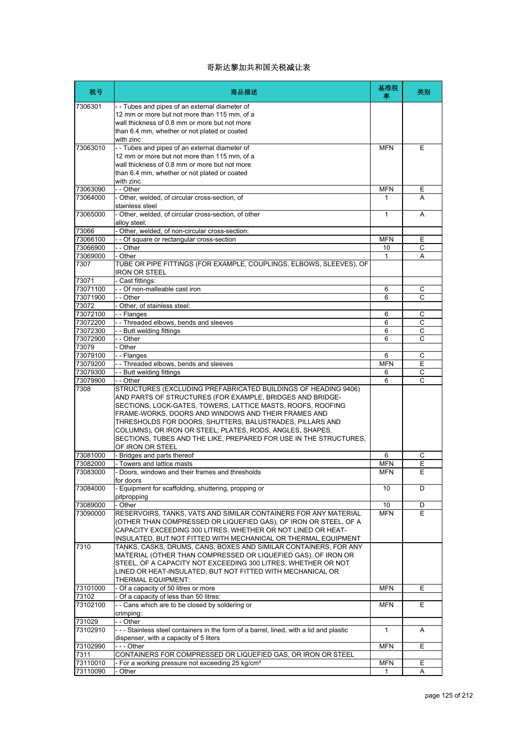# 哥斯达黎加共和国关税减让表

| 税号 | 商品描述 | 基准税率 | 类别 |
|---|---|---|---|
| 7306301 | - - Tubes and pipes of an external diameter of 12 mm or more but not more than 115 mm, of a wall thickness of 0.8 mm or more but not more than 6.4 mm, whether or not plated or coated with zinc | | |
| 73063010 | - - Tubes and pipes of an external diameter of 12 mm or more but not more than 115 mm, of a wall thickness of 0.8 mm or more but not more than 6.4 mm, whether or not plated or coated with zinc | MFN | E |
| 73063090 | - - Other | MFN | E |
| 73064000 | - Other, welded, of circular cross-section, of stainless steel | 1 | A |
| 73065000 | - Other, welded, of circular cross-section, of other alloy steel: | 1 | A |
| 73066 | - Other, welded, of non-circular cross-section: | | |
| 73066100 | - - Of square or rectangular cross-section | MFN | E |
| 73066900 | - - Other | 10 | C |
| 73069000 | - Other | 1 | A |
| 7307 | TUBE OR PIPE FITTINGS (FOR EXAMPLE, COUPLINGS, ELBOWS, SLEEVES), OF IRON OR STEEL | | |
| 73071 | - Cast fittings: | | |
| 73071100 | - - Of non-malleable cast iron | 6 | C |
| 73071900 | - - Other | 6 | C |
| 73072 | - Other, of stainless steel: | | |
| 73072100 | - - Flanges | 6 | C |
| 73072200 | - - Threaded elbows, bends and sleeves | 6 | C |
| 73072300 | - - Butt welding fittings | 6 | C |
| 73072900 | - - Other | 6 | C |
| 73079 | - Other | | |
| 73079100 | - - Flanges | 6 | C |
| 73079200 | - - Threaded elbows, bends and sleeves | MFN | E |
| 73079300 | - - Butt welding fittings | 6 | C |
| 73079900 | - - Other | 6 | C |
| 7308 | STRUCTURES (EXCLUDING PREFABRICATED BUILDINGS OF HEADING 9406) AND PARTS OF STRUCTURES (FOR EXAMPLE, BRIDGES AND BRIDGE-SECTIONS, LOCK-GATES, TOWERS, LATTICE MASTS, ROOFS, ROOFING FRAME-WORKS, DOORS AND WINDOWS AND THEIR FRAMES AND THRESHOLDS FOR DOORS, SHUTTERS, BALUSTRADES, PILLARS AND COLUMNS), OR IRON OR STEEL; PLATES, RODS, ANGLES, SHAPES, SECTIONS, TUBES AND THE LIKE, PREPARED FOR USE IN THE STRUCTURES, OF IRON OR STEEL | | |
| 73081000 | - Bridges and parts thereof | 6 | C |
| 73082000 | - Towers and lattice masts | MFN | E |
| 73083000 | - Doors, windows and their frames and thresholds for doors | MFN | E |
| 73084000 | - Equipment for scaffolding, shuttering, propping or pitpropping | 10 | D |
| 73089000 | - Other | 10 | D |
| 73090000 | RESERVOIRS, TANKS, VATS AND SIMILAR CONTAINERS FOR ANY MATERIAL (OTHER THAN COMPRESSED OR LIQUEFIED GAS), OF IRON OR STEEL, OF A CAPACITY EXCEEDING 300 LITRES, WHETHER OR NOT LINED OR HEAT-INSULATED, BUT NOT FITTED WITH MECHANICAL OR THERMAL EQUIPMENT | MFN | E |
| 7310 | TANKS, CASKS, DRUMS, CANS, BOXES AND SIMILAR CONTAINERS, FOR ANY MATERIAL (OTHER THAN COMPRESSED OR LIQUEFIED GAS), OF IRON OR STEEL, OF A CAPACITY NOT EXCEEDING 300 LITRES, WHETHER OR NOT LINED OR HEAT-INSULATED, BUT NOT FITTED WITH MECHANICAL OR THERMAL EQUIPMENT: | | |
| 73101000 | - Of a capacity of 50 litres or more | MFN | E |
| 73102 | - Of a capacity of less than 50 litres: | | |
| 73102100 | - - Cans which are to be closed by soldering or crimping: | MFN | E |
| 731029 | - - Other | | |
| 73102910 | - - - Stainless steel containers in the form of a barrel, lined, with a lid and plastic dispenser, with a capacity of 5 liters | 1 | A |
| 73102990 | - - - Other | MFN | E |
| 7311 | CONTAINERS FOR COMPRESSED OR LIQUEFIED GAS, OR IRON OR STEEL | | |
| 73110010 | - For a working pressure not exceeding 25 kg/cm² | MFN | E |
| 73110090 | - Other | 1 | A |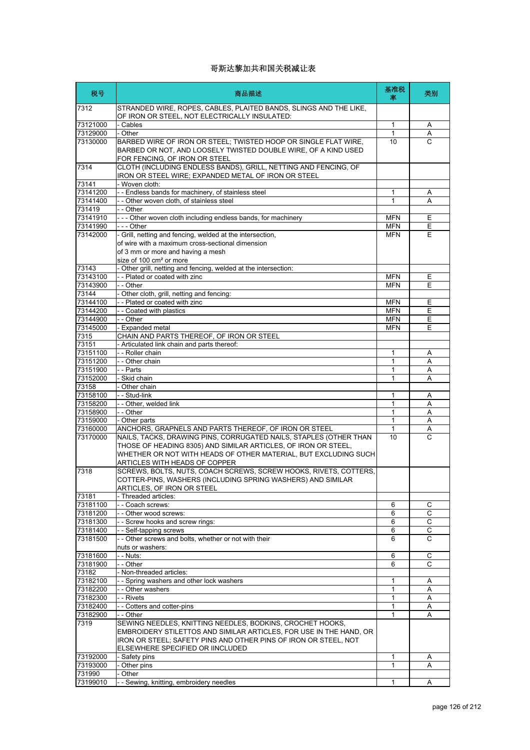# 哥斯达黎加共和国关税减让表

| 税号 | 商品描述 | 基准税率 | 类别 |
|---|---|---|---|
| 7312 | STRANDED WIRE, ROPES, CABLES, PLAITED BANDS, SLINGS AND THE LIKE, OF IRON OR STEEL, NOT ELECTRICALLY INSULATED: | | |
| 73121000 | - Cables | 1 | A |
| 73129000 | - Other | 1 | A |
| 73130000 | BARBED WIRE OF IRON OR STEEL; TWISTED HOOP OR SINGLE FLAT WIRE, BARBED OR NOT, AND LOOSELY TWISTED DOUBLE WIRE, OF A KIND USED FOR FENCING, OF IRON OR STEEL | 10 | C |
| 7314 | CLOTH (INCLUDING ENDLESS BANDS), GRILL, NETTING AND FENCING, OF IRON OR STEEL WIRE; EXPANDED METAL OF IRON OR STEEL | | |
| 73141 | - Woven cloth: | | |
| 73141200 | - - Endless bands for machinery, of stainless steel | 1 | A |
| 73141400 | - - Other woven cloth, of stainless steel | 1 | A |
| 731419 | - - Other | | |
| 73141910 | - - - Other woven cloth including endless bands, for machinery | MFN | E |
| 73141990 | - - - Other | MFN | E |
| 73142000 | - Grill, netting and fencing, welded at the intersection, of wire with a maximum cross-sectional dimension of 3 mm or more and having a mesh size of 100 cm² or more | MFN | E |
| 73143 | - Other grill, netting and fencing, welded at the intersection: | | |
| 73143100 | - - Plated or coated with zinc | MFN | E |
| 73143900 | - - Other | MFN | E |
| 73144 | - Other cloth, grill, netting and fencing: | | |
| 73144100 | - - Plated or coated with zinc | MFN | E |
| 73144200 | - - Coated with plastics | MFN | E |
| 73144900 | - - Other | MFN | E |
| 73145000 | - Expanded metal | MFN | E |
| 7315 | CHAIN AND PARTS THEREOF, OF IRON OR STEEL | | |
| 73151 | - Articulated link chain and parts thereof: | | |
| 73151100 | - - Roller chain | 1 | A |
| 73151200 | - - Other chain | 1 | A |
| 73151900 | - - Parts | 1 | A |
| 73152000 | - Skid chain | 1 | A |
| 73158 | - Other chain | | |
| 73158100 | - - Stud-link | 1 | A |
| 73158200 | - - Other, welded link | 1 | A |
| 73158900 | - - Other | 1 | A |
| 73159000 | - Other parts | 1 | A |
| 73160000 | ANCHORS, GRAPNELS AND PARTS THEREOF, OF IRON OR STEEL | 1 | A |
| 73170000 | NAILS, TACKS, DRAWING PINS, CORRUGATED NAILS, STAPLES (OTHER THAN THOSE OF HEADING 8305) AND SIMILAR ARTICLES, OF IRON OR STEEL, WHETHER OR NOT WITH HEADS OF OTHER MATERIAL, BUT EXCLUDING SUCH ARTICLES WITH HEADS OF COPPER | 10 | C |
| 7318 | SCREWS, BOLTS, NUTS, COACH SCREWS, SCREW HOOKS, RIVETS, COTTERS, COTTER-PINS, WASHERS (INCLUDING SPRING WASHERS) AND SIMILAR ARTICLES, OF IRON OR STEEL | | |
| 73181 | - Threaded articles: | | |
| 73181100 | - - Coach screws: | 6 | C |
| 73181200 | - - Other wood screws: | 6 | C |
| 73181300 | - - Screw hooks and screw rings: | 6 | C |
| 73181400 | - - Self-tapping screws | 6 | C |
| 73181500 | - - Other screws and bolts, whether or not with their nuts or washers: | 6 | C |
| 73181600 | - - Nuts: | 6 | C |
| 73181900 | - - Other | 6 | C |
| 73182 | - Non-threaded articles: | | |
| 73182100 | - - Spring washers and other lock washers | 1 | A |
| 73182200 | - - Other washers | 1 | A |
| 73182300 | - - Rivets | 1 | A |
| 73182400 | - - Cotters and cotter-pins | 1 | A |
| 73182900 | - - Other | 1 | A |
| 7319 | SEWING NEEDLES, KNITTING NEEDLES, BODKINS, CROCHET HOOKS, EMBROIDERY STILETTOS AND SIMILAR ARTICLES, FOR USE IN THE HAND, OR IRON OR STEEL; SAFETY PINS AND OTHER PINS OF IRON OR STEEL, NOT ELSEWHERE SPECIFIED OR IINCLUDED | | |
| 73192000 | - Safety pins | 1 | A |
| 73193000 | - Other pins | 1 | A |
| 731990 | - Other | | |
| 73199010 | - - Sewing, knitting, embroidery needles | 1 | A |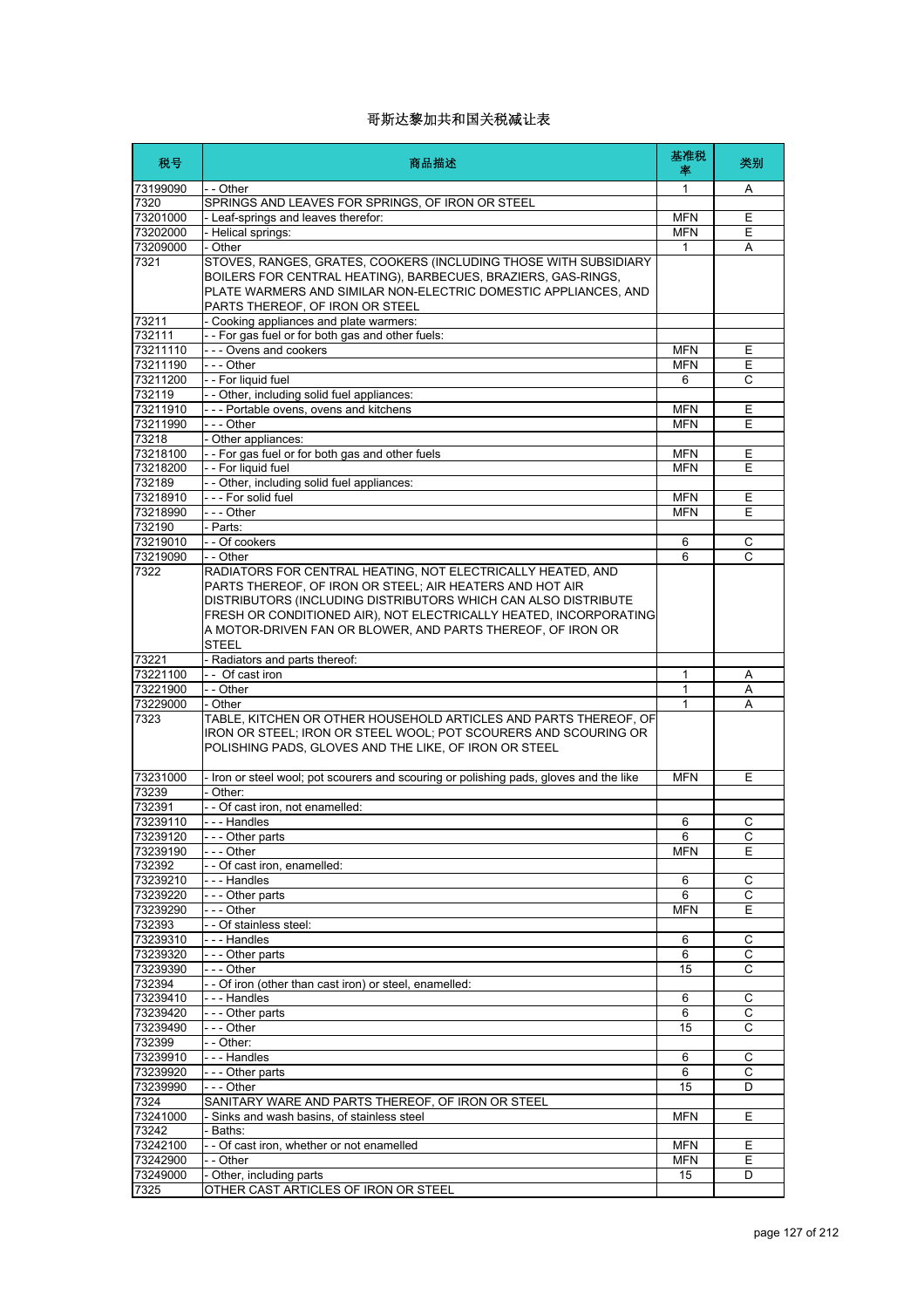# 哥斯达黎加共和国关税减让表

| 税号 | 商品描述 | 基准税率 | 类别 |
|---|---|---|---|
| 73199090 | - - Other | 1 | A |
| 7320 | SPRINGS AND LEAVES FOR SPRINGS, OF IRON OR STEEL | | |
| 73201000 | - Leaf-springs and leaves therefor: | MFN | E |
| 73202000 | - Helical springs: | MFN | E |
| 73209000 | - Other | 1 | A |
| 7321 | STOVES, RANGES, GRATES, COOKERS (INCLUDING THOSE WITH SUBSIDIARY BOILERS FOR CENTRAL HEATING), BARBECUES, BRAZIERS, GAS-RINGS, PLATE WARMERS AND SIMILAR NON-ELECTRIC DOMESTIC APPLIANCES, AND PARTS THEREOF, OF IRON OR STEEL | | |
| 73211 | - Cooking appliances and plate warmers: | | |
| 732111 | - - For gas fuel or for both gas and other fuels: | | |
| 73211110 | - - - Ovens and cookers | MFN | E |
| 73211190 | - - - Other | MFN | E |
| 73211200 | - - For liquid fuel | 6 | C |
| 732119 | - - Other, including solid fuel appliances: | | |
| 73211910 | - - - Portable ovens, ovens and kitchens | MFN | E |
| 73211990 | - - - Other | MFN | E |
| 73218 | - Other appliances: | | |
| 73218100 | - - For gas fuel or for both gas and other fuels | MFN | E |
| 73218200 | - - For liquid fuel | MFN | E |
| 732189 | - - Other, including solid fuel appliances: | | |
| 73218910 | - - - For solid fuel | MFN | E |
| 73218990 | - - - Other | MFN | E |
| 732190 | - Parts: | | |
| 73219010 | - - Of cookers | 6 | C |
| 73219090 | - - Other | 6 | C |
| 7322 | RADIATORS FOR CENTRAL HEATING, NOT ELECTRICALLY HEATED, AND PARTS THEREOF, OF IRON OR STEEL; AIR HEATERS AND HOT AIR DISTRIBUTORS (INCLUDING DISTRIBUTORS WHICH CAN ALSO DISTRIBUTE FRESH OR CONDITIONED AIR), NOT ELECTRICALLY HEATED, INCORPORATING A MOTOR-DRIVEN FAN OR BLOWER, AND PARTS THEREOF, OF IRON OR STEEL | | |
| 73221 | - Radiators and parts thereof: | | |
| 73221100 | - - Of cast iron | 1 | A |
| 73221900 | - - Other | 1 | A |
| 73229000 | - Other | 1 | A |
| 7323 | TABLE, KITCHEN OR OTHER HOUSEHOLD ARTICLES AND PARTS THEREOF, OF IRON OR STEEL; IRON OR STEEL WOOL; POT SCOURERS AND SCOURING OR POLISHING PADS, GLOVES AND THE LIKE, OF IRON OR STEEL | | |
| 73231000 | - Iron or steel wool; pot scourers and scouring or polishing pads, gloves and the like | MFN | E |
| 73239 | - Other: | | |
| 732391 | - - Of cast iron, not enamelled: | | |
| 73239110 | - - - Handles | 6 | C |
| 73239120 | - - - Other parts | 6 | C |
| 73239190 | - - - Other | MFN | E |
| 732392 | - - Of cast iron, enamelled: | | |
| 73239210 | - - - Handles | 6 | C |
| 73239220 | - - - Other parts | 6 | C |
| 73239290 | - - - Other | MFN | E |
| 732393 | - - Of stainless steel: | | |
| 73239310 | - - - Handles | 6 | C |
| 73239320 | - - - Other parts | 6 | C |
| 73239390 | - - - Other | 15 | C |
| 732394 | - - Of iron (other than cast iron) or steel, enamelled: | | |
| 73239410 | - - - Handles | 6 | C |
| 73239420 | - - - Other parts | 6 | C |
| 73239490 | - - - Other | 15 | C |
| 732399 | - - Other: | | |
| 73239910 | - - - Handles | 6 | C |
| 73239920 | - - - Other parts | 6 | C |
| 73239990 | - - - Other | 15 | D |
| 7324 | SANITARY WARE AND PARTS THEREOF, OF IRON OR STEEL | | |
| 73241000 | - Sinks and wash basins, of stainless steel | MFN | E |
| 73242 | - Baths: | | |
| 73242100 | - - Of cast iron, whether or not enamelled | MFN | E |
| 73242900 | - - Other | MFN | E |
| 73249000 | - Other, including parts | 15 | D |
| 7325 | OTHER CAST ARTICLES OF IRON OR STEEL | | |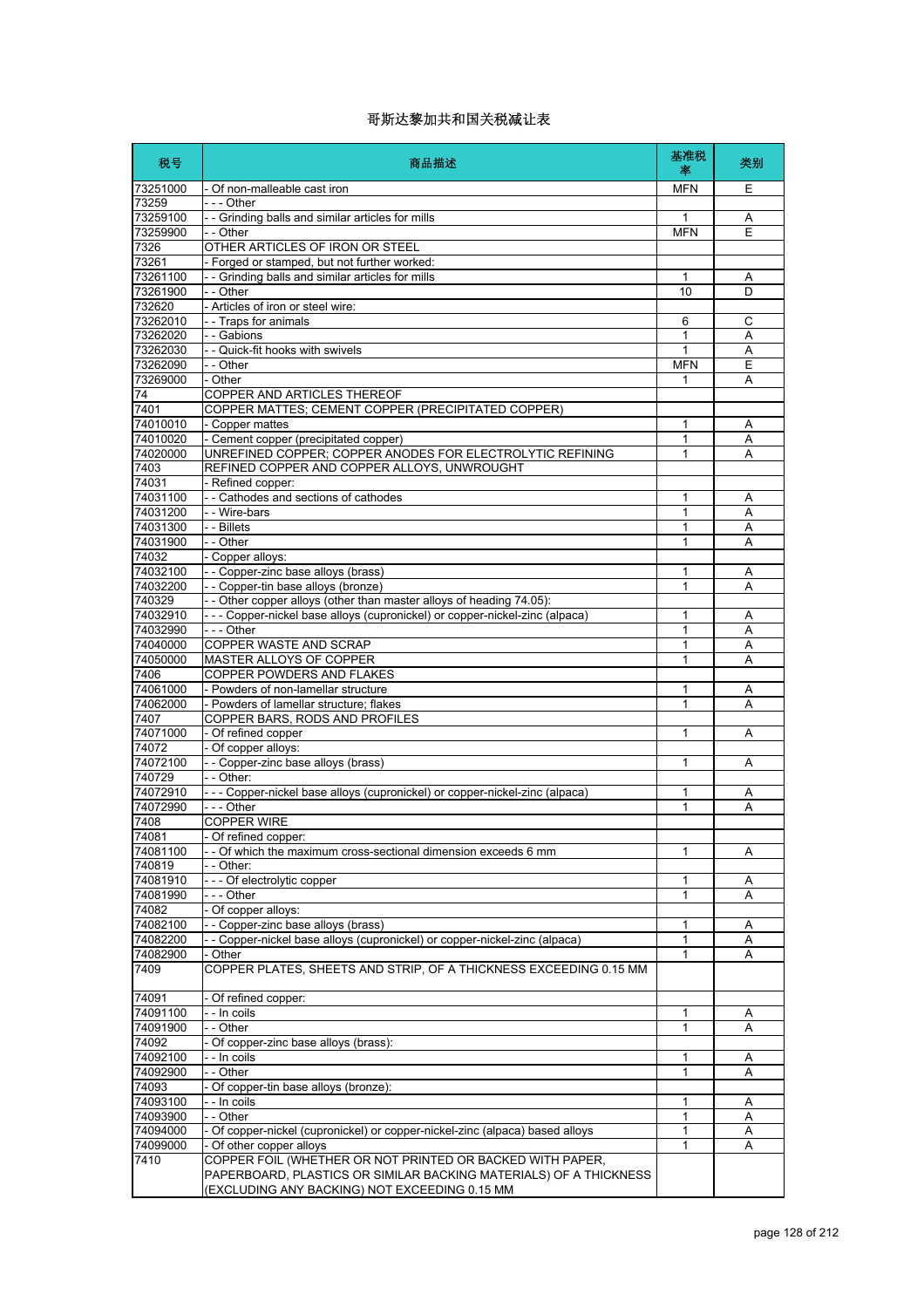# 哥斯达黎加共和国关税减让表

| 税号 | 商品描述 | 基准税率 | 类别 |
|---|---|---|---|
| 73251000 | - Of non-malleable cast iron | MFN | E |
| 73259 | - - - Other | | |
| 73259100 | - - Grinding balls and similar articles for mills | 1 | A |
| 73259900 | - - Other | MFN | E |
| 7326 | OTHER ARTICLES OF IRON OR STEEL | | |
| 73261 | - Forged or stamped, but not further worked: | | |
| 73261100 | - - Grinding balls and similar articles for mills | 1 | A |
| 73261900 | - - Other | 10 | D |
| 732620 | - Articles of iron or steel wire: | | |
| 73262010 | - - Traps for animals | 6 | C |
| 73262020 | - - Gabions | 1 | A |
| 73262030 | - - Quick-fit hooks with swivels | 1 | A |
| 73262090 | - - Other | MFN | E |
| 73269000 | - Other | 1 | A |
| 74 | COPPER AND ARTICLES THEREOF | | |
| 7401 | COPPER MATTES; CEMENT COPPER (PRECIPITATED COPPER) | | |
| 74010010 | - Copper mattes | 1 | A |
| 74010020 | - Cement copper (precipitated copper) | 1 | A |
| 74020000 | UNREFINED COPPER; COPPER ANODES FOR ELECTROLYTIC REFINING | 1 | A |
| 7403 | REFINED COPPER AND COPPER ALLOYS, UNWROUGHT | | |
| 74031 | - Refined copper: | | |
| 74031100 | - - Cathodes and sections of cathodes | 1 | A |
| 74031200 | - - Wire-bars | 1 | A |
| 74031300 | - - Billets | 1 | A |
| 74031900 | - - Other | 1 | A |
| 74032 | - Copper alloys: | | |
| 74032100 | - - Copper-zinc base alloys (brass) | 1 | A |
| 74032200 | - - Copper-tin base alloys (bronze) | 1 | A |
| 740329 | - - Other copper alloys (other than master alloys of heading 74.05): | | |
| 74032910 | - - - Copper-nickel base alloys (cupronickel) or copper-nickel-zinc (alpaca) | 1 | A |
| 74032990 | - - - Other | 1 | A |
| 74040000 | COPPER WASTE AND SCRAP | 1 | A |
| 74050000 | MASTER ALLOYS OF COPPER | 1 | A |
| 7406 | COPPER POWDERS AND FLAKES | | |
| 74061000 | - Powders of non-lamellar structure | 1 | A |
| 74062000 | - Powders of lamellar structure; flakes | 1 | A |
| 7407 | COPPER BARS, RODS AND PROFILES | | |
| 74071000 | - Of refined copper | 1 | A |
| 74072 | - Of copper alloys: | | |
| 74072100 | - - Copper-zinc base alloys (brass) | 1 | A |
| 740729 | - - Other: | | |
| 74072910 | - - - Copper-nickel base alloys (cupronickel) or copper-nickel-zinc (alpaca) | 1 | A |
| 74072990 | - - - Other | 1 | A |
| 7408 | COPPER WIRE | | |
| 74081 | - Of refined copper: | | |
| 74081100 | - - Of which the maximum cross-sectional dimension exceeds 6 mm | 1 | A |
| 740819 | - - Other: | | |
| 74081910 | - - - Of electrolytic copper | 1 | A |
| 74081990 | - - - Other | 1 | A |
| 74082 | - Of copper alloys: | | |
| 74082100 | - - Copper-zinc base alloys (brass) | 1 | A |
| 74082200 | - - Copper-nickel base alloys (cupronickel) or copper-nickel-zinc (alpaca) | 1 | A |
| 74082900 | - Other | 1 | A |
| 7409 | COPPER PLATES, SHEETS AND STRIP, OF A THICKNESS EXCEEDING 0.15 MM | | |
| 74091 | - Of refined copper: | | |
| 74091100 | - - In coils | 1 | A |
| 74091900 | - - Other | 1 | A |
| 74092 | - Of copper-zinc base alloys (brass): | | |
| 74092100 | - - In coils | 1 | A |
| 74092900 | - - Other | 1 | A |
| 74093 | - Of copper-tin base alloys (bronze): | | |
| 74093100 | - - In coils | 1 | A |
| 74093900 | - - Other | 1 | A |
| 74094000 | - Of copper-nickel (cupronickel) or copper-nickel-zinc (alpaca) based alloys | 1 | A |
| 74099000 | - Of other copper alloys | 1 | A |
| 7410 | COPPER FOIL (WHETHER OR NOT PRINTED OR BACKED WITH PAPER, PAPERBOARD, PLASTICS OR SIMILAR BACKING MATERIALS) OF A THICKNESS (EXCLUDING ANY BACKING) NOT EXCEEDING 0.15 MM | | |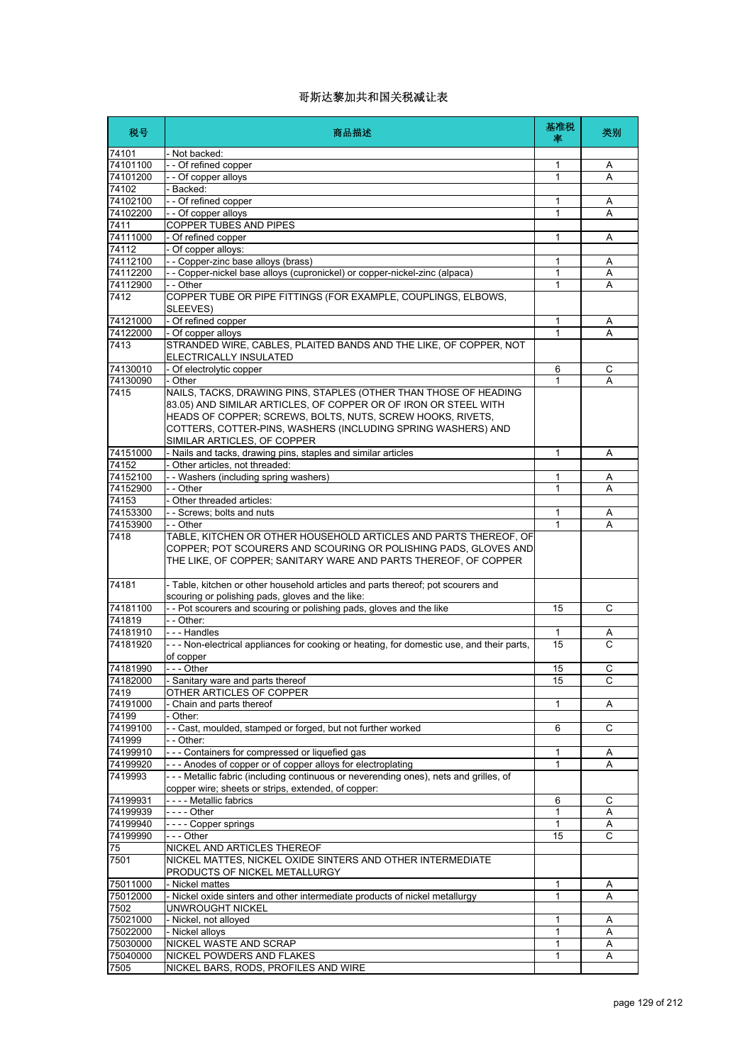# 哥斯达黎加共和国关税减让表

| 税号 | 商品描述 | 基准税率 | 类别 |
|---|---|---|---|
| 74101 | - Not backed: | | |
| 74101100 | - - Of refined copper | 1 | A |
| 74101200 | - - Of copper alloys | 1 | A |
| 74102 | - Backed: | | |
| 74102100 | - - Of refined copper | 1 | A |
| 74102200 | - - Of copper alloys | 1 | A |
| 7411 | COPPER TUBES AND PIPES | | |
| 74111000 | - Of refined copper | 1 | A |
| 74112 | - Of copper alloys: | | |
| 74112100 | - - Copper-zinc base alloys (brass) | 1 | A |
| 74112200 | - - Copper-nickel base alloys (cupronickel) or copper-nickel-zinc (alpaca) | 1 | A |
| 74112900 | - - Other | 1 | A |
| 7412 | COPPER TUBE OR PIPE FITTINGS (FOR EXAMPLE, COUPLINGS, ELBOWS, SLEEVES) | | |
| 74121000 | - Of refined copper | 1 | A |
| 74122000 | - Of copper alloys | 1 | A |
| 7413 | STRANDED WIRE, CABLES, PLAITED BANDS AND THE LIKE, OF COPPER, NOT ELECTRICALLY INSULATED | | |
| 74130010 | - Of electrolytic copper | 6 | C |
| 74130090 | - Other | 1 | A |
| 7415 | NAILS, TACKS, DRAWING PINS, STAPLES (OTHER THAN THOSE OF HEADING 83.05) AND SIMILAR ARTICLES, OF COPPER OR OF IRON OR STEEL WITH HEADS OF COPPER; SCREWS, BOLTS, NUTS, SCREW HOOKS, RIVETS, COTTERS, COTTER-PINS, WASHERS (INCLUDING SPRING WASHERS) AND SIMILAR ARTICLES, OF COPPER | | |
| 74151000 | - Nails and tacks, drawing pins, staples and similar articles | 1 | A |
| 74152 | - Other articles, not threaded: | | |
| 74152100 | - - Washers (including spring washers) | 1 | A |
| 74152900 | - - Other | 1 | A |
| 74153 | - Other threaded articles: | | |
| 74153300 | - - Screws; bolts and nuts | 1 | A |
| 74153900 | - - Other | 1 | A |
| 7418 | TABLE, KITCHEN OR OTHER HOUSEHOLD ARTICLES AND PARTS THEREOF, OF COPPER; POT SCOURERS AND SCOURING OR POLISHING PADS, GLOVES AND THE LIKE, OF COPPER; SANITARY WARE AND PARTS THEREOF, OF COPPER | | |
| 74181 | - Table, kitchen or other household articles and parts thereof; pot scourers and scouring or polishing pads, gloves and the like: | | |
| 74181100 | - - Pot scourers and scouring or polishing pads, gloves and the like | 15 | C |
| 741819 | - - Other: | | |
| 74181910 | - - - Handles | 1 | A |
| 74181920 | - - - Non-electrical appliances for cooking or heating, for domestic use, and their parts, of copper | 15 | C |
| 74181990 | - - - Other | 15 | C |
| 74182000 | - Sanitary ware and parts thereof | 15 | C |
| 7419 | OTHER ARTICLES OF COPPER | | |
| 74191000 | - Chain and parts thereof | 1 | A |
| 74199 | - Other: | | |
| 74199100 | - - Cast, moulded, stamped or forged, but not further worked | 6 | C |
| 741999 | - - Other: | | |
| 74199910 | - - - Containers for compressed or liquefied gas | 1 | A |
| 74199920 | - - - Anodes of copper or of copper alloys for electroplating | 1 | A |
| 7419993 | - - - Metallic fabric (including continuous or neverending ones), nets and grilles, of copper wire; sheets or strips, extended, of copper: | | |
| 74199931 | - - - - Metallic fabrics | 6 | C |
| 74199939 | - - - - Other | 1 | A |
| 74199940 | - - - - Copper springs | 1 | A |
| 74199990 | - - - Other | 15 | C |
| 75 | NICKEL AND ARTICLES THEREOF | | |
| 7501 | NICKEL MATTES, NICKEL OXIDE SINTERS AND OTHER INTERMEDIATE PRODUCTS OF NICKEL METALLURGY | | |
| 75011000 | - Nickel mattes | 1 | A |
| 75012000 | - Nickel oxide sinters and other intermediate products of nickel metallurgy | 1 | A |
| 7502 | UNWROUGHT NICKEL | | |
| 75021000 | - Nickel, not alloyed | 1 | A |
| 75022000 | - Nickel alloys | 1 | A |
| 75030000 | NICKEL WASTE AND SCRAP | 1 | A |
| 75040000 | NICKEL POWDERS AND FLAKES | 1 | A |
| 7505 | NICKEL BARS, RODS, PROFILES AND WIRE | | |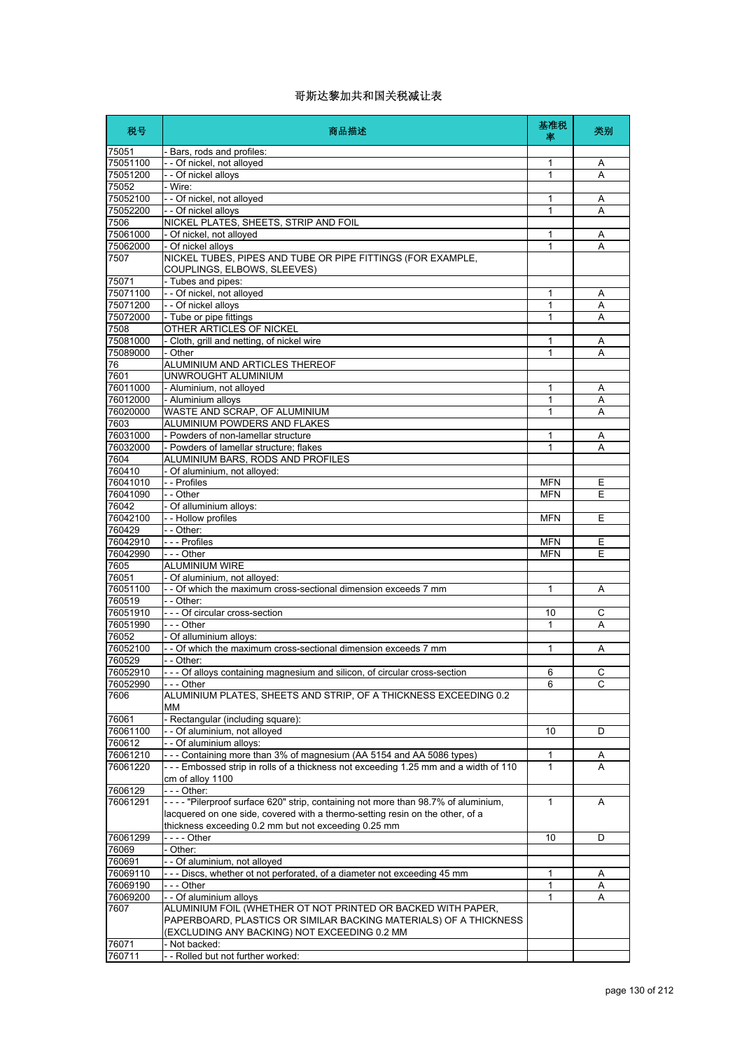# 哥斯达黎加共和国关税减让表

| 税号 | 商品描述 | 基准税率 | 类别 |
|---|---|---|---|
| 75051 | - Bars, rods and profiles: | | |
| 75051100 | - - Of nickel, not alloyed | 1 | A |
| 75051200 | - - Of nickel alloys | 1 | A |
| 75052 | - Wire: | | |
| 75052100 | - - Of nickel, not alloyed | 1 | A |
| 75052200 | - - Of nickel alloys | 1 | A |
| 7506 | NICKEL PLATES, SHEETS, STRIP AND FOIL | | |
| 75061000 | - Of nickel, not alloyed | 1 | A |
| 75062000 | - Of nickel alloys | 1 | A |
| 7507 | NICKEL TUBES, PIPES AND TUBE OR PIPE FITTINGS (FOR EXAMPLE, COUPLINGS, ELBOWS, SLEEVES) | | |
| 75071 | - Tubes and pipes: | | |
| 75071100 | - - Of nickel, not alloyed | 1 | A |
| 75071200 | - - Of nickel alloys | 1 | A |
| 75072000 | - Tube or pipe fittings | 1 | A |
| 7508 | OTHER ARTICLES OF NICKEL | | |
| 75081000 | - Cloth, grill and netting, of nickel wire | 1 | A |
| 75089000 | - Other | 1 | A |
| 76 | ALUMINIUM AND ARTICLES THEREOF | | |
| 7601 | UNWROUGHT ALUMINIUM | | |
| 76011000 | - Aluminium, not alloyed | 1 | A |
| 76012000 | - Aluminium alloys | 1 | A |
| 76020000 | WASTE AND SCRAP, OF ALUMINIUM | 1 | A |
| 7603 | ALUMINIUM POWDERS AND FLAKES | | |
| 76031000 | - Powders of non-lamellar structure | 1 | A |
| 76032000 | - Powders of lamellar structure; flakes | 1 | A |
| 7604 | ALUMINIUM BARS, RODS AND PROFILES | | |
| 760410 | - Of aluminium, not alloyed: | | |
| 76041010 | - - Profiles | MFN | E |
| 76041090 | - - Other | MFN | E |
| 76042 | - Of alluminium alloys: | | |
| 76042100 | - - Hollow profiles | MFN | E |
| 760429 | - - Other: | | |
| 76042910 | - - - Profiles | MFN | E |
| 76042990 | - - - Other | MFN | E |
| 7605 | ALUMINIUM WIRE | | |
| 76051 | - Of aluminium, not alloyed: | | |
| 76051100 | - - Of which the maximum cross-sectional dimension exceeds 7 mm | 1 | A |
| 760519 | - - Other: | | |
| 76051910 | - - - Of circular cross-section | 10 | C |
| 76051990 | - - - Other | 1 | A |
| 76052 | - Of alluminium alloys: | | |
| 76052100 | - - Of which the maximum cross-sectional dimension exceeds 7 mm | 1 | A |
| 760529 | - - Other: | | |
| 76052910 | - - - Of alloys containing magnesium and silicon, of circular cross-section | 6 | C |
| 76052990 | - - - Other | 6 | C |
| 7606 | ALUMINIUM PLATES, SHEETS AND STRIP, OF A THICKNESS EXCEEDING 0.2 MM | | |
| 76061 | - Rectangular (including square): | | |
| 76061100 | - - Of aluminium, not alloyed | 10 | D |
| 760612 | - - Of aluminium alloys: | | |
| 76061210 | - - - Containing more than 3% of magnesium (AA 5154 and AA 5086 types) | 1 | A |
| 76061220 | - - - Embossed strip in rolls of a thickness not exceeding 1.25 mm and a width of 110 cm of alloy 1100 | 1 | A |
| 7606129 | - - - Other: | | |
| 76061291 | - - - - "Pilerproof surface 620" strip, containing not more than 98.7% of aluminium, lacquered on one side, covered with a thermo-setting resin on the other, of a thickness exceeding 0.2 mm but not exceeding 0.25 mm | 1 | A |
| 76061299 | - - - - Other | 10 | D |
| 76069 | - Other: | | |
| 760691 | - - Of aluminium, not alloyed | | |
| 76069110 | - - - Discs, whether ot not perforated, of a diameter not exceeding 45 mm | 1 | A |
| 76069190 | - - - Other | 1 | A |
| 76069200 | - - Of aluminium alloys | 1 | A |
| 7607 | ALUMINIUM FOIL (WHETHER OT NOT PRINTED OR BACKED WITH PAPER, PAPERBOARD, PLASTICS OR SIMILAR BACKING MATERIALS) OF A THICKNESS (EXCLUDING ANY BACKING) NOT EXCEEDING 0.2 MM | | |
| 76071 | - Not backed: | | |
| 760711 | - - Rolled but not further worked: | | |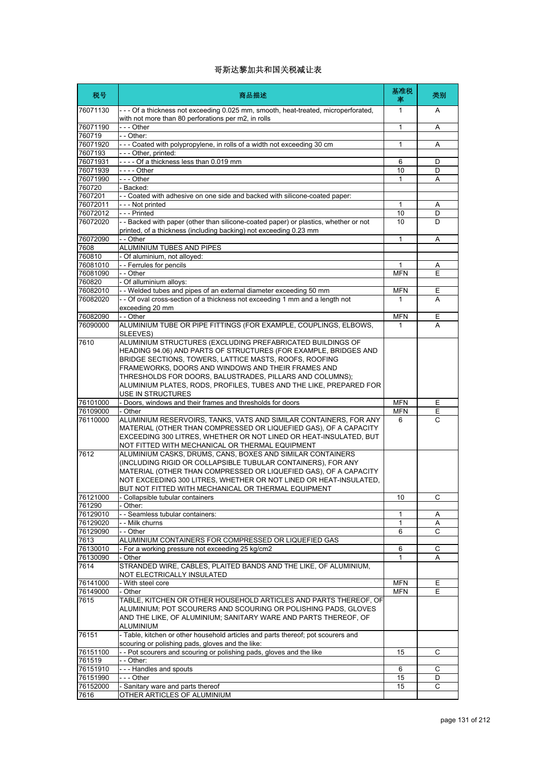# 哥斯达黎加共和国关税减让表

| 税号 | 商品描述 | 基准税率 | 类别 |
|---|---|---|---|
| 76071130 | - - - Of a thickness not exceeding 0.025 mm, smooth, heat-treated, microperforated, with not more than 80 perforations per m2, in rolls | 1 | A |
| 76071190 | - - - Other | 1 | A |
| 760719 | - - Other: | | |
| 76071920 | - - - Coated with polypropylene, in rolls of a width not exceeding 30 cm | 1 | A |
| 7607193 | - - - Other, printed: | | |
| 76071931 | - - - - Of a thickness less than 0.019 mm | 6 | D |
| 76071939 | - - - - Other | 10 | D |
| 76071990 | - - - Other | 1 | A |
| 760720 | - Backed: | | |
| 7607201 | - - Coated with adhesive on one side and backed with silicone-coated paper: | | |
| 76072011 | - - - Not printed | 1 | A |
| 76072012 | - - - Printed | 10 | D |
| 76072020 | - - Backed with paper (other than silicone-coated paper) or plastics, whether or not printed, of a thickness (including backing) not exceeding 0.23 mm | 10 | D |
| 76072090 | - - Other | 1 | A |
| 7608 | ALUMINIUM TUBES AND PIPES | | |
| 760810 | - Of aluminium, not alloyed: | | |
| 76081010 | - - Ferrules for pencils | 1 | A |
| 76081090 | - - Other | MFN | E |
| 760820 | - Of alluminium alloys: | | |
| 76082010 | - - Welded tubes and pipes of an external diameter exceeding 50 mm | MFN | E |
| 76082020 | - - Of oval cross-section of a thickness not exceeding 1 mm and a length not exceeding 20 mm | 1 | A |
| 76082090 | - - Other | MFN | E |
| 76090000 | ALUMINIUM TUBE OR PIPE FITTINGS (FOR EXAMPLE, COUPLINGS, ELBOWS, SLEEVES) | 1 | A |
| 7610 | ALUMINIUM STRUCTURES (EXCLUDING PREFABRICATED BUILDINGS OF HEADING 94.06) AND PARTS OF STRUCTURES (FOR EXAMPLE, BRIDGES AND BRIDGE SECTIONS, TOWERS, LATTICE MASTS, ROOFS, ROOFING FRAMEWORKS, DOORS AND WINDOWS AND THEIR FRAMES AND THRESHOLDS FOR DOORS, BALUSTRADES, PILLARS AND COLUMNS); ALUMINIUM PLATES, RODS, PROFILES, TUBES AND THE LIKE, PREPARED FOR USE IN STRUCTURES | | |
| 76101000 | - Doors, windows and their frames and thresholds for doors | MFN | E |
| 76109000 | - Other | MFN | E |
| 76110000 | ALUMINIUM RESERVOIRS, TANKS, VATS AND SIMILAR CONTAINERS, FOR ANY MATERIAL (OTHER THAN COMPRESSED OR LIQUEFIED GAS), OF A CAPACITY EXCEEDING 300 LITRES, WHETHER OR NOT LINED OR HEAT-INSULATED, BUT NOT FITTED WITH MECHANICAL OR THERMAL EQUIPMENT | 6 | C |
| 7612 | ALUMINIUM CASKS, DRUMS, CANS, BOXES AND SIMILAR CONTAINERS (INCLUDING RIGID OR COLLAPSIBLE TUBULAR CONTAINERS), FOR ANY MATERIAL (OTHER THAN COMPRESSED OR LIQUEFIED GAS), OF A CAPACITY NOT EXCEEDING 300 LITRES, WHETHER OR NOT LINED OR HEAT-INSULATED, BUT NOT FITTED WITH MECHANICAL OR THERMAL EQUIPMENT | | |
| 76121000 | - Collapsible tubular containers | 10 | C |
| 761290 | - Other: | | |
| 76129010 | - - Seamless tubular containers: | 1 | A |
| 76129020 | - - Milk churns | 1 | A |
| 76129090 | - - Other | 6 | C |
| 7613 | ALUMINIUM CONTAINERS FOR COMPRESSED OR LIQUEFIED GAS | | |
| 76130010 | - For a working pressure not exceeding 25 kg/cm2 | 6 | C |
| 76130090 | - Other | 1 | A |
| 7614 | STRANDED WIRE, CABLES, PLAITED BANDS AND THE LIKE, OF ALUMINIUM, NOT ELECTRICALLY INSULATED | | |
| 76141000 | - With steel core | MFN | E |
| 76149000 | - Other | MFN | E |
| 7615 | TABLE, KITCHEN OR OTHER HOUSEHOLD ARTICLES AND PARTS THEREOF, OF ALUMINIUM; POT SCOURERS AND SCOURING OR POLISHING PADS, GLOVES AND THE LIKE, OF ALUMINIUM; SANITARY WARE AND PARTS THEREOF, OF ALUMINIUM | | |
| 76151 | - Table, kitchen or other household articles and parts thereof; pot scourers and scouring or polishing pads, gloves and the like: | | |
| 76151100 | - - Pot scourers and scouring or polishing pads, gloves and the like | 15 | C |
| 761519 | - - Other: | | |
| 76151910 | - - - Handles and spouts | 6 | C |
| 76151990 | - - - Other | 15 | D |
| 76152000 | - Sanitary ware and parts thereof | 15 | C |
| 7616 | OTHER ARTICLES OF ALUMINIUM | | |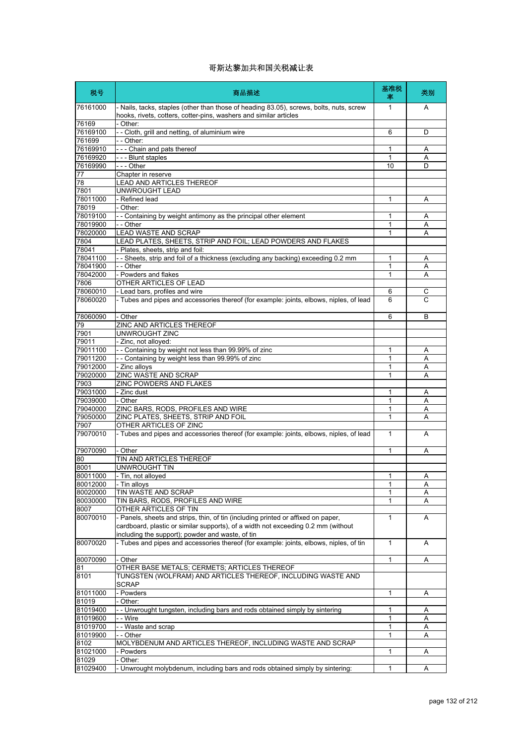# 哥斯达黎加共和国关税减让表

| 税号 | 商品描述 | 基准税率 | 类别 |
|---|---|---|---|
| 76161000 | - Nails, tacks, staples (other than those of heading 83.05), screws, bolts, nuts, screw hooks, rivets, cotters, cotter-pins, washers and similar articles | 1 | A |
| 76169 | - Other: | | |
| 76169100 | - - Cloth, grill and netting, of aluminium wire | 6 | D |
| 761699 | - - Other: | | |
| 76169910 | - - - Chain and pats thereof | 1 | A |
| 76169920 | - - - Blunt staples | 1 | A |
| 76169990 | - - - Other | 10 | D |
| 77 | Chapter in reserve | | |
| 78 | LEAD AND ARTICLES THEREOF | | |
| 7801 | UNWROUGHT LEAD | | |
| 78011000 | - Refined lead | 1 | A |
| 78019 | - Other: | | |
| 78019100 | - - Containing by weight antimony as the principal other element | 1 | A |
| 78019900 | - - Other | 1 | A |
| 78020000 | LEAD WASTE AND SCRAP | 1 | A |
| 7804 | LEAD PLATES, SHEETS, STRIP AND FOIL; LEAD POWDERS AND FLAKES | | |
| 78041 | - Plates, sheets, strip and foil: | | |
| 78041100 | - - Sheets, strip and foil of a thickness (excluding any backing) exceeding 0.2 mm | 1 | A |
| 78041900 | - - Other | 1 | A |
| 78042000 | - Powders and flakes | 1 | A |
| 7806 | OTHER ARTICLES OF LEAD | | |
| 78060010 | - Lead bars, profiles and wire | 6 | C |
| 78060020 | - Tubes and pipes and accessories thereof (for example: joints, elbows, niples, of lead | 6 | C |
| 78060090 | - Other | 6 | B |
| 79 | ZINC AND ARTICLES THEREOF | | |
| 7901 | UNWROUGHT ZINC | | |
| 79011 | - Zinc, not alloyed: | | |
| 79011100 | - - Containing by weight not less than 99.99% of zinc | 1 | A |
| 79011200 | - - Containing by weight less than 99.99% of zinc | 1 | A |
| 79012000 | - Zinc alloys | 1 | A |
| 79020000 | ZINC WASTE AND SCRAP | 1 | A |
| 7903 | ZINC POWDERS AND FLAKES | | |
| 79031000 | - Zinc dust | 1 | A |
| 79039000 | - Other | 1 | A |
| 79040000 | ZINC BARS, RODS, PROFILES AND WIRE | 1 | A |
| 79050000 | ZINC PLATES, SHEETS, STRIP AND FOIL | 1 | A |
| 7907 | OTHER ARTICLES OF ZINC | | |
| 79070010 | - Tubes and pipes and accessories thereof (for example: joints, elbows, niples, of lead | 1 | A |
| 79070090 | - Other | 1 | A |
| 80 | TIN AND ARTICLES THEREOF | | |
| 8001 | UNWROUGHT TIN | | |
| 80011000 | - Tin, not alloyed | 1 | A |
| 80012000 | - Tin alloys | 1 | A |
| 80020000 | TIN WASTE AND SCRAP | 1 | A |
| 80030000 | TIN BARS, RODS, PROFILES AND WIRE | 1 | A |
| 8007 | OTHER ARTICLES OF TIN | | |
| 80070010 | - Panels, sheets and strips, thin, of tin (including printed or affixed on paper, cardboard, plastic or similar supports), of a width not exceeding 0.2 mm (without including the support); powder and waste, of tin | 1 | A |
| 80070020 | - Tubes and pipes and accessories thereof (for example: joints, elbows, niples, of tin | 1 | A |
| 80070090 | - Other | 1 | A |
| 81 | OTHER BASE METALS; CERMETS; ARTICLES THEREOF | | |
| 8101 | TUNGSTEN (WOLFRAM) AND ARTICLES THEREOF, INCLUDING WASTE AND SCRAP | | |
| 81011000 | - Powders | 1 | A |
| 81019 | - Other: | | |
| 81019400 | - - Unwrought tungsten, including bars and rods obtained simply by sintering | 1 | A |
| 81019600 | - - Wire | 1 | A |
| 81019700 | - - Waste and scrap | 1 | A |
| 81019900 | - - Other | 1 | A |
| 8102 | MOLYBDENUM AND ARTICLES THEREOF, INCLUDING WASTE AND SCRAP | | |
| 81021000 | - Powders | 1 | A |
| 81029 | - Other: | | |
| 81029400 | - Unwrought molybdenum, including bars and rods obtained simply by sintering: | 1 | A |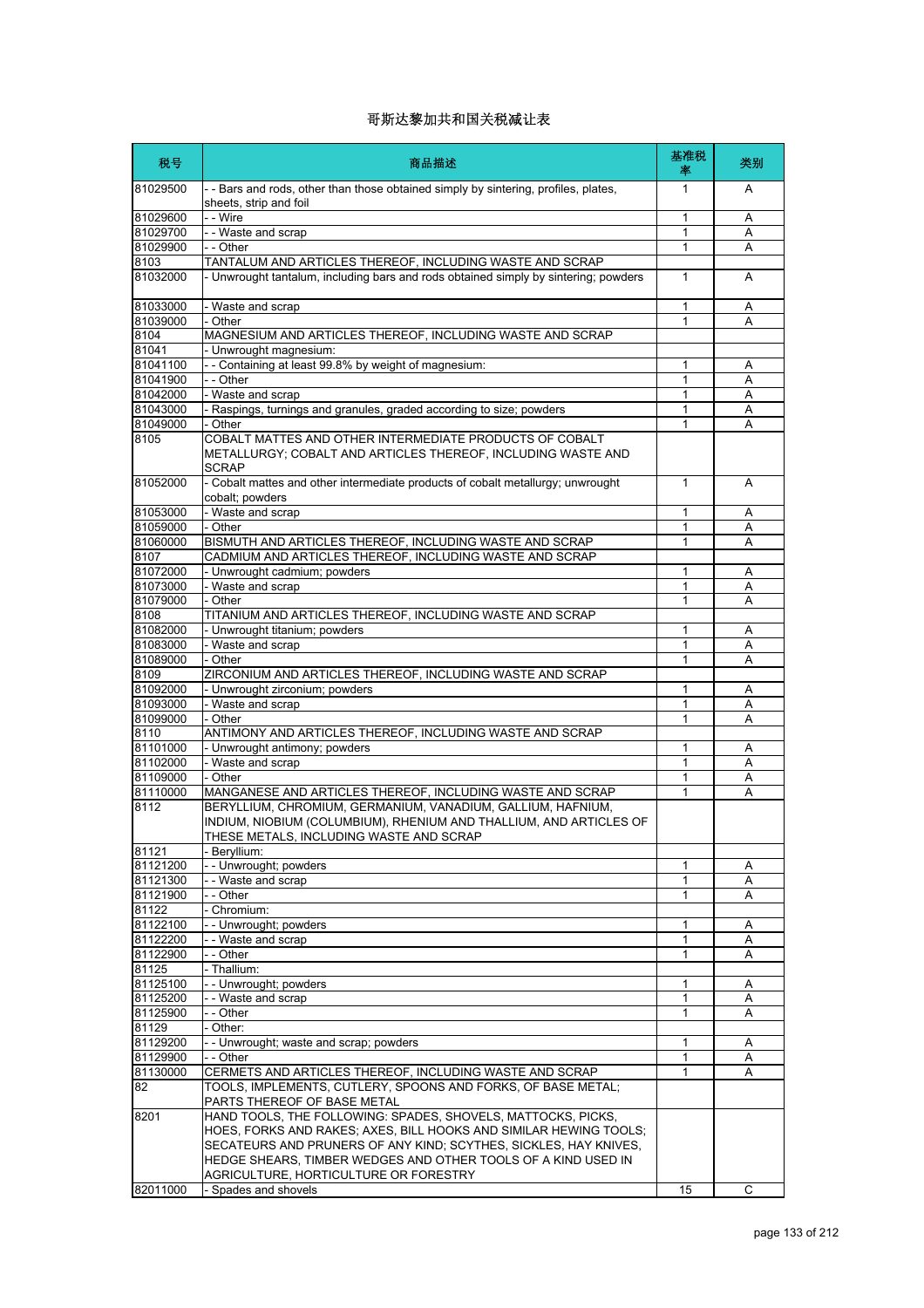# 哥斯达黎加共和国关税减让表

| 税号 | 商品描述 | 基准税率 | 类别 |
|---|---|---|---|
| 81029500 | - - Bars and rods, other than those obtained simply by sintering, profiles, plates, sheets, strip and foil | 1 | A |
| 81029600 | - - Wire | 1 | A |
| 81029700 | - - Waste and scrap | 1 | A |
| 81029900 | - - Other | 1 | A |
| 8103 | TANTALUM AND ARTICLES THEREOF, INCLUDING WASTE AND SCRAP | | |
| 81032000 | - Unwrought tantalum, including bars and rods obtained simply by sintering; powders | 1 | A |
| 81033000 | - Waste and scrap | 1 | A |
| 81039000 | - Other | 1 | A |
| 8104 | MAGNESIUM AND ARTICLES THEREOF, INCLUDING WASTE AND SCRAP | | |
| 81041 | - Unwrought magnesium: | | |
| 81041100 | - - Containing at least 99.8% by weight of magnesium: | 1 | A |
| 81041900 | - - Other | 1 | A |
| 81042000 | - Waste and scrap | 1 | A |
| 81043000 | - Raspings, turnings and granules, graded according to size; powders | 1 | A |
| 81049000 | - Other | 1 | A |
| 8105 | COBALT MATTES AND OTHER INTERMEDIATE PRODUCTS OF COBALT METALLURGY; COBALT AND ARTICLES THEREOF, INCLUDING WASTE AND SCRAP | | |
| 81052000 | - Cobalt mattes and other intermediate products of cobalt metallurgy; unwrought cobalt; powders | 1 | A |
| 81053000 | - Waste and scrap | 1 | A |
| 81059000 | - Other | 1 | A |
| 81060000 | BISMUTH AND ARTICLES THEREOF, INCLUDING WASTE AND SCRAP | 1 | A |
| 8107 | CADMIUM AND ARTICLES THEREOF, INCLUDING WASTE AND SCRAP | | |
| 81072000 | - Unwrought cadmium; powders | 1 | A |
| 81073000 | - Waste and scrap | 1 | A |
| 81079000 | - Other | 1 | A |
| 8108 | TITANIUM AND ARTICLES THEREOF, INCLUDING WASTE AND SCRAP | | |
| 81082000 | - Unwrought titanium; powders | 1 | A |
| 81083000 | - Waste and scrap | 1 | A |
| 81089000 | - Other | 1 | A |
| 8109 | ZIRCONIUM AND ARTICLES THEREOF, INCLUDING WASTE AND SCRAP | | |
| 81092000 | - Unwrought zirconium; powders | 1 | A |
| 81093000 | - Waste and scrap | 1 | A |
| 81099000 | - Other | 1 | A |
| 8110 | ANTIMONY AND ARTICLES THEREOF, INCLUDING WASTE AND SCRAP | | |
| 81101000 | - Unwrought antimony; powders | 1 | A |
| 81102000 | - Waste and scrap | 1 | A |
| 81109000 | - Other | 1 | A |
| 81110000 | MANGANESE AND ARTICLES THEREOF, INCLUDING WASTE AND SCRAP | 1 | A |
| 8112 | BERYLLIUM, CHROMIUM, GERMANIUM, VANADIUM, GALLIUM, HAFNIUM, INDIUM, NIOBIUM (COLUMBIUM), RHENIUM AND THALLIUM, AND ARTICLES OF THESE METALS, INCLUDING WASTE AND SCRAP | | |
| 81121 | - Beryllium: | | |
| 81121200 | - - Unwrought; powders | 1 | A |
| 81121300 | - - Waste and scrap | 1 | A |
| 81121900 | - - Other | 1 | A |
| 81122 | - Chromium: | | |
| 81122100 | - - Unwrought; powders | 1 | A |
| 81122200 | - - Waste and scrap | 1 | A |
| 81122900 | - - Other | 1 | A |
| 81125 | - Thallium: | | |
| 81125100 | - - Unwrought; powders | 1 | A |
| 81125200 | - - Waste and scrap | 1 | A |
| 81125900 | - - Other | 1 | A |
| 81129 | - Other: | | |
| 81129200 | - - Unwrought; waste and scrap; powders | 1 | A |
| 81129900 | - - Other | 1 | A |
| 81130000 | CERMETS AND ARTICLES THEREOF, INCLUDING WASTE AND SCRAP | 1 | A |
| 82 | TOOLS, IMPLEMENTS, CUTLERY, SPOONS AND FORKS, OF BASE METAL; PARTS THEREOF OF BASE METAL | | |
| 8201 | HAND TOOLS, THE FOLLOWING: SPADES, SHOVELS, MATTOCKS, PICKS, HOES, FORKS AND RAKES; AXES, BILL HOOKS AND SIMILAR HEWING TOOLS; SECATEURS AND PRUNERS OF ANY KIND; SCYTHES, SICKLES, HAY KNIVES, HEDGE SHEARS, TIMBER WEDGES AND OTHER TOOLS OF A KIND USED IN AGRICULTURE, HORTICULTURE OR FORESTRY | | |
| 82011000 | - Spades and shovels | 15 | C |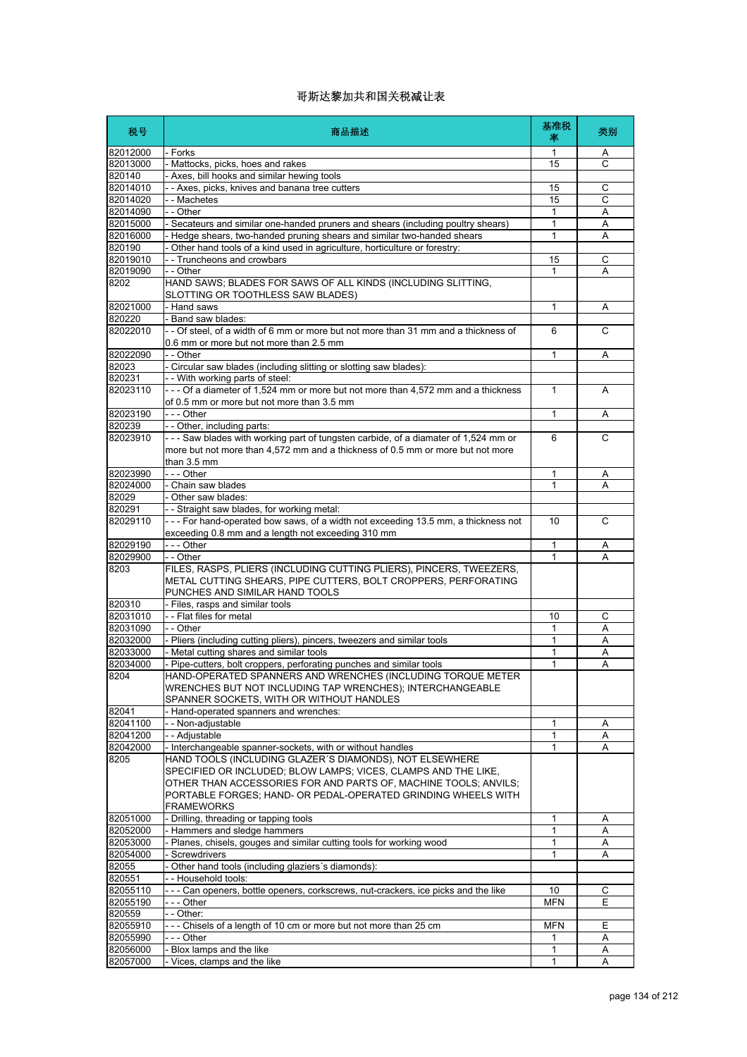# 哥斯达黎加共和国关税减让表

| 税号 | 商品描述 | 基准税率 | 类别 |
|---|---|---|---|
| 82012000 | - Forks | 1 | A |
| 82013000 | - Mattocks, picks, hoes and rakes | 15 | C |
| 820140 | - Axes, bill hooks and similar hewing tools | | |
| 82014010 | - - Axes, picks, knives and banana tree cutters | 15 | C |
| 82014020 | - - Machetes | 15 | C |
| 82014090 | - - Other | 1 | A |
| 82015000 | - Secateurs and similar one-handed pruners and shears (including poultry shears) | 1 | A |
| 82016000 | - Hedge shears, two-handed pruning shears and similar two-handed shears | 1 | A |
| 820190 | - Other hand tools of a kind used in agriculture, horticulture or forestry: | | |
| 82019010 | - - Truncheons and crowbars | 15 | C |
| 82019090 | - - Other | 1 | A |
| 8202 | HAND SAWS; BLADES FOR SAWS OF ALL KINDS (INCLUDING SLITTING, SLOTTING OR TOOTHLESS SAW BLADES) | | |
| 82021000 | - Hand saws | 1 | A |
| 820220 | - Band saw blades: | | |
| 82022010 | - - Of steel, of a width of 6 mm or more but not more than 31 mm and a thickness of 0.6 mm or more but not more than 2.5 mm | 6 | C |
| 82022090 | - - Other | 1 | A |
| 82023 | - Circular saw blades (including slitting or slotting saw blades): | | |
| 820231 | - - With working parts of steel: | | |
| 82023110 | - - - Of a diameter of 1,524 mm or more but not more than 4,572 mm and a thickness of 0.5 mm or more but not more than 3.5 mm | 1 | A |
| 82023190 | - - - Other | 1 | A |
| 820239 | - - Other, including parts: | | |
| 82023910 | - - - Saw blades with working part of tungsten carbide, of a diamater of 1,524 mm or more but not more than 4,572 mm and a thickness of 0.5 mm or more but not more than 3.5 mm | 6 | C |
| 82023990 | - - - Other | 1 | A |
| 82024000 | - Chain saw blades | 1 | A |
| 82029 | - Other saw blades: | | |
| 820291 | - - Straight saw blades, for working metal: | | |
| 82029110 | - - - For hand-operated bow saws, of a width not exceeding 13.5 mm, a thickness not exceeding 0.8 mm and a length not exceeding 310 mm | 10 | C |
| 82029190 | - - - Other | 1 | A |
| 82029900 | - - Other | 1 | A |
| 8203 | FILES, RASPS, PLIERS (INCLUDING CUTTING PLIERS), PINCERS, TWEEZERS, METAL CUTTING SHEARS, PIPE CUTTERS, BOLT CROPPERS, PERFORATING PUNCHES AND SIMILAR HAND TOOLS | | |
| 820310 | - Files, rasps and similar tools | | |
| 82031010 | - - Flat files for metal | 10 | C |
| 82031090 | - - Other | 1 | A |
| 82032000 | - Pliers (including cutting pliers), pincers, tweezers and similar tools | 1 | A |
| 82033000 | - Metal cutting shares and similar tools | 1 | A |
| 82034000 | - Pipe-cutters, bolt croppers, perforating punches and similar tools | 1 | A |
| 8204 | HAND-OPERATED SPANNERS AND WRENCHES (INCLUDING TORQUE METER WRENCHES BUT NOT INCLUDING TAP WRENCHES); INTERCHANGEABLE SPANNER SOCKETS, WITH OR WITHOUT HANDLES | | |
| 82041 | - Hand-operated spanners and wrenches: | | |
| 82041100 | - - Non-adjustable | 1 | A |
| 82041200 | - - Adjustable | 1 | A |
| 82042000 | - Interchangeable spanner-sockets, with or without handles | 1 | A |
| 8205 | HAND TOOLS (INCLUDING GLAZER´S DIAMONDS), NOT ELSEWHERE SPECIFIED OR INCLUDED; BLOW LAMPS; VICES, CLAMPS AND THE LIKE, OTHER THAN ACCESSORIES FOR AND PARTS OF, MACHINE TOOLS; ANVILS; PORTABLE FORGES; HAND- OR PEDAL-OPERATED GRINDING WHEELS WITH FRAMEWORKS | | |
| 82051000 | - Drilling, threading or tapping tools | 1 | A |
| 82052000 | - Hammers and sledge hammers | 1 | A |
| 82053000 | - Planes, chisels, gouges and similar cutting tools for working wood | 1 | A |
| 82054000 | - Screwdrivers | 1 | A |
| 82055 | - Other hand tools (including glaziers´s diamonds): | | |
| 820551 | - - Household tools: | | |
| 82055110 | - - - Can openers, bottle openers, corkscrews, nut-crackers, ice picks and the like | 10 | C |
| 82055190 | - - - Other | MFN | E |
| 820559 | - - Other: | | |
| 82055910 | - - - Chisels of a length of 10 cm or more but not more than 25 cm | MFN | E |
| 82055990 | - - - Other | 1 | A |
| 82056000 | - Blox lamps and the like | 1 | A |
| 82057000 | - Vices, clamps and the like | 1 | A |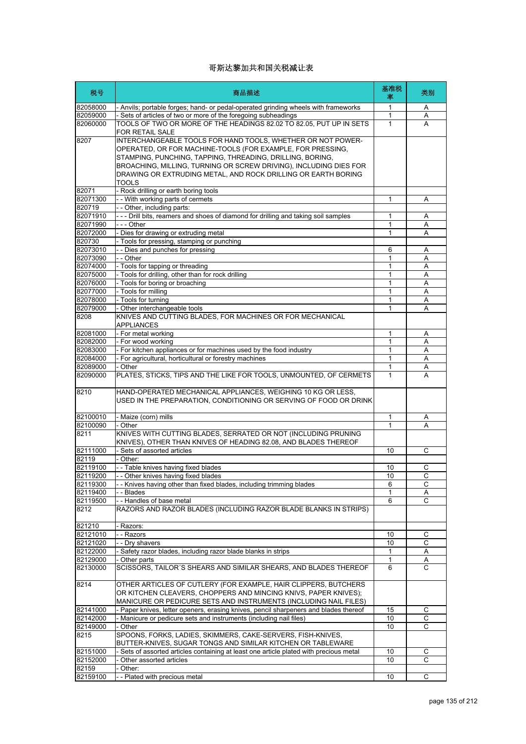# 哥斯达黎加共和国关税减让表

| 税号 | 商品描述 | 基准税率 | 类别 |
|---|---|---|---|
| 82058000 | - Anvils; portable forges; hand- or pedal-operated grinding wheels with frameworks | 1 | A |
| 82059000 | - Sets of articles of two or more of the foregoing subheadings | 1 | A |
| 82060000 | TOOLS OF TWO OR MORE OF THE HEADINGS 82.02 TO 82.05, PUT UP IN SETS FOR RETAIL SALE | 1 | A |
| 8207 | INTERCHANGEABLE TOOLS FOR HAND TOOLS, WHETHER OR NOT POWER-OPERATED, OR FOR MACHINE-TOOLS (FOR EXAMPLE, FOR PRESSING, STAMPING, PUNCHING, TAPPING, THREADING, DRILLING, BORING, BROACHING, MILLING, TURNING OR SCREW DRIVING), INCLUDING DIES FOR DRAWING OR EXTRUDING METAL, AND ROCK DRILLING OR EARTH BORING TOOLS | | |
| 82071 | - Rock drilling or earth boring tools | | |
| 82071300 | - - With working parts of cermets | 1 | A |
| 820719 | - - Other, including parts: | | |
| 82071910 | - - - Drill bits, reamers and shoes of diamond for drilling and taking soil samples | 1 | A |
| 82071990 | - - - Other | 1 | A |
| 82072000 | - Dies for drawing or extruding metal | 1 | A |
| 820730 | - Tools for pressing, stamping or punching | | |
| 82073010 | - - Dies and punches for pressing | 6 | A |
| 82073090 | - - Other | 1 | A |
| 82074000 | - Tools for tapping or threading | 1 | A |
| 82075000 | - Tools for drilling, other than for rock drilling | 1 | A |
| 82076000 | - Tools for boring or broaching | 1 | A |
| 82077000 | - Tools for milling | 1 | A |
| 82078000 | - Tools for turning | 1 | A |
| 82079000 | - Other interchangeable tools | 1 | A |
| 8208 | KNIVES AND CUTTING BLADES, FOR MACHINES OR FOR MECHANICAL APPLIANCES | | |
| 82081000 | - For metal working | 1 | A |
| 82082000 | - For wood working | 1 | A |
| 82083000 | - For kitchen appliances or for machines used by the food industry | 1 | A |
| 82084000 | - For agricultural, horticultural or forestry machines | 1 | A |
| 82089000 | - Other | 1 | A |
| 82090000 | PLATES, STICKS, TIPS AND THE LIKE FOR TOOLS, UNMOUNTED, OF CERMETS | 1 | A |
| 8210 | HAND-OPERATED MECHANICAL APPLIANCES, WEIGHING 10 KG OR LESS, USED IN THE PREPARATION, CONDITIONING OR SERVING OF FOOD OR DRINK | | |
| 82100010 | - Maize (corn) mills | 1 | A |
| 82100090 | - Other | 1 | A |
| 8211 | KNIVES WITH CUTTING BLADES, SERRATED OR NOT (INCLUDING PRUNING KNIVES), OTHER THAN KNIVES OF HEADING 82.08, AND BLADES THEREOF | | |
| 82111000 | - Sets of assorted articles | 10 | C |
| 82119 | - Other: | | |
| 82119100 | - - Table knives having fixed blades | 10 | C |
| 82119200 | - - Other knives having fixed blades | 10 | C |
| 82119300 | - - Knives having other than fixed blades, including trimming blades | 6 | C |
| 82119400 | - - Blades | 1 | A |
| 82119500 | - - Handles of base metal | 6 | C |
| 8212 | RAZORS AND RAZOR BLADES (INCLUDING RAZOR BLADE BLANKS IN STRIPS) | | |
| 821210 | - Razors: | | |
| 82121010 | - - Razors | 10 | C |
| 82121020 | - - Dry shavers | 10 | C |
| 82122000 | - Safety razor blades, including razor blade blanks in strips | 1 | A |
| 82129000 | - Other parts | 1 | A |
| 82130000 | SCISSORS, TAILOR´S SHEARS AND SIMILAR SHEARS, AND BLADES THEREOF | 6 | C |
| 8214 | OTHER ARTICLES OF CUTLERY (FOR EXAMPLE, HAIR CLIPPERS, BUTCHERS OR KITCHEN CLEAVERS, CHOPPERS AND MINCING KNIVS, PAPER KNIVES); MANICURE OR PEDICURE SETS AND INSTRUMENTS (INCLUDING NAIL FILES) | | |
| 82141000 | - Paper knives, letter openers, erasing knives, pencil sharpeners and blades thereof | 15 | C |
| 82142000 | - Manicure or pedicure sets and instruments (including nail files) | 10 | C |
| 82149000 | - Other | 10 | C |
| 8215 | SPOONS, FORKS, LADIES, SKIMMERS, CAKE-SERVERS, FISH-KNIVES, BUTTER-KNIVES, SUGAR TONGS AND SIMILAR KITCHEN OR TABLEWARE | | |
| 82151000 | - Sets of assorted articles containing at least one article plated with precious metal | 10 | C |
| 82152000 | - Other assorted articles | 10 | C |
| 82159 | - Other: | | |
| 82159100 | - - Plated with precious metal | 10 | C |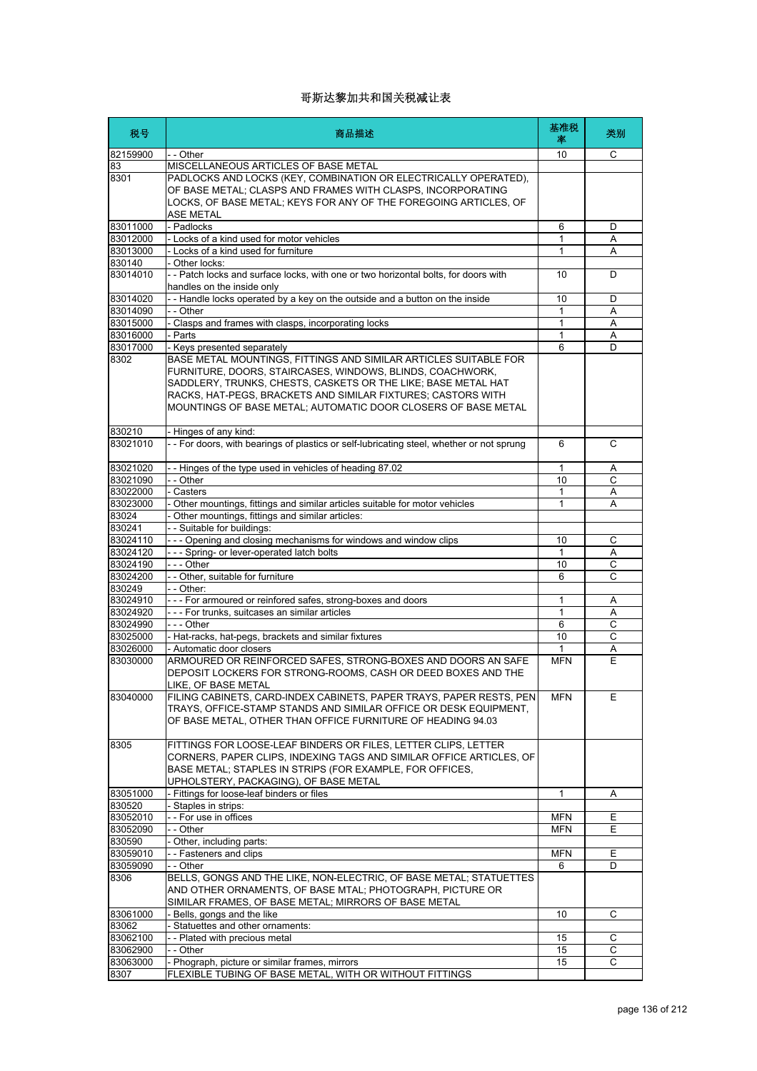# 哥斯达黎加共和国关税减让表

| 税号 | 商品描述 | 基准税率 | 类别 |
| --- | --- | --- | --- |
| 82159900 | - - Other | 10 | C |
| 83 | MISCELLANEOUS ARTICLES OF BASE METAL | | |
| 8301 | PADLOCKS AND LOCKS (KEY, COMBINATION OR ELECTRICALLY OPERATED), OF BASE METAL; CLASPS AND FRAMES WITH CLASPS, INCORPORATING LOCKS, OF BASE METAL; KEYS FOR ANY OF THE FOREGOING ARTICLES, OF ASE METAL | | |
| 83011000 | - Padlocks | 6 | D |
| 83012000 | - Locks of a kind used for motor vehicles | 1 | A |
| 83013000 | - Locks of a kind used for furniture | 1 | A |
| 830140 | - Other locks: | | |
| 83014010 | - - Patch locks and surface locks, with one or two horizontal bolts, for doors with handles on the inside only | 10 | D |
| 83014020 | - - Handle locks operated by a key on the outside and a button on the inside | 10 | D |
| 83014090 | - - Other | 1 | A |
| 83015000 | - Clasps and frames with clasps, incorporating locks | 1 | A |
| 83016000 | - Parts | 1 | A |
| 83017000 | - Keys presented separately | 6 | D |
| 8302 | BASE METAL MOUNTINGS, FITTINGS AND SIMILAR ARTICLES SUITABLE FOR FURNITURE, DOORS, STAIRCASES, WINDOWS, BLINDS, COACHWORK, SADDLERY, TRUNKS, CHESTS, CASKETS OR THE LIKE; BASE METAL HAT RACKS, HAT-PEGS, BRACKETS AND SIMILAR FIXTURES; CASTORS WITH MOUNTINGS OF BASE METAL; AUTOMATIC DOOR CLOSERS OF BASE METAL | | |
| 830210 | - Hinges of any kind: | | |
| 83021010 | - - For doors, with bearings of plastics or self-lubricating steel, whether or not sprung | 6 | C |
| 83021020 | - - Hinges of the type used in vehicles of heading 87.02 | 1 | A |
| 83021090 | - - Other | 10 | C |
| 83022000 | - Casters | 1 | A |
| 83023000 | - Other mountings, fittings and similar articles suitable for motor vehicles | 1 | A |
| 83024 | - Other mountings, fittings and similar articles: | | |
| 830241 | - - Suitable for buildings: | | |
| 83024110 | - - - Opening and closing mechanisms for windows and window clips | 10 | C |
| 83024120 | - - - Spring- or lever-operated latch bolts | 1 | A |
| 83024190 | - - - Other | 10 | C |
| 83024200 | - - Other, suitable for furniture | 6 | C |
| 830249 | - - Other: | | |
| 83024910 | - - - For armoured or reinforced safes, strong-boxes and doors | 1 | A |
| 83024920 | - - - For trunks, suitcases an similar articles | 1 | A |
| 83024990 | - - - Other | 6 | C |
| 83025000 | - Hat-racks, hat-pegs, brackets and similar fixtures | 10 | C |
| 83026000 | - Automatic door closers | 1 | A |
| 83030000 | ARMOURED OR REINFORCED SAFES, STRONG-BOXES AND DOORS AN SAFE DEPOSIT LOCKERS FOR STRONG-ROOMS, CASH OR DEED BOXES AND THE LIKE, OF BASE METAL | MFN | E |
| 83040000 | FILING CABINETS, CARD-INDEX CABINETS, PAPER TRAYS, PAPER RESTS, PEN TRAYS, OFFICE-STAMP STANDS AND SIMILAR OFFICE OR DESK EQUIPMENT, OF BASE METAL, OTHER THAN OFFICE FURNITURE OF HEADING 94.03 | MFN | E |
| 8305 | FITTINGS FOR LOOSE-LEAF BINDERS OR FILES, LETTER CLIPS, LETTER CORNERS, PAPER CLIPS, INDEXING TAGS AND SIMILAR OFFICE ARTICLES, OF BASE METAL; STAPLES IN STRIPS (FOR EXAMPLE, FOR OFFICES, UPHOLSTERY, PACKAGING), OF BASE METAL | | |
| 83051000 | - Fittings for loose-leaf binders or files | 1 | A |
| 830520 | - Staples in strips: | | |
| 83052010 | - - For use in offices | MFN | E |
| 83052090 | - - Other | MFN | E |
| 830590 | - Other, including parts: | | |
| 83059010 | - - Fasteners and clips | MFN | E |
| 83059090 | - - Other | 6 | D |
| 8306 | BELLS, GONGS AND THE LIKE, NON-ELECTRIC, OF BASE METAL; STATUETTES AND OTHER ORNAMENTS, OF BASE MTAL; PHOTOGRAPH, PICTURE OR SIMILAR FRAMES, OF BASE METAL; MIRRORS OF BASE METAL | | |
| 83061000 | - Bells, gongs and the like | 10 | C |
| 83062 | - Statuettes and other ornaments: | | |
| 83062100 | - - Plated with precious metal | 15 | C |
| 83062900 | - - Other | 15 | C |
| 83063000 | - Phograph, picture or similar frames, mirrors | 15 | C |
| 8307 | FLEXIBLE TUBING OF BASE METAL, WITH OR WITHOUT FITTINGS | | |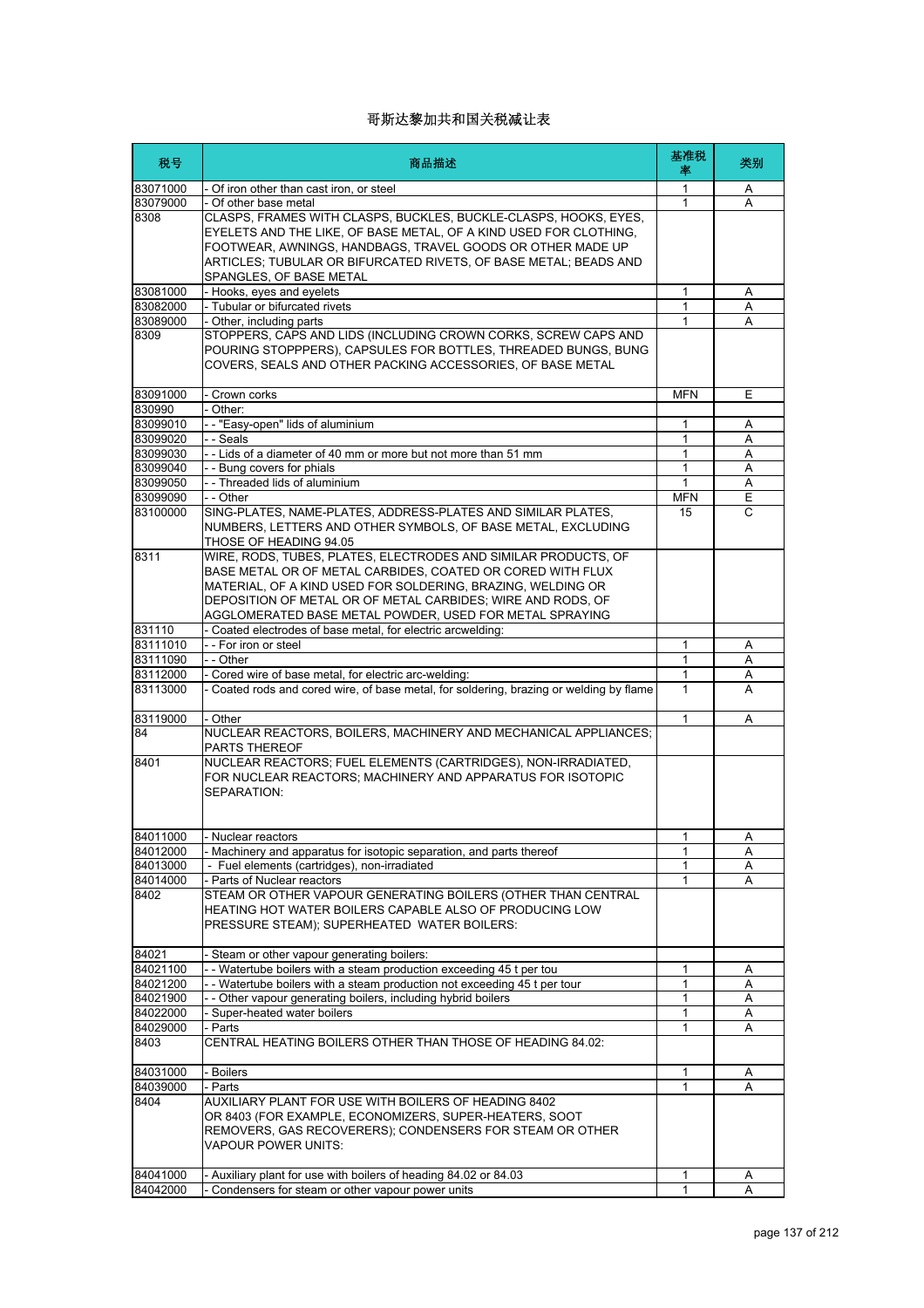# 哥斯达黎加共和国关税减让表

| 税号 | 商品描述 | 基准税率 | 类别 |
|---|---|---|---|
| 83071000 | - Of iron other than cast iron, or steel | 1 | A |
| 83079000 | - Of other base metal | 1 | A |
| 8308 | CLASPS, FRAMES WITH CLASPS, BUCKLES, BUCKLE-CLASPS, HOOKS, EYES, EYELETS AND THE LIKE, OF BASE METAL, OF A KIND USED FOR CLOTHING, FOOTWEAR, AWNINGS, HANDBAGS, TRAVEL GOODS OR OTHER MADE UP ARTICLES; TUBULAR OR BIFURCATED RIVETS, OF BASE METAL; BEADS AND SPANGLES, OF BASE METAL | | |
| 83081000 | - Hooks, eyes and eyelets | 1 | A |
| 83082000 | - Tubular or bifurcated rivets | 1 | A |
| 83089000 | - Other, including parts | 1 | A |
| 8309 | STOPPERS, CAPS AND LIDS (INCLUDING CROWN CORKS, SCREW CAPS AND POURING STOPPPERS), CAPSULES FOR BOTTLES, THREADED BUNGS, BUNG COVERS, SEALS AND OTHER PACKING ACCESSORIES, OF BASE METAL | | |
| 83091000 | - Crown corks | MFN | E |
| 830990 | - Other: | | |
| 83099010 | - - "Easy-open" lids of aluminium | 1 | A |
| 83099020 | - - Seals | 1 | A |
| 83099030 | - - Lids of a diameter of 40 mm or more but not more than 51 mm | 1 | A |
| 83099040 | - - Bung covers for phials | 1 | A |
| 83099050 | - - Threaded lids of aluminium | 1 | A |
| 83099090 | - - Other | MFN | E |
| 83100000 | SING-PLATES, NAME-PLATES, ADDRESS-PLATES AND SIMILAR PLATES, NUMBERS, LETTERS AND OTHER SYMBOLS, OF BASE METAL, EXCLUDING THOSE OF HEADING 94.05 | 15 | C |
| 8311 | WIRE, RODS, TUBES, PLATES, ELECTRODES AND SIMILAR PRODUCTS, OF BASE METAL OR OF METAL CARBIDES, COATED OR CORED WITH FLUX MATERIAL, OF A KIND USED FOR SOLDERING, BRAZING, WELDING OR DEPOSITION OF METAL OR OF METAL CARBIDES; WIRE AND RODS, OF AGGLOMERATED BASE METAL POWDER, USED FOR METAL SPRAYING | | |
| 831110 | - Coated electrodes of base metal, for electric arcwelding: | | |
| 83111010 | - - For iron or steel | 1 | A |
| 83111090 | - - Other | 1 | A |
| 83112000 | - Cored wire of base metal, for electric arc-welding: | 1 | A |
| 83113000 | - Coated rods and cored wire, of base metal, for soldering, brazing or welding by flame | 1 | A |
| 83119000 | - Other | 1 | A |
| 84 | NUCLEAR REACTORS, BOILERS, MACHINERY AND MECHANICAL APPLIANCES; PARTS THEREOF | | |
| 8401 | NUCLEAR REACTORS; FUEL ELEMENTS (CARTRIDGES), NON-IRRADIATED, FOR NUCLEAR REACTORS; MACHINERY AND APPARATUS FOR ISOTOPIC SEPARATION: | | |
| 84011000 | - Nuclear reactors | 1 | A |
| 84012000 | - Machinery and apparatus for isotopic separation, and parts thereof | 1 | A |
| 84013000 | - Fuel elements (cartridges), non-irradiated | 1 | A |
| 84014000 | - Parts of Nuclear reactors | 1 | A |
| 8402 | STEAM OR OTHER VAPOUR GENERATING BOILERS (OTHER THAN CENTRAL HEATING HOT WATER BOILERS CAPABLE ALSO OF PRODUCING LOW PRESSURE STEAM); SUPERHEATED WATER BOILERS: | | |
| 84021 | - Steam or other vapour generating boilers: | | |
| 84021100 | - - Watertube boilers with a steam production exceeding 45 t per tou | 1 | A |
| 84021200 | - - Watertube boilers with a steam production not exceeding 45 t per tour | 1 | A |
| 84021900 | - - Other vapour generating boilers, including hybrid boilers | 1 | A |
| 84022000 | - Super-heated water boilers | 1 | A |
| 84029000 | - Parts | 1 | A |
| 8403 | CENTRAL HEATING BOILERS OTHER THAN THOSE OF HEADING 84.02: | | |
| 84031000 | - Boilers | 1 | A |
| 84039000 | - Parts | 1 | A |
| 8404 | AUXILIARY PLANT FOR USE WITH BOILERS OF HEADING 8402 OR 8403 (FOR EXAMPLE, ECONOMIZERS, SUPER-HEATERS, SOOT REMOVERS, GAS RECOVERERS); CONDENSERS FOR STEAM OR OTHER VAPOUR POWER UNITS: | | |
| 84041000 | - Auxiliary plant for use with boilers of heading 84.02 or 84.03 | 1 | A |
| 84042000 | - Condensers for steam or other vapour power units | 1 | A |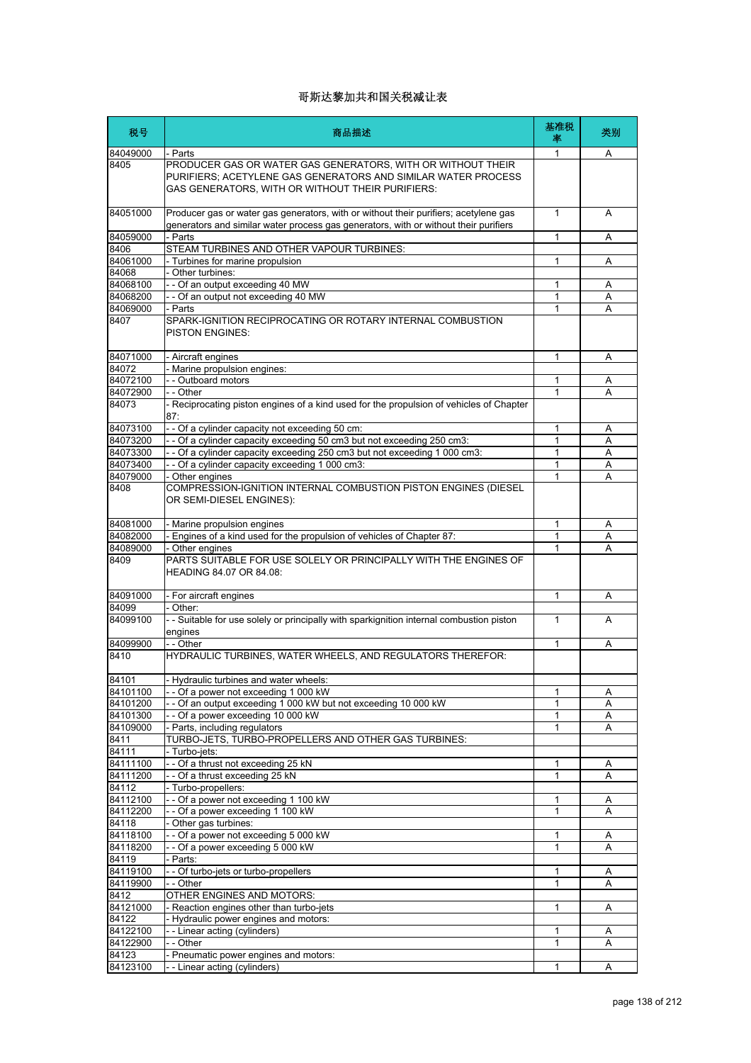# 哥斯达黎加共和国关税减让表

| 税号 | 商品描述 | 基准税率 | 类别 |
|---|---|---|---|
| 84049000 | - Parts | 1 | A |
| 8405 | PRODUCER GAS OR WATER GAS GENERATORS, WITH OR WITHOUT THEIR PURIFIERS; ACETYLENE GAS GENERATORS AND SIMILAR WATER PROCESS GAS GENERATORS, WITH OR WITHOUT THEIR PURIFIERS: | | |
| 84051000 | Producer gas or water gas generators, with or without their purifiers; acetylene gas generators and similar water process gas generators, with or without their purifiers | 1 | A |
| 84059000 | - Parts | 1 | A |
| 8406 | STEAM TURBINES AND OTHER VAPOUR TURBINES: | | |
| 84061000 | - Turbines for marine propulsion | 1 | A |
| 84068 | - Other turbines: | | |
| 84068100 | - - Of an output exceeding 40 MW | 1 | A |
| 84068200 | - - Of an output not exceeding 40 MW | 1 | A |
| 84069000 | - Parts | 1 | A |
| 8407 | SPARK-IGNITION RECIPROCATING OR ROTARY INTERNAL COMBUSTION PISTON ENGINES: | | |
| 84071000 | - Aircraft engines | 1 | A |
| 84072 | - Marine propulsion engines: | | |
| 84072100 | - - Outboard motors | 1 | A |
| 84072900 | - - Other | 1 | A |
| 84073 | - Reciprocating piston engines of a kind used for the propulsion of vehicles of Chapter 87: | | |
| 84073100 | - - Of a cylinder capacity not exceeding 50 cm: | 1 | A |
| 84073200 | - - Of a cylinder capacity exceeding 50 cm3 but not exceeding 250 cm3: | 1 | A |
| 84073300 | - - Of a cylinder capacity exceeding 250 cm3 but not exceeding 1 000 cm3: | 1 | A |
| 84073400 | - - Of a cylinder capacity exceeding 1 000 cm3: | 1 | A |
| 84079000 | - Other engines | 1 | A |
| 8408 | COMPRESSION-IGNITION INTERNAL COMBUSTION PISTON ENGINES (DIESEL OR SEMI-DIESEL ENGINES): | | |
| 84081000 | - Marine propulsion engines | 1 | A |
| 84082000 | - Engines of a kind used for the propulsion of vehicles of Chapter 87: | 1 | A |
| 84089000 | - Other engines | 1 | A |
| 8409 | PARTS SUITABLE FOR USE SOLELY OR PRINCIPALLY WITH THE ENGINES OF HEADING 84.07 OR 84.08: | | |
| 84091000 | - For aircraft engines | 1 | A |
| 84099 | - Other: | | |
| 84099100 | - - Suitable for use solely or principally with sparkignition internal combustion piston engines | 1 | A |
| 84099900 | - - Other | 1 | A |
| 8410 | HYDRAULIC TURBINES, WATER WHEELS, AND REGULATORS THEREFOR: | | |
| 84101 | - Hydraulic turbines and water wheels: | | |
| 84101100 | - - Of a power not exceeding 1 000 kW | 1 | A |
| 84101200 | - - Of an output exceeding 1 000 kW but not exceeding 10 000 kW | 1 | A |
| 84101300 | - - Of a power exceeding 10 000 kW | 1 | A |
| 84109000 | - Parts, including regulators | 1 | A |
| 8411 | TURBO-JETS, TURBO-PROPELLERS AND OTHER GAS TURBINES: | | |
| 84111 | - Turbo-jets: | | |
| 84111100 | - - Of a thrust not exceeding 25 kN | 1 | A |
| 84111200 | - - Of a thrust exceeding 25 kN | 1 | A |
| 84112 | - Turbo-propellers: | | |
| 84112100 | - - Of a power not exceeding 1 100 kW | 1 | A |
| 84112200 | - - Of a power exceeding 1 100 kW | 1 | A |
| 84118 | - Other gas turbines: | | |
| 84118100 | - - Of a power not exceeding 5 000 kW | 1 | A |
| 84118200 | - - Of a power exceeding 5 000 kW | 1 | A |
| 84119 | - Parts: | | |
| 84119100 | - - Of turbo-jets or turbo-propellers | 1 | A |
| 84119900 | - - Other | 1 | A |
| 8412 | OTHER ENGINES AND MOTORS: | | |
| 84121000 | - Reaction engines other than turbo-jets | 1 | A |
| 84122 | - Hydraulic power engines and motors: | | |
| 84122100 | - - Linear acting (cylinders) | 1 | A |
| 84122900 | - - Other | 1 | A |
| 84123 | - Pneumatic power engines and motors: | | |
| 84123100 | - - Linear acting (cylinders) | 1 | A |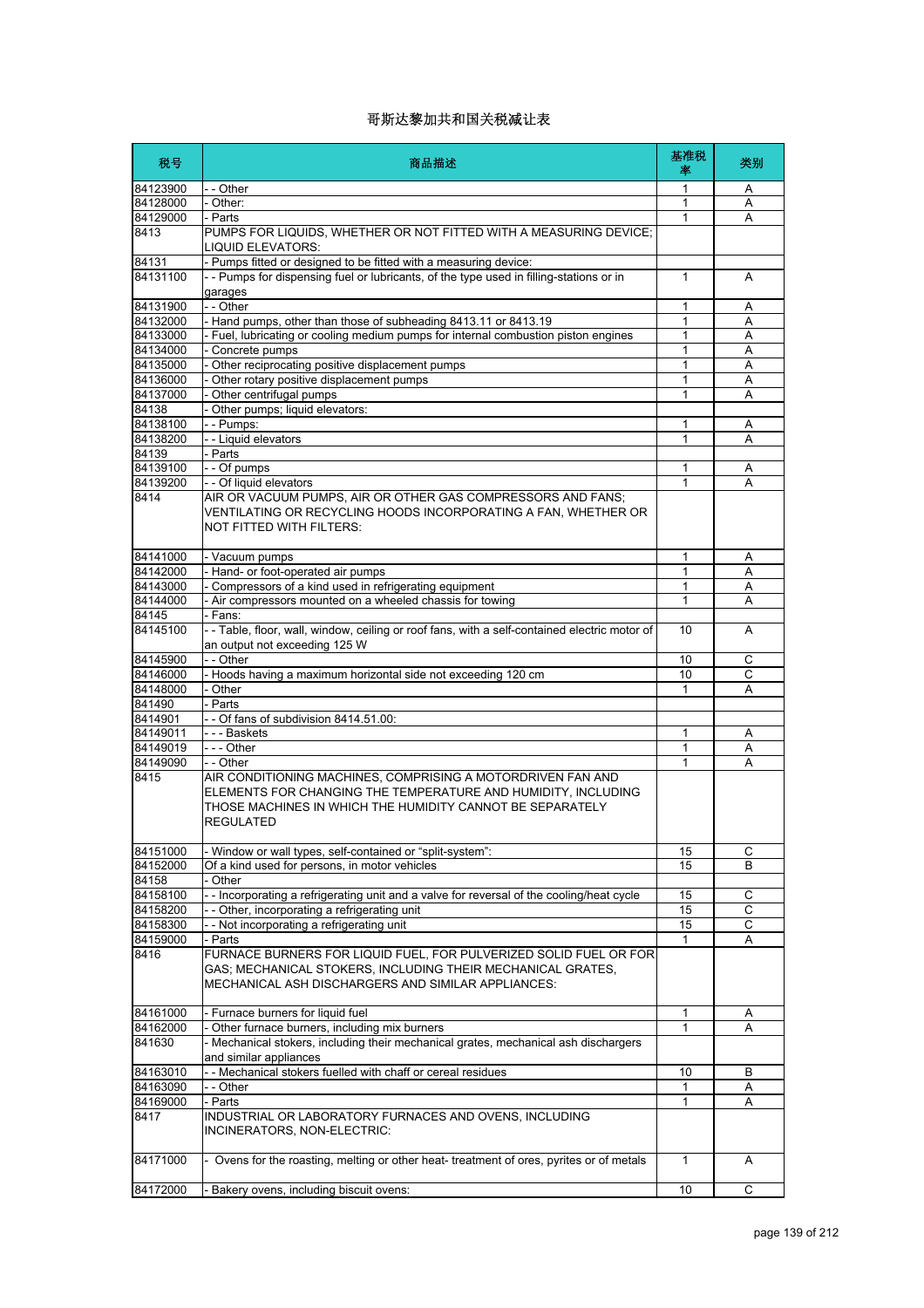# 哥斯达黎加共和国关税减让表

| 税号 | 商品描述 | 基准税率 | 类别 |
| --- | --- | --- | --- |
| 84123900 | - - Other | 1 | A |
| 84128000 | - Other: | 1 | A |
| 84129000 | - Parts | 1 | A |
| 8413 | PUMPS FOR LIQUIDS, WHETHER OR NOT FITTED WITH A MEASURING DEVICE; LIQUID ELEVATORS: | | |
| 84131 | - Pumps fitted or designed to be fitted with a measuring device: | | |
| 84131100 | - - Pumps for dispensing fuel or lubricants, of the type used in filling-stations or in garages | 1 | A |
| 84131900 | - - Other | 1 | A |
| 84132000 | - Hand pumps, other than those of subheading 8413.11 or 8413.19 | 1 | A |
| 84133000 | - Fuel, lubricating or cooling medium pumps for internal combustion piston engines | 1 | A |
| 84134000 | - Concrete pumps | 1 | A |
| 84135000 | - Other reciprocating positive displacement pumps | 1 | A |
| 84136000 | - Other rotary positive displacement pumps | 1 | A |
| 84137000 | - Other centrifugal pumps | 1 | A |
| 84138 | - Other pumps; liquid elevators: | | |
| 84138100 | - - Pumps: | 1 | A |
| 84138200 | - - Liquid elevators | 1 | A |
| 84139 | - Parts | | |
| 84139100 | - - Of pumps | 1 | A |
| 84139200 | - - Of liquid elevators | 1 | A |
| 8414 | AIR OR VACUUM PUMPS, AIR OR OTHER GAS COMPRESSORS AND FANS; VENTILATING OR RECYCLING HOODS INCORPORATING A FAN, WHETHER OR NOT FITTED WITH FILTERS: | | |
| 84141000 | - Vacuum pumps | 1 | A |
| 84142000 | - Hand- or foot-operated air pumps | 1 | A |
| 84143000 | - Compressors of a kind used in refrigerating equipment | 1 | A |
| 84144000 | - Air compressors mounted on a wheeled chassis for towing | 1 | A |
| 84145 | - Fans: | | |
| 84145100 | - - Table, floor, wall, window, ceiling or roof fans, with a self-contained electric motor of an output not exceeding 125 W | 10 | A |
| 84145900 | - - Other | 10 | C |
| 84146000 | - Hoods having a maximum horizontal side not exceeding 120 cm | 10 | C |
| 84148000 | - Other | 1 | A |
| 841490 | - Parts | | |
| 8414901 | - - Of fans of subdivision 8414.51.00: | | |
| 84149011 | - - - Baskets | 1 | A |
| 84149019 | - - - Other | 1 | A |
| 84149090 | - - Other | 1 | A |
| 8415 | AIR CONDITIONING MACHINES, COMPRISING A MOTORDRIVEN FAN AND ELEMENTS FOR CHANGING THE TEMPERATURE AND HUMIDITY, INCLUDING THOSE MACHINES IN WHICH THE HUMIDITY CANNOT BE SEPARATELY REGULATED | | |
| 84151000 | - Window or wall types, self-contained or "split-system": | 15 | C |
| 84152000 | Of a kind used for persons, in motor vehicles | 15 | B |
| 84158 | - Other | | |
| 84158100 | - - Incorporating a refrigerating unit and a valve for reversal of the cooling/heat cycle | 15 | C |
| 84158200 | - - Other, incorporating a refrigerating unit | 15 | C |
| 84158300 | - - Not incorporating a refrigerating unit | 15 | C |
| 84159000 | - Parts | 1 | A |
| 8416 | FURNACE BURNERS FOR LIQUID FUEL, FOR PULVERIZED SOLID FUEL OR FOR GAS; MECHANICAL STOKERS, INCLUDING THEIR MECHANICAL GRATES, MECHANICAL ASH DISCHARGERS AND SIMILAR APPLIANCES: | | |
| 84161000 | - Furnace burners for liquid fuel | 1 | A |
| 84162000 | - Other furnace burners, including mix burners | 1 | A |
| 841630 | - Mechanical stokers, including their mechanical grates, mechanical ash dischargers and similar appliances | | |
| 84163010 | - - Mechanical stokers fuelled with chaff or cereal residues | 10 | B |
| 84163090 | - - Other | 1 | A |
| 84169000 | - Parts | 1 | A |
| 8417 | INDUSTRIAL OR LABORATORY FURNACES AND OVENS, INCLUDING INCINERATORS, NON-ELECTRIC: | | |
| 84171000 | - Ovens for the roasting, melting or other heat- treatment of ores, pyrites or of metals | 1 | A |
| 84172000 | - Bakery ovens, including biscuit ovens: | 10 | C |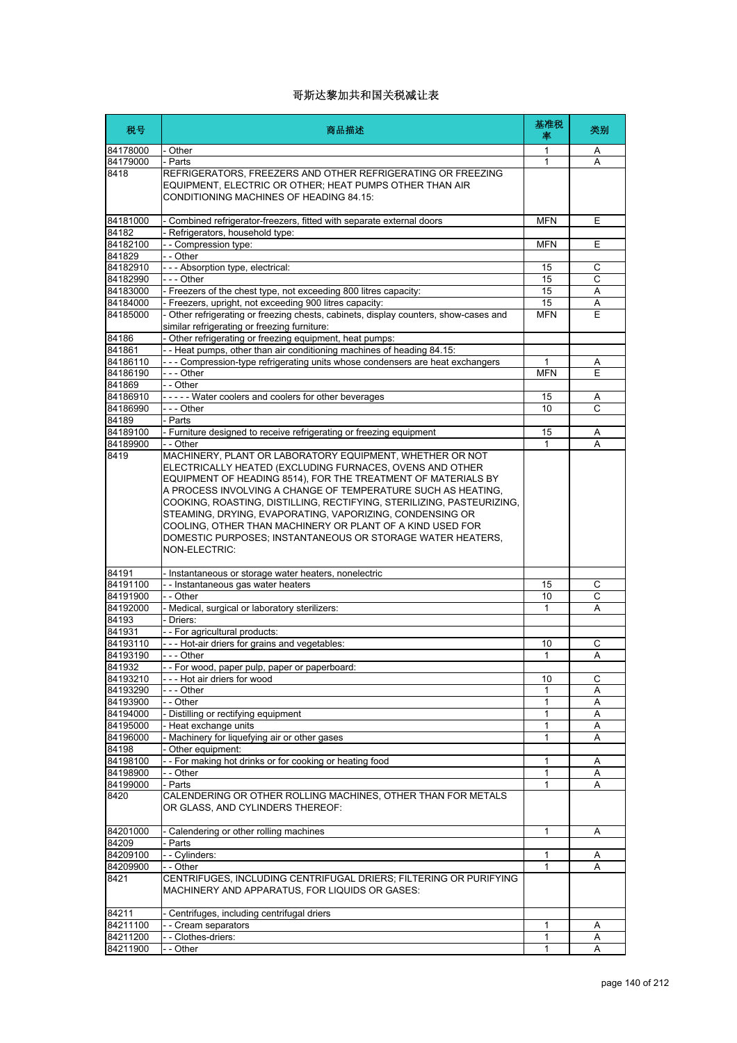# 哥斯达黎加共和国关税减让表

| 税号 | 商品描述 | 基准税率 | 类别 |
|---|---|---|---|
| 84178000 | - Other | 1 | A |
| 84179000 | - Parts | 1 | A |
| 8418 | REFRIGERATORS, FREEZERS AND OTHER REFRIGERATING OR FREEZING EQUIPMENT, ELECTRIC OR OTHER; HEAT PUMPS OTHER THAN AIR CONDITIONING MACHINES OF HEADING 84.15: | | |
| 84181000 | - Combined refrigerator-freezers, fitted with separate external doors | MFN | E |
| 84182 | - Refrigerators, household type: | | |
| 84182100 | - - Compression type: | MFN | E |
| 841829 | - - Other | | |
| 84182910 | - - - Absorption type, electrical: | 15 | C |
| 84182990 | - - - Other | 15 | C |
| 84183000 | - Freezers of the chest type, not exceeding 800 litres capacity: | 15 | A |
| 84184000 | - Freezers, upright, not exceeding 900 litres capacity: | 15 | A |
| 84185000 | - Other refrigerating or freezing chests, cabinets, display counters, show-cases and similar refrigerating or freezing furniture: | MFN | E |
| 84186 | - Other refrigerating or freezing equipment, heat pumps: | | |
| 841861 | - - Heat pumps, other than air conditioning machines of heading 84.15: | | |
| 84186110 | - - - Compression-type refrigerating units whose condensers are heat exchangers | 1 | A |
| 84186190 | - - - Other | MFN | E |
| 841869 | - - Other | | |
| 84186910 | - - - - - Water coolers and coolers for other beverages | 15 | A |
| 84186990 | - - - Other | 10 | C |
| 84189 | - Parts | | |
| 84189100 | - Furniture designed to receive refrigerating or freezing equipment | 15 | A |
| 84189900 | - - Other | 1 | A |
| 8419 | MACHINERY, PLANT OR LABORATORY EQUIPMENT, WHETHER OR NOT ELECTRICALLY HEATED (EXCLUDING FURNACES, OVENS AND OTHER EQUIPMENT OF HEADING 8514), FOR THE TREATMENT OF MATERIALS BY A PROCESS INVOLVING A CHANGE OF TEMPERATURE SUCH AS HEATING, COOKING, ROASTING, DISTILLING, RECTIFYING, STERILIZING, PASTEURIZING, STEAMING, DRYING, EVAPORATING, VAPORIZING, CONDENSING OR COOLING, OTHER THAN MACHINERY OR PLANT OF A KIND USED FOR DOMESTIC PURPOSES; INSTANTANEOUS OR STORAGE WATER HEATERS, NON-ELECTRIC: | | |
| 84191 | - Instantaneous or storage water heaters, nonelectric | | |
| 84191100 | - - Instantaneous gas water heaters | 15 | C |
| 84191900 | - - Other | 10 | C |
| 84192000 | - Medical, surgical or laboratory sterilizers: | 1 | A |
| 84193 | - Driers: | | |
| 841931 | - - For agricultural products: | | |
| 84193110 | - - - Hot-air driers for grains and vegetables: | 10 | C |
| 84193190 | - - - Other | 1 | A |
| 841932 | - - For wood, paper pulp, paper or paperboard: | | |
| 84193210 | - - - Hot air driers for wood | 10 | C |
| 84193290 | - - - Other | 1 | A |
| 84193900 | - - Other | 1 | A |
| 84194000 | - Distilling or rectifying equipment | 1 | A |
| 84195000 | - Heat exchange units | 1 | A |
| 84196000 | - Machinery for liquefying air or other gases | 1 | A |
| 84198 | - Other equipment: | | |
| 84198100 | - - For making hot drinks or for cooking or heating food | 1 | A |
| 84198900 | - - Other | 1 | A |
| 84199000 | - Parts | 1 | A |
| 8420 | CALENDERING OR OTHER ROLLING MACHINES, OTHER THAN FOR METALS OR GLASS, AND CYLINDERS THEREOF: | | |
| 84201000 | - Calendering or other rolling machines | 1 | A |
| 84209 | - Parts | | |
| 84209100 | - - Cylinders: | 1 | A |
| 84209900 | - - Other | 1 | A |
| 8421 | CENTRIFUGES, INCLUDING CENTRIFUGAL DRIERS; FILTERING OR PURIFYING MACHINERY AND APPARATUS, FOR LIQUIDS OR GASES: | | |
| 84211 | - Centrifuges, including centrifugal driers | | |
| 84211100 | - - Cream separators | 1 | A |
| 84211200 | - - Clothes-driers: | 1 | A |
| 84211900 | - - Other | 1 | A |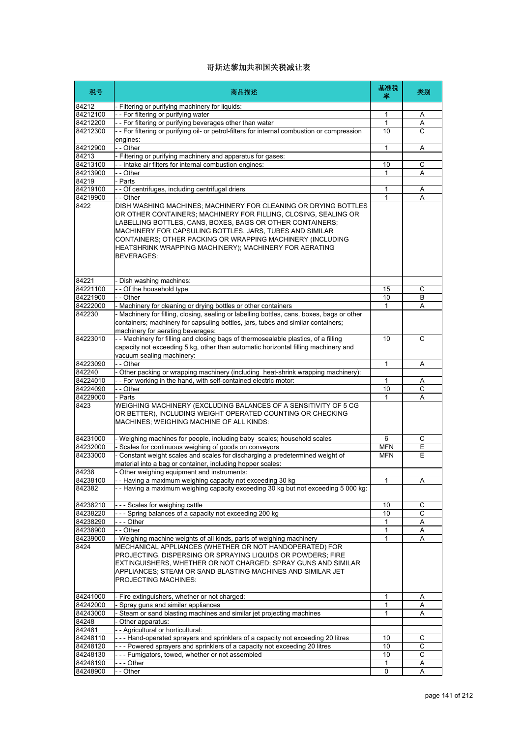# 哥斯达黎加共和国关税减让表

| 税号 | 商品描述 | 基准税率 | 类别 |
|---|---|---|---|
| 84212 | - Filtering or purifying machinery for liquids: | | |
| 84212100 | - - For filtering or purifying water | 1 | A |
| 84212200 | - - For filtering or purifying beverages other than water | 1 | A |
| 84212300 | - - For filtering or purifying oil- or petrol-filters for internal combustion or compression engines: | 10 | C |
| 84212900 | - - Other | 1 | A |
| 84213 | - Filtering or purifying machinery and apparatus for gases: | | |
| 84213100 | - - Intake air filters for internal combustion engines: | 10 | C |
| 84213900 | - - Other | 1 | A |
| 84219 | - Parts | | |
| 84219100 | - - Of centrifuges, including centrifugal driers | 1 | A |
| 84219900 | - - Other | 1 | A |
| 8422 | DISH WASHING MACHINES; MACHINERY FOR CLEANING OR DRYING BOTTLES OR OTHER CONTAINERS; MACHINERY FOR FILLING, CLOSING, SEALING OR LABELLING BOTTLES, CANS, BOXES, BAGS OR OTHER CONTAINERS; MACHINERY FOR CAPSULING BOTTLES, JARS, TUBES AND SIMILAR CONTAINERS; OTHER PACKING OR WRAPPING MACHINERY (INCLUDING HEATSHRINK WRAPPING MACHINERY); MACHINERY FOR AERATING BEVERAGES: | | |
| 84221 | - Dish washing machines: | | |
| 84221100 | - - Of the household type | 15 | C |
| 84221900 | - - Other | 10 | B |
| 84222000 | - Machinery for cleaning or drying bottles or other containers | 1 | A |
| 842230 | - Machinery for filling, closing, sealing or labelling bottles, cans, boxes, bags or other containers; machinery for capsuling bottles, jars, tubes and similar containers; machinery for aerating beverages: | | |
| 84223010 | - - Machinery for filling and closing bags of thermosealable plastics, of a filling capacity not exceeding 5 kg, other than automatic horizontal filling machinery and vacuum sealing machinery: | 10 | C |
| 84223090 | - - Other | 1 | A |
| 842240 | - Other packing or wrapping machinery (including heat-shrink wrapping machinery): | | |
| 84224010 | - - For working in the hand, with self-contained electric motor: | 1 | A |
| 84224090 | - - Other | 10 | C |
| 84229000 | - Parts | 1 | A |
| 8423 | WEIGHING MACHINERY (EXCLUDING BALANCES OF A SENSITIVITY OF 5 CG OR BETTER), INCLUDING WEIGHT OPERATED COUNTING OR CHECKING MACHINES; WEIGHING MACHINE OF ALL KINDS: | | |
| 84231000 | - Weighing machines for people, including baby scales; household scales | 6 | C |
| 84232000 | - Scales for continuous weighing of goods on conveyors | MFN | E |
| 84233000 | - Constant weight scales and scales for discharging a predetermined weight of material into a bag or container, including hopper scales: | MFN | E |
| 84238 | - Other weighing equipment and instruments: | | |
| 84238100 | - - Having a maximum weighing capacity not exceeding 30 kg | 1 | A |
| 842382 | - - Having a maximum weighing capacity exceeding 30 kg but not exceeding 5 000 kg: | | |
| 84238210 | - - - Scales for weighing cattle | 10 | C |
| 84238220 | - - - Spring balances of a capacity not exceeding 200 kg | 10 | C |
| 84238290 | - - - Other | 1 | A |
| 84238900 | - - Other | 1 | A |
| 84239000 | - Weighing machine weights of all kinds, parts of weighing machinery | 1 | A |
| 8424 | MECHANICAL APPLIANCES (WHETHER OR NOT HANDOPERATED) FOR PROJECTING, DISPERSING OR SPRAYING LIQUIDS OR POWDERS; FIRE EXTINGUISHERS, WHETHER OR NOT CHARGED; SPRAY GUNS AND SIMILAR APPLIANCES; STEAM OR SAND BLASTING MACHINES AND SIMILAR JET PROJECTING MACHINES: | | |
| 84241000 | - Fire extinguishers, whether or not charged: | 1 | A |
| 84242000 | - Spray guns and similar appliances | 1 | A |
| 84243000 | - Steam or sand blasting machines and similar jet projecting machines | 1 | A |
| 84248 | - Other apparatus: | | |
| 842481 | - - Agricultural or horticultural: | | |
| 84248110 | - - - Hand-operated sprayers and sprinklers of a capacity not exceeding 20 litres | 10 | C |
| 84248120 | - - - Powered sprayers and sprinklers of a capacity not exceeding 20 litres | 10 | C |
| 84248130 | - - - Fumigators, towed, whether or not assembled | 10 | C |
| 84248190 | - - - Other | 1 | A |
| 84248900 | - - Other | 0 | A |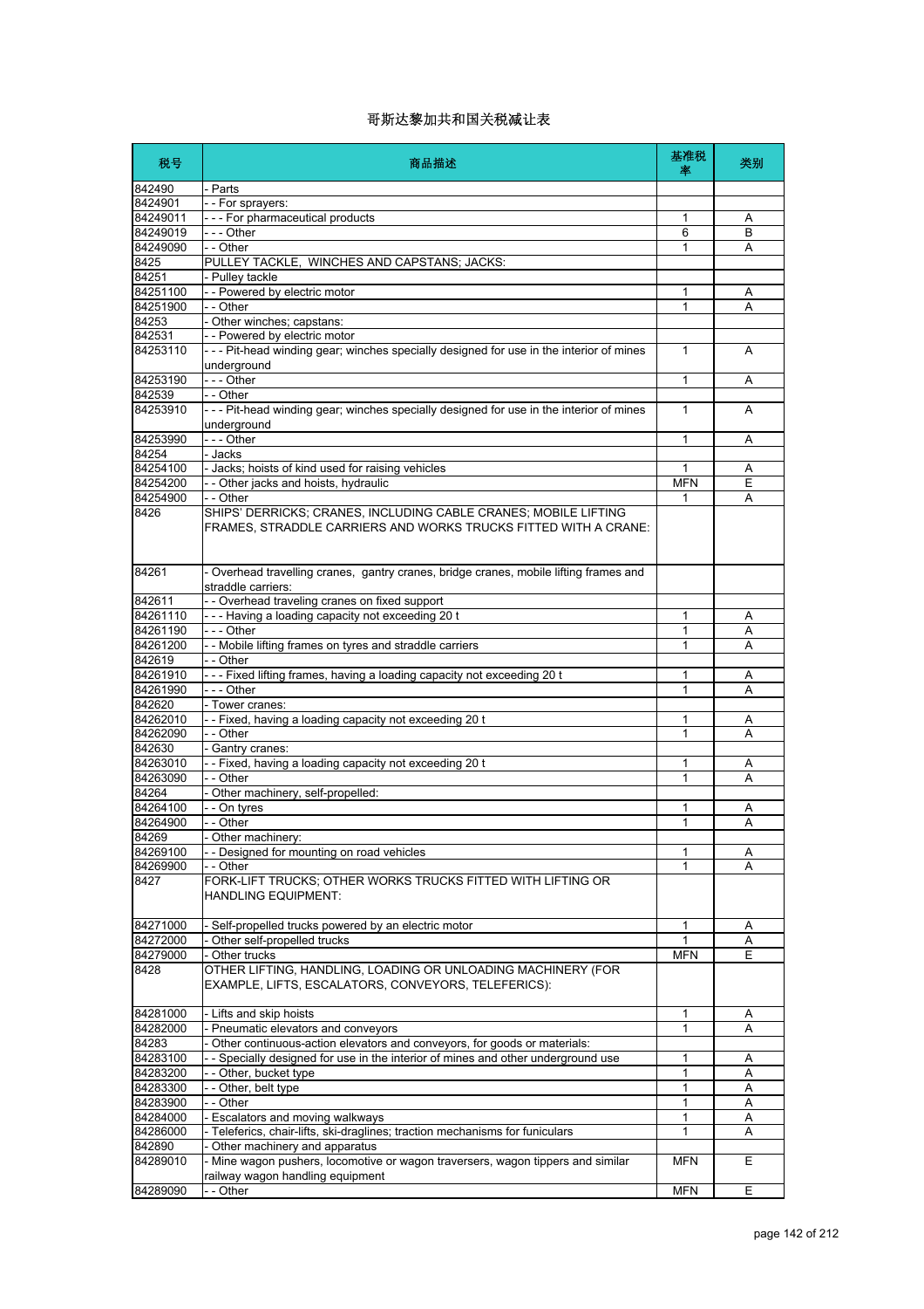# 哥斯达黎加共和国关税减让表

| 税号 | 商品描述 | 基准税率 | 类别 |
|---|---|---|---|
| 842490 | - Parts | | |
| 8424901 | - - For sprayers: | | |
| 84249011 | - - - For pharmaceutical products | 1 | A |
| 84249019 | - - - Other | 6 | B |
| 84249090 | - - Other | 1 | A |
| 8425 | PULLEY TACKLE, WINCHES AND CAPSTANS; JACKS: | | |
| 84251 | - Pulley tackle | | |
| 84251100 | - - Powered by electric motor | 1 | A |
| 84251900 | - - Other | 1 | A |
| 84253 | - Other winches; capstans: | | |
| 842531 | - - Powered by electric motor | | |
| 84253110 | - - - Pit-head winding gear; winches specially designed for use in the interior of mines underground | 1 | A |
| 84253190 | - - - Other | 1 | A |
| 842539 | - - Other | | |
| 84253910 | - - - Pit-head winding gear; winches specially designed for use in the interior of mines underground | 1 | A |
| 84253990 | - - - Other | 1 | A |
| 84254 | - Jacks | | |
| 84254100 | - Jacks; hoists of kind used for raising vehicles | 1 | A |
| 84254200 | - - Other jacks and hoists, hydraulic | MFN | E |
| 84254900 | - - Other | 1 | A |
| 8426 | SHIPS' DERRICKS; CRANES, INCLUDING CABLE CRANES; MOBILE LIFTING FRAMES, STRADDLE CARRIERS AND WORKS TRUCKS FITTED WITH A CRANE: | | |
| 84261 | - Overhead travelling cranes, gantry cranes, bridge cranes, mobile lifting frames and straddle carriers: | | |
| 842611 | - - Overhead traveling cranes on fixed support | | |
| 84261110 | - - - Having a loading capacity not exceeding 20 t | 1 | A |
| 84261190 | - - - Other | 1 | A |
| 84261200 | - - Mobile lifting frames on tyres and straddle carriers | 1 | A |
| 842619 | - - Other | | |
| 84261910 | - - - Fixed lifting frames, having a loading capacity not exceeding 20 t | 1 | A |
| 84261990 | - - - Other | 1 | A |
| 842620 | - Tower cranes: | | |
| 84262010 | - - Fixed, having a loading capacity not exceeding 20 t | 1 | A |
| 84262090 | - - Other | 1 | A |
| 842630 | - Gantry cranes: | | |
| 84263010 | - - Fixed, having a loading capacity not exceeding 20 t | 1 | A |
| 84263090 | - - Other | 1 | A |
| 84264 | - Other machinery, self-propelled: | | |
| 84264100 | - - On tyres | 1 | A |
| 84264900 | - - Other | 1 | A |
| 84269 | - Other machinery: | | |
| 84269100 | - - Designed for mounting on road vehicles | 1 | A |
| 84269900 | - - Other | 1 | A |
| 8427 | FORK-LIFT TRUCKS; OTHER WORKS TRUCKS FITTED WITH LIFTING OR HANDLING EQUIPMENT: | | |
| 84271000 | - Self-propelled trucks powered by an electric motor | 1 | A |
| 84272000 | - Other self-propelled trucks | 1 | A |
| 84279000 | - Other trucks | MFN | E |
| 8428 | OTHER LIFTING, HANDLING, LOADING OR UNLOADING MACHINERY (FOR EXAMPLE, LIFTS, ESCALATORS, CONVEYORS, TELEFERICS): | | |
| 84281000 | - Lifts and skip hoists | 1 | A |
| 84282000 | - Pneumatic elevators and conveyors | 1 | A |
| 84283 | - Other continuous-action elevators and conveyors, for goods or materials: | | |
| 84283100 | - - Specially designed for use in the interior of mines and other underground use | 1 | A |
| 84283200 | - - Other, bucket type | 1 | A |
| 84283300 | - - Other, belt type | 1 | A |
| 84283900 | - - Other | 1 | A |
| 84284000 | - Escalators and moving walkways | 1 | A |
| 84286000 | - Teleferics, chair-lifts, ski-draglines; traction mechanisms for funiculars | 1 | A |
| 842890 | - Other machinery and apparatus | | |
| 84289010 | - Mine wagon pushers, locomotive or wagon traversers, wagon tippers and similar railway wagon handling equipment | MFN | E |
| 84289090 | - - Other | MFN | E |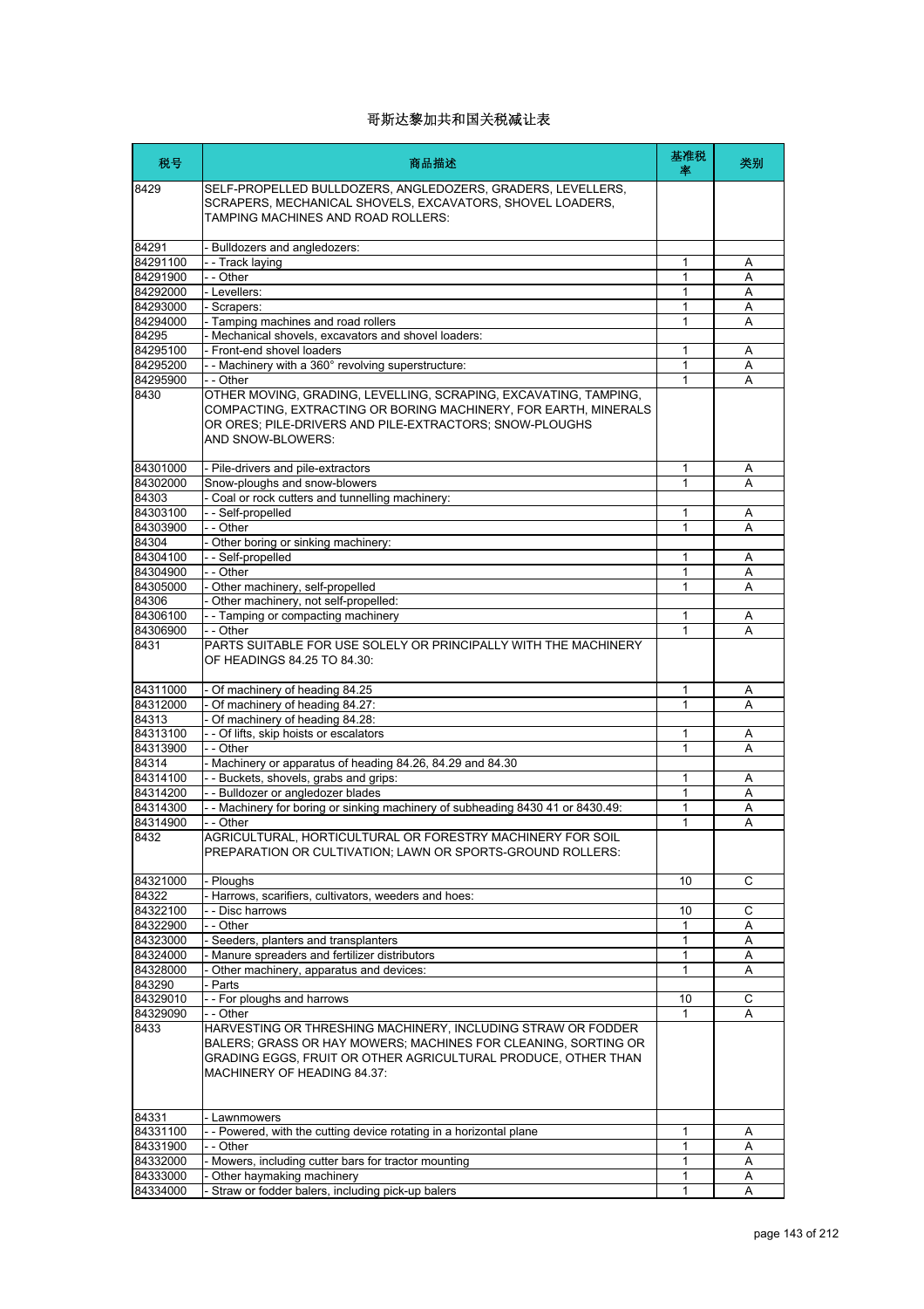# 哥斯达黎加共和国关税减让表

| 税号 | 商品描述 | 基准税率 | 类别 |
|---|---|---|---|
| 8429 | SELF-PROPELLED BULLDOZERS, ANGLEDOZERS, GRADERS, LEVELLERS, SCRAPERS, MECHANICAL SHOVELS, EXCAVATORS, SHOVEL LOADERS, TAMPING MACHINES AND ROAD ROLLERS: | | |
| 84291 | - Bulldozers and angledozers: | | |
| 84291100 | - - Track laying | 1 | A |
| 84291900 | - - Other | 1 | A |
| 84292000 | - Levellers: | 1 | A |
| 84293000 | - Scrapers: | 1 | A |
| 84294000 | - Tamping machines and road rollers | 1 | A |
| 84295 | - Mechanical shovels, excavators and shovel loaders: | | |
| 84295100 | - Front-end shovel loaders | 1 | A |
| 84295200 | - - Machinery with a 360° revolving superstructure: | 1 | A |
| 84295900 | - - Other | 1 | A |
| 8430 | OTHER MOVING, GRADING, LEVELLING, SCRAPING, EXCAVATING, TAMPING, COMPACTING, EXTRACTING OR BORING MACHINERY, FOR EARTH, MINERALS OR ORES; PILE-DRIVERS AND PILE-EXTRACTORS; SNOW-PLOUGHS AND SNOW-BLOWERS: | | |
| 84301000 | - Pile-drivers and pile-extractors | 1 | A |
| 84302000 | Snow-ploughs and snow-blowers | 1 | A |
| 84303 | - Coal or rock cutters and tunnelling machinery: | | |
| 84303100 | - - Self-propelled | 1 | A |
| 84303900 | - - Other | 1 | A |
| 84304 | - Other boring or sinking machinery: | | |
| 84304100 | - - Self-propelled | 1 | A |
| 84304900 | - - Other | 1 | A |
| 84305000 | - Other machinery, self-propelled | 1 | A |
| 84306 | - Other machinery, not self-propelled: | | |
| 84306100 | - - Tamping or compacting machinery | 1 | A |
| 84306900 | - - Other | 1 | A |
| 8431 | PARTS SUITABLE FOR USE SOLELY OR PRINCIPALLY WITH THE MACHINERY OF HEADINGS 84.25 TO 84.30: | | |
| 84311000 | - Of machinery of heading 84.25 | 1 | A |
| 84312000 | - Of machinery of heading 84.27: | 1 | A |
| 84313 | - Of machinery of heading 84.28: | | |
| 84313100 | - - Of lifts, skip hoists or escalators | 1 | A |
| 84313900 | - - Other | 1 | A |
| 84314 | - Machinery or apparatus of heading 84.26, 84.29 and 84.30 | | |
| 84314100 | - - Buckets, shovels, grabs and grips: | 1 | A |
| 84314200 | - - Bulldozer or angledozer blades | 1 | A |
| 84314300 | - - Machinery for boring or sinking machinery of subheading 8430 41 or 8430.49: | 1 | A |
| 84314900 | - - Other | 1 | A |
| 8432 | AGRICULTURAL, HORTICULTURAL OR FORESTRY MACHINERY FOR SOIL PREPARATION OR CULTIVATION; LAWN OR SPORTS-GROUND ROLLERS: | | |
| 84321000 | - Ploughs | 10 | C |
| 84322 | - Harrows, scarifiers, cultivators, weeders and hoes: | | |
| 84322100 | - - Disc harrows | 10 | C |
| 84322900 | - - Other | 1 | A |
| 84323000 | - Seeders, planters and transplanters | 1 | A |
| 84324000 | - Manure spreaders and fertilizer distributors | 1 | A |
| 84328000 | - Other machinery, apparatus and devices: | 1 | A |
| 843290 | - Parts | | |
| 84329010 | - - For ploughs and harrows | 10 | C |
| 84329090 | - - Other | 1 | A |
| 8433 | HARVESTING OR THRESHING MACHINERY, INCLUDING STRAW OR FODDER BALERS; GRASS OR HAY MOWERS; MACHINES FOR CLEANING, SORTING OR GRADING EGGS, FRUIT OR OTHER AGRICULTURAL PRODUCE, OTHER THAN MACHINERY OF HEADING 84.37: | | |
| 84331 | - Lawnmowers | | |
| 84331100 | - - Powered, with the cutting device rotating in a horizontal plane | 1 | A |
| 84331900 | - - Other | 1 | A |
| 84332000 | - Mowers, including cutter bars for tractor mounting | 1 | A |
| 84333000 | - Other haymaking machinery | 1 | A |
| 84334000 | - Straw or fodder balers, including pick-up balers | 1 | A |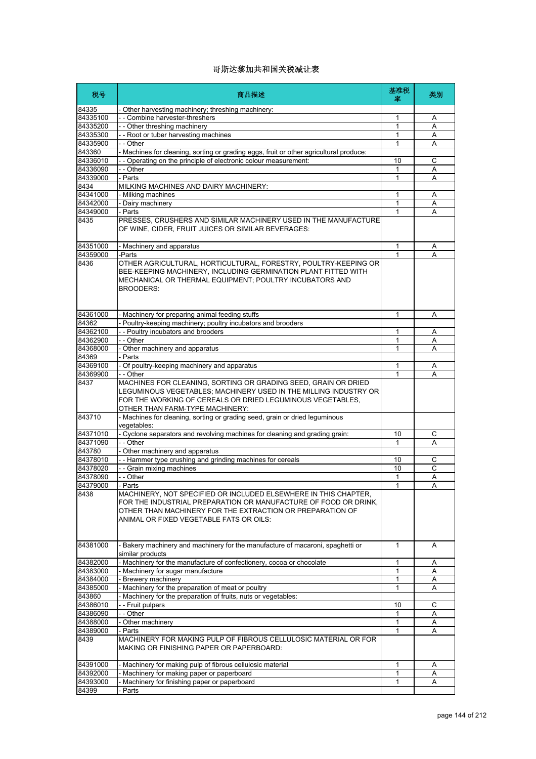# 哥斯达黎加共和国关税减让表

| 税号 | 商品描述 | 基准税率 | 类别 |
|---|---|---|---|
| 84335 | - Other harvesting machinery; threshing machinery: | | |
| 84335100 | - - Combine harvester-threshers | 1 | A |
| 84335200 | - - Other threshing machinery | 1 | A |
| 84335300 | - - Root or tuber harvesting machines | 1 | A |
| 84335900 | - - Other | 1 | A |
| 843360 | - Machines for cleaning, sorting or grading eggs, fruit or other agricultural produce: | | |
| 84336010 | - - Operating on the principle of electronic colour measurement: | 10 | C |
| 84336090 | - - Other | 1 | A |
| 84339000 | - Parts | 1 | A |
| 8434 | MILKING MACHINES AND DAIRY MACHINERY: | | |
| 84341000 | - Milking machines | 1 | A |
| 84342000 | - Dairy machinery | 1 | A |
| 84349000 | - Parts | 1 | A |
| 8435 | PRESSES, CRUSHERS AND SIMILAR MACHINERY USED IN THE MANUFACTURE OF WINE, CIDER, FRUIT JUICES OR SIMILAR BEVERAGES: | | |
| 84351000 | - Machinery and apparatus | 1 | A |
| 84359000 | -Parts | 1 | A |
| 8436 | OTHER AGRICULTURAL, HORTICULTURAL, FORESTRY, POULTRY-KEEPING OR BEE-KEEPING MACHINERY, INCLUDING GERMINATION PLANT FITTED WITH MECHANICAL OR THERMAL EQUIPMENT; POULTRY INCUBATORS AND BROODERS: | | |
| 84361000 | - Machinery for preparing animal feeding stuffs | 1 | A |
| 84362 | - Poultry-keeping machinery; poultry incubators and brooders | | |
| 84362100 | - - Poultry incubators and brooders | 1 | A |
| 84362900 | - - Other | 1 | A |
| 84368000 | - Other machinery and apparatus | 1 | A |
| 84369 | - Parts | | |
| 84369100 | - Of poultry-keeping machinery and apparatus | 1 | A |
| 84369900 | - - Other | 1 | A |
| 8437 | MACHINES FOR CLEANING, SORTING OR GRADING SEED, GRAIN OR DRIED LEGUMINOUS VEGETABLES; MACHINERY USED IN THE MILLING INDUSTRY OR FOR THE WORKING OF CEREALS OR DRIED LEGUMINOUS VEGETABLES, OTHER THAN FARM-TYPE MACHINERY: | | |
| 843710 | - Machines for cleaning, sorting or grading seed, grain or dried leguminous vegetables: | | |
| 84371010 | - Cyclone separators and revolving machines for cleaning and grading grain: | 10 | C |
| 84371090 | - - Other | 1 | A |
| 843780 | - Other machinery and apparatus | | |
| 84378010 | - - Hammer type crushing and grinding machines for cereals | 10 | C |
| 84378020 | - - Grain mixing machines | 10 | C |
| 84378090 | - - Other | 1 | A |
| 84379000 | - Parts | 1 | A |
| 8438 | MACHINERY, NOT SPECIFIED OR INCLUDED ELSEWHERE IN THIS CHAPTER, FOR THE INDUSTRIAL PREPARATION OR MANUFACTURE OF FOOD OR DRINK, OTHER THAN MACHINERY FOR THE EXTRACTION OR PREPARATION OF ANIMAL OR FIXED VEGETABLE FATS OR OILS: | | |
| 84381000 | - Bakery machinery and machinery for the manufacture of macaroni, spaghetti or similar products | 1 | A |
| 84382000 | - Machinery for the manufacture of confectionery, cocoa or chocolate | 1 | A |
| 84383000 | - Machinery for sugar manufacture | 1 | A |
| 84384000 | - Brewery machinery | 1 | A |
| 84385000 | - Machinery for the preparation of meat or poultry | 1 | A |
| 843860 | - Machinery for the preparation of fruits, nuts or vegetables: | | |
| 84386010 | - - Fruit pulpers | 10 | C |
| 84386090 | - - Other | 1 | A |
| 84388000 | - Other machinery | 1 | A |
| 84389000 | - Parts | 1 | A |
| 8439 | MACHINERY FOR MAKING PULP OF FIBROUS CELLULOSIC MATERIAL OR FOR MAKING OR FINISHING PAPER OR PAPERBOARD: | | |
| 84391000 | - Machinery for making pulp of fibrous cellulosic material | 1 | A |
| 84392000 | - Machinery for making paper or paperboard | 1 | A |
| 84393000 | - Machinery for finishing paper or paperboard | 1 | A |
| 84399 | - Parts | | |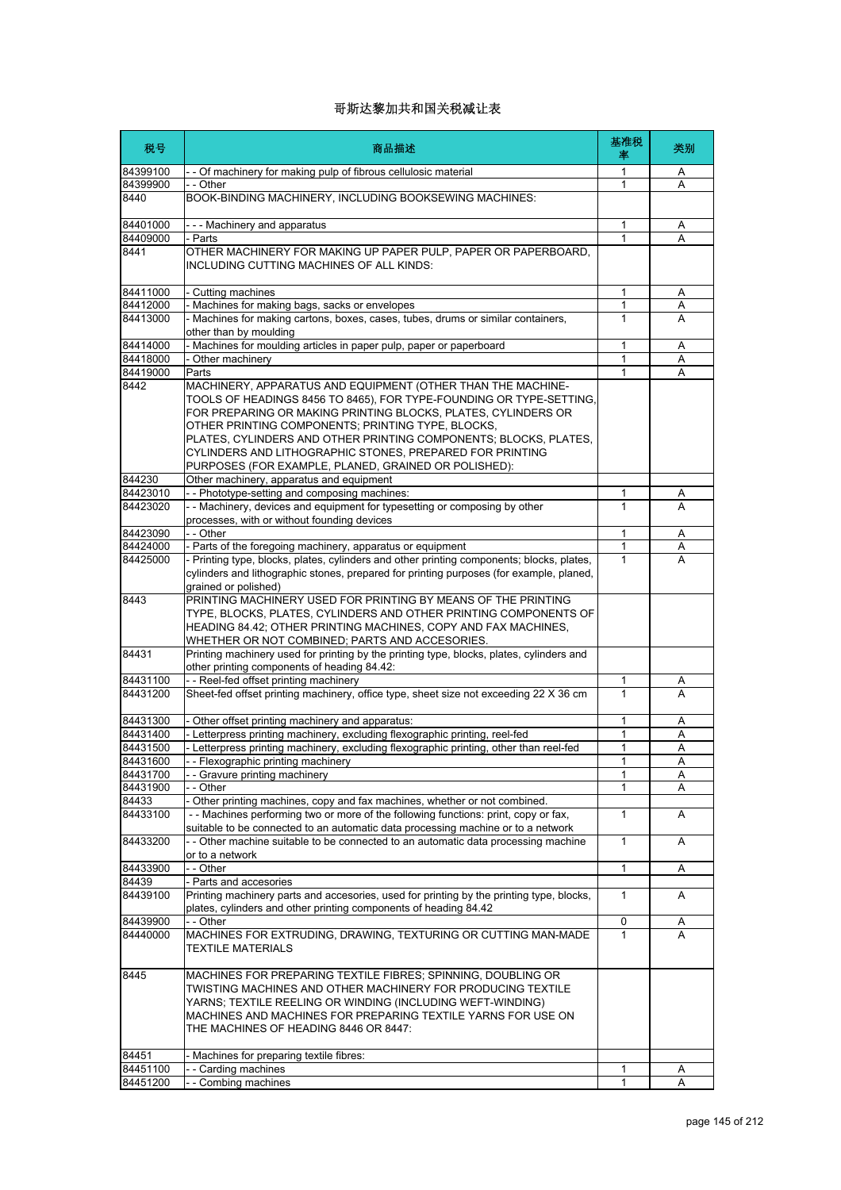# 哥斯达黎加共和国关税减让表

| 税号 | 商品描述 | 基准税率 | 类别 |
|---|---|---|---|
| 84399100 | - - Of machinery for making pulp of fibrous cellulosic material | 1 | A |
| 84399900 | - - Other | 1 | A |
| 8440 | BOOK-BINDING MACHINERY, INCLUDING BOOKSEWING MACHINES: | | |
| 84401000 | - - - Machinery and apparatus | 1 | A |
| 84409000 | - Parts | 1 | A |
| 8441 | OTHER MACHINERY FOR MAKING UP PAPER PULP, PAPER OR PAPERBOARD, INCLUDING CUTTING MACHINES OF ALL KINDS: | | |
| 84411000 | - Cutting machines | 1 | A |
| 84412000 | - Machines for making bags, sacks or envelopes | 1 | A |
| 84413000 | - Machines for making cartons, boxes, cases, tubes, drums or similar containers, other than by moulding | 1 | A |
| 84414000 | - Machines for moulding articles in paper pulp, paper or paperboard | 1 | A |
| 84418000 | - Other machinery | 1 | A |
| 84419000 | Parts | 1 | A |
| 8442 | MACHINERY, APPARATUS AND EQUIPMENT (OTHER THAN THE MACHINE-TOOLS OF HEADINGS 8456 TO 8465), FOR TYPE-FOUNDING OR TYPE-SETTING, FOR PREPARING OR MAKING PRINTING BLOCKS, PLATES, CYLINDERS OR OTHER PRINTING COMPONENTS; PRINTING TYPE, BLOCKS, PLATES, CYLINDERS AND OTHER PRINTING COMPONENTS; BLOCKS, PLATES, CYLINDERS AND LITHOGRAPHIC STONES, PREPARED FOR PRINTING PURPOSES (FOR EXAMPLE, PLANED, GRAINED OR POLISHED): | | |
| 844230 | Other machinery, apparatus and equipment | | |
| 84423010 | - - Phototype-setting and composing machines: | 1 | A |
| 84423020 | - - Machinery, devices and equipment for typesetting or composing by other processes, with or without founding devices | 1 | A |
| 84423090 | - - Other | 1 | A |
| 84424000 | - Parts of the foregoing machinery, apparatus or equipment | 1 | A |
| 84425000 | - Printing type, blocks, plates, cylinders and other printing components; blocks, plates, cylinders and lithographic stones, prepared for printing purposes (for example, planed, grained or polished) | 1 | A |
| 8443 | PRINTING MACHINERY USED FOR PRINTING BY MEANS OF THE PRINTING TYPE, BLOCKS, PLATES, CYLINDERS AND OTHER PRINTING COMPONENTS OF HEADING 84.42; OTHER PRINTING MACHINES, COPY AND FAX MACHINES, WHETHER OR NOT COMBINED; PARTS AND ACCESORIES. | | |
| 84431 | Printing machinery used for printing by the printing type, blocks, plates, cylinders and other printing components of heading 84.42: | | |
| 84431100 | - - Reel-fed offset printing machinery | 1 | A |
| 84431200 | Sheet-fed offset printing machinery, office type, sheet size not exceeding 22 X 36 cm | 1 | A |
| 84431300 | - Other offset printing machinery and apparatus: | 1 | A |
| 84431400 | - Letterpress printing machinery, excluding flexographic printing, reel-fed | 1 | A |
| 84431500 | - Letterpress printing machinery, excluding flexographic printing, other than reel-fed | 1 | A |
| 84431600 | - - Flexographic printing machinery | 1 | A |
| 84431700 | - - Gravure printing machinery | 1 | A |
| 84431900 | - - Other | 1 | A |
| 84433 | - Other printing machines, copy and fax machines, whether or not combined. | | |
| 84433100 | - - Machines performing two or more of the following functions: print, copy or fax, suitable to be connected to an automatic data processing machine or to a network | 1 | A |
| 84433200 | - - Other machine suitable to be connected to an automatic data processing machine or to a network | 1 | A |
| 84433900 | - - Other | 1 | A |
| 84439 | - Parts and accesories | | |
| 84439100 | Printing machinery parts and accesories, used for printing by the printing type, blocks, plates, cylinders and other printing components of heading 84.42 | 1 | A |
| 84439900 | - - Other | 0 | A |
| 84440000 | MACHINES FOR EXTRUDING, DRAWING, TEXTURING OR CUTTING MAN-MADE TEXTILE MATERIALS | 1 | A |
| 8445 | MACHINES FOR PREPARING TEXTILE FIBRES; SPINNING, DOUBLING OR TWISTING MACHINES AND OTHER MACHINERY FOR PRODUCING TEXTILE YARNS; TEXTILE REELING OR WINDING (INCLUDING WEFT-WINDING) MACHINES AND MACHINES FOR PREPARING TEXTILE YARNS FOR USE ON THE MACHINES OF HEADING 8446 OR 8447: | | |
| 84451 | - Machines for preparing textile fibres: | | |
| 84451100 | - - Carding machines | 1 | A |
| 84451200 | - - Combing machines | 1 | A |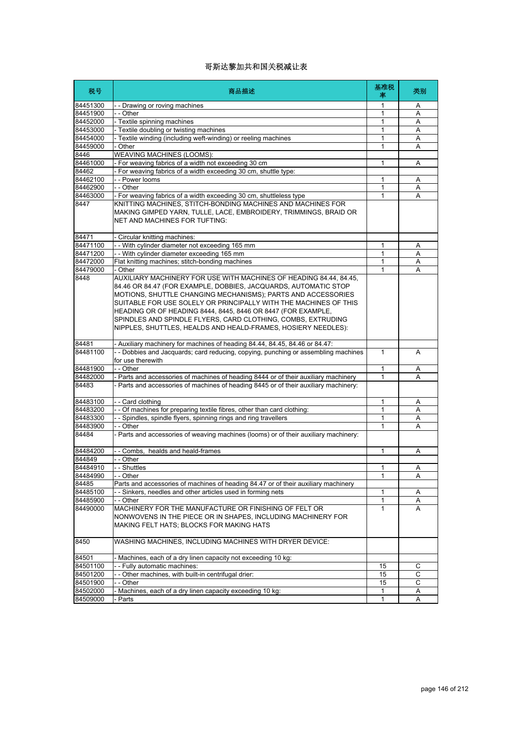# 哥斯达黎加共和国关税减让表

| 税号 | 商品描述 | 基准税率 | 类别 |
| --- | --- | --- | --- |
| 84451300 | - - Drawing or roving machines | 1 | A |
| 84451900 | - - Other | 1 | A |
| 84452000 | - Textile spinning machines | 1 | A |
| 84453000 | - Textile doubling or twisting machines | 1 | A |
| 84454000 | - Textile winding (including weft-winding) or reeling machines | 1 | A |
| 84459000 | - Other | 1 | A |
| 8446 | WEAVING MACHINES (LOOMS): | | |
| 84461000 | - For weaving fabrics of a width not exceeding 30 cm | 1 | A |
| 84462 | - For weaving fabrics of a width exceeding 30 cm, shuttle type: | | |
| 84462100 | - - Power looms | 1 | A |
| 84462900 | - - Other | 1 | A |
| 84463000 | - For weaving fabrics of a width exceeding 30 cm, shuttleless type | 1 | A |
| 8447 | KNITTING MACHINES, STITCH-BONDING MACHINES AND MACHINES FOR MAKING GIMPED YARN, TULLE, LACE, EMBROIDERY, TRIMMINGS, BRAID OR NET AND MACHINES FOR TUFTING: | | |
| 84471 | - Circular knitting machines: | | |
| 84471100 | - - With cylinder diameter not exceeding 165 mm | 1 | A |
| 84471200 | - - With cylinder diameter exceeding 165 mm | 1 | A |
| 84472000 | Flat knitting machines; stitch-bonding machines | 1 | A |
| 84479000 | - Other | 1 | A |
| 8448 | AUXILIARY MACHINERY FOR USE WITH MACHINES OF HEADING 84.44, 84.45, 84.46 OR 84.47 (FOR EXAMPLE, DOBBIES, JACQUARDS, AUTOMATIC STOP MOTIONS, SHUTTLE CHANGING MECHANISMS); PARTS AND ACCESSORIES SUITABLE FOR USE SOLELY OR PRINCIPALLY WITH THE MACHINES OF THIS HEADING OR OF HEADING 8444, 8445, 8446 OR 8447 (FOR EXAMPLE, SPINDLES AND SPINDLE FLYERS, CARD CLOTHING, COMBS, EXTRUDING NIPPLES, SHUTTLES, HEALDS AND HEALD-FRAMES, HOSIERY NEEDLES): | | |
| 84481 | - Auxiliary machinery for machines of heading 84.44, 84.45, 84.46 or 84.47: | | |
| 84481100 | - - Dobbies and Jacquards; card reducing, copying, punching or assembling machines for use therewith | 1 | A |
| 84481900 | - - Other | 1 | A |
| 84482000 | - Parts and accessories of machines of heading 8444 or of their auxiliary machinery | 1 | A |
| 84483 | - Parts and accessories of machines of heading 8445 or of their auxiliary machinery: | | |
| 84483100 | - - Card clothing | 1 | A |
| 84483200 | - - Of machines for preparing textile fibres, other than card clothing: | 1 | A |
| 84483300 | - - Spindles, spindle flyers, spinning rings and ring travellers | 1 | A |
| 84483900 | - - Other | 1 | A |
| 84484 | - Parts and accessories of weaving machines (looms) or of their auxiliary machinery: | | |
| 84484200 | - - Combs, healds and heald-frames | 1 | A |
| 844849 | - - Other | | |
| 84484910 | - - Shuttles | 1 | A |
| 84484990 | - - Other | 1 | A |
| 84485 | Parts and accessories of machines of heading 84.47 or of their auxiliary machinery | | |
| 84485100 | - - Sinkers, needles and other articles used in forming nets | 1 | A |
| 84485900 | - - Other | 1 | A |
| 84490000 | MACHINERY FOR THE MANUFACTURE OR FINISHING OF FELT OR NONWOVENS IN THE PIECE OR IN SHAPES, INCLUDING MACHINERY FOR MAKING FELT HATS; BLOCKS FOR MAKING HATS | 1 | A |
| 8450 | WASHING MACHINES, INCLUDING MACHINES WITH DRYER DEVICE: | | |
| 84501 | - Machines, each of a dry linen capacity not exceeding 10 kg: | | |
| 84501100 | - - Fully automatic machines: | 15 | C |
| 84501200 | - - Other machines, with built-in centrifugal drier: | 15 | C |
| 84501900 | - - Other | 15 | C |
| 84502000 | - Machines, each of a dry linen capacity exceeding 10 kg: | 1 | A |
| 84509000 | - Parts | 1 | A |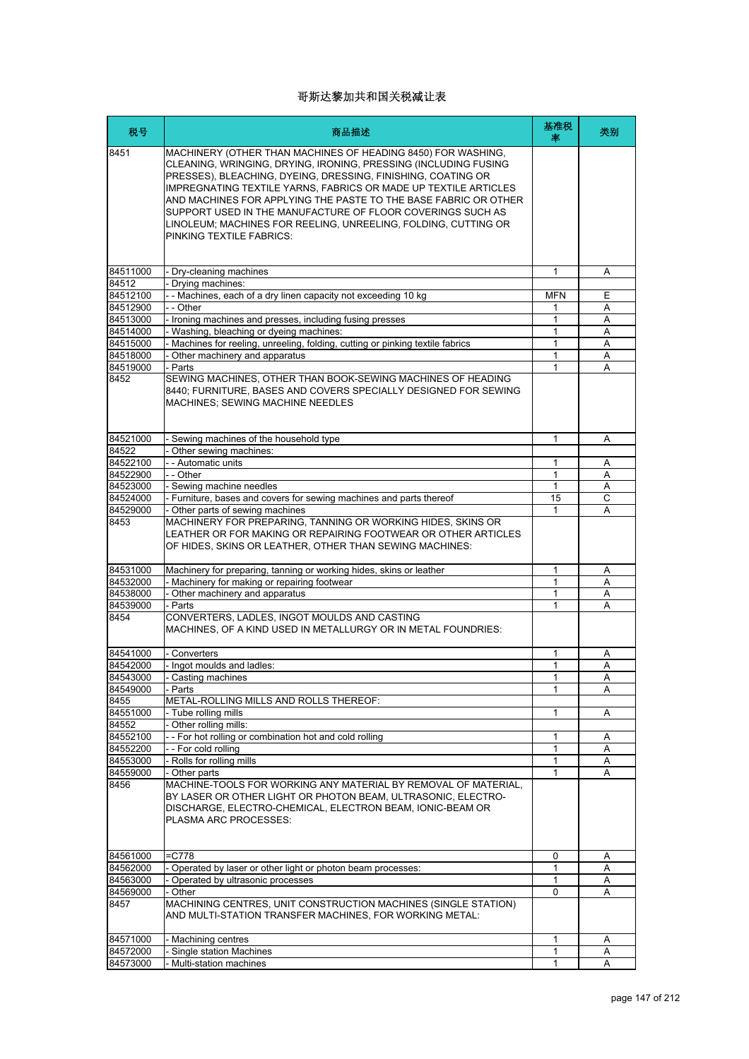# 哥斯达黎加共和国关税减让表

| 税号 | 商品描述 | 基准税率 | 类别 |
|---|---|---|---|
| 8451 | MACHINERY (OTHER THAN MACHINES OF HEADING 8450) FOR WASHING, CLEANING, WRINGING, DRYING, IRONING, PRESSING (INCLUDING FUSING PRESSES), BLEACHING, DYEING, DRESSING, FINISHING, COATING OR IMPREGNATING TEXTILE YARNS, FABRICS OR MADE UP TEXTILE ARTICLES AND MACHINES FOR APPLYING THE PASTE TO THE BASE FABRIC OR OTHER SUPPORT USED IN THE MANUFACTURE OF FLOOR COVERINGS SUCH AS LINOLEUM; MACHINES FOR REELING, UNREELING, FOLDING, CUTTING OR PINKING TEXTILE FABRICS: | | |
| 84511000 | - Dry-cleaning machines | 1 | A |
| 84512 | - Drying machines: | | |
| 84512100 | - - Machines, each of a dry linen capacity not exceeding 10 kg | MFN | E |
| 84512900 | - - Other | 1 | A |
| 84513000 | - Ironing machines and presses, including fusing presses | 1 | A |
| 84514000 | - Washing, bleaching or dyeing machines: | 1 | A |
| 84515000 | - Machines for reeling, unreeling, folding, cutting or pinking textile fabrics | 1 | A |
| 84518000 | - Other machinery and apparatus | 1 | A |
| 84519000 | - Parts | 1 | A |
| 8452 | SEWING MACHINES, OTHER THAN BOOK-SEWING MACHINES OF HEADING 8440; FURNITURE, BASES AND COVERS SPECIALLY DESIGNED FOR SEWING MACHINES; SEWING MACHINE NEEDLES | | |
| 84521000 | - Sewing machines of the household type | 1 | A |
| 84522 | - Other sewing machines: | | |
| 84522100 | - - Automatic units | 1 | A |
| 84522900 | - - Other | 1 | A |
| 84523000 | - Sewing machine needles | 1 | A |
| 84524000 | - Furniture, bases and covers for sewing machines and parts thereof | 15 | C |
| 84529000 | - Other parts of sewing machines | 1 | A |
| 8453 | MACHINERY FOR PREPARING, TANNING OR WORKING HIDES, SKINS OR LEATHER OR FOR MAKING OR REPAIRING FOOTWEAR OR OTHER ARTICLES OF HIDES, SKINS OR LEATHER, OTHER THAN SEWING MACHINES: | | |
| 84531000 | Machinery for preparing, tanning or working hides, skins or leather | 1 | A |
| 84532000 | - Machinery for making or repairing footwear | 1 | A |
| 84538000 | - Other machinery and apparatus | 1 | A |
| 84539000 | - Parts | 1 | A |
| 8454 | CONVERTERS, LADLES, INGOT MOULDS AND CASTING MACHINES, OF A KIND USED IN METALLURGY OR IN METAL FOUNDRIES: | | |
| 84541000 | - Converters | 1 | A |
| 84542000 | - Ingot moulds and ladles: | 1 | A |
| 84543000 | - Casting machines | 1 | A |
| 84549000 | - Parts | 1 | A |
| 8455 | METAL-ROLLING MILLS AND ROLLS THEREOF: | | |
| 84551000 | - Tube rolling mills | 1 | A |
| 84552 | - Other rolling mills: | | |
| 84552100 | - - For hot rolling or combination hot and cold rolling | 1 | A |
| 84552200 | - - For cold rolling | 1 | A |
| 84553000 | - Rolls for rolling mills | 1 | A |
| 84559000 | - Other parts | 1 | A |
| 8456 | MACHINE-TOOLS FOR WORKING ANY MATERIAL BY REMOVAL OF MATERIAL, BY LASER OR OTHER LIGHT OR PHOTON BEAM, ULTRASONIC, ELECTRO-DISCHARGE, ELECTRO-CHEMICAL, ELECTRON BEAM, IONIC-BEAM OR PLASMA ARC PROCESSES: | | |
| 84561000 | =C778 | 0 | A |
| 84562000 | - Operated by laser or other light or photon beam processes: | 1 | A |
| 84563000 | - Operated by ultrasonic processes | 1 | A |
| 84569000 | - Other | 0 | A |
| 8457 | MACHINING CENTRES, UNIT CONSTRUCTION MACHINES (SINGLE STATION) AND MULTI-STATION TRANSFER MACHINES, FOR WORKING METAL: | | |
| 84571000 | - Machining centres | 1 | A |
| 84572000 | - Single station Machines | 1 | A |
| 84573000 | - Multi-station machines | 1 | A |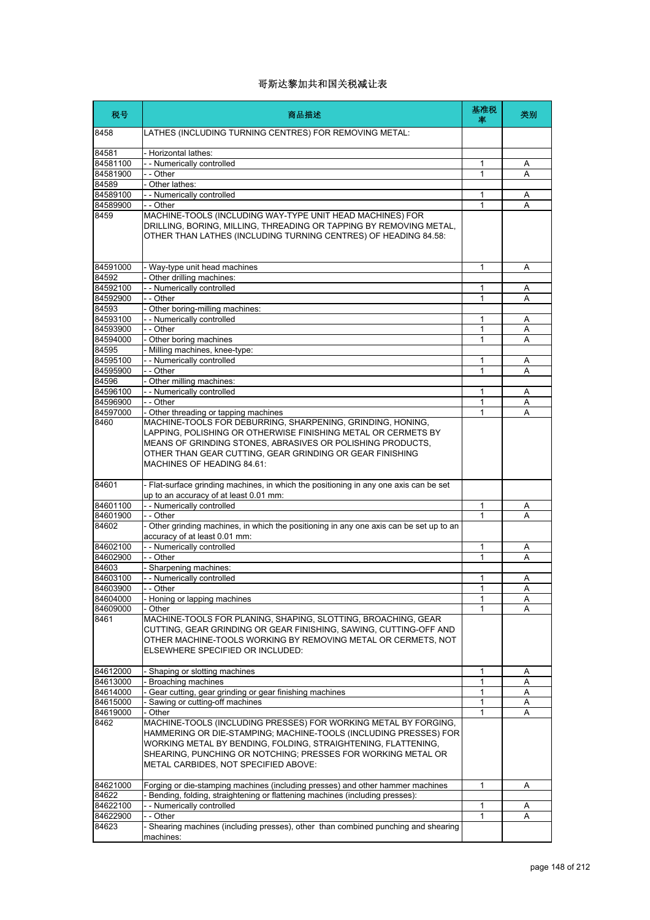# 哥斯达黎加共和国关税减让表

| 税号 | 商品描述 | 基准税率 | 类别 |
|---|---|---|---|
| 8458 | LATHES (INCLUDING TURNING CENTRES) FOR REMOVING METAL: | | |
| 84581 | - Horizontal lathes: | | |
| 84581100 | - - Numerically controlled | 1 | A |
| 84581900 | - - Other | 1 | A |
| 84589 | - Other lathes: | | |
| 84589100 | - - Numerically controlled | 1 | A |
| 84589900 | - - Other | 1 | A |
| 8459 | MACHINE-TOOLS (INCLUDING WAY-TYPE UNIT HEAD MACHINES) FOR DRILLING, BORING, MILLING, THREADING OR TAPPING BY REMOVING METAL, OTHER THAN LATHES (INCLUDING TURNING CENTRES) OF HEADING 84.58: | | |
| 84591000 | - Way-type unit head machines | 1 | A |
| 84592 | - Other drilling machines: | | |
| 84592100 | - - Numerically controlled | 1 | A |
| 84592900 | - - Other | 1 | A |
| 84593 | - Other boring-milling machines: | | |
| 84593100 | - - Numerically controlled | 1 | A |
| 84593900 | - - Other | 1 | A |
| 84594000 | - Other boring machines | 1 | A |
| 84595 | - Milling machines, knee-type: | | |
| 84595100 | - - Numerically controlled | 1 | A |
| 84595900 | - - Other | 1 | A |
| 84596 | - Other milling machines: | | |
| 84596100 | - - Numerically controlled | 1 | A |
| 84596900 | - - Other | 1 | A |
| 84597000 | - Other threading or tapping machines | 1 | A |
| 8460 | MACHINE-TOOLS FOR DEBURRING, SHARPENING, GRINDING, HONING, LAPPING, POLISHING OR OTHERWISE FINISHING METAL OR CERMETS BY MEANS OF GRINDING STONES, ABRASIVES OR POLISHING PRODUCTS, OTHER THAN GEAR CUTTING, GEAR GRINDING OR GEAR FINISHING MACHINES OF HEADING 84.61: | | |
| 84601 | - Flat-surface grinding machines, in which the positioning in any one axis can be set up to an accuracy of at least 0.01 mm: | | |
| 84601100 | - - Numerically controlled | 1 | A |
| 84601900 | - - Other | 1 | A |
| 84602 | - Other grinding machines, in which the positioning in any one axis can be set up to an accuracy of at least 0.01 mm: | | |
| 84602100 | - - Numerically controlled | 1 | A |
| 84602900 | - - Other | 1 | A |
| 84603 | - Sharpening machines: | | |
| 84603100 | - - Numerically controlled | 1 | A |
| 84603900 | - - Other | 1 | A |
| 84604000 | - Honing or lapping machines | 1 | A |
| 84609000 | - Other | 1 | A |
| 8461 | MACHINE-TOOLS FOR PLANING, SHAPING, SLOTTING, BROACHING, GEAR CUTTING, GEAR GRINDING OR GEAR FINISHING, SAWING, CUTTING-OFF AND OTHER MACHINE-TOOLS WORKING BY REMOVING METAL OR CERMETS, NOT ELSEWHERE SPECIFIED OR INCLUDED: | | |
| 84612000 | - Shaping or slotting machines | 1 | A |
| 84613000 | - Broaching machines | 1 | A |
| 84614000 | - Gear cutting, gear grinding or gear finishing machines | 1 | A |
| 84615000 | - Sawing or cutting-off machines | 1 | A |
| 84619000 | - Other | 1 | A |
| 8462 | MACHINE-TOOLS (INCLUDING PRESSES) FOR WORKING METAL BY FORGING, HAMMERING OR DIE-STAMPING; MACHINE-TOOLS (INCLUDING PRESSES) FOR WORKING METAL BY BENDING, FOLDING, STRAIGHTENING, FLATTENING, SHEARING, PUNCHING OR NOTCHING; PRESSES FOR WORKING METAL OR METAL CARBIDES, NOT SPECIFIED ABOVE: | | |
| 84621000 | Forging or die-stamping machines (including presses) and other hammer machines | 1 | A |
| 84622 | - Bending, folding, straightening or flattening machines (including presses): | | |
| 84622100 | - - Numerically controlled | 1 | A |
| 84622900 | - - Other | 1 | A |
| 84623 | - Shearing machines (including presses), other than combined punching and shearing machines: | | |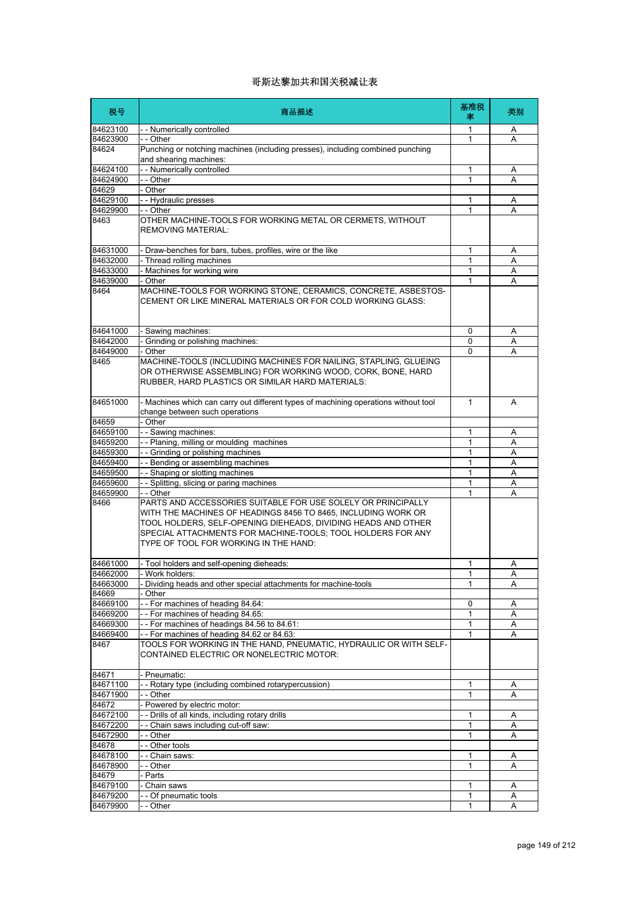# 哥斯达黎加共和国关税减让表

| 税号 | 商品描述 | 基准税率 | 类别 |
|---|---|---|---|
| 84623100 | - - Numerically controlled | 1 | A |
| 84623900 | - - Other | 1 | A |
| 84624 | Punching or notching machines (including presses), including combined punching and shearing machines: | | |
| 84624100 | - - Numerically controlled | 1 | A |
| 84624900 | - - Other | 1 | A |
| 84629 | - Other | | |
| 84629100 | - - Hydraulic presses | 1 | A |
| 84629900 | - - Other | 1 | A |
| 8463 | OTHER MACHINE-TOOLS FOR WORKING METAL OR CERMETS, WITHOUT REMOVING MATERIAL: | | |
| 84631000 | - Draw-benches for bars, tubes, profiles, wire or the like | 1 | A |
| 84632000 | - Thread rolling machines | 1 | A |
| 84633000 | - Machines for working wire | 1 | A |
| 84639000 | - Other | 1 | A |
| 8464 | MACHINE-TOOLS FOR WORKING STONE, CERAMICS, CONCRETE, ASBESTOS-CEMENT OR LIKE MINERAL MATERIALS OR FOR COLD WORKING GLASS: | | |
| 84641000 | - Sawing machines: | 0 | A |
| 84642000 | - Grinding or polishing machines: | 0 | A |
| 84649000 | - Other | 0 | A |
| 8465 | MACHINE-TOOLS (INCLUDING MACHINES FOR NAILING, STAPLING, GLUEING OR OTHERWISE ASSEMBLING) FOR WORKING WOOD, CORK, BONE, HARD RUBBER, HARD PLASTICS OR SIMILAR HARD MATERIALS: | | |
| 84651000 | - Machines which can carry out different types of machining operations without tool change between such operations | 1 | A |
| 84659 | - Other | | |
| 84659100 | - - Sawing machines: | 1 | A |
| 84659200 | - - Planing, milling or moulding machines | 1 | A |
| 84659300 | - - Grinding or polishing machines | 1 | A |
| 84659400 | - - Bending or assembling machines | 1 | A |
| 84659500 | - - Shaping or slotting machines | 1 | A |
| 84659600 | - - Splitting, slicing or paring machines | 1 | A |
| 84659900 | - - Other | 1 | A |
| 8466 | PARTS AND ACCESSORIES SUITABLE FOR USE SOLELY OR PRINCIPALLY WITH THE MACHINES OF HEADINGS 8456 TO 8465, INCLUDING WORK OR TOOL HOLDERS, SELF-OPENING DIEHEADS, DIVIDING HEADS AND OTHER SPECIAL ATTACHMENTS FOR MACHINE-TOOLS; TOOL HOLDERS FOR ANY TYPE OF TOOL FOR WORKING IN THE HAND: | | |
| 84661000 | - Tool holders and self-opening dieheads: | 1 | A |
| 84662000 | - Work holders: | 1 | A |
| 84663000 | - Dividing heads and other special attachments for machine-tools | 1 | A |
| 84669 | - Other | | |
| 84669100 | - - For machines of heading 84.64: | 0 | A |
| 84669200 | - - For machines of heading 84.65: | 1 | A |
| 84669300 | - - For machines of headings 84.56 to 84.61: | 1 | A |
| 84669400 | - - For machines of heading 84.62 or 84.63: | 1 | A |
| 8467 | TOOLS FOR WORKING IN THE HAND, PNEUMATIC, HYDRAULIC OR WITH SELF-CONTAINED ELECTRIC OR NONELECTRIC MOTOR: | | |
| 84671 | - Pneumatic: | | |
| 84671100 | - - Rotary type (including combined rotarypercussion) | 1 | A |
| 84671900 | - - Other | 1 | A |
| 84672 | - Powered by electric motor: | | |
| 84672100 | - - Drills of all kinds, including rotary drills | 1 | A |
| 84672200 | - - Chain saws including cut-off saw: | 1 | A |
| 84672900 | - - Other | 1 | A |
| 84678 | - - Other tools | | |
| 84678100 | - - Chain saws: | 1 | A |
| 84678900 | - - Other | 1 | A |
| 84679 | - Parts | | |
| 84679100 | - Chain saws | 1 | A |
| 84679200 | - - Of pneumatic tools | 1 | A |
| 84679900 | - - Other | 1 | A |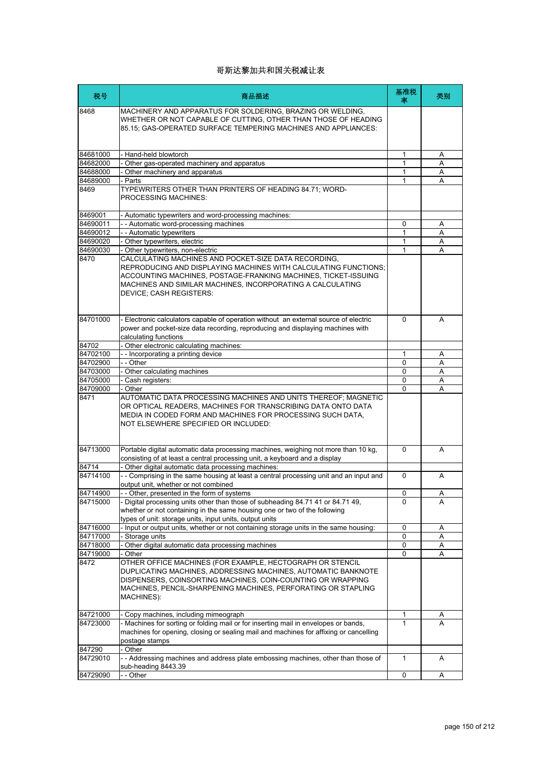# 哥斯达黎加共和国关税减让表

| 税号 | 商品描述 | 基准税率 | 类别 |
|---|---|---|---|
| 8468 | MACHINERY AND APPARATUS FOR SOLDERING, BRAZING OR WELDING, WHETHER OR NOT CAPABLE OF CUTTING, OTHER THAN THOSE OF HEADING 85.15; GAS-OPERATED SURFACE TEMPERING MACHINES AND APPLIANCES: | | |
| 84681000 | - Hand-held blowtorch | 1 | A |
| 84682000 | - Other gas-operated machinery and apparatus | 1 | A |
| 84688000 | - Other machinery and apparatus | 1 | A |
| 84689000 | - Parts | 1 | A |
| 8469 | TYPEWRITERS OTHER THAN PRINTERS OF HEADING 84.71; WORD-PROCESSING MACHINES: | | |
| 8469001 | - Automatic typewriters and word-processing machines: | | |
| 84690011 | - - Automatic word-processing machines | 0 | A |
| 84690012 | - - Automatic typewriters | 1 | A |
| 84690020 | - Other typewriters, electric | 1 | A |
| 84690030 | - Other typewriters, non-electric | 1 | A |
| 8470 | CALCULATING MACHINES AND POCKET-SIZE DATA RECORDING, REPRODUCING AND DISPLAYING MACHINES WITH CALCULATING FUNCTIONS; ACCOUNTING MACHINES, POSTAGE-FRANKING MACHINES, TICKET-ISSUING MACHINES AND SIMILAR MACHINES, INCORPORATING A CALCULATING DEVICE; CASH REGISTERS: | | |
| 84701000 | - Electronic calculators capable of operation without an external source of electric power and pocket-size data recording, reproducing and displaying machines with calculating functions | 0 | A |
| 84702 | - Other electronic calculating machines: | | |
| 84702100 | - - Incorporating a printing device | 1 | A |
| 84702900 | - - Other | 0 | A |
| 84703000 | - Other calculating machines | 0 | A |
| 84705000 | - Cash registers: | 0 | A |
| 84709000 | - Other | 0 | A |
| 8471 | AUTOMATIC DATA PROCESSING MACHINES AND UNITS THEREOF; MAGNETIC OR OPTICAL READERS, MACHINES FOR TRANSCRIBING DATA ONTO DATA MEDIA IN CODED FORM AND MACHINES FOR PROCESSING SUCH DATA, NOT ELSEWHERE SPECIFIED OR INCLUDED: | | |
| 84713000 | Portable digital automatic data processing machines, weighing not more than 10 kg, consisting of at least a central processing unit, a keyboard and a display | 0 | A |
| 84714 | - Other digital automatic data processing machines: | | |
| 84714100 | - - Comprising in the same housing at least a central processing unit and an input and output unit, whether or not combined | 0 | A |
| 84714900 | - - Other, presented in the form of systems | 0 | A |
| 84715000 | - Digital processing units other than those of subheading 84.71 41 or 84.71 49, whether or not containing in the same housing one or two of the following types of unit: storage units, input units, output units | 0 | A |
| 84716000 | - Input or output units, whether or not containing storage units in the same housing: | 0 | A |
| 84717000 | - Storage units | 0 | A |
| 84718000 | - Other digital automatic data processing machines | 0 | A |
| 84719000 | - Other | 0 | A |
| 8472 | OTHER OFFICE MACHINES (FOR EXAMPLE, HECTOGRAPH OR STENCIL DUPLICATING MACHINES, ADDRESSING MACHINES, AUTOMATIC BANKNOTE DISPENSERS, COINSORTING MACHINES, COIN-COUNTING OR WRAPPING MACHINES, PENCIL-SHARPENING MACHINES, PERFORATING OR STAPLING MACHINES): | | |
| 84721000 | - Copy machines, including mimeograph | 1 | A |
| 84723000 | - Machines for sorting or folding mail or for inserting mail in envelopes or bands, machines for opening, closing or sealing mail and machines for affixing or cancelling postage stamps | 1 | A |
| 847290 | - Other | | |
| 84729010 | - - Addressing machines and address plate embossing machines, other than those of sub-heading 8443.39 | 1 | A |
| 84729090 | - - Other | 0 | A |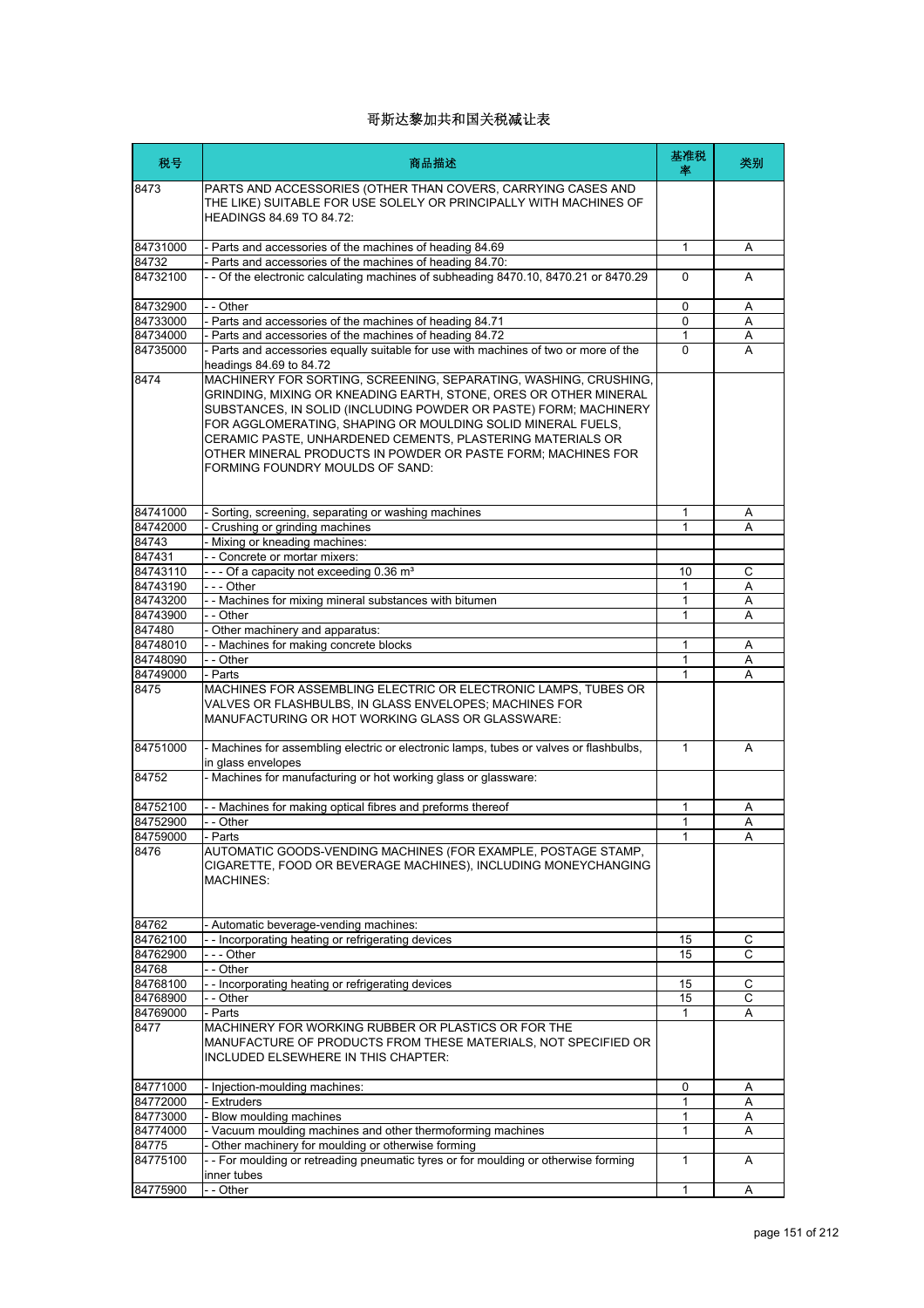# 哥斯达黎加共和国关税减让表

| 税号 | 商品描述 | 基准税率 | 类别 |
|---|---|---|---|
| 8473 | PARTS AND ACCESSORIES (OTHER THAN COVERS, CARRYING CASES AND THE LIKE) SUITABLE FOR USE SOLELY OR PRINCIPALLY WITH MACHINES OF HEADINGS 84.69 TO 84.72: | | |
| 84731000 | - Parts and accessories of the machines of heading 84.69 | 1 | A |
| 84732 | - Parts and accessories of the machines of heading 84.70: | | |
| 84732100 | - - Of the electronic calculating machines of subheading 8470.10, 8470.21 or 8470.29 | 0 | A |
| 84732900 | - - Other | 0 | A |
| 84733000 | - Parts and accessories of the machines of heading 84.71 | 0 | A |
| 84734000 | - Parts and accessories of the machines of heading 84.72 | 1 | A |
| 84735000 | - Parts and accessories equally suitable for use with machines of two or more of the headings 84.69 to 84.72 | 0 | A |
| 8474 | MACHINERY FOR SORTING, SCREENING, SEPARATING, WASHING, CRUSHING, GRINDING, MIXING OR KNEADING EARTH, STONE, ORES OR OTHER MINERAL SUBSTANCES, IN SOLID (INCLUDING POWDER OR PASTE) FORM; MACHINERY FOR AGGLOMERATING, SHAPING OR MOULDING SOLID MINERAL FUELS, CERAMIC PASTE, UNHARDENED CEMENTS, PLASTERING MATERIALS OR OTHER MINERAL PRODUCTS IN POWDER OR PASTE FORM; MACHINES FOR FORMING FOUNDRY MOULDS OF SAND: | | |
| 84741000 | - Sorting, screening, separating or washing machines | 1 | A |
| 84742000 | - Crushing or grinding machines | 1 | A |
| 84743 | - Mixing or kneading machines: | | |
| 847431 | - - Concrete or mortar mixers: | | |
| 84743110 | - - - Of a capacity not exceeding 0.36 m³ | 10 | C |
| 84743190 | - - - Other | 1 | A |
| 84743200 | - - Machines for mixing mineral substances with bitumen | 1 | A |
| 84743900 | - - Other | 1 | A |
| 847480 | - Other machinery and apparatus: | | |
| 84748010 | - - Machines for making concrete blocks | 1 | A |
| 84748090 | - - Other | 1 | A |
| 84749000 | - Parts | 1 | A |
| 8475 | MACHINES FOR ASSEMBLING ELECTRIC OR ELECTRONIC LAMPS, TUBES OR VALVES OR FLASHBULBS, IN GLASS ENVELOPES; MACHINES FOR MANUFACTURING OR HOT WORKING GLASS OR GLASSWARE: | | |
| 84751000 | - Machines for assembling electric or electronic lamps, tubes or valves or flashbulbs, in glass envelopes | 1 | A |
| 84752 | - Machines for manufacturing or hot working glass or glassware: | | |
| 84752100 | - - Machines for making optical fibres and preforms thereof | 1 | A |
| 84752900 | - - Other | 1 | A |
| 84759000 | - Parts | 1 | A |
| 8476 | AUTOMATIC GOODS-VENDING MACHINES (FOR EXAMPLE, POSTAGE STAMP, CIGARETTE, FOOD OR BEVERAGE MACHINES), INCLUDING MONEYCHANGING MACHINES: | | |
| 84762 | - Automatic beverage-vending machines: | | |
| 84762100 | - - Incorporating heating or refrigerating devices | 15 | C |
| 84762900 | - - - Other | 15 | C |
| 84768 | - - Other | | |
| 84768100 | - - Incorporating heating or refrigerating devices | 15 | C |
| 84768900 | - - Other | 15 | C |
| 84769000 | - Parts | 1 | A |
| 8477 | MACHINERY FOR WORKING RUBBER OR PLASTICS OR FOR THE MANUFACTURE OF PRODUCTS FROM THESE MATERIALS, NOT SPECIFIED OR INCLUDED ELSEWHERE IN THIS CHAPTER: | | |
| 84771000 | - Injection-moulding machines: | 0 | A |
| 84772000 | - Extruders | 1 | A |
| 84773000 | - Blow moulding machines | 1 | A |
| 84774000 | - Vacuum moulding machines and other thermoforming machines | 1 | A |
| 84775 | - Other machinery for moulding or otherwise forming | | |
| 84775100 | - - For moulding or retreading pneumatic tyres or for moulding or otherwise forming inner tubes | 1 | A |
| 84775900 | - - Other | 1 | A |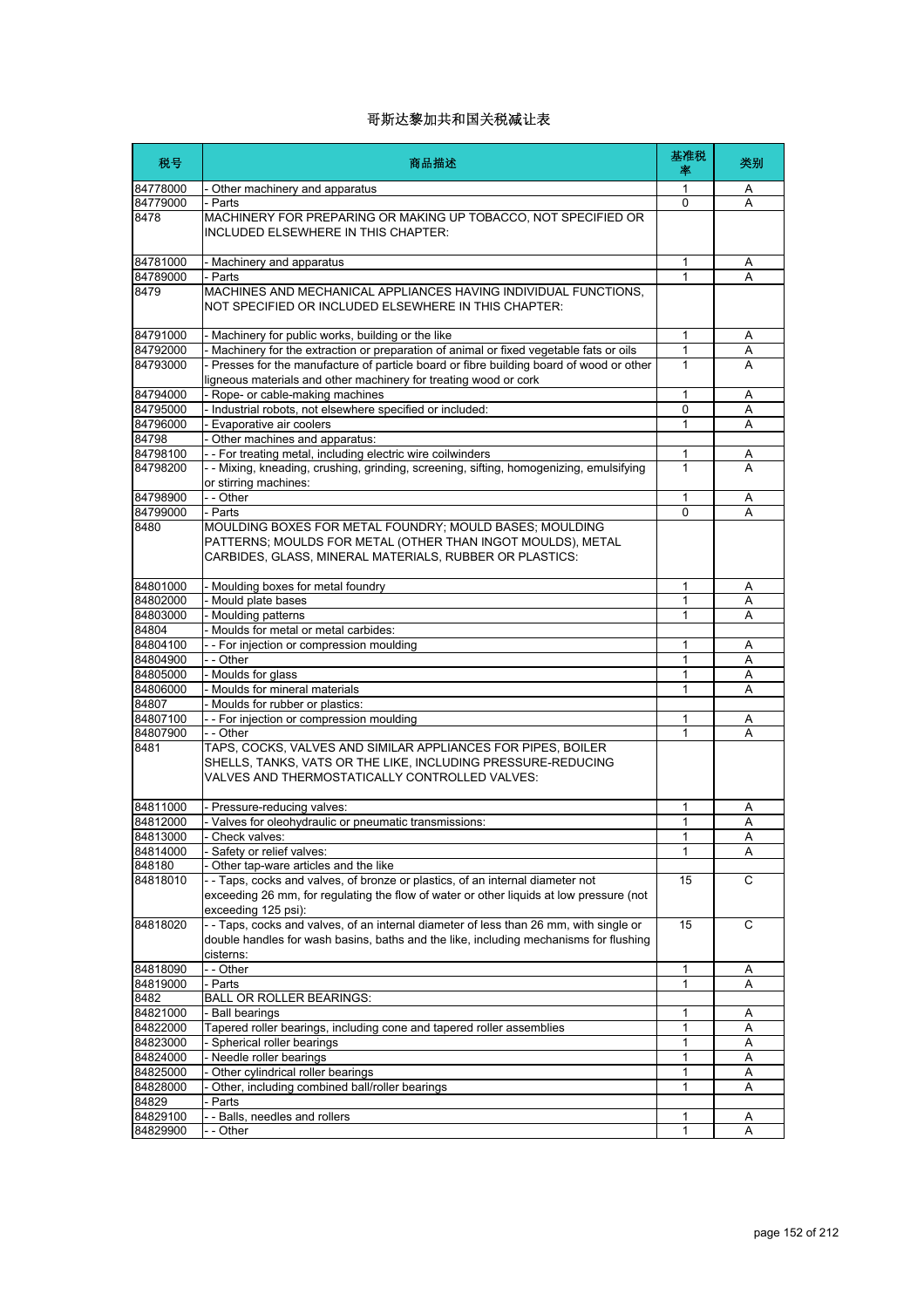# 哥斯达黎加共和国关税减让表

| 税号 | 商品描述 | 基准税率 | 类别 |
|---|---|---|---|
| 84778000 | - Other machinery and apparatus | 1 | A |
| 84779000 | - Parts | 0 | A |
| 8478 | MACHINERY FOR PREPARING OR MAKING UP TOBACCO, NOT SPECIFIED OR INCLUDED ELSEWHERE IN THIS CHAPTER: | | |
| 84781000 | - Machinery and apparatus | 1 | A |
| 84789000 | - Parts | 1 | A |
| 8479 | MACHINES AND MECHANICAL APPLIANCES HAVING INDIVIDUAL FUNCTIONS, NOT SPECIFIED OR INCLUDED ELSEWHERE IN THIS CHAPTER: | | |
| 84791000 | - Machinery for public works, building or the like | 1 | A |
| 84792000 | - Machinery for the extraction or preparation of animal or fixed vegetable fats or oils | 1 | A |
| 84793000 | - Presses for the manufacture of particle board or fibre building board of wood or other ligneous materials and other machinery for treating wood or cork | 1 | A |
| 84794000 | - Rope- or cable-making machines | 1 | A |
| 84795000 | - Industrial robots, not elsewhere specified or included: | 0 | A |
| 84796000 | - Evaporative air coolers | 1 | A |
| 84798 | - Other machines and apparatus: | | |
| 84798100 | - - For treating metal, including electric wire coilwinders | 1 | A |
| 84798200 | - - Mixing, kneading, crushing, grinding, screening, sifting, homogenizing, emulsifying or stirring machines: | 1 | A |
| 84798900 | - - Other | 1 | A |
| 84799000 | - Parts | 0 | A |
| 8480 | MOULDING BOXES FOR METAL FOUNDRY; MOULD BASES; MOULDING PATTERNS; MOULDS FOR METAL (OTHER THAN INGOT MOULDS), METAL CARBIDES, GLASS, MINERAL MATERIALS, RUBBER OR PLASTICS: | | |
| 84801000 | - Moulding boxes for metal foundry | 1 | A |
| 84802000 | - Mould plate bases | 1 | A |
| 84803000 | - Moulding patterns | 1 | A |
| 84804 | - Moulds for metal or metal carbides: | | |
| 84804100 | - - For injection or compression moulding | 1 | A |
| 84804900 | - - Other | 1 | A |
| 84805000 | - Moulds for glass | 1 | A |
| 84806000 | - Moulds for mineral materials | 1 | A |
| 84807 | - Moulds for rubber or plastics: | | |
| 84807100 | - - For injection or compression moulding | 1 | A |
| 84807900 | - - Other | 1 | A |
| 8481 | TAPS, COCKS, VALVES AND SIMILAR APPLIANCES FOR PIPES, BOILER SHELLS, TANKS, VATS OR THE LIKE, INCLUDING PRESSURE-REDUCING VALVES AND THERMOSTATICALLY CONTROLLED VALVES: | | |
| 84811000 | - Pressure-reducing valves: | 1 | A |
| 84812000 | - Valves for oleohydraulic or pneumatic transmissions: | 1 | A |
| 84813000 | - Check valves: | 1 | A |
| 84814000 | - Safety or relief valves: | 1 | A |
| 848180 | - Other tap-ware articles and the like | | |
| 84818010 | - - Taps, cocks and valves, of bronze or plastics, of an internal diameter not exceeding 26 mm, for regulating the flow of water or other liquids at low pressure (not exceeding 125 psi): | 15 | C |
| 84818020 | - - Taps, cocks and valves, of an internal diameter of less than 26 mm, with single or double handles for wash basins, baths and the like, including mechanisms for flushing cisterns: | 15 | C |
| 84818090 | - - Other | 1 | A |
| 84819000 | - Parts | 1 | A |
| 8482 | BALL OR ROLLER BEARINGS: | | |
| 84821000 | - Ball bearings | 1 | A |
| 84822000 | Tapered roller bearings, including cone and tapered roller assemblies | 1 | A |
| 84823000 | - Spherical roller bearings | 1 | A |
| 84824000 | - Needle roller bearings | 1 | A |
| 84825000 | - Other cylindrical roller bearings | 1 | A |
| 84828000 | - Other, including combined ball/roller bearings | 1 | A |
| 84829 | - Parts | | |
| 84829100 | - - Balls, needles and rollers | 1 | A |
| 84829900 | - - Other | 1 | A |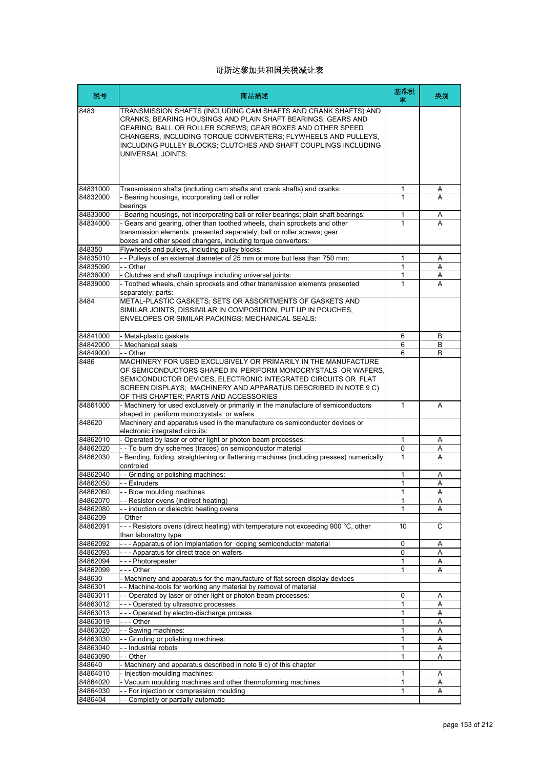# 哥斯达黎加共和国关税减让表

| 税号 | 商品描述 | 基准税率 | 类别 |
|---|---|---|---|
| 8483 | TRANSMISSION SHAFTS (INCLUDING CAM SHAFTS AND CRANK SHAFTS) AND CRANKS, BEARING HOUSINGS AND PLAIN SHAFT BEARINGS; GEARS AND GEARING; BALL OR ROLLER SCREWS; GEAR BOXES AND OTHER SPEED CHANGERS, INCLUDING TORQUE CONVERTERS; FLYWHEELS AND PULLEYS, INCLUDING PULLEY BLOCKS; CLUTCHES AND SHAFT COUPLINGS INCLUDING UNIVERSAL JOINTS: | | |
| 84831000 | Transmission shafts (including cam shafts and crank shafts) and cranks: | 1 | A |
| 84832000 | - Bearing housings, incorporating ball or roller bearings | 1 | A |
| 84833000 | - Bearing housings, not incorporating ball or roller bearings; plain shaft bearings: | 1 | A |
| 84834000 | - Gears and gearing, other than toothed wheels, chain sprockets and other transmission elements presented separately; ball or roller screws; gear boxes and other speed changers, including torque converters: | 1 | A |
| 848350 | Flywheels and pulleys, including pulley blocks: | | |
| 84835010 | - - Pulleys of an external diameter of 25 mm or more but less than 750 mm: | 1 | A |
| 84835090 | - - Other | 1 | A |
| 84836000 | - Clutches and shaft couplings including universal joints: | 1 | A |
| 84839000 | - Toothed wheels, chain sprockets and other transmission elements presented separately; parts: | 1 | A |
| 8484 | METAL-PLASTIC GASKETS; SETS OR ASSORTMENTS OF GASKETS AND SIMILAR JOINTS, DISSIMILAR IN COMPOSITION, PUT UP IN POUCHES, ENVELOPES OR SIMILAR PACKINGS; MECHANICAL SEALS: | | |
| 84841000 | - Metal-plastic gaskets | 6 | B |
| 84842000 | - Mechanical seals | 6 | B |
| 84849000 | - - Other | 6 | B |
| 8486 | MACHINERY FOR USED EXCLUSIVELY OR PRIMARILY IN THE MANUFACTURE OF SEMICONDUCTORS SHAPED IN PERIFORM MONOCRYSTALS OR WAFERS, SEMICONDUCTOR DEVICES, ELECTRONIC INTEGRATED CIRCUITS OR FLAT SCREEN DISPLAYS; MACHINERY AND APPARATUS DESCRIBED IN NOTE 9 C) OF THIS CHAPTER; PARTS AND ACCESSORIES | | |
| 84861000 | - Machinery for used exclusively or primarily in the manufacture of semiconductors shaped in periform monocrystals or wafers | 1 | A |
| 848620 | Machinery and apparatus used in the manufacture os semiconductor devices or electronic integrated circuits: | | |
| 84862010 | - Operated by laser or other light or photon beam processes: | 1 | A |
| 84862020 | - - To burn dry schemes (traces) on semiconductor material | 0 | A |
| 84862030 | - Bending, folding, straightening or flattening machines (including presses) numerically controled | 1 | A |
| 84862040 | - - Grinding or polishing machines: | 1 | A |
| 84862050 | - - Extruders | 1 | A |
| 84862060 | - - Blow moulding machines | 1 | A |
| 84862070 | - - Resistor ovens (indirect heating) | 1 | A |
| 84862080 | - - induction or dielectric heating ovens | 1 | A |
| 8486209 | - Other | | |
| 84862091 | - - - Resistors ovens (direct heating) with temperature not exceeding 900 °C, other than laboratory type | 10 | C |
| 84862092 | - - - Apparatus of ion implantation for doping semiconductor material | 0 | A |
| 84862093 | - - - Apparatus for direct trace on wafers | 0 | A |
| 84862094 | - - - Photorepeater | 1 | A |
| 84862099 | - - - Other | 1 | A |
| 848630 | - Machinery and apparatus for the manufacture of flat screen display devices | | |
| 8486301 | - - Machine-tools for working any material by removal of material | | |
| 84863011 | - - Operated by laser or other light or photon beam processes: | 0 | A |
| 84863012 | - - - Operated by ultrasonic processes | 1 | A |
| 84863013 | - - - Operated by electro-discharge process | 1 | A |
| 84863019 | - - - Other | 1 | A |
| 84863020 | - - Sawing machines: | 1 | A |
| 84863030 | - - Grinding or polishing machines: | 1 | A |
| 84863040 | - - Industrial robots | 1 | A |
| 84863090 | - - Other | 1 | A |
| 848640 | - Machinery and apparatus described in note 9 c) of this chapter | | |
| 84864010 | - Injection-moulding machines: | 1 | A |
| 84864020 | - Vacuum moulding machines and other thermoforming machines | 1 | A |
| 84864030 | - - For injection or compression moulding | 1 | A |
| 8486404 | - - Completly or partially automatic | | |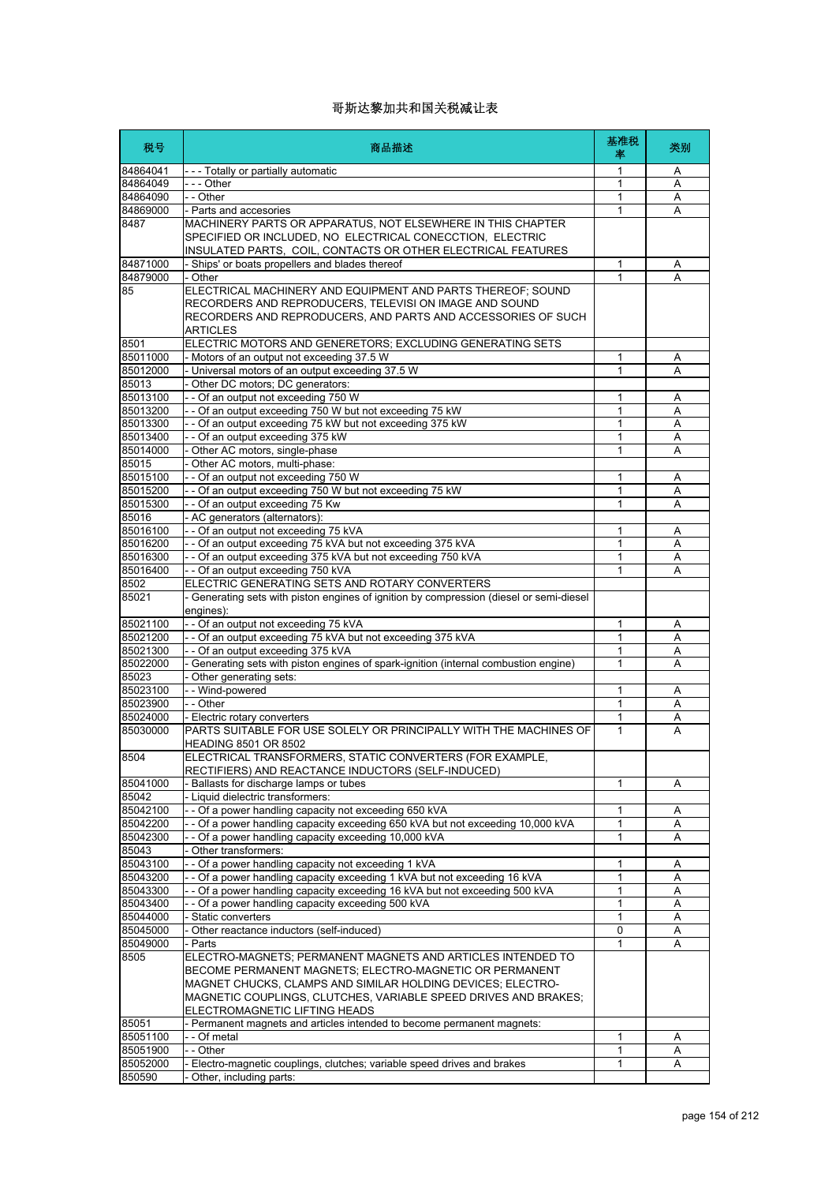# 哥斯达黎加共和国关税减让表

| 税号 | 商品描述 | 基准税率 | 类别 |
|---|---|---|---|
| 84864041 | - - - Totally or partially automatic | 1 | A |
| 84864049 | - - - Other | 1 | A |
| 84864090 | - - Other | 1 | A |
| 84869000 | - Parts and accesories | 1 | A |
| 8487 | MACHINERY PARTS OR APPARATUS, NOT ELSEWHERE IN THIS CHAPTER SPECIFIED OR INCLUDED, NO ELECTRICAL CONECCTION, ELECTRIC INSULATED PARTS, COIL, CONTACTS OR OTHER ELECTRICAL FEATURES | | |
| 84871000 | - Ships' or boats propellers and blades thereof | 1 | A |
| 84879000 | - Other | 1 | A |
| 85 | ELECTRICAL MACHINERY AND EQUIPMENT AND PARTS THEREOF; SOUND RECORDERS AND REPRODUCERS, TELEVISI ON IMAGE AND SOUND RECORDERS AND REPRODUCERS, AND PARTS AND ACCESSORIES OF SUCH ARTICLES | | |
| 8501 | ELECTRIC MOTORS AND GENERETORS; EXCLUDING GENERATING SETS | | |
| 85011000 | - Motors of an output not exceeding 37.5 W | 1 | A |
| 85012000 | - Universal motors of an output exceeding 37.5 W | 1 | A |
| 85013 | - Other DC motors; DC generators: | | |
| 85013100 | - - Of an output not exceeding 750 W | 1 | A |
| 85013200 | - - Of an output exceeding 750 W but not exceeding 75 kW | 1 | A |
| 85013300 | - - Of an output exceeding 75 kW but not exceeding 375 kW | 1 | A |
| 85013400 | - - Of an output exceeding 375 kW | 1 | A |
| 85014000 | - Other AC motors, single-phase | 1 | A |
| 85015 | - Other AC motors, multi-phase: | | |
| 85015100 | - - Of an output not exceeding 750 W | 1 | A |
| 85015200 | - - Of an output exceeding 750 W but not exceeding 75 kW | 1 | A |
| 85015300 | - - Of an output exceeding 75 Kw | 1 | A |
| 85016 | - AC generators (alternators): | | |
| 85016100 | - - Of an output not exceeding 75 kVA | 1 | A |
| 85016200 | - - Of an output exceeding 75 kVA but not exceeding 375 kVA | 1 | A |
| 85016300 | - - Of an output exceeding 375 kVA but not exceeding 750 kVA | 1 | A |
| 85016400 | - - Of an output exceeding 750 kVA | 1 | A |
| 8502 | ELECTRIC GENERATING SETS AND ROTARY CONVERTERS | | |
| 85021 | - Generating sets with piston engines of ignition by compression (diesel or semi-diesel engines): | | |
| 85021100 | - - Of an output not exceeding 75 kVA | 1 | A |
| 85021200 | - - Of an output exceeding 75 kVA but not exceeding 375 kVA | 1 | A |
| 85021300 | - - Of an output exceeding 375 kVA | 1 | A |
| 85022000 | - Generating sets with piston engines of spark-ignition (internal combustion engine) | 1 | A |
| 85023 | - Other generating sets: | | |
| 85023100 | - - Wind-powered | 1 | A |
| 85023900 | - - Other | 1 | A |
| 85024000 | - Electric rotary converters | 1 | A |
| 85030000 | PARTS SUITABLE FOR USE SOLELY OR PRINCIPALLY WITH THE MACHINES OF HEADING 8501 OR 8502 | 1 | A |
| 8504 | ELECTRICAL TRANSFORMERS, STATIC CONVERTERS (FOR EXAMPLE, RECTIFIERS) AND REACTANCE INDUCTORS (SELF-INDUCED) | | |
| 85041000 | - Ballasts for discharge lamps or tubes | 1 | A |
| 85042 | - Liquid dielectric transformers: | | |
| 85042100 | - - Of a power handling capacity not exceeding 650 kVA | 1 | A |
| 85042200 | - - Of a power handling capacity exceeding 650 kVA but not exceeding 10,000 kVA | 1 | A |
| 85042300 | - - Of a power handling capacity exceeding 10,000 kVA | 1 | A |
| 85043 | - Other transformers: | | |
| 85043100 | - - Of a power handling capacity not exceeding 1 kVA | 1 | A |
| 85043200 | - - Of a power handling capacity exceeding 1 kVA but not exceeding 16 kVA | 1 | A |
| 85043300 | - - Of a power handling capacity exceeding 16 kVA but not exceeding 500 kVA | 1 | A |
| 85043400 | - - Of a power handling capacity exceeding 500 kVA | 1 | A |
| 85044000 | - Static converters | 1 | A |
| 85045000 | - Other reactance inductors (self-induced) | 0 | A |
| 85049000 | - Parts | 1 | A |
| 8505 | ELECTRO-MAGNETS; PERMANENT MAGNETS AND ARTICLES INTENDED TO BECOME PERMANENT MAGNETS; ELECTRO-MAGNETIC OR PERMANENT MAGNET CHUCKS, CLAMPS AND SIMILAR HOLDING DEVICES; ELECTRO-MAGNETIC COUPLINGS, CLUTCHES, VARIABLE SPEED DRIVES AND BRAKES; ELECTROMAGNETIC LIFTING HEADS | | |
| 85051 | - Permanent magnets and articles intended to become permanent magnets: | | |
| 85051100 | - - Of metal | 1 | A |
| 85051900 | - - Other | 1 | A |
| 85052000 | - Electro-magnetic couplings, clutches; variable speed drives and brakes | 1 | A |
| 850590 | - Other, including parts: | | |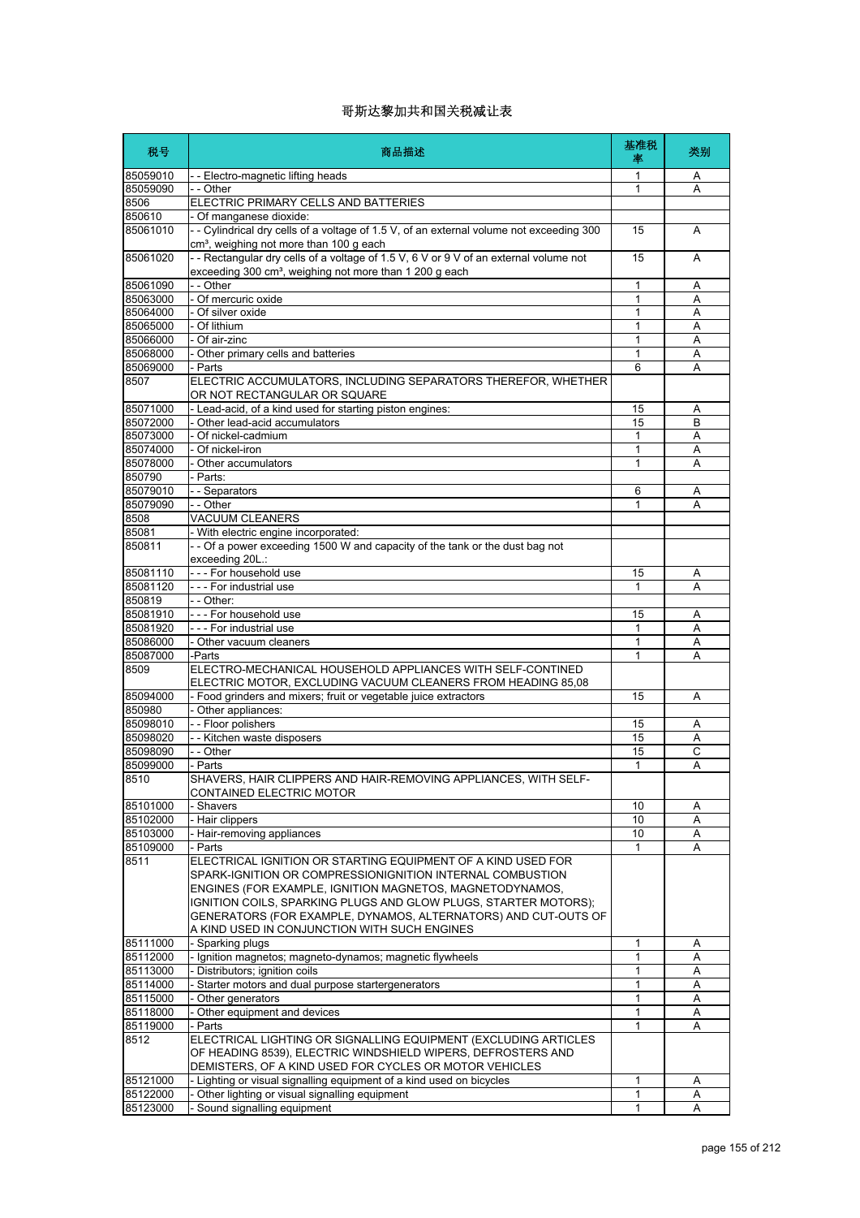# 哥斯达黎加共和国关税减让表

| 税号 | 商品描述 | 基准税率 | 类别 |
|---|---|---|---|
| 85059010 | - - Electro-magnetic lifting heads | 1 | A |
| 85059090 | - - Other | 1 | A |
| 8506 | ELECTRIC PRIMARY CELLS AND BATTERIES | | |
| 850610 | - Of manganese dioxide: | | |
| 85061010 | - - Cylindrical dry cells of a voltage of 1.5 V, of an external volume not exceeding 300 cm³, weighing not more than 100 g each | 15 | A |
| 85061020 | - - Rectangular dry cells of a voltage of 1.5 V, 6 V or 9 V of an external volume not exceeding 300 cm³, weighing not more than 1 200 g each | 15 | A |
| 85061090 | - - Other | 1 | A |
| 85063000 | - Of mercuric oxide | 1 | A |
| 85064000 | - Of silver oxide | 1 | A |
| 85065000 | - Of lithium | 1 | A |
| 85066000 | - Of air-zinc | 1 | A |
| 85068000 | - Other primary cells and batteries | 1 | A |
| 85069000 | - Parts | 6 | A |
| 8507 | ELECTRIC ACCUMULATORS, INCLUDING SEPARATORS THEREFOR, WHETHER OR NOT RECTANGULAR OR SQUARE | | |
| 85071000 | - Lead-acid, of a kind used for starting piston engines: | 15 | A |
| 85072000 | - Other lead-acid accumulators | 15 | B |
| 85073000 | - Of nickel-cadmium | 1 | A |
| 85074000 | - Of nickel-iron | 1 | A |
| 85078000 | - Other accumulators | 1 | A |
| 850790 | - Parts: | | |
| 85079010 | - - Separators | 6 | A |
| 85079090 | - - Other | 1 | A |
| 8508 | VACUUM CLEANERS | | |
| 85081 | - With electric engine incorporated: | | |
| 850811 | - - Of a power exceeding 1500 W and capacity of the tank or the dust bag not exceeding 20L.: | | |
| 85081110 | - - - For household use | 15 | A |
| 85081120 | - - - For industrial use | 1 | A |
| 850819 | - - Other: | | |
| 85081910 | - - - For household use | 15 | A |
| 85081920 | - - - For industrial use | 1 | A |
| 85086000 | - Other vacuum cleaners | 1 | A |
| 85087000 | -Parts | 1 | A |
| 8509 | ELECTRO-MECHANICAL HOUSEHOLD APPLIANCES WITH SELF-CONTINED ELECTRIC MOTOR, EXCLUDING VACUUM CLEANERS FROM HEADING 85,08 | | |
| 85094000 | - Food grinders and mixers; fruit or vegetable juice extractors | 15 | A |
| 850980 | - Other appliances: | | |
| 85098010 | - - Floor polishers | 15 | A |
| 85098020 | - - Kitchen waste disposers | 15 | A |
| 85098090 | - - Other | 15 | C |
| 85099000 | - Parts | 1 | A |
| 8510 | SHAVERS, HAIR CLIPPERS AND HAIR-REMOVING APPLIANCES, WITH SELF-CONTAINED ELECTRIC MOTOR | | |
| 85101000 | - Shavers | 10 | A |
| 85102000 | - Hair clippers | 10 | A |
| 85103000 | - Hair-removing appliances | 10 | A |
| 85109000 | - Parts | 1 | A |
| 8511 | ELECTRICAL IGNITION OR STARTING EQUIPMENT OF A KIND USED FOR SPARK-IGNITION OR COMPRESSIONIGNITION INTERNAL COMBUSTION ENGINES (FOR EXAMPLE, IGNITION MAGNETOS, MAGNETODYNAMOS, IGNITION COILS, SPARKING PLUGS AND GLOW PLUGS, STARTER MOTORS); GENERATORS (FOR EXAMPLE, DYNAMOS, ALTERNATORS) AND CUT-OUTS OF A KIND USED IN CONJUNCTION WITH SUCH ENGINES | | |
| 85111000 | - Sparking plugs | 1 | A |
| 85112000 | - Ignition magnetos; magneto-dynamos; magnetic flywheels | 1 | A |
| 85113000 | - Distributors; ignition coils | 1 | A |
| 85114000 | - Starter motors and dual purpose startergenerators | 1 | A |
| 85115000 | - Other generators | 1 | A |
| 85118000 | - Other equipment and devices | 1 | A |
| 85119000 | - Parts | 1 | A |
| 8512 | ELECTRICAL LIGHTING OR SIGNALLING EQUIPMENT (EXCLUDING ARTICLES OF HEADING 8539), ELECTRIC WINDSHIELD WIPERS, DEFROSTERS AND DEMISTERS, OF A KIND USED FOR CYCLES OR MOTOR VEHICLES | | |
| 85121000 | - Lighting or visual signalling equipment of a kind used on bicycles | 1 | A |
| 85122000 | - Other lighting or visual signalling equipment | 1 | A |
| 85123000 | - Sound signalling equipment | 1 | A |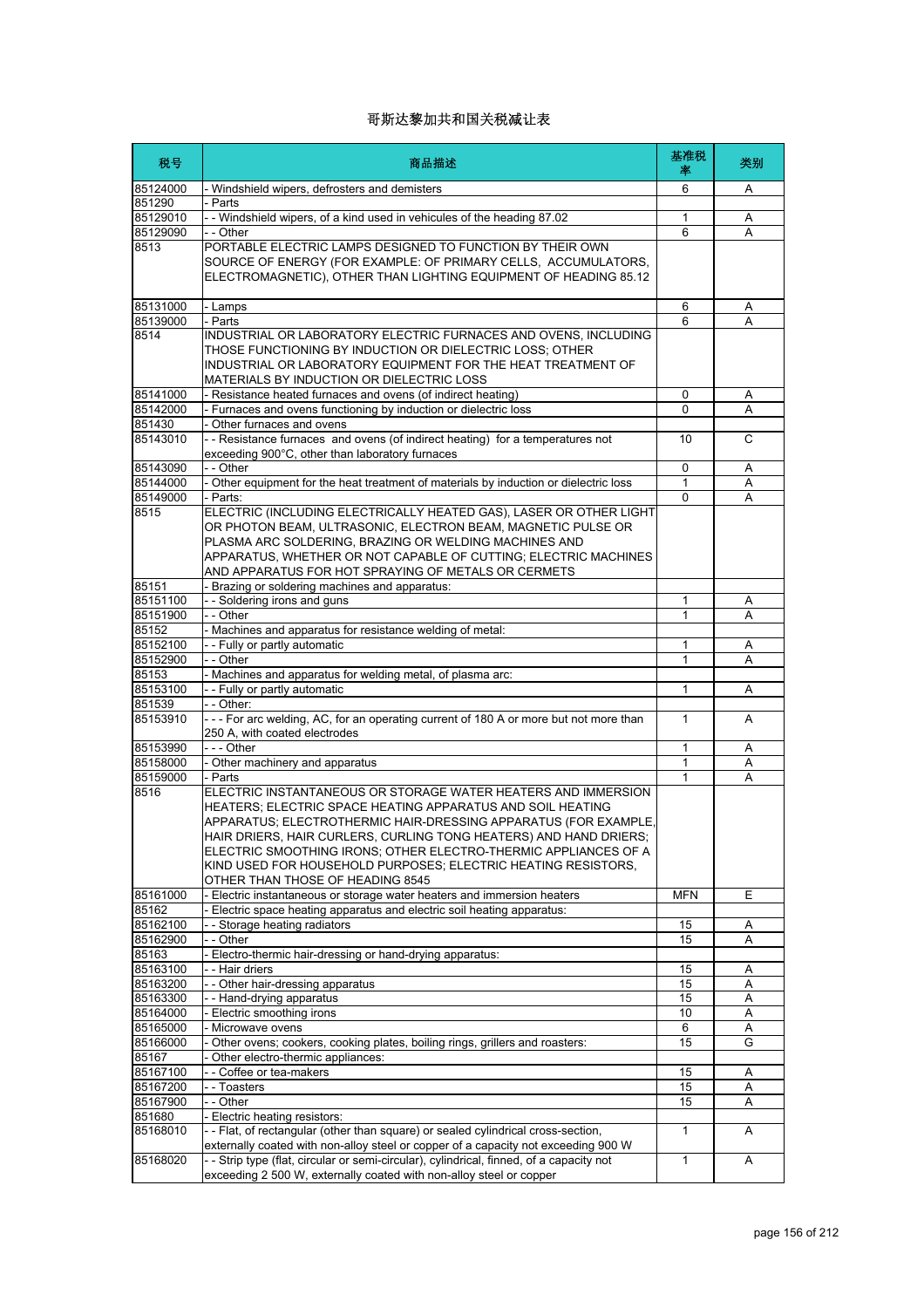# 哥斯达黎加共和国关税减让表

| 税号 | 商品描述 | 基准税率 | 类别 |
|---|---|---|---|
| 85124000 | - Windshield wipers, defrosters and demisters | 6 | A |
| 851290 | - Parts | | |
| 85129010 | - - Windshield wipers, of a kind used in vehicles of the heading 87.02 | 1 | A |
| 85129090 | - - Other | 6 | A |
| 8513 | PORTABLE ELECTRIC LAMPS DESIGNED TO FUNCTION BY THEIR OWN SOURCE OF ENERGY (FOR EXAMPLE: OF PRIMARY CELLS, ACCUMULATORS, ELECTROMAGNETIC), OTHER THAN LIGHTING EQUIPMENT OF HEADING 85.12 | | |
| 85131000 | - Lamps | 6 | A |
| 85139000 | - Parts | 6 | A |
| 8514 | INDUSTRIAL OR LABORATORY ELECTRIC FURNACES AND OVENS, INCLUDING THOSE FUNCTIONING BY INDUCTION OR DIELECTRIC LOSS; OTHER INDUSTRIAL OR LABORATORY EQUIPMENT FOR THE HEAT TREATMENT OF MATERIALS BY INDUCTION OR DIELECTRIC LOSS | | |
| 85141000 | - Resistance heated furnaces and ovens (of indirect heating) | 0 | A |
| 85142000 | - Furnaces and ovens functioning by induction or dielectric loss | 0 | A |
| 851430 | - Other furnaces and ovens | | |
| 85143010 | - - Resistance furnaces and ovens (of indirect heating) for a temperatures not exceeding 900°C, other than laboratory furnaces | 10 | C |
| 85143090 | - - Other | 0 | A |
| 85144000 | - Other equipment for the heat treatment of materials by induction or dielectric loss | 1 | A |
| 85149000 | - Parts: | 0 | A |
| 8515 | ELECTRIC (INCLUDING ELECTRICALLY HEATED GAS), LASER OR OTHER LIGHT OR PHOTON BEAM, ULTRASONIC, ELECTRON BEAM, MAGNETIC PULSE OR PLASMA ARC SOLDERING, BRAZING OR WELDING MACHINES AND APPARATUS, WHETHER OR NOT CAPABLE OF CUTTING; ELECTRIC MACHINES AND APPARATUS FOR HOT SPRAYING OF METALS OR CERMETS | | |
| 85151 | - Brazing or soldering machines and apparatus: | | |
| 85151100 | - - Soldering irons and guns | 1 | A |
| 85151900 | - - Other | 1 | A |
| 85152 | - Machines and apparatus for resistance welding of metal: | | |
| 85152100 | - - Fully or partly automatic | 1 | A |
| 85152900 | - - Other | 1 | A |
| 85153 | - Machines and apparatus for welding metal, of plasma arc: | | |
| 85153100 | - - Fully or partly automatic | 1 | A |
| 851539 | - - Other: | | |
| 85153910 | - - - For arc welding, AC, for an operating current of 180 A or more but not more than 250 A, with coated electrodes | 1 | A |
| 85153990 | - - - Other | 1 | A |
| 85158000 | - Other machinery and apparatus | 1 | A |
| 85159000 | - Parts | 1 | A |
| 8516 | ELECTRIC INSTANTANEOUS OR STORAGE WATER HEATERS AND IMMERSION HEATERS; ELECTRIC SPACE HEATING APPARATUS AND SOIL HEATING APPARATUS; ELECTROTHERMIC HAIR-DRESSING APPARATUS (FOR EXAMPLE, HAIR DRIERS, HAIR CURLERS, CURLING TONG HEATERS) AND HAND DRIERS; ELECTRIC SMOOTHING IRONS; OTHER ELECTRO-THERMIC APPLIANCES OF A KIND USED FOR HOUSEHOLD PURPOSES; ELECTRIC HEATING RESISTORS, OTHER THAN THOSE OF HEADING 8545 | | |
| 85161000 | - Electric instantaneous or storage water heaters and immersion heaters | MFN | E |
| 85162 | - Electric space heating apparatus and electric soil heating apparatus: | | |
| 85162100 | - - Storage heating radiators | 15 | A |
| 85162900 | - - Other | 15 | A |
| 85163 | - Electro-thermic hair-dressing or hand-drying apparatus: | | |
| 85163100 | - - Hair driers | 15 | A |
| 85163200 | - - Other hair-dressing apparatus | 15 | A |
| 85163300 | - - Hand-drying apparatus | 15 | A |
| 85164000 | - Electric smoothing irons | 10 | A |
| 85165000 | - Microwave ovens | 6 | A |
| 85166000 | - Other ovens; cookers, cooking plates, boiling rings, grillers and roasters: | 15 | G |
| 85167 | - Other electro-thermic appliances: | | |
| 85167100 | - - Coffee or tea-makers | 15 | A |
| 85167200 | - - Toasters | 15 | A |
| 85167900 | - - Other | 15 | A |
| 851680 | - Electric heating resistors: | | |
| 85168010 | - - Flat, of rectangular (other than square) or sealed cylindrical cross-section, externally coated with non-alloy steel or copper of a capacity not exceeding 900 W | 1 | A |
| 85168020 | - - Strip type (flat, circular or semi-circular), cylindrical, finned, of a capacity not exceeding 2 500 W, externally coated with non-alloy steel or copper | 1 | A |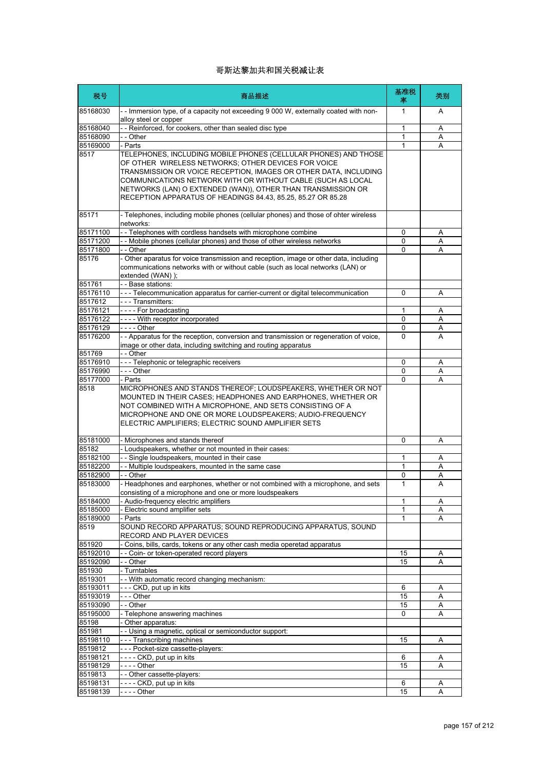# 哥斯达黎加共和国关税减让表

| 税号 | 商品描述 | 基准税率 | 类别 |
|---|---|---|---|
| 85168030 | - - Immersion type, of a capacity not exceeding 9 000 W, externally coated with non-alloy steel or copper | 1 | A |
| 85168040 | - - Reinforced, for cookers, other than sealed disc type | 1 | A |
| 85168090 | - - Other | 1 | A |
| 85169000 | - Parts | 1 | A |
| 8517 | TELEPHONES, INCLUDING MOBILE PHONES (CELLULAR PHONES) AND THOSE OF OTHER WIRELESS NETWORKS; OTHER DEVICES FOR VOICE TRANSMISSION OR VOICE RECEPTION, IMAGES OR OTHER DATA, INCLUDING COMMUNICATIONS NETWORK WITH OR WITHOUT CABLE (SUCH AS LOCAL NETWORKS (LAN) O EXTENDED (WAN)), OTHER THAN TRANSMISSION OR RECEPTION APPARATUS OF HEADINGS 84.43, 85.25, 85.27 OR 85.28 | | |
| 85171 | - Telephones, including mobile phones (cellular phones) and those of ohter wireless networks: | | |
| 85171100 | - - Telephones with cordless handsets with microphone combine | 0 | A |
| 85171200 | - - Mobile phones (cellular phones) and those of other wireless networks | 0 | A |
| 85171800 | - - Other | 0 | A |
| 85176 | - Other aparatus for voice transmission and reception, image or other data, including communications networks with or without cable (such as local networks (LAN) or extended (WAN) ); | | |
| 851761 | - - Base stations: | | |
| 85176110 | - - - Telecommunication apparatus for carrier-current or digital telecommunication | 0 | A |
| 8517612 | - - - Transmitters: | | |
| 85176121 | - - - - For broadcasting | 1 | A |
| 85176122 | - - - - With receptor incorporated | 0 | A |
| 85176129 | - - - - Other | 0 | A |
| 85176200 | - - Apparatus for the reception, conversion and transmission or regeneration of voice, image or other data, including switching and routing apparatus | 0 | A |
| 851769 | - - Other | | |
| 85176910 | - - - Telephonic or telegraphic receivers | 0 | A |
| 85176990 | - - - Other | 0 | A |
| 85177000 | - Parts | 0 | A |
| 8518 | MICROPHONES AND STANDS THEREOF; LOUDSPEAKERS, WHETHER OR NOT MOUNTED IN THEIR CASES; HEADPHONES AND EARPHONES, WHETHER OR NOT COMBINED WITH A MICROPHONE, AND SETS CONSISTING OF A MICROPHONE AND ONE OR MORE LOUDSPEAKERS; AUDIO-FREQUENCY ELECTRIC AMPLIFIERS; ELECTRIC SOUND AMPLIFIER SETS | | |
| 85181000 | - Microphones and stands thereof | 0 | A |
| 85182 | - Loudspeakers, whether or not mounted in their cases: | | |
| 85182100 | - - Single loudspeakers, mounted in their case | 1 | A |
| 85182200 | - - Multiple loudspeakers, mounted in the same case | 1 | A |
| 85182900 | - - Other | 0 | A |
| 85183000 | - Headphones and earphones, whether or not combined with a microphone, and sets consisting of a microphone and one or more loudspeakers | 1 | A |
| 85184000 | - Audio-frequency electric amplifiers | 1 | A |
| 85185000 | - Electric sound amplifier sets | 1 | A |
| 85189000 | - Parts | 1 | A |
| 8519 | SOUND RECORD APPARATUS; SOUND REPRODUCING APPARATUS, SOUND RECORD AND PLAYER DEVICES | | |
| 851920 | - Coins, bills, cards, tokens or any other cash media operetad apparatus | | |
| 85192010 | - - Coin- or token-operated record players | 15 | A |
| 85192090 | - - Other | 15 | A |
| 851930 | - Turntables | | |
| 8519301 | - - With automatic record changing mechanism: | | |
| 85193011 | - - - CKD, put up in kits | 6 | A |
| 85193019 | - - - Other | 15 | A |
| 85193090 | - - Other | 15 | A |
| 85195000 | - Telephone answering machines | 0 | A |
| 85198 | - Other apparatus: | | |
| 851981 | - - Using a magnetic, optical or semiconductor support: | | |
| 85198110 | - - - Transcribing machines | 15 | A |
| 8519812 | - - - Pocket-size cassette-players: | | |
| 85198121 | - - - - CKD, put up in kits | 6 | A |
| 85198129 | - - - - Other | 15 | A |
| 8519813 | - - Other cassette-players: | | |
| 85198131 | - - - - CKD, put up in kits | 6 | A |
| 85198139 | - - - - Other | 15 | A |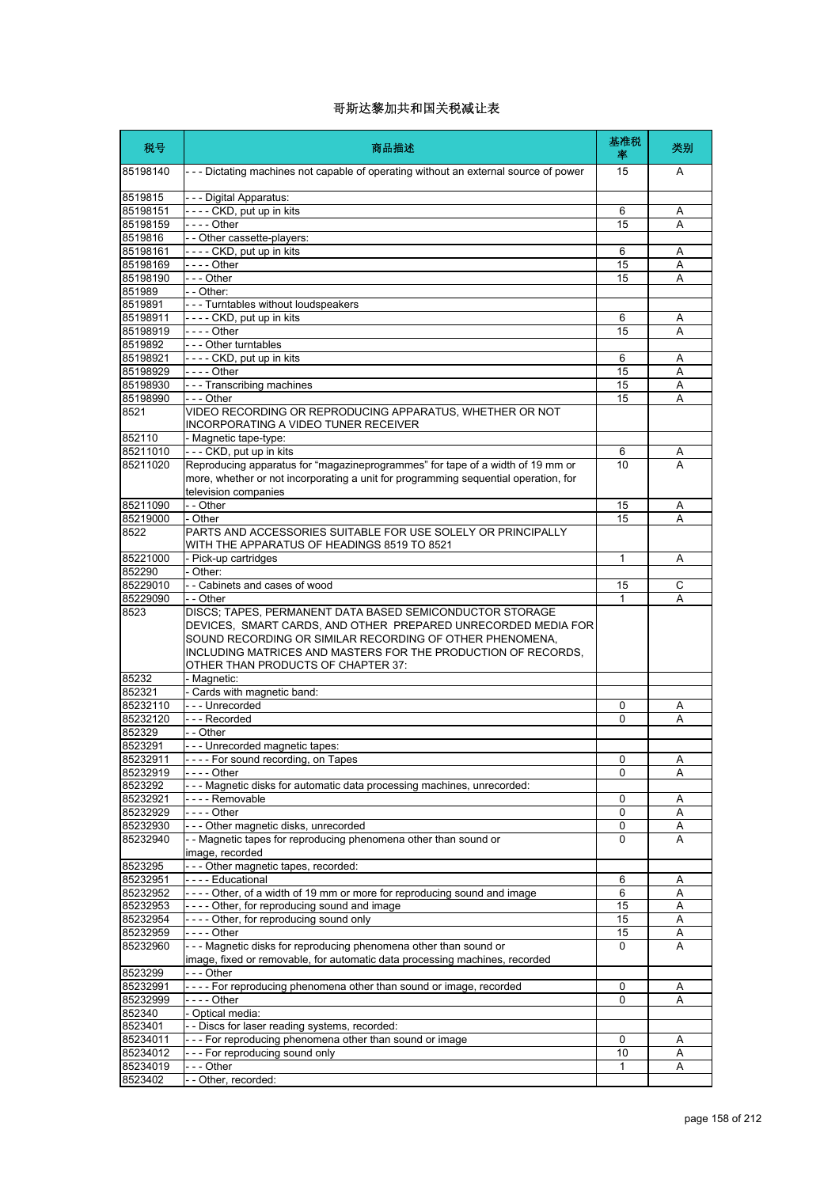# 哥斯达黎加共和国关税减让表

| 税号 | 商品描述 | 基准税率 | 类别 |
|---|---|---|---|
| 85198140 | - - - Dictating machines not capable of operating without an external source of power | 15 | A |
| 8519815 | - - - Digital Apparatus: | | |
| 85198151 | - - - - CKD, put up in kits | 6 | A |
| 85198159 | - - - - Other | 15 | A |
| 8519816 | - - Other cassette-players: | | |
| 85198161 | - - - - CKD, put up in kits | 6 | A |
| 85198169 | - - - - Other | 15 | A |
| 85198190 | - - - Other | 15 | A |
| 851989 | - - Other: | | |
| 8519891 | - - - Turntables without loudspeakers | | |
| 85198911 | - - - - CKD, put up in kits | 6 | A |
| 85198919 | - - - - Other | 15 | A |
| 8519892 | - - - Other turntables | | |
| 85198921 | - - - - CKD, put up in kits | 6 | A |
| 85198929 | - - - - Other | 15 | A |
| 85198930 | - - - Transcribing machines | 15 | A |
| 85198990 | - - - Other | 15 | A |
| 8521 | VIDEO RECORDING OR REPRODUCING APPARATUS, WHETHER OR NOT INCORPORATING A VIDEO TUNER RECEIVER | | |
| 852110 | - Magnetic tape-type: | | |
| 85211010 | - - - CKD, put up in kits | 6 | A |
| 85211020 | Reproducing apparatus for "magazineprogrammes" for tape of a width of 19 mm or more, whether or not incorporating a unit for programming sequential operation, for television companies | 10 | A |
| 85211090 | - - Other | 15 | A |
| 85219000 | - Other | 15 | A |
| 8522 | PARTS AND ACCESSORIES SUITABLE FOR USE SOLELY OR PRINCIPALLY WITH THE APPARATUS OF HEADINGS 8519 TO 8521 | | |
| 85221000 | - Pick-up cartridges | 1 | A |
| 852290 | - Other: | | |
| 85229010 | - - Cabinets and cases of wood | 15 | C |
| 85229090 | - - Other | 1 | A |
| 8523 | DISCS; TAPES, PERMANENT DATA BASED SEMICONDUCTOR STORAGE DEVICES, SMART CARDS, AND OTHER PREPARED UNRECORDED MEDIA FOR SOUND RECORDING OR SIMILAR RECORDING OF OTHER PHENOMENA, INCLUDING MATRICES AND MASTERS FOR THE PRODUCTION OF RECORDS, OTHER THAN PRODUCTS OF CHAPTER 37: | | |
| 85232 | - Magnetic: | | |
| 852321 | - Cards with magnetic band: | | |
| 85232110 | - - - Unrecorded | 0 | A |
| 85232120 | - - - Recorded | 0 | A |
| 852329 | - - Other | | |
| 8523291 | - - - Unrecorded magnetic tapes: | | |
| 85232911 | - - - - For sound recording, on Tapes | 0 | A |
| 85232919 | - - - - Other | 0 | A |
| 8523292 | - - - Magnetic disks for automatic data processing machines, unrecorded: | | |
| 85232921 | - - - - Removable | 0 | A |
| 85232929 | - - - - Other | 0 | A |
| 85232930 | - - - Other magnetic disks, unrecorded | 0 | A |
| 85232940 | - - Magnetic tapes for reproducing phenomena other than sound or image, recorded | 0 | A |
| 8523295 | - - - Other magnetic tapes, recorded: | | |
| 85232951 | - - - - Educational | 6 | A |
| 85232952 | - - - - Other, of a width of 19 mm or more for reproducing sound and image | 6 | A |
| 85232953 | - - - - Other, for reproducing sound and image | 15 | A |
| 85232954 | - - - - Other, for reproducing sound only | 15 | A |
| 85232959 | - - - - Other | 15 | A |
| 85232960 | - - - Magnetic disks for reproducing phenomena other than sound or image, fixed or removable, for automatic data processing machines, recorded | 0 | A |
| 8523299 | - - - Other | | |
| 85232991 | - - - - For reproducing phenomena other than sound or image, recorded | 0 | A |
| 85232999 | - - - - Other | 0 | A |
| 852340 | - Optical media: | | |
| 8523401 | - - Discs for laser reading systems, recorded: | | |
| 85234011 | - - - For reproducing phenomena other than sound or image | 0 | A |
| 85234012 | - - - For reproducing sound only | 10 | A |
| 85234019 | - - - Other | 1 | A |
| 8523402 | - - Other, recorded: | | |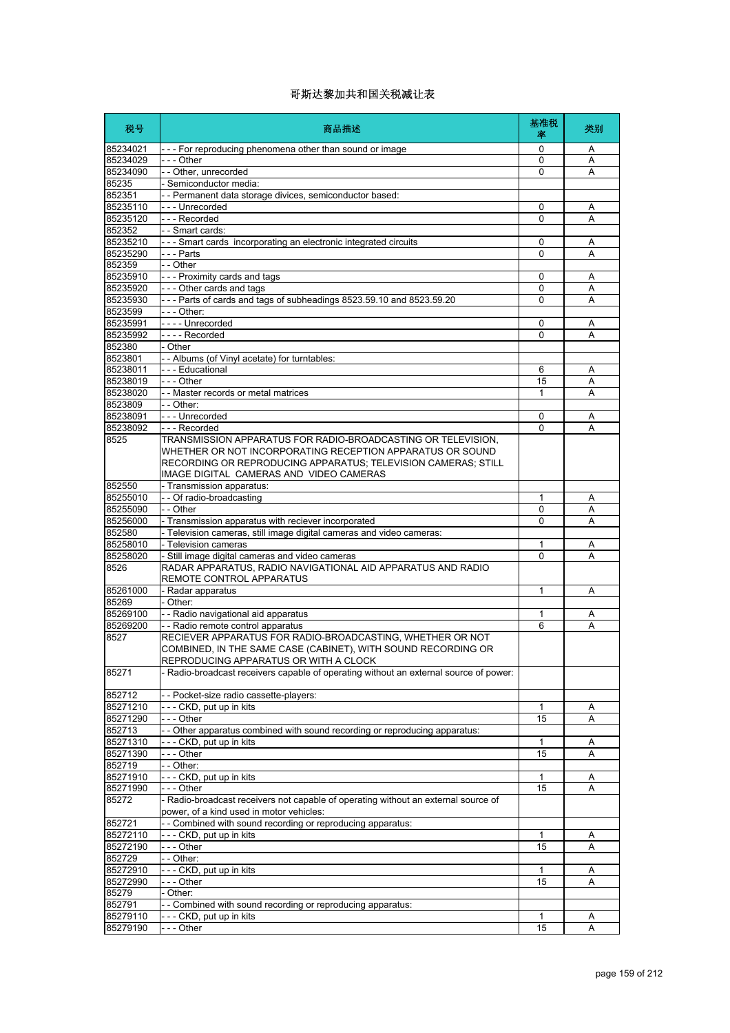# 哥斯达黎加共和国关税减让表

| 税号 | 商品描述 | 基准税率 | 类别 |
|---|---|---|---|
| 85234021 | - - - For reproducing phenomena other than sound or image | 0 | A |
| 85234029 | - - - Other | 0 | A |
| 85234090 | - - Other, unrecorded | 0 | A |
| 85235 | - Semiconductor media: | | |
| 852351 | - - Permanent data storage divices, semiconductor based: | | |
| 85235110 | - - - Unrecorded | 0 | A |
| 85235120 | - - - Recorded | 0 | A |
| 852352 | - - Smart cards: | | |
| 85235210 | - - - Smart cards incorporating an electronic integrated circuits | 0 | A |
| 85235290 | - - - Parts | 0 | A |
| 852359 | - - Other | | |
| 85235910 | - - - Proximity cards and tags | 0 | A |
| 85235920 | - - - Other cards and tags | 0 | A |
| 85235930 | - - - Parts of cards and tags of subheadings 8523.59.10 and 8523.59.20 | 0 | A |
| 8523599 | - - - Other: | | |
| 85235991 | - - - - Unrecorded | 0 | A |
| 85235992 | - - - - Recorded | 0 | A |
| 852380 | - Other | | |
| 8523801 | - - Albums (of Vinyl acetate) for turntables: | | |
| 85238011 | - - - Educational | 6 | A |
| 85238019 | - - - Other | 15 | A |
| 85238020 | - - Master records or metal matrices | 1 | A |
| 8523809 | - - Other: | | |
| 85238091 | - - - Unrecorded | 0 | A |
| 85238092 | - - - Recorded | 0 | A |
| 8525 | TRANSMISSION APPARATUS FOR RADIO-BROADCASTING OR TELEVISION, WHETHER OR NOT INCORPORATING RECEPTION APPARATUS OR SOUND RECORDING OR REPRODUCING APPARATUS; TELEVISION CAMERAS; STILL IMAGE DIGITAL CAMERAS AND VIDEO CAMERAS | | |
| 852550 | - Transmission apparatus: | | |
| 85255010 | - - Of radio-broadcasting | 1 | A |
| 85255090 | - - Other | 0 | A |
| 85256000 | - Transmission apparatus with reciever incorporated | 0 | A |
| 852580 | - Television cameras, still image digital cameras and video cameras: | | |
| 85258010 | - Television cameras | 1 | A |
| 85258020 | - Still image digital cameras and video cameras | 0 | A |
| 8526 | RADAR APPARATUS, RADIO NAVIGATIONAL AID APPARATUS AND RADIO REMOTE CONTROL APPARATUS | | |
| 85261000 | - Radar apparatus | 1 | A |
| 85269 | - Other: | | |
| 85269100 | - - Radio navigational aid apparatus | 1 | A |
| 85269200 | - - Radio remote control apparatus | 6 | A |
| 8527 | RECIEVER APPARATUS FOR RADIO-BROADCASTING, WHETHER OR NOT COMBINED, IN THE SAME CASE (CABINET), WITH SOUND RECORDING OR REPRODUCING APPARATUS OR WITH A CLOCK | | |
| 85271 | - Radio-broadcast receivers capable of operating without an external source of power: | | |
| 852712 | - - Pocket-size radio cassette-players: | | |
| 85271210 | - - - CKD, put up in kits | 1 | A |
| 85271290 | - - - Other | 15 | A |
| 852713 | - - Other apparatus combined with sound recording or reproducing apparatus: | | |
| 85271310 | - - - CKD, put up in kits | 1 | A |
| 85271390 | - - - Other | 15 | A |
| 852719 | - - Other: | | |
| 85271910 | - - - CKD, put up in kits | 1 | A |
| 85271990 | - - - Other | 15 | A |
| 85272 | - Radio-broadcast receivers not capable of operating without an external source of power, of a kind used in motor vehicles: | | |
| 852721 | - - Combined with sound recording or reproducing apparatus: | | |
| 85272110 | - - - CKD, put up in kits | 1 | A |
| 85272190 | - - - Other | 15 | A |
| 852729 | - - Other: | | |
| 85272910 | - - - CKD, put up in kits | 1 | A |
| 85272990 | - - - Other | 15 | A |
| 85279 | - Other: | | |
| 852791 | - - Combined with sound recording or reproducing apparatus: | | |
| 85279110 | - - - CKD, put up in kits | 1 | A |
| 85279190 | - - - Other | 15 | A |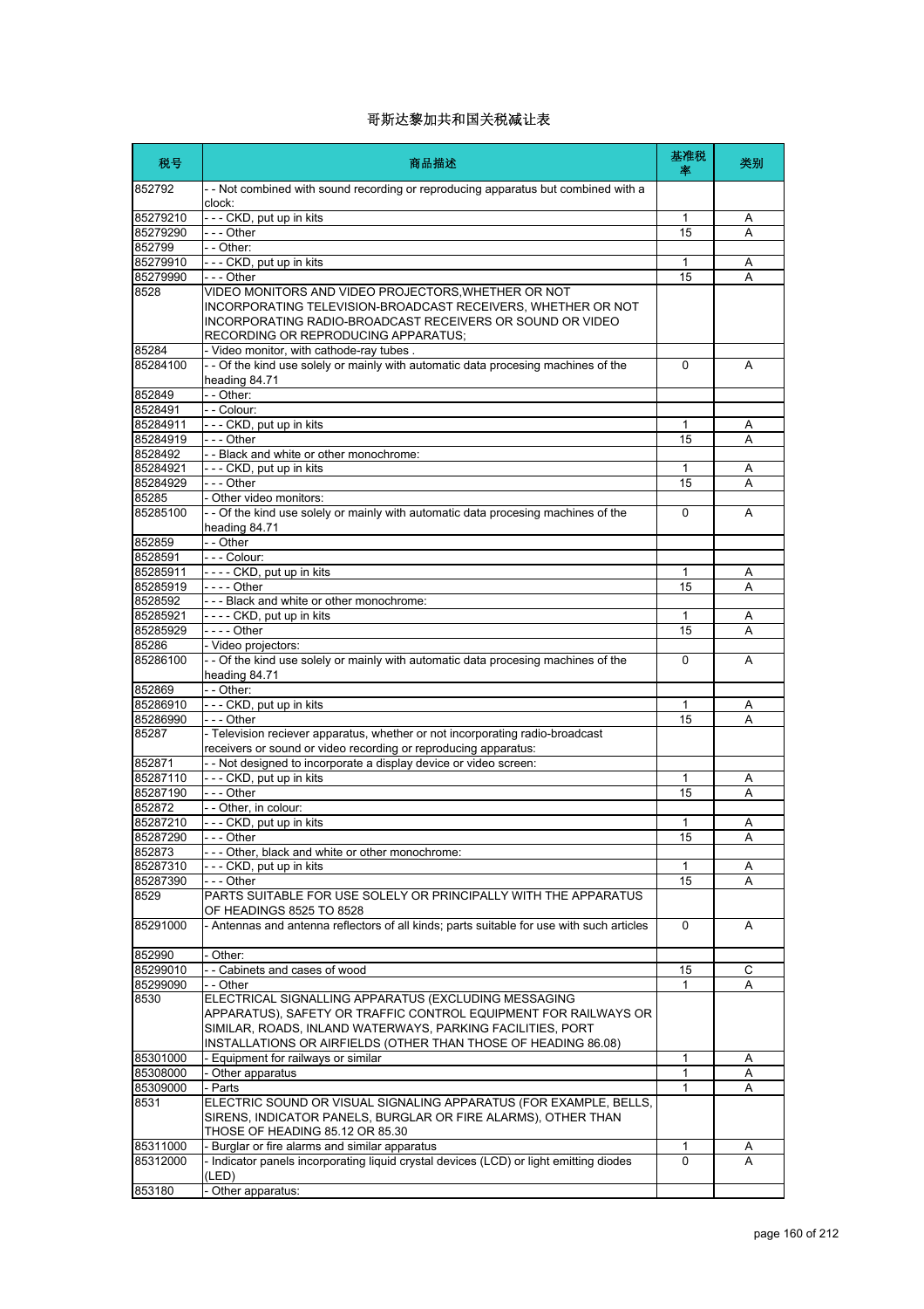# 哥斯达黎加共和国关税减让表

| 税号 | 商品描述 | 基准税率 | 类别 |
|---|---|---|---|
| 852792 | - - Not combined with sound recording or reproducing apparatus but combined with a clock: | | |
| 85279210 | - - - CKD, put up in kits | 1 | A |
| 85279290 | - - - Other | 15 | A |
| 852799 | - - Other: | | |
| 85279910 | - - - CKD, put up in kits | 1 | A |
| 85279990 | - - - Other | 15 | A |
| 8528 | VIDEO MONITORS AND VIDEO PROJECTORS,WHETHER OR NOT INCORPORATING TELEVISION-BROADCAST RECEIVERS, WHETHER OR NOT INCORPORATING RADIO-BROADCAST RECEIVERS OR SOUND OR VIDEO RECORDING OR REPRODUCING APPARATUS; | | |
| 85284 | - Video monitor, with cathode-ray tubes . | | |
| 85284100 | - - Of the kind use solely or mainly with automatic data procesing machines of the heading 84.71 | 0 | A |
| 852849 | - - Other: | | |
| 8528491 | - - Colour: | | |
| 85284911 | - - - CKD, put up in kits | 1 | A |
| 85284919 | - - - Other | 15 | A |
| 8528492 | - - Black and white or other monochrome: | | |
| 85284921 | - - - CKD, put up in kits | 1 | A |
| 85284929 | - - - Other | 15 | A |
| 85285 | - Other video monitors: | | |
| 85285100 | - - Of the kind use solely or mainly with automatic data procesing machines of the heading 84.71 | 0 | A |
| 852859 | - - Other | | |
| 8528591 | - - - Colour: | | |
| 85285911 | - - - - CKD, put up in kits | 1 | A |
| 85285919 | - - - - Other | 15 | A |
| 8528592 | - - - Black and white or other monochrome: | | |
| 85285921 | - - - - CKD, put up in kits | 1 | A |
| 85285929 | - - - - Other | 15 | A |
| 85286 | - Video projectors: | | |
| 85286100 | - - Of the kind use solely or mainly with automatic data procesing machines of the heading 84.71 | 0 | A |
| 852869 | - - Other: | | |
| 85286910 | - - - CKD, put up in kits | 1 | A |
| 85286990 | - - - Other | 15 | A |
| 85287 | - Television reciever apparatus, whether or not incorporating radio-broadcast receivers or sound or video recording or reproducing apparatus: | | |
| 852871 | - - Not designed to incorporate a display device or video screen: | | |
| 85287110 | - - - CKD, put up in kits | 1 | A |
| 85287190 | - - - Other | 15 | A |
| 852872 | - - Other, in colour: | | |
| 85287210 | - - - CKD, put up in kits | 1 | A |
| 85287290 | - - - Other | 15 | A |
| 852873 | - - - Other, black and white or other monochrome: | | |
| 85287310 | - - - CKD, put up in kits | 1 | A |
| 85287390 | - - - Other | 15 | A |
| 8529 | PARTS SUITABLE FOR USE SOLELY OR PRINCIPALLY WITH THE APPARATUS OF HEADINGS 8525 TO 8528 | | |
| 85291000 | - Antennas and antenna reflectors of all kinds; parts suitable for use with such articles | 0 | A |
| 852990 | - Other: | | |
| 85299010 | - - Cabinets and cases of wood | 15 | C |
| 85299090 | - - Other | 1 | A |
| 8530 | ELECTRICAL SIGNALLING APPARATUS (EXCLUDING MESSAGING APPARATUS), SAFETY OR TRAFFIC CONTROL EQUIPMENT FOR RAILWAYS OR SIMILAR, ROADS, INLAND WATERWAYS, PARKING FACILITIES, PORT INSTALLATIONS OR AIRFIELDS (OTHER THAN THOSE OF HEADING 86.08) | | |
| 85301000 | - Equipment for railways or similar | 1 | A |
| 85308000 | - Other apparatus | 1 | A |
| 85309000 | - Parts | 1 | A |
| 8531 | ELECTRIC SOUND OR VISUAL SIGNALING APPARATUS (FOR EXAMPLE, BELLS, SIRENS, INDICATOR PANELS, BURGLAR OR FIRE ALARMS), OTHER THAN THOSE OF HEADING 85.12 OR 85.30 | | |
| 85311000 | - Burglar or fire alarms and similar apparatus | 1 | A |
| 85312000 | - Indicator panels incorporating liquid crystal devices (LCD) or light emitting diodes (LED) | 0 | A |
| 853180 | - Other apparatus: | | |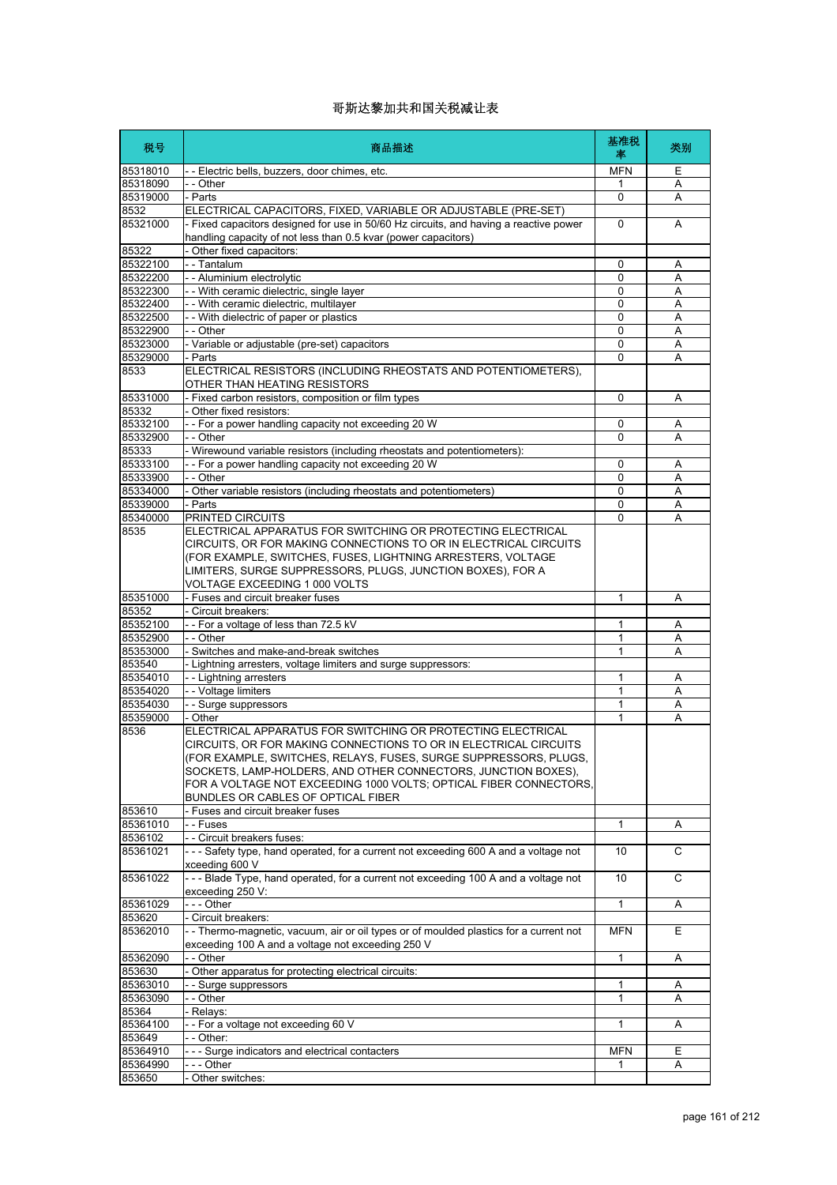# 哥斯达黎加共和国关税减让表

| 税号 | 商品描述 | 基准税率 | 类别 |
| --- | --- | --- | --- |
| 85318010 | - - Electric bells, buzzers, door chimes, etc. | MFN | E |
| 85318090 | - - Other | 1 | A |
| 85319000 | - Parts | 0 | A |
| 8532 | ELECTRICAL CAPACITORS, FIXED, VARIABLE OR ADJUSTABLE (PRE-SET) | | |
| 85321000 | - Fixed capacitors designed for use in 50/60 Hz circuits, and having a reactive power handling capacity of not less than 0.5 kvar (power capacitors) | 0 | A |
| 85322 | - Other fixed capacitors: | | |
| 85322100 | - - Tantalum | 0 | A |
| 85322200 | - - Aluminium electrolytic | 0 | A |
| 85322300 | - - With ceramic dielectric, single layer | 0 | A |
| 85322400 | - - With ceramic dielectric, multilayer | 0 | A |
| 85322500 | - - With dielectric of paper or plastics | 0 | A |
| 85322900 | - - Other | 0 | A |
| 85323000 | - Variable or adjustable (pre-set) capacitors | 0 | A |
| 85329000 | - Parts | 0 | A |
| 8533 | ELECTRICAL RESISTORS (INCLUDING RHEOSTATS AND POTENTIOMETERS), OTHER THAN HEATING RESISTORS | | |
| 85331000 | - Fixed carbon resistors, composition or film types | 0 | A |
| 85332 | - Other fixed resistors: | | |
| 85332100 | - - For a power handling capacity not exceeding 20 W | 0 | A |
| 85332900 | - - Other | 0 | A |
| 85333 | - Wirewound variable resistors (including rheostats and potentiometers): | | |
| 85333100 | - - For a power handling capacity not exceeding 20 W | 0 | A |
| 85333900 | - - Other | 0 | A |
| 85334000 | - Other variable resistors (including rheostats and potentiometers) | 0 | A |
| 85339000 | - Parts | 0 | A |
| 85340000 | PRINTED CIRCUITS | 0 | A |
| 8535 | ELECTRICAL APPARATUS FOR SWITCHING OR PROTECTING ELECTRICAL CIRCUITS, OR FOR MAKING CONNECTIONS TO OR IN ELECTRICAL CIRCUITS (FOR EXAMPLE, SWITCHES, FUSES, LIGHTNING ARRESTERS, VOLTAGE LIMITERS, SURGE SUPPRESSORS, PLUGS, JUNCTION BOXES), FOR A VOLTAGE EXCEEDING 1 000 VOLTS | | |
| 85351000 | - Fuses and circuit breaker fuses | 1 | A |
| 85352 | - Circuit breakers: | | |
| 85352100 | - - For a voltage of less than 72.5 kV | 1 | A |
| 85352900 | - - Other | 1 | A |
| 85353000 | - Switches and make-and-break switches | 1 | A |
| 853540 | - Lightning arresters, voltage limiters and surge suppressors: | | |
| 85354010 | - - Lightning arresters | 1 | A |
| 85354020 | - - Voltage limiters | 1 | A |
| 85354030 | - - Surge suppressors | 1 | A |
| 85359000 | - Other | 1 | A |
| 8536 | ELECTRICAL APPARATUS FOR SWITCHING OR PROTECTING ELECTRICAL CIRCUITS, OR FOR MAKING CONNECTIONS TO OR IN ELECTRICAL CIRCUITS (FOR EXAMPLE, SWITCHES, RELAYS, FUSES, SURGE SUPPRESSORS, PLUGS, SOCKETS, LAMP-HOLDERS, AND OTHER CONNECTORS, JUNCTION BOXES), FOR A VOLTAGE NOT EXCEEDING 1000 VOLTS; OPTICAL FIBER CONNECTORS, BUNDLES OR CABLES OF OPTICAL FIBER | | |
| 853610 | - Fuses and circuit breaker fuses | | |
| 85361010 | - - Fuses | 1 | A |
| 8536102 | - - Circuit breakers fuses: | | |
| 85361021 | - - - Safety type, hand operated, for a current not exceeding 600 A and a voltage not xceeding 600 V | 10 | C |
| 85361022 | - - - Blade Type, hand operated, for a current not exceeding 100 A and a voltage not exceeding 250 V: | 10 | C |
| 85361029 | - - - Other | 1 | A |
| 853620 | - Circuit breakers: | | |
| 85362010 | - - Thermo-magnetic, vacuum, air or oil types or of moulded plastics for a current not exceeding 100 A and a voltage not exceeding 250 V | MFN | E |
| 85362090 | - - Other | 1 | A |
| 853630 | - Other apparatus for protecting electrical circuits: | | |
| 85363010 | - - Surge suppressors | 1 | A |
| 85363090 | - - Other | 1 | A |
| 85364 | - Relays: | | |
| 85364100 | - - For a voltage not exceeding 60 V | 1 | A |
| 853649 | - - Other: | | |
| 85364910 | - - - Surge indicators and electrical contacters | MFN | E |
| 85364990 | - - - Other | 1 | A |
| 853650 | - Other switches: | | |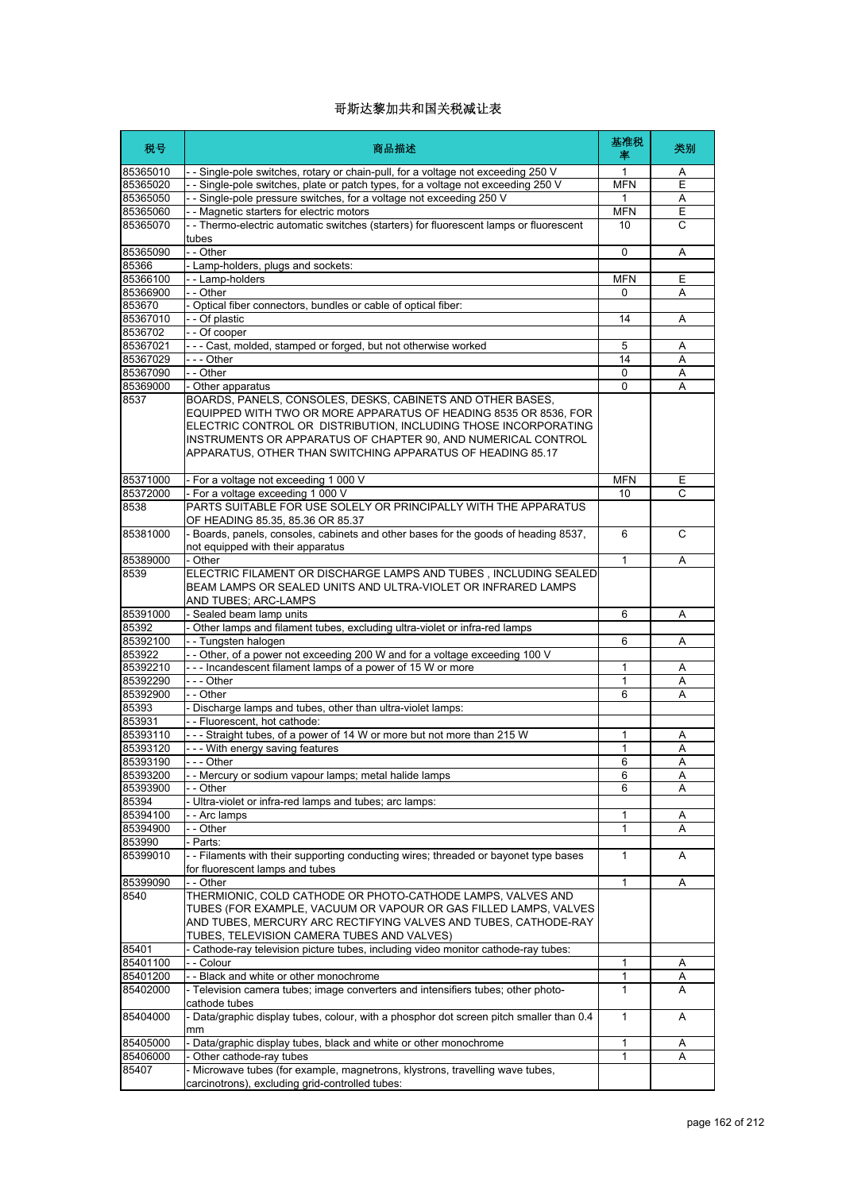# 哥斯达黎加共和国关税减让表

| 税号 | 商品描述 | 基准税率 | 类别 |
| --- | --- | --- | --- |
| 85365010 | - - Single-pole switches, rotary or chain-pull, for a voltage not exceeding 250 V | 1 | A |
| 85365020 | - - Single-pole switches, plate or patch types, for a voltage not exceeding 250 V | MFN | E |
| 85365050 | - - Single-pole pressure switches, for a voltage not exceeding 250 V | 1 | A |
| 85365060 | - - Magnetic starters for electric motors | MFN | E |
| 85365070 | - - Thermo-electric automatic switches (starters) for fluorescent lamps or fluorescent tubes | 10 | C |
| 85365090 | - - Other | 0 | A |
| 85366 | - Lamp-holders, plugs and sockets: | | |
| 85366100 | - - Lamp-holders | MFN | E |
| 85366900 | - - Other | 0 | A |
| 853670 | - Optical fiber connectors, bundles or cable of optical fiber: | | |
| 85367010 | - - Of plastic | 14 | A |
| 8536702 | - - Of cooper | | |
| 85367021 | - - - Cast, molded, stamped or forged, but not otherwise worked | 5 | A |
| 85367029 | - - - Other | 14 | A |
| 85367090 | - - Other | 0 | A |
| 85369000 | - Other apparatus | 0 | A |
| 8537 | BOARDS, PANELS, CONSOLES, DESKS, CABINETS AND OTHER BASES, EQUIPPED WITH TWO OR MORE APPARATUS OF HEADING 8535 OR 8536, FOR ELECTRIC CONTROL OR DISTRIBUTION, INCLUDING THOSE INCORPORATING INSTRUMENTS OR APPARATUS OF CHAPTER 90, AND NUMERICAL CONTROL APPARATUS, OTHER THAN SWITCHING APPARATUS OF HEADING 85.17 | | |
| 85371000 | - For a voltage not exceeding 1 000 V | MFN | E |
| 85372000 | - For a voltage exceeding 1 000 V | 10 | C |
| 8538 | PARTS SUITABLE FOR USE SOLELY OR PRINCIPALLY WITH THE APPARATUS OF HEADING 85.35, 85.36 OR 85.37 | | |
| 85381000 | - Boards, panels, consoles, cabinets and other bases for the goods of heading 8537, not equipped with their apparatus | 6 | C |
| 85389000 | - Other | 1 | A |
| 8539 | ELECTRIC FILAMENT OR DISCHARGE LAMPS AND TUBES , INCLUDING SEALED BEAM LAMPS OR SEALED UNITS AND ULTRA-VIOLET OR INFRARED LAMPS AND TUBES; ARC-LAMPS | | |
| 85391000 | - Sealed beam lamp units | 6 | A |
| 85392 | - Other lamps and filament tubes, excluding ultra-violet or infra-red lamps | | |
| 85392100 | - - Tungsten halogen | 6 | A |
| 853922 | - - Other, of a power not exceeding 200 W and for a voltage exceeding 100 V | | |
| 85392210 | - - - Incandescent filament lamps of a power of 15 W or more | 1 | A |
| 85392290 | - - - Other | 1 | A |
| 85392900 | - - Other | 6 | A |
| 85393 | - Discharge lamps and tubes, other than ultra-violet lamps: | | |
| 853931 | - - Fluorescent, hot cathode: | | |
| 85393110 | - - - Straight tubes, of a power of 14 W or more but not more than 215 W | 1 | A |
| 85393120 | - - - With energy saving features | 1 | A |
| 85393190 | - - - Other | 6 | A |
| 85393200 | - - Mercury or sodium vapour lamps; metal halide lamps | 6 | A |
| 85393900 | - - Other | 6 | A |
| 85394 | - Ultra-violet or infra-red lamps and tubes; arc lamps: | | |
| 85394100 | - - Arc lamps | 1 | A |
| 85394900 | - - Other | 1 | A |
| 853990 | - Parts: | | |
| 85399010 | - - Filaments with their supporting conducting wires; threaded or bayonet type bases for fluorescent lamps and tubes | 1 | A |
| 85399090 | - - Other | 1 | A |
| 8540 | THERMIONIC, COLD CATHODE OR PHOTO-CATHODE LAMPS, VALVES AND TUBES (FOR EXAMPLE, VACUUM OR VAPOUR OR GAS FILLED LAMPS, VALVES AND TUBES, MERCURY ARC RECTIFYING VALVES AND TUBES, CATHODE-RAY TUBES, TELEVISION CAMERA TUBES AND VALVES) | | |
| 85401 | - Cathode-ray television picture tubes, including video monitor cathode-ray tubes: | | |
| 85401100 | - - Colour | 1 | A |
| 85401200 | - - Black and white or other monochrome | 1 | A |
| 85402000 | - Television camera tubes; image converters and intensifiers tubes; other photo-cathode tubes | 1 | A |
| 85404000 | - Data/graphic display tubes, colour, with a phosphor dot screen pitch smaller than 0.4 mm | 1 | A |
| 85405000 | - Data/graphic display tubes, black and white or other monochrome | 1 | A |
| 85406000 | - Other cathode-ray tubes | 1 | A |
| 85407 | - Microwave tubes (for example, magnetrons, klystrons, travelling wave tubes, carcinotrons), excluding grid-controlled tubes: | | |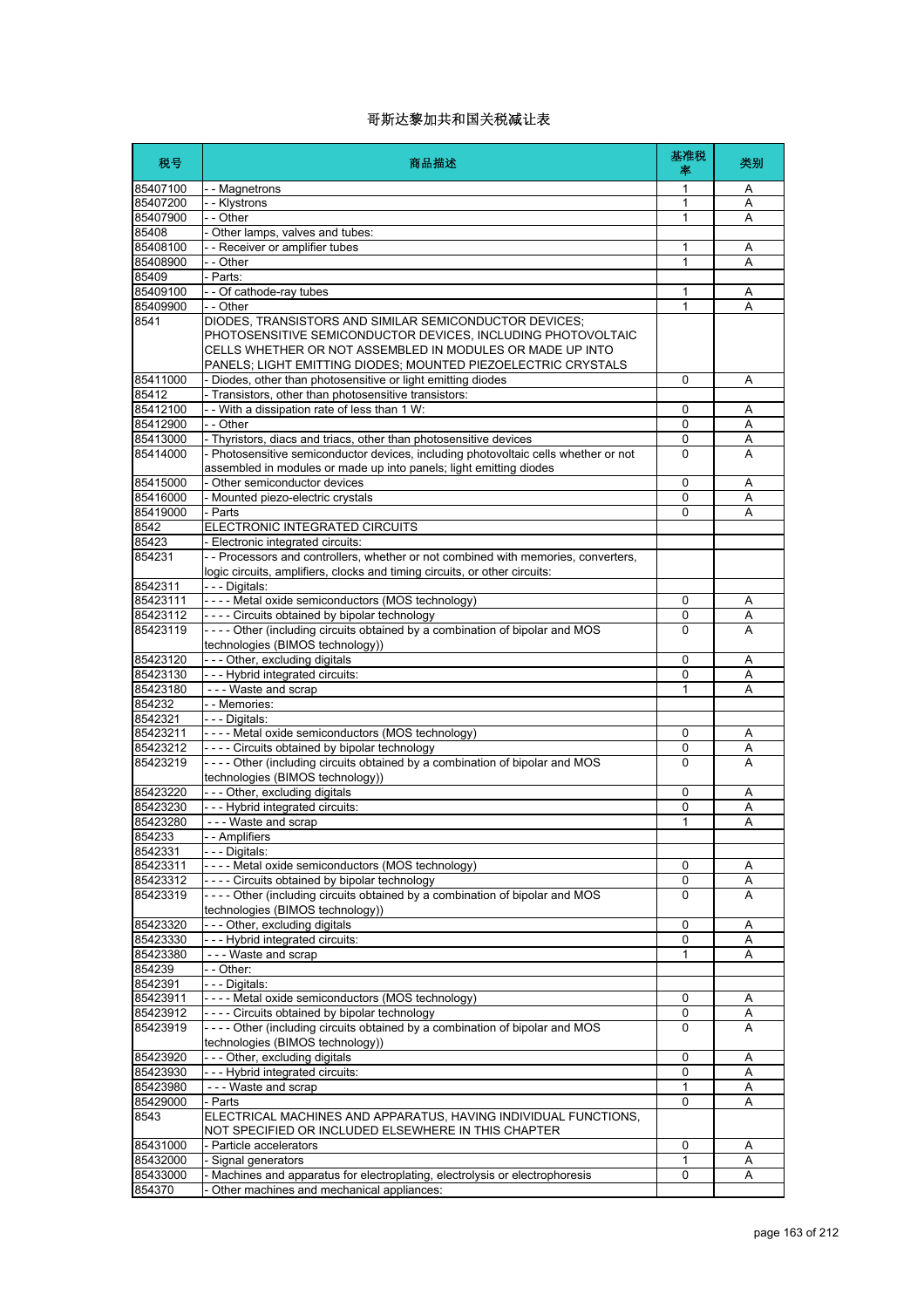# 哥斯达黎加共和国关税减让表

| 税号 | 商品描述 | 基准税率 | 类别 |
|---|---|---|---|
| 85407100 | - - Magnetrons | 1 | A |
| 85407200 | - - Klystrons | 1 | A |
| 85407900 | - - Other | 1 | A |
| 85408 | - Other lamps, valves and tubes: | | |
| 85408100 | - - Receiver or amplifier tubes | 1 | A |
| 85408900 | - - Other | 1 | A |
| 85409 | - Parts: | | |
| 85409100 | - - Of cathode-ray tubes | 1 | A |
| 85409900 | - - Other | 1 | A |
| 8541 | DIODES, TRANSISTORS AND SIMILAR SEMICONDUCTOR DEVICES; PHOTOSENSITIVE SEMICONDUCTOR DEVICES, INCLUDING PHOTOVOLTAIC CELLS WHETHER OR NOT ASSEMBLED IN MODULES OR MADE UP INTO PANELS; LIGHT EMITTING DIODES; MOUNTED PIEZOELECTRIC CRYSTALS | | |
| 85411000 | - Diodes, other than photosensitive or light emitting diodes | 0 | A |
| 85412 | - Transistors, other than photosensitive transistors: | | |
| 85412100 | - - With a dissipation rate of less than 1 W: | 0 | A |
| 85412900 | - - Other | 0 | A |
| 85413000 | - Thyristors, diacs and triacs, other than photosensitive devices | 0 | A |
| 85414000 | - Photosensitive semiconductor devices, including photovoltaic cells whether or not assembled in modules or made up into panels; light emitting diodes | 0 | A |
| 85415000 | - Other semiconductor devices | 0 | A |
| 85416000 | - Mounted piezo-electric crystals | 0 | A |
| 85419000 | - Parts | 0 | A |
| 8542 | ELECTRONIC INTEGRATED CIRCUITS | | |
| 85423 | - Electronic integrated circuits: | | |
| 854231 | - - Processors and controllers, whether or not combined with memories, converters, logic circuits, amplifiers, clocks and timing circuits, or other circuits: | | |
| 8542311 | - - - Digitals: | | |
| 85423111 | - - - - Metal oxide semiconductors (MOS technology) | 0 | A |
| 85423112 | - - - - Circuits obtained by bipolar technology | 0 | A |
| 85423119 | - - - - Other (including circuits obtained by a combination of bipolar and MOS technologies (BIMOS technology)) | 0 | A |
| 85423120 | - - - Other, excluding digitals | 0 | A |
| 85423130 | - - - Hybrid integrated circuits: | 0 | A |
| 85423180 | - - - Waste and scrap | 1 | A |
| 854232 | - - Memories: | | |
| 8542321 | - - - Digitals: | | |
| 85423211 | - - - - Metal oxide semiconductors (MOS technology) | 0 | A |
| 85423212 | - - - - Circuits obtained by bipolar technology | 0 | A |
| 85423219 | - - - - Other (including circuits obtained by a combination of bipolar and MOS technologies (BIMOS technology)) | 0 | A |
| 85423220 | - - - Other, excluding digitals | 0 | A |
| 85423230 | - - - Hybrid integrated circuits: | 0 | A |
| 85423280 | - - - Waste and scrap | 1 | A |
| 854233 | - - Amplifiers | | |
| 8542331 | - - - Digitals: | | |
| 85423311 | - - - - Metal oxide semiconductors (MOS technology) | 0 | A |
| 85423312 | - - - - Circuits obtained by bipolar technology | 0 | A |
| 85423319 | - - - - Other (including circuits obtained by a combination of bipolar and MOS technologies (BIMOS technology)) | 0 | A |
| 85423320 | - - - Other, excluding digitals | 0 | A |
| 85423330 | - - - Hybrid integrated circuits: | 0 | A |
| 85423380 | - - - Waste and scrap | 1 | A |
| 854239 | - - Other: | | |
| 8542391 | - - - Digitals: | | |
| 85423911 | - - - - Metal oxide semiconductors (MOS technology) | 0 | A |
| 85423912 | - - - - Circuits obtained by bipolar technology | 0 | A |
| 85423919 | - - - - Other (including circuits obtained by a combination of bipolar and MOS technologies (BIMOS technology)) | 0 | A |
| 85423920 | - - - Other, excluding digitals | 0 | A |
| 85423930 | - - - Hybrid integrated circuits: | 0 | A |
| 85423980 | - - - Waste and scrap | 1 | A |
| 85429000 | - Parts | 0 | A |
| 8543 | ELECTRICAL MACHINES AND APPARATUS, HAVING INDIVIDUAL FUNCTIONS, NOT SPECIFIED OR INCLUDED ELSEWHERE IN THIS CHAPTER | | |
| 85431000 | - Particle accelerators | 0 | A |
| 85432000 | - Signal generators | 1 | A |
| 85433000 | - Machines and apparatus for electroplating, electrolysis or electrophoresis | 0 | A |
| 854370 | - Other machines and mechanical appliances: | | |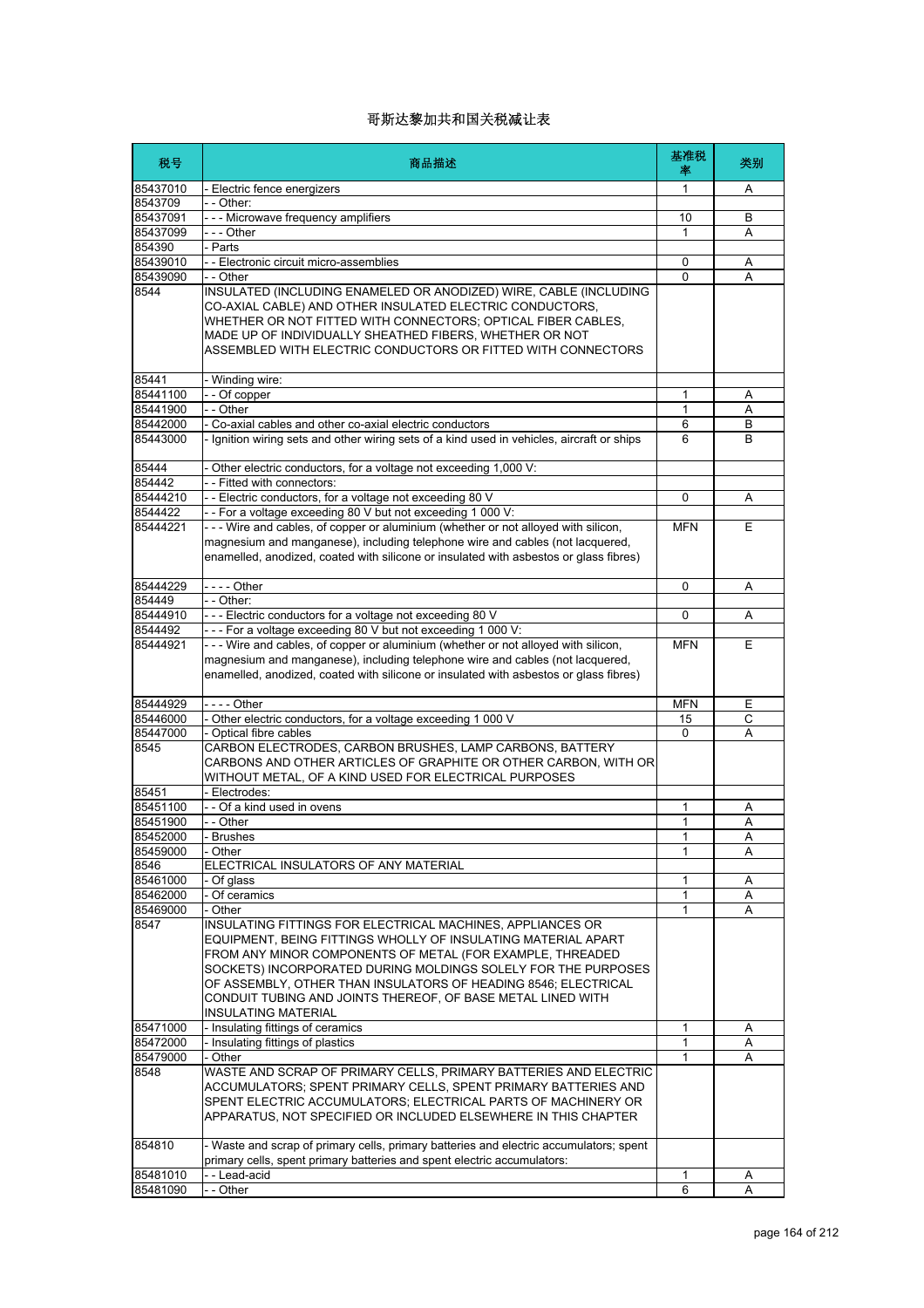# 哥斯达黎加共和国关税减让表

| 税号 | 商品描述 | 基准税率 | 类别 |
|---|---|---|---|
| 85437010 | - Electric fence energizers | 1 | A |
| 8543709 | - - Other: | | |
| 85437091 | - - - Microwave frequency amplifiers | 10 | B |
| 85437099 | - - - Other | 1 | A |
| 854390 | - Parts | | |
| 85439010 | - - Electronic circuit micro-assemblies | 0 | A |
| 85439090 | - - Other | 0 | A |
| 8544 | INSULATED (INCLUDING ENAMELED OR ANODIZED) WIRE, CABLE (INCLUDING CO-AXIAL CABLE) AND OTHER INSULATED ELECTRIC CONDUCTORS, WHETHER OR NOT FITTED WITH CONNECTORS; OPTICAL FIBER CABLES, MADE UP OF INDIVIDUALLY SHEATHED FIBERS, WHETHER OR NOT ASSEMBLED WITH ELECTRIC CONDUCTORS OR FITTED WITH CONNECTORS | | |
| 85441 | - Winding wire: | | |
| 85441100 | - - Of copper | 1 | A |
| 85441900 | - - Other | 1 | A |
| 85442000 | - Co-axial cables and other co-axial electric conductors | 6 | B |
| 85443000 | - Ignition wiring sets and other wiring sets of a kind used in vehicles, aircraft or ships | 6 | B |
| 85444 | - Other electric conductors, for a voltage not exceeding 1,000 V: | | |
| 854442 | - - Fitted with connectors: | | |
| 85444210 | - - Electric conductors, for a voltage not exceeding 80 V | 0 | A |
| 8544422 | - - For a voltage exceeding 80 V but not exceeding 1 000 V: | | |
| 85444221 | - - - Wire and cables, of copper or aluminium (whether or not alloyed with silicon, magnesium and manganese), including telephone wire and cables (not lacquered, enamelled, anodized, coated with silicone or insulated with asbestos or glass fibres) | MFN | E |
| 85444229 | - - - - Other | 0 | A |
| 854449 | - - Other: | | |
| 85444910 | - - - Electric conductors for a voltage not exceeding 80 V | 0 | A |
| 8544492 | - - - For a voltage exceeding 80 V but not exceeding 1 000 V: | | |
| 85444921 | - - - Wire and cables, of copper or aluminium (whether or not alloyed with silicon, magnesium and manganese), including telephone wire and cables (not lacquered, enamelled, anodized, coated with silicone or insulated with asbestos or glass fibres) | MFN | E |
| 85444929 | - - - - Other | MFN | E |
| 85446000 | - Other electric conductors, for a voltage exceeding 1 000 V | 15 | C |
| 85447000 | - Optical fibre cables | 0 | A |
| 8545 | CARBON ELECTRODES, CARBON BRUSHES, LAMP CARBONS, BATTERY CARBONS AND OTHER ARTICLES OF GRAPHITE OR OTHER CARBON, WITH OR WITHOUT METAL, OF A KIND USED FOR ELECTRICAL PURPOSES | | |
| 85451 | - Electrodes: | | |
| 85451100 | - - Of a kind used in ovens | 1 | A |
| 85451900 | - - Other | 1 | A |
| 85452000 | - Brushes | 1 | A |
| 85459000 | - Other | 1 | A |
| 8546 | ELECTRICAL INSULATORS OF ANY MATERIAL | | |
| 85461000 | - Of glass | 1 | A |
| 85462000 | - Of ceramics | 1 | A |
| 85469000 | - Other | 1 | A |
| 8547 | INSULATING FITTINGS FOR ELECTRICAL MACHINES, APPLIANCES OR EQUIPMENT, BEING FITTINGS WHOLLY OF INSULATING MATERIAL APART FROM ANY MINOR COMPONENTS OF METAL (FOR EXAMPLE, THREADED SOCKETS) INCORPORATED DURING MOLDINGS SOLELY FOR THE PURPOSES OF ASSEMBLY, OTHER THAN INSULATORS OF HEADING 8546; ELECTRICAL CONDUIT TUBING AND JOINTS THEREOF, OF BASE METAL LINED WITH INSULATING MATERIAL | | |
| 85471000 | - Insulating fittings of ceramics | 1 | A |
| 85472000 | - Insulating fittings of plastics | 1 | A |
| 85479000 | - Other | 1 | A |
| 8548 | WASTE AND SCRAP OF PRIMARY CELLS, PRIMARY BATTERIES AND ELECTRIC ACCUMULATORS; SPENT PRIMARY CELLS, SPENT PRIMARY BATTERIES AND SPENT ELECTRIC ACCUMULATORS; ELECTRICAL PARTS OF MACHINERY OR APPARATUS, NOT SPECIFIED OR INCLUDED ELSEWHERE IN THIS CHAPTER | | |
| 854810 | - Waste and scrap of primary cells, primary batteries and electric accumulators; spent primary cells, spent primary batteries and spent electric accumulators: | | |
| 85481010 | - - Lead-acid | 1 | A |
| 85481090 | - - Other | 6 | A |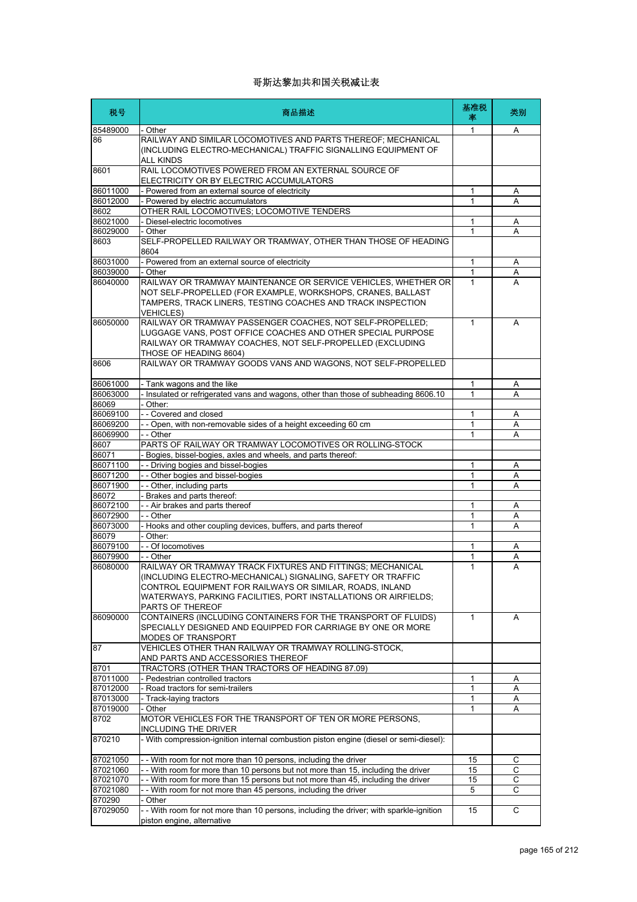# 哥斯达黎加共和国关税减让表

| 税号 | 商品描述 | 基准税率 | 类别 |
|---|---|---|---|
| 85489000 | - Other | 1 | A |
| 86 | RAILWAY AND SIMILAR LOCOMOTIVES AND PARTS THEREOF; MECHANICAL (INCLUDING ELECTRO-MECHANICAL) TRAFFIC SIGNALLING EQUIPMENT OF ALL KINDS | | |
| 8601 | RAIL LOCOMOTIVES POWERED FROM AN EXTERNAL SOURCE OF ELECTRICITY OR BY ELECTRIC ACCUMULATORS | | |
| 86011000 | - Powered from an external source of electricity | 1 | A |
| 86012000 | - Powered by electric accumulators | 1 | A |
| 8602 | OTHER RAIL LOCOMOTIVES; LOCOMOTIVE TENDERS | | |
| 86021000 | - Diesel-electric locomotives | 1 | A |
| 86029000 | - Other | 1 | A |
| 8603 | SELF-PROPELLED RAILWAY OR TRAMWAY, OTHER THAN THOSE OF HEADING 8604 | | |
| 86031000 | - Powered from an external source of electricity | 1 | A |
| 86039000 | - Other | 1 | A |
| 86040000 | RAILWAY OR TRAMWAY MAINTENANCE OR SERVICE VEHICLES, WHETHER OR NOT SELF-PROPELLED (FOR EXAMPLE, WORKSHOPS, CRANES, BALLAST TAMPERS, TRACK LINERS, TESTING COACHES AND TRACK INSPECTION VEHICLES) | 1 | A |
| 86050000 | RAILWAY OR TRAMWAY PASSENGER COACHES, NOT SELF-PROPELLED; LUGGAGE VANS, POST OFFICE COACHES AND OTHER SPECIAL PURPOSE RAILWAY OR TRAMWAY COACHES, NOT SELF-PROPELLED (EXCLUDING THOSE OF HEADING 8604) | 1 | A |
| 8606 | RAILWAY OR TRAMWAY GOODS VANS AND WAGONS, NOT SELF-PROPELLED | | |
| 86061000 | - Tank wagons and the like | 1 | A |
| 86063000 | - Insulated or refrigerated vans and wagons, other than those of subheading 8606.10 | 1 | A |
| 86069 | - Other: | | |
| 86069100 | - - Covered and closed | 1 | A |
| 86069200 | - - Open, with non-removable sides of a height exceeding 60 cm | 1 | A |
| 86069900 | - - Other | 1 | A |
| 8607 | PARTS OF RAILWAY OR TRAMWAY LOCOMOTIVES OR ROLLING-STOCK | | |
| 86071 | - Bogies, bissel-bogies, axles and wheels, and parts thereof: | | |
| 86071100 | - - Driving bogies and bissel-bogies | 1 | A |
| 86071200 | - - Other bogies and bissel-bogies | 1 | A |
| 86071900 | - - Other, including parts | 1 | A |
| 86072 | - Brakes and parts thereof: | | |
| 86072100 | - - Air brakes and parts thereof | 1 | A |
| 86072900 | - - Other | 1 | A |
| 86073000 | - Hooks and other coupling devices, buffers, and parts thereof | 1 | A |
| 86079 | - Other: | | |
| 86079100 | - - Of locomotives | 1 | A |
| 86079900 | - - Other | 1 | A |
| 86080000 | RAILWAY OR TRAMWAY TRACK FIXTURES AND FITTINGS; MECHANICAL (INCLUDING ELECTRO-MECHANICAL) SIGNALING, SAFETY OR TRAFFIC CONTROL EQUIPMENT FOR RAILWAYS OR SIMILAR, ROADS, INLAND WATERWAYS, PARKING FACILITIES, PORT INSTALLATIONS OR AIRFIELDS; PARTS OF THEREOF | 1 | A |
| 86090000 | CONTAINERS (INCLUDING CONTAINERS FOR THE TRANSPORT OF FLUIDS) SPECIALLY DESIGNED AND EQUIPPED FOR CARRIAGE BY ONE OR MORE MODES OF TRANSPORT | 1 | A |
| 87 | VEHICLES OTHER THAN RAILWAY OR TRAMWAY ROLLING-STOCK, AND PARTS AND ACCESSORIES THEREOF | | |
| 8701 | TRACTORS (OTHER THAN TRACTORS OF HEADING 87.09) | | |
| 87011000 | - Pedestrian controlled tractors | 1 | A |
| 87012000 | - Road tractors for semi-trailers | 1 | A |
| 87013000 | - Track-laying tractors | 1 | A |
| 87019000 | - Other | 1 | A |
| 8702 | MOTOR VEHICLES FOR THE TRANSPORT OF TEN OR MORE PERSONS, INCLUDING THE DRIVER | | |
| 870210 | - With compression-ignition internal combustion piston engine (diesel or semi-diesel): | | |
| 87021050 | - - With room for not more than 10 persons, including the driver | 15 | C |
| 87021060 | - - With room for more than 10 persons but not more than 15, including the driver | 15 | C |
| 87021070 | - - With room for more than 15 persons but not more than 45, including the driver | 15 | C |
| 87021080 | - - With room for not more than 45 persons, including the driver | 5 | C |
| 870290 | - Other | | |
| 87029050 | - - With room for not more than 10 persons, including the driver; with sparkle-ignition piston engine, alternative | 15 | C |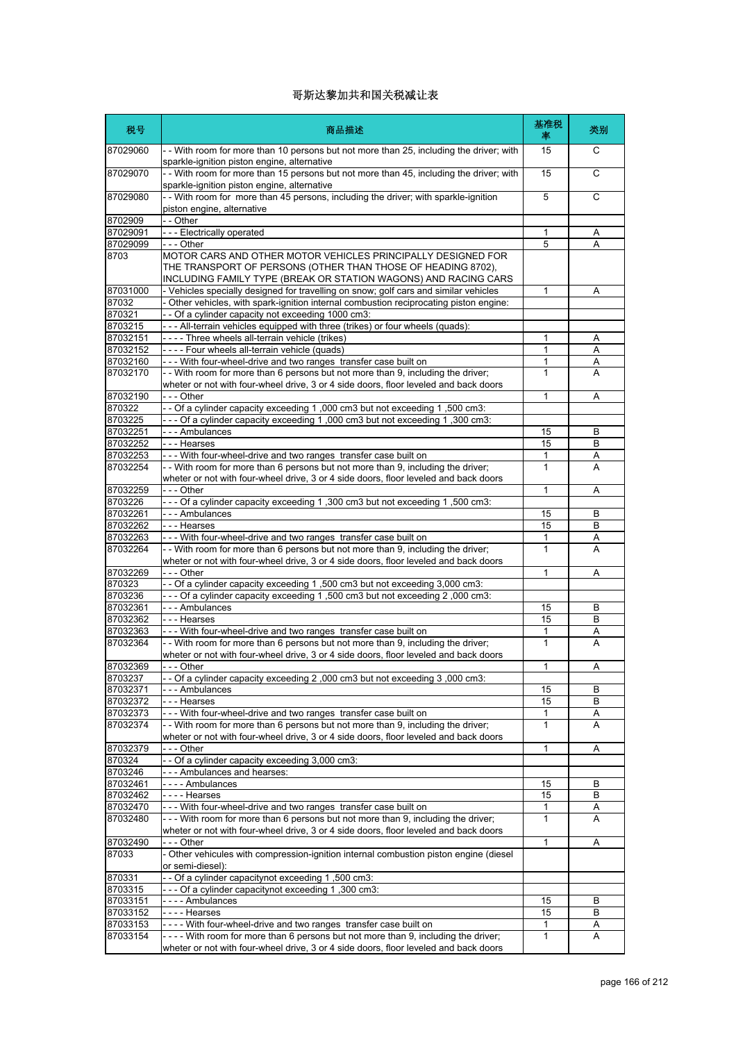# 哥斯达黎加共和国关税减让表

| 税号 | 商品描述 | 基准税率 | 类别 |
|---|---|---|---|
| 87029060 | - - With room for more than 10 persons but not more than 25, including the driver; with sparkle-ignition piston engine, alternative | 15 | C |
| 87029070 | - - With room for more than 15 persons but not more than 45, including the driver; with sparkle-ignition piston engine, alternative | 15 | C |
| 87029080 | - - With room for more than 45 persons, including the driver; with sparkle-ignition piston engine, alternative | 5 | C |
| 8702909 | - - Other | | |
| 87029091 | - - - Electrically operated | 1 | A |
| 87029099 | - - - Other | 5 | A |
| 8703 | MOTOR CARS AND OTHER MOTOR VEHICLES PRINCIPALLY DESIGNED FOR THE TRANSPORT OF PERSONS (OTHER THAN THOSE OF HEADING 8702), INCLUDING FAMILY TYPE (BREAK OR STATION WAGONS) AND RACING CARS | | |
| 87031000 | - Vehicles specially designed for travelling on snow; golf cars and similar vehicles | 1 | A |
| 87032 | - Other vehicles, with spark-ignition internal combustion reciprocating piston engine: | | |
| 870321 | - - Of a cylinder capacity not exceeding 1000 cm3: | | |
| 8703215 | - - - All-terrain vehicles equipped with three (trikes) or four wheels (quads): | | |
| 87032151 | - - - - Three wheels all-terrain vehicle (trikes) | 1 | A |
| 87032152 | - - - - Four wheels all-terrain vehicle (quads) | 1 | A |
| 87032160 | - - - With four-wheel-drive and two ranges transfer case built on | 1 | A |
| 87032170 | - - With room for more than 6 persons but not more than 9, including the driver; wheter or not with four-wheel drive, 3 or 4 side doors, floor leveled and back doors | 1 | A |
| 87032190 | - - - Other | 1 | A |
| 870322 | - - Of a cylinder capacity exceeding 1 ,000 cm3 but not exceeding 1 ,500 cm3: | | |
| 8703225 | - - - Of a cylinder capacity exceeding 1 ,000 cm3 but not exceeding 1 ,300 cm3: | | |
| 87032251 | - - - Ambulances | 15 | B |
| 87032252 | - - - Hearses | 15 | B |
| 87032253 | - - - With four-wheel-drive and two ranges transfer case built on | 1 | A |
| 87032254 | - - With room for more than 6 persons but not more than 9, including the driver; wheter or not with four-wheel drive, 3 or 4 side doors, floor leveled and back doors | 1 | A |
| 87032259 | - - - Other | 1 | A |
| 8703226 | - - - Of a cylinder capacity exceeding 1 ,300 cm3 but not exceeding 1 ,500 cm3: | | |
| 87032261 | - - - Ambulances | 15 | B |
| 87032262 | - - - Hearses | 15 | B |
| 87032263 | - - - With four-wheel-drive and two ranges transfer case built on | 1 | A |
| 87032264 | - - With room for more than 6 persons but not more than 9, including the driver; wheter or not with four-wheel drive, 3 or 4 side doors, floor leveled and back doors | 1 | A |
| 87032269 | - - - Other | 1 | A |
| 870323 | - - Of a cylinder capacity exceeding 1 ,500 cm3 but not exceeding 3,000 cm3: | | |
| 8703236 | - - - Of a cylinder capacity exceeding 1 ,500 cm3 but not exceeding 2 ,000 cm3: | | |
| 87032361 | - - - Ambulances | 15 | B |
| 87032362 | - - - Hearses | 15 | B |
| 87032363 | - - - With four-wheel-drive and two ranges transfer case built on | 1 | A |
| 87032364 | - - With room for more than 6 persons but not more than 9, including the driver; wheter or not with four-wheel drive, 3 or 4 side doors, floor leveled and back doors | 1 | A |
| 87032369 | - - - Other | 1 | A |
| 8703237 | - - Of a cylinder capacity exceeding 2 ,000 cm3 but not exceeding 3 ,000 cm3: | | |
| 87032371 | - - - Ambulances | 15 | B |
| 87032372 | - - - Hearses | 15 | B |
| 87032373 | - - - With four-wheel-drive and two ranges transfer case built on | 1 | A |
| 87032374 | - - With room for more than 6 persons but not more than 9, including the driver; wheter or not with four-wheel drive, 3 or 4 side doors, floor leveled and back doors | 1 | A |
| 87032379 | - - - Other | 1 | A |
| 870324 | - - Of a cylinder capacity exceeding 3,000 cm3: | | |
| 8703246 | - - - Ambulances and hearses: | | |
| 87032461 | - - - - Ambulances | 15 | B |
| 87032462 | - - - - Hearses | 15 | B |
| 87032470 | - - - With four-wheel-drive and two ranges transfer case built on | 1 | A |
| 87032480 | - - - With room for more than 6 persons but not more than 9, including the driver; wheter or not with four-wheel drive, 3 or 4 side doors, floor leveled and back doors | 1 | A |
| 87032490 | - - - Other | 1 | A |
| 87033 | - Other vehicules with compression-ignition internal combustion piston engine (diesel or semi-diesel): | | |
| 870331 | - - Of a cylinder capacitynot exceeding 1 ,500 cm3: | | |
| 8703315 | - - - Of a cylinder capacitynot exceeding 1 ,300 cm3: | | |
| 87033151 | - - - - Ambulances | 15 | B |
| 87033152 | - - - - Hearses | 15 | B |
| 87033153 | - - - - With four-wheel-drive and two ranges transfer case built on | 1 | A |
| 87033154 | - - - - With room for more than 6 persons but not more than 9, including the driver; wheter or not with four-wheel drive, 3 or 4 side doors, floor leveled and back doors | 1 | A |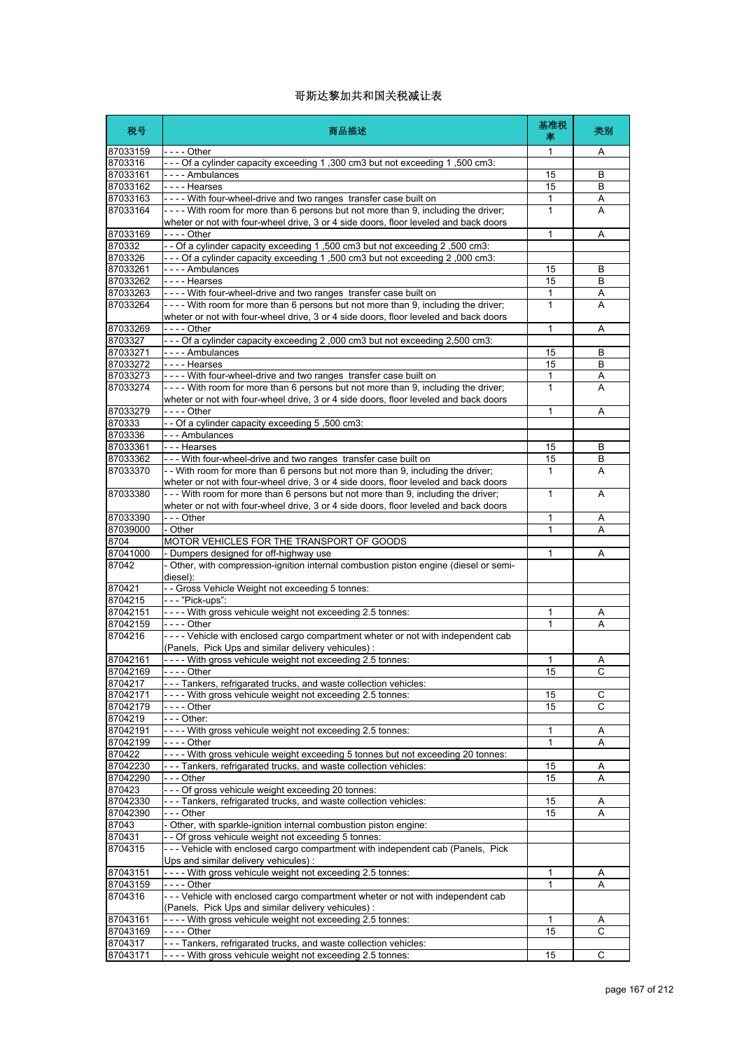# 哥斯达黎加共和国关税减让表

| 税号 | 商品描述 | 基准税率 | 类别 |
|---|---|---|---|
| 87033159 | - - - - Other | 1 | A |
| 8703316 | - - - Of a cylinder capacity exceeding 1 ,300 cm3 but not exceeding 1 ,500 cm3: | | |
| 87033161 | - - - - Ambulances | 15 | B |
| 87033162 | - - - - Hearses | 15 | B |
| 87033163 | - - - - With four-wheel-drive and two ranges transfer case built on | 1 | A |
| 87033164 | - - - - With room for more than 6 persons but not more than 9, including the driver; wheter or not with four-wheel drive, 3 or 4 side doors, floor leveled and back doors | 1 | A |
| 87033169 | - - - - Other | 1 | A |
| 870332 | - - Of a cylinder capacity exceeding 1 ,500 cm3 but not exceeding 2 ,500 cm3: | | |
| 8703326 | - - - Of a cylinder capacity exceeding 1 ,500 cm3 but not exceeding 2 ,000 cm3: | | |
| 87033261 | - - - - Ambulances | 15 | B |
| 87033262 | - - - - Hearses | 15 | B |
| 87033263 | - - - - With four-wheel-drive and two ranges transfer case built on | 1 | A |
| 87033264 | - - - - With room for more than 6 persons but not more than 9, including the driver; wheter or not with four-wheel drive, 3 or 4 side doors, floor leveled and back doors | 1 | A |
| 87033269 | - - - - Other | 1 | A |
| 8703327 | - - - Of a cylinder capacity exceeding 2 ,000 cm3 but not exceeding 2,500 cm3: | | |
| 87033271 | - - - - Ambulances | 15 | B |
| 87033272 | - - - - Hearses | 15 | B |
| 87033273 | - - - - With four-wheel-drive and two ranges transfer case built on | 1 | A |
| 87033274 | - - - - With room for more than 6 persons but not more than 9, including the driver; wheter or not with four-wheel drive, 3 or 4 side doors, floor leveled and back doors | 1 | A |
| 87033279 | - - - - Other | 1 | A |
| 870333 | - - Of a cylinder capacity exceeding 5 ,500 cm3: | | |
| 8703336 | - - - Ambulances | | |
| 87033361 | - - - Hearses | 15 | B |
| 87033362 | - - - With four-wheel-drive and two ranges transfer case built on | 15 | B |
| 87033370 | - - With room for more than 6 persons but not more than 9, including the driver; wheter or not with four-wheel drive, 3 or 4 side doors, floor leveled and back doors | 1 | A |
| 87033380 | - - - With room for more than 6 persons but not more than 9, including the driver; wheter or not with four-wheel drive, 3 or 4 side doors, floor leveled and back doors | 1 | A |
| 87033390 | - - - Other | 1 | A |
| 87039000 | - Other | 1 | A |
| 8704 | MOTOR VEHICLES FOR THE TRANSPORT OF GOODS | | |
| 87041000 | - Dumpers designed for off-highway use | 1 | A |
| 87042 | - Other, with compression-ignition internal combustion piston engine (diesel or semi-diesel): | | |
| 870421 | - - Gross Vehicle Weight not exceeding 5 tonnes: | | |
| 8704215 | - - - "Pick-ups": | | |
| 87042151 | - - - - With gross vehicule weight not exceeding 2.5 tonnes: | 1 | A |
| 87042159 | - - - - Other | 1 | A |
| 8704216 | - - - - Vehicle with enclosed cargo compartment wheter or not with independent cab (Panels, Pick Ups and similar delivery vehicules) : | | |
| 87042161 | - - - - With gross vehicule weight not exceeding 2.5 tonnes: | 1 | A |
| 87042169 | - - - - Other | 15 | C |
| 8704217 | - - - Tankers, refrigarated trucks, and waste collection vehicles: | | |
| 87042171 | - - - - With gross vehicule weight not exceeding 2.5 tonnes: | 15 | C |
| 87042179 | - - - - Other | 15 | C |
| 8704219 | - - - Other: | | |
| 87042191 | - - - - With gross vehicule weight not exceeding 2.5 tonnes: | 1 | A |
| 87042199 | - - - - Other | 1 | A |
| 870422 | - - - - With gross vehicule weight exceeding 5 tonnes but not exceeding 20 tonnes: | | |
| 87042230 | - - - Tankers, refrigarated trucks, and waste collection vehicles: | 15 | A |
| 87042290 | - - - Other | 15 | A |
| 870423 | - - - Of gross vehicule weight exceeding 20 tonnes: | | |
| 87042330 | - - - Tankers, refrigarated trucks, and waste collection vehicles: | 15 | A |
| 87042390 | - - - Other | 15 | A |
| 87043 | - Other, with sparkle-ignition internal combustion piston engine: | | |
| 870431 | - - Of gross vehicule weight not exceeding 5 tonnes: | | |
| 8704315 | - - - Vehicle with enclosed cargo compartment with independent cab (Panels, Pick Ups and similar delivery vehicules) : | | |
| 87043151 | - - - - With gross vehicule weight not exceeding 2.5 tonnes: | 1 | A |
| 87043159 | - - - - Other | 1 | A |
| 8704316 | - - - Vehicle with enclosed cargo compartment wheter or not with independent cab (Panels, Pick Ups and similar delivery vehicules) : | | |
| 87043161 | - - - - With gross vehicule weight not exceeding 2.5 tonnes: | 1 | A |
| 87043169 | - - - - Other | 15 | C |
| 8704317 | - - - Tankers, refrigarated trucks, and waste collection vehicles: | | |
| 87043171 | - - - - With gross vehicule weight not exceeding 2.5 tonnes: | 15 | C |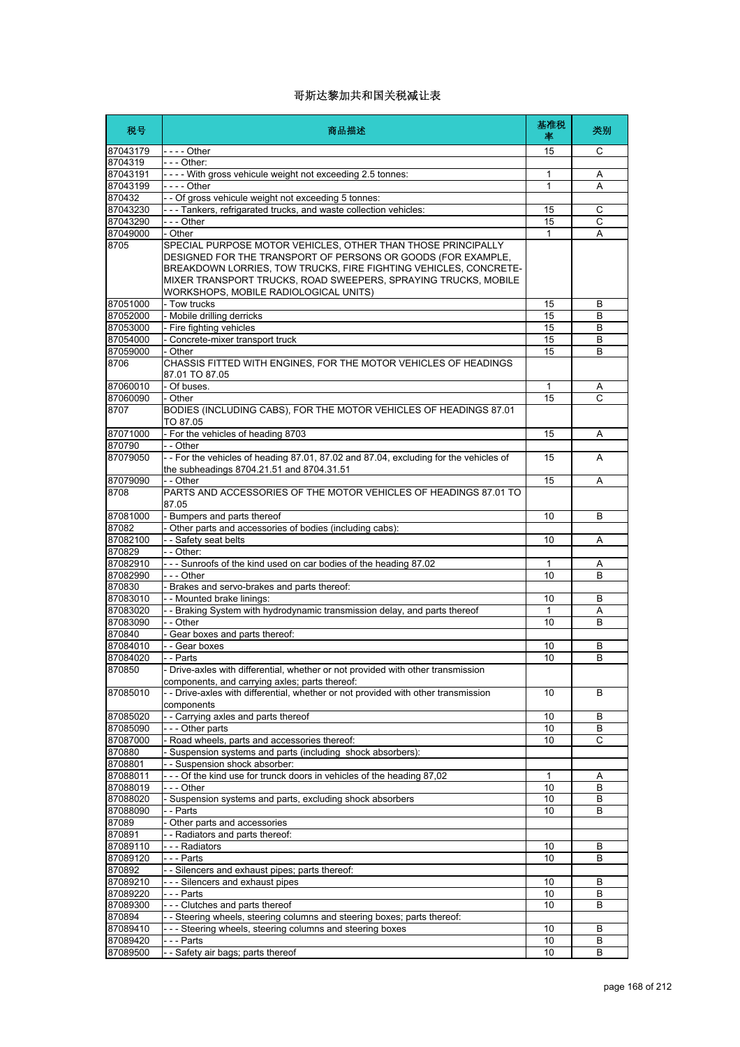# 哥斯达黎加共和国关税减让表

| 税号 | 商品描述 | 基准税率 | 类别 |
|---|---|---|---|
| 87043179 | - - - - Other | 15 | C |
| 8704319 | - - - Other: | | |
| 87043191 | - - - - With gross vehicule weight not exceeding 2.5 tonnes: | 1 | A |
| 87043199 | - - - - Other | 1 | A |
| 870432 | - - Of gross vehicule weight not exceeding 5 tonnes: | | |
| 87043230 | - - - Tankers, refrigarated trucks, and waste collection vehicles: | 15 | C |
| 87043290 | - - - Other | 15 | C |
| 87049000 | - Other | 1 | A |
| 8705 | SPECIAL PURPOSE MOTOR VEHICLES, OTHER THAN THOSE PRINCIPALLY DESIGNED FOR THE TRANSPORT OF PERSONS OR GOODS (FOR EXAMPLE, BREAKDOWN LORRIES, TOW TRUCKS, FIRE FIGHTING VEHICLES, CONCRETE-MIXER TRANSPORT TRUCKS, ROAD SWEEPERS, SPRAYING TRUCKS, MOBILE WORKSHOPS, MOBILE RADIOLOGICAL UNITS) | | |
| 87051000 | - Tow trucks | 15 | B |
| 87052000 | - Mobile drilling derricks | 15 | B |
| 87053000 | - Fire fighting vehicles | 15 | B |
| 87054000 | - Concrete-mixer transport truck | 15 | B |
| 87059000 | - Other | 15 | B |
| 8706 | CHASSIS FITTED WITH ENGINES, FOR THE MOTOR VEHICLES OF HEADINGS 87.01 TO 87.05 | | |
| 87060010 | - Of buses. | 1 | A |
| 87060090 | - Other | 15 | C |
| 8707 | BODIES (INCLUDING CABS), FOR THE MOTOR VEHICLES OF HEADINGS 87.01 TO 87.05 | | |
| 87071000 | - For the vehicles of heading 8703 | 15 | A |
| 870790 | - - Other | | |
| 87079050 | - - For the vehicles of heading 87.01, 87.02 and 87.04, excluding for the vehicles of the subheadings 8704.21.51 and 8704.31.51 | 15 | A |
| 87079090 | - - Other | 15 | A |
| 8708 | PARTS AND ACCESSORIES OF THE MOTOR VEHICLES OF HEADINGS 87.01 TO 87.05 | | |
| 87081000 | - Bumpers and parts thereof | 10 | B |
| 87082 | - Other parts and accessories of bodies (including cabs): | | |
| 87082100 | - - Safety seat belts | 10 | A |
| 870829 | - - Other: | | |
| 87082910 | - - - Sunroofs of the kind used on car bodies of the heading 87.02 | 1 | A |
| 87082990 | - - - Other | 10 | B |
| 870830 | - Brakes and servo-brakes and parts thereof: | | |
| 87083010 | - - Mounted brake linings: | 10 | B |
| 87083020 | - - Braking System with hydrodynamic transmission delay, and parts thereof | 1 | A |
| 87083090 | - - Other | 10 | B |
| 870840 | - Gear boxes and parts thereof: | | |
| 87084010 | - - Gear boxes | 10 | B |
| 87084020 | - - Parts | 10 | B |
| 870850 | - Drive-axles with differential, whether or not provided with other transmission components, and carrying axles; parts thereof: | | |
| 87085010 | - - Drive-axles with differential, whether or not provided with other transmission components | 10 | B |
| 87085020 | - - Carrying axles and parts thereof | 10 | B |
| 87085090 | - - - Other parts | 10 | B |
| 87087000 | - Road wheels, parts and accessories thereof: | 10 | C |
| 870880 | - Suspension systems and parts (including shock absorbers): | | |
| 8708801 | - - Suspension shock absorber: | | |
| 87088011 | - - - Of the kind use for trunck doors in vehicles of the heading 87,02 | 1 | A |
| 87088019 | - - - Other | 10 | B |
| 87088020 | - Suspension systems and parts, excluding shock absorbers | 10 | B |
| 87088090 | - - Parts | 10 | B |
| 87089 | - Other parts and accessories | | |
| 870891 | - - Radiators and parts thereof: | | |
| 87089110 | - - - Radiators | 10 | B |
| 87089120 | - - - Parts | 10 | B |
| 870892 | - - Silencers and exhaust pipes; parts thereof: | | |
| 87089210 | - - - Silencers and exhaust pipes | 10 | B |
| 87089220 | - - - Parts | 10 | B |
| 87089300 | - - - Clutches and parts thereof | 10 | B |
| 870894 | - - Steering wheels, steering columns and steering boxes; parts thereof: | | |
| 87089410 | - - - Steering wheels, steering columns and steering boxes | 10 | B |
| 87089420 | - - - Parts | 10 | B |
| 87089500 | - - Safety air bags; parts thereof | 10 | B |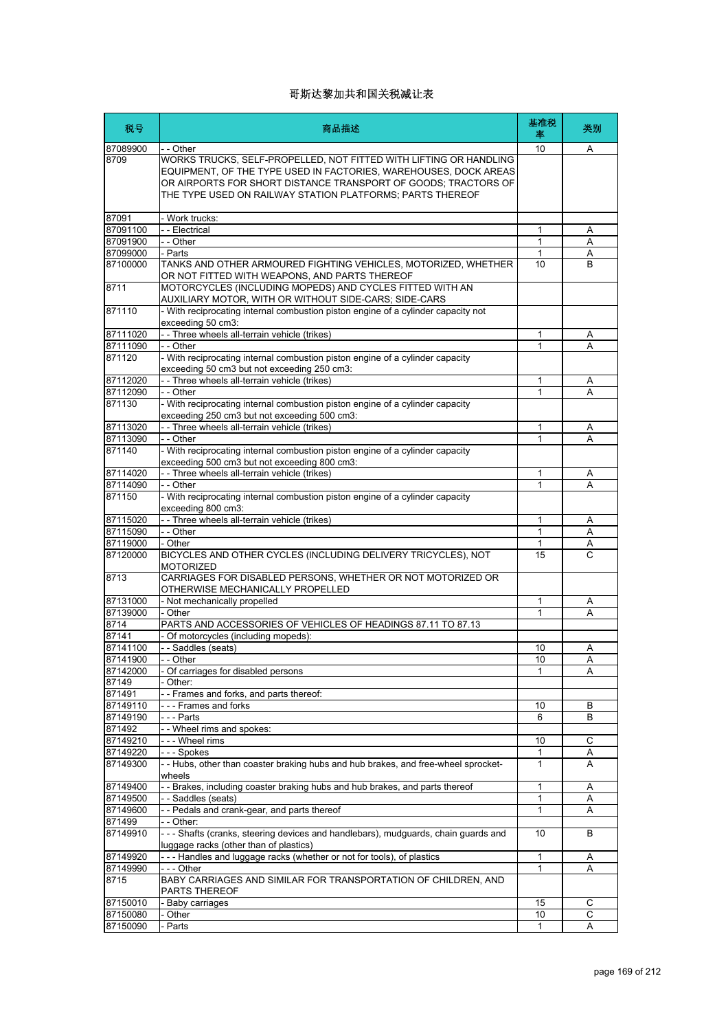# 哥斯达黎加共和国关税减让表

| 税号 | 商品描述 | 基准税率 | 类别 |
|---|---|---|---|
| 87089900 | - - Other | 10 | A |
| 8709 | WORKS TRUCKS, SELF-PROPELLED, NOT FITTED WITH LIFTING OR HANDLING EQUIPMENT, OF THE TYPE USED IN FACTORIES, WAREHOUSES, DOCK AREAS OR AIRPORTS FOR SHORT DISTANCE TRANSPORT OF GOODS; TRACTORS OF THE TYPE USED ON RAILWAY STATION PLATFORMS; PARTS THEREOF | | |
| 87091 | - Work trucks: | | |
| 87091100 | - - Electrical | 1 | A |
| 87091900 | - - Other | 1 | A |
| 87099000 | - Parts | 1 | A |
| 87100000 | TANKS AND OTHER ARMOURED FIGHTING VEHICLES, MOTORIZED, WHETHER OR NOT FITTED WITH WEAPONS, AND PARTS THEREOF | 10 | B |
| 8711 | MOTORCYCLES (INCLUDING MOPEDS) AND CYCLES FITTED WITH AN AUXILIARY MOTOR, WITH OR WITHOUT SIDE-CARS; SIDE-CARS | | |
| 871110 | - With reciprocating internal combustion piston engine of a cylinder capacity not exceeding 50 cm3: | | |
| 87111020 | - - Three wheels all-terrain vehicle (trikes) | 1 | A |
| 87111090 | - - Other | 1 | A |
| 871120 | - With reciprocating internal combustion piston engine of a cylinder capacity exceeding 50 cm3 but not exceeding 250 cm3: | | |
| 87112020 | - - Three wheels all-terrain vehicle (trikes) | 1 | A |
| 87112090 | - - Other | 1 | A |
| 871130 | - With reciprocating internal combustion piston engine of a cylinder capacity exceeding 250 cm3 but not exceeding 500 cm3: | | |
| 87113020 | - - Three wheels all-terrain vehicle (trikes) | 1 | A |
| 87113090 | - - Other | 1 | A |
| 871140 | - With reciprocating internal combustion piston engine of a cylinder capacity exceeding 500 cm3 but not exceeding 800 cm3: | | |
| 87114020 | - - Three wheels all-terrain vehicle (trikes) | 1 | A |
| 87114090 | - - Other | 1 | A |
| 871150 | - With reciprocating internal combustion piston engine of a cylinder capacity exceeding 800 cm3: | | |
| 87115020 | - - Three wheels all-terrain vehicle (trikes) | 1 | A |
| 87115090 | - - Other | 1 | A |
| 87119000 | - Other | 1 | A |
| 87120000 | BICYCLES AND OTHER CYCLES (INCLUDING DELIVERY TRICYCLES), NOT MOTORIZED | 15 | C |
| 8713 | CARRIAGES FOR DISABLED PERSONS, WHETHER OR NOT MOTORIZED OR OTHERWISE MECHANICALLY PROPELLED | | |
| 87131000 | - Not mechanically propelled | 1 | A |
| 87139000 | - Other | 1 | A |
| 8714 | PARTS AND ACCESSORIES OF VEHICLES OF HEADINGS 87.11 TO 87.13 | | |
| 87141 | - Of motorcycles (including mopeds): | | |
| 87141100 | - - Saddles (seats) | 10 | A |
| 87141900 | - - Other | 10 | A |
| 87142000 | - Of carriages for disabled persons | 1 | A |
| 87149 | - Other: | | |
| 871491 | - - Frames and forks, and parts thereof: | | |
| 87149110 | - - - Frames and forks | 10 | B |
| 87149190 | - - - Parts | 6 | B |
| 871492 | - - Wheel rims and spokes: | | |
| 87149210 | - - - Wheel rims | 10 | C |
| 87149220 | - - - Spokes | 1 | A |
| 87149300 | - - Hubs, other than coaster braking hubs and hub brakes, and free-wheel sprocket-wheels | 1 | A |
| 87149400 | - - Brakes, including coaster braking hubs and hub brakes, and parts thereof | 1 | A |
| 87149500 | - - Saddles (seats) | 1 | A |
| 87149600 | - - Pedals and crank-gear, and parts thereof | 1 | A |
| 871499 | - - Other: | | |
| 87149910 | - - - Shafts (cranks, steering devices and handlebars), mudguards, chain guards and luggage racks (other than of plastics) | 10 | B |
| 87149920 | - - - Handles and luggage racks (whether or not for tools), of plastics | 1 | A |
| 87149990 | - - - Other | 1 | A |
| 8715 | BABY CARRIAGES AND SIMILAR FOR TRANSPORTATION OF CHILDREN, AND PARTS THEREOF | | |
| 87150010 | - Baby carriages | 15 | C |
| 87150080 | - Other | 10 | C |
| 87150090 | - Parts | 1 | A |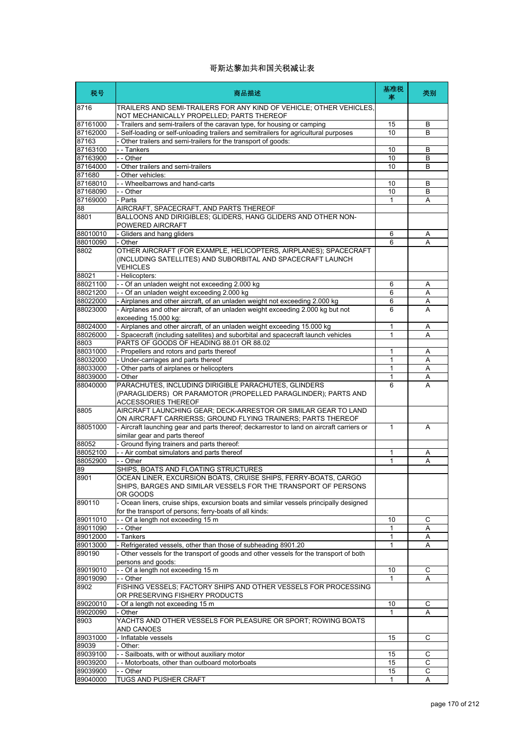# 哥斯达黎加共和国关税减让表

| 税号 | 商品描述 | 基准税率 | 类别 |
|---|---|---|---|
| 8716 | TRAILERS AND SEMI-TRAILERS FOR ANY KIND OF VEHICLE; OTHER VEHICLES, NOT MECHANICALLY PROPELLED; PARTS THEREOF | | |
| 87161000 | - Trailers and semi-trailers of the caravan type, for housing or camping | 15 | B |
| 87162000 | - Self-loading or self-unloading trailers and semitrailers for agricultural purposes | 10 | B |
| 87163 | - Other trailers and semi-trailers for the transport of goods: | | |
| 87163100 | - - Tankers | 10 | B |
| 87163900 | - - Other | 10 | B |
| 87164000 | - Other trailers and semi-trailers | 10 | B |
| 871680 | - Other vehicles: | | |
| 87168010 | - - Wheelbarrows and hand-carts | 10 | B |
| 87168090 | - - Other | 10 | B |
| 87169000 | - Parts | 1 | A |
| 88 | AIRCRAFT, SPACECRAFT, AND PARTS THEREOF | | |
| 8801 | BALLOONS AND DIRIGIBLES; GLIDERS, HANG GLIDERS AND OTHER NON-POWERED AIRCRAFT | | |
| 88010010 | - Gliders and hang gliders | 6 | A |
| 88010090 | - Other | 6 | A |
| 8802 | OTHER AIRCRAFT (FOR EXAMPLE, HELICOPTERS, AIRPLANES); SPACECRAFT (INCLUDING SATELLITES) AND SUBORBITAL AND SPACECRAFT LAUNCH VEHICLES | | |
| 88021 | - Helicopters: | | |
| 88021100 | - - Of an unladen weight not exceeding 2.000 kg | 6 | A |
| 88021200 | - - Of an unladen weight exceeding 2.000 kg | 6 | A |
| 88022000 | - Airplanes and other aircraft, of an unladen weight not exceeding 2.000 kg | 6 | A |
| 88023000 | - Airplanes and other aircraft, of an unladen weight exceeding 2.000 kg but not exceeding 15.000 kg: | 6 | A |
| 88024000 | - Airplanes and other aircraft, of an unladen weight exceeding 15.000 kg | 1 | A |
| 88026000 | - Spacecraft (including satellites) and suborbital and spacecraft launch vehicles | 1 | A |
| 8803 | PARTS OF GOODS OF HEADING 88.01 OR 88.02 | | |
| 88031000 | - Propellers and rotors and parts thereof | 1 | A |
| 88032000 | - Under-carriages and parts thereof | 1 | A |
| 88033000 | - Other parts of airplanes or helicopters | 1 | A |
| 88039000 | - Other | 1 | A |
| 88040000 | PARACHUTES, INCLUDING DIRIGIBLE PARACHUTES, GLINDERS (PARAGLIDERS) OR PARAMOTOR (PROPELLED PARAGLINDER); PARTS AND ACCESSORIES THEREOF | 6 | A |
| 8805 | AIRCRAFT LAUNCHING GEAR; DECK-ARRESTOR OR SIMILAR GEAR TO LAND ON AIRCRAFT CARRIERSS; GROUND FLYING TRAINERS; PARTS THEREOF | | |
| 88051000 | - Aircraft launching gear and parts thereof; deckarrestor to land on aircraft carriers or similar gear and parts thereof | 1 | A |
| 88052 | - Ground flying trainers and parts thereof: | | |
| 88052100 | - - Air combat simulators and parts thereof | 1 | A |
| 88052900 | - - Other | 1 | A |
| 89 | SHIPS, BOATS AND FLOATING STRUCTURES | | |
| 8901 | OCEAN LINER, EXCURSION BOATS, CRUISE SHIPS, FERRY-BOATS, CARGO SHIPS, BARGES AND SIMILAR VESSELS FOR THE TRANSPORT OF PERSONS OR GOODS | | |
| 890110 | - Ocean liners, cruise ships, excursion boats and similar vessels principally designed for the transport of persons; ferry-boats of all kinds: | | |
| 89011010 | - - Of a length not exceeding 15 m | 10 | C |
| 89011090 | - - Other | 1 | A |
| 89012000 | - Tankers | 1 | A |
| 89013000 | - Refrigerated vessels, other than those of subheading 8901.20 | 1 | A |
| 890190 | - Other vessels for the transport of goods and other vessels for the transport of both persons and goods: | | |
| 89019010 | - - Of a length not exceeding 15 m | 10 | C |
| 89019090 | - - Other | 1 | A |
| 8902 | FISHING VESSELS; FACTORY SHIPS AND OTHER VESSELS FOR PROCESSING OR PRESERVING FISHERY PRODUCTS | | |
| 89020010 | - Of a length not exceeding 15 m | 10 | C |
| 89020090 | - Other | 1 | A |
| 8903 | YACHTS AND OTHER VESSELS FOR PLEASURE OR SPORT; ROWING BOATS AND CANOES | | |
| 89031000 | - Inflatable vessels | 15 | C |
| 89039 | - Other: | | |
| 89039100 | - - Sailboats, with or without auxiliary motor | 15 | C |
| 89039200 | - - Motorboats, other than outboard motorboats | 15 | C |
| 89039900 | - - Other | 15 | C |
| 89040000 | TUGS AND PUSHER CRAFT | 1 | A |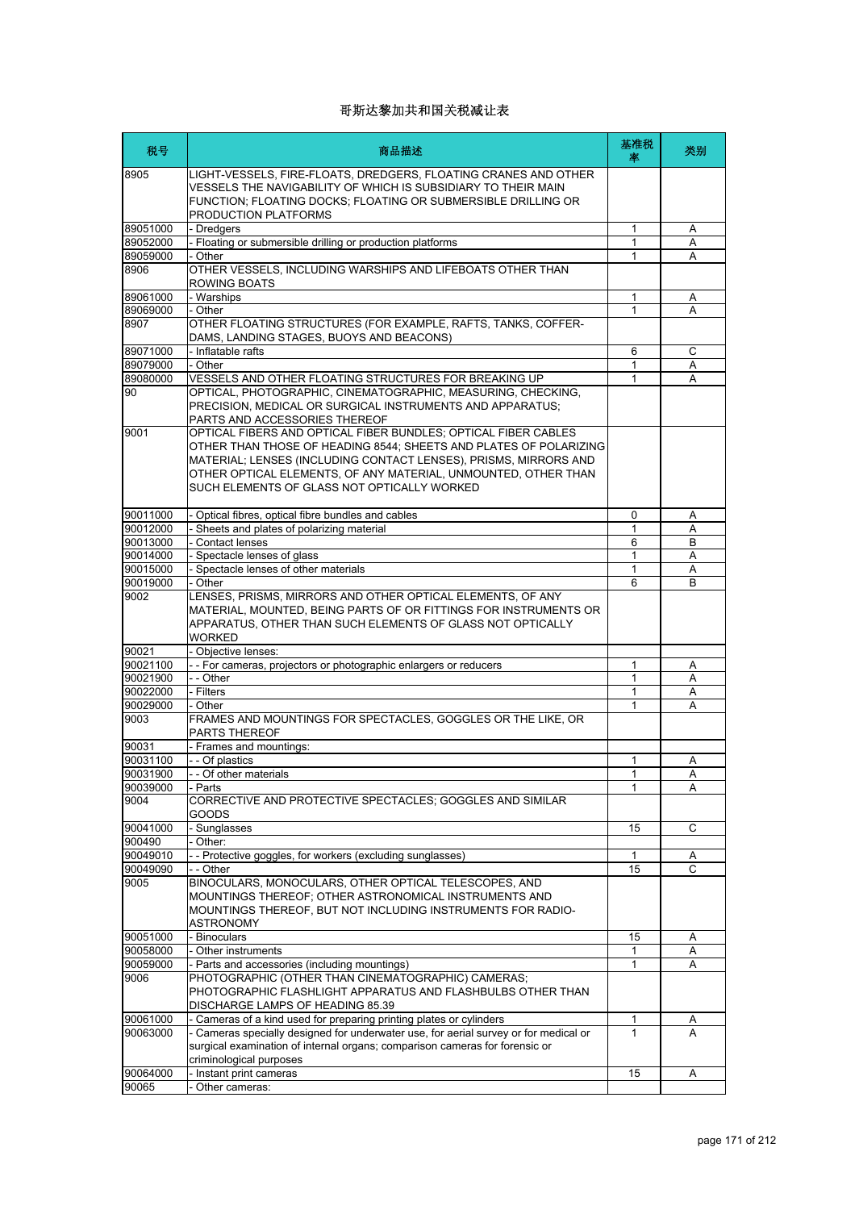# 哥斯达黎加共和国关税减让表

| 税号 | 商品描述 | 基准税率 | 类别 |
|---|---|---|---|
| 8905 | LIGHT-VESSELS, FIRE-FLOATS, DREDGERS, FLOATING CRANES AND OTHER VESSELS THE NAVIGABILITY OF WHICH IS SUBSIDIARY TO THEIR MAIN FUNCTION; FLOATING DOCKS; FLOATING OR SUBMERSIBLE DRILLING OR PRODUCTION PLATFORMS | | |
| 89051000 | - Dredgers | 1 | A |
| 89052000 | - Floating or submersible drilling or production platforms | 1 | A |
| 89059000 | - Other | 1 | A |
| 8906 | OTHER VESSELS, INCLUDING WARSHIPS AND LIFEBOATS OTHER THAN ROWING BOATS | | |
| 89061000 | - Warships | 1 | A |
| 89069000 | - Other | 1 | A |
| 8907 | OTHER FLOATING STRUCTURES (FOR EXAMPLE, RAFTS, TANKS, COFFER-DAMS, LANDING STAGES, BUOYS AND BEACONS) | | |
| 89071000 | - Inflatable rafts | 6 | C |
| 89079000 | - Other | 1 | A |
| 89080000 | VESSELS AND OTHER FLOATING STRUCTURES FOR BREAKING UP | 1 | A |
| 90 | OPTICAL, PHOTOGRAPHIC, CINEMATOGRAPHIC, MEASURING, CHECKING, PRECISION, MEDICAL OR SURGICAL INSTRUMENTS AND APPARATUS; PARTS AND ACCESSORIES THEREOF | | |
| 9001 | OPTICAL FIBERS AND OPTICAL FIBER BUNDLES; OPTICAL FIBER CABLES OTHER THAN THOSE OF HEADING 8544; SHEETS AND PLATES OF POLARIZING MATERIAL; LENSES (INCLUDING CONTACT LENSES), PRISMS, MIRRORS AND OTHER OPTICAL ELEMENTS, OF ANY MATERIAL, UNMOUNTED, OTHER THAN SUCH ELEMENTS OF GLASS NOT OPTICALLY WORKED | | |
| 90011000 | - Optical fibres, optical fibre bundles and cables | 0 | A |
| 90012000 | - Sheets and plates of polarizing material | 1 | A |
| 90013000 | - Contact lenses | 6 | B |
| 90014000 | - Spectacle lenses of glass | 1 | A |
| 90015000 | - Spectacle lenses of other materials | 1 | A |
| 90019000 | - Other | 6 | B |
| 9002 | LENSES, PRISMS, MIRRORS AND OTHER OPTICAL ELEMENTS, OF ANY MATERIAL, MOUNTED, BEING PARTS OF OR FITTINGS FOR INSTRUMENTS OR APPARATUS, OTHER THAN SUCH ELEMENTS OF GLASS NOT OPTICALLY WORKED | | |
| 90021 | - Objective lenses: | | |
| 90021100 | - - For cameras, projectors or photographic enlargers or reducers | 1 | A |
| 90021900 | - - Other | 1 | A |
| 90022000 | - Filters | 1 | A |
| 90029000 | - Other | 1 | A |
| 9003 | FRAMES AND MOUNTINGS FOR SPECTACLES, GOGGLES OR THE LIKE, OR PARTS THEREOF | | |
| 90031 | - Frames and mountings: | | |
| 90031100 | - - Of plastics | 1 | A |
| 90031900 | - - Of other materials | 1 | A |
| 90039000 | - Parts | 1 | A |
| 9004 | CORRECTIVE AND PROTECTIVE SPECTACLES; GOGGLES AND SIMILAR GOODS | | |
| 90041000 | - Sunglasses | 15 | C |
| 900490 | - Other: | | |
| 90049010 | - - Protective goggles, for workers (excluding sunglasses) | 1 | A |
| 90049090 | - - Other | 15 | C |
| 9005 | BINOCULARS, MONOCULARS, OTHER OPTICAL TELESCOPES, AND MOUNTINGS THEREOF; OTHER ASTRONOMICAL INSTRUMENTS AND MOUNTINGS THEREOF, BUT NOT INCLUDING INSTRUMENTS FOR RADIO-ASTRONOMY | | |
| 90051000 | - Binoculars | 15 | A |
| 90058000 | - Other instruments | 1 | A |
| 90059000 | - Parts and accessories (including mountings) | 1 | A |
| 9006 | PHOTOGRAPHIC (OTHER THAN CINEMATOGRAPHIC) CAMERAS; PHOTOGRAPHIC FLASHLIGHT APPARATUS AND FLASHBULBS OTHER THAN DISCHARGE LAMPS OF HEADING 85.39 | | |
| 90061000 | - Cameras of a kind used for preparing printing plates or cylinders | 1 | A |
| 90063000 | - Cameras specially designed for underwater use, for aerial survey or for medical or surgical examination of internal organs; comparison cameras for forensic or criminological purposes | 1 | A |
| 90064000 | - Instant print cameras | 15 | A |
| 90065 | - Other cameras: | | |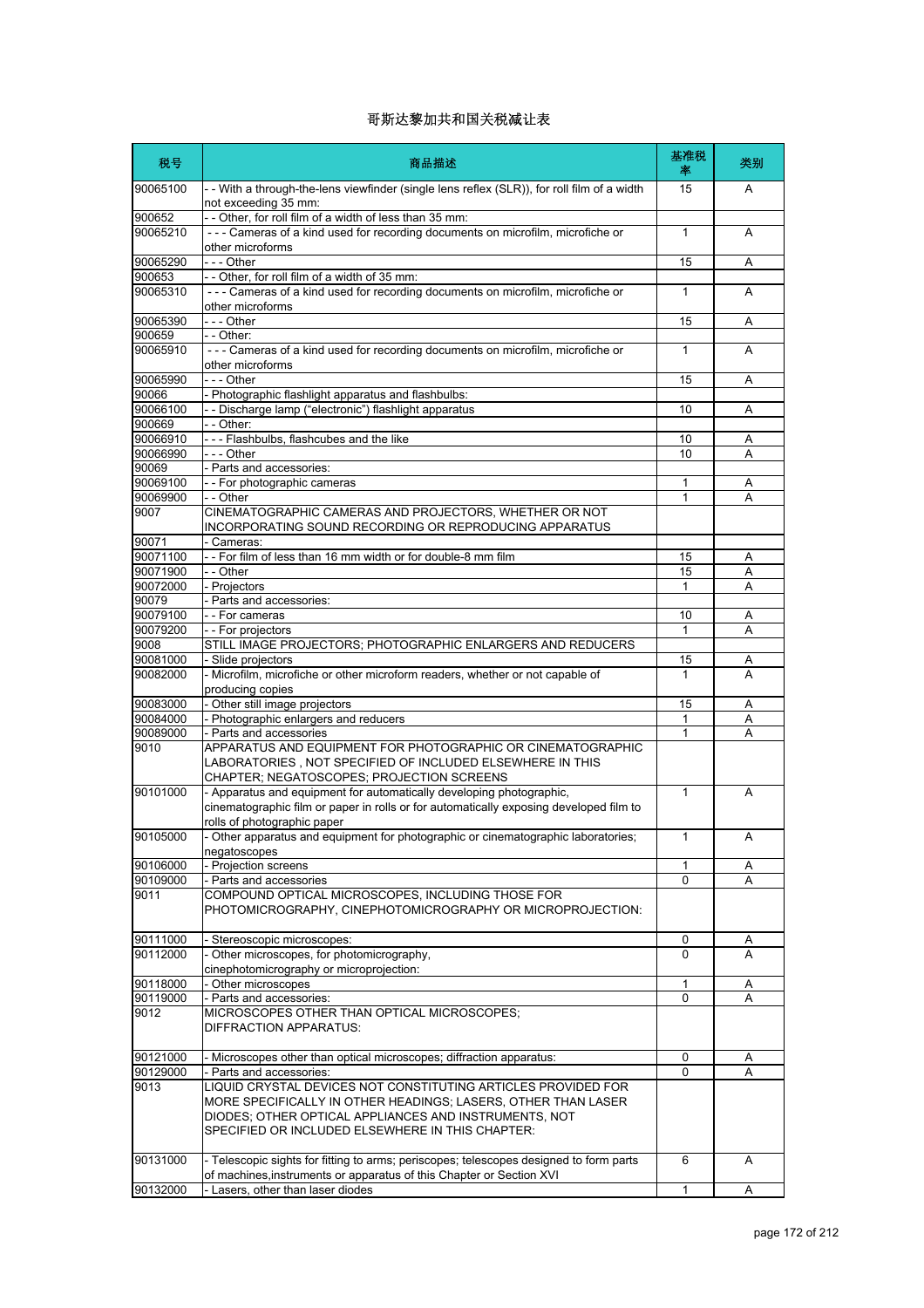# 哥斯达黎加共和国关税减让表

| 税号 | 商品描述 | 基准税率 | 类别 |
| --- | --- | --- | --- |
| 90065100 | - - With a through-the-lens viewfinder (single lens reflex (SLR)), for roll film of a width not exceeding 35 mm: | 15 | A |
| 900652 | - - Other, for roll film of a width of less than 35 mm: | | |
| 90065210 | - - - Cameras of a kind used for recording documents on microfilm, microfiche or other microforms | 1 | A |
| 90065290 | - - - Other | 15 | A |
| 900653 | - - Other, for roll film of a width of 35 mm: | | |
| 90065310 | - - - Cameras of a kind used for recording documents on microfilm, microfiche or other microforms | 1 | A |
| 90065390 | - - - Other | 15 | A |
| 900659 | - - Other: | | |
| 90065910 | - - - Cameras of a kind used for recording documents on microfilm, microfiche or other microforms | 1 | A |
| 90065990 | - - - Other | 15 | A |
| 90066 | - Photographic flashlight apparatus and flashbulbs: | | |
| 90066100 | - - Discharge lamp ("electronic") flashlight apparatus | 10 | A |
| 900669 | - - Other: | | |
| 90066910 | - - - Flashbulbs, flashcubes and the like | 10 | A |
| 90066990 | - - - Other | 10 | A |
| 90069 | - Parts and accessories: | | |
| 90069100 | - - For photographic cameras | 1 | A |
| 90069900 | - - Other | 1 | A |
| 9007 | CINEMATOGRAPHIC CAMERAS AND PROJECTORS, WHETHER OR NOT INCORPORATING SOUND RECORDING OR REPRODUCING APPARATUS | | |
| 90071 | - Cameras: | | |
| 90071100 | - - For film of less than 16 mm width or for double-8 mm film | 15 | A |
| 90071900 | - - Other | 15 | A |
| 90072000 | - Projectors | 1 | A |
| 90079 | - Parts and accessories: | | |
| 90079100 | - - For cameras | 10 | A |
| 90079200 | - - For projectors | 1 | A |
| 9008 | STILL IMAGE PROJECTORS; PHOTOGRAPHIC ENLARGERS AND REDUCERS | | |
| 90081000 | - Slide projectors | 15 | A |
| 90082000 | - Microfilm, microfiche or other microform readers, whether or not capable of producing copies | 1 | A |
| 90083000 | - Other still image projectors | 15 | A |
| 90084000 | - Photographic enlargers and reducers | 1 | A |
| 90089000 | - Parts and accessories | 1 | A |
| 9010 | APPARATUS AND EQUIPMENT FOR PHOTOGRAPHIC OR CINEMATOGRAPHIC LABORATORIES , NOT SPECIFIED OF INCLUDED ELSEWHERE IN THIS CHAPTER; NEGATOSCOPES; PROJECTION SCREENS | | |
| 90101000 | - Apparatus and equipment for automatically developing photographic, cinematographic film or paper in rolls or for automatically exposing developed film to rolls of photographic paper | 1 | A |
| 90105000 | - Other apparatus and equipment for photographic or cinematographic laboratories; negatoscopes | 1 | A |
| 90106000 | - Projection screens | 1 | A |
| 90109000 | - Parts and accessories | 0 | A |
| 9011 | COMPOUND OPTICAL MICROSCOPES, INCLUDING THOSE FOR PHOTOMICROGRAPHY, CINEPHOTOMICROGRAPHY OR MICROPROJECTION: | | |
| 90111000 | - Stereoscopic microscopes: | 0 | A |
| 90112000 | - Other microscopes, for photomicrography, cinephotomicrography or microprojection: | 0 | A |
| 90118000 | - Other microscopes | 1 | A |
| 90119000 | - Parts and accessories: | 0 | A |
| 9012 | MICROSCOPES OTHER THAN OPTICAL MICROSCOPES; DIFFRACTION APPARATUS: | | |
| 90121000 | - Microscopes other than optical microscopes; diffraction apparatus: | 0 | A |
| 90129000 | - Parts and accessories: | 0 | A |
| 9013 | LIQUID CRYSTAL DEVICES NOT CONSTITUTING ARTICLES PROVIDED FOR MORE SPECIFICALLY IN OTHER HEADINGS; LASERS, OTHER THAN LASER DIODES; OTHER OPTICAL APPLIANCES AND INSTRUMENTS, NOT SPECIFIED OR INCLUDED ELSEWHERE IN THIS CHAPTER: | | |
| 90131000 | - Telescopic sights for fitting to arms; periscopes; telescopes designed to form parts of machines,instruments or apparatus of this Chapter or Section XVI | 6 | A |
| 90132000 | - Lasers, other than laser diodes | 1 | A |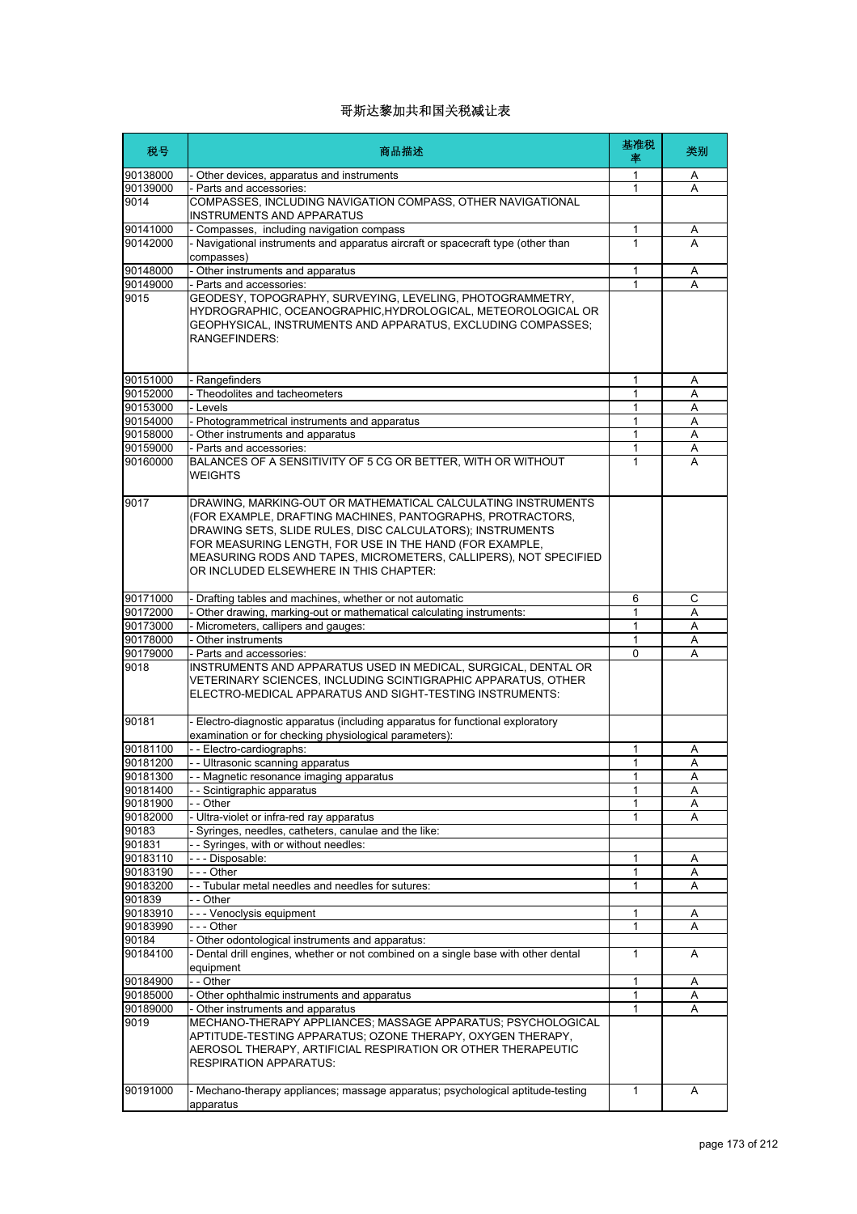# 哥斯达黎加共和国关税减让表

| 税号 | 商品描述 | 基准税率 | 类别 |
|---|---|---|---|
| 90138000 | - Other devices, apparatus and instruments | 1 | A |
| 90139000 | - Parts and accessories: | 1 | A |
| 9014 | COMPASSES, INCLUDING NAVIGATION COMPASS, OTHER NAVIGATIONAL INSTRUMENTS AND APPARATUS | | |
| 90141000 | - Compasses, including navigation compass | 1 | A |
| 90142000 | - Navigational instruments and apparatus aircraft or spacecraft type (other than compasses) | 1 | A |
| 90148000 | - Other instruments and apparatus | 1 | A |
| 90149000 | - Parts and accessories: | 1 | A |
| 9015 | GEODESY, TOPOGRAPHY, SURVEYING, LEVELING, PHOTOGRAMMETRY, HYDROGRAPHIC, OCEANOGRAPHIC,HYDROLOGICAL, METEOROLOGICAL OR GEOPHYSICAL, INSTRUMENTS AND APPARATUS, EXCLUDING COMPASSES; RANGEFINDERS: | | |
| 90151000 | - Rangefinders | 1 | A |
| 90152000 | - Theodolites and tacheometers | 1 | A |
| 90153000 | - Levels | 1 | A |
| 90154000 | - Photogrammetrical instruments and apparatus | 1 | A |
| 90158000 | - Other instruments and apparatus | 1 | A |
| 90159000 | - Parts and accessories: | 1 | A |
| 90160000 | BALANCES OF A SENSITIVITY OF 5 CG OR BETTER, WITH OR WITHOUT WEIGHTS | 1 | A |
| 9017 | DRAWING, MARKING-OUT OR MATHEMATICAL CALCULATING INSTRUMENTS (FOR EXAMPLE, DRAFTING MACHINES, PANTOGRAPHS, PROTRACTORS, DRAWING SETS, SLIDE RULES, DISC CALCULATORS); INSTRUMENTS FOR MEASURING LENGTH, FOR USE IN THE HAND (FOR EXAMPLE, MEASURING RODS AND TAPES, MICROMETERS, CALLIPERS), NOT SPECIFIED OR INCLUDED ELSEWHERE IN THIS CHAPTER: | | |
| 90171000 | - Drafting tables and machines, whether or not automatic | 6 | C |
| 90172000 | - Other drawing, marking-out or mathematical calculating instruments: | 1 | A |
| 90173000 | - Micrometers, callipers and gauges: | 1 | A |
| 90178000 | - Other instruments | 1 | A |
| 90179000 | - Parts and accessories: | 0 | A |
| 9018 | INSTRUMENTS AND APPARATUS USED IN MEDICAL, SURGICAL, DENTAL OR VETERINARY SCIENCES, INCLUDING SCINTIGRAPHIC APPARATUS, OTHER ELECTRO-MEDICAL APPARATUS AND SIGHT-TESTING INSTRUMENTS: | | |
| 90181 | - Electro-diagnostic apparatus (including apparatus for functional exploratory examination or for checking physiological parameters): | | |
| 90181100 | - - Electro-cardiographs: | 1 | A |
| 90181200 | - - Ultrasonic scanning apparatus | 1 | A |
| 90181300 | - - Magnetic resonance imaging apparatus | 1 | A |
| 90181400 | - - Scintigraphic apparatus | 1 | A |
| 90181900 | - - Other | 1 | A |
| 90182000 | - Ultra-violet or infra-red ray apparatus | 1 | A |
| 90183 | - Syringes, needles, catheters, canulae and the like: | | |
| 901831 | - - Syringes, with or without needles: | | |
| 90183110 | - - - Disposable: | 1 | A |
| 90183190 | - - - Other | 1 | A |
| 90183200 | - - Tubular metal needles and needles for sutures: | 1 | A |
| 901839 | - - Other | | |
| 90183910 | - - - Venoclysis equipment | 1 | A |
| 90183990 | - - - Other | 1 | A |
| 90184 | - Other odontological instruments and apparatus: | | |
| 90184100 | - Dental drill engines, whether or not combined on a single base with other dental equipment | 1 | A |
| 90184900 | - - Other | 1 | A |
| 90185000 | - Other ophthalmic instruments and apparatus | 1 | A |
| 90189000 | - Other instruments and apparatus | 1 | A |
| 9019 | MECHANO-THERAPY APPLIANCES; MASSAGE APPARATUS; PSYCHOLOGICAL APTITUDE-TESTING APPARATUS; OZONE THERAPY, OXYGEN THERAPY, AEROSOL THERAPY, ARTIFICIAL RESPIRATION OR OTHER THERAPEUTIC RESPIRATION APPARATUS: | | |
| 90191000 | - Mechano-therapy appliances; massage apparatus; psychological aptitude-testing apparatus | 1 | A |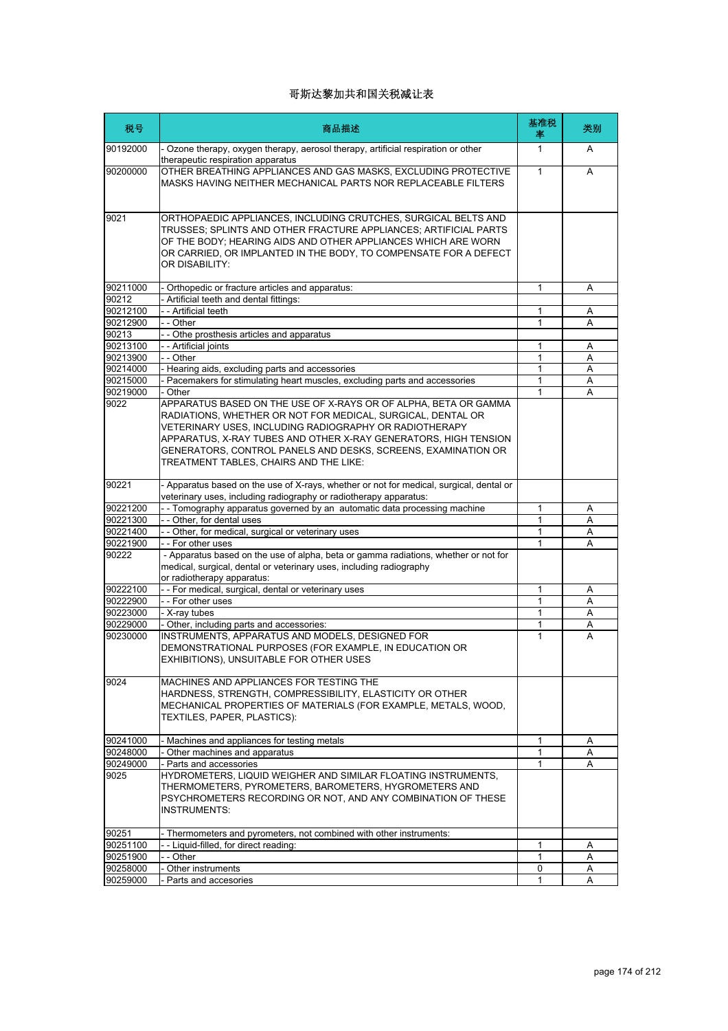# 哥斯达黎加共和国关税减让表

| 税号 | 商品描述 | 基准税率 | 类别 |
| --- | --- | --- | --- |
| 90192000 | - Ozone therapy, oxygen therapy, aerosol therapy, artificial respiration or other therapeutic respiration apparatus | 1 | A |
| 90200000 | OTHER BREATHING APPLIANCES AND GAS MASKS, EXCLUDING PROTECTIVE MASKS HAVING NEITHER MECHANICAL PARTS NOR REPLACEABLE FILTERS | 1 | A |
| 9021 | ORTHOPAEDIC APPLIANCES, INCLUDING CRUTCHES, SURGICAL BELTS AND TRUSSES; SPLINTS AND OTHER FRACTURE APPLIANCES; ARTIFICIAL PARTS OF THE BODY; HEARING AIDS AND OTHER APPLIANCES WHICH ARE WORN OR CARRIED, OR IMPLANTED IN THE BODY, TO COMPENSATE FOR A DEFECT OR DISABILITY: | | |
| 90211000 | - Orthopedic or fracture articles and apparatus: | 1 | A |
| 90212 | - Artificial teeth and dental fittings: | | |
| 90212100 | - - Artificial teeth | 1 | A |
| 90212900 | - - Other | 1 | A |
| 90213 | - - Othe prosthesis articles and apparatus | | |
| 90213100 | - - Artificial joints | 1 | A |
| 90213900 | - - Other | 1 | A |
| 90214000 | - Hearing aids, excluding parts and accessories | 1 | A |
| 90215000 | - Pacemakers for stimulating heart muscles, excluding parts and accessories | 1 | A |
| 90219000 | - Other | 1 | A |
| 9022 | APPARATUS BASED ON THE USE OF X-RAYS OR OF ALPHA, BETA OR GAMMA RADIATIONS, WHETHER OR NOT FOR MEDICAL, SURGICAL, DENTAL OR VETERINARY USES, INCLUDING RADIOGRAPHY OR RADIOTHERAPY APPARATUS, X-RAY TUBES AND OTHER X-RAY GENERATORS, HIGH TENSION GENERATORS, CONTROL PANELS AND DESKS, SCREENS, EXAMINATION OR TREATMENT TABLES, CHAIRS AND THE LIKE: | | |
| 90221 | - Apparatus based on the use of X-rays, whether or not for medical, surgical, dental or veterinary uses, including radiography or radiotherapy apparatus: | | |
| 90221200 | - - Tomography apparatus governed by an automatic data processing machine | 1 | A |
| 90221300 | - - Other, for dental uses | 1 | A |
| 90221400 | - - Other, for medical, surgical or veterinary uses | 1 | A |
| 90221900 | - - For other uses | 1 | A |
| 90222 | - Apparatus based on the use of alpha, beta or gamma radiations, whether or not for medical, surgical, dental or veterinary uses, including radiography or radiotherapy apparatus: | | |
| 90222100 | - - For medical, surgical, dental or veterinary uses | 1 | A |
| 90222900 | - - For other uses | 1 | A |
| 90223000 | - X-ray tubes | 1 | A |
| 90229000 | - Other, including parts and accessories: | 1 | A |
| 90230000 | INSTRUMENTS, APPARATUS AND MODELS, DESIGNED FOR DEMONSTRATIONAL PURPOSES (FOR EXAMPLE, IN EDUCATION OR EXHIBITIONS), UNSUITABLE FOR OTHER USES | 1 | A |
| 9024 | MACHINES AND APPLIANCES FOR TESTING THE HARDNESS, STRENGTH, COMPRESSIBILITY, ELASTICITY OR OTHER MECHANICAL PROPERTIES OF MATERIALS (FOR EXAMPLE, METALS, WOOD, TEXTILES, PAPER, PLASTICS): | | |
| 90241000 | - Machines and appliances for testing metals | 1 | A |
| 90248000 | - Other machines and apparatus | 1 | A |
| 90249000 | - Parts and accessories | 1 | A |
| 9025 | HYDROMETERS, LIQUID WEIGHER AND SIMILAR FLOATING INSTRUMENTS, THERMOMETERS, PYROMETERS, BAROMETERS, HYGROMETERS AND PSYCHROMETERS RECORDING OR NOT, AND ANY COMBINATION OF THESE INSTRUMENTS: | | |
| 90251 | - Thermometers and pyrometers, not combined with other instruments: | | |
| 90251100 | - - Liquid-filled, for direct reading: | 1 | A |
| 90251900 | - - Other | 1 | A |
| 90258000 | - Other instruments | 0 | A |
| 90259000 | - Parts and accesories | 1 | A |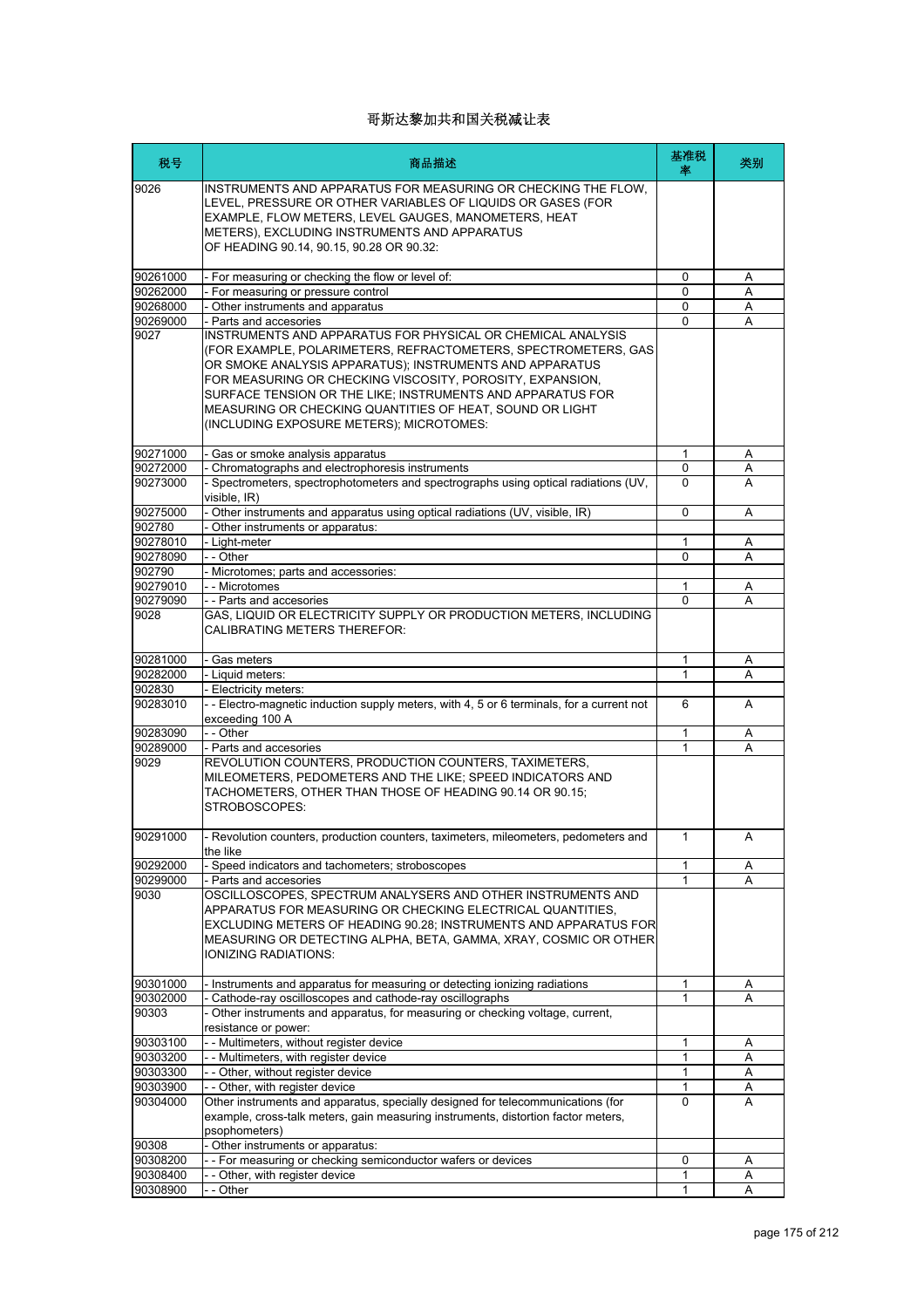# 哥斯达黎加共和国关税减让表

| 税号 | 商品描述 | 基准税率 | 类别 |
|---|---|---|---|
| 9026 | INSTRUMENTS AND APPARATUS FOR MEASURING OR CHECKING THE FLOW, LEVEL, PRESSURE OR OTHER VARIABLES OF LIQUIDS OR GASES (FOR EXAMPLE, FLOW METERS, LEVEL GAUGES, MANOMETERS, HEAT METERS), EXCLUDING INSTRUMENTS AND APPARATUS OF HEADING 90.14, 90.15, 90.28 OR 90.32: | | |
| 90261000 | - For measuring or checking the flow or level of: | 0 | A |
| 90262000 | - For measuring or pressure control | 0 | A |
| 90268000 | - Other instruments and apparatus | 0 | A |
| 90269000 | - Parts and accesories | 0 | A |
| 9027 | INSTRUMENTS AND APPARATUS FOR PHYSICAL OR CHEMICAL ANALYSIS (FOR EXAMPLE, POLARIMETERS, REFRACTOMETERS, SPECTROMETERS, GAS OR SMOKE ANALYSIS APPARATUS); INSTRUMENTS AND APPARATUS FOR MEASURING OR CHECKING VISCOSITY, POROSITY, EXPANSION, SURFACE TENSION OR THE LIKE; INSTRUMENTS AND APPARATUS FOR MEASURING OR CHECKING QUANTITIES OF HEAT, SOUND OR LIGHT (INCLUDING EXPOSURE METERS); MICROTOMES: | | |
| 90271000 | - Gas or smoke analysis apparatus | 1 | A |
| 90272000 | - Chromatographs and electrophoresis instruments | 0 | A |
| 90273000 | - Spectrometers, spectrophotometers and spectrographs using optical radiations (UV, visible, IR) | 0 | A |
| 90275000 | - Other instruments and apparatus using optical radiations (UV, visible, IR) | 0 | A |
| 902780 | - Other instruments or apparatus: | | |
| 90278010 | - Light-meter | 1 | A |
| 90278090 | - - Other | 0 | A |
| 902790 | - Microtomes; parts and accessories: | | |
| 90279010 | - - Microtomes | 1 | A |
| 90279090 | - - Parts and accesories | 0 | A |
| 9028 | GAS, LIQUID OR ELECTRICITY SUPPLY OR PRODUCTION METERS, INCLUDING CALIBRATING METERS THEREFOR: | | |
| 90281000 | - Gas meters | 1 | A |
| 90282000 | - Liquid meters: | 1 | A |
| 902830 | - Electricity meters: | | |
| 90283010 | - - Electro-magnetic induction supply meters, with 4, 5 or 6 terminals, for a current not exceeding 100 A | 6 | A |
| 90283090 | - - Other | 1 | A |
| 90289000 | - Parts and accesories | 1 | A |
| 9029 | REVOLUTION COUNTERS, PRODUCTION COUNTERS, TAXIMETERS, MILEOMETERS, PEDOMETERS AND THE LIKE; SPEED INDICATORS AND TACHOMETERS, OTHER THAN THOSE OF HEADING 90.14 OR 90.15; STROBOSCOPES: | | |
| 90291000 | - Revolution counters, production counters, taximeters, mileometers, pedometers and the like | 1 | A |
| 90292000 | - Speed indicators and tachometers; stroboscopes | 1 | A |
| 90299000 | - Parts and accesories | 1 | A |
| 9030 | OSCILLOSCOPES, SPECTRUM ANALYSERS AND OTHER INSTRUMENTS AND APPARATUS FOR MEASURING OR CHECKING ELECTRICAL QUANTITIES, EXCLUDING METERS OF HEADING 90.28; INSTRUMENTS AND APPARATUS FOR MEASURING OR DETECTING ALPHA, BETA, GAMMA, XRAY, COSMIC OR OTHER IONIZING RADIATIONS: | | |
| 90301000 | - Instruments and apparatus for measuring or detecting ionizing radiations | 1 | A |
| 90302000 | - Cathode-ray oscilloscopes and cathode-ray oscillographs | 1 | A |
| 90303 | - Other instruments and apparatus, for measuring or checking voltage, current, resistance or power: | | |
| 90303100 | - - Multimeters, without register device | 1 | A |
| 90303200 | - - Multimeters, with register device | 1 | A |
| 90303300 | - - Other, without register device | 1 | A |
| 90303900 | - - Other, with register device | 1 | A |
| 90304000 | Other instruments and apparatus, specially designed for telecommunications (for example, cross-talk meters, gain measuring instruments, distortion factor meters, psophometers) | 0 | A |
| 90308 | - Other instruments or apparatus: | | |
| 90308200 | - - For measuring or checking semiconductor wafers or devices | 0 | A |
| 90308400 | - - Other, with register device | 1 | A |
| 90308900 | - - Other | 1 | A |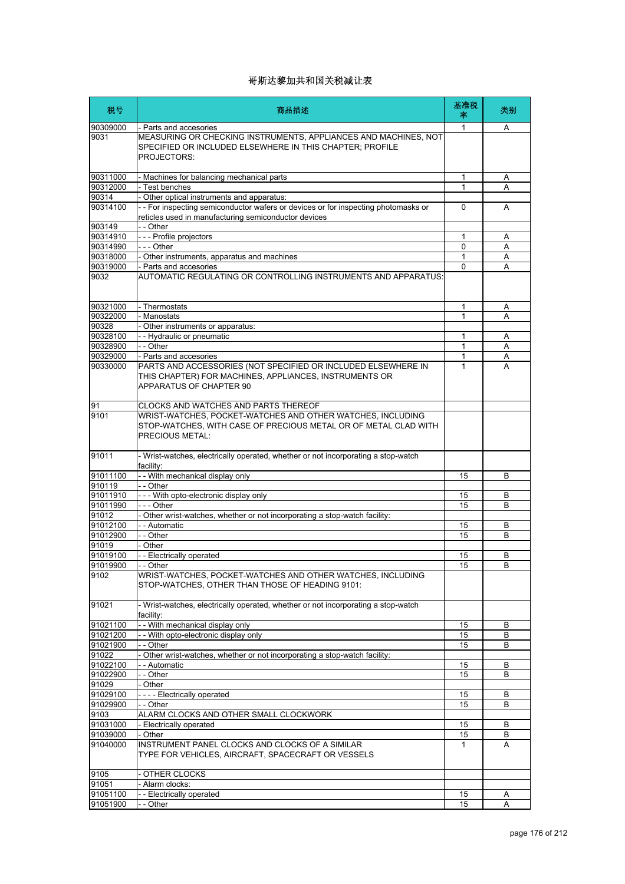# 哥斯达黎加共和国关税减让表

| 税号 | 商品描述 | 基准税率 | 类别 |
|---|---|---|---|
| 90309000 | - Parts and accesories | 1 | A |
| 9031 | MEASURING OR CHECKING INSTRUMENTS, APPLIANCES AND MACHINES, NOT SPECIFIED OR INCLUDED ELSEWHERE IN THIS CHAPTER; PROFILE PROJECTORS: | | |
| 90311000 | - Machines for balancing mechanical parts | 1 | A |
| 90312000 | - Test benches | 1 | A |
| 90314 | - Other optical instruments and apparatus: | | |
| 90314100 | - - For inspecting semiconductor wafers or devices or for inspecting photomasks or reticles used in manufacturing semiconductor devices | 0 | A |
| 903149 | - - Other | | |
| 90314910 | - - - Profile projectors | 1 | A |
| 90314990 | - - - Other | 0 | A |
| 90318000 | - Other instruments, apparatus and machines | 1 | A |
| 90319000 | - Parts and accesories | 0 | A |
| 9032 | AUTOMATIC REGULATING OR CONTROLLING INSTRUMENTS AND APPARATUS: | | |
| 90321000 | - Thermostats | 1 | A |
| 90322000 | - Manostats | 1 | A |
| 90328 | - Other instruments or apparatus: | | |
| 90328100 | - - Hydraulic or pneumatic | 1 | A |
| 90328900 | - - Other | 1 | A |
| 90329000 | - Parts and accesories | 1 | A |
| 90330000 | PARTS AND ACCESSORIES (NOT SPECIFIED OR INCLUDED ELSEWHERE IN THIS CHAPTER) FOR MACHINES, APPLIANCES, INSTRUMENTS OR APPARATUS OF CHAPTER 90 | 1 | A |
| 91 | CLOCKS AND WATCHES AND PARTS THEREOF | | |
| 9101 | WRIST-WATCHES, POCKET-WATCHES AND OTHER WATCHES, INCLUDING STOP-WATCHES, WITH CASE OF PRECIOUS METAL OR OF METAL CLAD WITH PRECIOUS METAL: | | |
| 91011 | - Wrist-watches, electrically operated, whether or not incorporating a stop-watch facility: | | |
| 91011100 | - - With mechanical display only | 15 | B |
| 910119 | - - Other | | |
| 91011910 | - - - With opto-electronic display only | 15 | B |
| 91011990 | - - - Other | 15 | B |
| 91012 | - Other wrist-watches, whether or not incorporating a stop-watch facility: | | |
| 91012100 | - - Automatic | 15 | B |
| 91012900 | - - Other | 15 | B |
| 91019 | - Other | | |
| 91019100 | - - Electrically operated | 15 | B |
| 91019900 | - - Other | 15 | B |
| 9102 | WRIST-WATCHES, POCKET-WATCHES AND OTHER WATCHES, INCLUDING STOP-WATCHES, OTHER THAN THOSE OF HEADING 9101: | | |
| 91021 | - Wrist-watches, electrically operated, whether or not incorporating a stop-watch facility: | | |
| 91021100 | - - With mechanical display only | 15 | B |
| 91021200 | - - With opto-electronic display only | 15 | B |
| 91021900 | - - Other | 15 | B |
| 91022 | - Other wrist-watches, whether or not incorporating a stop-watch facility: | | |
| 91022100 | - - Automatic | 15 | B |
| 91022900 | - - Other | 15 | B |
| 91029 | - Other | | |
| 91029100 | - - - - Electrically operated | 15 | B |
| 91029900 | - - Other | 15 | B |
| 9103 | ALARM CLOCKS AND OTHER SMALL CLOCKWORK | | |
| 91031000 | - Electrically operated | 15 | B |
| 91039000 | - Other | 15 | B |
| 91040000 | INSTRUMENT PANEL CLOCKS AND CLOCKS OF A SIMILAR TYPE FOR VEHICLES, AIRCRAFT, SPACECRAFT OR VESSELS | 1 | A |
| 9105 | - OTHER CLOCKS | | |
| 91051 | - Alarm clocks: | | |
| 91051100 | - - Electrically operated | 15 | A |
| 91051900 | - - Other | 15 | A |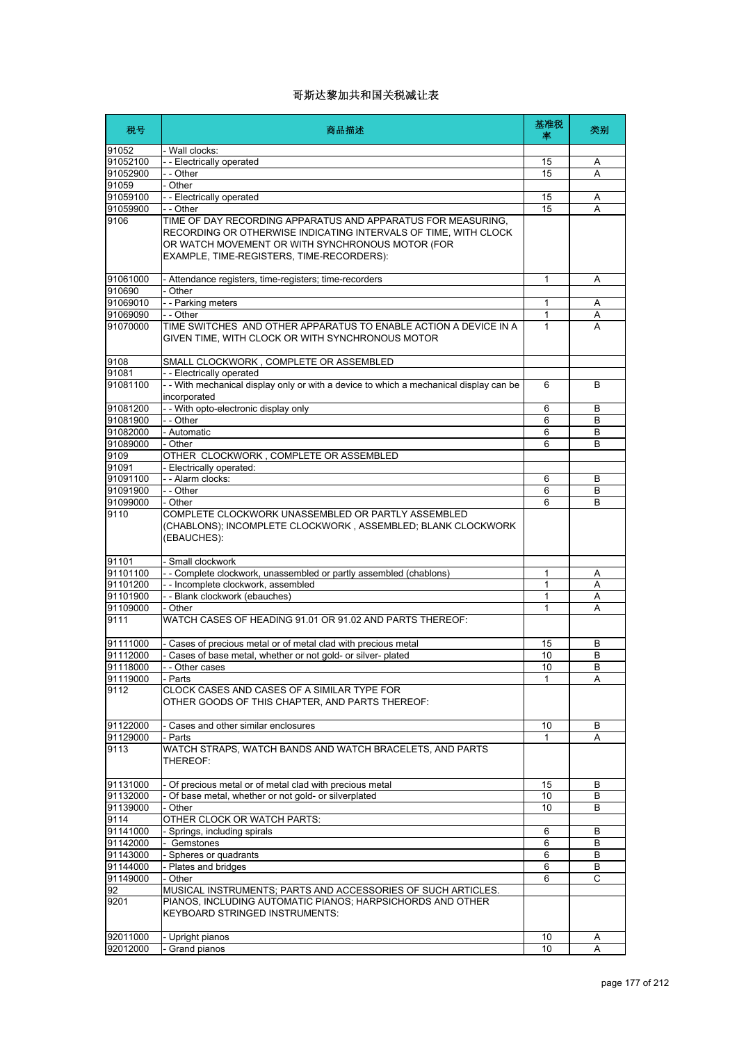# 哥斯达黎加共和国关税减让表

| 税号 | 商品描述 | 基准税率 | 类别 |
|---|---|---|---|
| 91052 | - Wall clocks: | | |
| 91052100 | - - Electrically operated | 15 | A |
| 91052900 | - - Other | 15 | A |
| 91059 | - Other | | |
| 91059100 | - - Electrically operated | 15 | A |
| 91059900 | - - Other | 15 | A |
| 9106 | TIME OF DAY RECORDING APPARATUS AND APPARATUS FOR MEASURING, RECORDING OR OTHERWISE INDICATING INTERVALS OF TIME, WITH CLOCK OR WATCH MOVEMENT OR WITH SYNCHRONOUS MOTOR (FOR EXAMPLE, TIME-REGISTERS, TIME-RECORDERS): | | |
| 91061000 | - Attendance registers, time-registers; time-recorders | 1 | A |
| 910690 | - Other | | |
| 91069010 | - - Parking meters | 1 | A |
| 91069090 | - - Other | 1 | A |
| 91070000 | TIME SWITCHES AND OTHER APPARATUS TO ENABLE ACTION A DEVICE IN A GIVEN TIME, WITH CLOCK OR WITH SYNCHRONOUS MOTOR | 1 | A |
| 9108 | SMALL CLOCKWORK , COMPLETE OR ASSEMBLED | | |
| 91081 | - - Electrically operated | | |
| 91081100 | - - With mechanical display only or with a device to which a mechanical display can be incorporated | 6 | B |
| 91081200 | - - With opto-electronic display only | 6 | B |
| 91081900 | - - Other | 6 | B |
| 91082000 | - Automatic | 6 | B |
| 91089000 | - Other | 6 | B |
| 9109 | OTHER CLOCKWORK , COMPLETE OR ASSEMBLED | | |
| 91091 | - Electrically operated: | | |
| 91091100 | - - Alarm clocks: | 6 | B |
| 91091900 | - - Other | 6 | B |
| 91099000 | - Other | 6 | B |
| 9110 | COMPLETE CLOCKWORK UNASSEMBLED OR PARTLY ASSEMBLED (CHABLONS); INCOMPLETE CLOCKWORK , ASSEMBLED; BLANK CLOCKWORK (EBAUCHES): | | |
| 91101 | - Small clockwork | | |
| 91101100 | - - Complete clockwork, unassembled or partly assembled (chablons) | 1 | A |
| 91101200 | - - Incomplete clockwork, assembled | 1 | A |
| 91101900 | - - Blank clockwork (ebauches) | 1 | A |
| 91109000 | - Other | 1 | A |
| 9111 | WATCH CASES OF HEADING 91.01 OR 91.02 AND PARTS THEREOF: | | |
| 91111000 | - Cases of precious metal or of metal clad with precious metal | 15 | B |
| 91112000 | - Cases of base metal, whether or not gold- or silver- plated | 10 | B |
| 91118000 | - - Other cases | 10 | B |
| 91119000 | - Parts | 1 | A |
| 9112 | CLOCK CASES AND CASES OF A SIMILAR TYPE FOR OTHER GOODS OF THIS CHAPTER, AND PARTS THEREOF: | | |
| 91122000 | - Cases and other similar enclosures | 10 | B |
| 91129000 | - Parts | 1 | A |
| 9113 | WATCH STRAPS, WATCH BANDS AND WATCH BRACELETS, AND PARTS THEREOF: | | |
| 91131000 | - Of precious metal or of metal clad with precious metal | 15 | B |
| 91132000 | - Of base metal, whether or not gold- or silverplated | 10 | B |
| 91139000 | - Other | 10 | B |
| 9114 | OTHER CLOCK OR WATCH PARTS: | | |
| 91141000 | - Springs, including spirals | 6 | B |
| 91142000 | - Gemstones | 6 | B |
| 91143000 | - Spheres or quadrants | 6 | B |
| 91144000 | - Plates and bridges | 6 | B |
| 91149000 | - Other | 6 | C |
| 92 | MUSICAL INSTRUMENTS; PARTS AND ACCESSORIES OF SUCH ARTICLES. | | |
| 9201 | PIANOS, INCLUDING AUTOMATIC PIANOS; HARPSICHORDS AND OTHER KEYBOARD STRINGED INSTRUMENTS: | | |
| 92011000 | - Upright pianos | 10 | A |
| 92012000 | - Grand pianos | 10 | A |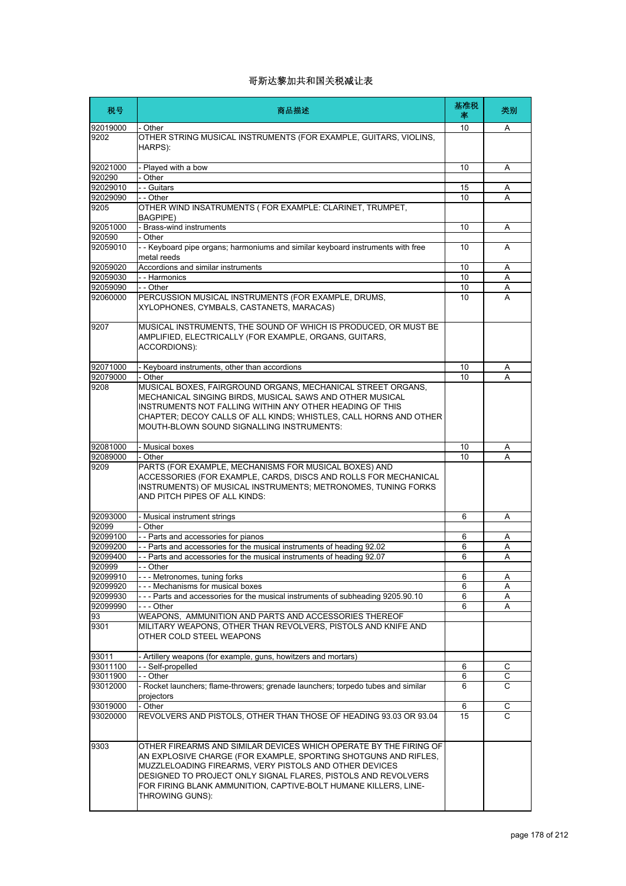# 哥斯达黎加共和国关税减让表

| 税号 | 商品描述 | 基准税率 | 类别 |
|---|---|---|---|
| 92019000 | - Other | 10 | A |
| 9202 | OTHER STRING MUSICAL INSTRUMENTS (FOR EXAMPLE, GUITARS, VIOLINS, HARPS): | | |
| 92021000 | - Played with a bow | 10 | A |
| 920290 | - Other | | |
| 92029010 | - - Guitars | 15 | A |
| 92029090 | - - Other | 10 | A |
| 9205 | OTHER WIND INSATRUMENTS ( FOR EXAMPLE: CLARINET, TRUMPET, BAGPIPE) | | |
| 92051000 | - Brass-wind instruments | 10 | A |
| 920590 | - Other | | |
| 92059010 | - - Keyboard pipe organs; harmoniums and similar keyboard instruments with free metal reeds | 10 | A |
| 92059020 | Accordions and similar instruments | 10 | A |
| 92059030 | - - Harmonics | 10 | A |
| 92059090 | - - Other | 10 | A |
| 92060000 | PERCUSSION MUSICAL INSTRUMENTS (FOR EXAMPLE, DRUMS, XYLOPHONES, CYMBALS, CASTANETS, MARACAS) | 10 | A |
| 9207 | MUSICAL INSTRUMENTS, THE SOUND OF WHICH IS PRODUCED, OR MUST BE AMPLIFIED, ELECTRICALLY (FOR EXAMPLE, ORGANS, GUITARS, ACCORDIONS): | | |
| 92071000 | - Keyboard instruments, other than accordions | 10 | A |
| 92079000 | - Other | 10 | A |
| 9208 | MUSICAL BOXES, FAIRGROUND ORGANS, MECHANICAL STREET ORGANS, MECHANICAL SINGING BIRDS, MUSICAL SAWS AND OTHER MUSICAL INSTRUMENTS NOT FALLING WITHIN ANY OTHER HEADING OF THIS CHAPTER; DECOY CALLS OF ALL KINDS; WHISTLES, CALL HORNS AND OTHER MOUTH-BLOWN SOUND SIGNALLING INSTRUMENTS: | | |
| 92081000 | - Musical boxes | 10 | A |
| 92089000 | - Other | 10 | A |
| 9209 | PARTS (FOR EXAMPLE, MECHANISMS FOR MUSICAL BOXES) AND ACCESSORIES (FOR EXAMPLE, CARDS, DISCS AND ROLLS FOR MECHANICAL INSTRUMENTS) OF MUSICAL INSTRUMENTS; METRONOMES, TUNING FORKS AND PITCH PIPES OF ALL KINDS: | | |
| 92093000 | - Musical instrument strings | 6 | A |
| 92099 | - Other | | |
| 92099100 | - - Parts and accessories for pianos | 6 | A |
| 92099200 | - - Parts and accessories for the musical instruments of heading 92.02 | 6 | A |
| 92099400 | - - Parts and accessories for the musical instruments of heading 92.07 | 6 | A |
| 920999 | - - Other | | |
| 92099910 | - - - Metronomes, tuning forks | 6 | A |
| 92099920 | - - - Mechanisms for musical boxes | 6 | A |
| 92099930 | - - - Parts and accessories for the musical instruments of subheading 9205.90.10 | 6 | A |
| 92099990 | - - - Other | 6 | A |
| 93 | WEAPONS, AMMUNITION AND PARTS AND ACCESSORIES THEREOF | | |
| 9301 | MILITARY WEAPONS, OTHER THAN REVOLVERS, PISTOLS AND KNIFE AND OTHER COLD STEEL WEAPONS | | |
| 93011 | - Artillery weapons (for example, guns, howitzers and mortars) | | |
| 93011100 | - - Self-propelled | 6 | C |
| 93011900 | - - Other | 6 | C |
| 93012000 | - Rocket launchers; flame-throwers; grenade launchers; torpedo tubes and similar projectors | 6 | C |
| 93019000 | - Other | 6 | C |
| 93020000 | REVOLVERS AND PISTOLS, OTHER THAN THOSE OF HEADING 93.03 OR 93.04 | 15 | C |
| 9303 | OTHER FIREARMS AND SIMILAR DEVICES WHICH OPERATE BY THE FIRING OF AN EXPLOSIVE CHARGE (FOR EXAMPLE, SPORTING SHOTGUNS AND RIFLES, MUZZLELOADING FIREARMS, VERY PISTOLS AND OTHER DEVICES DESIGNED TO PROJECT ONLY SIGNAL FLARES, PISTOLS AND REVOLVERS FOR FIRING BLANK AMMUNITION, CAPTIVE-BOLT HUMANE KILLERS, LINE-THROWING GUNS): | | |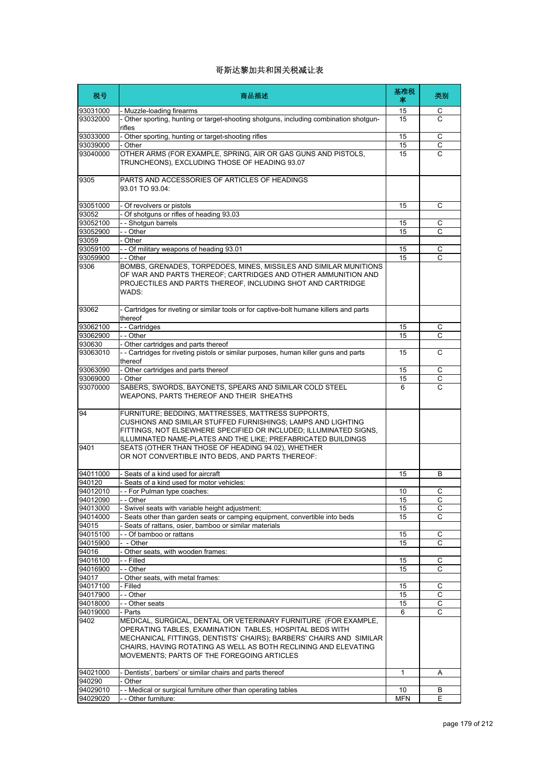# 哥斯达黎加共和国关税减让表

| 税号 | 商品描述 | 基准税率 | 类别 |
|---|---|---|---|
| 93031000 | - Muzzle-loading firearms | 15 | C |
| 93032000 | - Other sporting, hunting or target-shooting shotguns, including combination shotgun-rifles | 15 | C |
| 93033000 | - Other sporting, hunting or target-shooting rifles | 15 | C |
| 93039000 | - Other | 15 | C |
| 93040000 | OTHER ARMS (FOR EXAMPLE, SPRING, AIR OR GAS GUNS AND PISTOLS, TRUNCHEONS), EXCLUDING THOSE OF HEADING 93.07 | 15 | C |
| 9305 | PARTS AND ACCESSORIES OF ARTICLES OF HEADINGS 93.01 TO 93.04: | | |
| 93051000 | - Of revolvers or pistols | 15 | C |
| 93052 | - Of shotguns or rifles of heading 93.03 | | |
| 93052100 | - - Shotgun barrels | 15 | C |
| 93052900 | - - Other | 15 | C |
| 93059 | - Other | | |
| 93059100 | - - Of military weapons of heading 93.01 | 15 | C |
| 93059900 | - - Other | 15 | C |
| 9306 | BOMBS, GRENADES, TORPEDOES, MINES, MISSILES AND SIMILAR MUNITIONS OF WAR AND PARTS THEREOF; CARTRIDGES AND OTHER AMMUNITION AND PROJECTILES AND PARTS THEREOF, INCLUDING SHOT AND CARTRIDGE WADS: | | |
| 93062 | - Cartridges for riveting or similar tools or for captive-bolt humane killers and parts thereof | | |
| 93062100 | - - Cartridges | 15 | C |
| 93062900 | - - Other | 15 | C |
| 930630 | - Other cartridges and parts thereof | | |
| 93063010 | - - Cartridges for riveting pistols or similar purposes, human killer guns and parts thereof | 15 | C |
| 93063090 | - Other cartridges and parts thereof | 15 | C |
| 93069000 | - Other | 15 | C |
| 93070000 | SABERS, SWORDS, BAYONETS, SPEARS AND SIMILAR COLD STEEL WEAPONS, PARTS THEREOF AND THEIR SHEATHS | 6 | C |
| 94 | FURNITURE; BEDDING, MATTRESSES, MATTRESS SUPPORTS, CUSHIONS AND SIMILAR STUFFED FURNISHINGS; LAMPS AND LIGHTING FITTINGS, NOT ELSEWHERE SPECIFIED OR INCLUDED; ILLUMINATED SIGNS, ILLUMINATED NAME-PLATES AND THE LIKE; PREFABRICATED BUILDINGS | | |
| 9401 | SEATS (OTHER THAN THOSE OF HEADING 94.02), WHETHER OR NOT CONVERTIBLE INTO BEDS, AND PARTS THEREOF: | | |
| 94011000 | - Seats of a kind used for aircraft | 15 | B |
| 940120 | - Seats of a kind used for motor vehicles: | | |
| 94012010 | - - For Pulman type coaches: | 10 | C |
| 94012090 | - - Other | 15 | C |
| 94013000 | - Swivel seats with variable height adjustment: | 15 | C |
| 94014000 | - Seats other than garden seats or camping equipment, convertible into beds | 15 | C |
| 94015 | - Seats of rattans, osier, bamboo or similar materials | | |
| 94015100 | - - Of bamboo or rattans | 15 | C |
| 94015900 | - - Other | 15 | C |
| 94016 | - Other seats, with wooden frames: | | |
| 94016100 | - - Filled | 15 | C |
| 94016900 | - - Other | 15 | C |
| 94017 | - Other seats, with metal frames: | | |
| 94017100 | - Filled | 15 | C |
| 94017900 | - - Other | 15 | C |
| 94018000 | - - Other seats | 15 | C |
| 94019000 | - Parts | 6 | C |
| 9402 | MEDICAL, SURGICAL, DENTAL OR VETERINARY FURNITURE (FOR EXAMPLE, OPERATING TABLES, EXAMINATION TABLES, HOSPITAL BEDS WITH MECHANICAL FITTINGS, DENTISTS' CHAIRS); BARBERS' CHAIRS AND SIMILAR CHAIRS, HAVING ROTATING AS WELL AS BOTH RECLINING AND ELEVATING MOVEMENTS; PARTS OF THE FOREGOING ARTICLES | | |
| 94021000 | - Dentists', barbers' or similar chairs and parts thereof | 1 | A |
| 940290 | - Other | | |
| 94029010 | - - Medical or surgical furniture other than operating tables | 10 | B |
| 94029020 | - - Other furniture: | MFN | E |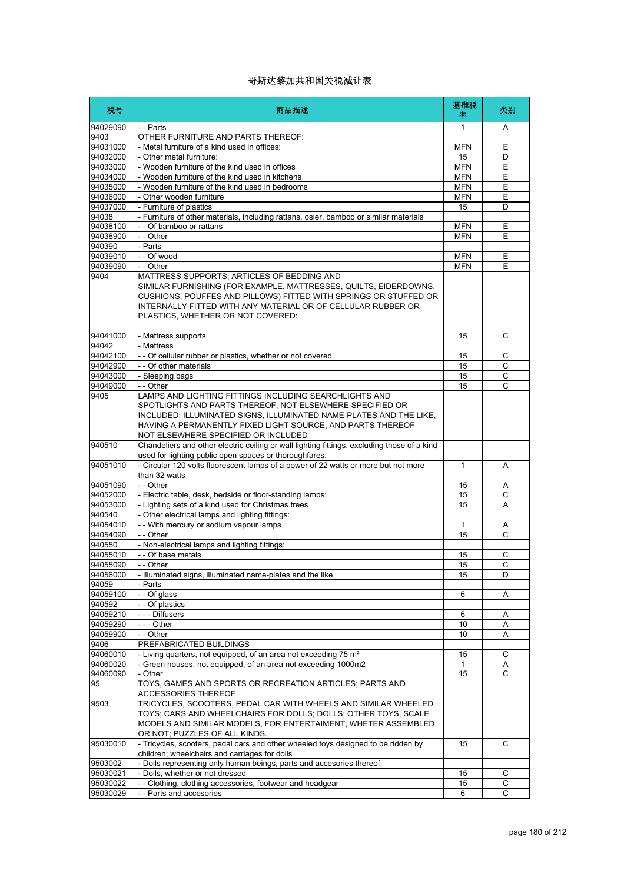# 哥斯达黎加共和国关税减让表

| 税号 | 商品描述 | 基准税率 | 类别 |
|---|---|---|---|
| 94029090 | - - Parts | 1 | A |
| 9403 | OTHER FURNITURE AND PARTS THEREOF: | | |
| 94031000 | - Metal furniture of a kind used in offices: | MFN | E |
| 94032000 | - Other metal furniture: | 15 | D |
| 94033000 | - Wooden furniture of the kind used in offices | MFN | E |
| 94034000 | - Wooden furniture of the kind used in kitchens | MFN | E |
| 94035000 | - Wooden furniture of the kind used in bedrooms | MFN | E |
| 94036000 | - Other wooden furniture | MFN | E |
| 94037000 | - Furniture of plastics | 15 | D |
| 94038 | - Furniture of other materials, including rattans, osier, bamboo or similar materials | | |
| 94038100 | - - Of bamboo or rattans | MFN | E |
| 94038900 | - - Other | MFN | E |
| 940390 | - Parts | | |
| 94039010 | - - Of wood | MFN | E |
| 94039090 | - - Other | MFN | E |
| 9404 | MATTRESS SUPPORTS; ARTICLES OF BEDDING AND SIMILAR FURNISHING (FOR EXAMPLE, MATTRESSES, QUILTS, EIDERDOWNS, CUSHIONS, POUFFES AND PILLOWS) FITTED WITH SPRINGS OR STUFFED OR INTERNALLY FITTED WITH ANY MATERIAL OR OF CELLULAR RUBBER OR PLASTICS, WHETHER OR NOT COVERED: | | |
| 94041000 | - Mattress supports | 15 | C |
| 94042 | - Mattress | | |
| 94042100 | - - Of cellular rubber or plastics, whether or not covered | 15 | C |
| 94042900 | - - Of other materials | 15 | C |
| 94043000 | - Sleeping bags | 15 | C |
| 94049000 | - - Other | 15 | C |
| 9405 | LAMPS AND LIGHTING FITTINGS INCLUDING SEARCHLIGHTS AND SPOTLIGHTS AND PARTS THEREOF, NOT ELSEWHERE SPECIFIED OR INCLUDED; ILLUMINATED SIGNS, ILLUMINATED NAME-PLATES AND THE LIKE, HAVING A PERMANENTLY FIXED LIGHT SOURCE, AND PARTS THEREOF NOT ELSEWHERE SPECIFIED OR INCLUDED | | |
| 940510 | Chandeliers and other electric ceiling or wall lighting fittings, excluding those of a kind used for lighting public open spaces or thoroughfares: | | |
| 94051010 | - Circular 120 volts fluorescent lamps of a power of 22 watts or more but not more than 32 watts | 1 | A |
| 94051090 | - - Other | 15 | A |
| 94052000 | - Electric table, desk, bedside or floor-standing lamps: | 15 | C |
| 94053000 | - Lighting sets of a kind used for Christmas trees | 15 | A |
| 940540 | - Other electrical lamps and lighting fittings: | | |
| 94054010 | - - With mercury or sodium vapour lamps | 1 | A |
| 94054090 | - - Other | 15 | C |
| 940550 | - Non-electrical lamps and lighting fittings: | | |
| 94055010 | - - Of base metals | 15 | C |
| 94055090 | - - Other | 15 | C |
| 94056000 | - Illuminated signs, illuminated name-plates and the like | 15 | D |
| 94059 | - Parts | | |
| 94059100 | - - Of glass | 6 | A |
| 940592 | - - Of plastics | | |
| 94059210 | - - - Diffusers | 6 | A |
| 94059290 | - - - Other | 10 | A |
| 94059900 | - - Other | 10 | A |
| 9406 | PREFABRICATED BUILDINGS | | |
| 94060010 | - Living quarters, not equipped, of an area not exceeding 75 m² | 15 | C |
| 94060020 | - Green houses, not equipped, of an area not exceeding 1000m2 | 1 | A |
| 94060090 | - Other | 15 | C |
| 95 | TOYS, GAMES AND SPORTS OR RECREATION ARTICLES; PARTS AND ACCESSORIES THEREOF | | |
| 9503 | TRICYCLES, SCOOTERS, PEDAL CAR WITH WHEELS AND SIMILAR WHEELED TOYS; CARS AND WHEELCHAIRS FOR DOLLS; DOLLS; OTHER TOYS, SCALE MODELS AND SIMILAR MODELS, FOR ENTERTAIMENT, WHETER ASSEMBLED OR NOT; PUZZLES OF ALL KINDS. | | |
| 95030010 | - Tricycles, scooters, pedal cars and other wheeled toys designed to be ridden by children; wheelchairs and carriages for dolls | 15 | C |
| 9503002 | - Dolls representing only human beings, parts and accesories thereof: | | |
| 95030021 | - Dolls, whether or not dressed | 15 | C |
| 95030022 | - - Clothing, clothing accessories, footwear and headgear | 15 | C |
| 95030029 | - - Parts and accesories | 6 | C |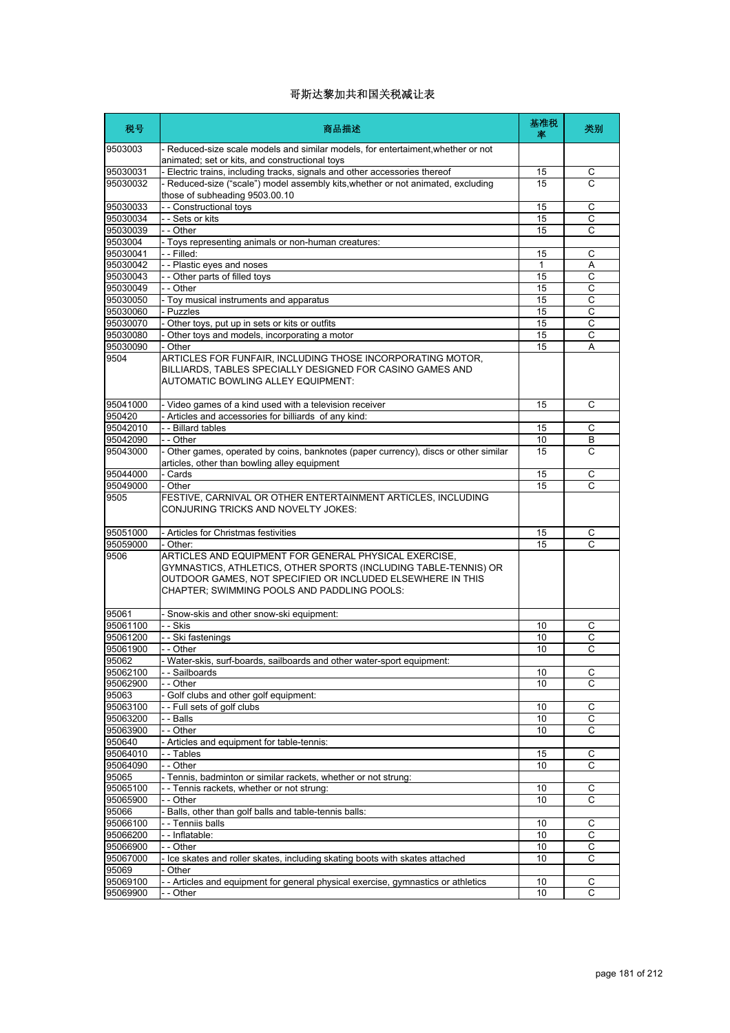# 哥斯达黎加共和国关税减让表

| 税号 | 商品描述 | 基准税率 | 类别 |
|---|---|---|---|
| 9503003 | - Reduced-size scale models and similar models, for entertaiment,whether or not animated; set or kits, and constructional toys | | |
| 95030031 | - Electric trains, including tracks, signals and other accessories thereof | 15 | C |
| 95030032 | - Reduced-size ("scale") model assembly kits,whether or not animated, excluding those of subheading 9503.00.10 | 15 | C |
| 95030033 | - - Constructional toys | 15 | C |
| 95030034 | - - Sets or kits | 15 | C |
| 95030039 | - - Other | 15 | C |
| 9503004 | - Toys representing animals or non-human creatures: | | |
| 95030041 | - - Filled: | 15 | C |
| 95030042 | - - Plastic eyes and noses | 1 | A |
| 95030043 | - - Other parts of filled toys | 15 | C |
| 95030049 | - - Other | 15 | C |
| 95030050 | - Toy musical instruments and apparatus | 15 | C |
| 95030060 | - Puzzles | 15 | C |
| 95030070 | - Other toys, put up in sets or kits or outfits | 15 | C |
| 95030080 | - Other toys and models, incorporating a motor | 15 | C |
| 95030090 | - Other | 15 | A |
| 9504 | ARTICLES FOR FUNFAIR, INCLUDING THOSE INCORPORATING MOTOR, BILLIARDS, TABLES SPECIALLY DESIGNED FOR CASINO GAMES AND AUTOMATIC BOWLING ALLEY EQUIPMENT: | | |
| 95041000 | - Video games of a kind used with a television receiver | 15 | C |
| 950420 | - Articles and accessories for billiards of any kind: | | |
| 95042010 | - - Billard tables | 15 | C |
| 95042090 | - - Other | 10 | B |
| 95043000 | - Other games, operated by coins, banknotes (paper currency), discs or other similar articles, other than bowling alley equipment | 15 | C |
| 95044000 | - Cards | 15 | C |
| 95049000 | - Other | 15 | C |
| 9505 | FESTIVE, CARNIVAL OR OTHER ENTERTAINMENT ARTICLES, INCLUDING CONJURING TRICKS AND NOVELTY JOKES: | | |
| 95051000 | - Articles for Christmas festivities | 15 | C |
| 95059000 | - Other: | 15 | C |
| 9506 | ARTICLES AND EQUIPMENT FOR GENERAL PHYSICAL EXERCISE, GYMNASTICS, ATHLETICS, OTHER SPORTS (INCLUDING TABLE-TENNIS) OR OUTDOOR GAMES, NOT SPECIFIED OR INCLUDED ELSEWHERE IN THIS CHAPTER; SWIMMING POOLS AND PADDLING POOLS: | | |
| 95061 | - Snow-skis and other snow-ski equipment: | | |
| 95061100 | - - Skis | 10 | C |
| 95061200 | - - Ski fastenings | 10 | C |
| 95061900 | - - Other | 10 | C |
| 95062 | - Water-skis, surf-boards, sailboards and other water-sport equipment: | | |
| 95062100 | - - Sailboards | 10 | C |
| 95062900 | - - Other | 10 | C |
| 95063 | - Golf clubs and other golf equipment: | | |
| 95063100 | - - Full sets of golf clubs | 10 | C |
| 95063200 | - - Balls | 10 | C |
| 95063900 | - - Other | 10 | C |
| 950640 | - Articles and equipment for table-tennis: | | |
| 95064010 | - - Tables | 15 | C |
| 95064090 | - - Other | 10 | C |
| 95065 | - Tennis, badminton or similar rackets, whether or not strung: | | |
| 95065100 | - - Tennis rackets, whether or not strung: | 10 | C |
| 95065900 | - - Other | 10 | C |
| 95066 | - Balls, other than golf balls and table-tennis balls: | | |
| 95066100 | - - Tenniis balls | 10 | C |
| 95066200 | - - Inflatable: | 10 | C |
| 95066900 | - - Other | 10 | C |
| 95067000 | - Ice skates and roller skates, including skating boots with skates attached | 10 | C |
| 95069 | - Other | | |
| 95069100 | - - Articles and equipment for general physical exercise, gymnastics or athletics | 10 | C |
| 95069900 | - - Other | 10 | C |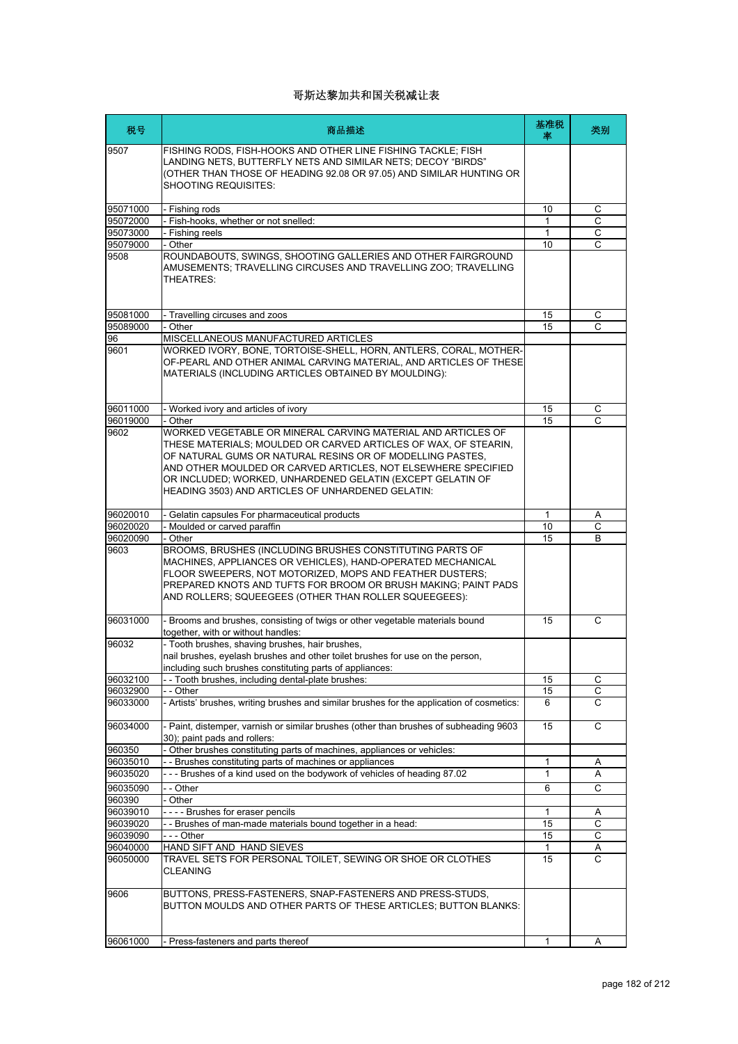# 哥斯达黎加共和国关税减让表

| 税号 | 商品描述 | 基准税率 | 类别 |
|---|---|---|---|
| 9507 | FISHING RODS, FISH-HOOKS AND OTHER LINE FISHING TACKLE; FISH LANDING NETS, BUTTERFLY NETS AND SIMILAR NETS; DECOY "BIRDS" (OTHER THAN THOSE OF HEADING 92.08 OR 97.05) AND SIMILAR HUNTING OR SHOOTING REQUISITES: | | |
| 95071000 | - Fishing rods | 10 | C |
| 95072000 | - Fish-hooks, whether or not snelled: | 1 | C |
| 95073000 | - Fishing reels | 1 | C |
| 95079000 | - Other | 10 | C |
| 9508 | ROUNDABOUTS, SWINGS, SHOOTING GALLERIES AND OTHER FAIRGROUND AMUSEMENTS; TRAVELLING CIRCUSES AND TRAVELLING ZOO; TRAVELLING THEATRES: | | |
| 95081000 | - Travelling circuses and zoos | 15 | C |
| 95089000 | - Other | 15 | C |
| 96 | MISCELLANEOUS MANUFACTURED ARTICLES | | |
| 9601 | WORKED IVORY, BONE, TORTOISE-SHELL, HORN, ANTLERS, CORAL, MOTHER-OF-PEARL AND OTHER ANIMAL CARVING MATERIAL, AND ARTICLES OF THESE MATERIALS (INCLUDING ARTICLES OBTAINED BY MOULDING): | | |
| 96011000 | - Worked ivory and articles of ivory | 15 | C |
| 96019000 | - Other | 15 | C |
| 9602 | WORKED VEGETABLE OR MINERAL CARVING MATERIAL AND ARTICLES OF THESE MATERIALS; MOULDED OR CARVED ARTICLES OF WAX, OF STEARIN, OF NATURAL GUMS OR NATURAL RESINS OR OF MODELLING PASTES, AND OTHER MOULDED OR CARVED ARTICLES, NOT ELSEWHERE SPECIFIED OR INCLUDED; WORKED, UNHARDENED GELATIN (EXCEPT GELATIN OF HEADING 3503) AND ARTICLES OF UNHARDENED GELATIN: | | |
| 96020010 | - Gelatin capsules For pharmaceutical products | 1 | A |
| 96020020 | - Moulded or carved paraffin | 10 | C |
| 96020090 | - Other | 15 | B |
| 9603 | BROOMS, BRUSHES (INCLUDING BRUSHES CONSTITUTING PARTS OF MACHINES, APPLIANCES OR VEHICLES), HAND-OPERATED MECHANICAL FLOOR SWEEPERS, NOT MOTORIZED, MOPS AND FEATHER DUSTERS; PREPARED KNOTS AND TUFTS FOR BROOM OR BRUSH MAKING; PAINT PADS AND ROLLERS; SQUEEGEES (OTHER THAN ROLLER SQUEEGEES): | | |
| 96031000 | - Brooms and brushes, consisting of twigs or other vegetable materials bound together, with or without handles: | 15 | C |
| 96032 | - Tooth brushes, shaving brushes, hair brushes, nail brushes, eyelash brushes and other toilet brushes for use on the person, including such brushes constituting parts of appliances: | | |
| 96032100 | - - Tooth brushes, including dental-plate brushes: | 15 | C |
| 96032900 | - - Other | 15 | C |
| 96033000 | - Artists' brushes, writing brushes and similar brushes for the application of cosmetics: | 6 | C |
| 96034000 | - Paint, distemper, varnish or similar brushes (other than brushes of subheading 9603 30); paint pads and rollers: | 15 | C |
| 960350 | - Other brushes constituting parts of machines, appliances or vehicles: | | |
| 96035010 | - - Brushes constituting parts of machines or appliances | 1 | A |
| 96035020 | - - - Brushes of a kind used on the bodywork of vehicles of heading 87.02 | 1 | A |
| 96035090 | - - Other | 6 | C |
| 960390 | - Other | | |
| 96039010 | - - - - Brushes for eraser pencils | 1 | A |
| 96039020 | - - Brushes of man-made materials bound together in a head: | 15 | C |
| 96039090 | - - - Other | 15 | C |
| 96040000 | HAND SIFT AND HAND SIEVES | 1 | A |
| 96050000 | TRAVEL SETS FOR PERSONAL TOILET, SEWING OR SHOE OR CLOTHES CLEANING | 15 | C |
| 9606 | BUTTONS, PRESS-FASTENERS, SNAP-FASTENERS AND PRESS-STUDS, BUTTON MOULDS AND OTHER PARTS OF THESE ARTICLES; BUTTON BLANKS: | | |
| 96061000 | - Press-fasteners and parts thereof | 1 | A |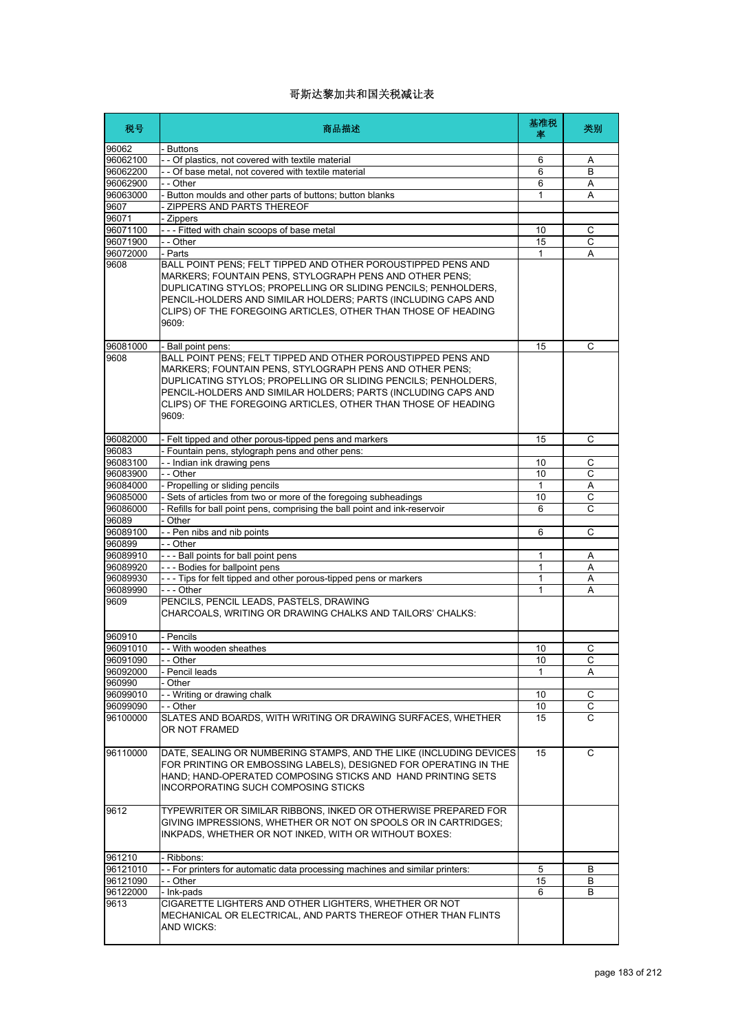# 哥斯达黎加共和国关税减让表

| 税号 | 商品描述 | 基准税率 | 类别 |
| --- | --- | --- | --- |
| 96062 | - Buttons | | |
| 96062100 | - - Of plastics, not covered with textile material | 6 | A |
| 96062200 | - - Of base metal, not covered with textile material | 6 | B |
| 96062900 | - - Other | 6 | A |
| 96063000 | - Button moulds and other parts of buttons; button blanks | 1 | A |
| 9607 | - ZIPPERS AND PARTS THEREOF | | |
| 96071 | - Zippers | | |
| 96071100 | - - - Fitted with chain scoops of base metal | 10 | C |
| 96071900 | - - Other | 15 | C |
| 96072000 | - Parts | 1 | A |
| 9608 | BALL POINT PENS; FELT TIPPED AND OTHER POROUSTIPPED PENS AND MARKERS; FOUNTAIN PENS, STYLOGRAPH PENS AND OTHER PENS; DUPLICATING STYLOS; PROPELLING OR SLIDING PENCILS; PENHOLDERS, PENCIL-HOLDERS AND SIMILAR HOLDERS; PARTS (INCLUDING CAPS AND CLIPS) OF THE FOREGOING ARTICLES, OTHER THAN THOSE OF HEADING 9609: | | |
| 96081000 | - Ball point pens: | 15 | C |
| 9608 | BALL POINT PENS; FELT TIPPED AND OTHER POROUSTIPPED PENS AND MARKERS; FOUNTAIN PENS, STYLOGRAPH PENS AND OTHER PENS; DUPLICATING STYLOS; PROPELLING OR SLIDING PENCILS; PENHOLDERS, PENCIL-HOLDERS AND SIMILAR HOLDERS; PARTS (INCLUDING CAPS AND CLIPS) OF THE FOREGOING ARTICLES, OTHER THAN THOSE OF HEADING 9609: | | |
| 96082000 | - Felt tipped and other porous-tipped pens and markers | 15 | C |
| 96083 | - Fountain pens, stylograph pens and other pens: | | |
| 96083100 | - - Indian ink drawing pens | 10 | C |
| 96083900 | - - Other | 10 | C |
| 96084000 | - Propelling or sliding pencils | 1 | A |
| 96085000 | - Sets of articles from two or more of the foregoing subheadings | 10 | C |
| 96086000 | - Refills for ball point pens, comprising the ball point and ink-reservoir | 6 | C |
| 96089 | - Other | | |
| 96089100 | - - Pen nibs and nib points | 6 | C |
| 960899 | - - Other | | |
| 96089910 | - - - Ball points for ball point pens | 1 | A |
| 96089920 | - - - Bodies for ballpoint pens | 1 | A |
| 96089930 | - - - Tips for felt tipped and other porous-tipped pens or markers | 1 | A |
| 96089990 | - - - Other | 1 | A |
| 9609 | PENCILS, PENCIL LEADS, PASTELS, DRAWING CHARCOALS, WRITING OR DRAWING CHALKS AND TAILORS' CHALKS: | | |
| 960910 | - Pencils | | |
| 96091010 | - - With wooden sheathes | 10 | C |
| 96091090 | - - Other | 10 | C |
| 96092000 | - Pencil leads | 1 | A |
| 960990 | - Other | | |
| 96099010 | - - Writing or drawing chalk | 10 | C |
| 96099090 | - - Other | 10 | C |
| 96100000 | SLATES AND BOARDS, WITH WRITING OR DRAWING SURFACES, WHETHER OR NOT FRAMED | 15 | C |
| 96110000 | DATE, SEALING OR NUMBERING STAMPS, AND THE LIKE (INCLUDING DEVICES FOR PRINTING OR EMBOSSING LABELS), DESIGNED FOR OPERATING IN THE HAND; HAND-OPERATED COMPOSING STICKS AND HAND PRINTING SETS INCORPORATING SUCH COMPOSING STICKS | 15 | C |
| 9612 | TYPEWRITER OR SIMILAR RIBBONS, INKED OR OTHERWISE PREPARED FOR GIVING IMPRESSIONS, WHETHER OR NOT ON SPOOLS OR IN CARTRIDGES; INKPADS, WHETHER OR NOT INKED, WITH OR WITHOUT BOXES: | | |
| 961210 | - Ribbons: | | |
| 96121010 | - - For printers for automatic data processing machines and similar printers: | 5 | B |
| 96121090 | - - Other | 15 | B |
| 96122000 | - Ink-pads | 6 | B |
| 9613 | CIGARETTE LIGHTERS AND OTHER LIGHTERS, WHETHER OR NOT MECHANICAL OR ELECTRICAL, AND PARTS THEREOF OTHER THAN FLINTS AND WICKS: | | |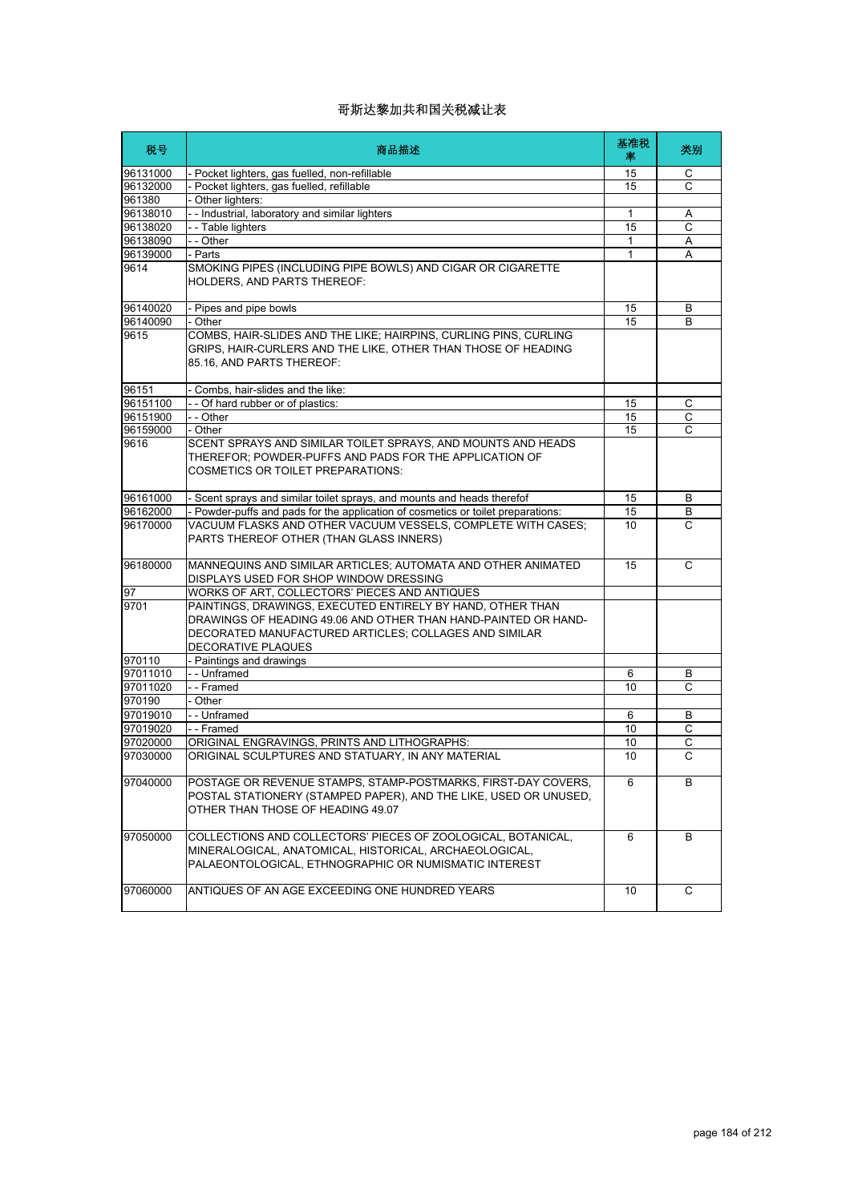# 哥斯达黎加共和国关税减让表

| 税号 | 商品描述 | 基准税率 | 类别 |
|---|---|---|---|
| 96131000 | - Pocket lighters, gas fuelled, non-refillable | 15 | C |
| 96132000 | - Pocket lighters, gas fuelled, refillable | 15 | C |
| 961380 | - Other lighters: | | |
| 96138010 | - - Industrial, laboratory and similar lighters | 1 | A |
| 96138020 | - - Table lighters | 15 | C |
| 96138090 | - - Other | 1 | A |
| 96139000 | - Parts | 1 | A |
| 9614 | SMOKING PIPES (INCLUDING PIPE BOWLS) AND CIGAR OR CIGARETTE HOLDERS, AND PARTS THEREOF: | | |
| 96140020 | - Pipes and pipe bowls | 15 | B |
| 96140090 | - Other | 15 | B |
| 9615 | COMBS, HAIR-SLIDES AND THE LIKE; HAIRPINS, CURLING PINS, CURLING GRIPS, HAIR-CURLERS AND THE LIKE, OTHER THAN THOSE OF HEADING 85.16, AND PARTS THEREOF: | | |
| 96151 | - Combs, hair-slides and the like: | | |
| 96151100 | - - Of hard rubber or of plastics: | 15 | C |
| 96151900 | - - Other | 15 | C |
| 96159000 | - Other | 15 | C |
| 9616 | SCENT SPRAYS AND SIMILAR TOILET SPRAYS, AND MOUNTS AND HEADS THEREFOR; POWDER-PUFFS AND PADS FOR THE APPLICATION OF COSMETICS OR TOILET PREPARATIONS: | | |
| 96161000 | - Scent sprays and similar toilet sprays, and mounts and heads therefof | 15 | B |
| 96162000 | - Powder-puffs and pads for the application of cosmetics or toilet preparations: | 15 | B |
| 96170000 | VACUUM FLASKS AND OTHER VACUUM VESSELS, COMPLETE WITH CASES; PARTS THEREOF OTHER (THAN GLASS INNERS) | 10 | C |
| 96180000 | MANNEQUINS AND SIMILAR ARTICLES; AUTOMATA AND OTHER ANIMATED DISPLAYS USED FOR SHOP WINDOW DRESSING | 15 | C |
| 97 | WORKS OF ART, COLLECTORS' PIECES AND ANTIQUES | | |
| 9701 | PAINTINGS, DRAWINGS, EXECUTED ENTIRELY BY HAND, OTHER THAN DRAWINGS OF HEADING 49.06 AND OTHER THAN HAND-PAINTED OR HAND-DECORATED MANUFACTURED ARTICLES; COLLAGES AND SIMILAR DECORATIVE PLAQUES | | |
| 970110 | - Paintings and drawings | | |
| 97011010 | - - Unframed | 6 | B |
| 97011020 | - - Framed | 10 | C |
| 970190 | - Other | | |
| 97019010 | - - Unframed | 6 | B |
| 97019020 | - - Framed | 10 | C |
| 97020000 | ORIGINAL ENGRAVINGS, PRINTS AND LITHOGRAPHS: | 10 | C |
| 97030000 | ORIGINAL SCULPTURES AND STATUARY, IN ANY MATERIAL | 10 | C |
| 97040000 | POSTAGE OR REVENUE STAMPS, STAMP-POSTMARKS, FIRST-DAY COVERS, POSTAL STATIONERY (STAMPED PAPER), AND THE LIKE, USED OR UNUSED, OTHER THAN THOSE OF HEADING 49.07 | 6 | B |
| 97050000 | COLLECTIONS AND COLLECTORS' PIECES OF ZOOLOGICAL, BOTANICAL, MINERALOGICAL, ANATOMICAL, HISTORICAL, ARCHAEOLOGICAL, PALAEONTOLOGICAL, ETHNOGRAPHIC OR NUMISMATIC INTEREST | 6 | B |
| 97060000 | ANTIQUES OF AN AGE EXCEEDING ONE HUNDRED YEARS | 10 | C |